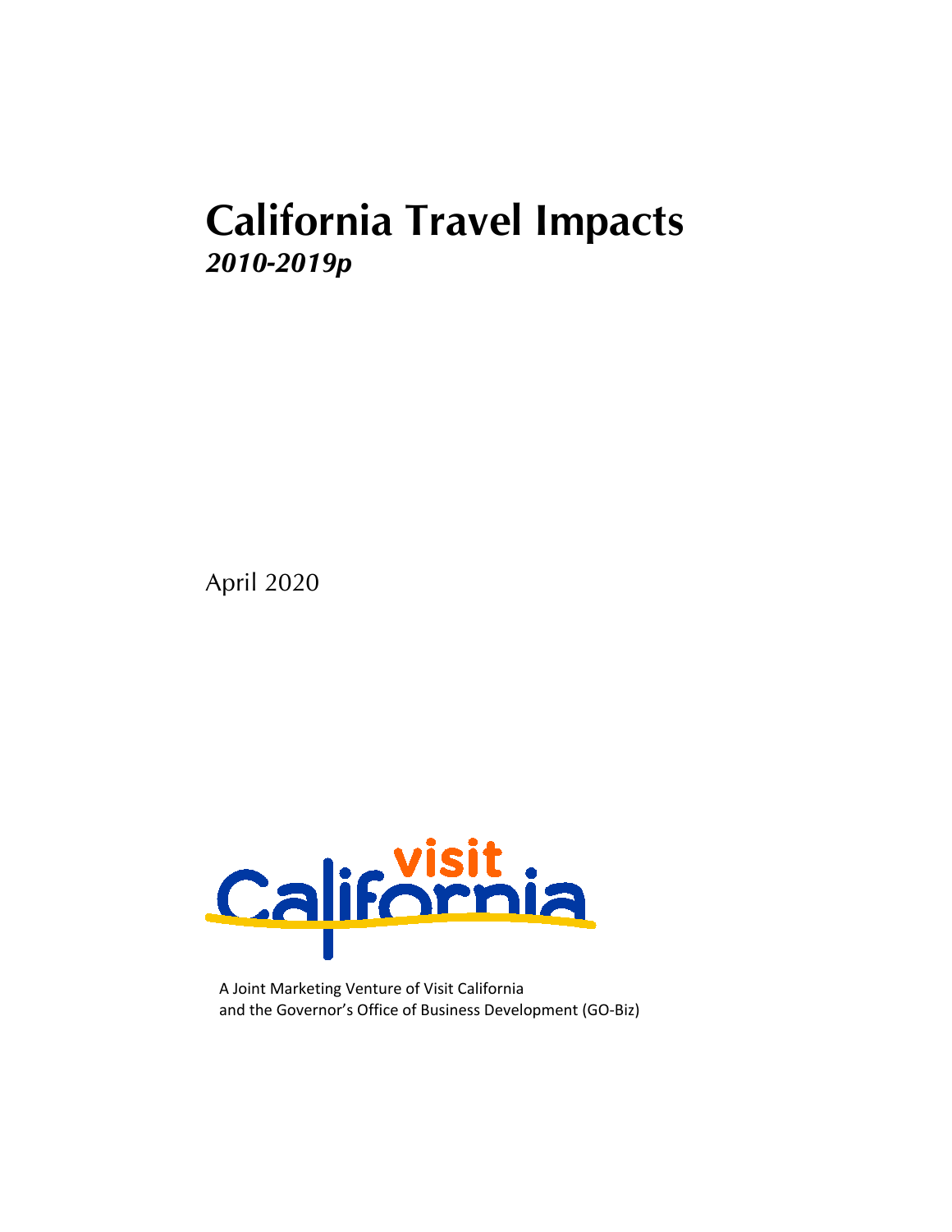# California Travel Impacts

***2010-2019p***

April 2020

A Joint Marketing Venture of Visit California
and the Governor's Office of Business Development (GO-Biz)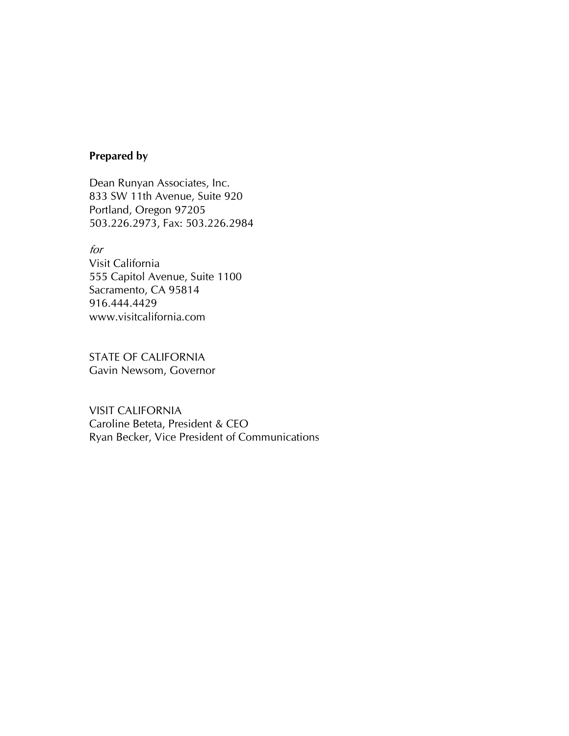**Prepared by**

Dean Runyan Associates, Inc.
833 SW 11th Avenue, Suite 920
Portland, Oregon 97205
503.226.2973, Fax: 503.226.2984

*for*
Visit California
555 Capitol Avenue, Suite 1100
Sacramento, CA 95814
916.444.4429
www.visitcalifornia.com

STATE OF CALIFORNIA
Gavin Newsom, Governor

VISIT CALIFORNIA
Caroline Beteta, President & CEO
Ryan Becker, Vice President of Communications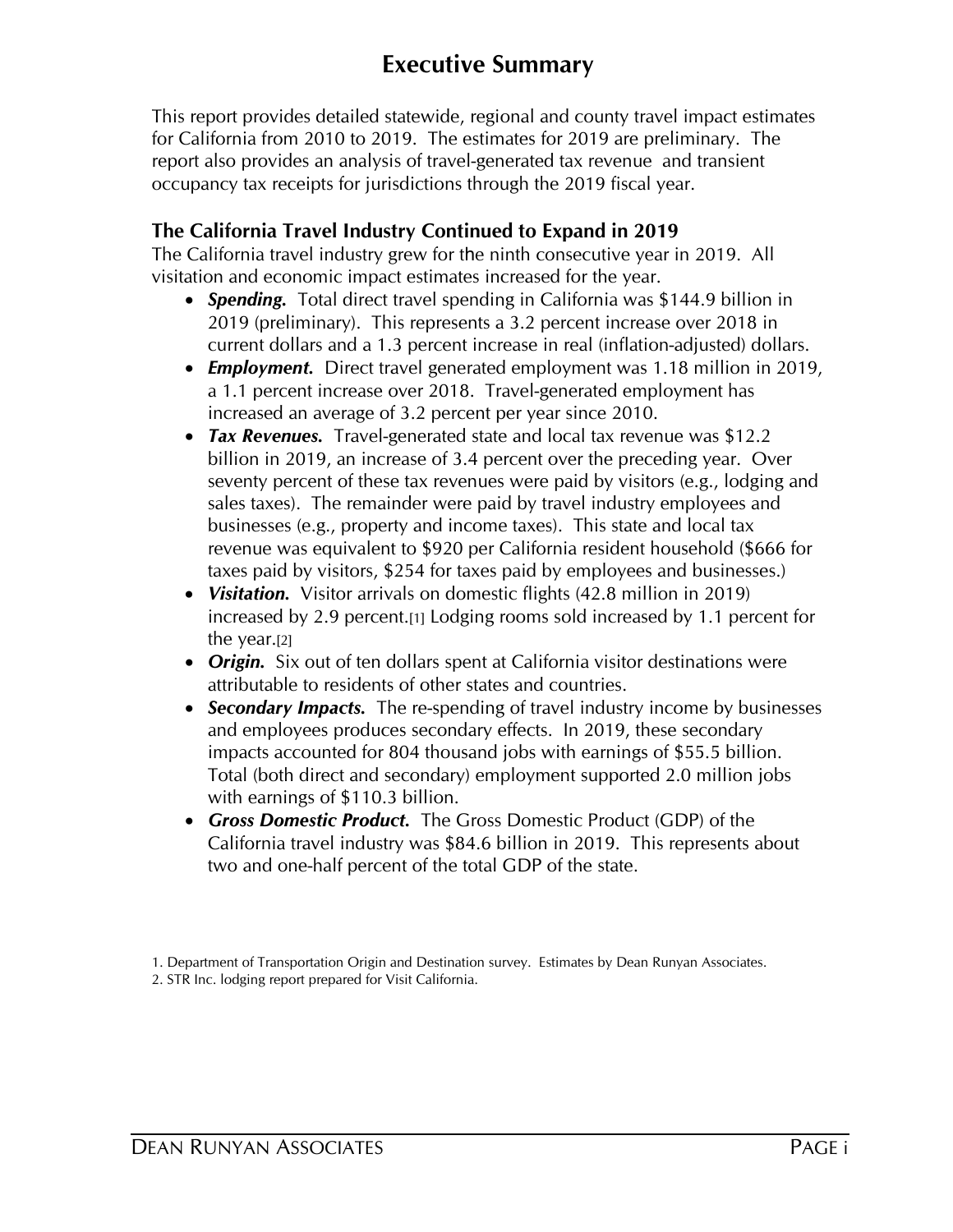# Executive Summary

This report provides detailed statewide, regional and county travel impact estimates for California from 2010 to 2019. The estimates for 2019 are preliminary. The report also provides an analysis of travel-generated tax revenue and transient occupancy tax receipts for jurisdictions through the 2019 fiscal year.

## The California Travel Industry Continued to Expand in 2019

The California travel industry grew for the ninth consecutive year in 2019. All visitation and economic impact estimates increased for the year.

- ***Spending.*** Total direct travel spending in California was $144.9 billion in 2019 (preliminary). This represents a 3.2 percent increase over 2018 in current dollars and a 1.3 percent increase in real (inflation-adjusted) dollars.
- ***Employment.*** Direct travel generated employment was 1.18 million in 2019, a 1.1 percent increase over 2018. Travel-generated employment has increased an average of 3.2 percent per year since 2010.
- ***Tax Revenues.*** Travel-generated state and local tax revenue was $12.2 billion in 2019, an increase of 3.4 percent over the preceding year. Over seventy percent of these tax revenues were paid by visitors (e.g., lodging and sales taxes). The remainder were paid by travel industry employees and businesses (e.g., property and income taxes). This state and local tax revenue was equivalent to $920 per California resident household ($666 for taxes paid by visitors, $254 for taxes paid by employees and businesses.)
- ***Visitation.*** Visitor arrivals on domestic flights (42.8 million in 2019) increased by 2.9 percent.[1] Lodging rooms sold increased by 1.1 percent for the year.[2]
- ***Origin.*** Six out of ten dollars spent at California visitor destinations were attributable to residents of other states and countries.
- ***Secondary Impacts.*** The re-spending of travel industry income by businesses and employees produces secondary effects. In 2019, these secondary impacts accounted for 804 thousand jobs with earnings of $55.5 billion. Total (both direct and secondary) employment supported 2.0 million jobs with earnings of $110.3 billion.
- ***Gross Domestic Product.*** The Gross Domestic Product (GDP) of the California travel industry was $84.6 billion in 2019. This represents about two and one-half percent of the total GDP of the state.

1. Department of Transportation Origin and Destination survey. Estimates by Dean Runyan Associates.
2. STR Inc. lodging report prepared for Visit California.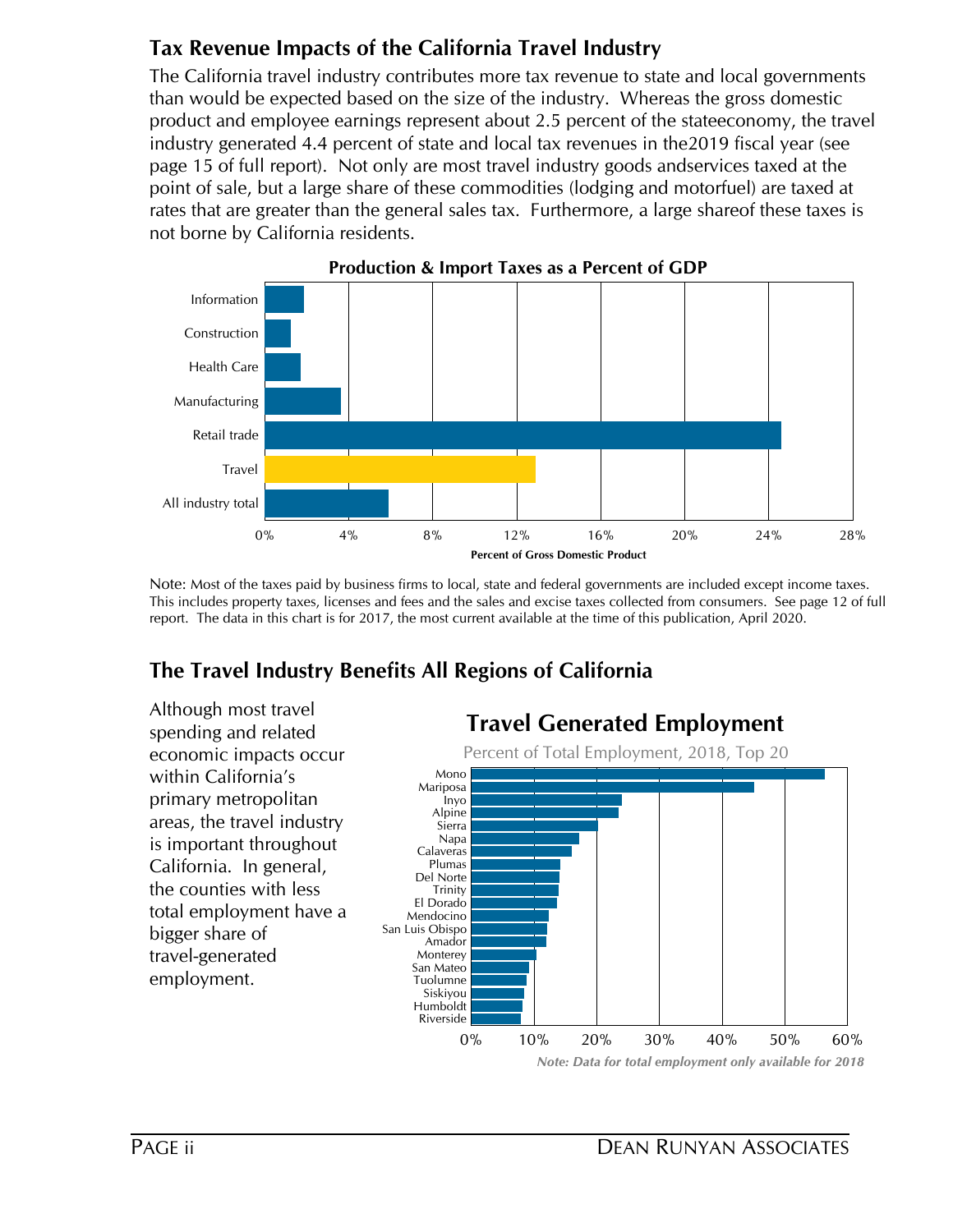## Tax Revenue Impacts of the California Travel Industry

The California travel industry contributes more tax revenue to state and local governments than would be expected based on the size of the industry. Whereas the gross domestic product and employee earnings represent about 2.5 percent of the stateeconomy, the travel industry generated 4.4 percent of state and local tax revenues in the2019 fiscal year (see page 15 of full report). Not only are most travel industry goods andservices taxed at the point of sale, but a large share of these commodities (lodging and motorfuel) are taxed at rates that are greater than the general sales tax. Furthermore, a large shareof these taxes is not borne by California residents.

**Production & Import Taxes as a Percent of GDP**

| Industry | Percent of Gross Domestic Product |
|---|---|
| Information | ~1.8% |
| Construction | ~1.2% |
| Health Care | ~1.7% |
| Manufacturing | ~3.6% |
| Retail trade | ~24.6% |
| Travel | ~12.9% |
| All industry total | ~5.9% |

Note: Most of the taxes paid by business firms to local, state and federal governments are included except income taxes. This includes property taxes, licenses and fees and the sales and excise taxes collected from consumers. See page 12 of full report. The data in this chart is for 2017, the most current available at the time of this publication, April 2020.

## The Travel Industry Benefits All Regions of California

Although most travel spending and related economic impacts occur within California's primary metropolitan areas, the travel industry is important throughout California. In general, the counties with less total employment have a bigger share of travel-generated employment.

**Travel Generated Employment**

Percent of Total Employment, 2018, Top 20

| County | Percent of Total Employment |
|---|---|
| Mono | ~56% |
| Mariposa | ~45% |
| Inyo | ~24% |
| Alpine | ~23.5% |
| Sierra | ~20% |
| Napa | ~17% |
| Calaveras | ~16% |
| Plumas | ~14% |
| Del Norte | ~14% |
| Trinity | ~14% |
| El Dorado | ~13.5% |
| Mendocino | ~12% |
| San Luis Obispo | ~12% |
| Amador | ~12% |
| Monterey | ~10% |
| San Mateo | ~9% |
| Tuolumne | ~9% |
| Siskiyou | ~8% |
| Humboldt | ~8% |
| Riverside | ~8% |

*Note: Data for total employment only available for 2018*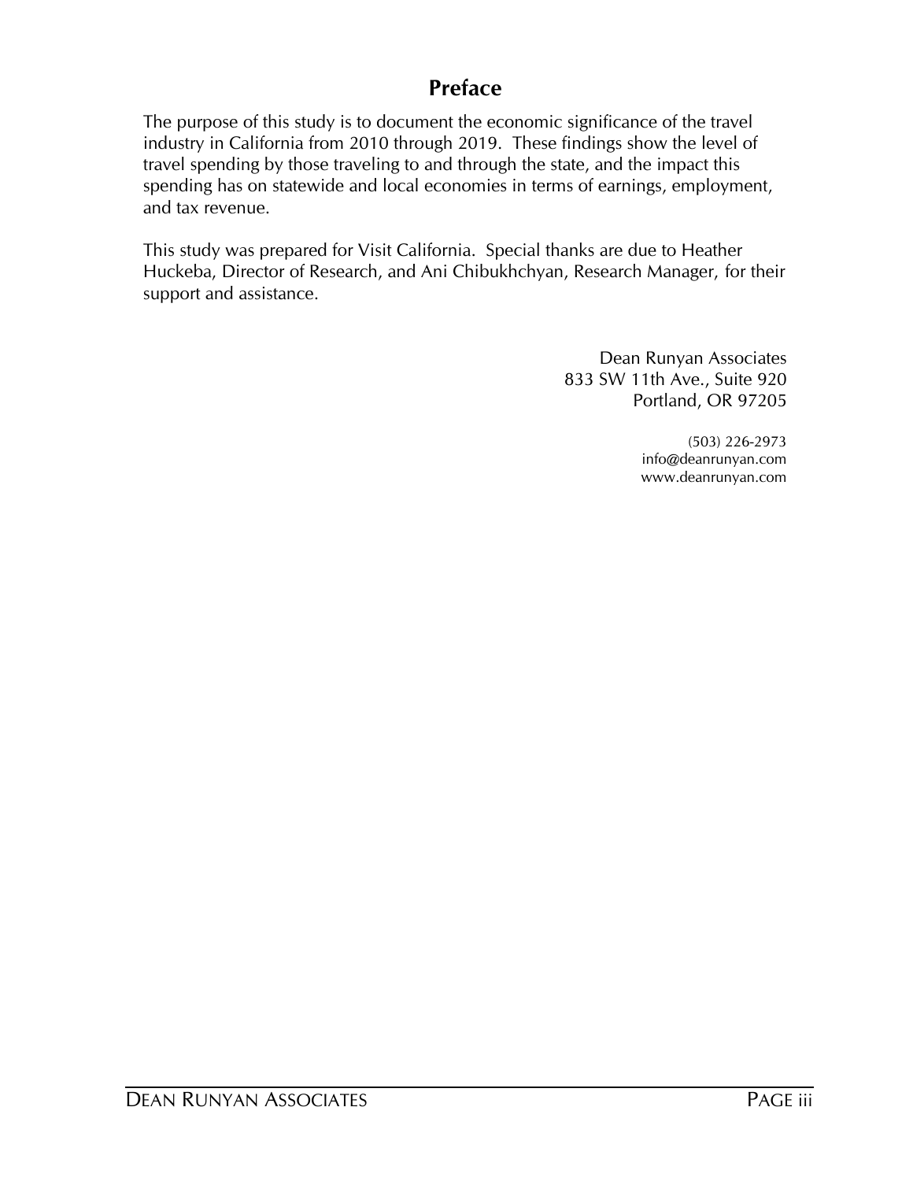# Preface

The purpose of this study is to document the economic significance of the travel industry in California from 2010 through 2019. These findings show the level of travel spending by those traveling to and through the state, and the impact this spending has on statewide and local economies in terms of earnings, employment, and tax revenue.

This study was prepared for Visit California. Special thanks are due to Heather Huckeba, Director of Research, and Ani Chibukhchyan, Research Manager, for their support and assistance.

Dean Runyan Associates
833 SW 11th Ave., Suite 920
Portland, OR 97205

(503) 226-2973
info@deanrunyan.com
www.deanrunyan.com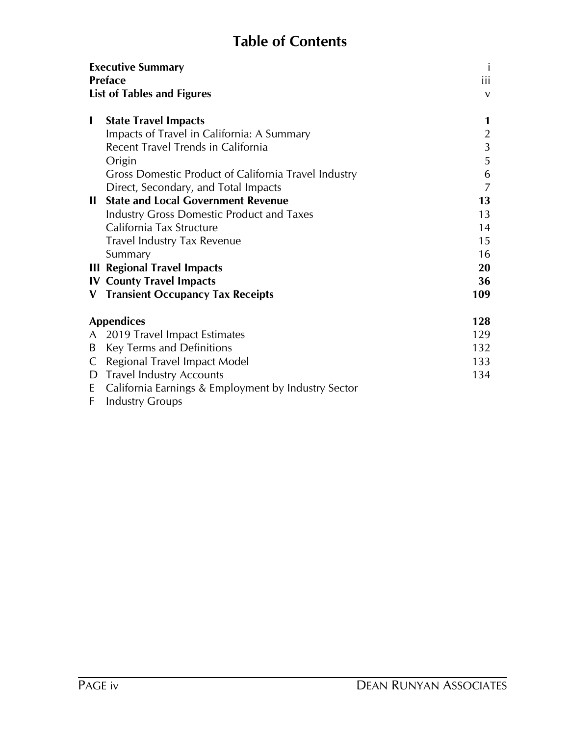# Table of Contents

| | | |
|---|---|---|
| **Executive Summary** | | i |
| **Preface** | | iii |
| **List of Tables and Figures** | | v |
| | | |
| **I** | **State Travel Impacts** | **1** |
| | Impacts of Travel in California: A Summary | 2 |
| | Recent Travel Trends in California | 3 |
| | Origin | 5 |
| | Gross Domestic Product of California Travel Industry | 6 |
| | Direct, Secondary, and Total Impacts | 7 |
| **II** | **State and Local Government Revenue** | **13** |
| | Industry Gross Domestic Product and Taxes | 13 |
| | California Tax Structure | 14 |
| | Travel Industry Tax Revenue | 15 |
| | Summary | 16 |
| **III** | **Regional Travel Impacts** | **20** |
| **IV** | **County Travel Impacts** | **36** |
| **V** | **Transient Occupancy Tax Receipts** | **109** |
| | | |
| **Appendices** | | **128** |
| A | 2019 Travel Impact Estimates | 129 |
| B | Key Terms and Definitions | 132 |
| C | Regional Travel Impact Model | 133 |
| D | Travel Industry Accounts | 134 |
| E | California Earnings & Employment by Industry Sector | |
| F | Industry Groups | |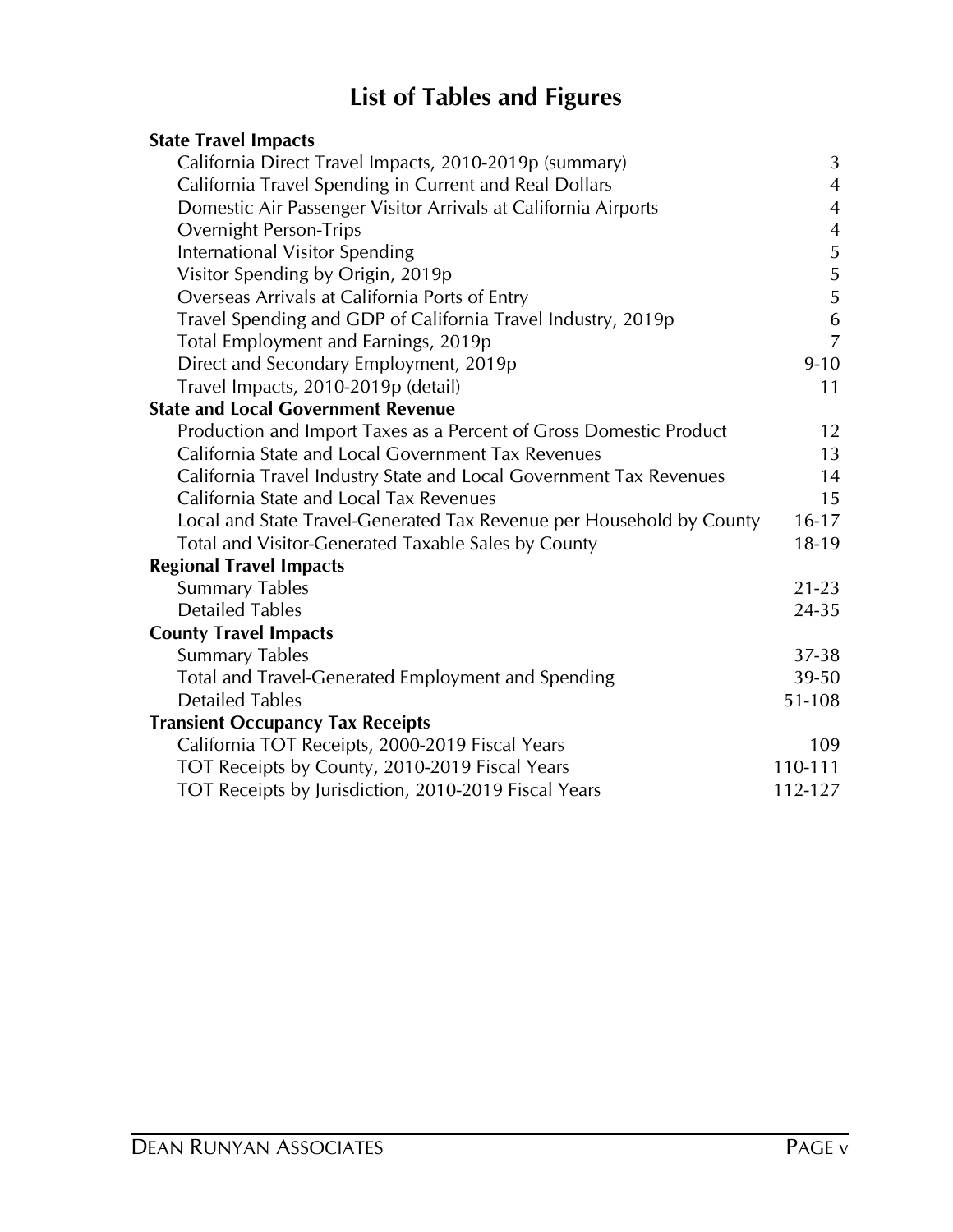# List of Tables and Figures

| | |
|---|---|
| **State Travel Impacts** | |
| California Direct Travel Impacts, 2010-2019p (summary) | 3 |
| California Travel Spending in Current and Real Dollars | 4 |
| Domestic Air Passenger Visitor Arrivals at California Airports | 4 |
| Overnight Person-Trips | 4 |
| International Visitor Spending | 5 |
| Visitor Spending by Origin, 2019p | 5 |
| Overseas Arrivals at California Ports of Entry | 5 |
| Travel Spending and GDP of California Travel Industry, 2019p | 6 |
| Total Employment and Earnings, 2019p | 7 |
| Direct and Secondary Employment, 2019p | 9-10 |
| Travel Impacts, 2010-2019p (detail) | 11 |
| **State and Local Government Revenue** | |
| Production and Import Taxes as a Percent of Gross Domestic Product | 12 |
| California State and Local Government Tax Revenues | 13 |
| California Travel Industry State and Local Government Tax Revenues | 14 |
| California State and Local Tax Revenues | 15 |
| Local and State Travel-Generated Tax Revenue per Household by County | 16-17 |
| Total and Visitor-Generated Taxable Sales by County | 18-19 |
| **Regional Travel Impacts** | |
| Summary Tables | 21-23 |
| Detailed Tables | 24-35 |
| **County Travel Impacts** | |
| Summary Tables | 37-38 |
| Total and Travel-Generated Employment and Spending | 39-50 |
| Detailed Tables | 51-108 |
| **Transient Occupancy Tax Receipts** | |
| California TOT Receipts, 2000-2019 Fiscal Years | 109 |
| TOT Receipts by County, 2010-2019 Fiscal Years | 110-111 |
| TOT Receipts by Jurisdiction, 2010-2019 Fiscal Years | 112-127 |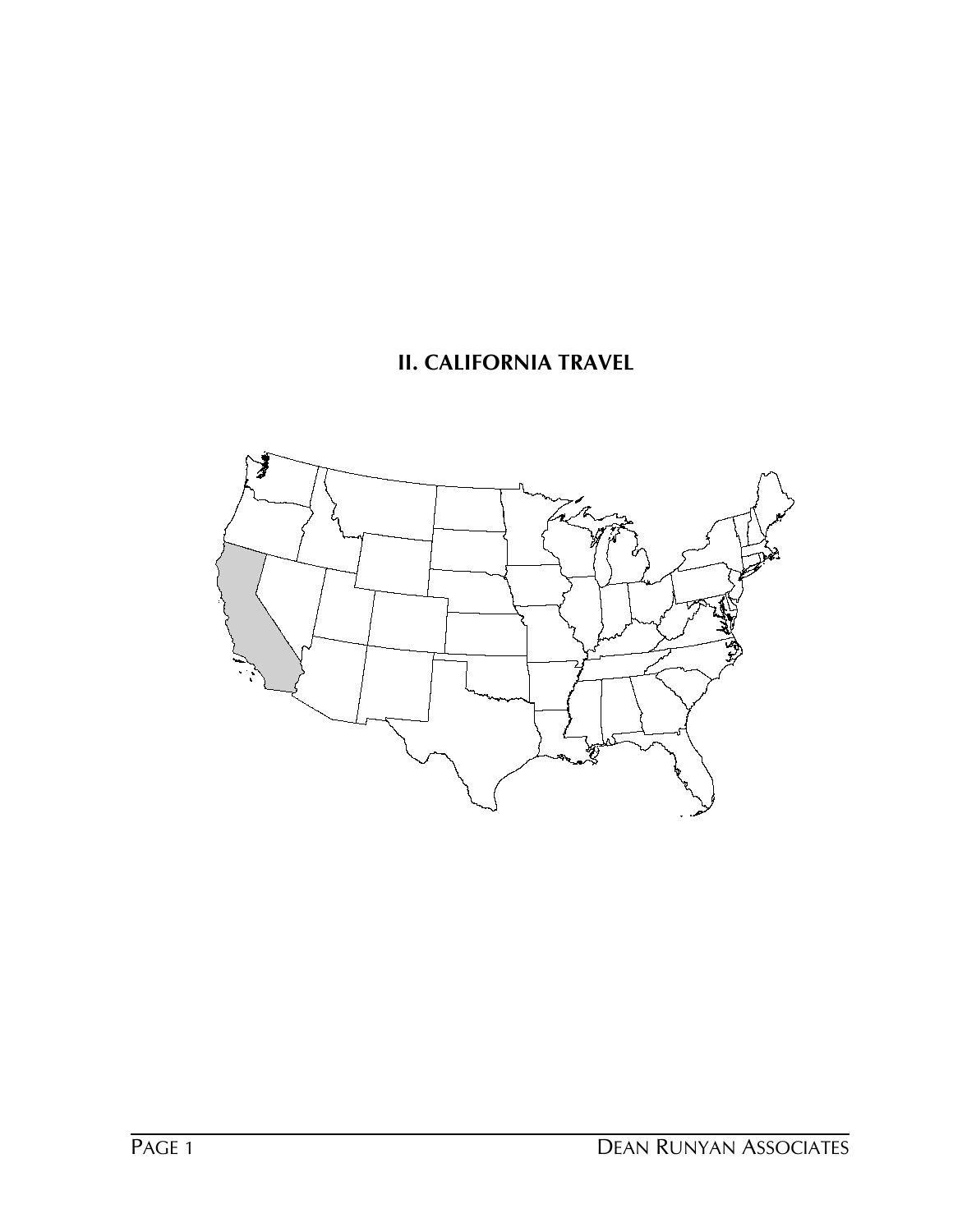## II. CALIFORNIA TRAVEL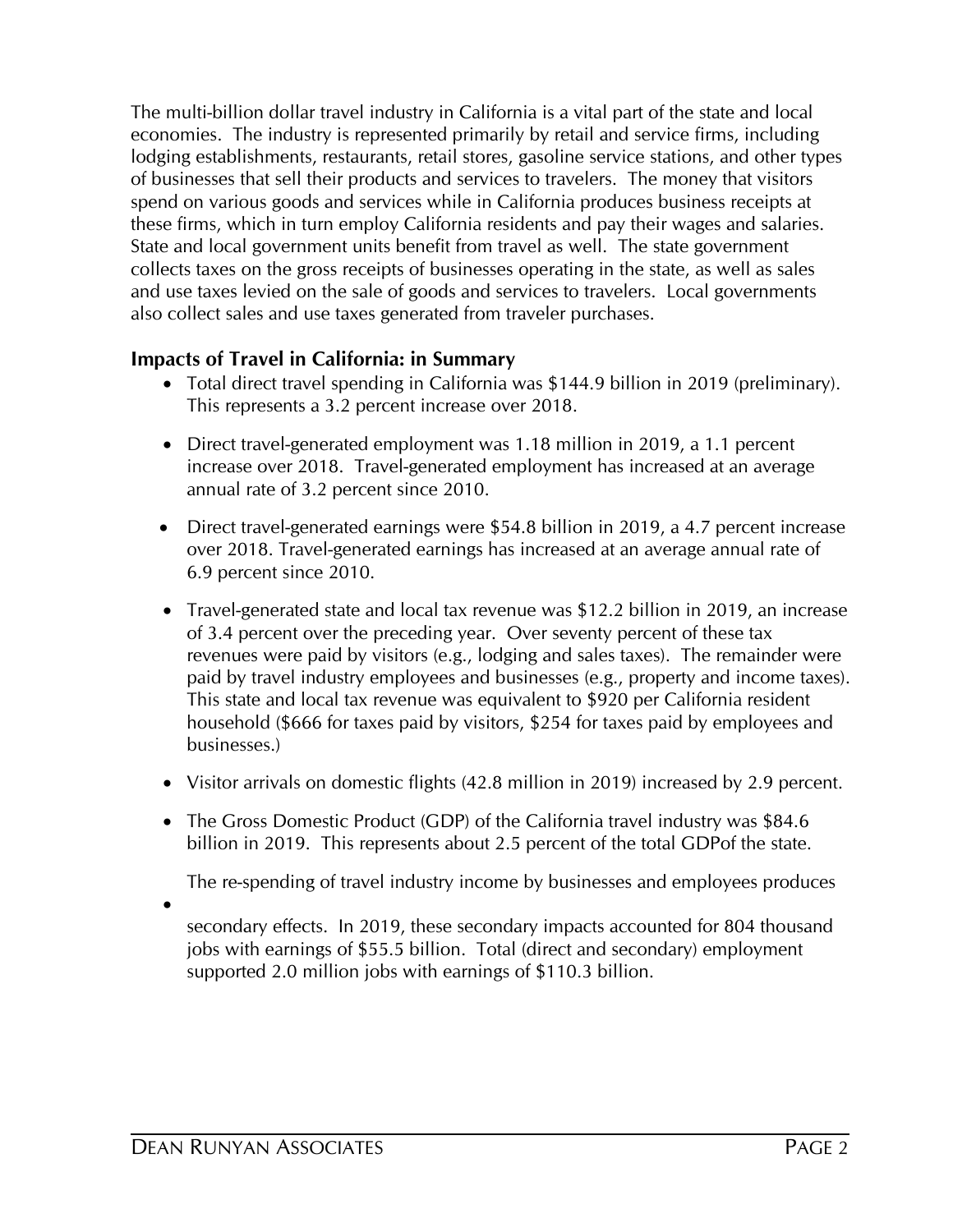The multi-billion dollar travel industry in California is a vital part of the state and local economies. The industry is represented primarily by retail and service firms, including lodging establishments, restaurants, retail stores, gasoline service stations, and other types of businesses that sell their products and services to travelers. The money that visitors spend on various goods and services while in California produces business receipts at these firms, which in turn employ California residents and pay their wages and salaries. State and local government units benefit from travel as well. The state government collects taxes on the gross receipts of businesses operating in the state, as well as sales and use taxes levied on the sale of goods and services to travelers. Local governments also collect sales and use taxes generated from traveler purchases.

## Impacts of Travel in California: in Summary

- Total direct travel spending in California was $144.9 billion in 2019 (preliminary). This represents a 3.2 percent increase over 2018.
- Direct travel-generated employment was 1.18 million in 2019, a 1.1 percent increase over 2018. Travel-generated employment has increased at an average annual rate of 3.2 percent since 2010.
- Direct travel-generated earnings were $54.8 billion in 2019, a 4.7 percent increase over 2018. Travel-generated earnings has increased at an average annual rate of 6.9 percent since 2010.
- Travel-generated state and local tax revenue was $12.2 billion in 2019, an increase of 3.4 percent over the preceding year. Over seventy percent of these tax revenues were paid by visitors (e.g., lodging and sales taxes). The remainder were paid by travel industry employees and businesses (e.g., property and income taxes). This state and local tax revenue was equivalent to $920 per California resident household ($666 for taxes paid by visitors, $254 for taxes paid by employees and businesses.)
- Visitor arrivals on domestic flights (42.8 million in 2019) increased by 2.9 percent.
- The Gross Domestic Product (GDP) of the California travel industry was $84.6 billion in 2019. This represents about 2.5 percent of the total GDPof the state.
- The re-spending of travel industry income by businesses and employees produces secondary effects. In 2019, these secondary impacts accounted for 804 thousand jobs with earnings of $55.5 billion. Total (direct and secondary) employment supported 2.0 million jobs with earnings of $110.3 billion.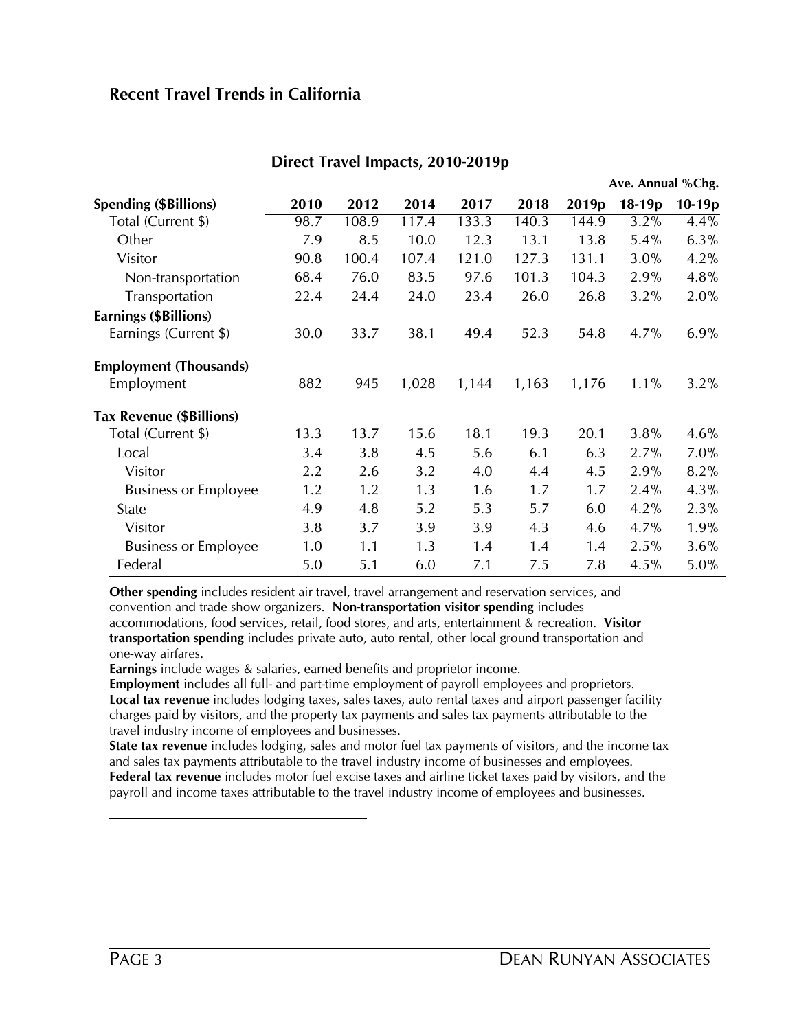## Recent Travel Trends in California

### Direct Travel Impacts, 2010-2019p

| | | | | | | | Ave. Annual %Chg. | |
|---|---|---|---|---|---|---|---|---|
| **Spending ($Billions)** | **2010** | **2012** | **2014** | **2017** | **2018** | **2019p** | **18-19p** | **10-19p** |
| Total (Current $) | 98.7 | 108.9 | 117.4 | 133.3 | 140.3 | 144.9 | 3.2% | 4.4% |
| Other | 7.9 | 8.5 | 10.0 | 12.3 | 13.1 | 13.8 | 5.4% | 6.3% |
| Visitor | 90.8 | 100.4 | 107.4 | 121.0 | 127.3 | 131.1 | 3.0% | 4.2% |
| Non-transportation | 68.4 | 76.0 | 83.5 | 97.6 | 101.3 | 104.3 | 2.9% | 4.8% |
| Transportation | 22.4 | 24.4 | 24.0 | 23.4 | 26.0 | 26.8 | 3.2% | 2.0% |
| **Earnings ($Billions)** | | | | | | | | |
| Earnings (Current $) | 30.0 | 33.7 | 38.1 | 49.4 | 52.3 | 54.8 | 4.7% | 6.9% |
| **Employment (Thousands)** | | | | | | | | |
| Employment | 882 | 945 | 1,028 | 1,144 | 1,163 | 1,176 | 1.1% | 3.2% |
| **Tax Revenue ($Billions)** | | | | | | | | |
| Total (Current $) | 13.3 | 13.7 | 15.6 | 18.1 | 19.3 | 20.1 | 3.8% | 4.6% |
| Local | 3.4 | 3.8 | 4.5 | 5.6 | 6.1 | 6.3 | 2.7% | 7.0% |
| Visitor | 2.2 | 2.6 | 3.2 | 4.0 | 4.4 | 4.5 | 2.9% | 8.2% |
| Business or Employee | 1.2 | 1.2 | 1.3 | 1.6 | 1.7 | 1.7 | 2.4% | 4.3% |
| State | 4.9 | 4.8 | 5.2 | 5.3 | 5.7 | 6.0 | 4.2% | 2.3% |
| Visitor | 3.8 | 3.7 | 3.9 | 3.9 | 4.3 | 4.6 | 4.7% | 1.9% |
| Business or Employee | 1.0 | 1.1 | 1.3 | 1.4 | 1.4 | 1.4 | 2.5% | 3.6% |
| Federal | 5.0 | 5.1 | 6.0 | 7.1 | 7.5 | 7.8 | 4.5% | 5.0% |

**Other spending** includes resident air travel, travel arrangement and reservation services, and convention and trade show organizers. **Non-transportation visitor spending** includes accommodations, food services, retail, food stores, and arts, entertainment & recreation. **Visitor transportation spending** includes private auto, auto rental, other local ground transportation and one-way airfares.

**Earnings** include wages & salaries, earned benefits and proprietor income.

**Employment** includes all full- and part-time employment of payroll employees and proprietors.

**Local tax revenue** includes lodging taxes, sales taxes, auto rental taxes and airport passenger facility charges paid by visitors, and the property tax payments and sales tax payments attributable to the travel industry income of employees and businesses.

**State tax revenue** includes lodging, sales and motor fuel tax payments of visitors, and the income tax and sales tax payments attributable to the travel industry income of businesses and employees.

**Federal tax revenue** includes motor fuel excise taxes and airline ticket taxes paid by visitors, and the payroll and income taxes attributable to the travel industry income of employees and businesses.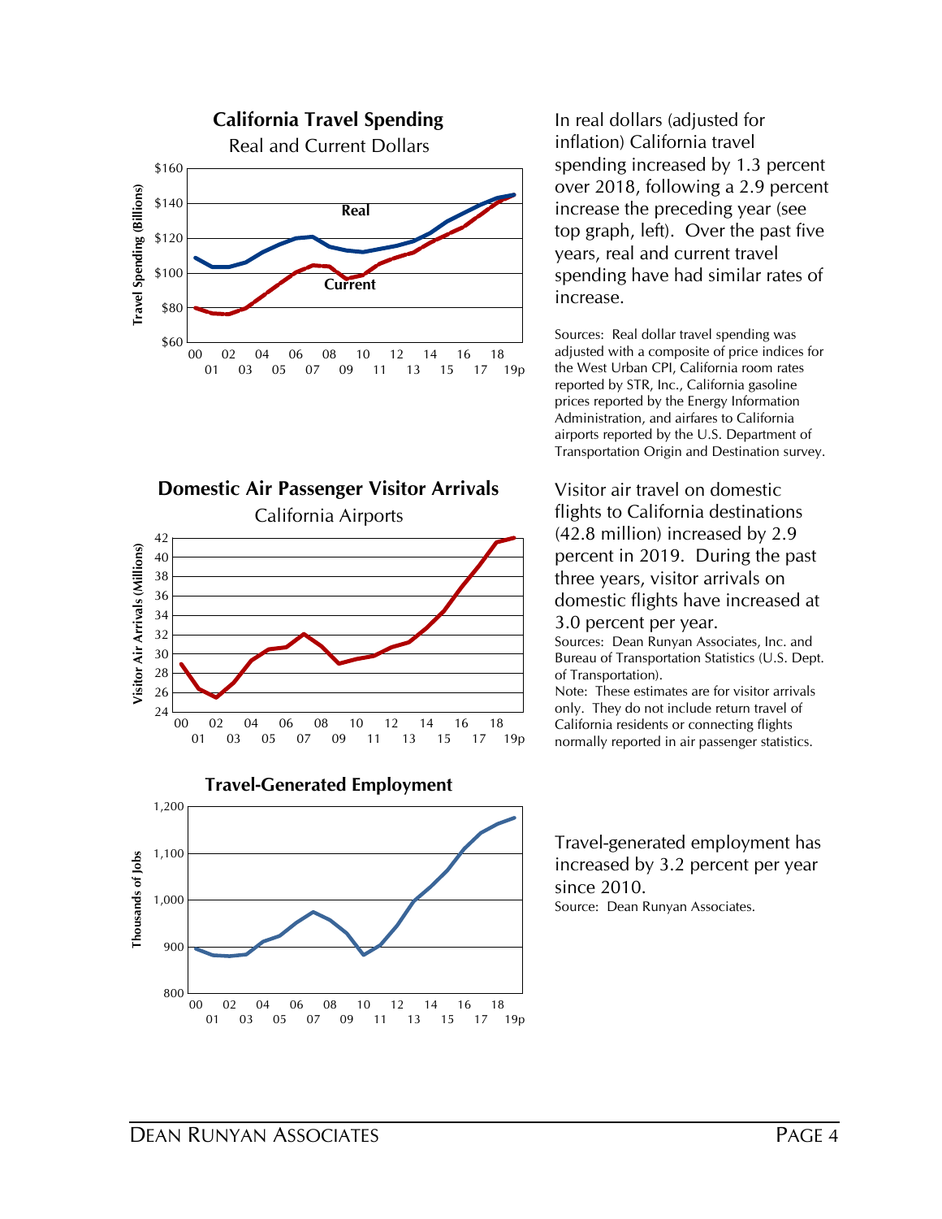**California Travel Spending**

Real and Current Dollars

In real dollars (adjusted for inflation) California travel spending increased by 1.3 percent over 2018, following a 2.9 percent increase the preceding year (see top graph, left). Over the past five years, real and current travel spending have had similar rates of increase.

Sources: Real dollar travel spending was adjusted with a composite of price indices for the West Urban CPI, California room rates reported by STR, Inc., California gasoline prices reported by the Energy Information Administration, and airfares to California airports reported by the U.S. Department of Transportation Origin and Destination survey.

**Domestic Air Passenger Visitor Arrivals**

California Airports

Visitor air travel on domestic flights to California destinations (42.8 million) increased by 2.9 percent in 2019. During the past three years, visitor arrivals on domestic flights have increased at 3.0 percent per year.

Sources: Dean Runyan Associates, Inc. and Bureau of Transportation Statistics (U.S. Dept. of Transportation).

Note: These estimates are for visitor arrivals only. They do not include return travel of California residents or connecting flights normally reported in air passenger statistics.

**Travel-Generated Employment**

Travel-generated employment has increased by 3.2 percent per year since 2010.

Source: Dean Runyan Associates.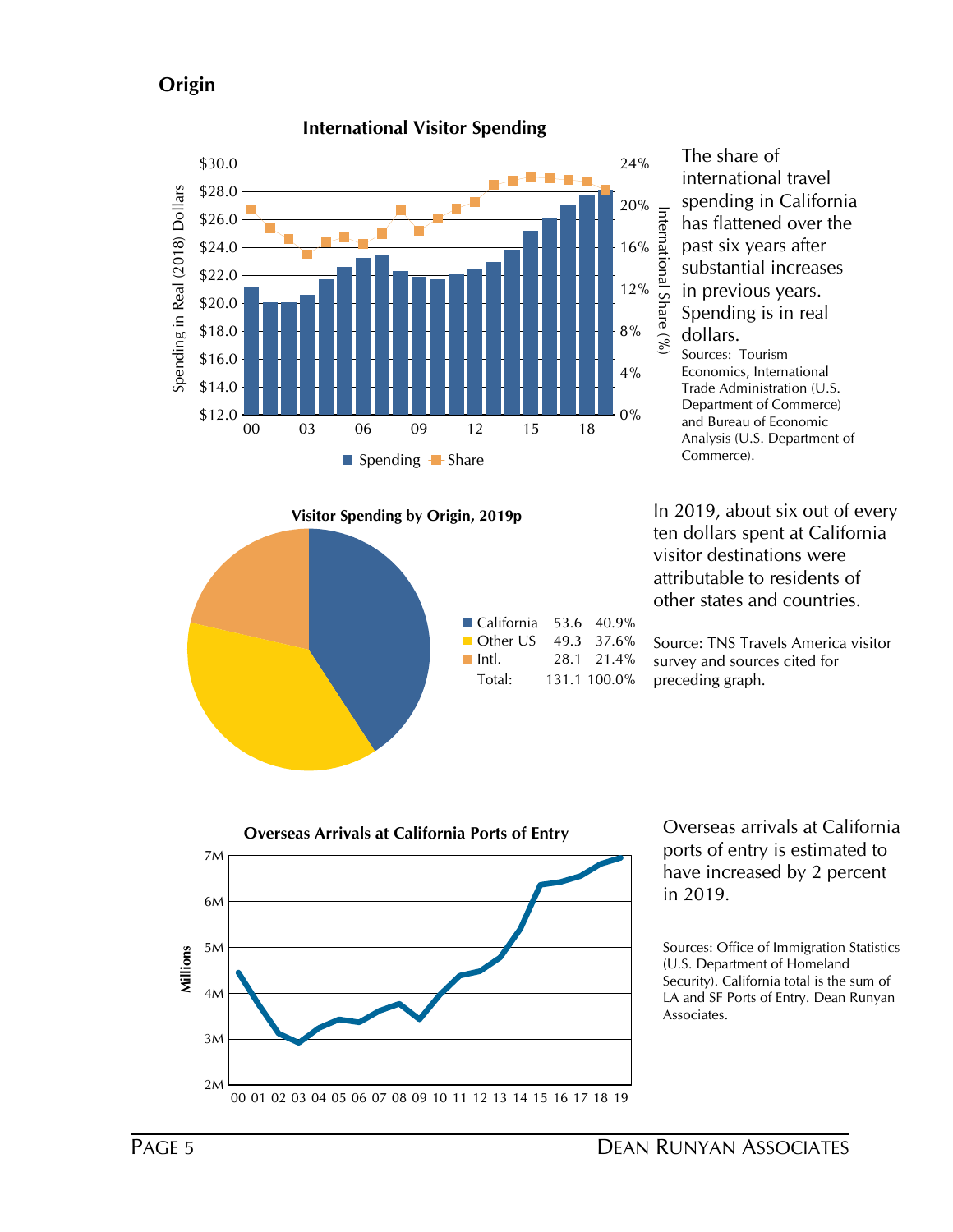## Origin

**International Visitor Spending**

The share of international travel spending in California has flattened over the past six years after substantial increases in previous years. Spending is in real dollars.

Sources: Tourism Economics, International Trade Administration (U.S. Department of Commerce) and Bureau of Economic Analysis (U.S. Department of Commerce).

**Visitor Spending by Origin, 2019p**

| | | |
|---|---|---|
| California | 53.6 | 40.9% |
| Other US | 49.3 | 37.6% |
| Intl. | 28.1 | 21.4% |
| Total: | 131.1 | 100.0% |

In 2019, about six out of every ten dollars spent at California visitor destinations were attributable to residents of other states and countries.

Source: TNS Travels America visitor survey and sources cited for preceding graph.

**Overseas Arrivals at California Ports of Entry**

Overseas arrivals at California ports of entry is estimated to have increased by 2 percent in 2019.

Sources: Office of Immigration Statistics (U.S. Department of Homeland Security). California total is the sum of LA and SF Ports of Entry. Dean Runyan Associates.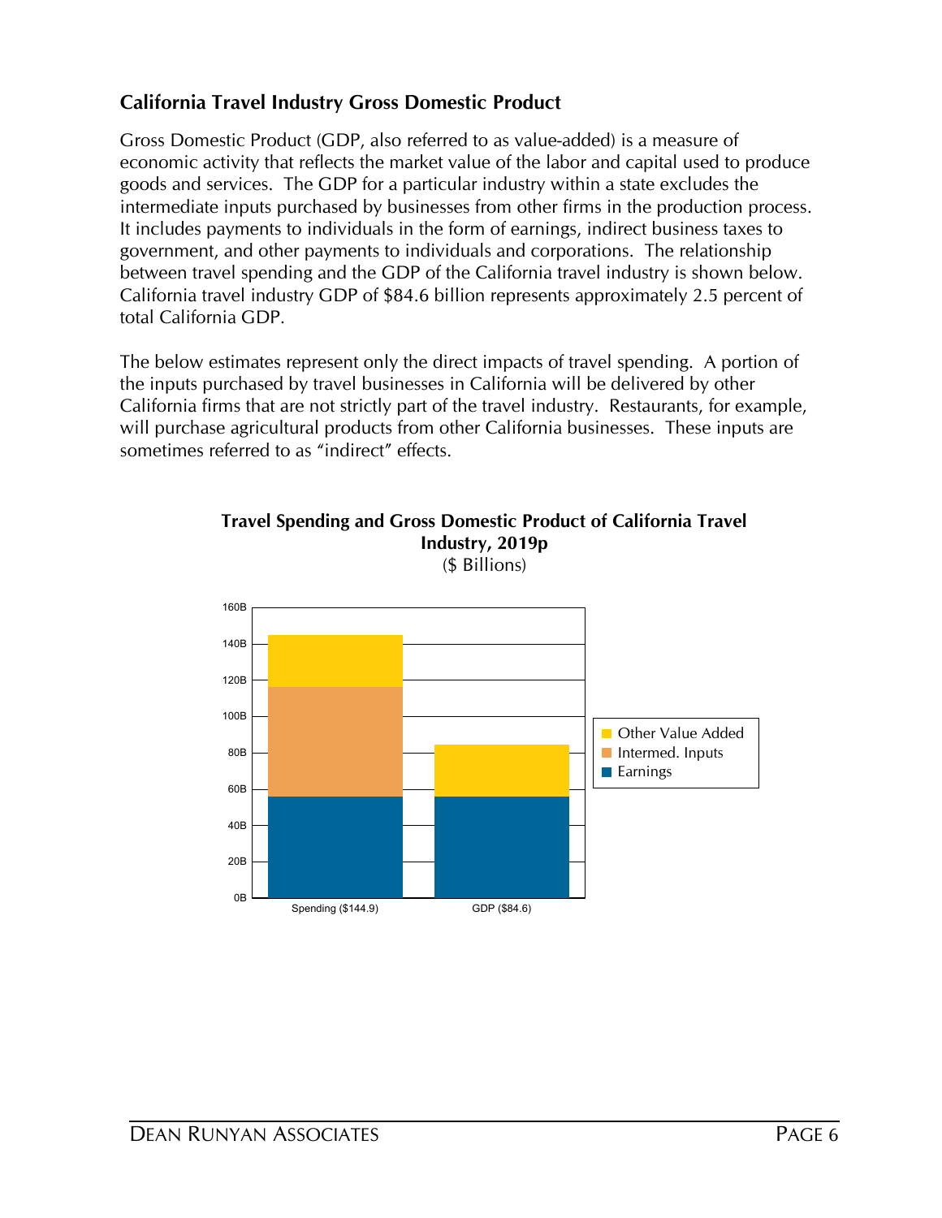## California Travel Industry Gross Domestic Product

Gross Domestic Product (GDP, also referred to as value-added) is a measure of economic activity that reflects the market value of the labor and capital used to produce goods and services. The GDP for a particular industry within a state excludes the intermediate inputs purchased by businesses from other firms in the production process. It includes payments to individuals in the form of earnings, indirect business taxes to government, and other payments to individuals and corporations. The relationship between travel spending and the GDP of the California travel industry is shown below. California travel industry GDP of $84.6 billion represents approximately 2.5 percent of total California GDP.

The below estimates represent only the direct impacts of travel spending. A portion of the inputs purchased by travel businesses in California will be delivered by other California firms that are not strictly part of the travel industry. Restaurants, for example, will purchase agricultural products from other California businesses. These inputs are sometimes referred to as "indirect" effects.

**Travel Spending and Gross Domestic Product of California Travel Industry, 2019p**
($ Billions)

Chart legend: Other Value Added; Intermed. Inputs; Earnings. Y-axis: 0B to 160B. Bars: Spending ($144.9); GDP ($84.6).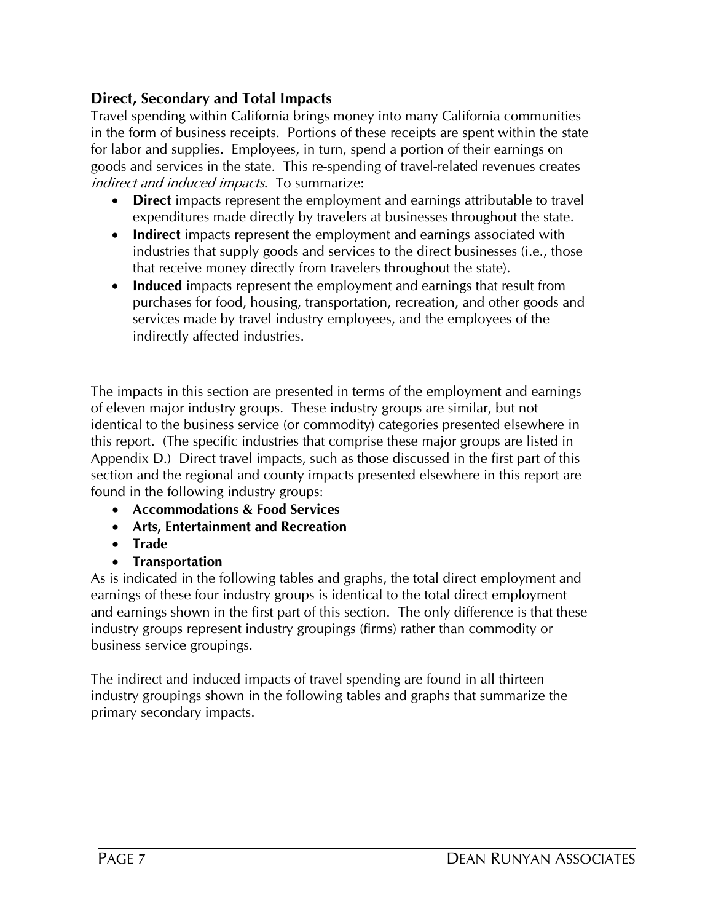## Direct, Secondary and Total Impacts

Travel spending within California brings money into many California communities in the form of business receipts. Portions of these receipts are spent within the state for labor and supplies. Employees, in turn, spend a portion of their earnings on goods and services in the state. This re-spending of travel-related revenues creates *indirect and induced impacts*. To summarize:

- **Direct** impacts represent the employment and earnings attributable to travel expenditures made directly by travelers at businesses throughout the state.
- **Indirect** impacts represent the employment and earnings associated with industries that supply goods and services to the direct businesses (i.e., those that receive money directly from travelers throughout the state).
- **Induced** impacts represent the employment and earnings that result from purchases for food, housing, transportation, recreation, and other goods and services made by travel industry employees, and the employees of the indirectly affected industries.

The impacts in this section are presented in terms of the employment and earnings of eleven major industry groups. These industry groups are similar, but not identical to the business service (or commodity) categories presented elsewhere in this report. (The specific industries that comprise these major groups are listed in Appendix D.) Direct travel impacts, such as those discussed in the first part of this section and the regional and county impacts presented elsewhere in this report are found in the following industry groups:

- **Accommodations & Food Services**
- **Arts, Entertainment and Recreation**
- **Trade**
- **Transportation**

As is indicated in the following tables and graphs, the total direct employment and earnings of these four industry groups is identical to the total direct employment and earnings shown in the first part of this section. The only difference is that these industry groups represent industry groupings (firms) rather than commodity or business service groupings.

The indirect and induced impacts of travel spending are found in all thirteen industry groupings shown in the following tables and graphs that summarize the primary secondary impacts.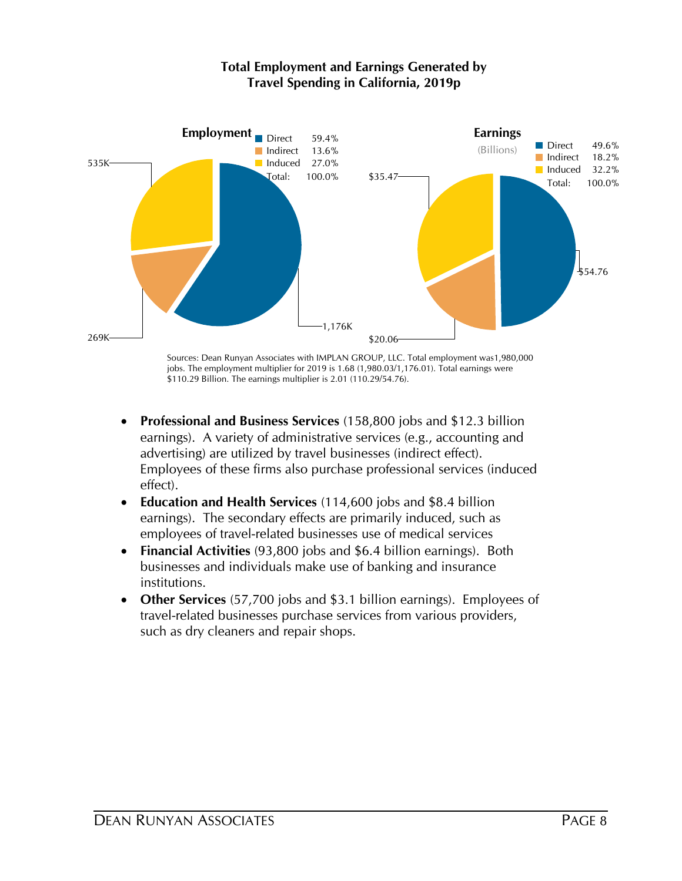**Total Employment and Earnings Generated by Travel Spending in California, 2019p**

**Employment**

| | Share | Jobs |
|---|---|---|
| Direct | 59.4% | 1,176K |
| Indirect | 13.6% | 269K |
| Induced | 27.0% | 535K |
| Total: | 100.0% | |

**Earnings** (Billions)

| | Share | Earnings |
|---|---|---|
| Direct | 49.6% | $54.76 |
| Indirect | 18.2% | $20.06 |
| Induced | 32.2% | $35.47 |
| Total: | 100.0% | |

Sources: Dean Runyan Associates with IMPLAN GROUP, LLC. Total employment was1,980,000 jobs. The employment multiplier for 2019 is 1.68 (1,980.03/1,176.01). Total earnings were $110.29 Billion. The earnings multiplier is 2.01 (110.29/54.76).

- **Professional and Business Services** (158,800 jobs and $12.3 billion earnings). A variety of administrative services (e.g., accounting and advertising) are utilized by travel businesses (indirect effect). Employees of these firms also purchase professional services (induced effect).
- **Education and Health Services** (114,600 jobs and $8.4 billion earnings). The secondary effects are primarily induced, such as employees of travel-related businesses use of medical services
- **Financial Activities** (93,800 jobs and $6.4 billion earnings). Both businesses and individuals make use of banking and insurance institutions.
- **Other Services** (57,700 jobs and $3.1 billion earnings). Employees of travel-related businesses purchase services from various providers, such as dry cleaners and repair shops.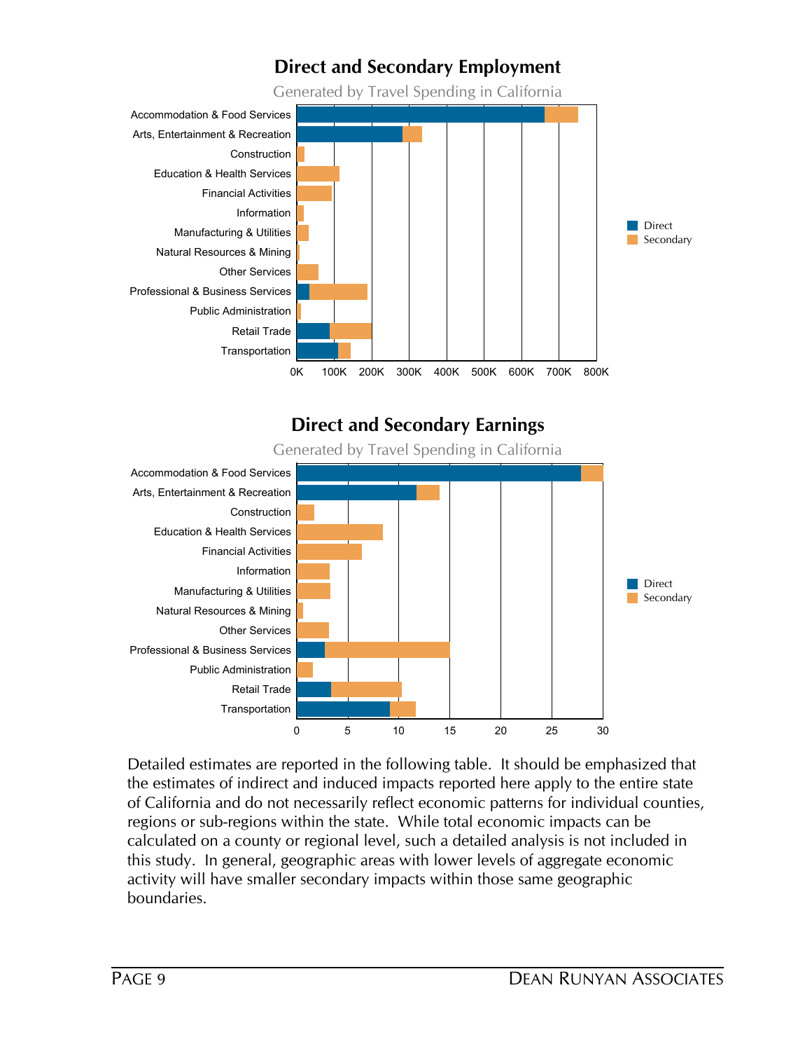## Direct and Secondary Employment

Generated by Travel Spending in California

| | Direct | Secondary |
|---|---|---|
| Accommodation & Food Services | | |
| Arts, Entertainment & Recreation | | |
| Construction | | |
| Education & Health Services | | |
| Financial Activities | | |
| Information | | |
| Manufacturing & Utilities | | |
| Natural Resources & Mining | | |
| Other Services | | |
| Professional & Business Services | | |
| Public Administration | | |
| Retail Trade | | |
| Transportation | | |

0K 100K 200K 300K 400K 500K 600K 700K 800K

## Direct and Secondary Earnings

Generated by Travel Spending in California

| | Direct | Secondary |
|---|---|---|
| Accommodation & Food Services | | |
| Arts, Entertainment & Recreation | | |
| Construction | | |
| Education & Health Services | | |
| Financial Activities | | |
| Information | | |
| Manufacturing & Utilities | | |
| Natural Resources & Mining | | |
| Other Services | | |
| Professional & Business Services | | |
| Public Administration | | |
| Retail Trade | | |
| Transportation | | |

0 5 10 15 20 25 30

Detailed estimates are reported in the following table. It should be emphasized that the estimates of indirect and induced impacts reported here apply to the entire state of California and do not necessarily reflect economic patterns for individual counties, regions or sub-regions within the state. While total economic impacts can be calculated on a county or regional level, such a detailed analysis is not included in this study. In general, geographic areas with lower levels of aggregate economic activity will have smaller secondary impacts within those same geographic boundaries.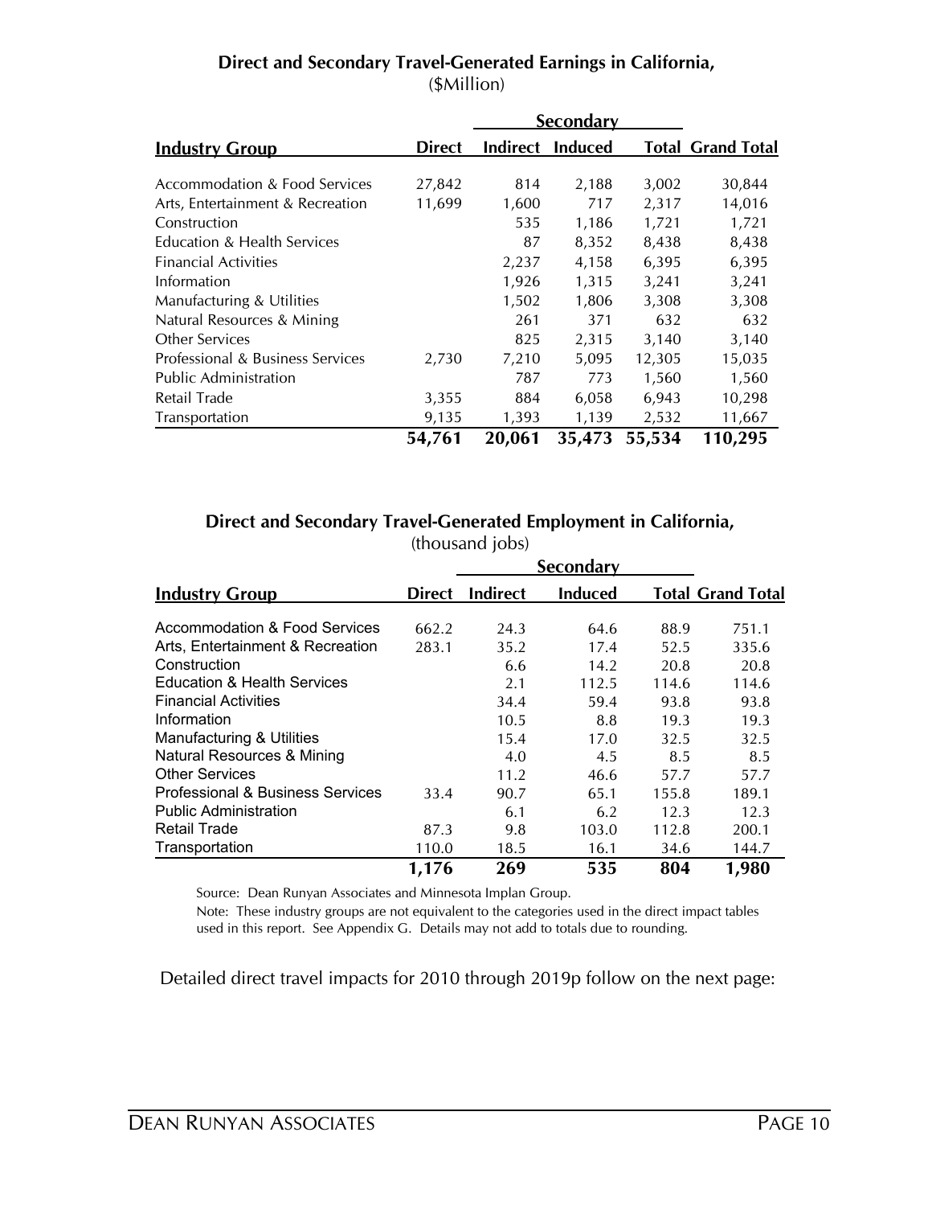## Direct and Secondary Travel-Generated Earnings in California,

($Million)

| Industry Group | Direct | Secondary | | | |
|---|---|---|---|---|---|
| | | Indirect | Induced | Total | Grand Total |
| Accommodation & Food Services | 27,842 | 814 | 2,188 | 3,002 | 30,844 |
| Arts, Entertainment & Recreation | 11,699 | 1,600 | 717 | 2,317 | 14,016 |
| Construction | | 535 | 1,186 | 1,721 | 1,721 |
| Education & Health Services | | 87 | 8,352 | 8,438 | 8,438 |
| Financial Activities | | 2,237 | 4,158 | 6,395 | 6,395 |
| Information | | 1,926 | 1,315 | 3,241 | 3,241 |
| Manufacturing & Utilities | | 1,502 | 1,806 | 3,308 | 3,308 |
| Natural Resources & Mining | | 261 | 371 | 632 | 632 |
| Other Services | | 825 | 2,315 | 3,140 | 3,140 |
| Professional & Business Services | 2,730 | 7,210 | 5,095 | 12,305 | 15,035 |
| Public Administration | | 787 | 773 | 1,560 | 1,560 |
| Retail Trade | 3,355 | 884 | 6,058 | 6,943 | 10,298 |
| Transportation | 9,135 | 1,393 | 1,139 | 2,532 | 11,667 |
| | **54,761** | **20,061** | **35,473** | **55,534** | **110,295** |

## Direct and Secondary Travel-Generated Employment in California,

(thousand jobs)

| Industry Group | Direct | Secondary | | | |
|---|---|---|---|---|---|
| | | Indirect | Induced | Total | Grand Total |
| Accommodation & Food Services | 662.2 | 24.3 | 64.6 | 88.9 | 751.1 |
| Arts, Entertainment & Recreation | 283.1 | 35.2 | 17.4 | 52.5 | 335.6 |
| Construction | | 6.6 | 14.2 | 20.8 | 20.8 |
| Education & Health Services | | 2.1 | 112.5 | 114.6 | 114.6 |
| Financial Activities | | 34.4 | 59.4 | 93.8 | 93.8 |
| Information | | 10.5 | 8.8 | 19.3 | 19.3 |
| Manufacturing & Utilities | | 15.4 | 17.0 | 32.5 | 32.5 |
| Natural Resources & Mining | | 4.0 | 4.5 | 8.5 | 8.5 |
| Other Services | | 11.2 | 46.6 | 57.7 | 57.7 |
| Professional & Business Services | 33.4 | 90.7 | 65.1 | 155.8 | 189.1 |
| Public Administration | | 6.1 | 6.2 | 12.3 | 12.3 |
| Retail Trade | 87.3 | 9.8 | 103.0 | 112.8 | 200.1 |
| Transportation | 110.0 | 18.5 | 16.1 | 34.6 | 144.7 |
| | **1,176** | **269** | **535** | **804** | **1,980** |

Source: Dean Runyan Associates and Minnesota Implan Group.

Note: These industry groups are not equivalent to the categories used in the direct impact tables used in this report. See Appendix G. Details may not add to totals due to rounding.

Detailed direct travel impacts for 2010 through 2019p follow on the next page: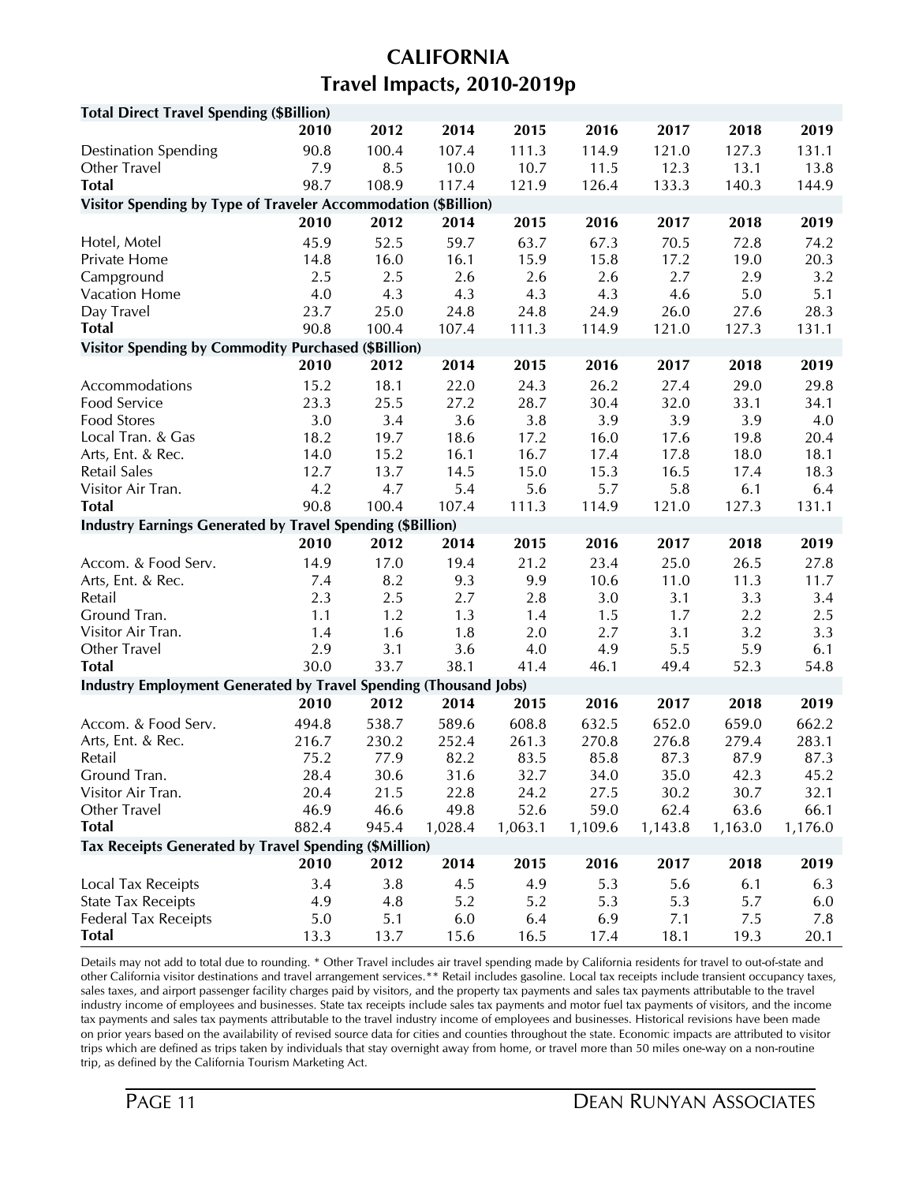# CALIFORNIA
## Travel Impacts, 2010-2019p

| **Total Direct Travel Spending ($Billion)** | | | | | | | | |
|---|---|---|---|---|---|---|---|---|
| | **2010** | **2012** | **2014** | **2015** | **2016** | **2017** | **2018** | **2019** |
| Destination Spending | 90.8 | 100.4 | 107.4 | 111.3 | 114.9 | 121.0 | 127.3 | 131.1 |
| Other Travel | 7.9 | 8.5 | 10.0 | 10.7 | 11.5 | 12.3 | 13.1 | 13.8 |
| **Total** | 98.7 | 108.9 | 117.4 | 121.9 | 126.4 | 133.3 | 140.3 | 144.9 |
| **Visitor Spending by Type of Traveler Accommodation ($Billion)** | | | | | | | | |
| | **2010** | **2012** | **2014** | **2015** | **2016** | **2017** | **2018** | **2019** |
| Hotel, Motel | 45.9 | 52.5 | 59.7 | 63.7 | 67.3 | 70.5 | 72.8 | 74.2 |
| Private Home | 14.8 | 16.0 | 16.1 | 15.9 | 15.8 | 17.2 | 19.0 | 20.3 |
| Campground | 2.5 | 2.5 | 2.6 | 2.6 | 2.6 | 2.7 | 2.9 | 3.2 |
| Vacation Home | 4.0 | 4.3 | 4.3 | 4.3 | 4.3 | 4.6 | 5.0 | 5.1 |
| Day Travel | 23.7 | 25.0 | 24.8 | 24.8 | 24.9 | 26.0 | 27.6 | 28.3 |
| **Total** | 90.8 | 100.4 | 107.4 | 111.3 | 114.9 | 121.0 | 127.3 | 131.1 |
| **Visitor Spending by Commodity Purchased ($Billion)** | | | | | | | | |
| | **2010** | **2012** | **2014** | **2015** | **2016** | **2017** | **2018** | **2019** |
| Accommodations | 15.2 | 18.1 | 22.0 | 24.3 | 26.2 | 27.4 | 29.0 | 29.8 |
| Food Service | 23.3 | 25.5 | 27.2 | 28.7 | 30.4 | 32.0 | 33.1 | 34.1 |
| Food Stores | 3.0 | 3.4 | 3.6 | 3.8 | 3.9 | 3.9 | 3.9 | 4.0 |
| Local Tran. & Gas | 18.2 | 19.7 | 18.6 | 17.2 | 16.0 | 17.6 | 19.8 | 20.4 |
| Arts, Ent. & Rec. | 14.0 | 15.2 | 16.1 | 16.7 | 17.4 | 17.8 | 18.0 | 18.1 |
| Retail Sales | 12.7 | 13.7 | 14.5 | 15.0 | 15.3 | 16.5 | 17.4 | 18.3 |
| Visitor Air Tran. | 4.2 | 4.7 | 5.4 | 5.6 | 5.7 | 5.8 | 6.1 | 6.4 |
| **Total** | 90.8 | 100.4 | 107.4 | 111.3 | 114.9 | 121.0 | 127.3 | 131.1 |
| **Industry Earnings Generated by Travel Spending ($Billion)** | | | | | | | | |
| | **2010** | **2012** | **2014** | **2015** | **2016** | **2017** | **2018** | **2019** |
| Accom. & Food Serv. | 14.9 | 17.0 | 19.4 | 21.2 | 23.4 | 25.0 | 26.5 | 27.8 |
| Arts, Ent. & Rec. | 7.4 | 8.2 | 9.3 | 9.9 | 10.6 | 11.0 | 11.3 | 11.7 |
| Retail | 2.3 | 2.5 | 2.7 | 2.8 | 3.0 | 3.1 | 3.3 | 3.4 |
| Ground Tran. | 1.1 | 1.2 | 1.3 | 1.4 | 1.5 | 1.7 | 2.2 | 2.5 |
| Visitor Air Tran. | 1.4 | 1.6 | 1.8 | 2.0 | 2.7 | 3.1 | 3.2 | 3.3 |
| Other Travel | 2.9 | 3.1 | 3.6 | 4.0 | 4.9 | 5.5 | 5.9 | 6.1 |
| **Total** | 30.0 | 33.7 | 38.1 | 41.4 | 46.1 | 49.4 | 52.3 | 54.8 |
| **Industry Employment Generated by Travel Spending (Thousand Jobs)** | | | | | | | | |
| | **2010** | **2012** | **2014** | **2015** | **2016** | **2017** | **2018** | **2019** |
| Accom. & Food Serv. | 494.8 | 538.7 | 589.6 | 608.8 | 632.5 | 652.0 | 659.0 | 662.2 |
| Arts, Ent. & Rec. | 216.7 | 230.2 | 252.4 | 261.3 | 270.8 | 276.8 | 279.4 | 283.1 |
| Retail | 75.2 | 77.9 | 82.2 | 83.5 | 85.8 | 87.3 | 87.9 | 87.3 |
| Ground Tran. | 28.4 | 30.6 | 31.6 | 32.7 | 34.0 | 35.0 | 42.3 | 45.2 |
| Visitor Air Tran. | 20.4 | 21.5 | 22.8 | 24.2 | 27.5 | 30.2 | 30.7 | 32.1 |
| Other Travel | 46.9 | 46.6 | 49.8 | 52.6 | 59.0 | 62.4 | 63.6 | 66.1 |
| **Total** | 882.4 | 945.4 | 1,028.4 | 1,063.1 | 1,109.6 | 1,143.8 | 1,163.0 | 1,176.0 |
| **Tax Receipts Generated by Travel Spending ($Million)** | | | | | | | | |
| | **2010** | **2012** | **2014** | **2015** | **2016** | **2017** | **2018** | **2019** |
| Local Tax Receipts | 3.4 | 3.8 | 4.5 | 4.9 | 5.3 | 5.6 | 6.1 | 6.3 |
| State Tax Receipts | 4.9 | 4.8 | 5.2 | 5.2 | 5.3 | 5.3 | 5.7 | 6.0 |
| Federal Tax Receipts | 5.0 | 5.1 | 6.0 | 6.4 | 6.9 | 7.1 | 7.5 | 7.8 |
| **Total** | 13.3 | 13.7 | 15.6 | 16.5 | 17.4 | 18.1 | 19.3 | 20.1 |

Details may not add to total due to rounding. * Other Travel includes air travel spending made by California residents for travel to out-of-state and other California visitor destinations and travel arrangement services.** Retail includes gasoline. Local tax receipts include transient occupancy taxes, sales taxes, and airport passenger facility charges paid by visitors, and the property tax payments and sales tax payments attributable to the travel industry income of employees and businesses. State tax receipts include sales tax payments and motor fuel tax payments of visitors, and the income tax payments and sales tax payments attributable to the travel industry income of employees and businesses. Historical revisions have been made on prior years based on the availability of revised source data for cities and counties throughout the state. Economic impacts are attributed to visitor trips which are defined as trips taken by individuals that stay overnight away from home, or travel more than 50 miles one-way on a non-routine trip, as defined by the California Tourism Marketing Act.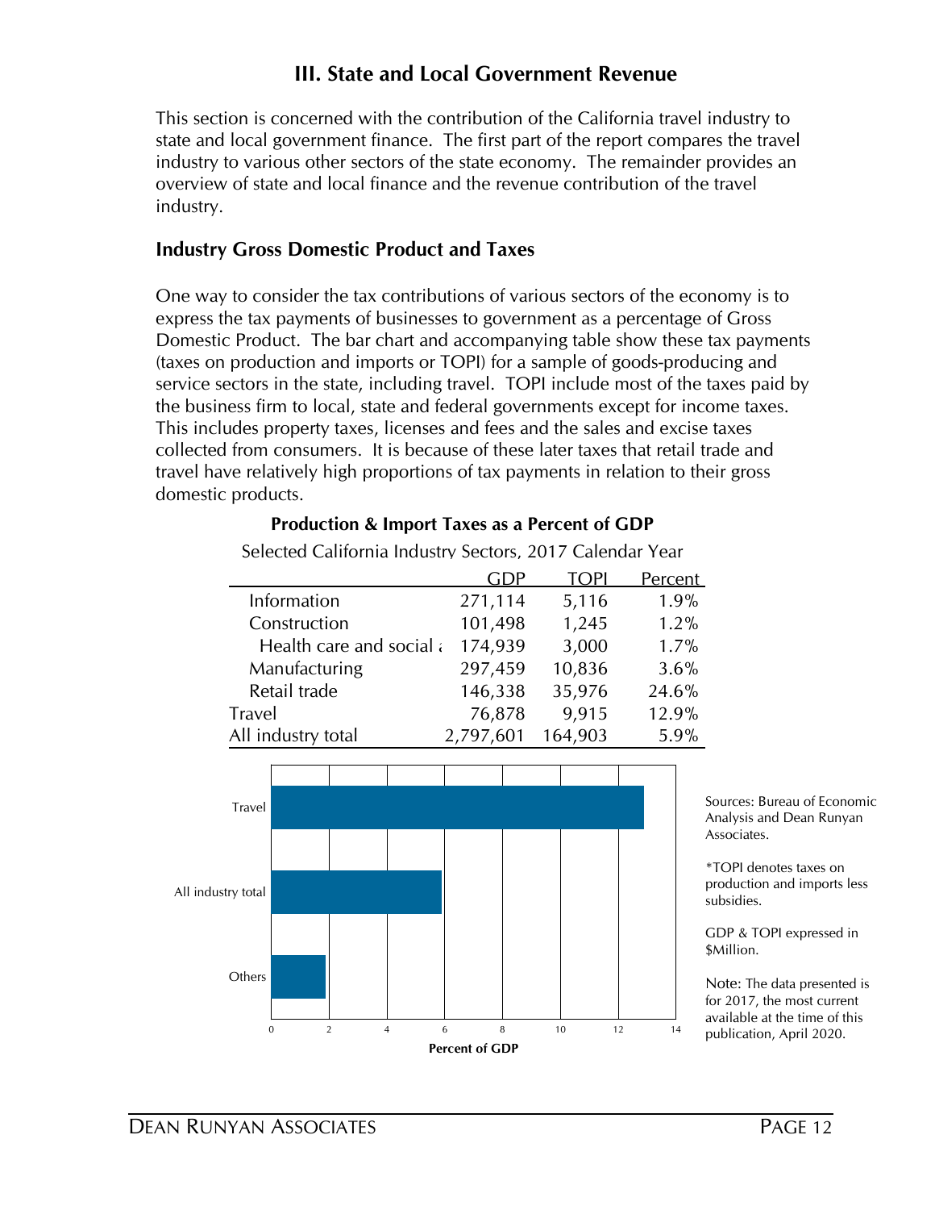# III. State and Local Government Revenue

This section is concerned with the contribution of the California travel industry to state and local government finance. The first part of the report compares the travel industry to various other sectors of the state economy. The remainder provides an overview of state and local finance and the revenue contribution of the travel industry.

## Industry Gross Domestic Product and Taxes

One way to consider the tax contributions of various sectors of the economy is to express the tax payments of businesses to government as a percentage of Gross Domestic Product. The bar chart and accompanying table show these tax payments (taxes on production and imports or TOPI) for a sample of goods-producing and service sectors in the state, including travel. TOPI include most of the taxes paid by the business firm to local, state and federal governments except for income taxes. This includes property taxes, licenses and fees and the sales and excise taxes collected from consumers. It is because of these later taxes that retail trade and travel have relatively high proportions of tax payments in relation to their gross domestic products.

**Production & Import Taxes as a Percent of GDP**

Selected California Industry Sectors, 2017 Calendar Year

| | GDP | TOPI | Percent |
|---|---|---|---|
| Information | 271,114 | 5,116 | 1.9% |
| Construction | 101,498 | 1,245 | 1.2% |
| Health care and social a | 174,939 | 3,000 | 1.7% |
| Manufacturing | 297,459 | 10,836 | 3.6% |
| Retail trade | 146,338 | 35,976 | 24.6% |
| Travel | 76,878 | 9,915 | 12.9% |
| All industry total | 2,797,601 | 164,903 | 5.9% |

| Category | Percent of GDP |
|---|---|
| Travel | 12.9 |
| All industry total | 5.9 |
| Others | 1.9 |

Sources: Bureau of Economic Analysis and Dean Runyan Associates.

*TOPI denotes taxes on production and imports less subsidies.

GDP & TOPI expressed in $Million.

Note: The data presented is for 2017, the most current available at the time of this publication, April 2020.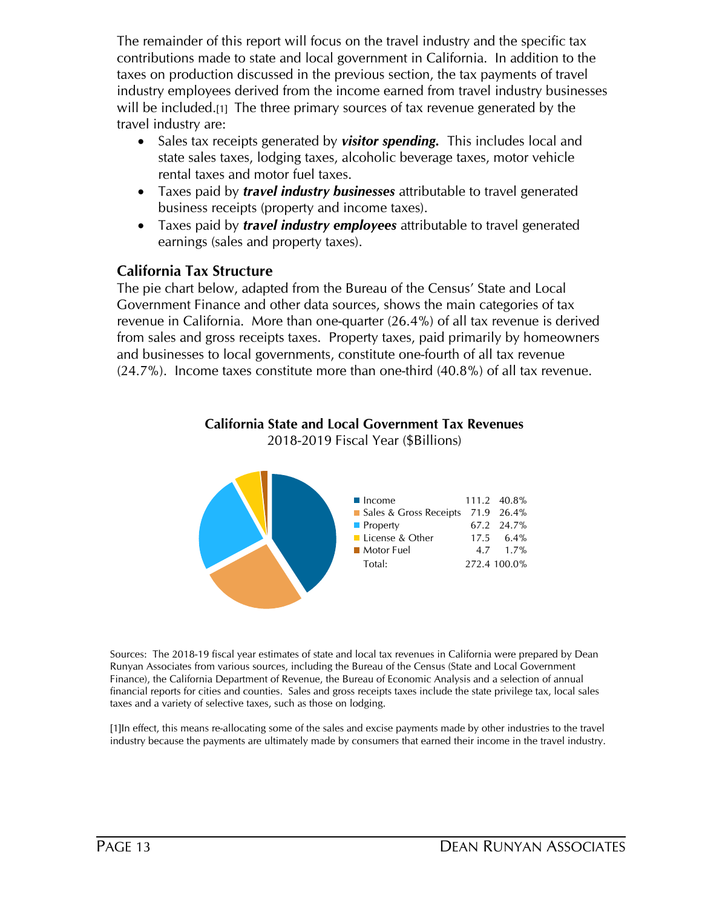The remainder of this report will focus on the travel industry and the specific tax contributions made to state and local government in California. In addition to the taxes on production discussed in the previous section, the tax payments of travel industry employees derived from the income earned from travel industry businesses will be included.[1] The three primary sources of tax revenue generated by the travel industry are:

- Sales tax receipts generated by ***visitor spending.*** This includes local and state sales taxes, lodging taxes, alcoholic beverage taxes, motor vehicle rental taxes and motor fuel taxes.
- Taxes paid by ***travel industry businesses*** attributable to travel generated business receipts (property and income taxes).
- Taxes paid by ***travel industry employees*** attributable to travel generated earnings (sales and property taxes).

## California Tax Structure

The pie chart below, adapted from the Bureau of the Census' State and Local Government Finance and other data sources, shows the main categories of tax revenue in California. More than one-quarter (26.4%) of all tax revenue is derived from sales and gross receipts taxes. Property taxes, paid primarily by homeowners and businesses to local governments, constitute one-fourth of all tax revenue (24.7%). Income taxes constitute more than one-third (40.8%) of all tax revenue.

**California State and Local Government Tax Revenues**
2018-2019 Fiscal Year ($Billions)

| | | |
|---|---|---|
| Income | 111.2 | 40.8% |
| Sales & Gross Receipts | 71.9 | 26.4% |
| Property | 67.2 | 24.7% |
| License & Other | 17.5 | 6.4% |
| Motor Fuel | 4.7 | 1.7% |
| Total: | 272.4 | 100.0% |

Sources: The 2018-19 fiscal year estimates of state and local tax revenues in California were prepared by Dean Runyan Associates from various sources, including the Bureau of the Census (State and Local Government Finance), the California Department of Revenue, the Bureau of Economic Analysis and a selection of annual financial reports for cities and counties. Sales and gross receipts taxes include the state privilege tax, local sales taxes and a variety of selective taxes, such as those on lodging.

[1]In effect, this means re-allocating some of the sales and excise payments made by other industries to the travel industry because the payments are ultimately made by consumers that earned their income in the travel industry.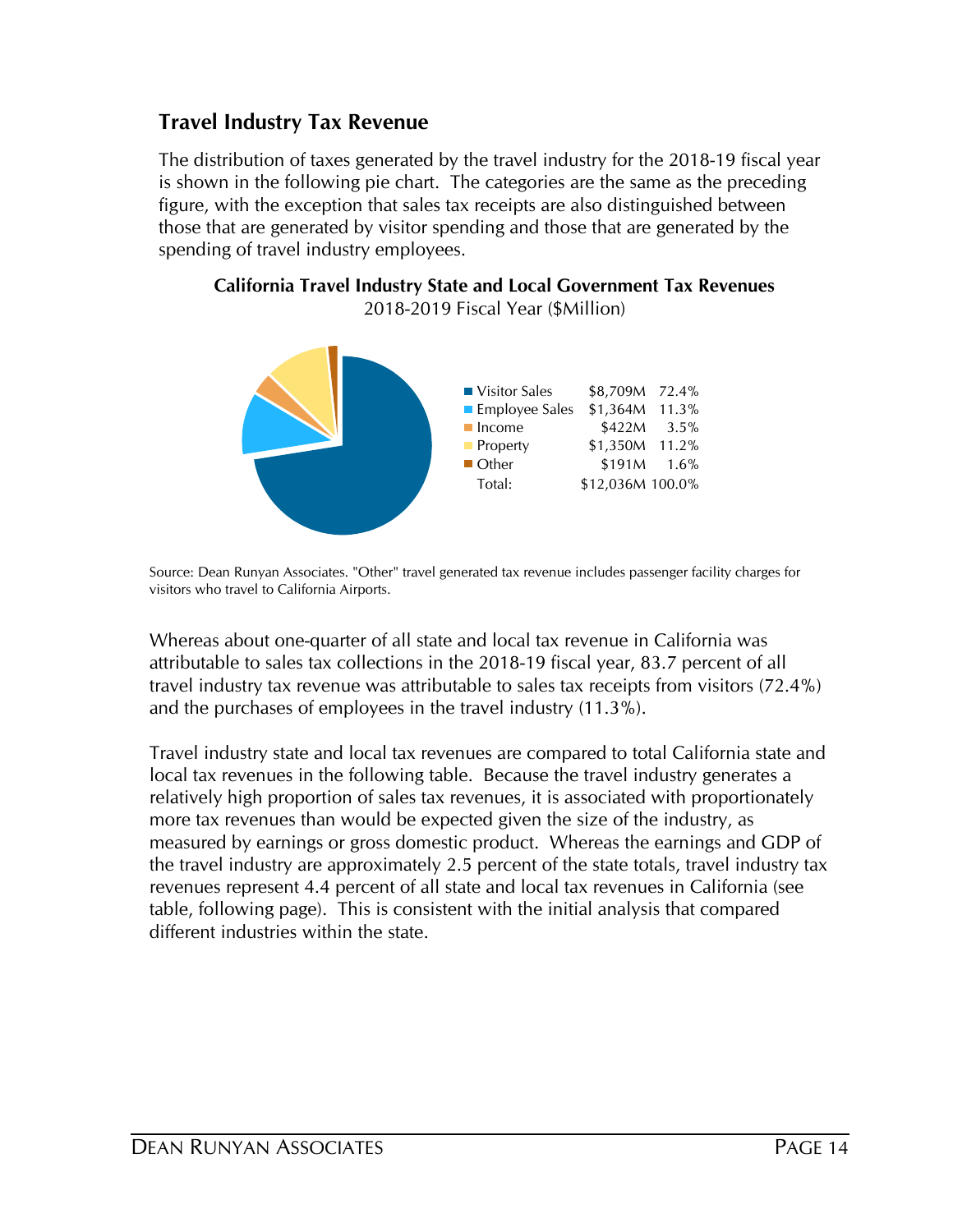## Travel Industry Tax Revenue

The distribution of taxes generated by the travel industry for the 2018-19 fiscal year is shown in the following pie chart. The categories are the same as the preceding figure, with the exception that sales tax receipts are also distinguished between those that are generated by visitor spending and those that are generated by the spending of travel industry employees.

**California Travel Industry State and Local Government Tax Revenues**
2018-2019 Fiscal Year ($Million)

| Category | Amount | Share |
| --- | --- | --- |
| Visitor Sales | $8,709M | 72.4% |
| Employee Sales | $1,364M | 11.3% |
| Income | $422M | 3.5% |
| Property | $1,350M | 11.2% |
| Other | $191M | 1.6% |
| Total: | $12,036M | 100.0% |

Source: Dean Runyan Associates. "Other" travel generated tax revenue includes passenger facility charges for visitors who travel to California Airports.

Whereas about one-quarter of all state and local tax revenue in California was attributable to sales tax collections in the 2018-19 fiscal year, 83.7 percent of all travel industry tax revenue was attributable to sales tax receipts from visitors (72.4%) and the purchases of employees in the travel industry (11.3%).

Travel industry state and local tax revenues are compared to total California state and local tax revenues in the following table. Because the travel industry generates a relatively high proportion of sales tax revenues, it is associated with proportionately more tax revenues than would be expected given the size of the industry, as measured by earnings or gross domestic product. Whereas the earnings and GDP of the travel industry are approximately 2.5 percent of the state totals, travel industry tax revenues represent 4.4 percent of all state and local tax revenues in California (see table, following page). This is consistent with the initial analysis that compared different industries within the state.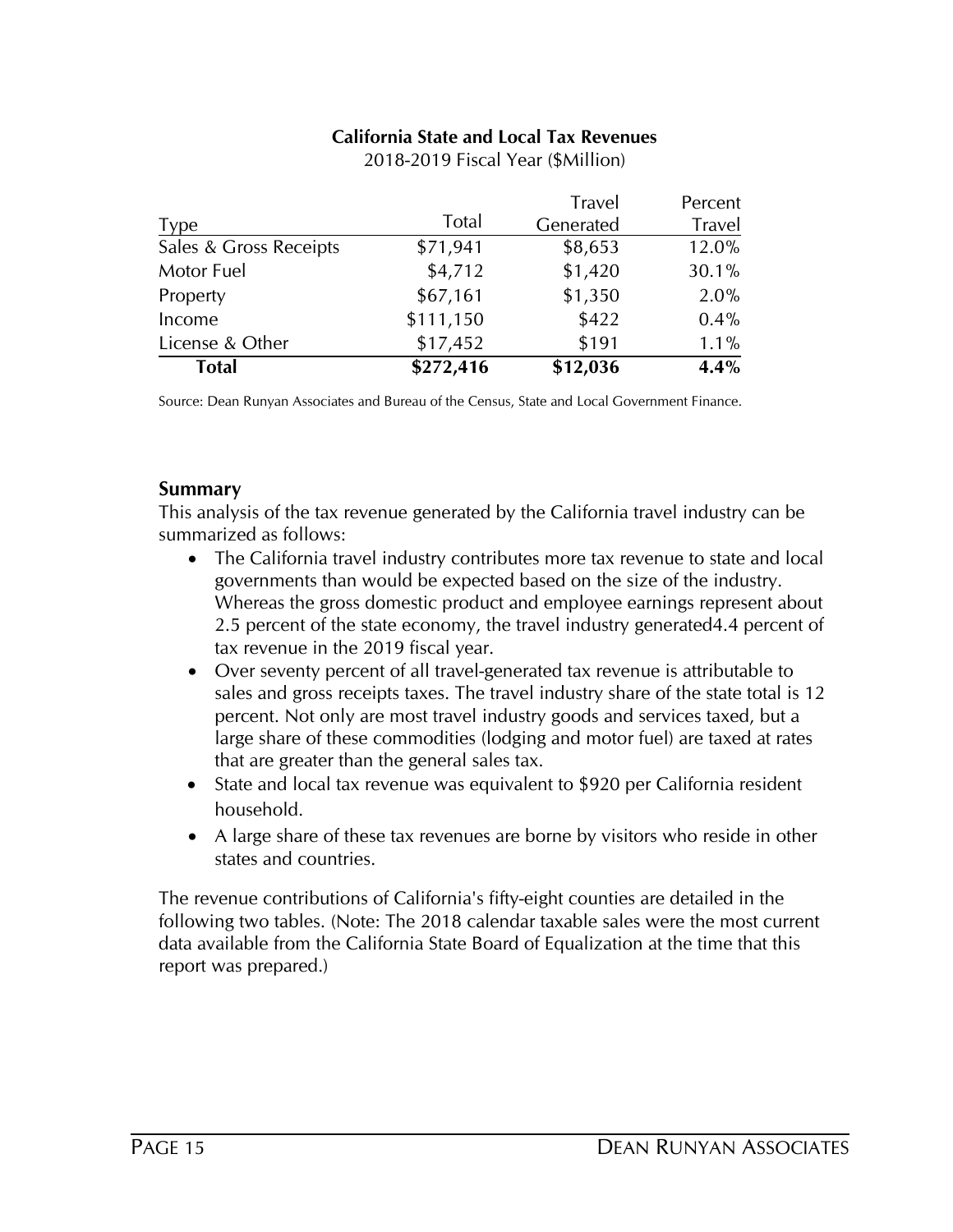**California State and Local Tax Revenues**

2018-2019 Fiscal Year ($Million)

| Type | Total | Travel Generated | Percent Travel |
|---|---|---|---|
| Sales & Gross Receipts | $71,941 | $8,653 | 12.0% |
| Motor Fuel | $4,712 | $1,420 | 30.1% |
| Property | $67,161 | $1,350 | 2.0% |
| Income | $111,150 | $422 | 0.4% |
| License & Other | $17,452 | $191 | 1.1% |
| **Total** | **$272,416** | **$12,036** | **4.4%** |

Source: Dean Runyan Associates and Bureau of the Census, State and Local Government Finance.

### Summary

This analysis of the tax revenue generated by the California travel industry can be summarized as follows:

- The California travel industry contributes more tax revenue to state and local governments than would be expected based on the size of the industry. Whereas the gross domestic product and employee earnings represent about 2.5 percent of the state economy, the travel industry generated4.4 percent of tax revenue in the 2019 fiscal year.
- Over seventy percent of all travel-generated tax revenue is attributable to sales and gross receipts taxes. The travel industry share of the state total is 12 percent. Not only are most travel industry goods and services taxed, but a large share of these commodities (lodging and motor fuel) are taxed at rates that are greater than the general sales tax.
- State and local tax revenue was equivalent to $920 per California resident household.
- A large share of these tax revenues are borne by visitors who reside in other states and countries.

The revenue contributions of California's fifty-eight counties are detailed in the following two tables. (Note: The 2018 calendar taxable sales were the most current data available from the California State Board of Equalization at the time that this report was prepared.)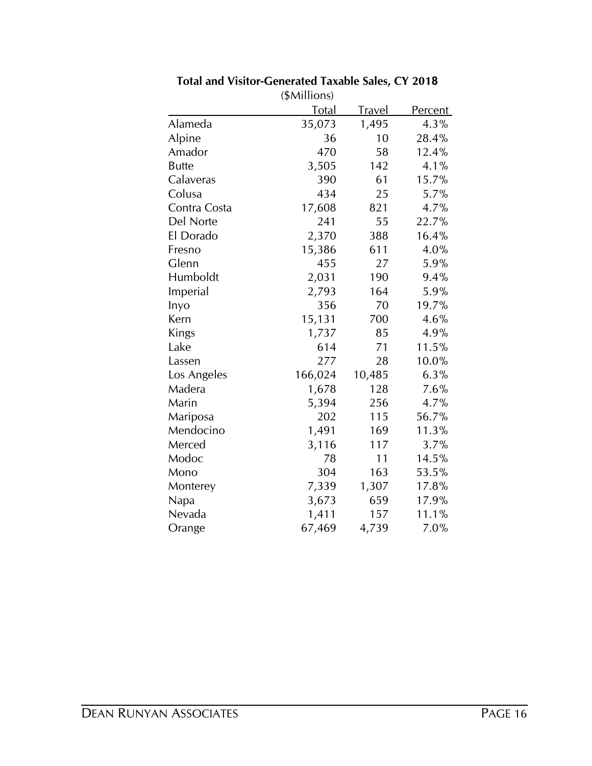**Total and Visitor-Generated Taxable Sales, CY 2018**

($Millions)

| | Total | Travel | Percent |
|---|---|---|---|
| Alameda | 35,073 | 1,495 | 4.3% |
| Alpine | 36 | 10 | 28.4% |
| Amador | 470 | 58 | 12.4% |
| Butte | 3,505 | 142 | 4.1% |
| Calaveras | 390 | 61 | 15.7% |
| Colusa | 434 | 25 | 5.7% |
| Contra Costa | 17,608 | 821 | 4.7% |
| Del Norte | 241 | 55 | 22.7% |
| El Dorado | 2,370 | 388 | 16.4% |
| Fresno | 15,386 | 611 | 4.0% |
| Glenn | 455 | 27 | 5.9% |
| Humboldt | 2,031 | 190 | 9.4% |
| Imperial | 2,793 | 164 | 5.9% |
| Inyo | 356 | 70 | 19.7% |
| Kern | 15,131 | 700 | 4.6% |
| Kings | 1,737 | 85 | 4.9% |
| Lake | 614 | 71 | 11.5% |
| Lassen | 277 | 28 | 10.0% |
| Los Angeles | 166,024 | 10,485 | 6.3% |
| Madera | 1,678 | 128 | 7.6% |
| Marin | 5,394 | 256 | 4.7% |
| Mariposa | 202 | 115 | 56.7% |
| Mendocino | 1,491 | 169 | 11.3% |
| Merced | 3,116 | 117 | 3.7% |
| Modoc | 78 | 11 | 14.5% |
| Mono | 304 | 163 | 53.5% |
| Monterey | 7,339 | 1,307 | 17.8% |
| Napa | 3,673 | 659 | 17.9% |
| Nevada | 1,411 | 157 | 11.1% |
| Orange | 67,469 | 4,739 | 7.0% |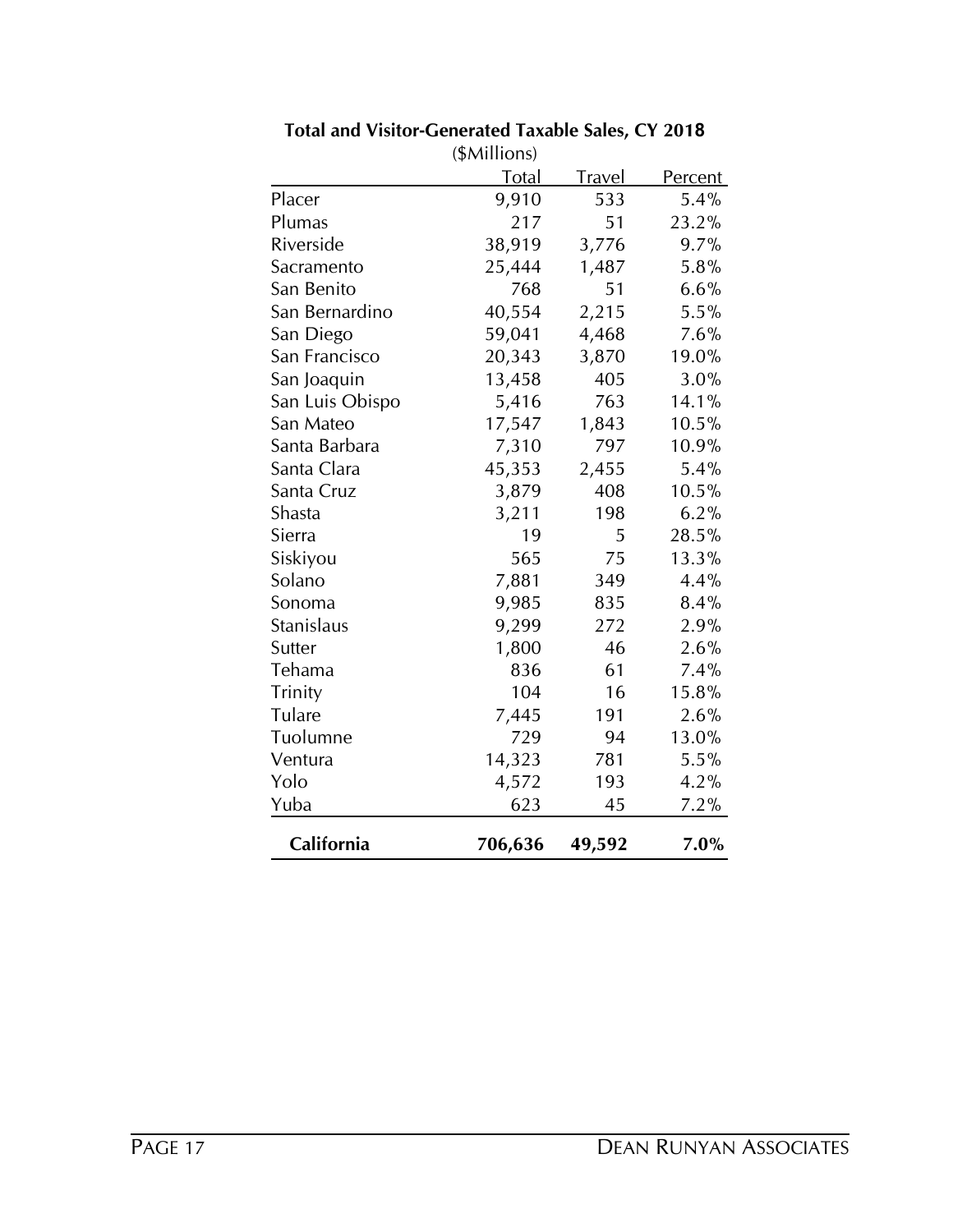**Total and Visitor-Generated Taxable Sales, CY 2018**

($Millions)

| | Total | Travel | Percent |
|---|---|---|---|
| Placer | 9,910 | 533 | 5.4% |
| Plumas | 217 | 51 | 23.2% |
| Riverside | 38,919 | 3,776 | 9.7% |
| Sacramento | 25,444 | 1,487 | 5.8% |
| San Benito | 768 | 51 | 6.6% |
| San Bernardino | 40,554 | 2,215 | 5.5% |
| San Diego | 59,041 | 4,468 | 7.6% |
| San Francisco | 20,343 | 3,870 | 19.0% |
| San Joaquin | 13,458 | 405 | 3.0% |
| San Luis Obispo | 5,416 | 763 | 14.1% |
| San Mateo | 17,547 | 1,843 | 10.5% |
| Santa Barbara | 7,310 | 797 | 10.9% |
| Santa Clara | 45,353 | 2,455 | 5.4% |
| Santa Cruz | 3,879 | 408 | 10.5% |
| Shasta | 3,211 | 198 | 6.2% |
| Sierra | 19 | 5 | 28.5% |
| Siskiyou | 565 | 75 | 13.3% |
| Solano | 7,881 | 349 | 4.4% |
| Sonoma | 9,985 | 835 | 8.4% |
| Stanislaus | 9,299 | 272 | 2.9% |
| Sutter | 1,800 | 46 | 2.6% |
| Tehama | 836 | 61 | 7.4% |
| Trinity | 104 | 16 | 15.8% |
| Tulare | 7,445 | 191 | 2.6% |
| Tuolumne | 729 | 94 | 13.0% |
| Ventura | 14,323 | 781 | 5.5% |
| Yolo | 4,572 | 193 | 4.2% |
| Yuba | 623 | 45 | 7.2% |
| **California** | **706,636** | **49,592** | **7.0%** |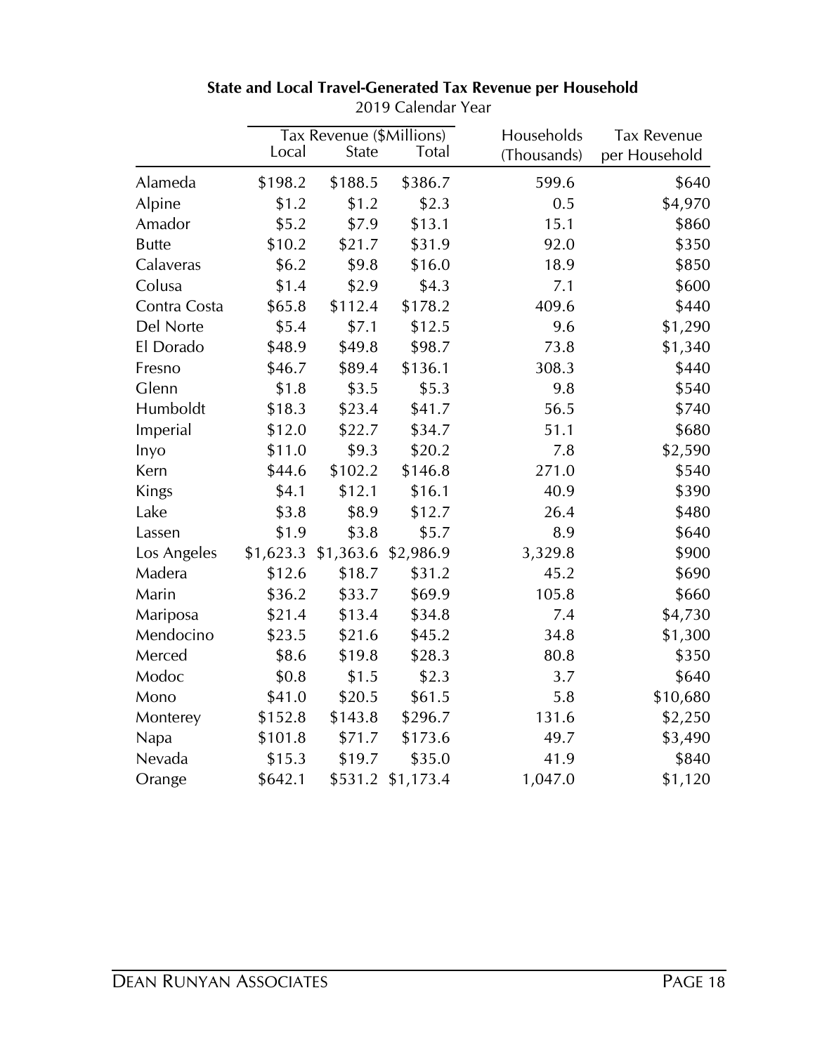**State and Local Travel-Generated Tax Revenue per Household**

2019 Calendar Year

| | Tax Revenue ($Millions) | | | Households | Tax Revenue |
|---|---|---|---|---|---|
| | Local | State | Total | (Thousands) | per Household |
| Alameda | $198.2 | $188.5 | $386.7 | 599.6 | $640 |
| Alpine | $1.2 | $1.2 | $2.3 | 0.5 | $4,970 |
| Amador | $5.2 | $7.9 | $13.1 | 15.1 | $860 |
| Butte | $10.2 | $21.7 | $31.9 | 92.0 | $350 |
| Calaveras | $6.2 | $9.8 | $16.0 | 18.9 | $850 |
| Colusa | $1.4 | $2.9 | $4.3 | 7.1 | $600 |
| Contra Costa | $65.8 | $112.4 | $178.2 | 409.6 | $440 |
| Del Norte | $5.4 | $7.1 | $12.5 | 9.6 | $1,290 |
| El Dorado | $48.9 | $49.8 | $98.7 | 73.8 | $1,340 |
| Fresno | $46.7 | $89.4 | $136.1 | 308.3 | $440 |
| Glenn | $1.8 | $3.5 | $5.3 | 9.8 | $540 |
| Humboldt | $18.3 | $23.4 | $41.7 | 56.5 | $740 |
| Imperial | $12.0 | $22.7 | $34.7 | 51.1 | $680 |
| Inyo | $11.0 | $9.3 | $20.2 | 7.8 | $2,590 |
| Kern | $44.6 | $102.2 | $146.8 | 271.0 | $540 |
| Kings | $4.1 | $12.1 | $16.1 | 40.9 | $390 |
| Lake | $3.8 | $8.9 | $12.7 | 26.4 | $480 |
| Lassen | $1.9 | $3.8 | $5.7 | 8.9 | $640 |
| Los Angeles | $1,623.3 | $1,363.6 | $2,986.9 | 3,329.8 | $900 |
| Madera | $12.6 | $18.7 | $31.2 | 45.2 | $690 |
| Marin | $36.2 | $33.7 | $69.9 | 105.8 | $660 |
| Mariposa | $21.4 | $13.4 | $34.8 | 7.4 | $4,730 |
| Mendocino | $23.5 | $21.6 | $45.2 | 34.8 | $1,300 |
| Merced | $8.6 | $19.8 | $28.3 | 80.8 | $350 |
| Modoc | $0.8 | $1.5 | $2.3 | 3.7 | $640 |
| Mono | $41.0 | $20.5 | $61.5 | 5.8 | $10,680 |
| Monterey | $152.8 | $143.8 | $296.7 | 131.6 | $2,250 |
| Napa | $101.8 | $71.7 | $173.6 | 49.7 | $3,490 |
| Nevada | $15.3 | $19.7 | $35.0 | 41.9 | $840 |
| Orange | $642.1 | $531.2 | $1,173.4 | 1,047.0 | $1,120 |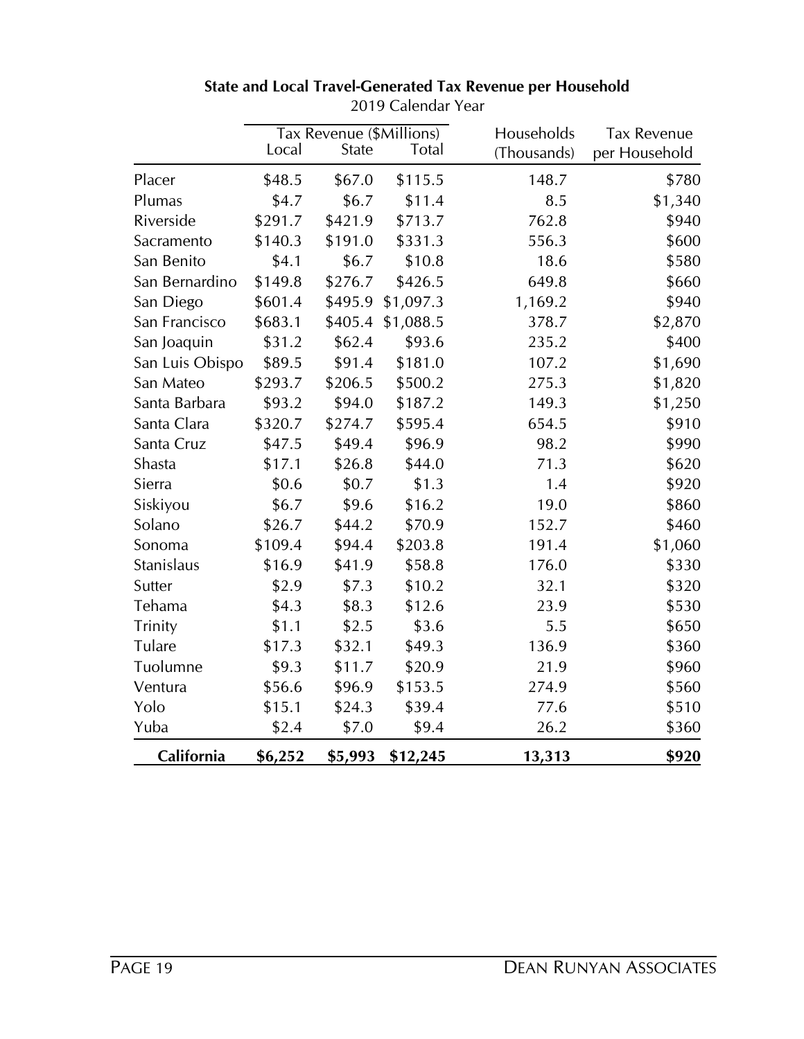**State and Local Travel-Generated Tax Revenue per Household**

2019 Calendar Year

| | Tax Revenue ($Millions) | | | Households | Tax Revenue |
|---|---|---|---|---|---|
| | Local | State | Total | (Thousands) | per Household |
| Placer | $48.5 | $67.0 | $115.5 | 148.7 | $780 |
| Plumas | $4.7 | $6.7 | $11.4 | 8.5 | $1,340 |
| Riverside | $291.7 | $421.9 | $713.7 | 762.8 | $940 |
| Sacramento | $140.3 | $191.0 | $331.3 | 556.3 | $600 |
| San Benito | $4.1 | $6.7 | $10.8 | 18.6 | $580 |
| San Bernardino | $149.8 | $276.7 | $426.5 | 649.8 | $660 |
| San Diego | $601.4 | $495.9 | $1,097.3 | 1,169.2 | $940 |
| San Francisco | $683.1 | $405.4 | $1,088.5 | 378.7 | $2,870 |
| San Joaquin | $31.2 | $62.4 | $93.6 | 235.2 | $400 |
| San Luis Obispo | $89.5 | $91.4 | $181.0 | 107.2 | $1,690 |
| San Mateo | $293.7 | $206.5 | $500.2 | 275.3 | $1,820 |
| Santa Barbara | $93.2 | $94.0 | $187.2 | 149.3 | $1,250 |
| Santa Clara | $320.7 | $274.7 | $595.4 | 654.5 | $910 |
| Santa Cruz | $47.5 | $49.4 | $96.9 | 98.2 | $990 |
| Shasta | $17.1 | $26.8 | $44.0 | 71.3 | $620 |
| Sierra | $0.6 | $0.7 | $1.3 | 1.4 | $920 |
| Siskiyou | $6.7 | $9.6 | $16.2 | 19.0 | $860 |
| Solano | $26.7 | $44.2 | $70.9 | 152.7 | $460 |
| Sonoma | $109.4 | $94.4 | $203.8 | 191.4 | $1,060 |
| Stanislaus | $16.9 | $41.9 | $58.8 | 176.0 | $330 |
| Sutter | $2.9 | $7.3 | $10.2 | 32.1 | $320 |
| Tehama | $4.3 | $8.3 | $12.6 | 23.9 | $530 |
| Trinity | $1.1 | $2.5 | $3.6 | 5.5 | $650 |
| Tulare | $17.3 | $32.1 | $49.3 | 136.9 | $360 |
| Tuolumne | $9.3 | $11.7 | $20.9 | 21.9 | $960 |
| Ventura | $56.6 | $96.9 | $153.5 | 274.9 | $560 |
| Yolo | $15.1 | $24.3 | $39.4 | 77.6 | $510 |
| Yuba | $2.4 | $7.0 | $9.4 | 26.2 | $360 |
| **California** | **$6,252** | **$5,993** | **$12,245** | **13,313** | **$920** |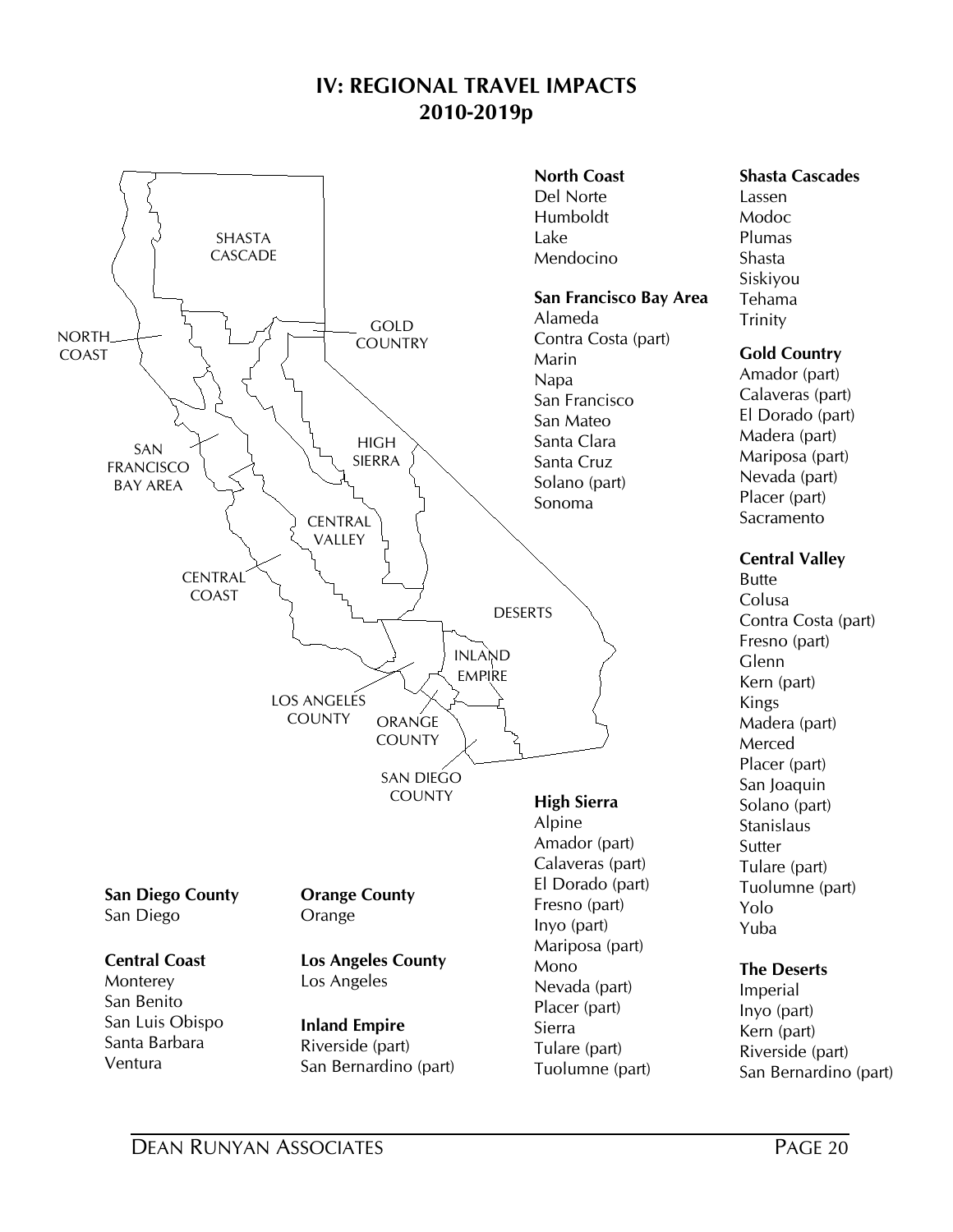# IV: REGIONAL TRAVEL IMPACTS 2010-2019p

**North Coast**
Del Norte
Humboldt
Lake
Mendocino

**San Francisco Bay Area**
Alameda
Contra Costa (part)
Marin
Napa
San Francisco
San Mateo
Santa Clara
Santa Cruz
Solano (part)
Sonoma

**Shasta Cascades**
Lassen
Modoc
Plumas
Shasta
Siskiyou
Tehama
Trinity

**Gold Country**
Amador (part)
Calaveras (part)
El Dorado (part)
Madera (part)
Mariposa (part)
Nevada (part)
Placer (part)
Sacramento

**Central Valley**
Butte
Colusa
Contra Costa (part)
Fresno (part)
Glenn
Kern (part)
Kings
Madera (part)
Merced
Placer (part)
San Joaquin
Solano (part)
Stanislaus
Sutter
Tulare (part)
Tuolumne (part)
Yolo
Yuba

**High Sierra**
Alpine
Amador (part)
Calaveras (part)
El Dorado (part)
Fresno (part)
Inyo (part)
Mariposa (part)
Mono
Nevada (part)
Placer (part)
Sierra
Tulare (part)
Tuolumne (part)

**The Deserts**
Imperial
Inyo (part)
Kern (part)
Riverside (part)
San Bernardino (part)

**San Diego County**
San Diego

**Central Coast**
Monterey
San Benito
San Luis Obispo
Santa Barbara
Ventura

**Orange County**
Orange

**Los Angeles County**
Los Angeles

**Inland Empire**
Riverside (part)
San Bernardino (part)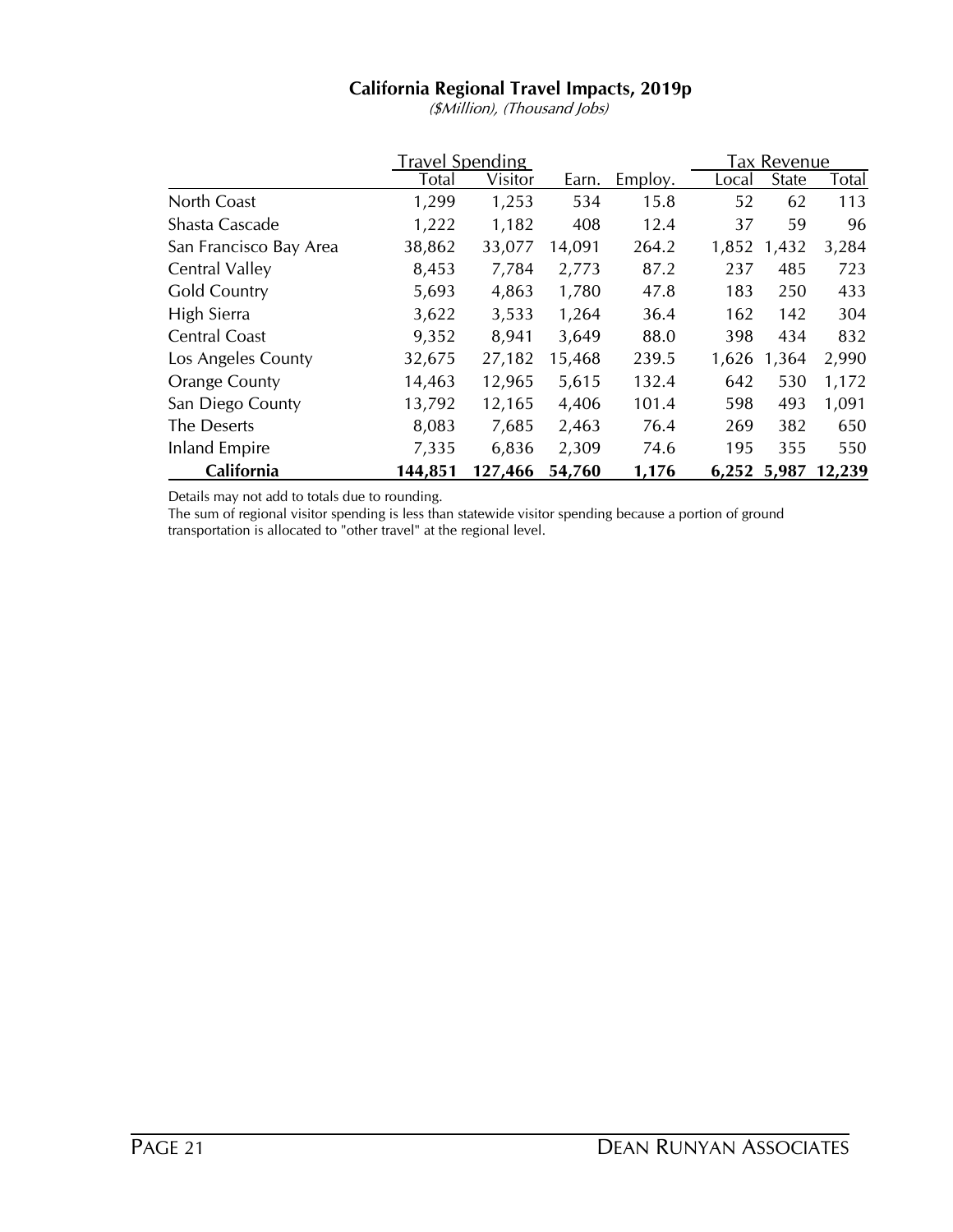## California Regional Travel Impacts, 2019p

*($Million), (Thousand Jobs)*

| | Travel Spending | | | | Tax Revenue | | |
|---|---|---|---|---|---|---|---|
| | Total | Visitor | Earn. | Employ. | Local | State | Total |
| North Coast | 1,299 | 1,253 | 534 | 15.8 | 52 | 62 | 113 |
| Shasta Cascade | 1,222 | 1,182 | 408 | 12.4 | 37 | 59 | 96 |
| San Francisco Bay Area | 38,862 | 33,077 | 14,091 | 264.2 | 1,852 | 1,432 | 3,284 |
| Central Valley | 8,453 | 7,784 | 2,773 | 87.2 | 237 | 485 | 723 |
| Gold Country | 5,693 | 4,863 | 1,780 | 47.8 | 183 | 250 | 433 |
| High Sierra | 3,622 | 3,533 | 1,264 | 36.4 | 162 | 142 | 304 |
| Central Coast | 9,352 | 8,941 | 3,649 | 88.0 | 398 | 434 | 832 |
| Los Angeles County | 32,675 | 27,182 | 15,468 | 239.5 | 1,626 | 1,364 | 2,990 |
| Orange County | 14,463 | 12,965 | 5,615 | 132.4 | 642 | 530 | 1,172 |
| San Diego County | 13,792 | 12,165 | 4,406 | 101.4 | 598 | 493 | 1,091 |
| The Deserts | 8,083 | 7,685 | 2,463 | 76.4 | 269 | 382 | 650 |
| Inland Empire | 7,335 | 6,836 | 2,309 | 74.6 | 195 | 355 | 550 |
| **California** | **144,851** | **127,466** | **54,760** | **1,176** | **6,252** | **5,987** | **12,239** |

Details may not add to totals due to rounding.
The sum of regional visitor spending is less than statewide visitor spending because a portion of ground transportation is allocated to "other travel" at the regional level.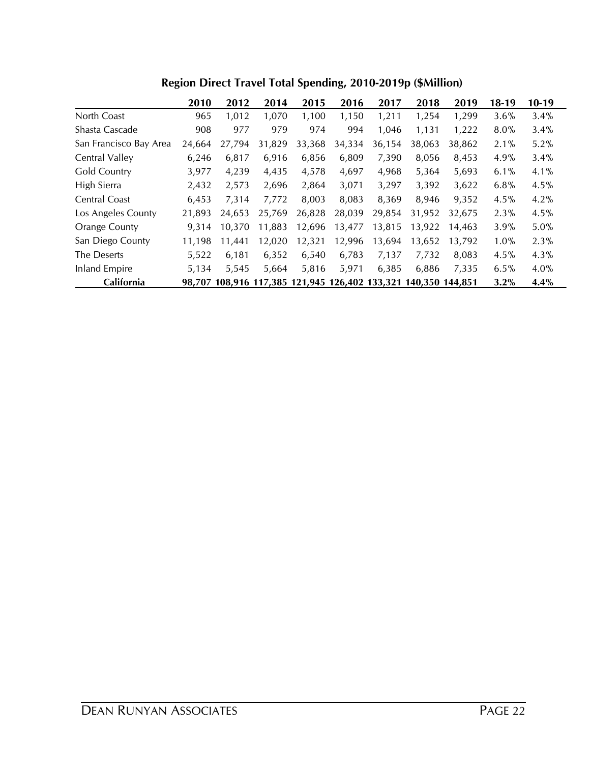## Region Direct Travel Total Spending, 2010-2019p ($Million)

| | 2010 | 2012 | 2014 | 2015 | 2016 | 2017 | 2018 | 2019 | 18-19 | 10-19 |
|---|---|---|---|---|---|---|---|---|---|---|
| North Coast | 965 | 1,012 | 1,070 | 1,100 | 1,150 | 1,211 | 1,254 | 1,299 | 3.6% | 3.4% |
| Shasta Cascade | 908 | 977 | 979 | 974 | 994 | 1,046 | 1,131 | 1,222 | 8.0% | 3.4% |
| San Francisco Bay Area | 24,664 | 27,794 | 31,829 | 33,368 | 34,334 | 36,154 | 38,063 | 38,862 | 2.1% | 5.2% |
| Central Valley | 6,246 | 6,817 | 6,916 | 6,856 | 6,809 | 7,390 | 8,056 | 8,453 | 4.9% | 3.4% |
| Gold Country | 3,977 | 4,239 | 4,435 | 4,578 | 4,697 | 4,968 | 5,364 | 5,693 | 6.1% | 4.1% |
| High Sierra | 2,432 | 2,573 | 2,696 | 2,864 | 3,071 | 3,297 | 3,392 | 3,622 | 6.8% | 4.5% |
| Central Coast | 6,453 | 7,314 | 7,772 | 8,003 | 8,083 | 8,369 | 8,946 | 9,352 | 4.5% | 4.2% |
| Los Angeles County | 21,893 | 24,653 | 25,769 | 26,828 | 28,039 | 29,854 | 31,952 | 32,675 | 2.3% | 4.5% |
| Orange County | 9,314 | 10,370 | 11,883 | 12,696 | 13,477 | 13,815 | 13,922 | 14,463 | 3.9% | 5.0% |
| San Diego County | 11,198 | 11,441 | 12,020 | 12,321 | 12,996 | 13,694 | 13,652 | 13,792 | 1.0% | 2.3% |
| The Deserts | 5,522 | 6,181 | 6,352 | 6,540 | 6,783 | 7,137 | 7,732 | 8,083 | 4.5% | 4.3% |
| Inland Empire | 5,134 | 5,545 | 5,664 | 5,816 | 5,971 | 6,385 | 6,886 | 7,335 | 6.5% | 4.0% |
| **California** | **98,707** | **108,916** | **117,385** | **121,945** | **126,402** | **133,321** | **140,350** | **144,851** | **3.2%** | **4.4%** |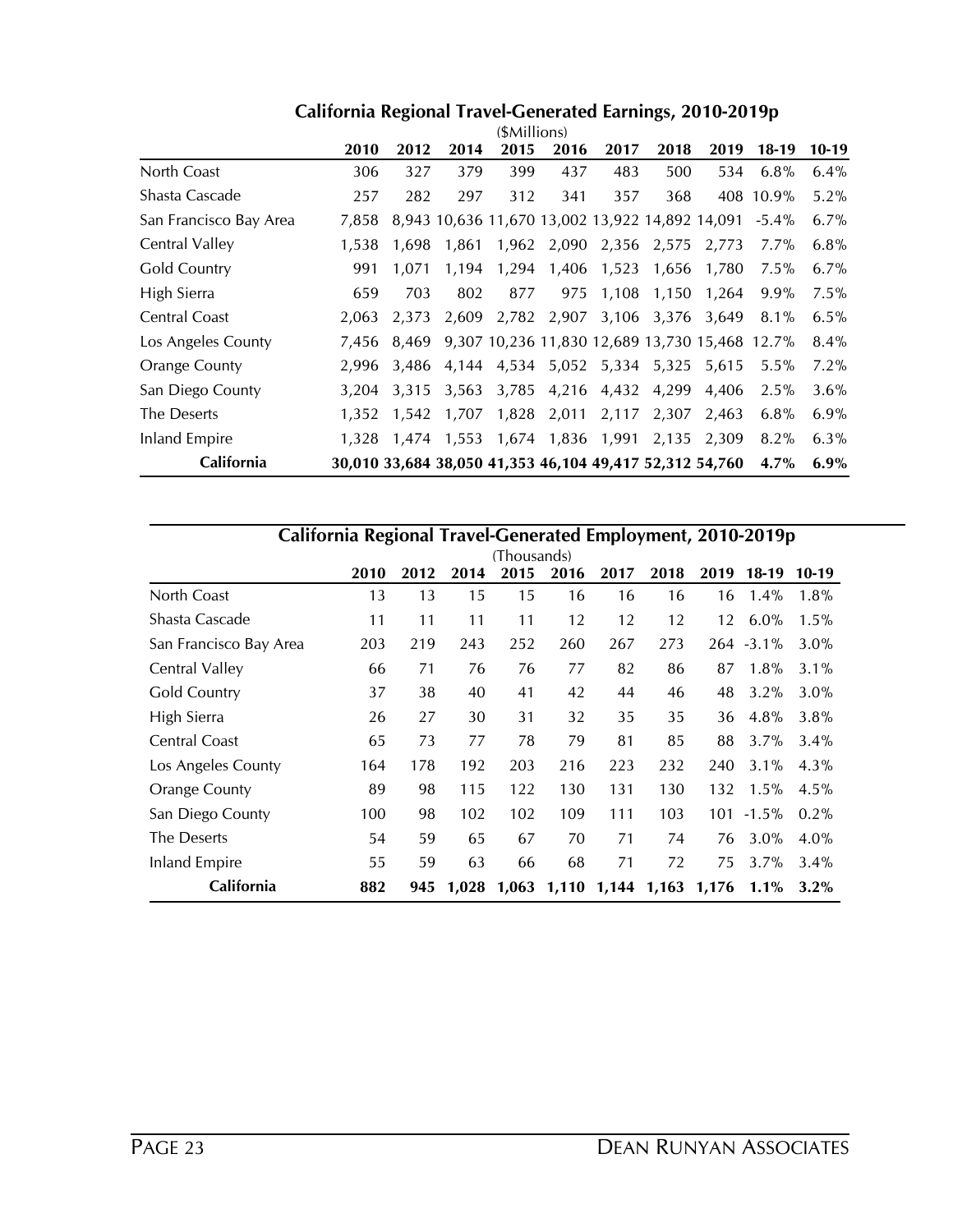## California Regional Travel-Generated Earnings, 2010-2019p

($Millions)

| | 2010 | 2012 | 2014 | 2015 | 2016 | 2017 | 2018 | 2019 | 18-19 | 10-19 |
|---|---|---|---|---|---|---|---|---|---|---|
| North Coast | 306 | 327 | 379 | 399 | 437 | 483 | 500 | 534 | 6.8% | 6.4% |
| Shasta Cascade | 257 | 282 | 297 | 312 | 341 | 357 | 368 | 408 | 10.9% | 5.2% |
| San Francisco Bay Area | 7,858 | 8,943 | 10,636 | 11,670 | 13,002 | 13,922 | 14,892 | 14,091 | -5.4% | 6.7% |
| Central Valley | 1,538 | 1,698 | 1,861 | 1,962 | 2,090 | 2,356 | 2,575 | 2,773 | 7.7% | 6.8% |
| Gold Country | 991 | 1,071 | 1,194 | 1,294 | 1,406 | 1,523 | 1,656 | 1,780 | 7.5% | 6.7% |
| High Sierra | 659 | 703 | 802 | 877 | 975 | 1,108 | 1,150 | 1,264 | 9.9% | 7.5% |
| Central Coast | 2,063 | 2,373 | 2,609 | 2,782 | 2,907 | 3,106 | 3,376 | 3,649 | 8.1% | 6.5% |
| Los Angeles County | 7,456 | 8,469 | 9,307 | 10,236 | 11,830 | 12,689 | 13,730 | 15,468 | 12.7% | 8.4% |
| Orange County | 2,996 | 3,486 | 4,144 | 4,534 | 5,052 | 5,334 | 5,325 | 5,615 | 5.5% | 7.2% |
| San Diego County | 3,204 | 3,315 | 3,563 | 3,785 | 4,216 | 4,432 | 4,299 | 4,406 | 2.5% | 3.6% |
| The Deserts | 1,352 | 1,542 | 1,707 | 1,828 | 2,011 | 2,117 | 2,307 | 2,463 | 6.8% | 6.9% |
| Inland Empire | 1,328 | 1,474 | 1,553 | 1,674 | 1,836 | 1,991 | 2,135 | 2,309 | 8.2% | 6.3% |
| **California** | **30,010** | **33,684** | **38,050** | **41,353** | **46,104** | **49,417** | **52,312** | **54,760** | **4.7%** | **6.9%** |

## California Regional Travel-Generated Employment, 2010-2019p

(Thousands)

| | 2010 | 2012 | 2014 | 2015 | 2016 | 2017 | 2018 | 2019 | 18-19 | 10-19 |
|---|---|---|---|---|---|---|---|---|---|---|
| North Coast | 13 | 13 | 15 | 15 | 16 | 16 | 16 | 16 | 1.4% | 1.8% |
| Shasta Cascade | 11 | 11 | 11 | 11 | 12 | 12 | 12 | 12 | 6.0% | 1.5% |
| San Francisco Bay Area | 203 | 219 | 243 | 252 | 260 | 267 | 273 | 264 | -3.1% | 3.0% |
| Central Valley | 66 | 71 | 76 | 76 | 77 | 82 | 86 | 87 | 1.8% | 3.1% |
| Gold Country | 37 | 38 | 40 | 41 | 42 | 44 | 46 | 48 | 3.2% | 3.0% |
| High Sierra | 26 | 27 | 30 | 31 | 32 | 35 | 35 | 36 | 4.8% | 3.8% |
| Central Coast | 65 | 73 | 77 | 78 | 79 | 81 | 85 | 88 | 3.7% | 3.4% |
| Los Angeles County | 164 | 178 | 192 | 203 | 216 | 223 | 232 | 240 | 3.1% | 4.3% |
| Orange County | 89 | 98 | 115 | 122 | 130 | 131 | 130 | 132 | 1.5% | 4.5% |
| San Diego County | 100 | 98 | 102 | 102 | 109 | 111 | 103 | 101 | -1.5% | 0.2% |
| The Deserts | 54 | 59 | 65 | 67 | 70 | 71 | 74 | 76 | 3.0% | 4.0% |
| Inland Empire | 55 | 59 | 63 | 66 | 68 | 71 | 72 | 75 | 3.7% | 3.4% |
| **California** | **882** | **945** | **1,028** | **1,063** | **1,110** | **1,144** | **1,163** | **1,176** | **1.1%** | **3.2%** |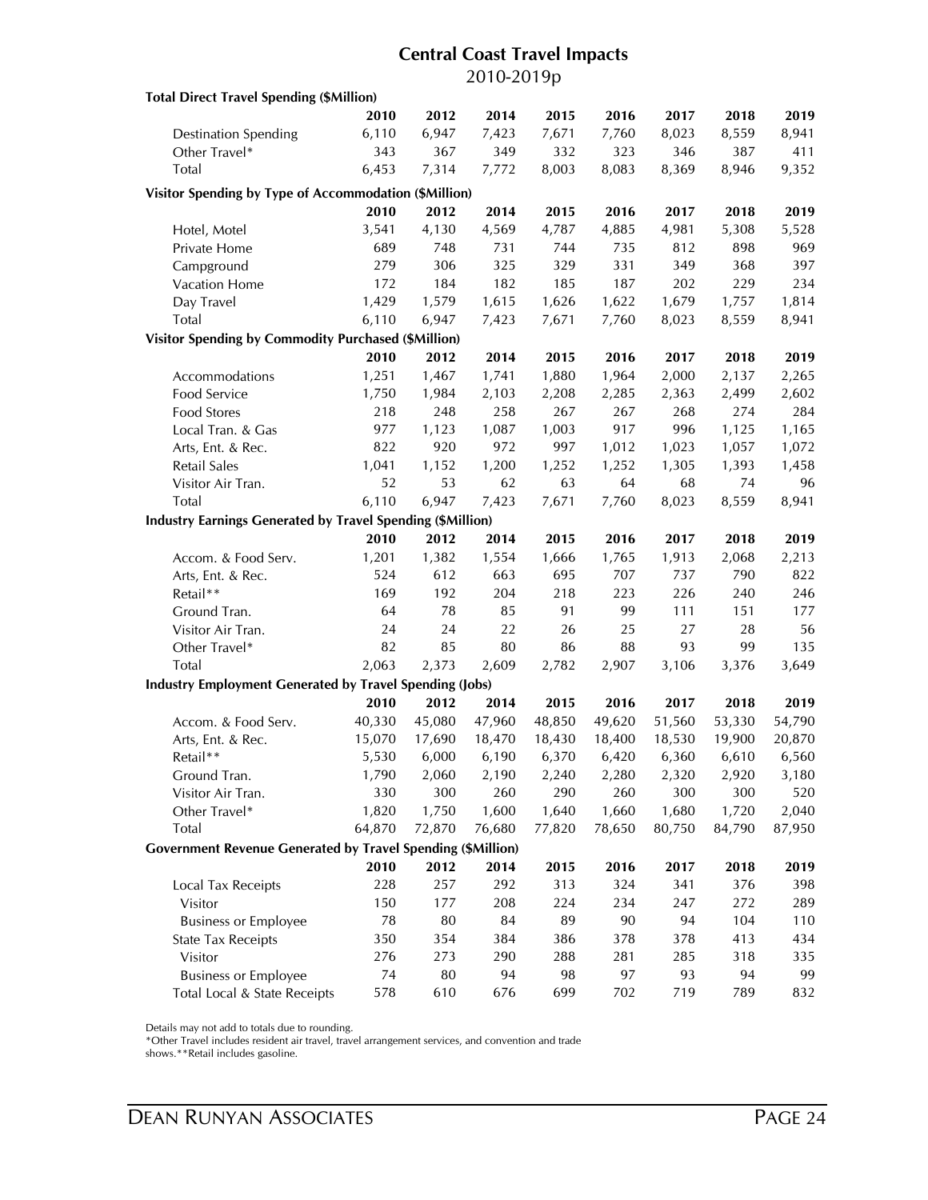## Central Coast Travel Impacts

2010-2019p

**Total Direct Travel Spending ($Million)**

| | 2010 | 2012 | 2014 | 2015 | 2016 | 2017 | 2018 | 2019 |
|---|---|---|---|---|---|---|---|---|
| Destination Spending | 6,110 | 6,947 | 7,423 | 7,671 | 7,760 | 8,023 | 8,559 | 8,941 |
| Other Travel* | 343 | 367 | 349 | 332 | 323 | 346 | 387 | 411 |
| Total | 6,453 | 7,314 | 7,772 | 8,003 | 8,083 | 8,369 | 8,946 | 9,352 |

**Visitor Spending by Type of Accommodation ($Million)**

| | 2010 | 2012 | 2014 | 2015 | 2016 | 2017 | 2018 | 2019 |
|---|---|---|---|---|---|---|---|---|
| Hotel, Motel | 3,541 | 4,130 | 4,569 | 4,787 | 4,885 | 4,981 | 5,308 | 5,528 |
| Private Home | 689 | 748 | 731 | 744 | 735 | 812 | 898 | 969 |
| Campground | 279 | 306 | 325 | 329 | 331 | 349 | 368 | 397 |
| Vacation Home | 172 | 184 | 182 | 185 | 187 | 202 | 229 | 234 |
| Day Travel | 1,429 | 1,579 | 1,615 | 1,626 | 1,622 | 1,679 | 1,757 | 1,814 |
| Total | 6,110 | 6,947 | 7,423 | 7,671 | 7,760 | 8,023 | 8,559 | 8,941 |

**Visitor Spending by Commodity Purchased ($Million)**

| | 2010 | 2012 | 2014 | 2015 | 2016 | 2017 | 2018 | 2019 |
|---|---|---|---|---|---|---|---|---|
| Accommodations | 1,251 | 1,467 | 1,741 | 1,880 | 1,964 | 2,000 | 2,137 | 2,265 |
| Food Service | 1,750 | 1,984 | 2,103 | 2,208 | 2,285 | 2,363 | 2,499 | 2,602 |
| Food Stores | 218 | 248 | 258 | 267 | 267 | 268 | 274 | 284 |
| Local Tran. & Gas | 977 | 1,123 | 1,087 | 1,003 | 917 | 996 | 1,125 | 1,165 |
| Arts, Ent. & Rec. | 822 | 920 | 972 | 997 | 1,012 | 1,023 | 1,057 | 1,072 |
| Retail Sales | 1,041 | 1,152 | 1,200 | 1,252 | 1,252 | 1,305 | 1,393 | 1,458 |
| Visitor Air Tran. | 52 | 53 | 62 | 63 | 64 | 68 | 74 | 96 |
| Total | 6,110 | 6,947 | 7,423 | 7,671 | 7,760 | 8,023 | 8,559 | 8,941 |

**Industry Earnings Generated by Travel Spending ($Million)**

| | 2010 | 2012 | 2014 | 2015 | 2016 | 2017 | 2018 | 2019 |
|---|---|---|---|---|---|---|---|---|
| Accom. & Food Serv. | 1,201 | 1,382 | 1,554 | 1,666 | 1,765 | 1,913 | 2,068 | 2,213 |
| Arts, Ent. & Rec. | 524 | 612 | 663 | 695 | 707 | 737 | 790 | 822 |
| Retail** | 169 | 192 | 204 | 218 | 223 | 226 | 240 | 246 |
| Ground Tran. | 64 | 78 | 85 | 91 | 99 | 111 | 151 | 177 |
| Visitor Air Tran. | 24 | 24 | 22 | 26 | 25 | 27 | 28 | 56 |
| Other Travel* | 82 | 85 | 80 | 86 | 88 | 93 | 99 | 135 |
| Total | 2,063 | 2,373 | 2,609 | 2,782 | 2,907 | 3,106 | 3,376 | 3,649 |

**Industry Employment Generated by Travel Spending (Jobs)**

| | 2010 | 2012 | 2014 | 2015 | 2016 | 2017 | 2018 | 2019 |
|---|---|---|---|---|---|---|---|---|
| Accom. & Food Serv. | 40,330 | 45,080 | 47,960 | 48,850 | 49,620 | 51,560 | 53,330 | 54,790 |
| Arts, Ent. & Rec. | 15,070 | 17,690 | 18,470 | 18,430 | 18,400 | 18,530 | 19,900 | 20,870 |
| Retail** | 5,530 | 6,000 | 6,190 | 6,370 | 6,420 | 6,360 | 6,610 | 6,560 |
| Ground Tran. | 1,790 | 2,060 | 2,190 | 2,240 | 2,280 | 2,320 | 2,920 | 3,180 |
| Visitor Air Tran. | 330 | 300 | 260 | 290 | 260 | 300 | 300 | 520 |
| Other Travel* | 1,820 | 1,750 | 1,600 | 1,640 | 1,660 | 1,680 | 1,720 | 2,040 |
| Total | 64,870 | 72,870 | 76,680 | 77,820 | 78,650 | 80,750 | 84,790 | 87,950 |

**Government Revenue Generated by Travel Spending ($Million)**

| | 2010 | 2012 | 2014 | 2015 | 2016 | 2017 | 2018 | 2019 |
|---|---|---|---|---|---|---|---|---|
| Local Tax Receipts | 228 | 257 | 292 | 313 | 324 | 341 | 376 | 398 |
| Visitor | 150 | 177 | 208 | 224 | 234 | 247 | 272 | 289 |
| Business or Employee | 78 | 80 | 84 | 89 | 90 | 94 | 104 | 110 |
| State Tax Receipts | 350 | 354 | 384 | 386 | 378 | 378 | 413 | 434 |
| Visitor | 276 | 273 | 290 | 288 | 281 | 285 | 318 | 335 |
| Business or Employee | 74 | 80 | 94 | 98 | 97 | 93 | 94 | 99 |
| Total Local & State Receipts | 578 | 610 | 676 | 699 | 702 | 719 | 789 | 832 |

Details may not add to totals due to rounding.
*Other Travel includes resident air travel, travel arrangement services, and convention and trade shows.**Retail includes gasoline.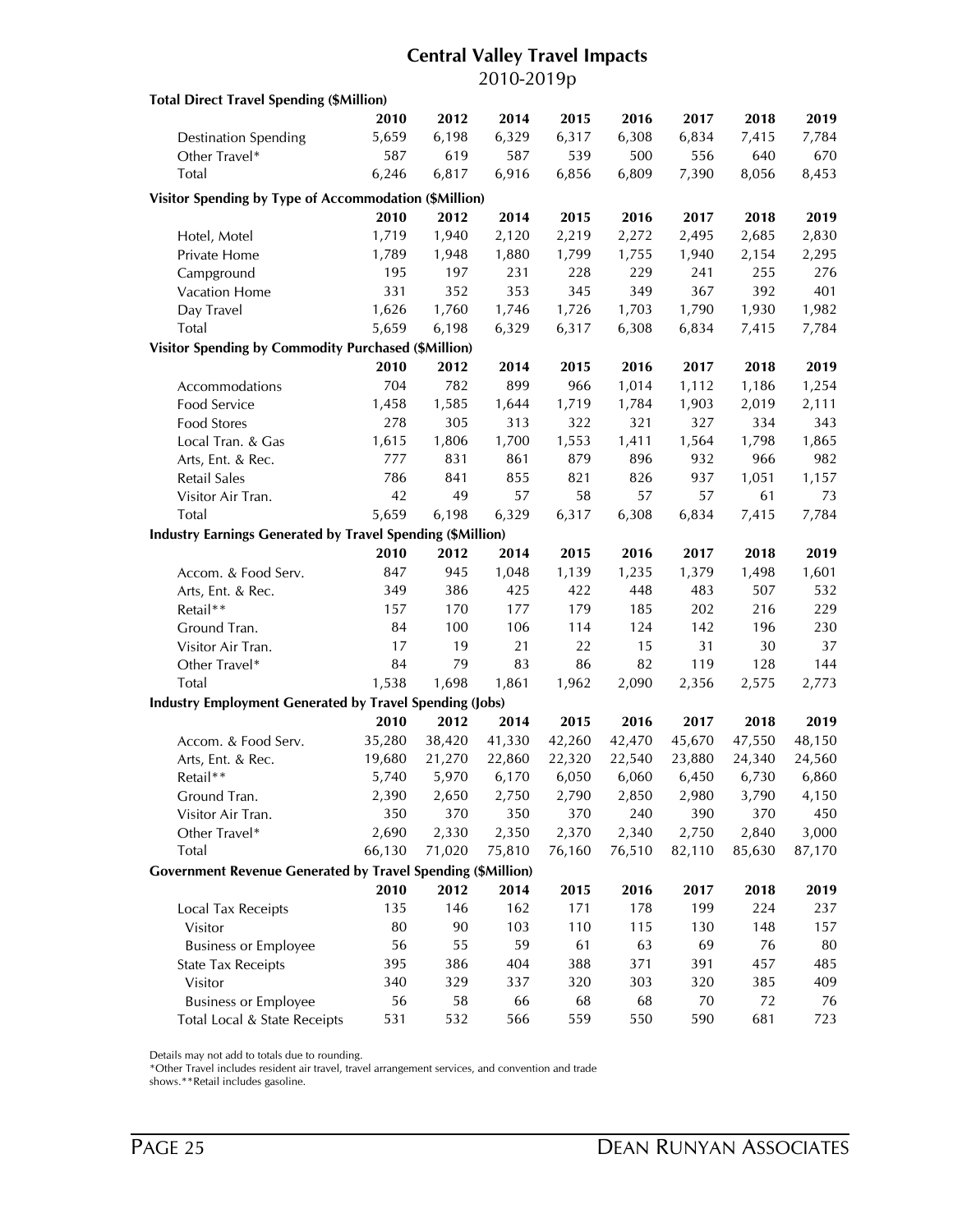## Central Valley Travel Impacts

2010-2019p

| **Total Direct Travel Spending ($Million)** | **2010** | **2012** | **2014** | **2015** | **2016** | **2017** | **2018** | **2019** |
|---|---|---|---|---|---|---|---|---|
| Destination Spending | 5,659 | 6,198 | 6,329 | 6,317 | 6,308 | 6,834 | 7,415 | 7,784 |
| Other Travel* | 587 | 619 | 587 | 539 | 500 | 556 | 640 | 670 |
| Total | 6,246 | 6,817 | 6,916 | 6,856 | 6,809 | 7,390 | 8,056 | 8,453 |
| **Visitor Spending by Type of Accommodation ($Million)** | **2010** | **2012** | **2014** | **2015** | **2016** | **2017** | **2018** | **2019** |
| Hotel, Motel | 1,719 | 1,940 | 2,120 | 2,219 | 2,272 | 2,495 | 2,685 | 2,830 |
| Private Home | 1,789 | 1,948 | 1,880 | 1,799 | 1,755 | 1,940 | 2,154 | 2,295 |
| Campground | 195 | 197 | 231 | 228 | 229 | 241 | 255 | 276 |
| Vacation Home | 331 | 352 | 353 | 345 | 349 | 367 | 392 | 401 |
| Day Travel | 1,626 | 1,760 | 1,746 | 1,726 | 1,703 | 1,790 | 1,930 | 1,982 |
| Total | 5,659 | 6,198 | 6,329 | 6,317 | 6,308 | 6,834 | 7,415 | 7,784 |
| **Visitor Spending by Commodity Purchased ($Million)** | **2010** | **2012** | **2014** | **2015** | **2016** | **2017** | **2018** | **2019** |
| Accommodations | 704 | 782 | 899 | 966 | 1,014 | 1,112 | 1,186 | 1,254 |
| Food Service | 1,458 | 1,585 | 1,644 | 1,719 | 1,784 | 1,903 | 2,019 | 2,111 |
| Food Stores | 278 | 305 | 313 | 322 | 321 | 327 | 334 | 343 |
| Local Tran. & Gas | 1,615 | 1,806 | 1,700 | 1,553 | 1,411 | 1,564 | 1,798 | 1,865 |
| Arts, Ent. & Rec. | 777 | 831 | 861 | 879 | 896 | 932 | 966 | 982 |
| Retail Sales | 786 | 841 | 855 | 821 | 826 | 937 | 1,051 | 1,157 |
| Visitor Air Tran. | 42 | 49 | 57 | 58 | 57 | 57 | 61 | 73 |
| Total | 5,659 | 6,198 | 6,329 | 6,317 | 6,308 | 6,834 | 7,415 | 7,784 |
| **Industry Earnings Generated by Travel Spending ($Million)** | **2010** | **2012** | **2014** | **2015** | **2016** | **2017** | **2018** | **2019** |
| Accom. & Food Serv. | 847 | 945 | 1,048 | 1,139 | 1,235 | 1,379 | 1,498 | 1,601 |
| Arts, Ent. & Rec. | 349 | 386 | 425 | 422 | 448 | 483 | 507 | 532 |
| Retail** | 157 | 170 | 177 | 179 | 185 | 202 | 216 | 229 |
| Ground Tran. | 84 | 100 | 106 | 114 | 124 | 142 | 196 | 230 |
| Visitor Air Tran. | 17 | 19 | 21 | 22 | 15 | 31 | 30 | 37 |
| Other Travel* | 84 | 79 | 83 | 86 | 82 | 119 | 128 | 144 |
| Total | 1,538 | 1,698 | 1,861 | 1,962 | 2,090 | 2,356 | 2,575 | 2,773 |
| **Industry Employment Generated by Travel Spending (Jobs)** | **2010** | **2012** | **2014** | **2015** | **2016** | **2017** | **2018** | **2019** |
| Accom. & Food Serv. | 35,280 | 38,420 | 41,330 | 42,260 | 42,470 | 45,670 | 47,550 | 48,150 |
| Arts, Ent. & Rec. | 19,680 | 21,270 | 22,860 | 22,320 | 22,540 | 23,880 | 24,340 | 24,560 |
| Retail** | 5,740 | 5,970 | 6,170 | 6,050 | 6,060 | 6,450 | 6,730 | 6,860 |
| Ground Tran. | 2,390 | 2,650 | 2,750 | 2,790 | 2,850 | 2,980 | 3,790 | 4,150 |
| Visitor Air Tran. | 350 | 370 | 350 | 370 | 240 | 390 | 370 | 450 |
| Other Travel* | 2,690 | 2,330 | 2,350 | 2,370 | 2,340 | 2,750 | 2,840 | 3,000 |
| Total | 66,130 | 71,020 | 75,810 | 76,160 | 76,510 | 82,110 | 85,630 | 87,170 |
| **Government Revenue Generated by Travel Spending ($Million)** | **2010** | **2012** | **2014** | **2015** | **2016** | **2017** | **2018** | **2019** |
| Local Tax Receipts | 135 | 146 | 162 | 171 | 178 | 199 | 224 | 237 |
| Visitor | 80 | 90 | 103 | 110 | 115 | 130 | 148 | 157 |
| Business or Employee | 56 | 55 | 59 | 61 | 63 | 69 | 76 | 80 |
| State Tax Receipts | 395 | 386 | 404 | 388 | 371 | 391 | 457 | 485 |
| Visitor | 340 | 329 | 337 | 320 | 303 | 320 | 385 | 409 |
| Business or Employee | 56 | 58 | 66 | 68 | 68 | 70 | 72 | 76 |
| Total Local & State Receipts | 531 | 532 | 566 | 559 | 550 | 590 | 681 | 723 |

Details may not add to totals due to rounding.
*Other Travel includes resident air travel, travel arrangement services, and convention and trade shows.**Retail includes gasoline.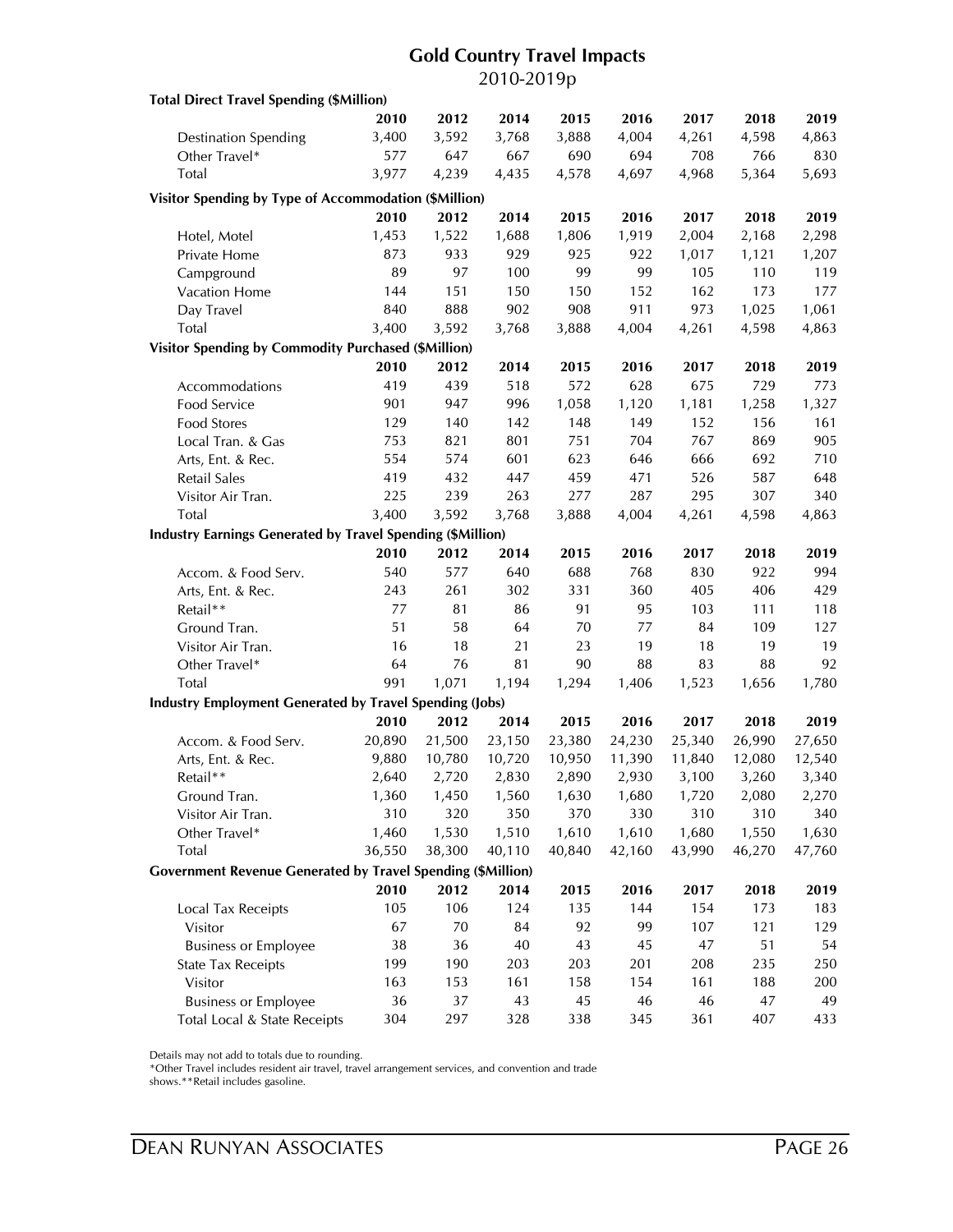# Gold Country Travel Impacts

2010-2019p

**Total Direct Travel Spending ($Million)**

| | 2010 | 2012 | 2014 | 2015 | 2016 | 2017 | 2018 | 2019 |
|---|---|---|---|---|---|---|---|---|
| Destination Spending | 3,400 | 3,592 | 3,768 | 3,888 | 4,004 | 4,261 | 4,598 | 4,863 |
| Other Travel* | 577 | 647 | 667 | 690 | 694 | 708 | 766 | 830 |
| Total | 3,977 | 4,239 | 4,435 | 4,578 | 4,697 | 4,968 | 5,364 | 5,693 |

**Visitor Spending by Type of Accommodation ($Million)**

| | 2010 | 2012 | 2014 | 2015 | 2016 | 2017 | 2018 | 2019 |
|---|---|---|---|---|---|---|---|---|
| Hotel, Motel | 1,453 | 1,522 | 1,688 | 1,806 | 1,919 | 2,004 | 2,168 | 2,298 |
| Private Home | 873 | 933 | 929 | 925 | 922 | 1,017 | 1,121 | 1,207 |
| Campground | 89 | 97 | 100 | 99 | 99 | 105 | 110 | 119 |
| Vacation Home | 144 | 151 | 150 | 150 | 152 | 162 | 173 | 177 |
| Day Travel | 840 | 888 | 902 | 908 | 911 | 973 | 1,025 | 1,061 |
| Total | 3,400 | 3,592 | 3,768 | 3,888 | 4,004 | 4,261 | 4,598 | 4,863 |

**Visitor Spending by Commodity Purchased ($Million)**

| | 2010 | 2012 | 2014 | 2015 | 2016 | 2017 | 2018 | 2019 |
|---|---|---|---|---|---|---|---|---|
| Accommodations | 419 | 439 | 518 | 572 | 628 | 675 | 729 | 773 |
| Food Service | 901 | 947 | 996 | 1,058 | 1,120 | 1,181 | 1,258 | 1,327 |
| Food Stores | 129 | 140 | 142 | 148 | 149 | 152 | 156 | 161 |
| Local Tran. & Gas | 753 | 821 | 801 | 751 | 704 | 767 | 869 | 905 |
| Arts, Ent. & Rec. | 554 | 574 | 601 | 623 | 646 | 666 | 692 | 710 |
| Retail Sales | 419 | 432 | 447 | 459 | 471 | 526 | 587 | 648 |
| Visitor Air Tran. | 225 | 239 | 263 | 277 | 287 | 295 | 307 | 340 |
| Total | 3,400 | 3,592 | 3,768 | 3,888 | 4,004 | 4,261 | 4,598 | 4,863 |

**Industry Earnings Generated by Travel Spending ($Million)**

| | 2010 | 2012 | 2014 | 2015 | 2016 | 2017 | 2018 | 2019 |
|---|---|---|---|---|---|---|---|---|
| Accom. & Food Serv. | 540 | 577 | 640 | 688 | 768 | 830 | 922 | 994 |
| Arts, Ent. & Rec. | 243 | 261 | 302 | 331 | 360 | 405 | 406 | 429 |
| Retail** | 77 | 81 | 86 | 91 | 95 | 103 | 111 | 118 |
| Ground Tran. | 51 | 58 | 64 | 70 | 77 | 84 | 109 | 127 |
| Visitor Air Tran. | 16 | 18 | 21 | 23 | 19 | 18 | 19 | 19 |
| Other Travel* | 64 | 76 | 81 | 90 | 88 | 83 | 88 | 92 |
| Total | 991 | 1,071 | 1,194 | 1,294 | 1,406 | 1,523 | 1,656 | 1,780 |

**Industry Employment Generated by Travel Spending (Jobs)**

| | 2010 | 2012 | 2014 | 2015 | 2016 | 2017 | 2018 | 2019 |
|---|---|---|---|---|---|---|---|---|
| Accom. & Food Serv. | 20,890 | 21,500 | 23,150 | 23,380 | 24,230 | 25,340 | 26,990 | 27,650 |
| Arts, Ent. & Rec. | 9,880 | 10,780 | 10,720 | 10,950 | 11,390 | 11,840 | 12,080 | 12,540 |
| Retail** | 2,640 | 2,720 | 2,830 | 2,890 | 2,930 | 3,100 | 3,260 | 3,340 |
| Ground Tran. | 1,360 | 1,450 | 1,560 | 1,630 | 1,680 | 1,720 | 2,080 | 2,270 |
| Visitor Air Tran. | 310 | 320 | 350 | 370 | 330 | 310 | 310 | 340 |
| Other Travel* | 1,460 | 1,530 | 1,510 | 1,610 | 1,610 | 1,680 | 1,550 | 1,630 |
| Total | 36,550 | 38,300 | 40,110 | 40,840 | 42,160 | 43,990 | 46,270 | 47,760 |

**Government Revenue Generated by Travel Spending ($Million)**

| | 2010 | 2012 | 2014 | 2015 | 2016 | 2017 | 2018 | 2019 |
|---|---|---|---|---|---|---|---|---|
| Local Tax Receipts | 105 | 106 | 124 | 135 | 144 | 154 | 173 | 183 |
| Visitor | 67 | 70 | 84 | 92 | 99 | 107 | 121 | 129 |
| Business or Employee | 38 | 36 | 40 | 43 | 45 | 47 | 51 | 54 |
| State Tax Receipts | 199 | 190 | 203 | 203 | 201 | 208 | 235 | 250 |
| Visitor | 163 | 153 | 161 | 158 | 154 | 161 | 188 | 200 |
| Business or Employee | 36 | 37 | 43 | 45 | 46 | 46 | 47 | 49 |
| Total Local & State Receipts | 304 | 297 | 328 | 338 | 345 | 361 | 407 | 433 |

Details may not add to totals due to rounding.
*Other Travel includes resident air travel, travel arrangement services, and convention and trade shows.**Retail includes gasoline.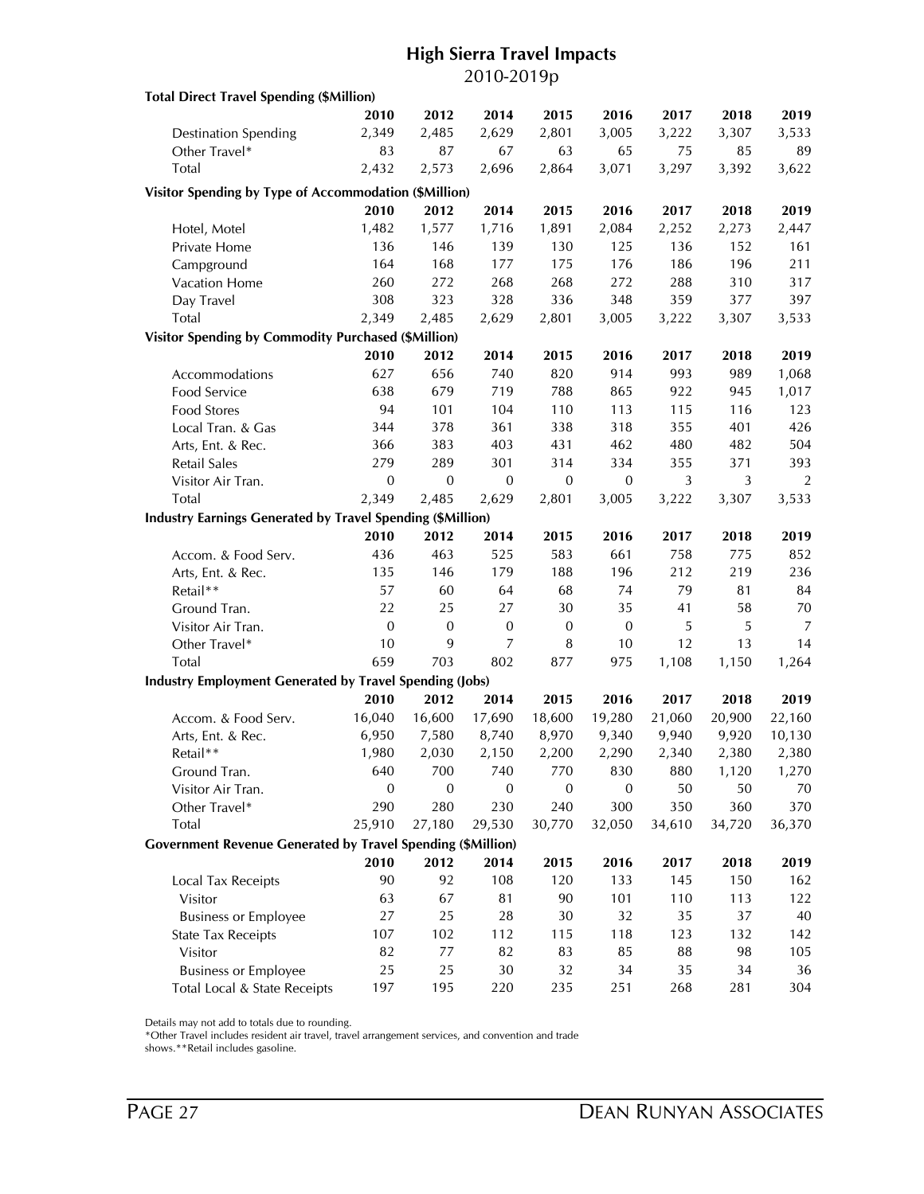## High Sierra Travel Impacts

2010-2019p

**Total Direct Travel Spending ($Million)**

| | 2010 | 2012 | 2014 | 2015 | 2016 | 2017 | 2018 | 2019 |
|---|---|---|---|---|---|---|---|---|
| Destination Spending | 2,349 | 2,485 | 2,629 | 2,801 | 3,005 | 3,222 | 3,307 | 3,533 |
| Other Travel* | 83 | 87 | 67 | 63 | 65 | 75 | 85 | 89 |
| Total | 2,432 | 2,573 | 2,696 | 2,864 | 3,071 | 3,297 | 3,392 | 3,622 |

**Visitor Spending by Type of Accommodation ($Million)**

| | 2010 | 2012 | 2014 | 2015 | 2016 | 2017 | 2018 | 2019 |
|---|---|---|---|---|---|---|---|---|
| Hotel, Motel | 1,482 | 1,577 | 1,716 | 1,891 | 2,084 | 2,252 | 2,273 | 2,447 |
| Private Home | 136 | 146 | 139 | 130 | 125 | 136 | 152 | 161 |
| Campground | 164 | 168 | 177 | 175 | 176 | 186 | 196 | 211 |
| Vacation Home | 260 | 272 | 268 | 268 | 272 | 288 | 310 | 317 |
| Day Travel | 308 | 323 | 328 | 336 | 348 | 359 | 377 | 397 |
| Total | 2,349 | 2,485 | 2,629 | 2,801 | 3,005 | 3,222 | 3,307 | 3,533 |

**Visitor Spending by Commodity Purchased ($Million)**

| | 2010 | 2012 | 2014 | 2015 | 2016 | 2017 | 2018 | 2019 |
|---|---|---|---|---|---|---|---|---|
| Accommodations | 627 | 656 | 740 | 820 | 914 | 993 | 989 | 1,068 |
| Food Service | 638 | 679 | 719 | 788 | 865 | 922 | 945 | 1,017 |
| Food Stores | 94 | 101 | 104 | 110 | 113 | 115 | 116 | 123 |
| Local Tran. & Gas | 344 | 378 | 361 | 338 | 318 | 355 | 401 | 426 |
| Arts, Ent. & Rec. | 366 | 383 | 403 | 431 | 462 | 480 | 482 | 504 |
| Retail Sales | 279 | 289 | 301 | 314 | 334 | 355 | 371 | 393 |
| Visitor Air Tran. | 0 | 0 | 0 | 0 | 0 | 3 | 3 | 2 |
| Total | 2,349 | 2,485 | 2,629 | 2,801 | 3,005 | 3,222 | 3,307 | 3,533 |

**Industry Earnings Generated by Travel Spending ($Million)**

| | 2010 | 2012 | 2014 | 2015 | 2016 | 2017 | 2018 | 2019 |
|---|---|---|---|---|---|---|---|---|
| Accom. & Food Serv. | 436 | 463 | 525 | 583 | 661 | 758 | 775 | 852 |
| Arts, Ent. & Rec. | 135 | 146 | 179 | 188 | 196 | 212 | 219 | 236 |
| Retail** | 57 | 60 | 64 | 68 | 74 | 79 | 81 | 84 |
| Ground Tran. | 22 | 25 | 27 | 30 | 35 | 41 | 58 | 70 |
| Visitor Air Tran. | 0 | 0 | 0 | 0 | 0 | 5 | 5 | 7 |
| Other Travel* | 10 | 9 | 7 | 8 | 10 | 12 | 13 | 14 |
| Total | 659 | 703 | 802 | 877 | 975 | 1,108 | 1,150 | 1,264 |

**Industry Employment Generated by Travel Spending (Jobs)**

| | 2010 | 2012 | 2014 | 2015 | 2016 | 2017 | 2018 | 2019 |
|---|---|---|---|---|---|---|---|---|
| Accom. & Food Serv. | 16,040 | 16,600 | 17,690 | 18,600 | 19,280 | 21,060 | 20,900 | 22,160 |
| Arts, Ent. & Rec. | 6,950 | 7,580 | 8,740 | 8,970 | 9,340 | 9,940 | 9,920 | 10,130 |
| Retail** | 1,980 | 2,030 | 2,150 | 2,200 | 2,290 | 2,340 | 2,380 | 2,380 |
| Ground Tran. | 640 | 700 | 740 | 770 | 830 | 880 | 1,120 | 1,270 |
| Visitor Air Tran. | 0 | 0 | 0 | 0 | 0 | 50 | 50 | 70 |
| Other Travel* | 290 | 280 | 230 | 240 | 300 | 350 | 360 | 370 |
| Total | 25,910 | 27,180 | 29,530 | 30,770 | 32,050 | 34,610 | 34,720 | 36,370 |

**Government Revenue Generated by Travel Spending ($Million)**

| | 2010 | 2012 | 2014 | 2015 | 2016 | 2017 | 2018 | 2019 |
|---|---|---|---|---|---|---|---|---|
| Local Tax Receipts | 90 | 92 | 108 | 120 | 133 | 145 | 150 | 162 |
| Visitor | 63 | 67 | 81 | 90 | 101 | 110 | 113 | 122 |
| Business or Employee | 27 | 25 | 28 | 30 | 32 | 35 | 37 | 40 |
| State Tax Receipts | 107 | 102 | 112 | 115 | 118 | 123 | 132 | 142 |
| Visitor | 82 | 77 | 82 | 83 | 85 | 88 | 98 | 105 |
| Business or Employee | 25 | 25 | 30 | 32 | 34 | 35 | 34 | 36 |
| Total Local & State Receipts | 197 | 195 | 220 | 235 | 251 | 268 | 281 | 304 |

Details may not add to totals due to rounding.
*Other Travel includes resident air travel, travel arrangement services, and convention and trade shows.**Retail includes gasoline.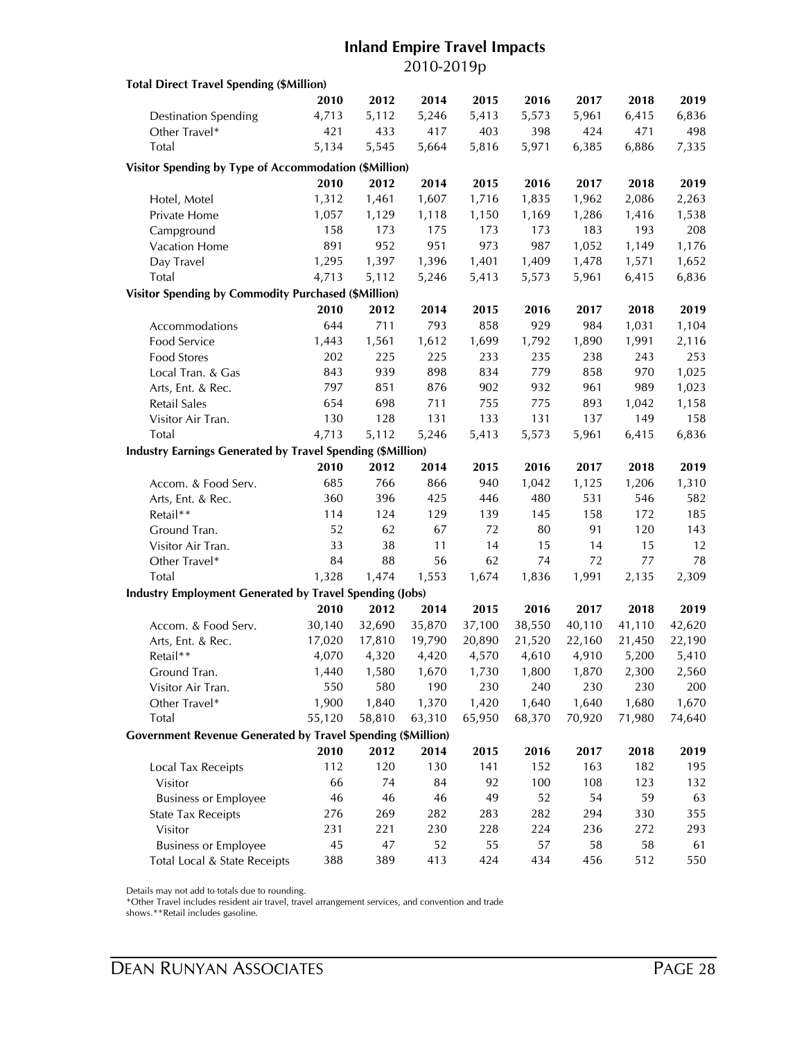# Inland Empire Travel Impacts

2010-2019p

**Total Direct Travel Spending ($Million)**

| | 2010 | 2012 | 2014 | 2015 | 2016 | 2017 | 2018 | 2019 |
|---|---|---|---|---|---|---|---|---|
| Destination Spending | 4,713 | 5,112 | 5,246 | 5,413 | 5,573 | 5,961 | 6,415 | 6,836 |
| Other Travel* | 421 | 433 | 417 | 403 | 398 | 424 | 471 | 498 |
| Total | 5,134 | 5,545 | 5,664 | 5,816 | 5,971 | 6,385 | 6,886 | 7,335 |

**Visitor Spending by Type of Accommodation ($Million)**

| | 2010 | 2012 | 2014 | 2015 | 2016 | 2017 | 2018 | 2019 |
|---|---|---|---|---|---|---|---|---|
| Hotel, Motel | 1,312 | 1,461 | 1,607 | 1,716 | 1,835 | 1,962 | 2,086 | 2,263 |
| Private Home | 1,057 | 1,129 | 1,118 | 1,150 | 1,169 | 1,286 | 1,416 | 1,538 |
| Campground | 158 | 173 | 175 | 173 | 173 | 183 | 193 | 208 |
| Vacation Home | 891 | 952 | 951 | 973 | 987 | 1,052 | 1,149 | 1,176 |
| Day Travel | 1,295 | 1,397 | 1,396 | 1,401 | 1,409 | 1,478 | 1,571 | 1,652 |
| Total | 4,713 | 5,112 | 5,246 | 5,413 | 5,573 | 5,961 | 6,415 | 6,836 |

**Visitor Spending by Commodity Purchased ($Million)**

| | 2010 | 2012 | 2014 | 2015 | 2016 | 2017 | 2018 | 2019 |
|---|---|---|---|---|---|---|---|---|
| Accommodations | 644 | 711 | 793 | 858 | 929 | 984 | 1,031 | 1,104 |
| Food Service | 1,443 | 1,561 | 1,612 | 1,699 | 1,792 | 1,890 | 1,991 | 2,116 |
| Food Stores | 202 | 225 | 225 | 233 | 235 | 238 | 243 | 253 |
| Local Tran. & Gas | 843 | 939 | 898 | 834 | 779 | 858 | 970 | 1,025 |
| Arts, Ent. & Rec. | 797 | 851 | 876 | 902 | 932 | 961 | 989 | 1,023 |
| Retail Sales | 654 | 698 | 711 | 755 | 775 | 893 | 1,042 | 1,158 |
| Visitor Air Tran. | 130 | 128 | 131 | 133 | 131 | 137 | 149 | 158 |
| Total | 4,713 | 5,112 | 5,246 | 5,413 | 5,573 | 5,961 | 6,415 | 6,836 |

**Industry Earnings Generated by Travel Spending ($Million)**

| | 2010 | 2012 | 2014 | 2015 | 2016 | 2017 | 2018 | 2019 |
|---|---|---|---|---|---|---|---|---|
| Accom. & Food Serv. | 685 | 766 | 866 | 940 | 1,042 | 1,125 | 1,206 | 1,310 |
| Arts, Ent. & Rec. | 360 | 396 | 425 | 446 | 480 | 531 | 546 | 582 |
| Retail** | 114 | 124 | 129 | 139 | 145 | 158 | 172 | 185 |
| Ground Tran. | 52 | 62 | 67 | 72 | 80 | 91 | 120 | 143 |
| Visitor Air Tran. | 33 | 38 | 11 | 14 | 15 | 14 | 15 | 12 |
| Other Travel* | 84 | 88 | 56 | 62 | 74 | 72 | 77 | 78 |
| Total | 1,328 | 1,474 | 1,553 | 1,674 | 1,836 | 1,991 | 2,135 | 2,309 |

**Industry Employment Generated by Travel Spending (Jobs)**

| | 2010 | 2012 | 2014 | 2015 | 2016 | 2017 | 2018 | 2019 |
|---|---|---|---|---|---|---|---|---|
| Accom. & Food Serv. | 30,140 | 32,690 | 35,870 | 37,100 | 38,550 | 40,110 | 41,110 | 42,620 |
| Arts, Ent. & Rec. | 17,020 | 17,810 | 19,790 | 20,890 | 21,520 | 22,160 | 21,450 | 22,190 |
| Retail** | 4,070 | 4,320 | 4,420 | 4,570 | 4,610 | 4,910 | 5,200 | 5,410 |
| Ground Tran. | 1,440 | 1,580 | 1,670 | 1,730 | 1,800 | 1,870 | 2,300 | 2,560 |
| Visitor Air Tran. | 550 | 580 | 190 | 230 | 240 | 230 | 230 | 200 |
| Other Travel* | 1,900 | 1,840 | 1,370 | 1,420 | 1,640 | 1,640 | 1,680 | 1,670 |
| Total | 55,120 | 58,810 | 63,310 | 65,950 | 68,370 | 70,920 | 71,980 | 74,640 |

**Government Revenue Generated by Travel Spending ($Million)**

| | 2010 | 2012 | 2014 | 2015 | 2016 | 2017 | 2018 | 2019 |
|---|---|---|---|---|---|---|---|---|
| Local Tax Receipts | 112 | 120 | 130 | 141 | 152 | 163 | 182 | 195 |
| Visitor | 66 | 74 | 84 | 92 | 100 | 108 | 123 | 132 |
| Business or Employee | 46 | 46 | 46 | 49 | 52 | 54 | 59 | 63 |
| State Tax Receipts | 276 | 269 | 282 | 283 | 282 | 294 | 330 | 355 |
| Visitor | 231 | 221 | 230 | 228 | 224 | 236 | 272 | 293 |
| Business or Employee | 45 | 47 | 52 | 55 | 57 | 58 | 58 | 61 |
| Total Local & State Receipts | 388 | 389 | 413 | 424 | 434 | 456 | 512 | 550 |

Details may not add to totals due to rounding.
*Other Travel includes resident air travel, travel arrangement services, and convention and trade shows.**Retail includes gasoline.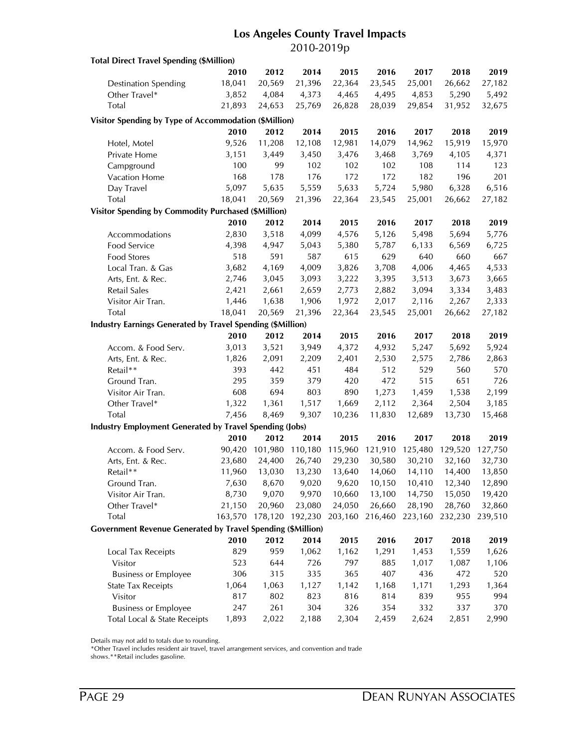# Los Angeles County Travel Impacts

2010-2019p

**Total Direct Travel Spending ($Million)**

| | 2010 | 2012 | 2014 | 2015 | 2016 | 2017 | 2018 | 2019 |
|---|---|---|---|---|---|---|---|---|
| Destination Spending | 18,041 | 20,569 | 21,396 | 22,364 | 23,545 | 25,001 | 26,662 | 27,182 |
| Other Travel* | 3,852 | 4,084 | 4,373 | 4,465 | 4,495 | 4,853 | 5,290 | 5,492 |
| Total | 21,893 | 24,653 | 25,769 | 26,828 | 28,039 | 29,854 | 31,952 | 32,675 |

**Visitor Spending by Type of Accommodation ($Million)**

| | 2010 | 2012 | 2014 | 2015 | 2016 | 2017 | 2018 | 2019 |
|---|---|---|---|---|---|---|---|---|
| Hotel, Motel | 9,526 | 11,208 | 12,108 | 12,981 | 14,079 | 14,962 | 15,919 | 15,970 |
| Private Home | 3,151 | 3,449 | 3,450 | 3,476 | 3,468 | 3,769 | 4,105 | 4,371 |
| Campground | 100 | 99 | 102 | 102 | 102 | 108 | 114 | 123 |
| Vacation Home | 168 | 178 | 176 | 172 | 172 | 182 | 196 | 201 |
| Day Travel | 5,097 | 5,635 | 5,559 | 5,633 | 5,724 | 5,980 | 6,328 | 6,516 |
| Total | 18,041 | 20,569 | 21,396 | 22,364 | 23,545 | 25,001 | 26,662 | 27,182 |

**Visitor Spending by Commodity Purchased ($Million)**

| | 2010 | 2012 | 2014 | 2015 | 2016 | 2017 | 2018 | 2019 |
|---|---|---|---|---|---|---|---|---|
| Accommodations | 2,830 | 3,518 | 4,099 | 4,576 | 5,126 | 5,498 | 5,694 | 5,776 |
| Food Service | 4,398 | 4,947 | 5,043 | 5,380 | 5,787 | 6,133 | 6,569 | 6,725 |
| Food Stores | 518 | 591 | 587 | 615 | 629 | 640 | 660 | 667 |
| Local Tran. & Gas | 3,682 | 4,169 | 4,009 | 3,826 | 3,708 | 4,006 | 4,465 | 4,533 |
| Arts, Ent. & Rec. | 2,746 | 3,045 | 3,093 | 3,222 | 3,395 | 3,513 | 3,673 | 3,665 |
| Retail Sales | 2,421 | 2,661 | 2,659 | 2,773 | 2,882 | 3,094 | 3,334 | 3,483 |
| Visitor Air Tran. | 1,446 | 1,638 | 1,906 | 1,972 | 2,017 | 2,116 | 2,267 | 2,333 |
| Total | 18,041 | 20,569 | 21,396 | 22,364 | 23,545 | 25,001 | 26,662 | 27,182 |

**Industry Earnings Generated by Travel Spending ($Million)**

| | 2010 | 2012 | 2014 | 2015 | 2016 | 2017 | 2018 | 2019 |
|---|---|---|---|---|---|---|---|---|
| Accom. & Food Serv. | 3,013 | 3,521 | 3,949 | 4,372 | 4,932 | 5,247 | 5,692 | 5,924 |
| Arts, Ent. & Rec. | 1,826 | 2,091 | 2,209 | 2,401 | 2,530 | 2,575 | 2,786 | 2,863 |
| Retail** | 393 | 442 | 451 | 484 | 512 | 529 | 560 | 570 |
| Ground Tran. | 295 | 359 | 379 | 420 | 472 | 515 | 651 | 726 |
| Visitor Air Tran. | 608 | 694 | 803 | 890 | 1,273 | 1,459 | 1,538 | 2,199 |
| Other Travel* | 1,322 | 1,361 | 1,517 | 1,669 | 2,112 | 2,364 | 2,504 | 3,185 |
| Total | 7,456 | 8,469 | 9,307 | 10,236 | 11,830 | 12,689 | 13,730 | 15,468 |

**Industry Employment Generated by Travel Spending (Jobs)**

| | 2010 | 2012 | 2014 | 2015 | 2016 | 2017 | 2018 | 2019 |
|---|---|---|---|---|---|---|---|---|
| Accom. & Food Serv. | 90,420 | 101,980 | 110,180 | 115,960 | 121,910 | 125,480 | 129,520 | 127,750 |
| Arts, Ent. & Rec. | 23,680 | 24,400 | 26,740 | 29,230 | 30,580 | 30,210 | 32,160 | 32,730 |
| Retail** | 11,960 | 13,030 | 13,230 | 13,640 | 14,060 | 14,110 | 14,400 | 13,850 |
| Ground Tran. | 7,630 | 8,670 | 9,020 | 9,620 | 10,150 | 10,410 | 12,340 | 12,890 |
| Visitor Air Tran. | 8,730 | 9,070 | 9,970 | 10,660 | 13,100 | 14,750 | 15,050 | 19,420 |
| Other Travel* | 21,150 | 20,960 | 23,080 | 24,050 | 26,660 | 28,190 | 28,760 | 32,860 |
| Total | 163,570 | 178,120 | 192,230 | 203,160 | 216,460 | 223,160 | 232,230 | 239,510 |

**Government Revenue Generated by Travel Spending ($Million)**

| | 2010 | 2012 | 2014 | 2015 | 2016 | 2017 | 2018 | 2019 |
|---|---|---|---|---|---|---|---|---|
| Local Tax Receipts | 829 | 959 | 1,062 | 1,162 | 1,291 | 1,453 | 1,559 | 1,626 |
| Visitor | 523 | 644 | 726 | 797 | 885 | 1,017 | 1,087 | 1,106 |
| Business or Employee | 306 | 315 | 335 | 365 | 407 | 436 | 472 | 520 |
| State Tax Receipts | 1,064 | 1,063 | 1,127 | 1,142 | 1,168 | 1,171 | 1,293 | 1,364 |
| Visitor | 817 | 802 | 823 | 816 | 814 | 839 | 955 | 994 |
| Business or Employee | 247 | 261 | 304 | 326 | 354 | 332 | 337 | 370 |
| Total Local & State Receipts | 1,893 | 2,022 | 2,188 | 2,304 | 2,459 | 2,624 | 2,851 | 2,990 |

Details may not add to totals due to rounding.
*Other Travel includes resident air travel, travel arrangement services, and convention and trade shows.**Retail includes gasoline.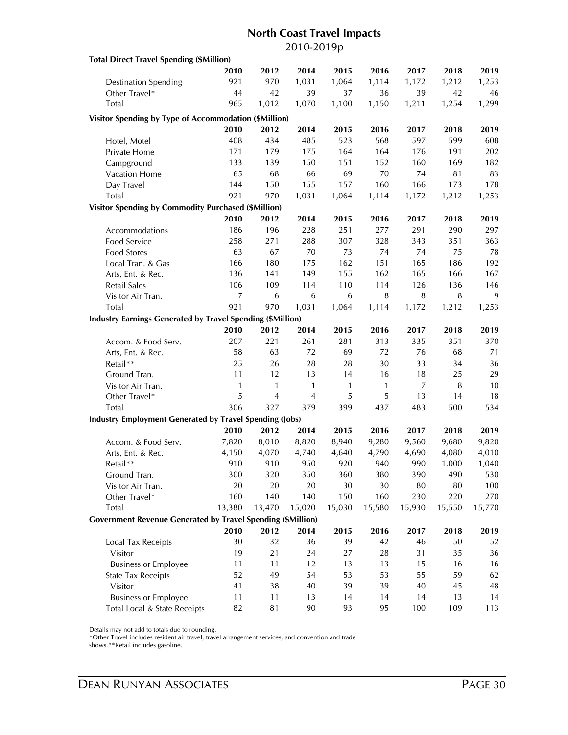# North Coast Travel Impacts

2010-2019p

| Total Direct Travel Spending ($Million) | 2010 | 2012 | 2014 | 2015 | 2016 | 2017 | 2018 | 2019 |
|---|---|---|---|---|---|---|---|---|
| Destination Spending | 921 | 970 | 1,031 | 1,064 | 1,114 | 1,172 | 1,212 | 1,253 |
| Other Travel* | 44 | 42 | 39 | 37 | 36 | 39 | 42 | 46 |
| Total | 965 | 1,012 | 1,070 | 1,100 | 1,150 | 1,211 | 1,254 | 1,299 |

| Visitor Spending by Type of Accommodation ($Million) | 2010 | 2012 | 2014 | 2015 | 2016 | 2017 | 2018 | 2019 |
|---|---|---|---|---|---|---|---|---|
| Hotel, Motel | 408 | 434 | 485 | 523 | 568 | 597 | 599 | 608 |
| Private Home | 171 | 179 | 175 | 164 | 164 | 176 | 191 | 202 |
| Campground | 133 | 139 | 150 | 151 | 152 | 160 | 169 | 182 |
| Vacation Home | 65 | 68 | 66 | 69 | 70 | 74 | 81 | 83 |
| Day Travel | 144 | 150 | 155 | 157 | 160 | 166 | 173 | 178 |
| Total | 921 | 970 | 1,031 | 1,064 | 1,114 | 1,172 | 1,212 | 1,253 |

| Visitor Spending by Commodity Purchased ($Million) | 2010 | 2012 | 2014 | 2015 | 2016 | 2017 | 2018 | 2019 |
|---|---|---|---|---|---|---|---|---|
| Accommodations | 186 | 196 | 228 | 251 | 277 | 291 | 290 | 297 |
| Food Service | 258 | 271 | 288 | 307 | 328 | 343 | 351 | 363 |
| Food Stores | 63 | 67 | 70 | 73 | 74 | 74 | 75 | 78 |
| Local Tran. & Gas | 166 | 180 | 175 | 162 | 151 | 165 | 186 | 192 |
| Arts, Ent. & Rec. | 136 | 141 | 149 | 155 | 162 | 165 | 166 | 167 |
| Retail Sales | 106 | 109 | 114 | 110 | 114 | 126 | 136 | 146 |
| Visitor Air Tran. | 7 | 6 | 6 | 6 | 8 | 8 | 8 | 9 |
| Total | 921 | 970 | 1,031 | 1,064 | 1,114 | 1,172 | 1,212 | 1,253 |

| Industry Earnings Generated by Travel Spending ($Million) | 2010 | 2012 | 2014 | 2015 | 2016 | 2017 | 2018 | 2019 |
|---|---|---|---|---|---|---|---|---|
| Accom. & Food Serv. | 207 | 221 | 261 | 281 | 313 | 335 | 351 | 370 |
| Arts, Ent. & Rec. | 58 | 63 | 72 | 69 | 72 | 76 | 68 | 71 |
| Retail** | 25 | 26 | 28 | 28 | 30 | 33 | 34 | 36 |
| Ground Tran. | 11 | 12 | 13 | 14 | 16 | 18 | 25 | 29 |
| Visitor Air Tran. | 1 | 1 | 1 | 1 | 1 | 7 | 8 | 10 |
| Other Travel* | 5 | 4 | 4 | 5 | 5 | 13 | 14 | 18 |
| Total | 306 | 327 | 379 | 399 | 437 | 483 | 500 | 534 |

| Industry Employment Generated by Travel Spending (Jobs) | 2010 | 2012 | 2014 | 2015 | 2016 | 2017 | 2018 | 2019 |
|---|---|---|---|---|---|---|---|---|
| Accom. & Food Serv. | 7,820 | 8,010 | 8,820 | 8,940 | 9,280 | 9,560 | 9,680 | 9,820 |
| Arts, Ent. & Rec. | 4,150 | 4,070 | 4,740 | 4,640 | 4,790 | 4,690 | 4,080 | 4,010 |
| Retail** | 910 | 910 | 950 | 920 | 940 | 990 | 1,000 | 1,040 |
| Ground Tran. | 300 | 320 | 350 | 360 | 380 | 390 | 490 | 530 |
| Visitor Air Tran. | 20 | 20 | 20 | 30 | 30 | 80 | 80 | 100 |
| Other Travel* | 160 | 140 | 140 | 150 | 160 | 230 | 220 | 270 |
| Total | 13,380 | 13,470 | 15,020 | 15,030 | 15,580 | 15,930 | 15,550 | 15,770 |

| Government Revenue Generated by Travel Spending ($Million) | 2010 | 2012 | 2014 | 2015 | 2016 | 2017 | 2018 | 2019 |
|---|---|---|---|---|---|---|---|---|
| Local Tax Receipts | 30 | 32 | 36 | 39 | 42 | 46 | 50 | 52 |
| Visitor | 19 | 21 | 24 | 27 | 28 | 31 | 35 | 36 |
| Business or Employee | 11 | 11 | 12 | 13 | 13 | 15 | 16 | 16 |
| State Tax Receipts | 52 | 49 | 54 | 53 | 53 | 55 | 59 | 62 |
| Visitor | 41 | 38 | 40 | 39 | 39 | 40 | 45 | 48 |
| Business or Employee | 11 | 11 | 13 | 14 | 14 | 14 | 13 | 14 |
| Total Local & State Receipts | 82 | 81 | 90 | 93 | 95 | 100 | 109 | 113 |

Details may not add to totals due to rounding.
*Other Travel includes resident air travel, travel arrangement services, and convention and trade shows.**Retail includes gasoline.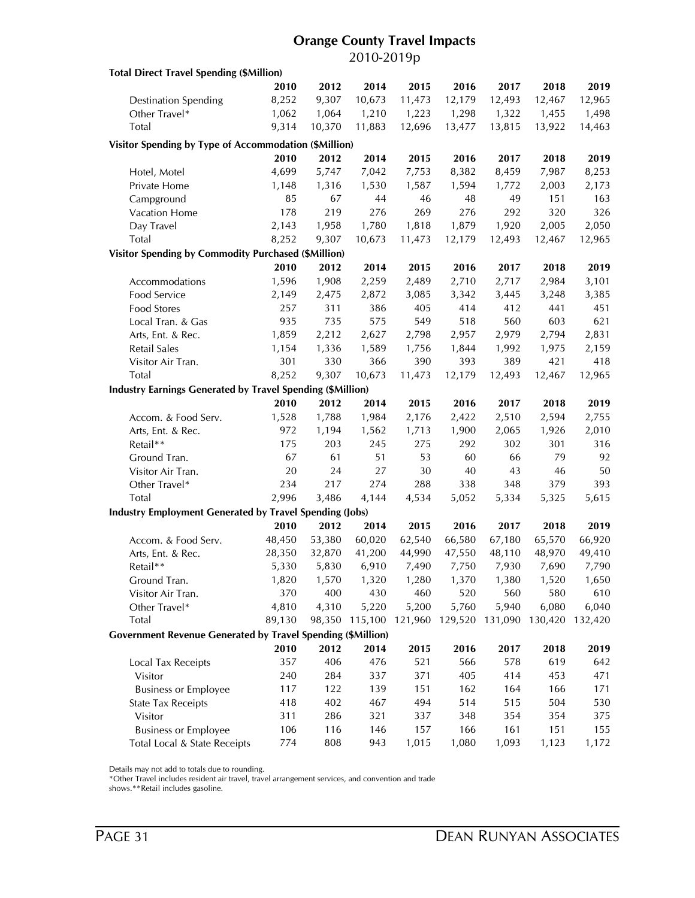## Orange County Travel Impacts

2010-2019p

**Total Direct Travel Spending ($Million)**

| | 2010 | 2012 | 2014 | 2015 | 2016 | 2017 | 2018 | 2019 |
|---|---|---|---|---|---|---|---|---|
| Destination Spending | 8,252 | 9,307 | 10,673 | 11,473 | 12,179 | 12,493 | 12,467 | 12,965 |
| Other Travel* | 1,062 | 1,064 | 1,210 | 1,223 | 1,298 | 1,322 | 1,455 | 1,498 |
| Total | 9,314 | 10,370 | 11,883 | 12,696 | 13,477 | 13,815 | 13,922 | 14,463 |

**Visitor Spending by Type of Accommodation ($Million)**

| | 2010 | 2012 | 2014 | 2015 | 2016 | 2017 | 2018 | 2019 |
|---|---|---|---|---|---|---|---|---|
| Hotel, Motel | 4,699 | 5,747 | 7,042 | 7,753 | 8,382 | 8,459 | 7,987 | 8,253 |
| Private Home | 1,148 | 1,316 | 1,530 | 1,587 | 1,594 | 1,772 | 2,003 | 2,173 |
| Campground | 85 | 67 | 44 | 46 | 48 | 49 | 151 | 163 |
| Vacation Home | 178 | 219 | 276 | 269 | 276 | 292 | 320 | 326 |
| Day Travel | 2,143 | 1,958 | 1,780 | 1,818 | 1,879 | 1,920 | 2,005 | 2,050 |
| Total | 8,252 | 9,307 | 10,673 | 11,473 | 12,179 | 12,493 | 12,467 | 12,965 |

**Visitor Spending by Commodity Purchased ($Million)**

| | 2010 | 2012 | 2014 | 2015 | 2016 | 2017 | 2018 | 2019 |
|---|---|---|---|---|---|---|---|---|
| Accommodations | 1,596 | 1,908 | 2,259 | 2,489 | 2,710 | 2,717 | 2,984 | 3,101 |
| Food Service | 2,149 | 2,475 | 2,872 | 3,085 | 3,342 | 3,445 | 3,248 | 3,385 |
| Food Stores | 257 | 311 | 386 | 405 | 414 | 412 | 441 | 451 |
| Local Tran. & Gas | 935 | 735 | 575 | 549 | 518 | 560 | 603 | 621 |
| Arts, Ent. & Rec. | 1,859 | 2,212 | 2,627 | 2,798 | 2,957 | 2,979 | 2,794 | 2,831 |
| Retail Sales | 1,154 | 1,336 | 1,589 | 1,756 | 1,844 | 1,992 | 1,975 | 2,159 |
| Visitor Air Tran. | 301 | 330 | 366 | 390 | 393 | 389 | 421 | 418 |
| Total | 8,252 | 9,307 | 10,673 | 11,473 | 12,179 | 12,493 | 12,467 | 12,965 |

**Industry Earnings Generated by Travel Spending ($Million)**

| | 2010 | 2012 | 2014 | 2015 | 2016 | 2017 | 2018 | 2019 |
|---|---|---|---|---|---|---|---|---|
| Accom. & Food Serv. | 1,528 | 1,788 | 1,984 | 2,176 | 2,422 | 2,510 | 2,594 | 2,755 |
| Arts, Ent. & Rec. | 972 | 1,194 | 1,562 | 1,713 | 1,900 | 2,065 | 1,926 | 2,010 |
| Retail** | 175 | 203 | 245 | 275 | 292 | 302 | 301 | 316 |
| Ground Tran. | 67 | 61 | 51 | 53 | 60 | 66 | 79 | 92 |
| Visitor Air Tran. | 20 | 24 | 27 | 30 | 40 | 43 | 46 | 50 |
| Other Travel* | 234 | 217 | 274 | 288 | 338 | 348 | 379 | 393 |
| Total | 2,996 | 3,486 | 4,144 | 4,534 | 5,052 | 5,334 | 5,325 | 5,615 |

**Industry Employment Generated by Travel Spending (Jobs)**

| | 2010 | 2012 | 2014 | 2015 | 2016 | 2017 | 2018 | 2019 |
|---|---|---|---|---|---|---|---|---|
| Accom. & Food Serv. | 48,450 | 53,380 | 60,020 | 62,540 | 66,580 | 67,180 | 65,570 | 66,920 |
| Arts, Ent. & Rec. | 28,350 | 32,870 | 41,200 | 44,990 | 47,550 | 48,110 | 48,970 | 49,410 |
| Retail** | 5,330 | 5,830 | 6,910 | 7,490 | 7,750 | 7,930 | 7,690 | 7,790 |
| Ground Tran. | 1,820 | 1,570 | 1,320 | 1,280 | 1,370 | 1,380 | 1,520 | 1,650 |
| Visitor Air Tran. | 370 | 400 | 430 | 460 | 520 | 560 | 580 | 610 |
| Other Travel* | 4,810 | 4,310 | 5,220 | 5,200 | 5,760 | 5,940 | 6,080 | 6,040 |
| Total | 89,130 | 98,350 | 115,100 | 121,960 | 129,520 | 131,090 | 130,420 | 132,420 |

**Government Revenue Generated by Travel Spending ($Million)**

| | 2010 | 2012 | 2014 | 2015 | 2016 | 2017 | 2018 | 2019 |
|---|---|---|---|---|---|---|---|---|
| Local Tax Receipts | 357 | 406 | 476 | 521 | 566 | 578 | 619 | 642 |
| Visitor | 240 | 284 | 337 | 371 | 405 | 414 | 453 | 471 |
| Business or Employee | 117 | 122 | 139 | 151 | 162 | 164 | 166 | 171 |
| State Tax Receipts | 418 | 402 | 467 | 494 | 514 | 515 | 504 | 530 |
| Visitor | 311 | 286 | 321 | 337 | 348 | 354 | 354 | 375 |
| Business or Employee | 106 | 116 | 146 | 157 | 166 | 161 | 151 | 155 |
| Total Local & State Receipts | 774 | 808 | 943 | 1,015 | 1,080 | 1,093 | 1,123 | 1,172 |

Details may not add to totals due to rounding.
*Other Travel includes resident air travel, travel arrangement services, and convention and trade shows.**Retail includes gasoline.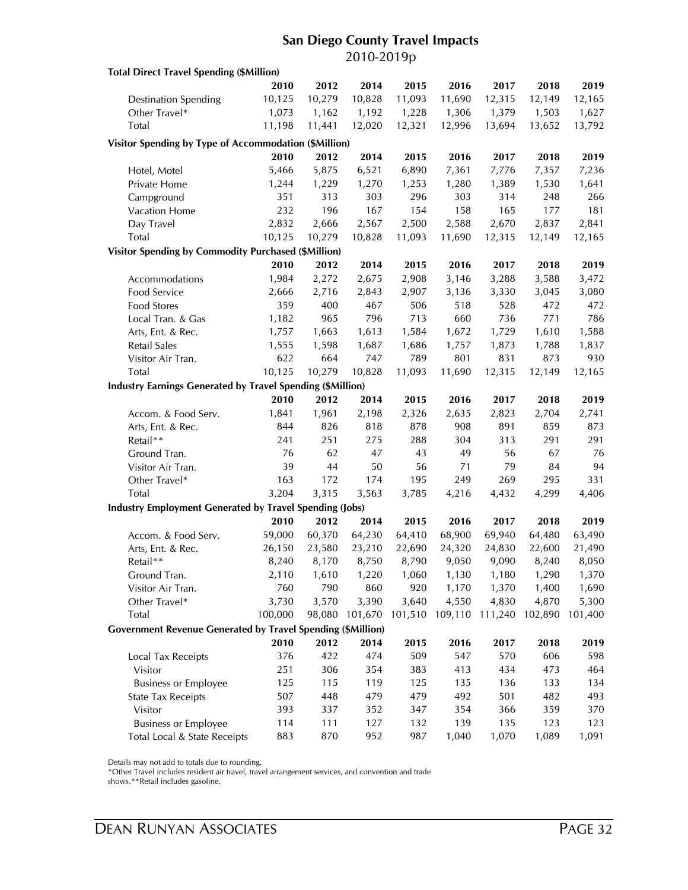# San Diego County Travel Impacts

2010-2019p

**Total Direct Travel Spending ($Million)**

| | 2010 | 2012 | 2014 | 2015 | 2016 | 2017 | 2018 | 2019 |
|---|---|---|---|---|---|---|---|---|
| Destination Spending | 10,125 | 10,279 | 10,828 | 11,093 | 11,690 | 12,315 | 12,149 | 12,165 |
| Other Travel* | 1,073 | 1,162 | 1,192 | 1,228 | 1,306 | 1,379 | 1,503 | 1,627 |
| Total | 11,198 | 11,441 | 12,020 | 12,321 | 12,996 | 13,694 | 13,652 | 13,792 |

**Visitor Spending by Type of Accommodation ($Million)**

| | 2010 | 2012 | 2014 | 2015 | 2016 | 2017 | 2018 | 2019 |
|---|---|---|---|---|---|---|---|---|
| Hotel, Motel | 5,466 | 5,875 | 6,521 | 6,890 | 7,361 | 7,776 | 7,357 | 7,236 |
| Private Home | 1,244 | 1,229 | 1,270 | 1,253 | 1,280 | 1,389 | 1,530 | 1,641 |
| Campground | 351 | 313 | 303 | 296 | 303 | 314 | 248 | 266 |
| Vacation Home | 232 | 196 | 167 | 154 | 158 | 165 | 177 | 181 |
| Day Travel | 2,832 | 2,666 | 2,567 | 2,500 | 2,588 | 2,670 | 2,837 | 2,841 |
| Total | 10,125 | 10,279 | 10,828 | 11,093 | 11,690 | 12,315 | 12,149 | 12,165 |

**Visitor Spending by Commodity Purchased ($Million)**

| | 2010 | 2012 | 2014 | 2015 | 2016 | 2017 | 2018 | 2019 |
|---|---|---|---|---|---|---|---|---|
| Accommodations | 1,984 | 2,272 | 2,675 | 2,908 | 3,146 | 3,288 | 3,588 | 3,472 |
| Food Service | 2,666 | 2,716 | 2,843 | 2,907 | 3,136 | 3,330 | 3,045 | 3,080 |
| Food Stores | 359 | 400 | 467 | 506 | 518 | 528 | 472 | 472 |
| Local Tran. & Gas | 1,182 | 965 | 796 | 713 | 660 | 736 | 771 | 786 |
| Arts, Ent. & Rec. | 1,757 | 1,663 | 1,613 | 1,584 | 1,672 | 1,729 | 1,610 | 1,588 |
| Retail Sales | 1,555 | 1,598 | 1,687 | 1,686 | 1,757 | 1,873 | 1,788 | 1,837 |
| Visitor Air Tran. | 622 | 664 | 747 | 789 | 801 | 831 | 873 | 930 |
| Total | 10,125 | 10,279 | 10,828 | 11,093 | 11,690 | 12,315 | 12,149 | 12,165 |

**Industry Earnings Generated by Travel Spending ($Million)**

| | 2010 | 2012 | 2014 | 2015 | 2016 | 2017 | 2018 | 2019 |
|---|---|---|---|---|---|---|---|---|
| Accom. & Food Serv. | 1,841 | 1,961 | 2,198 | 2,326 | 2,635 | 2,823 | 2,704 | 2,741 |
| Arts, Ent. & Rec. | 844 | 826 | 818 | 878 | 908 | 891 | 859 | 873 |
| Retail** | 241 | 251 | 275 | 288 | 304 | 313 | 291 | 291 |
| Ground Tran. | 76 | 62 | 47 | 43 | 49 | 56 | 67 | 76 |
| Visitor Air Tran. | 39 | 44 | 50 | 56 | 71 | 79 | 84 | 94 |
| Other Travel* | 163 | 172 | 174 | 195 | 249 | 269 | 295 | 331 |
| Total | 3,204 | 3,315 | 3,563 | 3,785 | 4,216 | 4,432 | 4,299 | 4,406 |

**Industry Employment Generated by Travel Spending (Jobs)**

| | 2010 | 2012 | 2014 | 2015 | 2016 | 2017 | 2018 | 2019 |
|---|---|---|---|---|---|---|---|---|
| Accom. & Food Serv. | 59,000 | 60,370 | 64,230 | 64,410 | 68,900 | 69,940 | 64,480 | 63,490 |
| Arts, Ent. & Rec. | 26,150 | 23,580 | 23,210 | 22,690 | 24,320 | 24,830 | 22,600 | 21,490 |
| Retail** | 8,240 | 8,170 | 8,750 | 8,790 | 9,050 | 9,090 | 8,240 | 8,050 |
| Ground Tran. | 2,110 | 1,610 | 1,220 | 1,060 | 1,130 | 1,180 | 1,290 | 1,370 |
| Visitor Air Tran. | 760 | 790 | 860 | 920 | 1,170 | 1,370 | 1,400 | 1,690 |
| Other Travel* | 3,730 | 3,570 | 3,390 | 3,640 | 4,550 | 4,830 | 4,870 | 5,300 |
| Total | 100,000 | 98,080 | 101,670 | 101,510 | 109,110 | 111,240 | 102,890 | 101,400 |

**Government Revenue Generated by Travel Spending ($Million)**

| | 2010 | 2012 | 2014 | 2015 | 2016 | 2017 | 2018 | 2019 |
|---|---|---|---|---|---|---|---|---|
| Local Tax Receipts | 376 | 422 | 474 | 509 | 547 | 570 | 606 | 598 |
| Visitor | 251 | 306 | 354 | 383 | 413 | 434 | 473 | 464 |
| Business or Employee | 125 | 115 | 119 | 125 | 135 | 136 | 133 | 134 |
| State Tax Receipts | 507 | 448 | 479 | 479 | 492 | 501 | 482 | 493 |
| Visitor | 393 | 337 | 352 | 347 | 354 | 366 | 359 | 370 |
| Business or Employee | 114 | 111 | 127 | 132 | 139 | 135 | 123 | 123 |
| Total Local & State Receipts | 883 | 870 | 952 | 987 | 1,040 | 1,070 | 1,089 | 1,091 |

Details may not add to totals due to rounding.
*Other Travel includes resident air travel, travel arrangement services, and convention and trade shows.**Retail includes gasoline.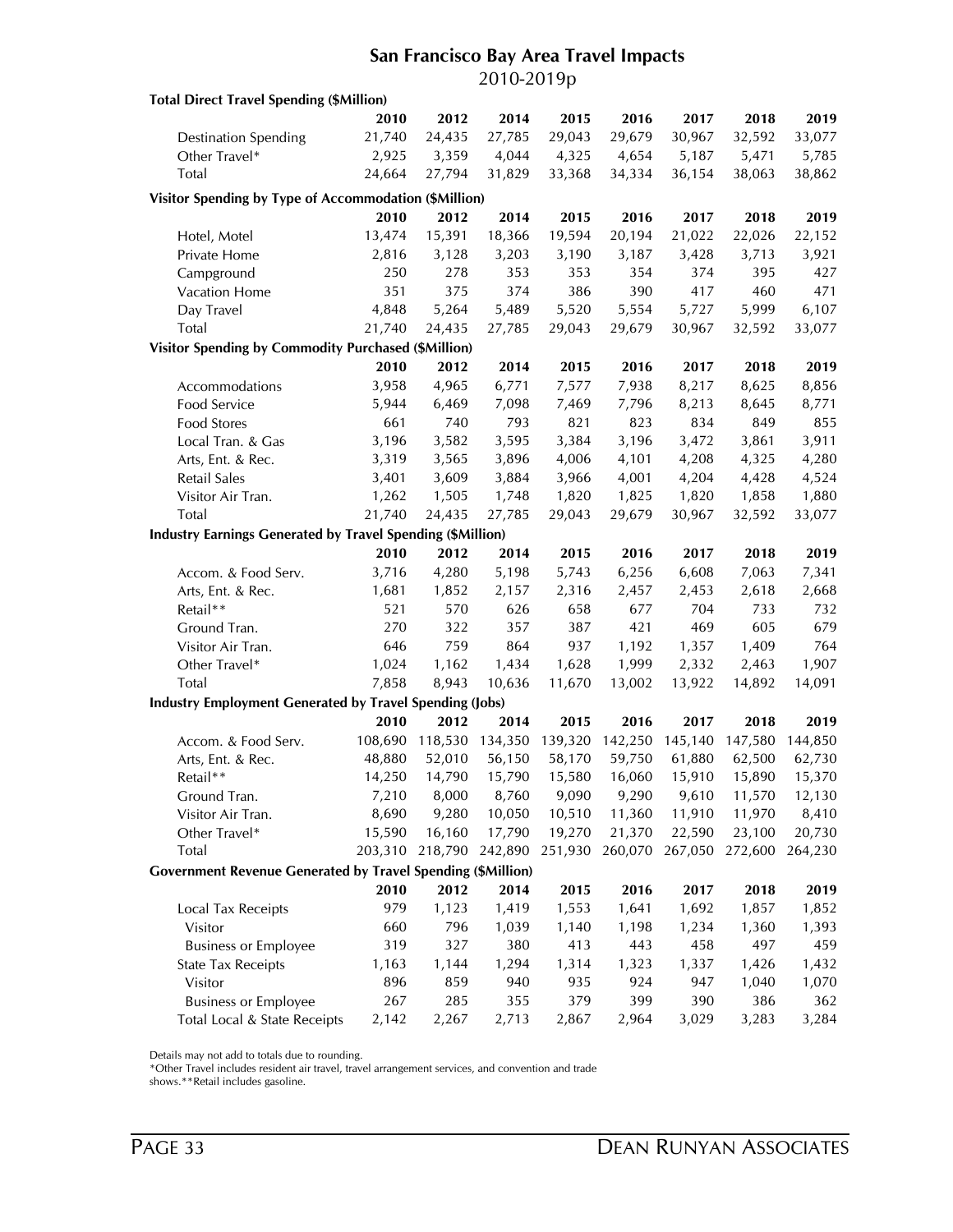## San Francisco Bay Area Travel Impacts

2010-2019p

| **Total Direct Travel Spending ($Million)** | **2010** | **2012** | **2014** | **2015** | **2016** | **2017** | **2018** | **2019** |
|---|---|---|---|---|---|---|---|---|
| Destination Spending | 21,740 | 24,435 | 27,785 | 29,043 | 29,679 | 30,967 | 32,592 | 33,077 |
| Other Travel* | 2,925 | 3,359 | 4,044 | 4,325 | 4,654 | 5,187 | 5,471 | 5,785 |
| Total | 24,664 | 27,794 | 31,829 | 33,368 | 34,334 | 36,154 | 38,063 | 38,862 |

| **Visitor Spending by Type of Accommodation ($Million)** | **2010** | **2012** | **2014** | **2015** | **2016** | **2017** | **2018** | **2019** |
|---|---|---|---|---|---|---|---|---|
| Hotel, Motel | 13,474 | 15,391 | 18,366 | 19,594 | 20,194 | 21,022 | 22,026 | 22,152 |
| Private Home | 2,816 | 3,128 | 3,203 | 3,190 | 3,187 | 3,428 | 3,713 | 3,921 |
| Campground | 250 | 278 | 353 | 353 | 354 | 374 | 395 | 427 |
| Vacation Home | 351 | 375 | 374 | 386 | 390 | 417 | 460 | 471 |
| Day Travel | 4,848 | 5,264 | 5,489 | 5,520 | 5,554 | 5,727 | 5,999 | 6,107 |
| Total | 21,740 | 24,435 | 27,785 | 29,043 | 29,679 | 30,967 | 32,592 | 33,077 |

| **Visitor Spending by Commodity Purchased ($Million)** | **2010** | **2012** | **2014** | **2015** | **2016** | **2017** | **2018** | **2019** |
|---|---|---|---|---|---|---|---|---|
| Accommodations | 3,958 | 4,965 | 6,771 | 7,577 | 7,938 | 8,217 | 8,625 | 8,856 |
| Food Service | 5,944 | 6,469 | 7,098 | 7,469 | 7,796 | 8,213 | 8,645 | 8,771 |
| Food Stores | 661 | 740 | 793 | 821 | 823 | 834 | 849 | 855 |
| Local Tran. & Gas | 3,196 | 3,582 | 3,595 | 3,384 | 3,196 | 3,472 | 3,861 | 3,911 |
| Arts, Ent. & Rec. | 3,319 | 3,565 | 3,896 | 4,006 | 4,101 | 4,208 | 4,325 | 4,280 |
| Retail Sales | 3,401 | 3,609 | 3,884 | 3,966 | 4,001 | 4,204 | 4,428 | 4,524 |
| Visitor Air Tran. | 1,262 | 1,505 | 1,748 | 1,820 | 1,825 | 1,820 | 1,858 | 1,880 |
| Total | 21,740 | 24,435 | 27,785 | 29,043 | 29,679 | 30,967 | 32,592 | 33,077 |

| **Industry Earnings Generated by Travel Spending ($Million)** | **2010** | **2012** | **2014** | **2015** | **2016** | **2017** | **2018** | **2019** |
|---|---|---|---|---|---|---|---|---|
| Accom. & Food Serv. | 3,716 | 4,280 | 5,198 | 5,743 | 6,256 | 6,608 | 7,063 | 7,341 |
| Arts, Ent. & Rec. | 1,681 | 1,852 | 2,157 | 2,316 | 2,457 | 2,453 | 2,618 | 2,668 |
| Retail** | 521 | 570 | 626 | 658 | 677 | 704 | 733 | 732 |
| Ground Tran. | 270 | 322 | 357 | 387 | 421 | 469 | 605 | 679 |
| Visitor Air Tran. | 646 | 759 | 864 | 937 | 1,192 | 1,357 | 1,409 | 764 |
| Other Travel* | 1,024 | 1,162 | 1,434 | 1,628 | 1,999 | 2,332 | 2,463 | 1,907 |
| Total | 7,858 | 8,943 | 10,636 | 11,670 | 13,002 | 13,922 | 14,892 | 14,091 |

| **Industry Employment Generated by Travel Spending (Jobs)** | **2010** | **2012** | **2014** | **2015** | **2016** | **2017** | **2018** | **2019** |
|---|---|---|---|---|---|---|---|---|
| Accom. & Food Serv. | 108,690 | 118,530 | 134,350 | 139,320 | 142,250 | 145,140 | 147,580 | 144,850 |
| Arts, Ent. & Rec. | 48,880 | 52,010 | 56,150 | 58,170 | 59,750 | 61,880 | 62,500 | 62,730 |
| Retail** | 14,250 | 14,790 | 15,790 | 15,580 | 16,060 | 15,910 | 15,890 | 15,370 |
| Ground Tran. | 7,210 | 8,000 | 8,760 | 9,090 | 9,290 | 9,610 | 11,570 | 12,130 |
| Visitor Air Tran. | 8,690 | 9,280 | 10,050 | 10,510 | 11,360 | 11,910 | 11,970 | 8,410 |
| Other Travel* | 15,590 | 16,160 | 17,790 | 19,270 | 21,370 | 22,590 | 23,100 | 20,730 |
| Total | 203,310 | 218,790 | 242,890 | 251,930 | 260,070 | 267,050 | 272,600 | 264,230 |

| **Government Revenue Generated by Travel Spending ($Million)** | **2010** | **2012** | **2014** | **2015** | **2016** | **2017** | **2018** | **2019** |
|---|---|---|---|---|---|---|---|---|
| Local Tax Receipts | 979 | 1,123 | 1,419 | 1,553 | 1,641 | 1,692 | 1,857 | 1,852 |
| Visitor | 660 | 796 | 1,039 | 1,140 | 1,198 | 1,234 | 1,360 | 1,393 |
| Business or Employee | 319 | 327 | 380 | 413 | 443 | 458 | 497 | 459 |
| State Tax Receipts | 1,163 | 1,144 | 1,294 | 1,314 | 1,323 | 1,337 | 1,426 | 1,432 |
| Visitor | 896 | 859 | 940 | 935 | 924 | 947 | 1,040 | 1,070 |
| Business or Employee | 267 | 285 | 355 | 379 | 399 | 390 | 386 | 362 |
| Total Local & State Receipts | 2,142 | 2,267 | 2,713 | 2,867 | 2,964 | 3,029 | 3,283 | 3,284 |

Details may not add to totals due to rounding.

*Other Travel includes resident air travel, travel arrangement services, and convention and trade shows.**Retail includes gasoline.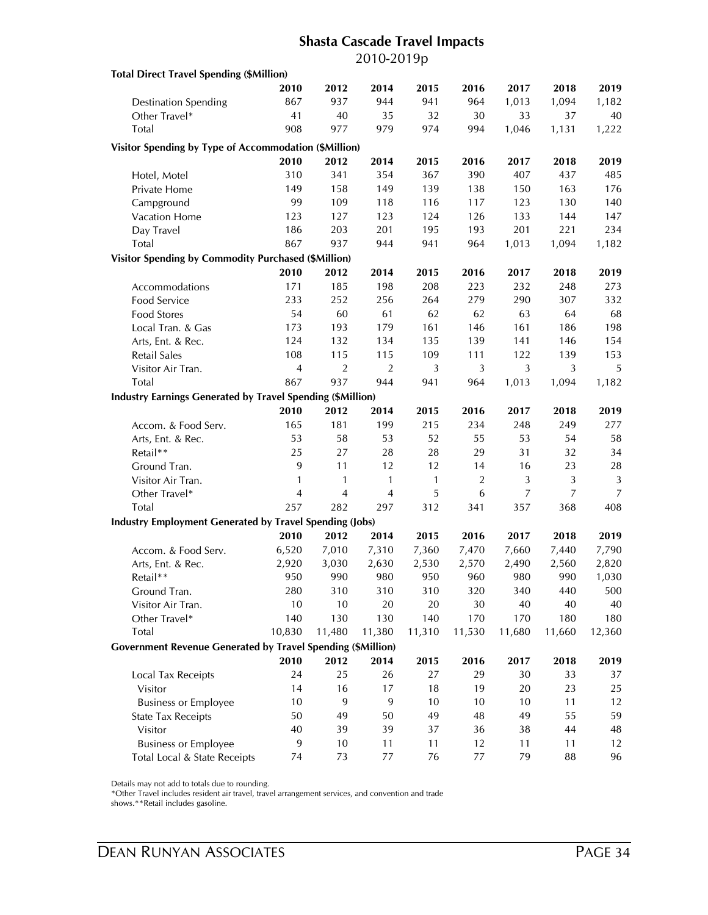# Shasta Cascade Travel Impacts

2010-2019p

**Total Direct Travel Spending ($Million)**

| | 2010 | 2012 | 2014 | 2015 | 2016 | 2017 | 2018 | 2019 |
|---|---|---|---|---|---|---|---|---|
| Destination Spending | 867 | 937 | 944 | 941 | 964 | 1,013 | 1,094 | 1,182 |
| Other Travel* | 41 | 40 | 35 | 32 | 30 | 33 | 37 | 40 |
| Total | 908 | 977 | 979 | 974 | 994 | 1,046 | 1,131 | 1,222 |

**Visitor Spending by Type of Accommodation ($Million)**

| | 2010 | 2012 | 2014 | 2015 | 2016 | 2017 | 2018 | 2019 |
|---|---|---|---|---|---|---|---|---|
| Hotel, Motel | 310 | 341 | 354 | 367 | 390 | 407 | 437 | 485 |
| Private Home | 149 | 158 | 149 | 139 | 138 | 150 | 163 | 176 |
| Campground | 99 | 109 | 118 | 116 | 117 | 123 | 130 | 140 |
| Vacation Home | 123 | 127 | 123 | 124 | 126 | 133 | 144 | 147 |
| Day Travel | 186 | 203 | 201 | 195 | 193 | 201 | 221 | 234 |
| Total | 867 | 937 | 944 | 941 | 964 | 1,013 | 1,094 | 1,182 |

**Visitor Spending by Commodity Purchased ($Million)**

| | 2010 | 2012 | 2014 | 2015 | 2016 | 2017 | 2018 | 2019 |
|---|---|---|---|---|---|---|---|---|
| Accommodations | 171 | 185 | 198 | 208 | 223 | 232 | 248 | 273 |
| Food Service | 233 | 252 | 256 | 264 | 279 | 290 | 307 | 332 |
| Food Stores | 54 | 60 | 61 | 62 | 62 | 63 | 64 | 68 |
| Local Tran. & Gas | 173 | 193 | 179 | 161 | 146 | 161 | 186 | 198 |
| Arts, Ent. & Rec. | 124 | 132 | 134 | 135 | 139 | 141 | 146 | 154 |
| Retail Sales | 108 | 115 | 115 | 109 | 111 | 122 | 139 | 153 |
| Visitor Air Tran. | 4 | 2 | 2 | 3 | 3 | 3 | 3 | 5 |
| Total | 867 | 937 | 944 | 941 | 964 | 1,013 | 1,094 | 1,182 |

**Industry Earnings Generated by Travel Spending ($Million)**

| | 2010 | 2012 | 2014 | 2015 | 2016 | 2017 | 2018 | 2019 |
|---|---|---|---|---|---|---|---|---|
| Accom. & Food Serv. | 165 | 181 | 199 | 215 | 234 | 248 | 249 | 277 |
| Arts, Ent. & Rec. | 53 | 58 | 53 | 52 | 55 | 53 | 54 | 58 |
| Retail** | 25 | 27 | 28 | 28 | 29 | 31 | 32 | 34 |
| Ground Tran. | 9 | 11 | 12 | 12 | 14 | 16 | 23 | 28 |
| Visitor Air Tran. | 1 | 1 | 1 | 1 | 2 | 3 | 3 | 3 |
| Other Travel* | 4 | 4 | 4 | 5 | 6 | 7 | 7 | 7 |
| Total | 257 | 282 | 297 | 312 | 341 | 357 | 368 | 408 |

**Industry Employment Generated by Travel Spending (Jobs)**

| | 2010 | 2012 | 2014 | 2015 | 2016 | 2017 | 2018 | 2019 |
|---|---|---|---|---|---|---|---|---|
| Accom. & Food Serv. | 6,520 | 7,010 | 7,310 | 7,360 | 7,470 | 7,660 | 7,440 | 7,790 |
| Arts, Ent. & Rec. | 2,920 | 3,030 | 2,630 | 2,530 | 2,570 | 2,490 | 2,560 | 2,820 |
| Retail** | 950 | 990 | 980 | 950 | 960 | 980 | 990 | 1,030 |
| Ground Tran. | 280 | 310 | 310 | 310 | 320 | 340 | 440 | 500 |
| Visitor Air Tran. | 10 | 10 | 20 | 20 | 30 | 40 | 40 | 40 |
| Other Travel* | 140 | 130 | 130 | 140 | 170 | 170 | 180 | 180 |
| Total | 10,830 | 11,480 | 11,380 | 11,310 | 11,530 | 11,680 | 11,660 | 12,360 |

**Government Revenue Generated by Travel Spending ($Million)**

| | 2010 | 2012 | 2014 | 2015 | 2016 | 2017 | 2018 | 2019 |
|---|---|---|---|---|---|---|---|---|
| Local Tax Receipts | 24 | 25 | 26 | 27 | 29 | 30 | 33 | 37 |
| Visitor | 14 | 16 | 17 | 18 | 19 | 20 | 23 | 25 |
| Business or Employee | 10 | 9 | 9 | 10 | 10 | 10 | 11 | 12 |
| State Tax Receipts | 50 | 49 | 50 | 49 | 48 | 49 | 55 | 59 |
| Visitor | 40 | 39 | 39 | 37 | 36 | 38 | 44 | 48 |
| Business or Employee | 9 | 10 | 11 | 11 | 12 | 11 | 11 | 12 |
| Total Local & State Receipts | 74 | 73 | 77 | 76 | 77 | 79 | 88 | 96 |

Details may not add to totals due to rounding.
*Other Travel includes resident air travel, travel arrangement services, and convention and trade shows.**Retail includes gasoline.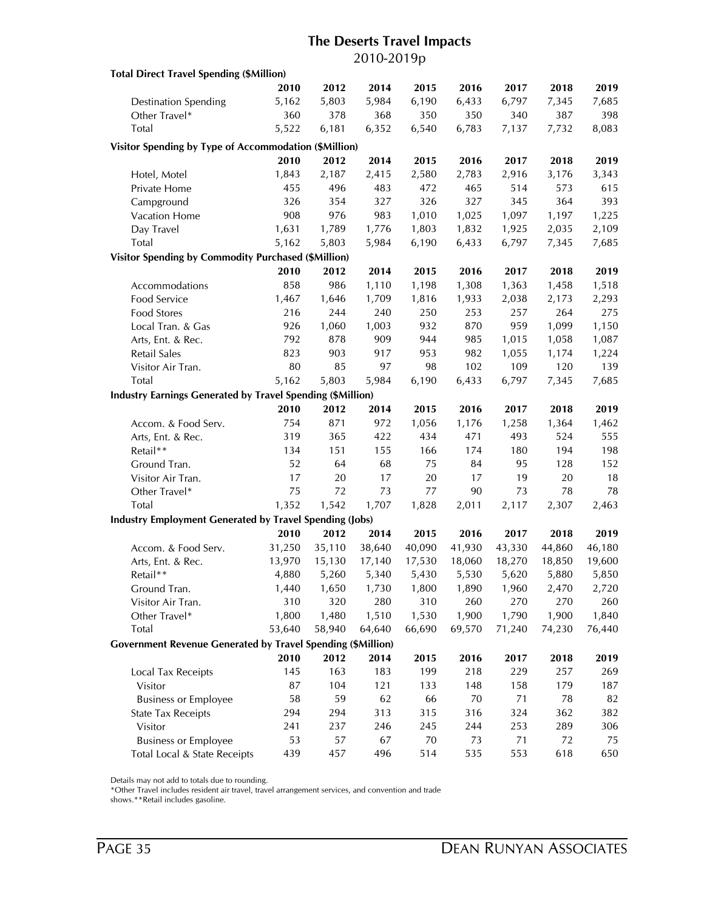# The Deserts Travel Impacts

2010-2019p

**Total Direct Travel Spending ($Million)**

| | 2010 | 2012 | 2014 | 2015 | 2016 | 2017 | 2018 | 2019 |
|---|---|---|---|---|---|---|---|---|
| Destination Spending | 5,162 | 5,803 | 5,984 | 6,190 | 6,433 | 6,797 | 7,345 | 7,685 |
| Other Travel* | 360 | 378 | 368 | 350 | 350 | 340 | 387 | 398 |
| Total | 5,522 | 6,181 | 6,352 | 6,540 | 6,783 | 7,137 | 7,732 | 8,083 |

**Visitor Spending by Type of Accommodation ($Million)**

| | 2010 | 2012 | 2014 | 2015 | 2016 | 2017 | 2018 | 2019 |
|---|---|---|---|---|---|---|---|---|
| Hotel, Motel | 1,843 | 2,187 | 2,415 | 2,580 | 2,783 | 2,916 | 3,176 | 3,343 |
| Private Home | 455 | 496 | 483 | 472 | 465 | 514 | 573 | 615 |
| Campground | 326 | 354 | 327 | 326 | 327 | 345 | 364 | 393 |
| Vacation Home | 908 | 976 | 983 | 1,010 | 1,025 | 1,097 | 1,197 | 1,225 |
| Day Travel | 1,631 | 1,789 | 1,776 | 1,803 | 1,832 | 1,925 | 2,035 | 2,109 |
| Total | 5,162 | 5,803 | 5,984 | 6,190 | 6,433 | 6,797 | 7,345 | 7,685 |

**Visitor Spending by Commodity Purchased ($Million)**

| | 2010 | 2012 | 2014 | 2015 | 2016 | 2017 | 2018 | 2019 |
|---|---|---|---|---|---|---|---|---|
| Accommodations | 858 | 986 | 1,110 | 1,198 | 1,308 | 1,363 | 1,458 | 1,518 |
| Food Service | 1,467 | 1,646 | 1,709 | 1,816 | 1,933 | 2,038 | 2,173 | 2,293 |
| Food Stores | 216 | 244 | 240 | 250 | 253 | 257 | 264 | 275 |
| Local Tran. & Gas | 926 | 1,060 | 1,003 | 932 | 870 | 959 | 1,099 | 1,150 |
| Arts, Ent. & Rec. | 792 | 878 | 909 | 944 | 985 | 1,015 | 1,058 | 1,087 |
| Retail Sales | 823 | 903 | 917 | 953 | 982 | 1,055 | 1,174 | 1,224 |
| Visitor Air Tran. | 80 | 85 | 97 | 98 | 102 | 109 | 120 | 139 |
| Total | 5,162 | 5,803 | 5,984 | 6,190 | 6,433 | 6,797 | 7,345 | 7,685 |

**Industry Earnings Generated by Travel Spending ($Million)**

| | 2010 | 2012 | 2014 | 2015 | 2016 | 2017 | 2018 | 2019 |
|---|---|---|---|---|---|---|---|---|
| Accom. & Food Serv. | 754 | 871 | 972 | 1,056 | 1,176 | 1,258 | 1,364 | 1,462 |
| Arts, Ent. & Rec. | 319 | 365 | 422 | 434 | 471 | 493 | 524 | 555 |
| Retail** | 134 | 151 | 155 | 166 | 174 | 180 | 194 | 198 |
| Ground Tran. | 52 | 64 | 68 | 75 | 84 | 95 | 128 | 152 |
| Visitor Air Tran. | 17 | 20 | 17 | 20 | 17 | 19 | 20 | 18 |
| Other Travel* | 75 | 72 | 73 | 77 | 90 | 73 | 78 | 78 |
| Total | 1,352 | 1,542 | 1,707 | 1,828 | 2,011 | 2,117 | 2,307 | 2,463 |

**Industry Employment Generated by Travel Spending (Jobs)**

| | 2010 | 2012 | 2014 | 2015 | 2016 | 2017 | 2018 | 2019 |
|---|---|---|---|---|---|---|---|---|
| Accom. & Food Serv. | 31,250 | 35,110 | 38,640 | 40,090 | 41,930 | 43,330 | 44,860 | 46,180 |
| Arts, Ent. & Rec. | 13,970 | 15,130 | 17,140 | 17,530 | 18,060 | 18,270 | 18,850 | 19,600 |
| Retail** | 4,880 | 5,260 | 5,340 | 5,430 | 5,530 | 5,620 | 5,880 | 5,850 |
| Ground Tran. | 1,440 | 1,650 | 1,730 | 1,800 | 1,890 | 1,960 | 2,470 | 2,720 |
| Visitor Air Tran. | 310 | 320 | 280 | 310 | 260 | 270 | 270 | 260 |
| Other Travel* | 1,800 | 1,480 | 1,510 | 1,530 | 1,900 | 1,790 | 1,900 | 1,840 |
| Total | 53,640 | 58,940 | 64,640 | 66,690 | 69,570 | 71,240 | 74,230 | 76,440 |

**Government Revenue Generated by Travel Spending ($Million)**

| | 2010 | 2012 | 2014 | 2015 | 2016 | 2017 | 2018 | 2019 |
|---|---|---|---|---|---|---|---|---|
| Local Tax Receipts | 145 | 163 | 183 | 199 | 218 | 229 | 257 | 269 |
| Visitor | 87 | 104 | 121 | 133 | 148 | 158 | 179 | 187 |
| Business or Employee | 58 | 59 | 62 | 66 | 70 | 71 | 78 | 82 |
| State Tax Receipts | 294 | 294 | 313 | 315 | 316 | 324 | 362 | 382 |
| Visitor | 241 | 237 | 246 | 245 | 244 | 253 | 289 | 306 |
| Business or Employee | 53 | 57 | 67 | 70 | 73 | 71 | 72 | 75 |
| Total Local & State Receipts | 439 | 457 | 496 | 514 | 535 | 553 | 618 | 650 |

Details may not add to totals due to rounding.
*Other Travel includes resident air travel, travel arrangement services, and convention and trade shows.**Retail includes gasoline.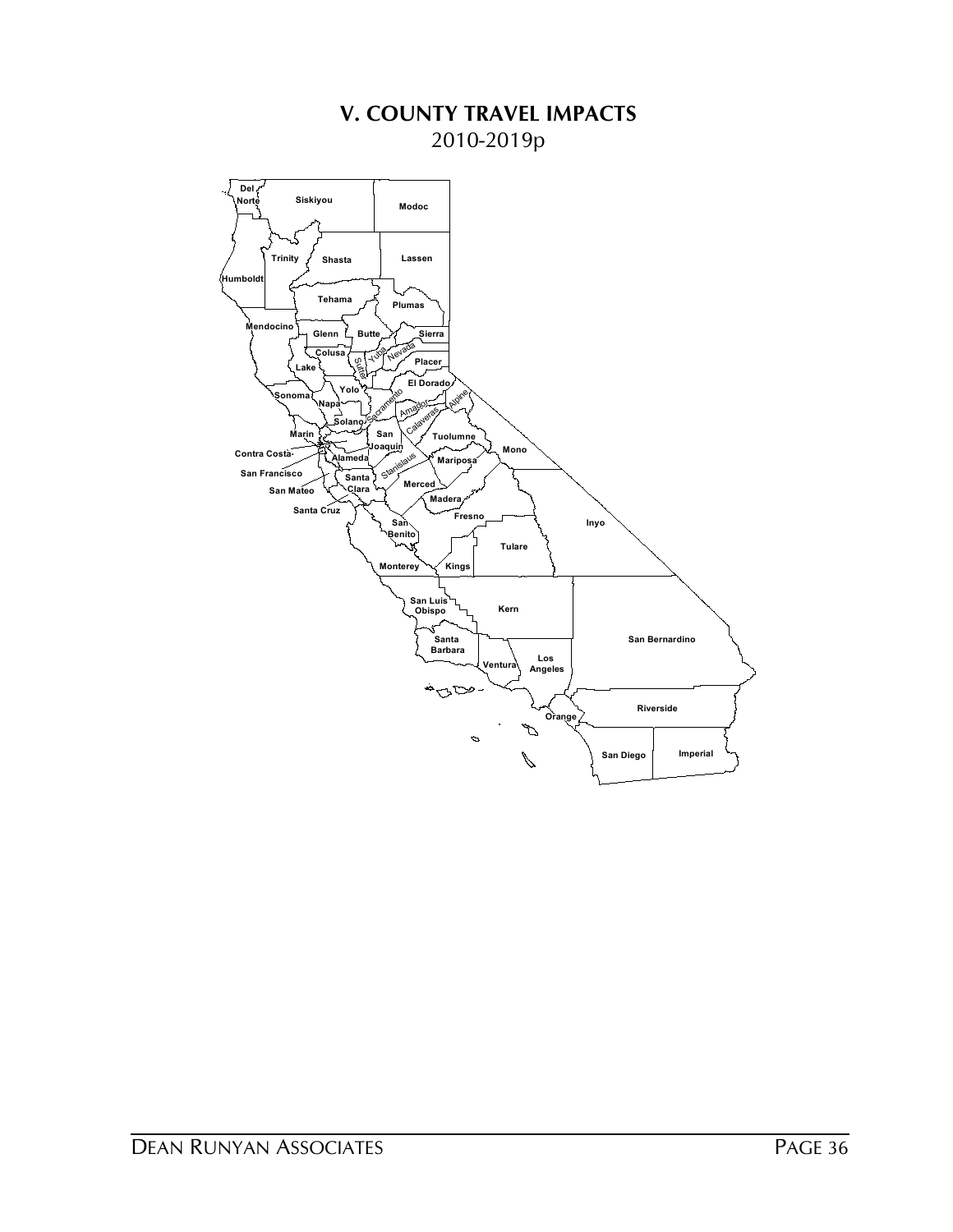# V. COUNTY TRAVEL IMPACTS

2010-2019p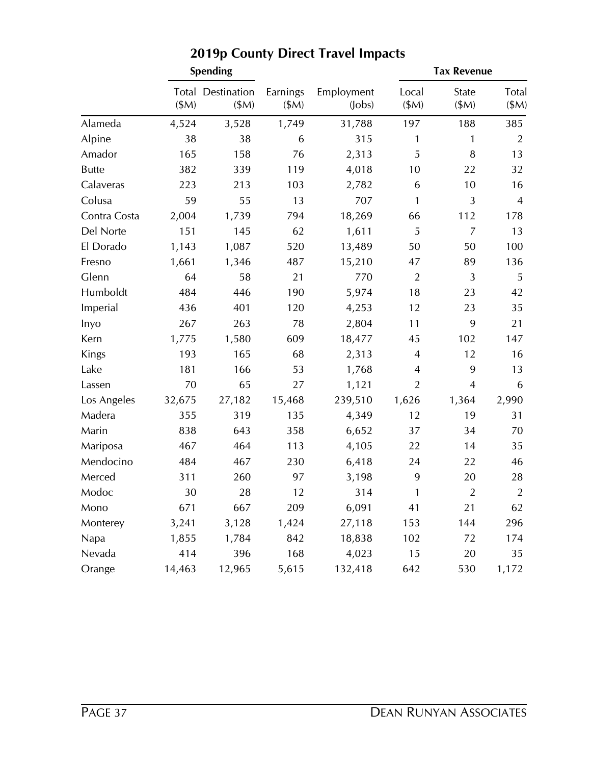## 2019p County Direct Travel Impacts

| | Spending | | | | Tax Revenue | | |
|---|---|---|---|---|---|---|---|
| | Total ($M) | Destination ($M) | Earnings ($M) | Employment (Jobs) | Local ($M) | State ($M) | Total ($M) |
| Alameda | 4,524 | 3,528 | 1,749 | 31,788 | 197 | 188 | 385 |
| Alpine | 38 | 38 | 6 | 315 | 1 | 1 | 2 |
| Amador | 165 | 158 | 76 | 2,313 | 5 | 8 | 13 |
| Butte | 382 | 339 | 119 | 4,018 | 10 | 22 | 32 |
| Calaveras | 223 | 213 | 103 | 2,782 | 6 | 10 | 16 |
| Colusa | 59 | 55 | 13 | 707 | 1 | 3 | 4 |
| Contra Costa | 2,004 | 1,739 | 794 | 18,269 | 66 | 112 | 178 |
| Del Norte | 151 | 145 | 62 | 1,611 | 5 | 7 | 13 |
| El Dorado | 1,143 | 1,087 | 520 | 13,489 | 50 | 50 | 100 |
| Fresno | 1,661 | 1,346 | 487 | 15,210 | 47 | 89 | 136 |
| Glenn | 64 | 58 | 21 | 770 | 2 | 3 | 5 |
| Humboldt | 484 | 446 | 190 | 5,974 | 18 | 23 | 42 |
| Imperial | 436 | 401 | 120 | 4,253 | 12 | 23 | 35 |
| Inyo | 267 | 263 | 78 | 2,804 | 11 | 9 | 21 |
| Kern | 1,775 | 1,580 | 609 | 18,477 | 45 | 102 | 147 |
| Kings | 193 | 165 | 68 | 2,313 | 4 | 12 | 16 |
| Lake | 181 | 166 | 53 | 1,768 | 4 | 9 | 13 |
| Lassen | 70 | 65 | 27 | 1,121 | 2 | 4 | 6 |
| Los Angeles | 32,675 | 27,182 | 15,468 | 239,510 | 1,626 | 1,364 | 2,990 |
| Madera | 355 | 319 | 135 | 4,349 | 12 | 19 | 31 |
| Marin | 838 | 643 | 358 | 6,652 | 37 | 34 | 70 |
| Mariposa | 467 | 464 | 113 | 4,105 | 22 | 14 | 35 |
| Mendocino | 484 | 467 | 230 | 6,418 | 24 | 22 | 46 |
| Merced | 311 | 260 | 97 | 3,198 | 9 | 20 | 28 |
| Modoc | 30 | 28 | 12 | 314 | 1 | 2 | 2 |
| Mono | 671 | 667 | 209 | 6,091 | 41 | 21 | 62 |
| Monterey | 3,241 | 3,128 | 1,424 | 27,118 | 153 | 144 | 296 |
| Napa | 1,855 | 1,784 | 842 | 18,838 | 102 | 72 | 174 |
| Nevada | 414 | 396 | 168 | 4,023 | 15 | 20 | 35 |
| Orange | 14,463 | 12,965 | 5,615 | 132,418 | 642 | 530 | 1,172 |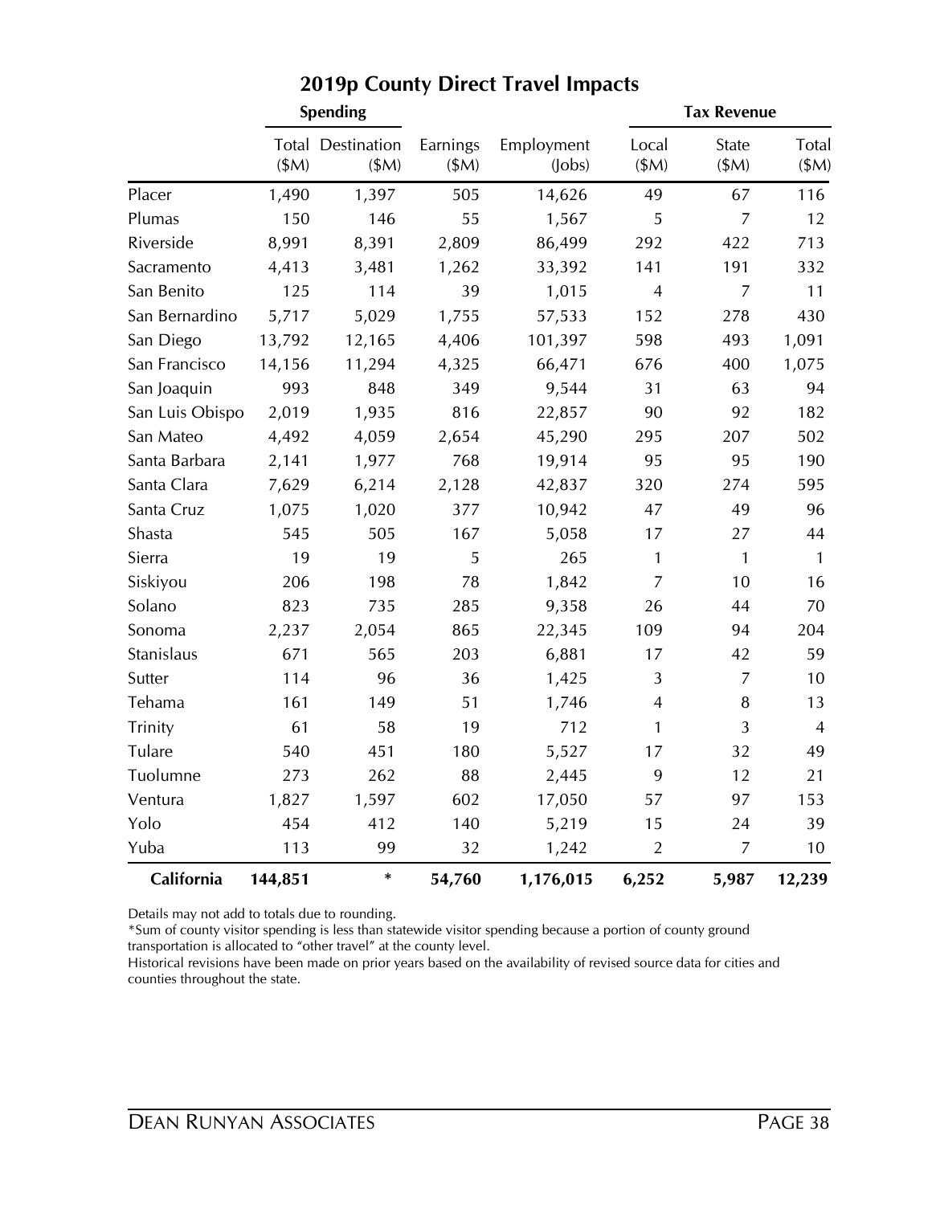## 2019p County Direct Travel Impacts

| | Spending | | | | Tax Revenue | | |
|---|---|---|---|---|---|---|---|
| | Total ($M) | Destination ($M) | Earnings ($M) | Employment (Jobs) | Local ($M) | State ($M) | Total ($M) |
| Placer | 1,490 | 1,397 | 505 | 14,626 | 49 | 67 | 116 |
| Plumas | 150 | 146 | 55 | 1,567 | 5 | 7 | 12 |
| Riverside | 8,991 | 8,391 | 2,809 | 86,499 | 292 | 422 | 713 |
| Sacramento | 4,413 | 3,481 | 1,262 | 33,392 | 141 | 191 | 332 |
| San Benito | 125 | 114 | 39 | 1,015 | 4 | 7 | 11 |
| San Bernardino | 5,717 | 5,029 | 1,755 | 57,533 | 152 | 278 | 430 |
| San Diego | 13,792 | 12,165 | 4,406 | 101,397 | 598 | 493 | 1,091 |
| San Francisco | 14,156 | 11,294 | 4,325 | 66,471 | 676 | 400 | 1,075 |
| San Joaquin | 993 | 848 | 349 | 9,544 | 31 | 63 | 94 |
| San Luis Obispo | 2,019 | 1,935 | 816 | 22,857 | 90 | 92 | 182 |
| San Mateo | 4,492 | 4,059 | 2,654 | 45,290 | 295 | 207 | 502 |
| Santa Barbara | 2,141 | 1,977 | 768 | 19,914 | 95 | 95 | 190 |
| Santa Clara | 7,629 | 6,214 | 2,128 | 42,837 | 320 | 274 | 595 |
| Santa Cruz | 1,075 | 1,020 | 377 | 10,942 | 47 | 49 | 96 |
| Shasta | 545 | 505 | 167 | 5,058 | 17 | 27 | 44 |
| Sierra | 19 | 19 | 5 | 265 | 1 | 1 | 1 |
| Siskiyou | 206 | 198 | 78 | 1,842 | 7 | 10 | 16 |
| Solano | 823 | 735 | 285 | 9,358 | 26 | 44 | 70 |
| Sonoma | 2,237 | 2,054 | 865 | 22,345 | 109 | 94 | 204 |
| Stanislaus | 671 | 565 | 203 | 6,881 | 17 | 42 | 59 |
| Sutter | 114 | 96 | 36 | 1,425 | 3 | 7 | 10 |
| Tehama | 161 | 149 | 51 | 1,746 | 4 | 8 | 13 |
| Trinity | 61 | 58 | 19 | 712 | 1 | 3 | 4 |
| Tulare | 540 | 451 | 180 | 5,527 | 17 | 32 | 49 |
| Tuolumne | 273 | 262 | 88 | 2,445 | 9 | 12 | 21 |
| Ventura | 1,827 | 1,597 | 602 | 17,050 | 57 | 97 | 153 |
| Yolo | 454 | 412 | 140 | 5,219 | 15 | 24 | 39 |
| Yuba | 113 | 99 | 32 | 1,242 | 2 | 7 | 10 |
| **California** | **144,851** | * | **54,760** | **1,176,015** | **6,252** | **5,987** | **12,239** |

Details may not add to totals due to rounding.

*Sum of county visitor spending is less than statewide visitor spending because a portion of county ground transportation is allocated to "other travel" at the county level.

Historical revisions have been made on prior years based on the availability of revised source data for cities and counties throughout the state.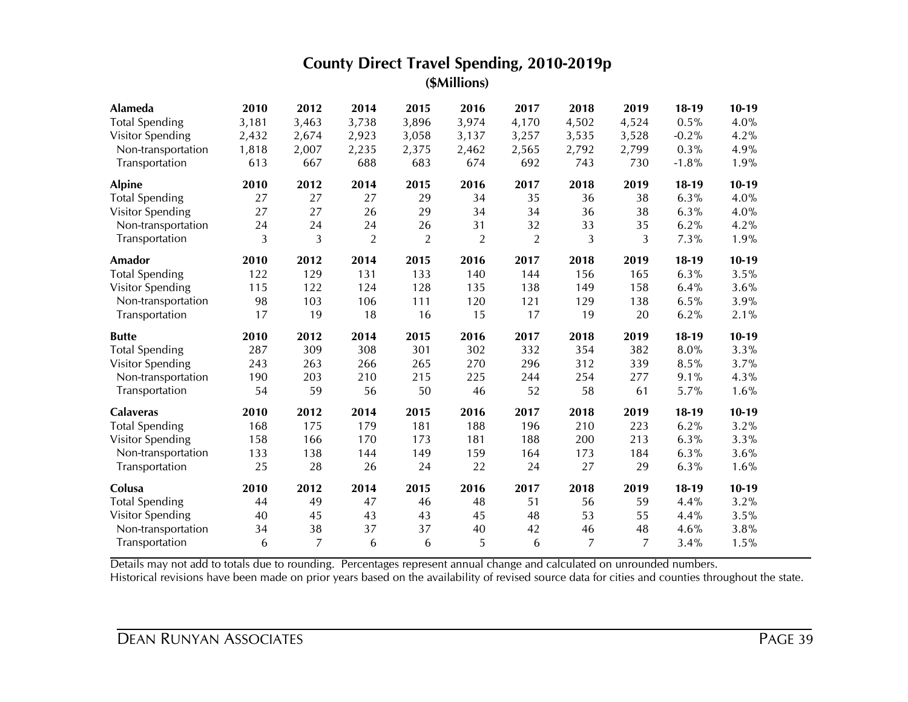## County Direct Travel Spending, 2010-2019p

### ($Millions)

| Alameda | 2010 | 2012 | 2014 | 2015 | 2016 | 2017 | 2018 | 2019 | 18-19 | 10-19 |
|---|---|---|---|---|---|---|---|---|---|---|
| Total Spending | 3,181 | 3,463 | 3,738 | 3,896 | 3,974 | 4,170 | 4,502 | 4,524 | 0.5% | 4.0% |
| Visitor Spending | 2,432 | 2,674 | 2,923 | 3,058 | 3,137 | 3,257 | 3,535 | 3,528 | -0.2% | 4.2% |
| Non-transportation | 1,818 | 2,007 | 2,235 | 2,375 | 2,462 | 2,565 | 2,792 | 2,799 | 0.3% | 4.9% |
| Transportation | 613 | 667 | 688 | 683 | 674 | 692 | 743 | 730 | -1.8% | 1.9% |

| Alpine | 2010 | 2012 | 2014 | 2015 | 2016 | 2017 | 2018 | 2019 | 18-19 | 10-19 |
|---|---|---|---|---|---|---|---|---|---|---|
| Total Spending | 27 | 27 | 27 | 29 | 34 | 35 | 36 | 38 | 6.3% | 4.0% |
| Visitor Spending | 27 | 27 | 26 | 29 | 34 | 34 | 36 | 38 | 6.3% | 4.0% |
| Non-transportation | 24 | 24 | 24 | 26 | 31 | 32 | 33 | 35 | 6.2% | 4.2% |
| Transportation | 3 | 3 | 2 | 2 | 2 | 2 | 3 | 3 | 7.3% | 1.9% |

| Amador | 2010 | 2012 | 2014 | 2015 | 2016 | 2017 | 2018 | 2019 | 18-19 | 10-19 |
|---|---|---|---|---|---|---|---|---|---|---|
| Total Spending | 122 | 129 | 131 | 133 | 140 | 144 | 156 | 165 | 6.3% | 3.5% |
| Visitor Spending | 115 | 122 | 124 | 128 | 135 | 138 | 149 | 158 | 6.4% | 3.6% |
| Non-transportation | 98 | 103 | 106 | 111 | 120 | 121 | 129 | 138 | 6.5% | 3.9% |
| Transportation | 17 | 19 | 18 | 16 | 15 | 17 | 19 | 20 | 6.2% | 2.1% |

| Butte | 2010 | 2012 | 2014 | 2015 | 2016 | 2017 | 2018 | 2019 | 18-19 | 10-19 |
|---|---|---|---|---|---|---|---|---|---|---|
| Total Spending | 287 | 309 | 308 | 301 | 302 | 332 | 354 | 382 | 8.0% | 3.3% |
| Visitor Spending | 243 | 263 | 266 | 265 | 270 | 296 | 312 | 339 | 8.5% | 3.7% |
| Non-transportation | 190 | 203 | 210 | 215 | 225 | 244 | 254 | 277 | 9.1% | 4.3% |
| Transportation | 54 | 59 | 56 | 50 | 46 | 52 | 58 | 61 | 5.7% | 1.6% |

| Calaveras | 2010 | 2012 | 2014 | 2015 | 2016 | 2017 | 2018 | 2019 | 18-19 | 10-19 |
|---|---|---|---|---|---|---|---|---|---|---|
| Total Spending | 168 | 175 | 179 | 181 | 188 | 196 | 210 | 223 | 6.2% | 3.2% |
| Visitor Spending | 158 | 166 | 170 | 173 | 181 | 188 | 200 | 213 | 6.3% | 3.3% |
| Non-transportation | 133 | 138 | 144 | 149 | 159 | 164 | 173 | 184 | 6.3% | 3.6% |
| Transportation | 25 | 28 | 26 | 24 | 22 | 24 | 27 | 29 | 6.3% | 1.6% |

| Colusa | 2010 | 2012 | 2014 | 2015 | 2016 | 2017 | 2018 | 2019 | 18-19 | 10-19 |
|---|---|---|---|---|---|---|---|---|---|---|
| Total Spending | 44 | 49 | 47 | 46 | 48 | 51 | 56 | 59 | 4.4% | 3.2% |
| Visitor Spending | 40 | 45 | 43 | 43 | 45 | 48 | 53 | 55 | 4.4% | 3.5% |
| Non-transportation | 34 | 38 | 37 | 37 | 40 | 42 | 46 | 48 | 4.6% | 3.8% |
| Transportation | 6 | 7 | 6 | 6 | 5 | 6 | 7 | 7 | 3.4% | 1.5% |

Details may not add to totals due to rounding. Percentages represent annual change and calculated on unrounded numbers.
Historical revisions have been made on prior years based on the availability of revised source data for cities and counties throughout the state.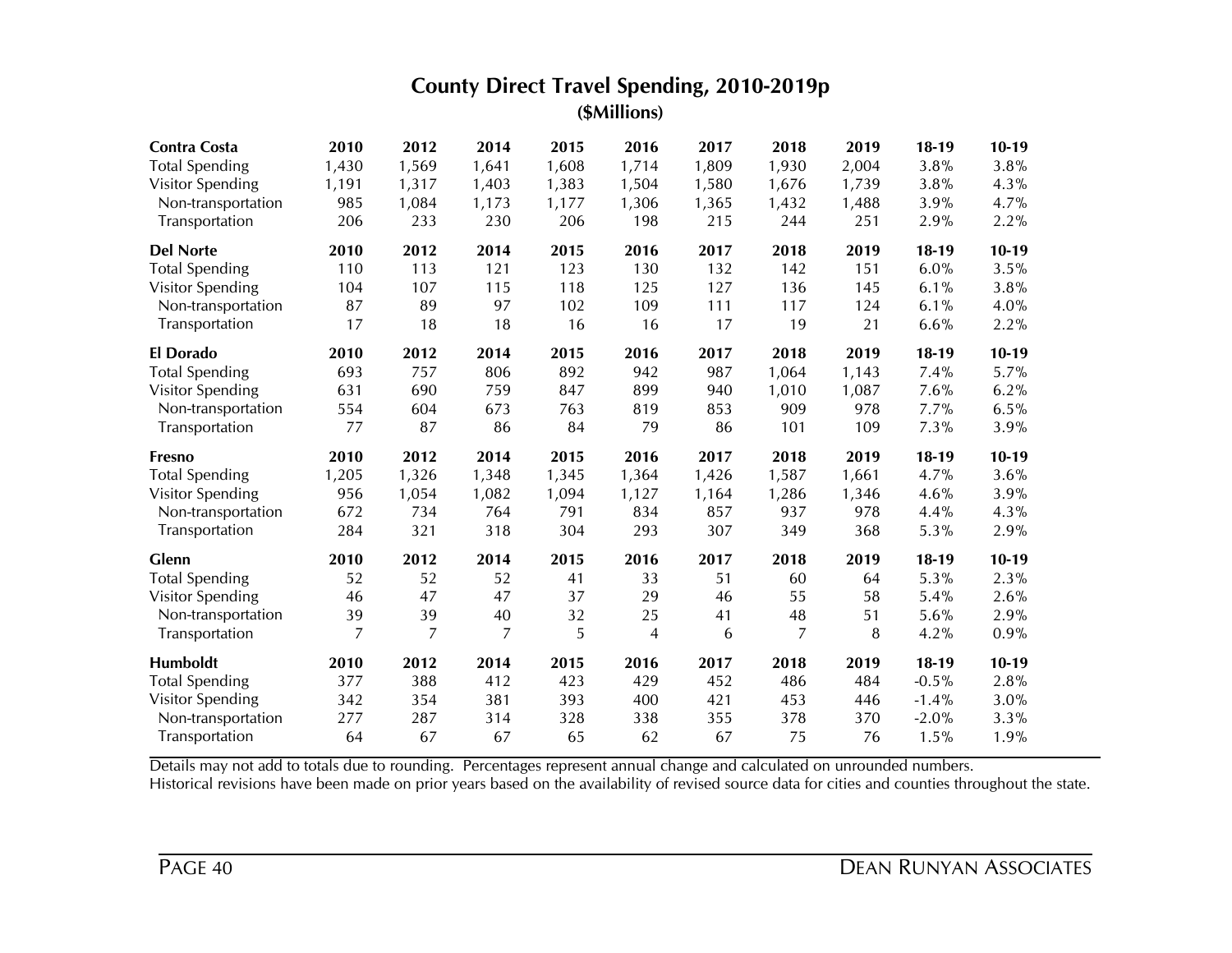## County Direct Travel Spending, 2010-2019p

### ($Millions)

| Contra Costa | 2010 | 2012 | 2014 | 2015 | 2016 | 2017 | 2018 | 2019 | 18-19 | 10-19 |
|---|---|---|---|---|---|---|---|---|---|---|
| Total Spending | 1,430 | 1,569 | 1,641 | 1,608 | 1,714 | 1,809 | 1,930 | 2,004 | 3.8% | 3.8% |
| Visitor Spending | 1,191 | 1,317 | 1,403 | 1,383 | 1,504 | 1,580 | 1,676 | 1,739 | 3.8% | 4.3% |
| Non-transportation | 985 | 1,084 | 1,173 | 1,177 | 1,306 | 1,365 | 1,432 | 1,488 | 3.9% | 4.7% |
| Transportation | 206 | 233 | 230 | 206 | 198 | 215 | 244 | 251 | 2.9% | 2.2% |
| **Del Norte** | **2010** | **2012** | **2014** | **2015** | **2016** | **2017** | **2018** | **2019** | **18-19** | **10-19** |
| Total Spending | 110 | 113 | 121 | 123 | 130 | 132 | 142 | 151 | 6.0% | 3.5% |
| Visitor Spending | 104 | 107 | 115 | 118 | 125 | 127 | 136 | 145 | 6.1% | 3.8% |
| Non-transportation | 87 | 89 | 97 | 102 | 109 | 111 | 117 | 124 | 6.1% | 4.0% |
| Transportation | 17 | 18 | 18 | 16 | 16 | 17 | 19 | 21 | 6.6% | 2.2% |
| **El Dorado** | **2010** | **2012** | **2014** | **2015** | **2016** | **2017** | **2018** | **2019** | **18-19** | **10-19** |
| Total Spending | 693 | 757 | 806 | 892 | 942 | 987 | 1,064 | 1,143 | 7.4% | 5.7% |
| Visitor Spending | 631 | 690 | 759 | 847 | 899 | 940 | 1,010 | 1,087 | 7.6% | 6.2% |
| Non-transportation | 554 | 604 | 673 | 763 | 819 | 853 | 909 | 978 | 7.7% | 6.5% |
| Transportation | 77 | 87 | 86 | 84 | 79 | 86 | 101 | 109 | 7.3% | 3.9% |
| **Fresno** | **2010** | **2012** | **2014** | **2015** | **2016** | **2017** | **2018** | **2019** | **18-19** | **10-19** |
| Total Spending | 1,205 | 1,326 | 1,348 | 1,345 | 1,364 | 1,426 | 1,587 | 1,661 | 4.7% | 3.6% |
| Visitor Spending | 956 | 1,054 | 1,082 | 1,094 | 1,127 | 1,164 | 1,286 | 1,346 | 4.6% | 3.9% |
| Non-transportation | 672 | 734 | 764 | 791 | 834 | 857 | 937 | 978 | 4.4% | 4.3% |
| Transportation | 284 | 321 | 318 | 304 | 293 | 307 | 349 | 368 | 5.3% | 2.9% |
| **Glenn** | **2010** | **2012** | **2014** | **2015** | **2016** | **2017** | **2018** | **2019** | **18-19** | **10-19** |
| Total Spending | 52 | 52 | 52 | 41 | 33 | 51 | 60 | 64 | 5.3% | 2.3% |
| Visitor Spending | 46 | 47 | 47 | 37 | 29 | 46 | 55 | 58 | 5.4% | 2.6% |
| Non-transportation | 39 | 39 | 40 | 32 | 25 | 41 | 48 | 51 | 5.6% | 2.9% |
| Transportation | 7 | 7 | 7 | 5 | 4 | 6 | 7 | 8 | 4.2% | 0.9% |
| **Humboldt** | **2010** | **2012** | **2014** | **2015** | **2016** | **2017** | **2018** | **2019** | **18-19** | **10-19** |
| Total Spending | 377 | 388 | 412 | 423 | 429 | 452 | 486 | 484 | -0.5% | 2.8% |
| Visitor Spending | 342 | 354 | 381 | 393 | 400 | 421 | 453 | 446 | -1.4% | 3.0% |
| Non-transportation | 277 | 287 | 314 | 328 | 338 | 355 | 378 | 370 | -2.0% | 3.3% |
| Transportation | 64 | 67 | 67 | 65 | 62 | 67 | 75 | 76 | 1.5% | 1.9% |

Details may not add to totals due to rounding. Percentages represent annual change and calculated on unrounded numbers.
Historical revisions have been made on prior years based on the availability of revised source data for cities and counties throughout the state.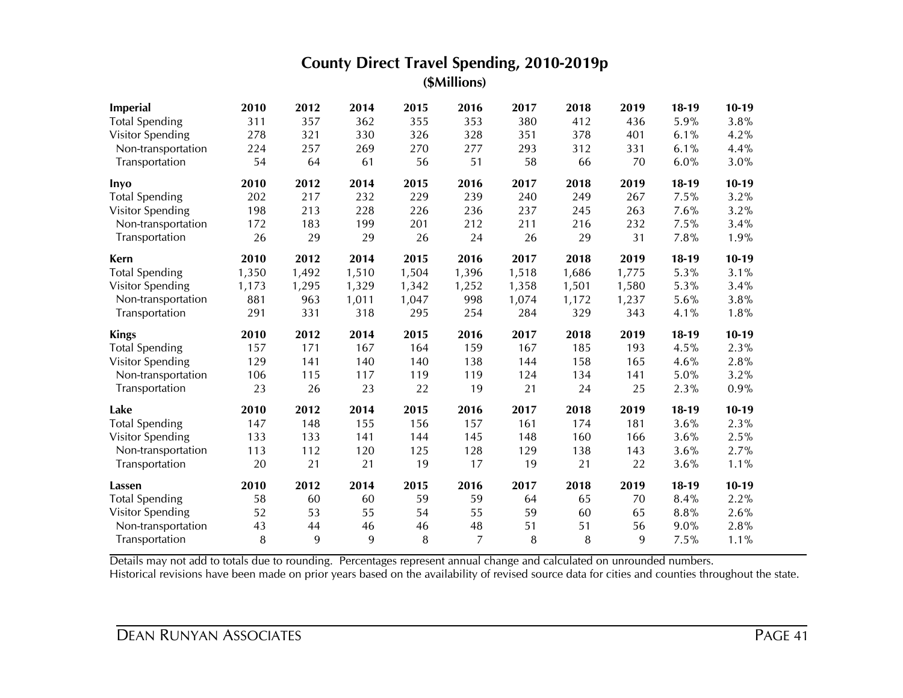## County Direct Travel Spending, 2010-2019p

### ($Millions)

| Imperial | 2010 | 2012 | 2014 | 2015 | 2016 | 2017 | 2018 | 2019 | 18-19 | 10-19 |
|---|---|---|---|---|---|---|---|---|---|---|
| Total Spending | 311 | 357 | 362 | 355 | 353 | 380 | 412 | 436 | 5.9% | 3.8% |
| Visitor Spending | 278 | 321 | 330 | 326 | 328 | 351 | 378 | 401 | 6.1% | 4.2% |
| Non-transportation | 224 | 257 | 269 | 270 | 277 | 293 | 312 | 331 | 6.1% | 4.4% |
| Transportation | 54 | 64 | 61 | 56 | 51 | 58 | 66 | 70 | 6.0% | 3.0% |

| Inyo | 2010 | 2012 | 2014 | 2015 | 2016 | 2017 | 2018 | 2019 | 18-19 | 10-19 |
|---|---|---|---|---|---|---|---|---|---|---|
| Total Spending | 202 | 217 | 232 | 229 | 239 | 240 | 249 | 267 | 7.5% | 3.2% |
| Visitor Spending | 198 | 213 | 228 | 226 | 236 | 237 | 245 | 263 | 7.6% | 3.2% |
| Non-transportation | 172 | 183 | 199 | 201 | 212 | 211 | 216 | 232 | 7.5% | 3.4% |
| Transportation | 26 | 29 | 29 | 26 | 24 | 26 | 29 | 31 | 7.8% | 1.9% |

| Kern | 2010 | 2012 | 2014 | 2015 | 2016 | 2017 | 2018 | 2019 | 18-19 | 10-19 |
|---|---|---|---|---|---|---|---|---|---|---|
| Total Spending | 1,350 | 1,492 | 1,510 | 1,504 | 1,396 | 1,518 | 1,686 | 1,775 | 5.3% | 3.1% |
| Visitor Spending | 1,173 | 1,295 | 1,329 | 1,342 | 1,252 | 1,358 | 1,501 | 1,580 | 5.3% | 3.4% |
| Non-transportation | 881 | 963 | 1,011 | 1,047 | 998 | 1,074 | 1,172 | 1,237 | 5.6% | 3.8% |
| Transportation | 291 | 331 | 318 | 295 | 254 | 284 | 329 | 343 | 4.1% | 1.8% |

| Kings | 2010 | 2012 | 2014 | 2015 | 2016 | 2017 | 2018 | 2019 | 18-19 | 10-19 |
|---|---|---|---|---|---|---|---|---|---|---|
| Total Spending | 157 | 171 | 167 | 164 | 159 | 167 | 185 | 193 | 4.5% | 2.3% |
| Visitor Spending | 129 | 141 | 140 | 140 | 138 | 144 | 158 | 165 | 4.6% | 2.8% |
| Non-transportation | 106 | 115 | 117 | 119 | 119 | 124 | 134 | 141 | 5.0% | 3.2% |
| Transportation | 23 | 26 | 23 | 22 | 19 | 21 | 24 | 25 | 2.3% | 0.9% |

| Lake | 2010 | 2012 | 2014 | 2015 | 2016 | 2017 | 2018 | 2019 | 18-19 | 10-19 |
|---|---|---|---|---|---|---|---|---|---|---|
| Total Spending | 147 | 148 | 155 | 156 | 157 | 161 | 174 | 181 | 3.6% | 2.3% |
| Visitor Spending | 133 | 133 | 141 | 144 | 145 | 148 | 160 | 166 | 3.6% | 2.5% |
| Non-transportation | 113 | 112 | 120 | 125 | 128 | 129 | 138 | 143 | 3.6% | 2.7% |
| Transportation | 20 | 21 | 21 | 19 | 17 | 19 | 21 | 22 | 3.6% | 1.1% |

| Lassen | 2010 | 2012 | 2014 | 2015 | 2016 | 2017 | 2018 | 2019 | 18-19 | 10-19 |
|---|---|---|---|---|---|---|---|---|---|---|
| Total Spending | 58 | 60 | 60 | 59 | 59 | 64 | 65 | 70 | 8.4% | 2.2% |
| Visitor Spending | 52 | 53 | 55 | 54 | 55 | 59 | 60 | 65 | 8.8% | 2.6% |
| Non-transportation | 43 | 44 | 46 | 46 | 48 | 51 | 51 | 56 | 9.0% | 2.8% |
| Transportation | 8 | 9 | 9 | 8 | 7 | 8 | 8 | 9 | 7.5% | 1.1% |

Details may not add to totals due to rounding. Percentages represent annual change and calculated on unrounded numbers.
Historical revisions have been made on prior years based on the availability of revised source data for cities and counties throughout the state.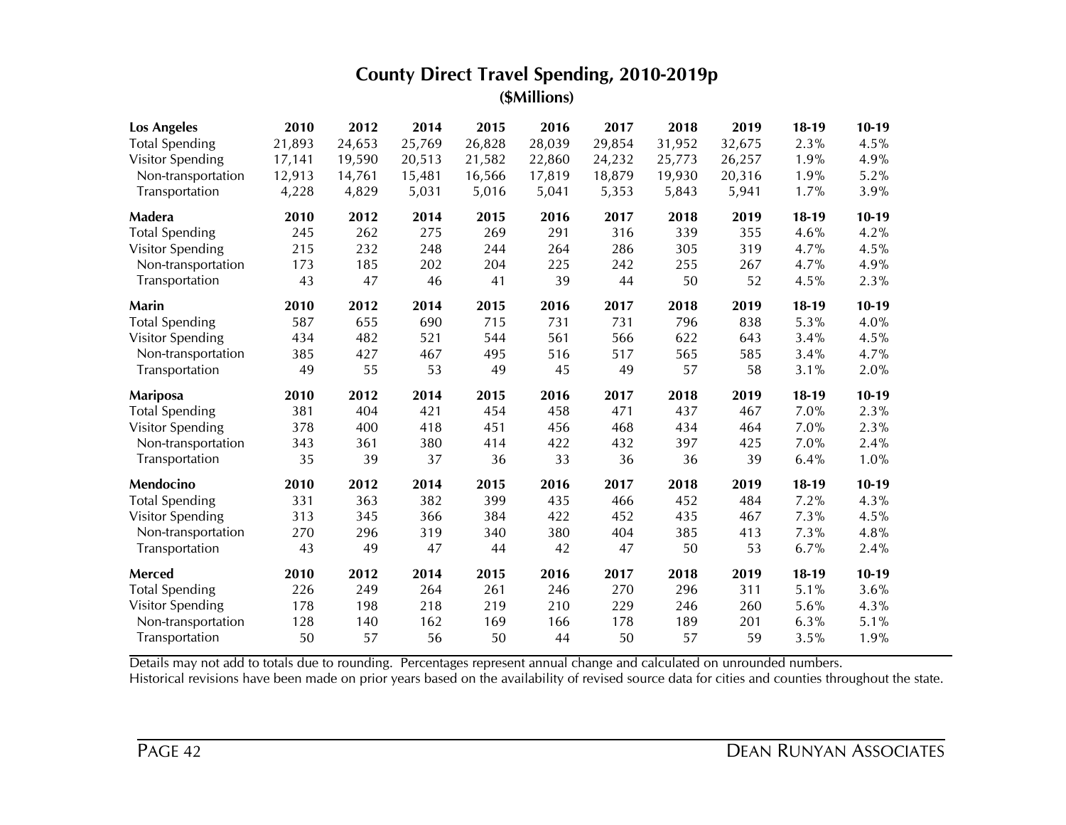## County Direct Travel Spending, 2010-2019p

**($Millions)**

| **Los Angeles** | **2010** | **2012** | **2014** | **2015** | **2016** | **2017** | **2018** | **2019** | **18-19** | **10-19** |
|---|---|---|---|---|---|---|---|---|---|---|
| Total Spending | 21,893 | 24,653 | 25,769 | 26,828 | 28,039 | 29,854 | 31,952 | 32,675 | 2.3% | 4.5% |
| Visitor Spending | 17,141 | 19,590 | 20,513 | 21,582 | 22,860 | 24,232 | 25,773 | 26,257 | 1.9% | 4.9% |
| Non-transportation | 12,913 | 14,761 | 15,481 | 16,566 | 17,819 | 18,879 | 19,930 | 20,316 | 1.9% | 5.2% |
| Transportation | 4,228 | 4,829 | 5,031 | 5,016 | 5,041 | 5,353 | 5,843 | 5,941 | 1.7% | 3.9% |
| **Madera** | **2010** | **2012** | **2014** | **2015** | **2016** | **2017** | **2018** | **2019** | **18-19** | **10-19** |
| Total Spending | 245 | 262 | 275 | 269 | 291 | 316 | 339 | 355 | 4.6% | 4.2% |
| Visitor Spending | 215 | 232 | 248 | 244 | 264 | 286 | 305 | 319 | 4.7% | 4.5% |
| Non-transportation | 173 | 185 | 202 | 204 | 225 | 242 | 255 | 267 | 4.7% | 4.9% |
| Transportation | 43 | 47 | 46 | 41 | 39 | 44 | 50 | 52 | 4.5% | 2.3% |
| **Marin** | **2010** | **2012** | **2014** | **2015** | **2016** | **2017** | **2018** | **2019** | **18-19** | **10-19** |
| Total Spending | 587 | 655 | 690 | 715 | 731 | 731 | 796 | 838 | 5.3% | 4.0% |
| Visitor Spending | 434 | 482 | 521 | 544 | 561 | 566 | 622 | 643 | 3.4% | 4.5% |
| Non-transportation | 385 | 427 | 467 | 495 | 516 | 517 | 565 | 585 | 3.4% | 4.7% |
| Transportation | 49 | 55 | 53 | 49 | 45 | 49 | 57 | 58 | 3.1% | 2.0% |
| **Mariposa** | **2010** | **2012** | **2014** | **2015** | **2016** | **2017** | **2018** | **2019** | **18-19** | **10-19** |
| Total Spending | 381 | 404 | 421 | 454 | 458 | 471 | 437 | 467 | 7.0% | 2.3% |
| Visitor Spending | 378 | 400 | 418 | 451 | 456 | 468 | 434 | 464 | 7.0% | 2.3% |
| Non-transportation | 343 | 361 | 380 | 414 | 422 | 432 | 397 | 425 | 7.0% | 2.4% |
| Transportation | 35 | 39 | 37 | 36 | 33 | 36 | 36 | 39 | 6.4% | 1.0% |
| **Mendocino** | **2010** | **2012** | **2014** | **2015** | **2016** | **2017** | **2018** | **2019** | **18-19** | **10-19** |
| Total Spending | 331 | 363 | 382 | 399 | 435 | 466 | 452 | 484 | 7.2% | 4.3% |
| Visitor Spending | 313 | 345 | 366 | 384 | 422 | 452 | 435 | 467 | 7.3% | 4.5% |
| Non-transportation | 270 | 296 | 319 | 340 | 380 | 404 | 385 | 413 | 7.3% | 4.8% |
| Transportation | 43 | 49 | 47 | 44 | 42 | 47 | 50 | 53 | 6.7% | 2.4% |
| **Merced** | **2010** | **2012** | **2014** | **2015** | **2016** | **2017** | **2018** | **2019** | **18-19** | **10-19** |
| Total Spending | 226 | 249 | 264 | 261 | 246 | 270 | 296 | 311 | 5.1% | 3.6% |
| Visitor Spending | 178 | 198 | 218 | 219 | 210 | 229 | 246 | 260 | 5.6% | 4.3% |
| Non-transportation | 128 | 140 | 162 | 169 | 166 | 178 | 189 | 201 | 6.3% | 5.1% |
| Transportation | 50 | 57 | 56 | 50 | 44 | 50 | 57 | 59 | 3.5% | 1.9% |

Details may not add to totals due to rounding. Percentages represent annual change and calculated on unrounded numbers.
Historical revisions have been made on prior years based on the availability of revised source data for cities and counties throughout the state.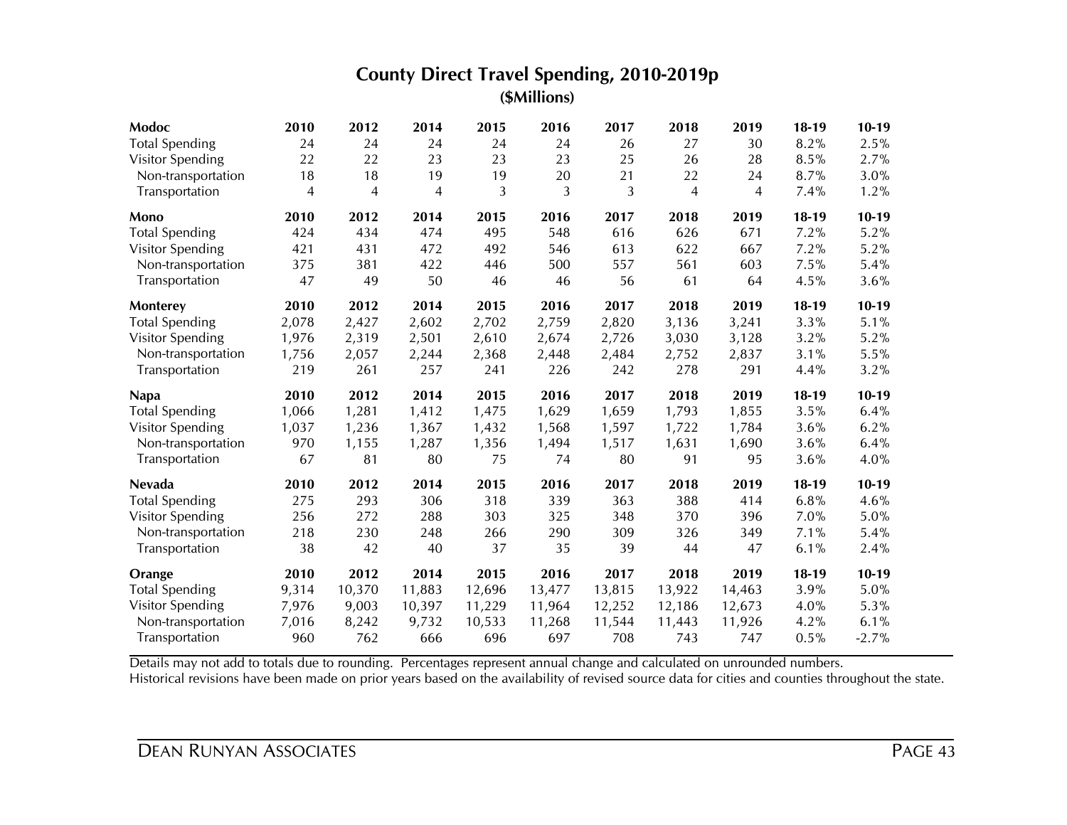## County Direct Travel Spending, 2010-2019p

**($Millions)**

| **Modoc** | **2010** | **2012** | **2014** | **2015** | **2016** | **2017** | **2018** | **2019** | **18-19** | **10-19** |
|---|---|---|---|---|---|---|---|---|---|---|
| Total Spending | 24 | 24 | 24 | 24 | 24 | 26 | 27 | 30 | 8.2% | 2.5% |
| Visitor Spending | 22 | 22 | 23 | 23 | 23 | 25 | 26 | 28 | 8.5% | 2.7% |
| Non-transportation | 18 | 18 | 19 | 19 | 20 | 21 | 22 | 24 | 8.7% | 3.0% |
| Transportation | 4 | 4 | 4 | 3 | 3 | 3 | 4 | 4 | 7.4% | 1.2% |

| **Mono** | **2010** | **2012** | **2014** | **2015** | **2016** | **2017** | **2018** | **2019** | **18-19** | **10-19** |
|---|---|---|---|---|---|---|---|---|---|---|
| Total Spending | 424 | 434 | 474 | 495 | 548 | 616 | 626 | 671 | 7.2% | 5.2% |
| Visitor Spending | 421 | 431 | 472 | 492 | 546 | 613 | 622 | 667 | 7.2% | 5.2% |
| Non-transportation | 375 | 381 | 422 | 446 | 500 | 557 | 561 | 603 | 7.5% | 5.4% |
| Transportation | 47 | 49 | 50 | 46 | 46 | 56 | 61 | 64 | 4.5% | 3.6% |

| **Monterey** | **2010** | **2012** | **2014** | **2015** | **2016** | **2017** | **2018** | **2019** | **18-19** | **10-19** |
|---|---|---|---|---|---|---|---|---|---|---|
| Total Spending | 2,078 | 2,427 | 2,602 | 2,702 | 2,759 | 2,820 | 3,136 | 3,241 | 3.3% | 5.1% |
| Visitor Spending | 1,976 | 2,319 | 2,501 | 2,610 | 2,674 | 2,726 | 3,030 | 3,128 | 3.2% | 5.2% |
| Non-transportation | 1,756 | 2,057 | 2,244 | 2,368 | 2,448 | 2,484 | 2,752 | 2,837 | 3.1% | 5.5% |
| Transportation | 219 | 261 | 257 | 241 | 226 | 242 | 278 | 291 | 4.4% | 3.2% |

| **Napa** | **2010** | **2012** | **2014** | **2015** | **2016** | **2017** | **2018** | **2019** | **18-19** | **10-19** |
|---|---|---|---|---|---|---|---|---|---|---|
| Total Spending | 1,066 | 1,281 | 1,412 | 1,475 | 1,629 | 1,659 | 1,793 | 1,855 | 3.5% | 6.4% |
| Visitor Spending | 1,037 | 1,236 | 1,367 | 1,432 | 1,568 | 1,597 | 1,722 | 1,784 | 3.6% | 6.2% |
| Non-transportation | 970 | 1,155 | 1,287 | 1,356 | 1,494 | 1,517 | 1,631 | 1,690 | 3.6% | 6.4% |
| Transportation | 67 | 81 | 80 | 75 | 74 | 80 | 91 | 95 | 3.6% | 4.0% |

| **Nevada** | **2010** | **2012** | **2014** | **2015** | **2016** | **2017** | **2018** | **2019** | **18-19** | **10-19** |
|---|---|---|---|---|---|---|---|---|---|---|
| Total Spending | 275 | 293 | 306 | 318 | 339 | 363 | 388 | 414 | 6.8% | 4.6% |
| Visitor Spending | 256 | 272 | 288 | 303 | 325 | 348 | 370 | 396 | 7.0% | 5.0% |
| Non-transportation | 218 | 230 | 248 | 266 | 290 | 309 | 326 | 349 | 7.1% | 5.4% |
| Transportation | 38 | 42 | 40 | 37 | 35 | 39 | 44 | 47 | 6.1% | 2.4% |

| **Orange** | **2010** | **2012** | **2014** | **2015** | **2016** | **2017** | **2018** | **2019** | **18-19** | **10-19** |
|---|---|---|---|---|---|---|---|---|---|---|
| Total Spending | 9,314 | 10,370 | 11,883 | 12,696 | 13,477 | 13,815 | 13,922 | 14,463 | 3.9% | 5.0% |
| Visitor Spending | 7,976 | 9,003 | 10,397 | 11,229 | 11,964 | 12,252 | 12,186 | 12,673 | 4.0% | 5.3% |
| Non-transportation | 7,016 | 8,242 | 9,732 | 10,533 | 11,268 | 11,544 | 11,443 | 11,926 | 4.2% | 6.1% |
| Transportation | 960 | 762 | 666 | 696 | 697 | 708 | 743 | 747 | 0.5% | -2.7% |

Details may not add to totals due to rounding. Percentages represent annual change and calculated on unrounded numbers.
Historical revisions have been made on prior years based on the availability of revised source data for cities and counties throughout the state.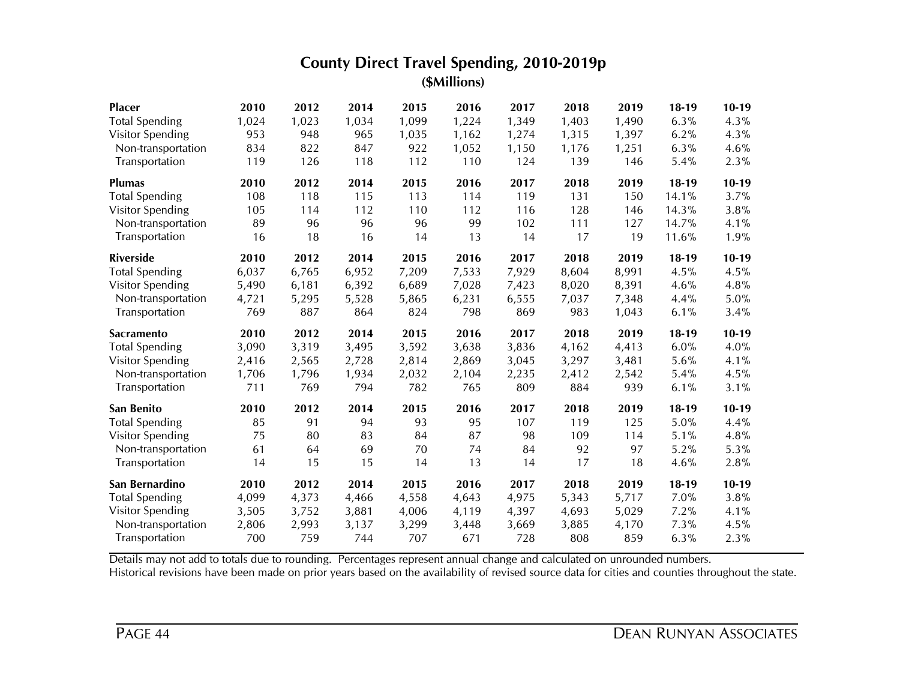## County Direct Travel Spending, 2010-2019p

### ($Millions)

| Placer | 2010 | 2012 | 2014 | 2015 | 2016 | 2017 | 2018 | 2019 | 18-19 | 10-19 |
|---|---|---|---|---|---|---|---|---|---|---|
| Total Spending | 1,024 | 1,023 | 1,034 | 1,099 | 1,224 | 1,349 | 1,403 | 1,490 | 6.3% | 4.3% |
| Visitor Spending | 953 | 948 | 965 | 1,035 | 1,162 | 1,274 | 1,315 | 1,397 | 6.2% | 4.3% |
| Non-transportation | 834 | 822 | 847 | 922 | 1,052 | 1,150 | 1,176 | 1,251 | 6.3% | 4.6% |
| Transportation | 119 | 126 | 118 | 112 | 110 | 124 | 139 | 146 | 5.4% | 2.3% |
| **Plumas** | **2010** | **2012** | **2014** | **2015** | **2016** | **2017** | **2018** | **2019** | **18-19** | **10-19** |
| Total Spending | 108 | 118 | 115 | 113 | 114 | 119 | 131 | 150 | 14.1% | 3.7% |
| Visitor Spending | 105 | 114 | 112 | 110 | 112 | 116 | 128 | 146 | 14.3% | 3.8% |
| Non-transportation | 89 | 96 | 96 | 96 | 99 | 102 | 111 | 127 | 14.7% | 4.1% |
| Transportation | 16 | 18 | 16 | 14 | 13 | 14 | 17 | 19 | 11.6% | 1.9% |
| **Riverside** | **2010** | **2012** | **2014** | **2015** | **2016** | **2017** | **2018** | **2019** | **18-19** | **10-19** |
| Total Spending | 6,037 | 6,765 | 6,952 | 7,209 | 7,533 | 7,929 | 8,604 | 8,991 | 4.5% | 4.5% |
| Visitor Spending | 5,490 | 6,181 | 6,392 | 6,689 | 7,028 | 7,423 | 8,020 | 8,391 | 4.6% | 4.8% |
| Non-transportation | 4,721 | 5,295 | 5,528 | 5,865 | 6,231 | 6,555 | 7,037 | 7,348 | 4.4% | 5.0% |
| Transportation | 769 | 887 | 864 | 824 | 798 | 869 | 983 | 1,043 | 6.1% | 3.4% |
| **Sacramento** | **2010** | **2012** | **2014** | **2015** | **2016** | **2017** | **2018** | **2019** | **18-19** | **10-19** |
| Total Spending | 3,090 | 3,319 | 3,495 | 3,592 | 3,638 | 3,836 | 4,162 | 4,413 | 6.0% | 4.0% |
| Visitor Spending | 2,416 | 2,565 | 2,728 | 2,814 | 2,869 | 3,045 | 3,297 | 3,481 | 5.6% | 4.1% |
| Non-transportation | 1,706 | 1,796 | 1,934 | 2,032 | 2,104 | 2,235 | 2,412 | 2,542 | 5.4% | 4.5% |
| Transportation | 711 | 769 | 794 | 782 | 765 | 809 | 884 | 939 | 6.1% | 3.1% |
| **San Benito** | **2010** | **2012** | **2014** | **2015** | **2016** | **2017** | **2018** | **2019** | **18-19** | **10-19** |
| Total Spending | 85 | 91 | 94 | 93 | 95 | 107 | 119 | 125 | 5.0% | 4.4% |
| Visitor Spending | 75 | 80 | 83 | 84 | 87 | 98 | 109 | 114 | 5.1% | 4.8% |
| Non-transportation | 61 | 64 | 69 | 70 | 74 | 84 | 92 | 97 | 5.2% | 5.3% |
| Transportation | 14 | 15 | 15 | 14 | 13 | 14 | 17 | 18 | 4.6% | 2.8% |
| **San Bernardino** | **2010** | **2012** | **2014** | **2015** | **2016** | **2017** | **2018** | **2019** | **18-19** | **10-19** |
| Total Spending | 4,099 | 4,373 | 4,466 | 4,558 | 4,643 | 4,975 | 5,343 | 5,717 | 7.0% | 3.8% |
| Visitor Spending | 3,505 | 3,752 | 3,881 | 4,006 | 4,119 | 4,397 | 4,693 | 5,029 | 7.2% | 4.1% |
| Non-transportation | 2,806 | 2,993 | 3,137 | 3,299 | 3,448 | 3,669 | 3,885 | 4,170 | 7.3% | 4.5% |
| Transportation | 700 | 759 | 744 | 707 | 671 | 728 | 808 | 859 | 6.3% | 2.3% |

Details may not add to totals due to rounding. Percentages represent annual change and calculated on unrounded numbers.
Historical revisions have been made on prior years based on the availability of revised source data for cities and counties throughout the state.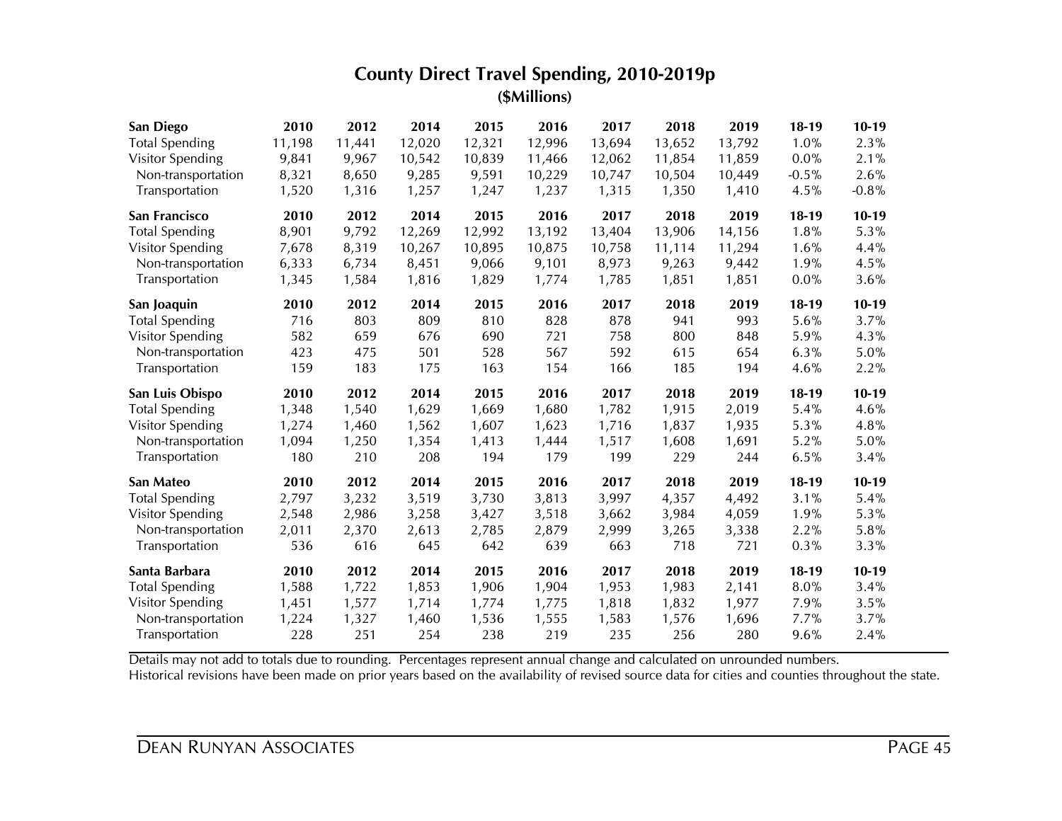## County Direct Travel Spending, 2010-2019p

**($Millions)**

| **San Diego** | **2010** | **2012** | **2014** | **2015** | **2016** | **2017** | **2018** | **2019** | **18-19** | **10-19** |
|---|---|---|---|---|---|---|---|---|---|---|
| Total Spending | 11,198 | 11,441 | 12,020 | 12,321 | 12,996 | 13,694 | 13,652 | 13,792 | 1.0% | 2.3% |
| Visitor Spending | 9,841 | 9,967 | 10,542 | 10,839 | 11,466 | 12,062 | 11,854 | 11,859 | 0.0% | 2.1% |
| Non-transportation | 8,321 | 8,650 | 9,285 | 9,591 | 10,229 | 10,747 | 10,504 | 10,449 | -0.5% | 2.6% |
| Transportation | 1,520 | 1,316 | 1,257 | 1,247 | 1,237 | 1,315 | 1,350 | 1,410 | 4.5% | -0.8% |
| **San Francisco** | **2010** | **2012** | **2014** | **2015** | **2016** | **2017** | **2018** | **2019** | **18-19** | **10-19** |
| Total Spending | 8,901 | 9,792 | 12,269 | 12,992 | 13,192 | 13,404 | 13,906 | 14,156 | 1.8% | 5.3% |
| Visitor Spending | 7,678 | 8,319 | 10,267 | 10,895 | 10,875 | 10,758 | 11,114 | 11,294 | 1.6% | 4.4% |
| Non-transportation | 6,333 | 6,734 | 8,451 | 9,066 | 9,101 | 8,973 | 9,263 | 9,442 | 1.9% | 4.5% |
| Transportation | 1,345 | 1,584 | 1,816 | 1,829 | 1,774 | 1,785 | 1,851 | 1,851 | 0.0% | 3.6% |
| **San Joaquin** | **2010** | **2012** | **2014** | **2015** | **2016** | **2017** | **2018** | **2019** | **18-19** | **10-19** |
| Total Spending | 716 | 803 | 809 | 810 | 828 | 878 | 941 | 993 | 5.6% | 3.7% |
| Visitor Spending | 582 | 659 | 676 | 690 | 721 | 758 | 800 | 848 | 5.9% | 4.3% |
| Non-transportation | 423 | 475 | 501 | 528 | 567 | 592 | 615 | 654 | 6.3% | 5.0% |
| Transportation | 159 | 183 | 175 | 163 | 154 | 166 | 185 | 194 | 4.6% | 2.2% |
| **San Luis Obispo** | **2010** | **2012** | **2014** | **2015** | **2016** | **2017** | **2018** | **2019** | **18-19** | **10-19** |
| Total Spending | 1,348 | 1,540 | 1,629 | 1,669 | 1,680 | 1,782 | 1,915 | 2,019 | 5.4% | 4.6% |
| Visitor Spending | 1,274 | 1,460 | 1,562 | 1,607 | 1,623 | 1,716 | 1,837 | 1,935 | 5.3% | 4.8% |
| Non-transportation | 1,094 | 1,250 | 1,354 | 1,413 | 1,444 | 1,517 | 1,608 | 1,691 | 5.2% | 5.0% |
| Transportation | 180 | 210 | 208 | 194 | 179 | 199 | 229 | 244 | 6.5% | 3.4% |
| **San Mateo** | **2010** | **2012** | **2014** | **2015** | **2016** | **2017** | **2018** | **2019** | **18-19** | **10-19** |
| Total Spending | 2,797 | 3,232 | 3,519 | 3,730 | 3,813 | 3,997 | 4,357 | 4,492 | 3.1% | 5.4% |
| Visitor Spending | 2,548 | 2,986 | 3,258 | 3,427 | 3,518 | 3,662 | 3,984 | 4,059 | 1.9% | 5.3% |
| Non-transportation | 2,011 | 2,370 | 2,613 | 2,785 | 2,879 | 2,999 | 3,265 | 3,338 | 2.2% | 5.8% |
| Transportation | 536 | 616 | 645 | 642 | 639 | 663 | 718 | 721 | 0.3% | 3.3% |
| **Santa Barbara** | **2010** | **2012** | **2014** | **2015** | **2016** | **2017** | **2018** | **2019** | **18-19** | **10-19** |
| Total Spending | 1,588 | 1,722 | 1,853 | 1,906 | 1,904 | 1,953 | 1,983 | 2,141 | 8.0% | 3.4% |
| Visitor Spending | 1,451 | 1,577 | 1,714 | 1,774 | 1,775 | 1,818 | 1,832 | 1,977 | 7.9% | 3.5% |
| Non-transportation | 1,224 | 1,327 | 1,460 | 1,536 | 1,555 | 1,583 | 1,576 | 1,696 | 7.7% | 3.7% |
| Transportation | 228 | 251 | 254 | 238 | 219 | 235 | 256 | 280 | 9.6% | 2.4% |

Details may not add to totals due to rounding. Percentages represent annual change and calculated on unrounded numbers.
Historical revisions have been made on prior years based on the availability of revised source data for cities and counties throughout the state.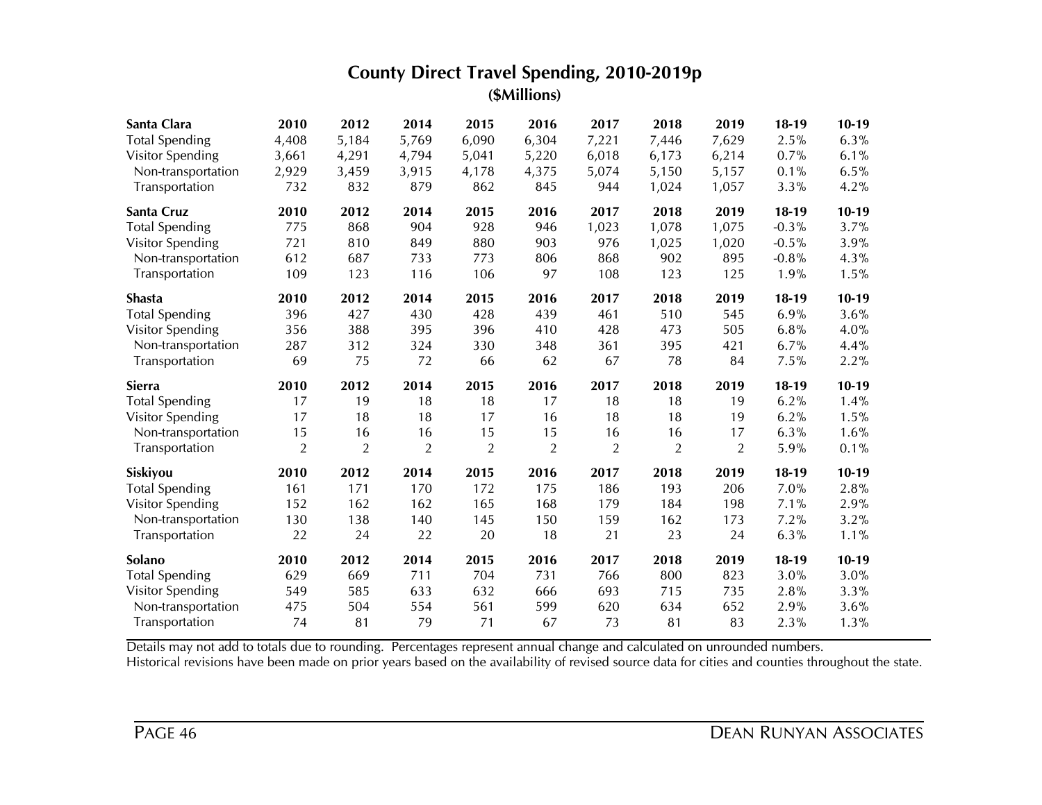# County Direct Travel Spending, 2010-2019p

**($Millions)**

| Santa Clara | 2010 | 2012 | 2014 | 2015 | 2016 | 2017 | 2018 | 2019 | 18-19 | 10-19 |
|---|---|---|---|---|---|---|---|---|---|---|
| Total Spending | 4,408 | 5,184 | 5,769 | 6,090 | 6,304 | 7,221 | 7,446 | 7,629 | 2.5% | 6.3% |
| Visitor Spending | 3,661 | 4,291 | 4,794 | 5,041 | 5,220 | 6,018 | 6,173 | 6,214 | 0.7% | 6.1% |
| Non-transportation | 2,929 | 3,459 | 3,915 | 4,178 | 4,375 | 5,074 | 5,150 | 5,157 | 0.1% | 6.5% |
| Transportation | 732 | 832 | 879 | 862 | 845 | 944 | 1,024 | 1,057 | 3.3% | 4.2% |
| **Santa Cruz** | **2010** | **2012** | **2014** | **2015** | **2016** | **2017** | **2018** | **2019** | **18-19** | **10-19** |
| Total Spending | 775 | 868 | 904 | 928 | 946 | 1,023 | 1,078 | 1,075 | -0.3% | 3.7% |
| Visitor Spending | 721 | 810 | 849 | 880 | 903 | 976 | 1,025 | 1,020 | -0.5% | 3.9% |
| Non-transportation | 612 | 687 | 733 | 773 | 806 | 868 | 902 | 895 | -0.8% | 4.3% |
| Transportation | 109 | 123 | 116 | 106 | 97 | 108 | 123 | 125 | 1.9% | 1.5% |
| **Shasta** | **2010** | **2012** | **2014** | **2015** | **2016** | **2017** | **2018** | **2019** | **18-19** | **10-19** |
| Total Spending | 396 | 427 | 430 | 428 | 439 | 461 | 510 | 545 | 6.9% | 3.6% |
| Visitor Spending | 356 | 388 | 395 | 396 | 410 | 428 | 473 | 505 | 6.8% | 4.0% |
| Non-transportation | 287 | 312 | 324 | 330 | 348 | 361 | 395 | 421 | 6.7% | 4.4% |
| Transportation | 69 | 75 | 72 | 66 | 62 | 67 | 78 | 84 | 7.5% | 2.2% |
| **Sierra** | **2010** | **2012** | **2014** | **2015** | **2016** | **2017** | **2018** | **2019** | **18-19** | **10-19** |
| Total Spending | 17 | 19 | 18 | 18 | 17 | 18 | 18 | 19 | 6.2% | 1.4% |
| Visitor Spending | 17 | 18 | 18 | 17 | 16 | 18 | 18 | 19 | 6.2% | 1.5% |
| Non-transportation | 15 | 16 | 16 | 15 | 15 | 16 | 16 | 17 | 6.3% | 1.6% |
| Transportation | 2 | 2 | 2 | 2 | 2 | 2 | 2 | 2 | 5.9% | 0.1% |
| **Siskiyou** | **2010** | **2012** | **2014** | **2015** | **2016** | **2017** | **2018** | **2019** | **18-19** | **10-19** |
| Total Spending | 161 | 171 | 170 | 172 | 175 | 186 | 193 | 206 | 7.0% | 2.8% |
| Visitor Spending | 152 | 162 | 162 | 165 | 168 | 179 | 184 | 198 | 7.1% | 2.9% |
| Non-transportation | 130 | 138 | 140 | 145 | 150 | 159 | 162 | 173 | 7.2% | 3.2% |
| Transportation | 22 | 24 | 22 | 20 | 18 | 21 | 23 | 24 | 6.3% | 1.1% |
| **Solano** | **2010** | **2012** | **2014** | **2015** | **2016** | **2017** | **2018** | **2019** | **18-19** | **10-19** |
| Total Spending | 629 | 669 | 711 | 704 | 731 | 766 | 800 | 823 | 3.0% | 3.0% |
| Visitor Spending | 549 | 585 | 633 | 632 | 666 | 693 | 715 | 735 | 2.8% | 3.3% |
| Non-transportation | 475 | 504 | 554 | 561 | 599 | 620 | 634 | 652 | 2.9% | 3.6% |
| Transportation | 74 | 81 | 79 | 71 | 67 | 73 | 81 | 83 | 2.3% | 1.3% |

Details may not add to totals due to rounding. Percentages represent annual change and calculated on unrounded numbers.
Historical revisions have been made on prior years based on the availability of revised source data for cities and counties throughout the state.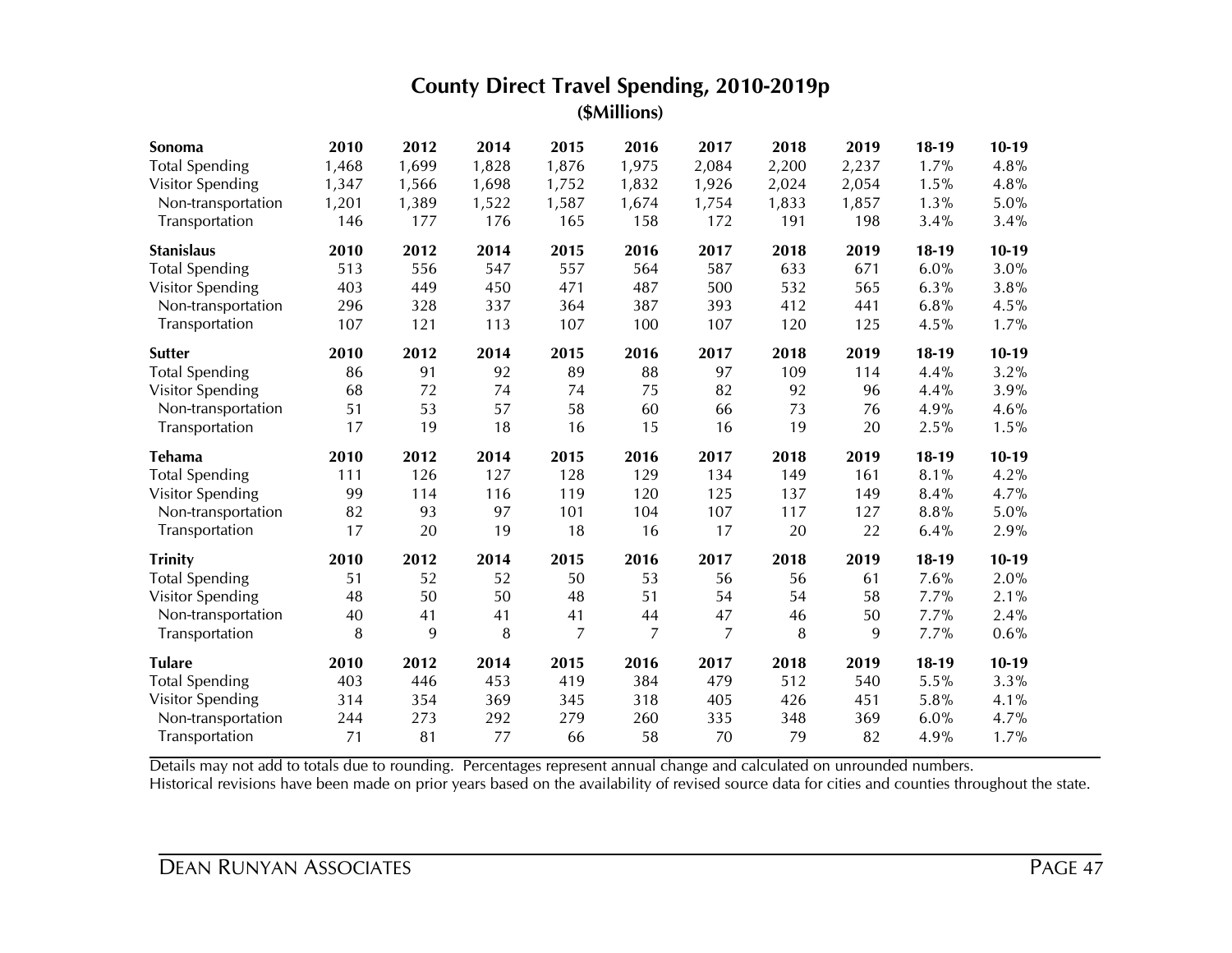## County Direct Travel Spending, 2010-2019p

**($Millions)**

| **Sonoma** | **2010** | **2012** | **2014** | **2015** | **2016** | **2017** | **2018** | **2019** | **18-19** | **10-19** |
|---|---|---|---|---|---|---|---|---|---|---|
| Total Spending | 1,468 | 1,699 | 1,828 | 1,876 | 1,975 | 2,084 | 2,200 | 2,237 | 1.7% | 4.8% |
| Visitor Spending | 1,347 | 1,566 | 1,698 | 1,752 | 1,832 | 1,926 | 2,024 | 2,054 | 1.5% | 4.8% |
| Non-transportation | 1,201 | 1,389 | 1,522 | 1,587 | 1,674 | 1,754 | 1,833 | 1,857 | 1.3% | 5.0% |
| Transportation | 146 | 177 | 176 | 165 | 158 | 172 | 191 | 198 | 3.4% | 3.4% |
| **Stanislaus** | **2010** | **2012** | **2014** | **2015** | **2016** | **2017** | **2018** | **2019** | **18-19** | **10-19** |
| Total Spending | 513 | 556 | 547 | 557 | 564 | 587 | 633 | 671 | 6.0% | 3.0% |
| Visitor Spending | 403 | 449 | 450 | 471 | 487 | 500 | 532 | 565 | 6.3% | 3.8% |
| Non-transportation | 296 | 328 | 337 | 364 | 387 | 393 | 412 | 441 | 6.8% | 4.5% |
| Transportation | 107 | 121 | 113 | 107 | 100 | 107 | 120 | 125 | 4.5% | 1.7% |
| **Sutter** | **2010** | **2012** | **2014** | **2015** | **2016** | **2017** | **2018** | **2019** | **18-19** | **10-19** |
| Total Spending | 86 | 91 | 92 | 89 | 88 | 97 | 109 | 114 | 4.4% | 3.2% |
| Visitor Spending | 68 | 72 | 74 | 74 | 75 | 82 | 92 | 96 | 4.4% | 3.9% |
| Non-transportation | 51 | 53 | 57 | 58 | 60 | 66 | 73 | 76 | 4.9% | 4.6% |
| Transportation | 17 | 19 | 18 | 16 | 15 | 16 | 19 | 20 | 2.5% | 1.5% |
| **Tehama** | **2010** | **2012** | **2014** | **2015** | **2016** | **2017** | **2018** | **2019** | **18-19** | **10-19** |
| Total Spending | 111 | 126 | 127 | 128 | 129 | 134 | 149 | 161 | 8.1% | 4.2% |
| Visitor Spending | 99 | 114 | 116 | 119 | 120 | 125 | 137 | 149 | 8.4% | 4.7% |
| Non-transportation | 82 | 93 | 97 | 101 | 104 | 107 | 117 | 127 | 8.8% | 5.0% |
| Transportation | 17 | 20 | 19 | 18 | 16 | 17 | 20 | 22 | 6.4% | 2.9% |
| **Trinity** | **2010** | **2012** | **2014** | **2015** | **2016** | **2017** | **2018** | **2019** | **18-19** | **10-19** |
| Total Spending | 51 | 52 | 52 | 50 | 53 | 56 | 56 | 61 | 7.6% | 2.0% |
| Visitor Spending | 48 | 50 | 50 | 48 | 51 | 54 | 54 | 58 | 7.7% | 2.1% |
| Non-transportation | 40 | 41 | 41 | 41 | 44 | 47 | 46 | 50 | 7.7% | 2.4% |
| Transportation | 8 | 9 | 8 | 7 | 7 | 7 | 8 | 9 | 7.7% | 0.6% |
| **Tulare** | **2010** | **2012** | **2014** | **2015** | **2016** | **2017** | **2018** | **2019** | **18-19** | **10-19** |
| Total Spending | 403 | 446 | 453 | 419 | 384 | 479 | 512 | 540 | 5.5% | 3.3% |
| Visitor Spending | 314 | 354 | 369 | 345 | 318 | 405 | 426 | 451 | 5.8% | 4.1% |
| Non-transportation | 244 | 273 | 292 | 279 | 260 | 335 | 348 | 369 | 6.0% | 4.7% |
| Transportation | 71 | 81 | 77 | 66 | 58 | 70 | 79 | 82 | 4.9% | 1.7% |

Details may not add to totals due to rounding. Percentages represent annual change and calculated on unrounded numbers.
Historical revisions have been made on prior years based on the availability of revised source data for cities and counties throughout the state.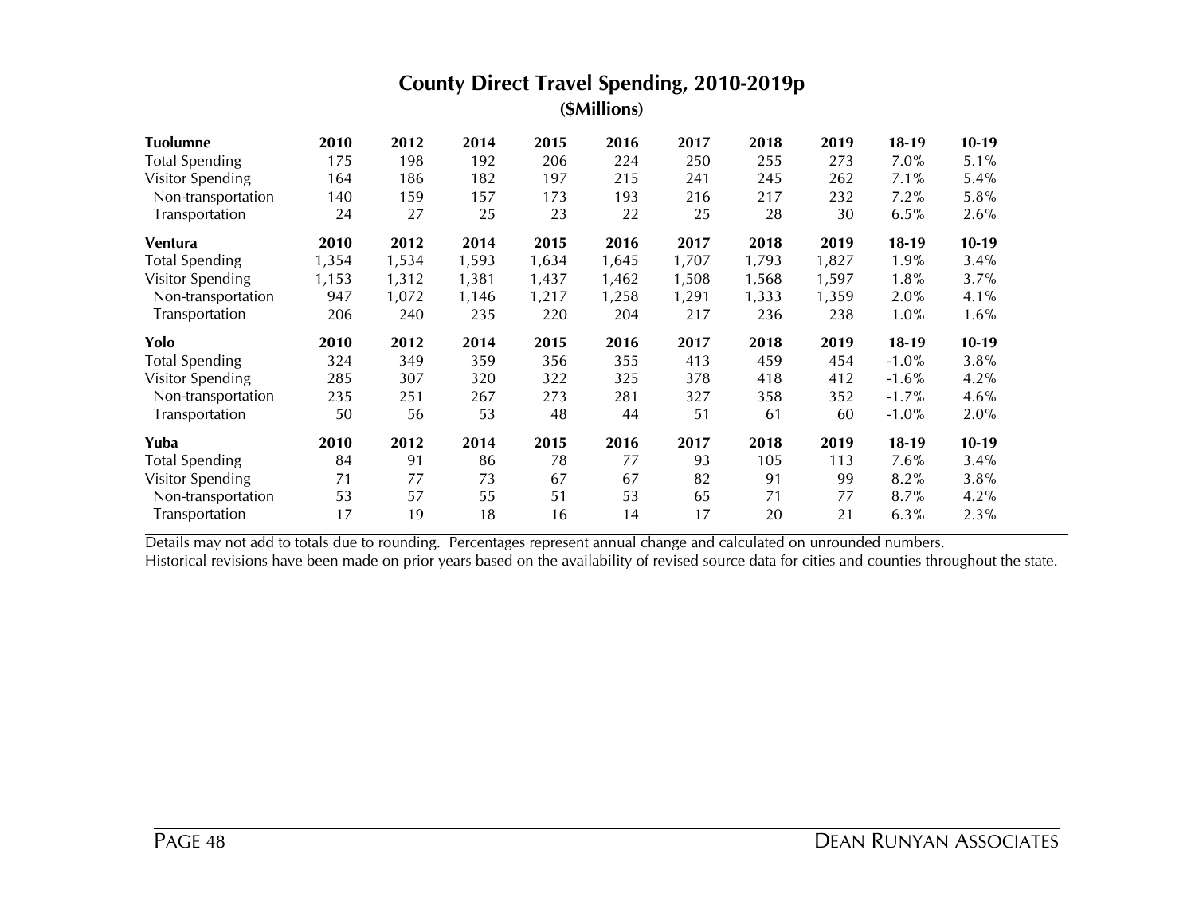## County Direct Travel Spending, 2010-2019p

### ($Millions)

| Tuolumne | 2010 | 2012 | 2014 | 2015 | 2016 | 2017 | 2018 | 2019 | 18-19 | 10-19 |
|---|---|---|---|---|---|---|---|---|---|---|
| Total Spending | 175 | 198 | 192 | 206 | 224 | 250 | 255 | 273 | 7.0% | 5.1% |
| Visitor Spending | 164 | 186 | 182 | 197 | 215 | 241 | 245 | 262 | 7.1% | 5.4% |
| Non-transportation | 140 | 159 | 157 | 173 | 193 | 216 | 217 | 232 | 7.2% | 5.8% |
| Transportation | 24 | 27 | 25 | 23 | 22 | 25 | 28 | 30 | 6.5% | 2.6% |
| **Ventura** | **2010** | **2012** | **2014** | **2015** | **2016** | **2017** | **2018** | **2019** | **18-19** | **10-19** |
| Total Spending | 1,354 | 1,534 | 1,593 | 1,634 | 1,645 | 1,707 | 1,793 | 1,827 | 1.9% | 3.4% |
| Visitor Spending | 1,153 | 1,312 | 1,381 | 1,437 | 1,462 | 1,508 | 1,568 | 1,597 | 1.8% | 3.7% |
| Non-transportation | 947 | 1,072 | 1,146 | 1,217 | 1,258 | 1,291 | 1,333 | 1,359 | 2.0% | 4.1% |
| Transportation | 206 | 240 | 235 | 220 | 204 | 217 | 236 | 238 | 1.0% | 1.6% |
| **Yolo** | **2010** | **2012** | **2014** | **2015** | **2016** | **2017** | **2018** | **2019** | **18-19** | **10-19** |
| Total Spending | 324 | 349 | 359 | 356 | 355 | 413 | 459 | 454 | -1.0% | 3.8% |
| Visitor Spending | 285 | 307 | 320 | 322 | 325 | 378 | 418 | 412 | -1.6% | 4.2% |
| Non-transportation | 235 | 251 | 267 | 273 | 281 | 327 | 358 | 352 | -1.7% | 4.6% |
| Transportation | 50 | 56 | 53 | 48 | 44 | 51 | 61 | 60 | -1.0% | 2.0% |
| **Yuba** | **2010** | **2012** | **2014** | **2015** | **2016** | **2017** | **2018** | **2019** | **18-19** | **10-19** |
| Total Spending | 84 | 91 | 86 | 78 | 77 | 93 | 105 | 113 | 7.6% | 3.4% |
| Visitor Spending | 71 | 77 | 73 | 67 | 67 | 82 | 91 | 99 | 8.2% | 3.8% |
| Non-transportation | 53 | 57 | 55 | 51 | 53 | 65 | 71 | 77 | 8.7% | 4.2% |
| Transportation | 17 | 19 | 18 | 16 | 14 | 17 | 20 | 21 | 6.3% | 2.3% |

Details may not add to totals due to rounding. Percentages represent annual change and calculated on unrounded numbers.
Historical revisions have been made on prior years based on the availability of revised source data for cities and counties throughout the state.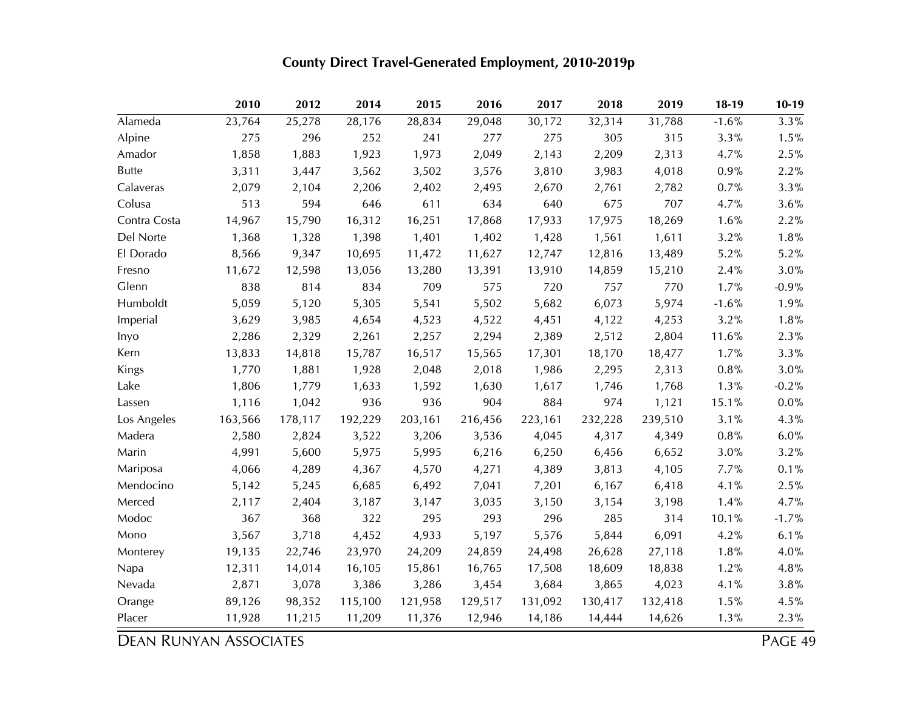## County Direct Travel-Generated Employment, 2010-2019p

| | 2010 | 2012 | 2014 | 2015 | 2016 | 2017 | 2018 | 2019 | 18-19 | 10-19 |
|---|---|---|---|---|---|---|---|---|---|---|
| Alameda | 23,764 | 25,278 | 28,176 | 28,834 | 29,048 | 30,172 | 32,314 | 31,788 | -1.6% | 3.3% |
| Alpine | 275 | 296 | 252 | 241 | 277 | 275 | 305 | 315 | 3.3% | 1.5% |
| Amador | 1,858 | 1,883 | 1,923 | 1,973 | 2,049 | 2,143 | 2,209 | 2,313 | 4.7% | 2.5% |
| Butte | 3,311 | 3,447 | 3,562 | 3,502 | 3,576 | 3,810 | 3,983 | 4,018 | 0.9% | 2.2% |
| Calaveras | 2,079 | 2,104 | 2,206 | 2,402 | 2,495 | 2,670 | 2,761 | 2,782 | 0.7% | 3.3% |
| Colusa | 513 | 594 | 646 | 611 | 634 | 640 | 675 | 707 | 4.7% | 3.6% |
| Contra Costa | 14,967 | 15,790 | 16,312 | 16,251 | 17,868 | 17,933 | 17,975 | 18,269 | 1.6% | 2.2% |
| Del Norte | 1,368 | 1,328 | 1,398 | 1,401 | 1,402 | 1,428 | 1,561 | 1,611 | 3.2% | 1.8% |
| El Dorado | 8,566 | 9,347 | 10,695 | 11,472 | 11,627 | 12,747 | 12,816 | 13,489 | 5.2% | 5.2% |
| Fresno | 11,672 | 12,598 | 13,056 | 13,280 | 13,391 | 13,910 | 14,859 | 15,210 | 2.4% | 3.0% |
| Glenn | 838 | 814 | 834 | 709 | 575 | 720 | 757 | 770 | 1.7% | -0.9% |
| Humboldt | 5,059 | 5,120 | 5,305 | 5,541 | 5,502 | 5,682 | 6,073 | 5,974 | -1.6% | 1.9% |
| Imperial | 3,629 | 3,985 | 4,654 | 4,523 | 4,522 | 4,451 | 4,122 | 4,253 | 3.2% | 1.8% |
| Inyo | 2,286 | 2,329 | 2,261 | 2,257 | 2,294 | 2,389 | 2,512 | 2,804 | 11.6% | 2.3% |
| Kern | 13,833 | 14,818 | 15,787 | 16,517 | 15,565 | 17,301 | 18,170 | 18,477 | 1.7% | 3.3% |
| Kings | 1,770 | 1,881 | 1,928 | 2,048 | 2,018 | 1,986 | 2,295 | 2,313 | 0.8% | 3.0% |
| Lake | 1,806 | 1,779 | 1,633 | 1,592 | 1,630 | 1,617 | 1,746 | 1,768 | 1.3% | -0.2% |
| Lassen | 1,116 | 1,042 | 936 | 936 | 904 | 884 | 974 | 1,121 | 15.1% | 0.0% |
| Los Angeles | 163,566 | 178,117 | 192,229 | 203,161 | 216,456 | 223,161 | 232,228 | 239,510 | 3.1% | 4.3% |
| Madera | 2,580 | 2,824 | 3,522 | 3,206 | 3,536 | 4,045 | 4,317 | 4,349 | 0.8% | 6.0% |
| Marin | 4,991 | 5,600 | 5,975 | 5,995 | 6,216 | 6,250 | 6,456 | 6,652 | 3.0% | 3.2% |
| Mariposa | 4,066 | 4,289 | 4,367 | 4,570 | 4,271 | 4,389 | 3,813 | 4,105 | 7.7% | 0.1% |
| Mendocino | 5,142 | 5,245 | 6,685 | 6,492 | 7,041 | 7,201 | 6,167 | 6,418 | 4.1% | 2.5% |
| Merced | 2,117 | 2,404 | 3,187 | 3,147 | 3,035 | 3,150 | 3,154 | 3,198 | 1.4% | 4.7% |
| Modoc | 367 | 368 | 322 | 295 | 293 | 296 | 285 | 314 | 10.1% | -1.7% |
| Mono | 3,567 | 3,718 | 4,452 | 4,933 | 5,197 | 5,576 | 5,844 | 6,091 | 4.2% | 6.1% |
| Monterey | 19,135 | 22,746 | 23,970 | 24,209 | 24,859 | 24,498 | 26,628 | 27,118 | 1.8% | 4.0% |
| Napa | 12,311 | 14,014 | 16,105 | 15,861 | 16,765 | 17,508 | 18,609 | 18,838 | 1.2% | 4.8% |
| Nevada | 2,871 | 3,078 | 3,386 | 3,286 | 3,454 | 3,684 | 3,865 | 4,023 | 4.1% | 3.8% |
| Orange | 89,126 | 98,352 | 115,100 | 121,958 | 129,517 | 131,092 | 130,417 | 132,418 | 1.5% | 4.5% |
| Placer | 11,928 | 11,215 | 11,209 | 11,376 | 12,946 | 14,186 | 14,444 | 14,626 | 1.3% | 2.3% |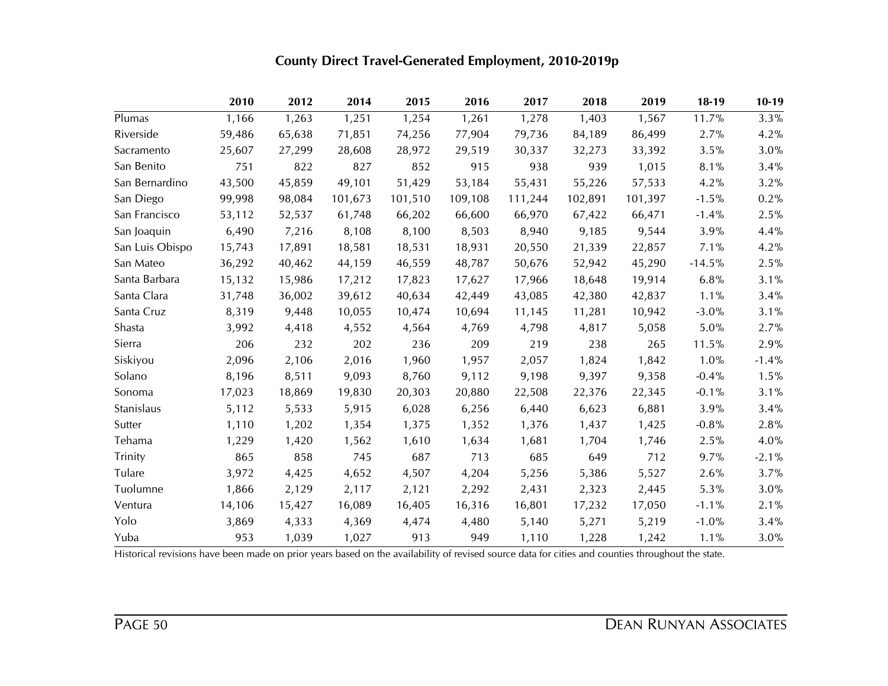## County Direct Travel-Generated Employment, 2010-2019p

| | 2010 | 2012 | 2014 | 2015 | 2016 | 2017 | 2018 | 2019 | 18-19 | 10-19 |
|---|---|---|---|---|---|---|---|---|---|---|
| Plumas | 1,166 | 1,263 | 1,251 | 1,254 | 1,261 | 1,278 | 1,403 | 1,567 | 11.7% | 3.3% |
| Riverside | 59,486 | 65,638 | 71,851 | 74,256 | 77,904 | 79,736 | 84,189 | 86,499 | 2.7% | 4.2% |
| Sacramento | 25,607 | 27,299 | 28,608 | 28,972 | 29,519 | 30,337 | 32,273 | 33,392 | 3.5% | 3.0% |
| San Benito | 751 | 822 | 827 | 852 | 915 | 938 | 939 | 1,015 | 8.1% | 3.4% |
| San Bernardino | 43,500 | 45,859 | 49,101 | 51,429 | 53,184 | 55,431 | 55,226 | 57,533 | 4.2% | 3.2% |
| San Diego | 99,998 | 98,084 | 101,673 | 101,510 | 109,108 | 111,244 | 102,891 | 101,397 | -1.5% | 0.2% |
| San Francisco | 53,112 | 52,537 | 61,748 | 66,202 | 66,600 | 66,970 | 67,422 | 66,471 | -1.4% | 2.5% |
| San Joaquin | 6,490 | 7,216 | 8,108 | 8,100 | 8,503 | 8,940 | 9,185 | 9,544 | 3.9% | 4.4% |
| San Luis Obispo | 15,743 | 17,891 | 18,581 | 18,531 | 18,931 | 20,550 | 21,339 | 22,857 | 7.1% | 4.2% |
| San Mateo | 36,292 | 40,462 | 44,159 | 46,559 | 48,787 | 50,676 | 52,942 | 45,290 | -14.5% | 2.5% |
| Santa Barbara | 15,132 | 15,986 | 17,212 | 17,823 | 17,627 | 17,966 | 18,648 | 19,914 | 6.8% | 3.1% |
| Santa Clara | 31,748 | 36,002 | 39,612 | 40,634 | 42,449 | 43,085 | 42,380 | 42,837 | 1.1% | 3.4% |
| Santa Cruz | 8,319 | 9,448 | 10,055 | 10,474 | 10,694 | 11,145 | 11,281 | 10,942 | -3.0% | 3.1% |
| Shasta | 3,992 | 4,418 | 4,552 | 4,564 | 4,769 | 4,798 | 4,817 | 5,058 | 5.0% | 2.7% |
| Sierra | 206 | 232 | 202 | 236 | 209 | 219 | 238 | 265 | 11.5% | 2.9% |
| Siskiyou | 2,096 | 2,106 | 2,016 | 1,960 | 1,957 | 2,057 | 1,824 | 1,842 | 1.0% | -1.4% |
| Solano | 8,196 | 8,511 | 9,093 | 8,760 | 9,112 | 9,198 | 9,397 | 9,358 | -0.4% | 1.5% |
| Sonoma | 17,023 | 18,869 | 19,830 | 20,303 | 20,880 | 22,508 | 22,376 | 22,345 | -0.1% | 3.1% |
| Stanislaus | 5,112 | 5,533 | 5,915 | 6,028 | 6,256 | 6,440 | 6,623 | 6,881 | 3.9% | 3.4% |
| Sutter | 1,110 | 1,202 | 1,354 | 1,375 | 1,352 | 1,376 | 1,437 | 1,425 | -0.8% | 2.8% |
| Tehama | 1,229 | 1,420 | 1,562 | 1,610 | 1,634 | 1,681 | 1,704 | 1,746 | 2.5% | 4.0% |
| Trinity | 865 | 858 | 745 | 687 | 713 | 685 | 649 | 712 | 9.7% | -2.1% |
| Tulare | 3,972 | 4,425 | 4,652 | 4,507 | 4,204 | 5,256 | 5,386 | 5,527 | 2.6% | 3.7% |
| Tuolumne | 1,866 | 2,129 | 2,117 | 2,121 | 2,292 | 2,431 | 2,323 | 2,445 | 5.3% | 3.0% |
| Ventura | 14,106 | 15,427 | 16,089 | 16,405 | 16,316 | 16,801 | 17,232 | 17,050 | -1.1% | 2.1% |
| Yolo | 3,869 | 4,333 | 4,369 | 4,474 | 4,480 | 5,140 | 5,271 | 5,219 | -1.0% | 3.4% |
| Yuba | 953 | 1,039 | 1,027 | 913 | 949 | 1,110 | 1,228 | 1,242 | 1.1% | 3.0% |

Historical revisions have been made on prior years based on the availability of revised source data for cities and counties throughout the state.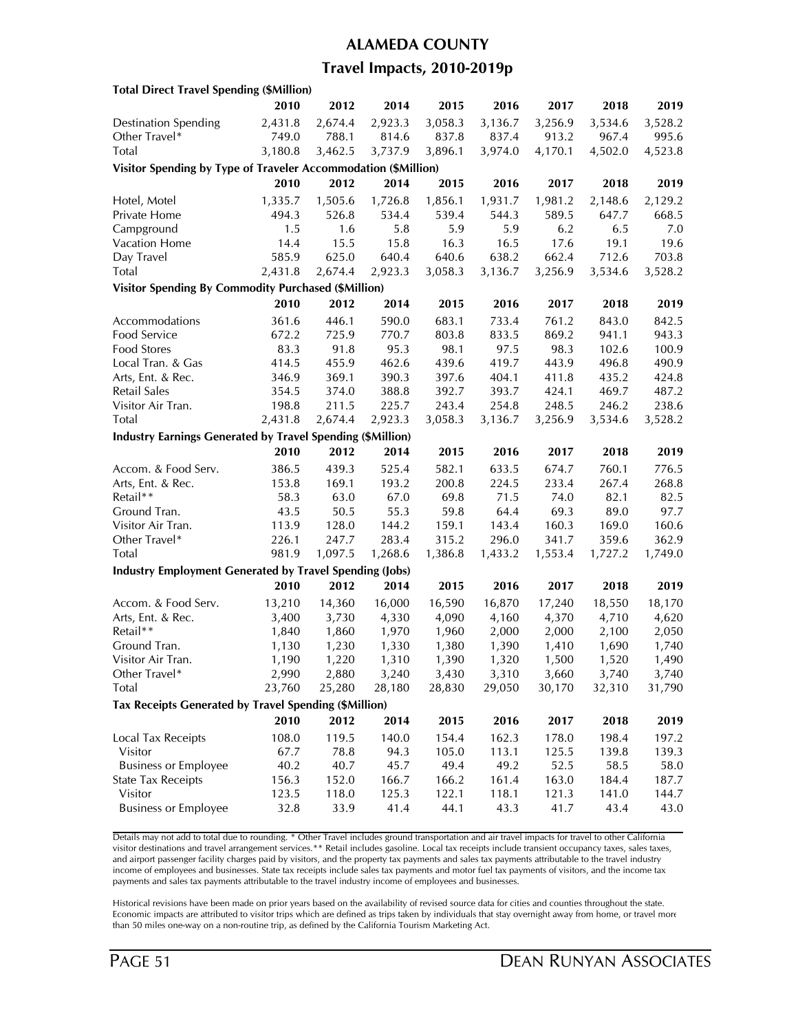# ALAMEDA COUNTY

## Travel Impacts, 2010-2019p

| **Total Direct Travel Spending ($Million)** | | | | | | | | |
|---|---|---|---|---|---|---|---|---|
| | **2010** | **2012** | **2014** | **2015** | **2016** | **2017** | **2018** | **2019** |
| Destination Spending | 2,431.8 | 2,674.4 | 2,923.3 | 3,058.3 | 3,136.7 | 3,256.9 | 3,534.6 | 3,528.2 |
| Other Travel* | 749.0 | 788.1 | 814.6 | 837.8 | 837.4 | 913.2 | 967.4 | 995.6 |
| Total | 3,180.8 | 3,462.5 | 3,737.9 | 3,896.1 | 3,974.0 | 4,170.1 | 4,502.0 | 4,523.8 |
| **Visitor Spending by Type of Traveler Accommodation ($Million)** | | | | | | | | |
| | **2010** | **2012** | **2014** | **2015** | **2016** | **2017** | **2018** | **2019** |
| Hotel, Motel | 1,335.7 | 1,505.6 | 1,726.8 | 1,856.1 | 1,931.7 | 1,981.2 | 2,148.6 | 2,129.2 |
| Private Home | 494.3 | 526.8 | 534.4 | 539.4 | 544.3 | 589.5 | 647.7 | 668.5 |
| Campground | 1.5 | 1.6 | 5.8 | 5.9 | 5.9 | 6.2 | 6.5 | 7.0 |
| Vacation Home | 14.4 | 15.5 | 15.8 | 16.3 | 16.5 | 17.6 | 19.1 | 19.6 |
| Day Travel | 585.9 | 625.0 | 640.4 | 640.6 | 638.2 | 662.4 | 712.6 | 703.8 |
| Total | 2,431.8 | 2,674.4 | 2,923.3 | 3,058.3 | 3,136.7 | 3,256.9 | 3,534.6 | 3,528.2 |
| **Visitor Spending By Commodity Purchased ($Million)** | | | | | | | | |
| | **2010** | **2012** | **2014** | **2015** | **2016** | **2017** | **2018** | **2019** |
| Accommodations | 361.6 | 446.1 | 590.0 | 683.1 | 733.4 | 761.2 | 843.0 | 842.5 |
| Food Service | 672.2 | 725.9 | 770.7 | 803.8 | 833.5 | 869.2 | 941.1 | 943.3 |
| Food Stores | 83.3 | 91.8 | 95.3 | 98.1 | 97.5 | 98.3 | 102.6 | 100.9 |
| Local Tran. & Gas | 414.5 | 455.9 | 462.6 | 439.6 | 419.7 | 443.9 | 496.8 | 490.9 |
| Arts, Ent. & Rec. | 346.9 | 369.1 | 390.3 | 397.6 | 404.1 | 411.8 | 435.2 | 424.8 |
| Retail Sales | 354.5 | 374.0 | 388.8 | 392.7 | 393.7 | 424.1 | 469.7 | 487.2 |
| Visitor Air Tran. | 198.8 | 211.5 | 225.7 | 243.4 | 254.8 | 248.5 | 246.2 | 238.6 |
| Total | 2,431.8 | 2,674.4 | 2,923.3 | 3,058.3 | 3,136.7 | 3,256.9 | 3,534.6 | 3,528.2 |
| **Industry Earnings Generated by Travel Spending ($Million)** | | | | | | | | |
| | **2010** | **2012** | **2014** | **2015** | **2016** | **2017** | **2018** | **2019** |
| Accom. & Food Serv. | 386.5 | 439.3 | 525.4 | 582.1 | 633.5 | 674.7 | 760.1 | 776.5 |
| Arts, Ent. & Rec. | 153.8 | 169.1 | 193.2 | 200.8 | 224.5 | 233.4 | 267.4 | 268.8 |
| Retail** | 58.3 | 63.0 | 67.0 | 69.8 | 71.5 | 74.0 | 82.1 | 82.5 |
| Ground Tran. | 43.5 | 50.5 | 55.3 | 59.8 | 64.4 | 69.3 | 89.0 | 97.7 |
| Visitor Air Tran. | 113.9 | 128.0 | 144.2 | 159.1 | 143.4 | 160.3 | 169.0 | 160.6 |
| Other Travel* | 226.1 | 247.7 | 283.4 | 315.2 | 296.0 | 341.7 | 359.6 | 362.9 |
| Total | 981.9 | 1,097.5 | 1,268.6 | 1,386.8 | 1,433.2 | 1,553.4 | 1,727.2 | 1,749.0 |
| **Industry Employment Generated by Travel Spending (Jobs)** | | | | | | | | |
| | **2010** | **2012** | **2014** | **2015** | **2016** | **2017** | **2018** | **2019** |
| Accom. & Food Serv. | 13,210 | 14,360 | 16,000 | 16,590 | 16,870 | 17,240 | 18,550 | 18,170 |
| Arts, Ent. & Rec. | 3,400 | 3,730 | 4,330 | 4,090 | 4,160 | 4,370 | 4,710 | 4,620 |
| Retail** | 1,840 | 1,860 | 1,970 | 1,960 | 2,000 | 2,000 | 2,100 | 2,050 |
| Ground Tran. | 1,130 | 1,230 | 1,330 | 1,380 | 1,390 | 1,410 | 1,690 | 1,740 |
| Visitor Air Tran. | 1,190 | 1,220 | 1,310 | 1,390 | 1,320 | 1,500 | 1,520 | 1,490 |
| Other Travel* | 2,990 | 2,880 | 3,240 | 3,430 | 3,310 | 3,660 | 3,740 | 3,740 |
| Total | 23,760 | 25,280 | 28,180 | 28,830 | 29,050 | 30,170 | 32,310 | 31,790 |
| **Tax Receipts Generated by Travel Spending ($Million)** | | | | | | | | |
| | **2010** | **2012** | **2014** | **2015** | **2016** | **2017** | **2018** | **2019** |
| Local Tax Receipts | 108.0 | 119.5 | 140.0 | 154.4 | 162.3 | 178.0 | 198.4 | 197.2 |
| Visitor | 67.7 | 78.8 | 94.3 | 105.0 | 113.1 | 125.5 | 139.8 | 139.3 |
| Business or Employee | 40.2 | 40.7 | 45.7 | 49.4 | 49.2 | 52.5 | 58.5 | 58.0 |
| State Tax Receipts | 156.3 | 152.0 | 166.7 | 166.2 | 161.4 | 163.0 | 184.4 | 187.7 |
| Visitor | 123.5 | 118.0 | 125.3 | 122.1 | 118.1 | 121.3 | 141.0 | 144.7 |
| Business or Employee | 32.8 | 33.9 | 41.4 | 44.1 | 43.3 | 41.7 | 43.4 | 43.0 |

Details may not add to total due to rounding. * Other Travel includes ground transportation and air travel impacts for travel to other California visitor destinations and travel arrangement services.** Retail includes gasoline. Local tax receipts include transient occupancy taxes, sales taxes, and airport passenger facility charges paid by visitors, and the property tax payments and sales tax payments attributable to the travel industry income of employees and businesses. State tax receipts include sales tax payments and motor fuel tax payments of visitors, and the income tax payments and sales tax payments attributable to the travel industry income of employees and businesses.

Historical revisions have been made on prior years based on the availability of revised source data for cities and counties throughout the state. Economic impacts are attributed to visitor trips which are defined as trips taken by individuals that stay overnight away from home, or travel more than 50 miles one-way on a non-routine trip, as defined by the California Tourism Marketing Act.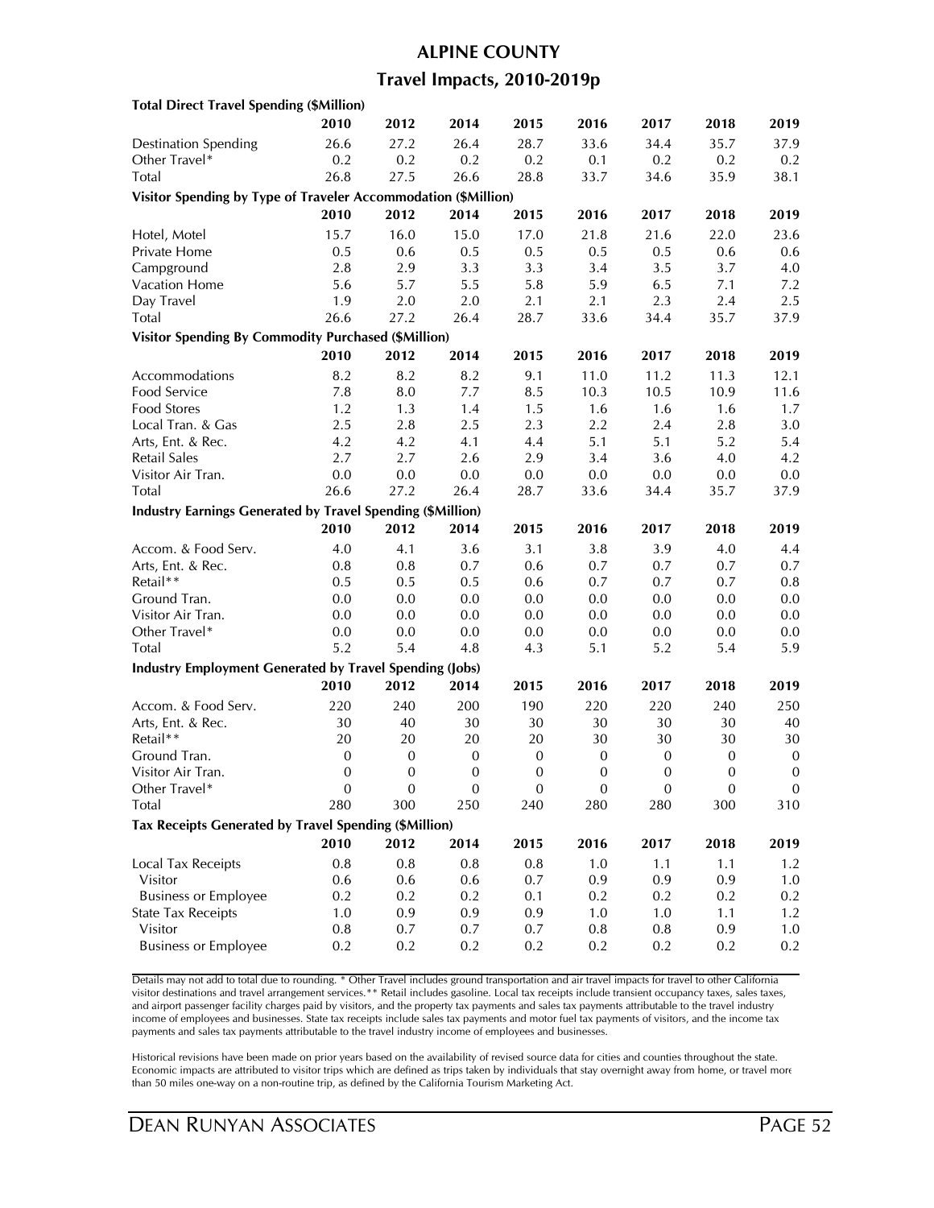# ALPINE COUNTY

## Travel Impacts, 2010-2019p

| **Total Direct Travel Spending ($Million)** | | | | | | | | |
|---|---|---|---|---|---|---|---|---|
| | **2010** | **2012** | **2014** | **2015** | **2016** | **2017** | **2018** | **2019** |
| Destination Spending | 26.6 | 27.2 | 26.4 | 28.7 | 33.6 | 34.4 | 35.7 | 37.9 |
| Other Travel* | 0.2 | 0.2 | 0.2 | 0.2 | 0.1 | 0.2 | 0.2 | 0.2 |
| Total | 26.8 | 27.5 | 26.6 | 28.8 | 33.7 | 34.6 | 35.9 | 38.1 |
| **Visitor Spending by Type of Traveler Accommodation ($Million)** | | | | | | | | |
| | **2010** | **2012** | **2014** | **2015** | **2016** | **2017** | **2018** | **2019** |
| Hotel, Motel | 15.7 | 16.0 | 15.0 | 17.0 | 21.8 | 21.6 | 22.0 | 23.6 |
| Private Home | 0.5 | 0.6 | 0.5 | 0.5 | 0.5 | 0.5 | 0.6 | 0.6 |
| Campground | 2.8 | 2.9 | 3.3 | 3.3 | 3.4 | 3.5 | 3.7 | 4.0 |
| Vacation Home | 5.6 | 5.7 | 5.5 | 5.8 | 5.9 | 6.5 | 7.1 | 7.2 |
| Day Travel | 1.9 | 2.0 | 2.0 | 2.1 | 2.1 | 2.3 | 2.4 | 2.5 |
| Total | 26.6 | 27.2 | 26.4 | 28.7 | 33.6 | 34.4 | 35.7 | 37.9 |
| **Visitor Spending By Commodity Purchased ($Million)** | | | | | | | | |
| | **2010** | **2012** | **2014** | **2015** | **2016** | **2017** | **2018** | **2019** |
| Accommodations | 8.2 | 8.2 | 8.2 | 9.1 | 11.0 | 11.2 | 11.3 | 12.1 |
| Food Service | 7.8 | 8.0 | 7.7 | 8.5 | 10.3 | 10.5 | 10.9 | 11.6 |
| Food Stores | 1.2 | 1.3 | 1.4 | 1.5 | 1.6 | 1.6 | 1.6 | 1.7 |
| Local Tran. & Gas | 2.5 | 2.8 | 2.5 | 2.3 | 2.2 | 2.4 | 2.8 | 3.0 |
| Arts, Ent. & Rec. | 4.2 | 4.2 | 4.1 | 4.4 | 5.1 | 5.1 | 5.2 | 5.4 |
| Retail Sales | 2.7 | 2.7 | 2.6 | 2.9 | 3.4 | 3.6 | 4.0 | 4.2 |
| Visitor Air Tran. | 0.0 | 0.0 | 0.0 | 0.0 | 0.0 | 0.0 | 0.0 | 0.0 |
| Total | 26.6 | 27.2 | 26.4 | 28.7 | 33.6 | 34.4 | 35.7 | 37.9 |
| **Industry Earnings Generated by Travel Spending ($Million)** | | | | | | | | |
| | **2010** | **2012** | **2014** | **2015** | **2016** | **2017** | **2018** | **2019** |
| Accom. & Food Serv. | 4.0 | 4.1 | 3.6 | 3.1 | 3.8 | 3.9 | 4.0 | 4.4 |
| Arts, Ent. & Rec. | 0.8 | 0.8 | 0.7 | 0.6 | 0.7 | 0.7 | 0.7 | 0.7 |
| Retail** | 0.5 | 0.5 | 0.5 | 0.6 | 0.7 | 0.7 | 0.7 | 0.8 |
| Ground Tran. | 0.0 | 0.0 | 0.0 | 0.0 | 0.0 | 0.0 | 0.0 | 0.0 |
| Visitor Air Tran. | 0.0 | 0.0 | 0.0 | 0.0 | 0.0 | 0.0 | 0.0 | 0.0 |
| Other Travel* | 0.0 | 0.0 | 0.0 | 0.0 | 0.0 | 0.0 | 0.0 | 0.0 |
| Total | 5.2 | 5.4 | 4.8 | 4.3 | 5.1 | 5.2 | 5.4 | 5.9 |
| **Industry Employment Generated by Travel Spending (Jobs)** | | | | | | | | |
| | **2010** | **2012** | **2014** | **2015** | **2016** | **2017** | **2018** | **2019** |
| Accom. & Food Serv. | 220 | 240 | 200 | 190 | 220 | 220 | 240 | 250 |
| Arts, Ent. & Rec. | 30 | 40 | 30 | 30 | 30 | 30 | 30 | 40 |
| Retail** | 20 | 20 | 20 | 20 | 30 | 30 | 30 | 30 |
| Ground Tran. | 0 | 0 | 0 | 0 | 0 | 0 | 0 | 0 |
| Visitor Air Tran. | 0 | 0 | 0 | 0 | 0 | 0 | 0 | 0 |
| Other Travel* | 0 | 0 | 0 | 0 | 0 | 0 | 0 | 0 |
| Total | 280 | 300 | 250 | 240 | 280 | 280 | 300 | 310 |
| **Tax Receipts Generated by Travel Spending ($Million)** | | | | | | | | |
| | **2010** | **2012** | **2014** | **2015** | **2016** | **2017** | **2018** | **2019** |
| Local Tax Receipts | 0.8 | 0.8 | 0.8 | 0.8 | 1.0 | 1.1 | 1.1 | 1.2 |
| Visitor | 0.6 | 0.6 | 0.6 | 0.7 | 0.9 | 0.9 | 0.9 | 1.0 |
| Business or Employee | 0.2 | 0.2 | 0.2 | 0.1 | 0.2 | 0.2 | 0.2 | 0.2 |
| State Tax Receipts | 1.0 | 0.9 | 0.9 | 0.9 | 1.0 | 1.0 | 1.1 | 1.2 |
| Visitor | 0.8 | 0.7 | 0.7 | 0.7 | 0.8 | 0.8 | 0.9 | 1.0 |
| Business or Employee | 0.2 | 0.2 | 0.2 | 0.2 | 0.2 | 0.2 | 0.2 | 0.2 |

Details may not add to total due to rounding. * Other Travel includes ground transportation and air travel impacts for travel to other California visitor destinations and travel arrangement services.** Retail includes gasoline. Local tax receipts include transient occupancy taxes, sales taxes, and airport passenger facility charges paid by visitors, and the property tax payments and sales tax payments attributable to the travel industry income of employees and businesses. State tax receipts include sales tax payments and motor fuel tax payments of visitors, and the income tax payments and sales tax payments attributable to the travel industry income of employees and businesses.

Historical revisions have been made on prior years based on the availability of revised source data for cities and counties throughout the state. Economic impacts are attributed to visitor trips which are defined as trips taken by individuals that stay overnight away from home, or travel more than 50 miles one-way on a non-routine trip, as defined by the California Tourism Marketing Act.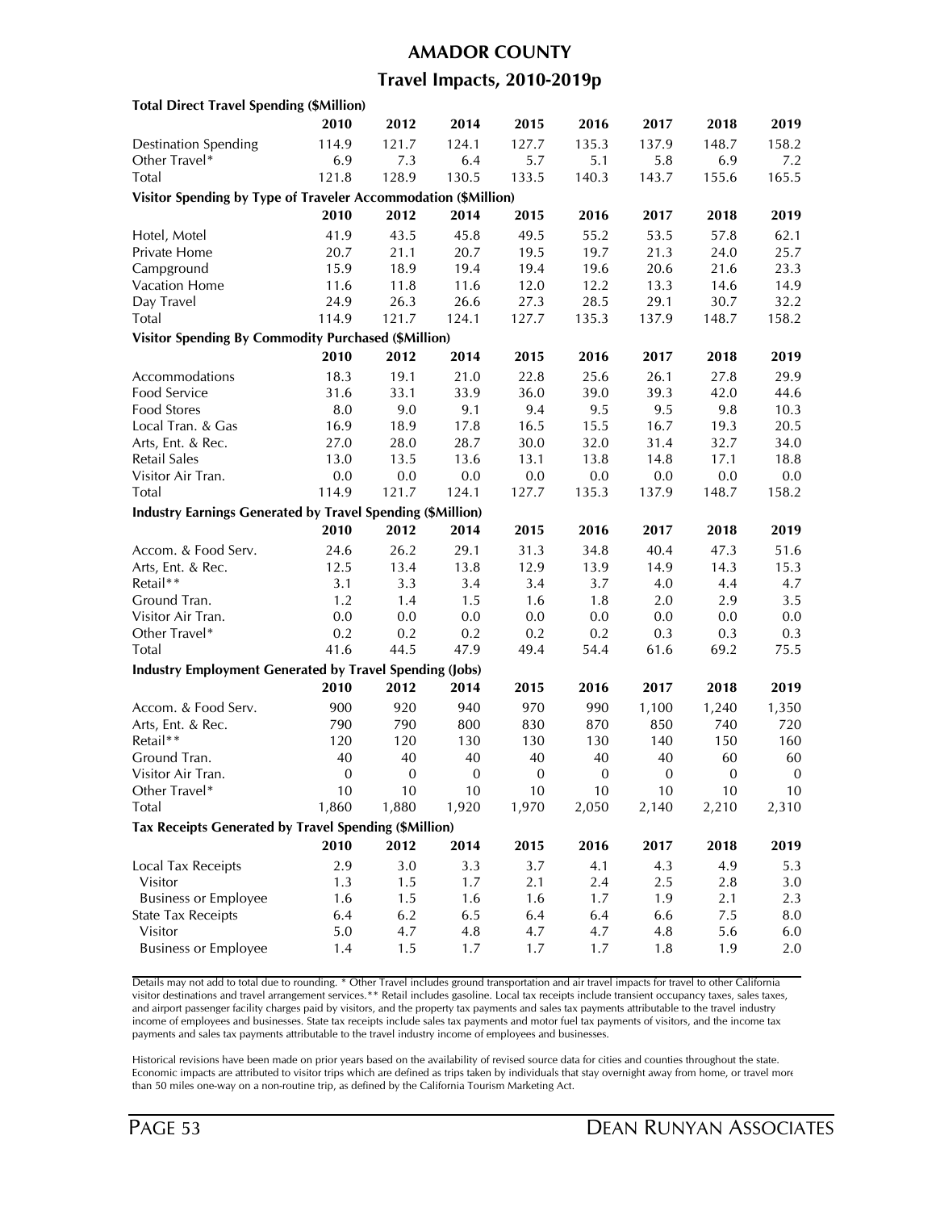# AMADOR COUNTY

## Travel Impacts, 2010-2019p

| Total Direct Travel Spending ($Million) | | | | | | | | |
|---|---|---|---|---|---|---|---|---|
| | **2010** | **2012** | **2014** | **2015** | **2016** | **2017** | **2018** | **2019** |
| Destination Spending | 114.9 | 121.7 | 124.1 | 127.7 | 135.3 | 137.9 | 148.7 | 158.2 |
| Other Travel* | 6.9 | 7.3 | 6.4 | 5.7 | 5.1 | 5.8 | 6.9 | 7.2 |
| Total | 121.8 | 128.9 | 130.5 | 133.5 | 140.3 | 143.7 | 155.6 | 165.5 |

| Visitor Spending by Type of Traveler Accommodation ($Million) | | | | | | | | |
|---|---|---|---|---|---|---|---|---|
| | **2010** | **2012** | **2014** | **2015** | **2016** | **2017** | **2018** | **2019** |
| Hotel, Motel | 41.9 | 43.5 | 45.8 | 49.5 | 55.2 | 53.5 | 57.8 | 62.1 |
| Private Home | 20.7 | 21.1 | 20.7 | 19.5 | 19.7 | 21.3 | 24.0 | 25.7 |
| Campground | 15.9 | 18.9 | 19.4 | 19.4 | 19.6 | 20.6 | 21.6 | 23.3 |
| Vacation Home | 11.6 | 11.8 | 11.6 | 12.0 | 12.2 | 13.3 | 14.6 | 14.9 |
| Day Travel | 24.9 | 26.3 | 26.6 | 27.3 | 28.5 | 29.1 | 30.7 | 32.2 |
| Total | 114.9 | 121.7 | 124.1 | 127.7 | 135.3 | 137.9 | 148.7 | 158.2 |

| Visitor Spending By Commodity Purchased ($Million) | | | | | | | | |
|---|---|---|---|---|---|---|---|---|
| | **2010** | **2012** | **2014** | **2015** | **2016** | **2017** | **2018** | **2019** |
| Accommodations | 18.3 | 19.1 | 21.0 | 22.8 | 25.6 | 26.1 | 27.8 | 29.9 |
| Food Service | 31.6 | 33.1 | 33.9 | 36.0 | 39.0 | 39.3 | 42.0 | 44.6 |
| Food Stores | 8.0 | 9.0 | 9.1 | 9.4 | 9.5 | 9.5 | 9.8 | 10.3 |
| Local Tran. & Gas | 16.9 | 18.9 | 17.8 | 16.5 | 15.5 | 16.7 | 19.3 | 20.5 |
| Arts, Ent. & Rec. | 27.0 | 28.0 | 28.7 | 30.0 | 32.0 | 31.4 | 32.7 | 34.0 |
| Retail Sales | 13.0 | 13.5 | 13.6 | 13.1 | 13.8 | 14.8 | 17.1 | 18.8 |
| Visitor Air Tran. | 0.0 | 0.0 | 0.0 | 0.0 | 0.0 | 0.0 | 0.0 | 0.0 |
| Total | 114.9 | 121.7 | 124.1 | 127.7 | 135.3 | 137.9 | 148.7 | 158.2 |

| Industry Earnings Generated by Travel Spending ($Million) | | | | | | | | |
|---|---|---|---|---|---|---|---|---|
| | **2010** | **2012** | **2014** | **2015** | **2016** | **2017** | **2018** | **2019** |
| Accom. & Food Serv. | 24.6 | 26.2 | 29.1 | 31.3 | 34.8 | 40.4 | 47.3 | 51.6 |
| Arts, Ent. & Rec. | 12.5 | 13.4 | 13.8 | 12.9 | 13.9 | 14.9 | 14.3 | 15.3 |
| Retail** | 3.1 | 3.3 | 3.4 | 3.4 | 3.7 | 4.0 | 4.4 | 4.7 |
| Ground Tran. | 1.2 | 1.4 | 1.5 | 1.6 | 1.8 | 2.0 | 2.9 | 3.5 |
| Visitor Air Tran. | 0.0 | 0.0 | 0.0 | 0.0 | 0.0 | 0.0 | 0.0 | 0.0 |
| Other Travel* | 0.2 | 0.2 | 0.2 | 0.2 | 0.2 | 0.3 | 0.3 | 0.3 |
| Total | 41.6 | 44.5 | 47.9 | 49.4 | 54.4 | 61.6 | 69.2 | 75.5 |

| Industry Employment Generated by Travel Spending (Jobs) | | | | | | | | |
|---|---|---|---|---|---|---|---|---|
| | **2010** | **2012** | **2014** | **2015** | **2016** | **2017** | **2018** | **2019** |
| Accom. & Food Serv. | 900 | 920 | 940 | 970 | 990 | 1,100 | 1,240 | 1,350 |
| Arts, Ent. & Rec. | 790 | 790 | 800 | 830 | 870 | 850 | 740 | 720 |
| Retail** | 120 | 120 | 130 | 130 | 130 | 140 | 150 | 160 |
| Ground Tran. | 40 | 40 | 40 | 40 | 40 | 40 | 60 | 60 |
| Visitor Air Tran. | 0 | 0 | 0 | 0 | 0 | 0 | 0 | 0 |
| Other Travel* | 10 | 10 | 10 | 10 | 10 | 10 | 10 | 10 |
| Total | 1,860 | 1,880 | 1,920 | 1,970 | 2,050 | 2,140 | 2,210 | 2,310 |

| Tax Receipts Generated by Travel Spending ($Million) | | | | | | | | |
|---|---|---|---|---|---|---|---|---|
| | **2010** | **2012** | **2014** | **2015** | **2016** | **2017** | **2018** | **2019** |
| Local Tax Receipts | 2.9 | 3.0 | 3.3 | 3.7 | 4.1 | 4.3 | 4.9 | 5.3 |
| Visitor | 1.3 | 1.5 | 1.7 | 2.1 | 2.4 | 2.5 | 2.8 | 3.0 |
| Business or Employee | 1.6 | 1.5 | 1.6 | 1.6 | 1.7 | 1.9 | 2.1 | 2.3 |
| State Tax Receipts | 6.4 | 6.2 | 6.5 | 6.4 | 6.4 | 6.6 | 7.5 | 8.0 |
| Visitor | 5.0 | 4.7 | 4.8 | 4.7 | 4.7 | 4.8 | 5.6 | 6.0 |
| Business or Employee | 1.4 | 1.5 | 1.7 | 1.7 | 1.7 | 1.8 | 1.9 | 2.0 |

Details may not add to total due to rounding. * Other Travel includes ground transportation and air travel impacts for travel to other California visitor destinations and travel arrangement services.** Retail includes gasoline. Local tax receipts include transient occupancy taxes, sales taxes, and airport passenger facility charges paid by visitors, and the property tax payments and sales tax payments attributable to the travel industry income of employees and businesses. State tax receipts include sales tax payments and motor fuel tax payments of visitors, and the income tax payments and sales tax payments attributable to the travel industry income of employees and businesses.

Historical revisions have been made on prior years based on the availability of revised source data for cities and counties throughout the state. Economic impacts are attributed to visitor trips which are defined as trips taken by individuals that stay overnight away from home, or travel more than 50 miles one-way on a non-routine trip, as defined by the California Tourism Marketing Act.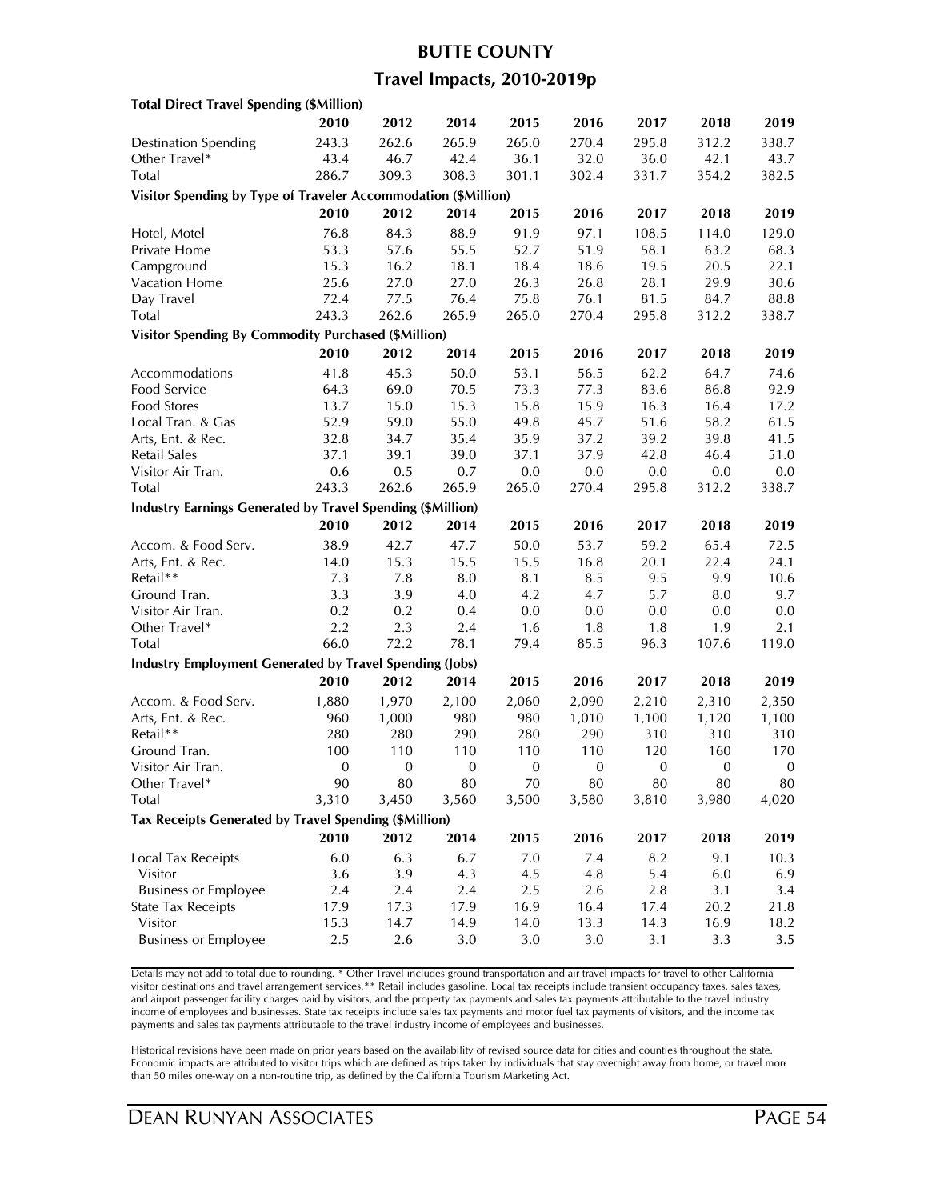# BUTTE COUNTY

## Travel Impacts, 2010-2019p

| Total Direct Travel Spending ($Million) | | | | | | | | |
|---|---|---|---|---|---|---|---|---|
| | 2010 | 2012 | 2014 | 2015 | 2016 | 2017 | 2018 | 2019 |
| Destination Spending | 243.3 | 262.6 | 265.9 | 265.0 | 270.4 | 295.8 | 312.2 | 338.7 |
| Other Travel* | 43.4 | 46.7 | 42.4 | 36.1 | 32.0 | 36.0 | 42.1 | 43.7 |
| Total | 286.7 | 309.3 | 308.3 | 301.1 | 302.4 | 331.7 | 354.2 | 382.5 |

| Visitor Spending by Type of Traveler Accommodation ($Million) | | | | | | | | |
|---|---|---|---|---|---|---|---|---|
| | 2010 | 2012 | 2014 | 2015 | 2016 | 2017 | 2018 | 2019 |
| Hotel, Motel | 76.8 | 84.3 | 88.9 | 91.9 | 97.1 | 108.5 | 114.0 | 129.0 |
| Private Home | 53.3 | 57.6 | 55.5 | 52.7 | 51.9 | 58.1 | 63.2 | 68.3 |
| Campground | 15.3 | 16.2 | 18.1 | 18.4 | 18.6 | 19.5 | 20.5 | 22.1 |
| Vacation Home | 25.6 | 27.0 | 27.0 | 26.3 | 26.8 | 28.1 | 29.9 | 30.6 |
| Day Travel | 72.4 | 77.5 | 76.4 | 75.8 | 76.1 | 81.5 | 84.7 | 88.8 |
| Total | 243.3 | 262.6 | 265.9 | 265.0 | 270.4 | 295.8 | 312.2 | 338.7 |

| Visitor Spending By Commodity Purchased ($Million) | | | | | | | | |
|---|---|---|---|---|---|---|---|---|
| | 2010 | 2012 | 2014 | 2015 | 2016 | 2017 | 2018 | 2019 |
| Accommodations | 41.8 | 45.3 | 50.0 | 53.1 | 56.5 | 62.2 | 64.7 | 74.6 |
| Food Service | 64.3 | 69.0 | 70.5 | 73.3 | 77.3 | 83.6 | 86.8 | 92.9 |
| Food Stores | 13.7 | 15.0 | 15.3 | 15.8 | 15.9 | 16.3 | 16.4 | 17.2 |
| Local Tran. & Gas | 52.9 | 59.0 | 55.0 | 49.8 | 45.7 | 51.6 | 58.2 | 61.5 |
| Arts, Ent. & Rec. | 32.8 | 34.7 | 35.4 | 35.9 | 37.2 | 39.2 | 39.8 | 41.5 |
| Retail Sales | 37.1 | 39.1 | 39.0 | 37.1 | 37.9 | 42.8 | 46.4 | 51.0 |
| Visitor Air Tran. | 0.6 | 0.5 | 0.7 | 0.0 | 0.0 | 0.0 | 0.0 | 0.0 |
| Total | 243.3 | 262.6 | 265.9 | 265.0 | 270.4 | 295.8 | 312.2 | 338.7 |

| Industry Earnings Generated by Travel Spending ($Million) | | | | | | | | |
|---|---|---|---|---|---|---|---|---|
| | 2010 | 2012 | 2014 | 2015 | 2016 | 2017 | 2018 | 2019 |
| Accom. & Food Serv. | 38.9 | 42.7 | 47.7 | 50.0 | 53.7 | 59.2 | 65.4 | 72.5 |
| Arts, Ent. & Rec. | 14.0 | 15.3 | 15.5 | 15.5 | 16.8 | 20.1 | 22.4 | 24.1 |
| Retail** | 7.3 | 7.8 | 8.0 | 8.1 | 8.5 | 9.5 | 9.9 | 10.6 |
| Ground Tran. | 3.3 | 3.9 | 4.0 | 4.2 | 4.7 | 5.7 | 8.0 | 9.7 |
| Visitor Air Tran. | 0.2 | 0.2 | 0.4 | 0.0 | 0.0 | 0.0 | 0.0 | 0.0 |
| Other Travel* | 2.2 | 2.3 | 2.4 | 1.6 | 1.8 | 1.8 | 1.9 | 2.1 |
| Total | 66.0 | 72.2 | 78.1 | 79.4 | 85.5 | 96.3 | 107.6 | 119.0 |

| Industry Employment Generated by Travel Spending (Jobs) | | | | | | | | |
|---|---|---|---|---|---|---|---|---|
| | 2010 | 2012 | 2014 | 2015 | 2016 | 2017 | 2018 | 2019 |
| Accom. & Food Serv. | 1,880 | 1,970 | 2,100 | 2,060 | 2,090 | 2,210 | 2,310 | 2,350 |
| Arts, Ent. & Rec. | 960 | 1,000 | 980 | 980 | 1,010 | 1,100 | 1,120 | 1,100 |
| Retail** | 280 | 280 | 290 | 280 | 290 | 310 | 310 | 310 |
| Ground Tran. | 100 | 110 | 110 | 110 | 110 | 120 | 160 | 170 |
| Visitor Air Tran. | 0 | 0 | 0 | 0 | 0 | 0 | 0 | 0 |
| Other Travel* | 90 | 80 | 80 | 70 | 80 | 80 | 80 | 80 |
| Total | 3,310 | 3,450 | 3,560 | 3,500 | 3,580 | 3,810 | 3,980 | 4,020 |

| Tax Receipts Generated by Travel Spending ($Million) | | | | | | | | |
|---|---|---|---|---|---|---|---|---|
| | 2010 | 2012 | 2014 | 2015 | 2016 | 2017 | 2018 | 2019 |
| Local Tax Receipts | 6.0 | 6.3 | 6.7 | 7.0 | 7.4 | 8.2 | 9.1 | 10.3 |
| Visitor | 3.6 | 3.9 | 4.3 | 4.5 | 4.8 | 5.4 | 6.0 | 6.9 |
| Business or Employee | 2.4 | 2.4 | 2.4 | 2.5 | 2.6 | 2.8 | 3.1 | 3.4 |
| State Tax Receipts | 17.9 | 17.3 | 17.9 | 16.9 | 16.4 | 17.4 | 20.2 | 21.8 |
| Visitor | 15.3 | 14.7 | 14.9 | 14.0 | 13.3 | 14.3 | 16.9 | 18.2 |
| Business or Employee | 2.5 | 2.6 | 3.0 | 3.0 | 3.0 | 3.1 | 3.3 | 3.5 |

Details may not add to total due to rounding. * Other Travel includes ground transportation and air travel impacts for travel to other California visitor destinations and travel arrangement services.** Retail includes gasoline. Local tax receipts include transient occupancy taxes, sales taxes, and airport passenger facility charges paid by visitors, and the property tax payments and sales tax payments attributable to the travel industry income of employees and businesses. State tax receipts include sales tax payments and motor fuel tax payments of visitors, and the income tax payments and sales tax payments attributable to the travel industry income of employees and businesses.

Historical revisions have been made on prior years based on the availability of revised source data for cities and counties throughout the state. Economic impacts are attributed to visitor trips which are defined as trips taken by individuals that stay overnight away from home, or travel more than 50 miles one-way on a non-routine trip, as defined by the California Tourism Marketing Act.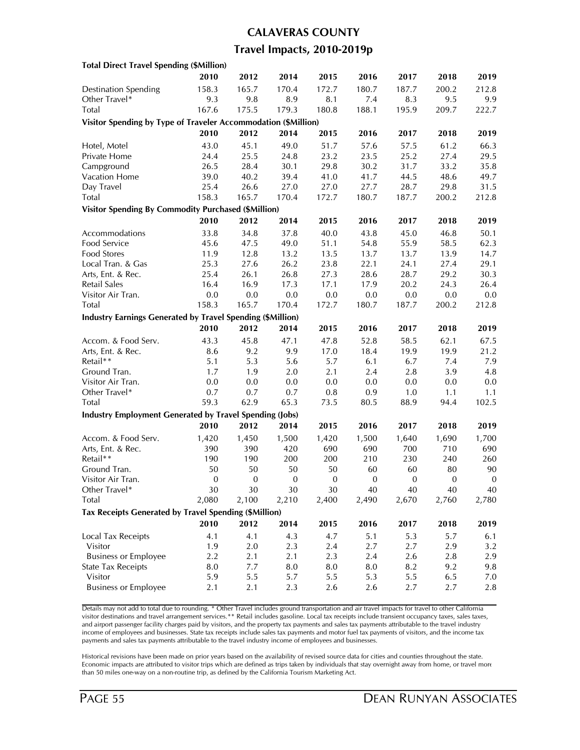# CALAVERAS COUNTY

## Travel Impacts, 2010-2019p

| **Total Direct Travel Spending ($Million)** | **2010** | **2012** | **2014** | **2015** | **2016** | **2017** | **2018** | **2019** |
|---|---|---|---|---|---|---|---|---|
| Destination Spending | 158.3 | 165.7 | 170.4 | 172.7 | 180.7 | 187.7 | 200.2 | 212.8 |
| Other Travel* | 9.3 | 9.8 | 8.9 | 8.1 | 7.4 | 8.3 | 9.5 | 9.9 |
| Total | 167.6 | 175.5 | 179.3 | 180.8 | 188.1 | 195.9 | 209.7 | 222.7 |
| **Visitor Spending by Type of Traveler Accommodation ($Million)** | | | | | | | | |
| | **2010** | **2012** | **2014** | **2015** | **2016** | **2017** | **2018** | **2019** |
| Hotel, Motel | 43.0 | 45.1 | 49.0 | 51.7 | 57.6 | 57.5 | 61.2 | 66.3 |
| Private Home | 24.4 | 25.5 | 24.8 | 23.2 | 23.5 | 25.2 | 27.4 | 29.5 |
| Campground | 26.5 | 28.4 | 30.1 | 29.8 | 30.2 | 31.7 | 33.2 | 35.8 |
| Vacation Home | 39.0 | 40.2 | 39.4 | 41.0 | 41.7 | 44.5 | 48.6 | 49.7 |
| Day Travel | 25.4 | 26.6 | 27.0 | 27.0 | 27.7 | 28.7 | 29.8 | 31.5 |
| Total | 158.3 | 165.7 | 170.4 | 172.7 | 180.7 | 187.7 | 200.2 | 212.8 |
| **Visitor Spending By Commodity Purchased ($Million)** | | | | | | | | |
| | **2010** | **2012** | **2014** | **2015** | **2016** | **2017** | **2018** | **2019** |
| Accommodations | 33.8 | 34.8 | 37.8 | 40.0 | 43.8 | 45.0 | 46.8 | 50.1 |
| Food Service | 45.6 | 47.5 | 49.0 | 51.1 | 54.8 | 55.9 | 58.5 | 62.3 |
| Food Stores | 11.9 | 12.8 | 13.2 | 13.5 | 13.7 | 13.7 | 13.9 | 14.7 |
| Local Tran. & Gas | 25.3 | 27.6 | 26.2 | 23.8 | 22.1 | 24.1 | 27.4 | 29.1 |
| Arts, Ent. & Rec. | 25.4 | 26.1 | 26.8 | 27.3 | 28.6 | 28.7 | 29.2 | 30.3 |
| Retail Sales | 16.4 | 16.9 | 17.3 | 17.1 | 17.9 | 20.2 | 24.3 | 26.4 |
| Visitor Air Tran. | 0.0 | 0.0 | 0.0 | 0.0 | 0.0 | 0.0 | 0.0 | 0.0 |
| Total | 158.3 | 165.7 | 170.4 | 172.7 | 180.7 | 187.7 | 200.2 | 212.8 |
| **Industry Earnings Generated by Travel Spending ($Million)** | | | | | | | | |
| | **2010** | **2012** | **2014** | **2015** | **2016** | **2017** | **2018** | **2019** |
| Accom. & Food Serv. | 43.3 | 45.8 | 47.1 | 47.8 | 52.8 | 58.5 | 62.1 | 67.5 |
| Arts, Ent. & Rec. | 8.6 | 9.2 | 9.9 | 17.0 | 18.4 | 19.9 | 19.9 | 21.2 |
| Retail** | 5.1 | 5.3 | 5.6 | 5.7 | 6.1 | 6.7 | 7.4 | 7.9 |
| Ground Tran. | 1.7 | 1.9 | 2.0 | 2.1 | 2.4 | 2.8 | 3.9 | 4.8 |
| Visitor Air Tran. | 0.0 | 0.0 | 0.0 | 0.0 | 0.0 | 0.0 | 0.0 | 0.0 |
| Other Travel* | 0.7 | 0.7 | 0.7 | 0.8 | 0.9 | 1.0 | 1.1 | 1.1 |
| Total | 59.3 | 62.9 | 65.3 | 73.5 | 80.5 | 88.9 | 94.4 | 102.5 |
| **Industry Employment Generated by Travel Spending (Jobs)** | | | | | | | | |
| | **2010** | **2012** | **2014** | **2015** | **2016** | **2017** | **2018** | **2019** |
| Accom. & Food Serv. | 1,420 | 1,450 | 1,500 | 1,420 | 1,500 | 1,640 | 1,690 | 1,700 |
| Arts, Ent. & Rec. | 390 | 390 | 420 | 690 | 690 | 700 | 710 | 690 |
| Retail** | 190 | 190 | 200 | 200 | 210 | 230 | 240 | 260 |
| Ground Tran. | 50 | 50 | 50 | 50 | 60 | 60 | 80 | 90 |
| Visitor Air Tran. | 0 | 0 | 0 | 0 | 0 | 0 | 0 | 0 |
| Other Travel* | 30 | 30 | 30 | 30 | 40 | 40 | 40 | 40 |
| Total | 2,080 | 2,100 | 2,210 | 2,400 | 2,490 | 2,670 | 2,760 | 2,780 |
| **Tax Receipts Generated by Travel Spending ($Million)** | | | | | | | | |
| | **2010** | **2012** | **2014** | **2015** | **2016** | **2017** | **2018** | **2019** |
| Local Tax Receipts | 4.1 | 4.1 | 4.3 | 4.7 | 5.1 | 5.3 | 5.7 | 6.1 |
| Visitor | 1.9 | 2.0 | 2.3 | 2.4 | 2.7 | 2.7 | 2.9 | 3.2 |
| Business or Employee | 2.2 | 2.1 | 2.1 | 2.3 | 2.4 | 2.6 | 2.8 | 2.9 |
| State Tax Receipts | 8.0 | 7.7 | 8.0 | 8.0 | 8.0 | 8.2 | 9.2 | 9.8 |
| Visitor | 5.9 | 5.5 | 5.7 | 5.5 | 5.3 | 5.5 | 6.5 | 7.0 |
| Business or Employee | 2.1 | 2.1 | 2.3 | 2.6 | 2.6 | 2.7 | 2.7 | 2.8 |

Details may not add to total due to rounding. * Other Travel includes ground transportation and air travel impacts for travel to other California visitor destinations and travel arrangement services.** Retail includes gasoline. Local tax receipts include transient occupancy taxes, sales taxes, and airport passenger facility charges paid by visitors, and the property tax payments and sales tax payments attributable to the travel industry income of employees and businesses. State tax receipts include sales tax payments and motor fuel tax payments of visitors, and the income tax payments and sales tax payments attributable to the travel industry income of employees and businesses.

Historical revisions have been made on prior years based on the availability of revised source data for cities and counties throughout the state. Economic impacts are attributed to visitor trips which are defined as trips taken by individuals that stay overnight away from home, or travel more than 50 miles one-way on a non-routine trip, as defined by the California Tourism Marketing Act.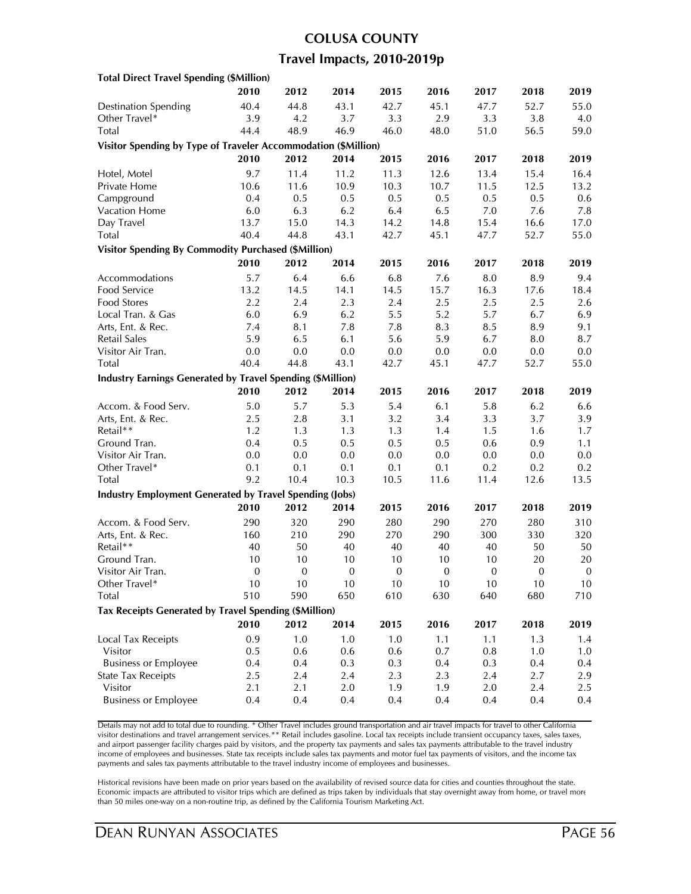# COLUSA COUNTY

## Travel Impacts, 2010-2019p

| **Total Direct Travel Spending ($Million)** | | | | | | | | |
|---|---|---|---|---|---|---|---|---|
| | **2010** | **2012** | **2014** | **2015** | **2016** | **2017** | **2018** | **2019** |
| Destination Spending | 40.4 | 44.8 | 43.1 | 42.7 | 45.1 | 47.7 | 52.7 | 55.0 |
| Other Travel* | 3.9 | 4.2 | 3.7 | 3.3 | 2.9 | 3.3 | 3.8 | 4.0 |
| Total | 44.4 | 48.9 | 46.9 | 46.0 | 48.0 | 51.0 | 56.5 | 59.0 |
| **Visitor Spending by Type of Traveler Accommodation ($Million)** | | | | | | | | |
| | **2010** | **2012** | **2014** | **2015** | **2016** | **2017** | **2018** | **2019** |
| Hotel, Motel | 9.7 | 11.4 | 11.2 | 11.3 | 12.6 | 13.4 | 15.4 | 16.4 |
| Private Home | 10.6 | 11.6 | 10.9 | 10.3 | 10.7 | 11.5 | 12.5 | 13.2 |
| Campground | 0.4 | 0.5 | 0.5 | 0.5 | 0.5 | 0.5 | 0.5 | 0.6 |
| Vacation Home | 6.0 | 6.3 | 6.2 | 6.4 | 6.5 | 7.0 | 7.6 | 7.8 |
| Day Travel | 13.7 | 15.0 | 14.3 | 14.2 | 14.8 | 15.4 | 16.6 | 17.0 |
| Total | 40.4 | 44.8 | 43.1 | 42.7 | 45.1 | 47.7 | 52.7 | 55.0 |
| **Visitor Spending By Commodity Purchased ($Million)** | | | | | | | | |
| | **2010** | **2012** | **2014** | **2015** | **2016** | **2017** | **2018** | **2019** |
| Accommodations | 5.7 | 6.4 | 6.6 | 6.8 | 7.6 | 8.0 | 8.9 | 9.4 |
| Food Service | 13.2 | 14.5 | 14.1 | 14.5 | 15.7 | 16.3 | 17.6 | 18.4 |
| Food Stores | 2.2 | 2.4 | 2.3 | 2.4 | 2.5 | 2.5 | 2.5 | 2.6 |
| Local Tran. & Gas | 6.0 | 6.9 | 6.2 | 5.5 | 5.2 | 5.7 | 6.7 | 6.9 |
| Arts, Ent. & Rec. | 7.4 | 8.1 | 7.8 | 7.8 | 8.3 | 8.5 | 8.9 | 9.1 |
| Retail Sales | 5.9 | 6.5 | 6.1 | 5.6 | 5.9 | 6.7 | 8.0 | 8.7 |
| Visitor Air Tran. | 0.0 | 0.0 | 0.0 | 0.0 | 0.0 | 0.0 | 0.0 | 0.0 |
| Total | 40.4 | 44.8 | 43.1 | 42.7 | 45.1 | 47.7 | 52.7 | 55.0 |
| **Industry Earnings Generated by Travel Spending ($Million)** | | | | | | | | |
| | **2010** | **2012** | **2014** | **2015** | **2016** | **2017** | **2018** | **2019** |
| Accom. & Food Serv. | 5.0 | 5.7 | 5.3 | 5.4 | 6.1 | 5.8 | 6.2 | 6.6 |
| Arts, Ent. & Rec. | 2.5 | 2.8 | 3.1 | 3.2 | 3.4 | 3.3 | 3.7 | 3.9 |
| Retail** | 1.2 | 1.3 | 1.3 | 1.3 | 1.4 | 1.5 | 1.6 | 1.7 |
| Ground Tran. | 0.4 | 0.5 | 0.5 | 0.5 | 0.5 | 0.6 | 0.9 | 1.1 |
| Visitor Air Tran. | 0.0 | 0.0 | 0.0 | 0.0 | 0.0 | 0.0 | 0.0 | 0.0 |
| Other Travel* | 0.1 | 0.1 | 0.1 | 0.1 | 0.1 | 0.2 | 0.2 | 0.2 |
| Total | 9.2 | 10.4 | 10.3 | 10.5 | 11.6 | 11.4 | 12.6 | 13.5 |
| **Industry Employment Generated by Travel Spending (Jobs)** | | | | | | | | |
| | **2010** | **2012** | **2014** | **2015** | **2016** | **2017** | **2018** | **2019** |
| Accom. & Food Serv. | 290 | 320 | 290 | 280 | 290 | 270 | 280 | 310 |
| Arts, Ent. & Rec. | 160 | 210 | 290 | 270 | 290 | 300 | 330 | 320 |
| Retail** | 40 | 50 | 40 | 40 | 40 | 40 | 50 | 50 |
| Ground Tran. | 10 | 10 | 10 | 10 | 10 | 10 | 20 | 20 |
| Visitor Air Tran. | 0 | 0 | 0 | 0 | 0 | 0 | 0 | 0 |
| Other Travel* | 10 | 10 | 10 | 10 | 10 | 10 | 10 | 10 |
| Total | 510 | 590 | 650 | 610 | 630 | 640 | 680 | 710 |
| **Tax Receipts Generated by Travel Spending ($Million)** | | | | | | | | |
| | **2010** | **2012** | **2014** | **2015** | **2016** | **2017** | **2018** | **2019** |
| Local Tax Receipts | 0.9 | 1.0 | 1.0 | 1.0 | 1.1 | 1.1 | 1.3 | 1.4 |
| Visitor | 0.5 | 0.6 | 0.6 | 0.6 | 0.7 | 0.8 | 1.0 | 1.0 |
| Business or Employee | 0.4 | 0.4 | 0.3 | 0.3 | 0.4 | 0.3 | 0.4 | 0.4 |
| State Tax Receipts | 2.5 | 2.4 | 2.4 | 2.3 | 2.3 | 2.4 | 2.7 | 2.9 |
| Visitor | 2.1 | 2.1 | 2.0 | 1.9 | 1.9 | 2.0 | 2.4 | 2.5 |
| Business or Employee | 0.4 | 0.4 | 0.4 | 0.4 | 0.4 | 0.4 | 0.4 | 0.4 |

Details may not add to total due to rounding. * Other Travel includes ground transportation and air travel impacts for travel to other California visitor destinations and travel arrangement services.** Retail includes gasoline. Local tax receipts include transient occupancy taxes, sales taxes, and airport passenger facility charges paid by visitors, and the property tax payments and sales tax payments attributable to the travel industry income of employees and businesses. State tax receipts include sales tax payments and motor fuel tax payments of visitors, and the income tax payments and sales tax payments attributable to the travel industry income of employees and businesses.

Historical revisions have been made on prior years based on the availability of revised source data for cities and counties throughout the state. Economic impacts are attributed to visitor trips which are defined as trips taken by individuals that stay overnight away from home, or travel more than 50 miles one-way on a non-routine trip, as defined by the California Tourism Marketing Act.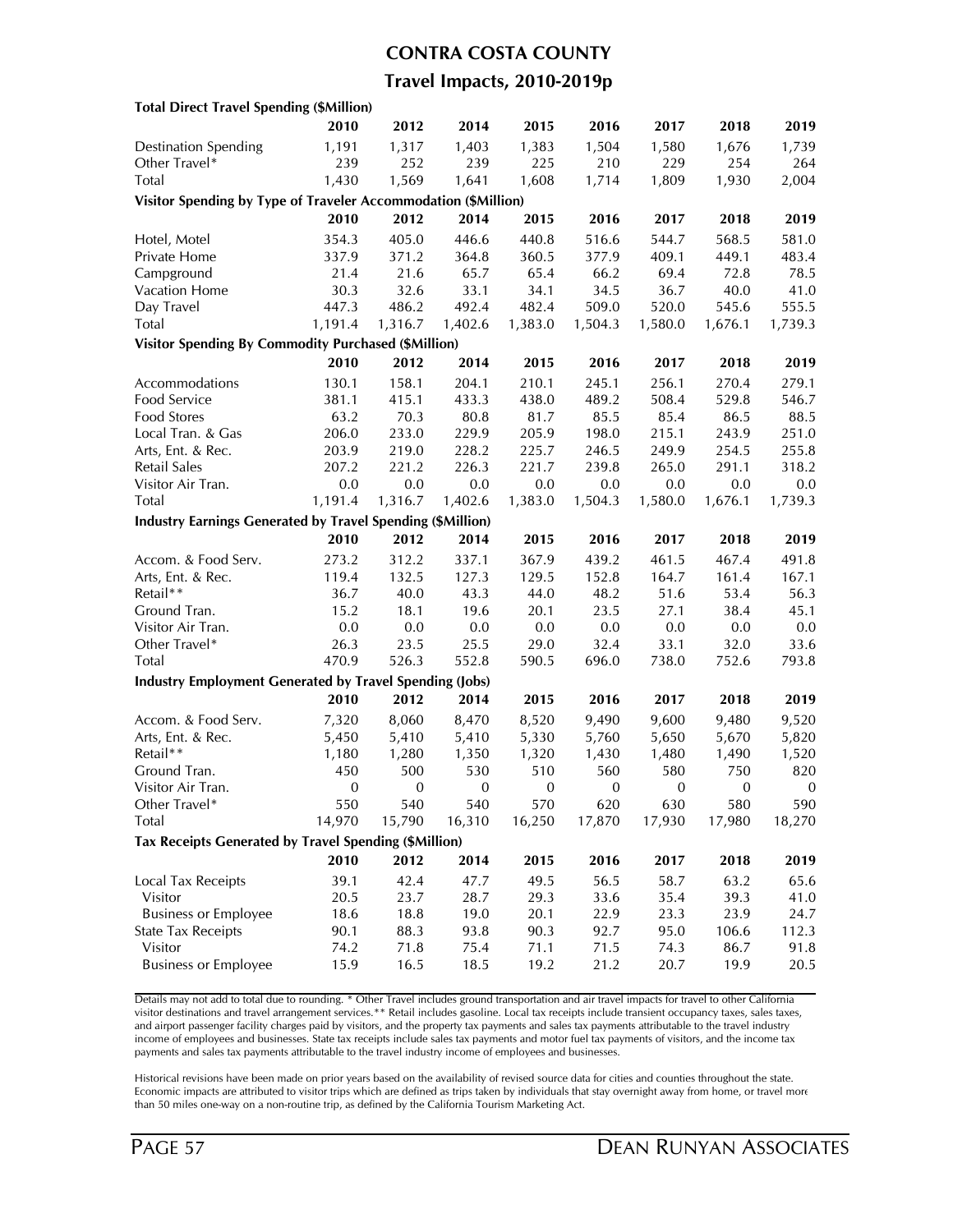# CONTRA COSTA COUNTY

## Travel Impacts, 2010-2019p

**Total Direct Travel Spending ($Million)**

| | 2010 | 2012 | 2014 | 2015 | 2016 | 2017 | 2018 | 2019 |
|---|---|---|---|---|---|---|---|---|
| Destination Spending | 1,191 | 1,317 | 1,403 | 1,383 | 1,504 | 1,580 | 1,676 | 1,739 |
| Other Travel* | 239 | 252 | 239 | 225 | 210 | 229 | 254 | 264 |
| Total | 1,430 | 1,569 | 1,641 | 1,608 | 1,714 | 1,809 | 1,930 | 2,004 |

**Visitor Spending by Type of Traveler Accommodation ($Million)**

| | 2010 | 2012 | 2014 | 2015 | 2016 | 2017 | 2018 | 2019 |
|---|---|---|---|---|---|---|---|---|
| Hotel, Motel | 354.3 | 405.0 | 446.6 | 440.8 | 516.6 | 544.7 | 568.5 | 581.0 |
| Private Home | 337.9 | 371.2 | 364.8 | 360.5 | 377.9 | 409.1 | 449.1 | 483.4 |
| Campground | 21.4 | 21.6 | 65.7 | 65.4 | 66.2 | 69.4 | 72.8 | 78.5 |
| Vacation Home | 30.3 | 32.6 | 33.1 | 34.1 | 34.5 | 36.7 | 40.0 | 41.0 |
| Day Travel | 447.3 | 486.2 | 492.4 | 482.4 | 509.0 | 520.0 | 545.6 | 555.5 |
| Total | 1,191.4 | 1,316.7 | 1,402.6 | 1,383.0 | 1,504.3 | 1,580.0 | 1,676.1 | 1,739.3 |

**Visitor Spending By Commodity Purchased ($Million)**

| | 2010 | 2012 | 2014 | 2015 | 2016 | 2017 | 2018 | 2019 |
|---|---|---|---|---|---|---|---|---|
| Accommodations | 130.1 | 158.1 | 204.1 | 210.1 | 245.1 | 256.1 | 270.4 | 279.1 |
| Food Service | 381.1 | 415.1 | 433.3 | 438.0 | 489.2 | 508.4 | 529.8 | 546.7 |
| Food Stores | 63.2 | 70.3 | 80.8 | 81.7 | 85.5 | 85.4 | 86.5 | 88.5 |
| Local Tran. & Gas | 206.0 | 233.0 | 229.9 | 205.9 | 198.0 | 215.1 | 243.9 | 251.0 |
| Arts, Ent. & Rec. | 203.9 | 219.0 | 228.2 | 225.7 | 246.5 | 249.9 | 254.5 | 255.8 |
| Retail Sales | 207.2 | 221.2 | 226.3 | 221.7 | 239.8 | 265.0 | 291.1 | 318.2 |
| Visitor Air Tran. | 0.0 | 0.0 | 0.0 | 0.0 | 0.0 | 0.0 | 0.0 | 0.0 |
| Total | 1,191.4 | 1,316.7 | 1,402.6 | 1,383.0 | 1,504.3 | 1,580.0 | 1,676.1 | 1,739.3 |

**Industry Earnings Generated by Travel Spending ($Million)**

| | 2010 | 2012 | 2014 | 2015 | 2016 | 2017 | 2018 | 2019 |
|---|---|---|---|---|---|---|---|---|
| Accom. & Food Serv. | 273.2 | 312.2 | 337.1 | 367.9 | 439.2 | 461.5 | 467.4 | 491.8 |
| Arts, Ent. & Rec. | 119.4 | 132.5 | 127.3 | 129.5 | 152.8 | 164.7 | 161.4 | 167.1 |
| Retail** | 36.7 | 40.0 | 43.3 | 44.0 | 48.2 | 51.6 | 53.4 | 56.3 |
| Ground Tran. | 15.2 | 18.1 | 19.6 | 20.1 | 23.5 | 27.1 | 38.4 | 45.1 |
| Visitor Air Tran. | 0.0 | 0.0 | 0.0 | 0.0 | 0.0 | 0.0 | 0.0 | 0.0 |
| Other Travel* | 26.3 | 23.5 | 25.5 | 29.0 | 32.4 | 33.1 | 32.0 | 33.6 |
| Total | 470.9 | 526.3 | 552.8 | 590.5 | 696.0 | 738.0 | 752.6 | 793.8 |

**Industry Employment Generated by Travel Spending (Jobs)**

| | 2010 | 2012 | 2014 | 2015 | 2016 | 2017 | 2018 | 2019 |
|---|---|---|---|---|---|---|---|---|
| Accom. & Food Serv. | 7,320 | 8,060 | 8,470 | 8,520 | 9,490 | 9,600 | 9,480 | 9,520 |
| Arts, Ent. & Rec. | 5,450 | 5,410 | 5,410 | 5,330 | 5,760 | 5,650 | 5,670 | 5,820 |
| Retail** | 1,180 | 1,280 | 1,350 | 1,320 | 1,430 | 1,480 | 1,490 | 1,520 |
| Ground Tran. | 450 | 500 | 530 | 510 | 560 | 580 | 750 | 820 |
| Visitor Air Tran. | 0 | 0 | 0 | 0 | 0 | 0 | 0 | 0 |
| Other Travel* | 550 | 540 | 540 | 570 | 620 | 630 | 580 | 590 |
| Total | 14,970 | 15,790 | 16,310 | 16,250 | 17,870 | 17,930 | 17,980 | 18,270 |

**Tax Receipts Generated by Travel Spending ($Million)**

| | 2010 | 2012 | 2014 | 2015 | 2016 | 2017 | 2018 | 2019 |
|---|---|---|---|---|---|---|---|---|
| Local Tax Receipts | 39.1 | 42.4 | 47.7 | 49.5 | 56.5 | 58.7 | 63.2 | 65.6 |
| Visitor | 20.5 | 23.7 | 28.7 | 29.3 | 33.6 | 35.4 | 39.3 | 41.0 |
| Business or Employee | 18.6 | 18.8 | 19.0 | 20.1 | 22.9 | 23.3 | 23.9 | 24.7 |
| State Tax Receipts | 90.1 | 88.3 | 93.8 | 90.3 | 92.7 | 95.0 | 106.6 | 112.3 |
| Visitor | 74.2 | 71.8 | 75.4 | 71.1 | 71.5 | 74.3 | 86.7 | 91.8 |
| Business or Employee | 15.9 | 16.5 | 18.5 | 19.2 | 21.2 | 20.7 | 19.9 | 20.5 |

Details may not add to total due to rounding. * Other Travel includes ground transportation and air travel impacts for travel to other California visitor destinations and travel arrangement services.** Retail includes gasoline. Local tax receipts include transient occupancy taxes, sales taxes, and airport passenger facility charges paid by visitors, and the property tax payments and sales tax payments attributable to the travel industry income of employees and businesses. State tax receipts include sales tax payments and motor fuel tax payments of visitors, and the income tax payments and sales tax payments attributable to the travel industry income of employees and businesses.

Historical revisions have been made on prior years based on the availability of revised source data for cities and counties throughout the state. Economic impacts are attributed to visitor trips which are defined as trips taken by individuals that stay overnight away from home, or travel more than 50 miles one-way on a non-routine trip, as defined by the California Tourism Marketing Act.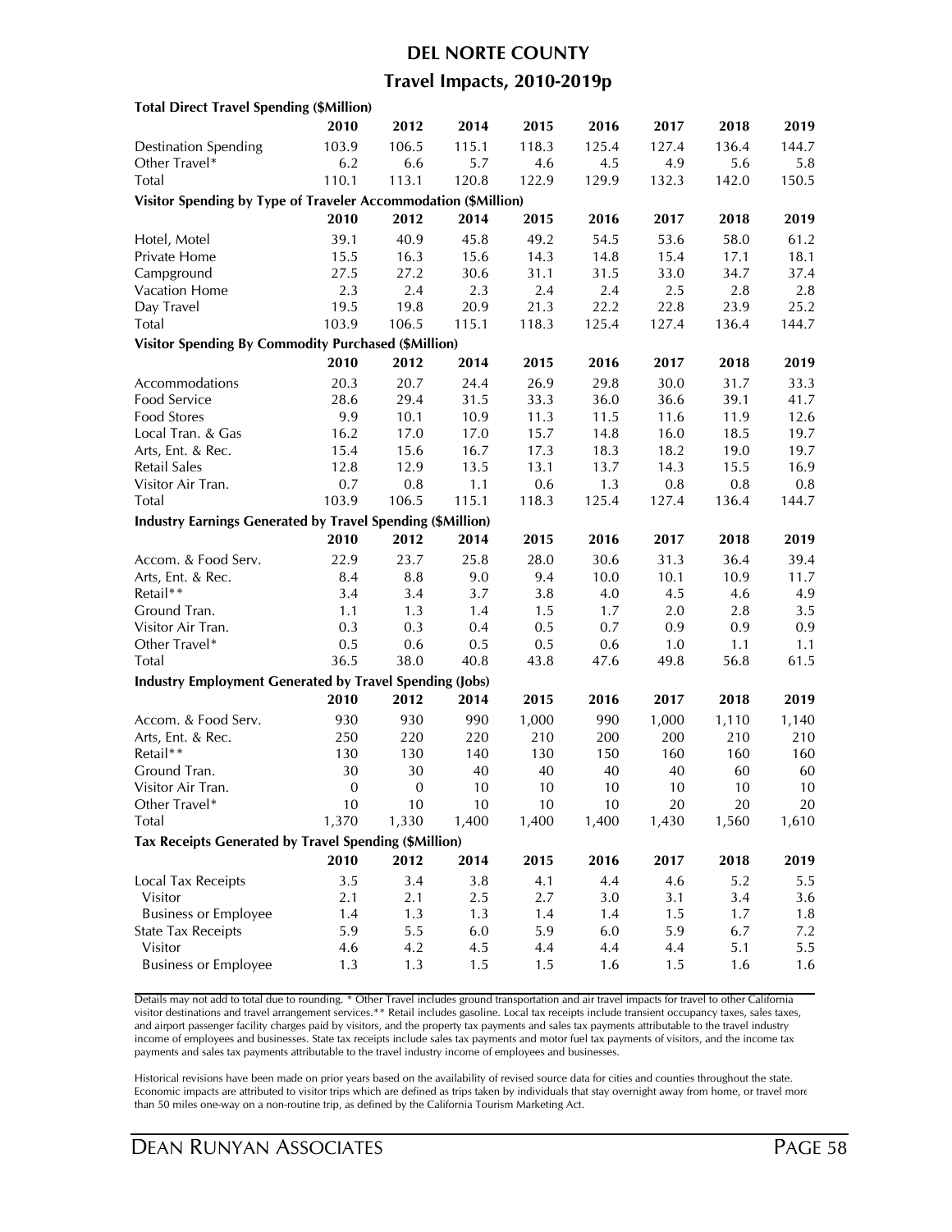## DEL NORTE COUNTY

### Travel Impacts, 2010-2019p

| **Total Direct Travel Spending ($Million)** | | | | | | | | |
|---|---|---|---|---|---|---|---|---|
| | **2010** | **2012** | **2014** | **2015** | **2016** | **2017** | **2018** | **2019** |
| Destination Spending | 103.9 | 106.5 | 115.1 | 118.3 | 125.4 | 127.4 | 136.4 | 144.7 |
| Other Travel* | 6.2 | 6.6 | 5.7 | 4.6 | 4.5 | 4.9 | 5.6 | 5.8 |
| Total | 110.1 | 113.1 | 120.8 | 122.9 | 129.9 | 132.3 | 142.0 | 150.5 |
| **Visitor Spending by Type of Traveler Accommodation ($Million)** | | | | | | | | |
| | **2010** | **2012** | **2014** | **2015** | **2016** | **2017** | **2018** | **2019** |
| Hotel, Motel | 39.1 | 40.9 | 45.8 | 49.2 | 54.5 | 53.6 | 58.0 | 61.2 |
| Private Home | 15.5 | 16.3 | 15.6 | 14.3 | 14.8 | 15.4 | 17.1 | 18.1 |
| Campground | 27.5 | 27.2 | 30.6 | 31.1 | 31.5 | 33.0 | 34.7 | 37.4 |
| Vacation Home | 2.3 | 2.4 | 2.3 | 2.4 | 2.4 | 2.5 | 2.8 | 2.8 |
| Day Travel | 19.5 | 19.8 | 20.9 | 21.3 | 22.2 | 22.8 | 23.9 | 25.2 |
| Total | 103.9 | 106.5 | 115.1 | 118.3 | 125.4 | 127.4 | 136.4 | 144.7 |
| **Visitor Spending By Commodity Purchased ($Million)** | | | | | | | | |
| | **2010** | **2012** | **2014** | **2015** | **2016** | **2017** | **2018** | **2019** |
| Accommodations | 20.3 | 20.7 | 24.4 | 26.9 | 29.8 | 30.0 | 31.7 | 33.3 |
| Food Service | 28.6 | 29.4 | 31.5 | 33.3 | 36.0 | 36.6 | 39.1 | 41.7 |
| Food Stores | 9.9 | 10.1 | 10.9 | 11.3 | 11.5 | 11.6 | 11.9 | 12.6 |
| Local Tran. & Gas | 16.2 | 17.0 | 17.0 | 15.7 | 14.8 | 16.0 | 18.5 | 19.7 |
| Arts, Ent. & Rec. | 15.4 | 15.6 | 16.7 | 17.3 | 18.3 | 18.2 | 19.0 | 19.7 |
| Retail Sales | 12.8 | 12.9 | 13.5 | 13.1 | 13.7 | 14.3 | 15.5 | 16.9 |
| Visitor Air Tran. | 0.7 | 0.8 | 1.1 | 0.6 | 1.3 | 0.8 | 0.8 | 0.8 |
| Total | 103.9 | 106.5 | 115.1 | 118.3 | 125.4 | 127.4 | 136.4 | 144.7 |
| **Industry Earnings Generated by Travel Spending ($Million)** | | | | | | | | |
| | **2010** | **2012** | **2014** | **2015** | **2016** | **2017** | **2018** | **2019** |
| Accom. & Food Serv. | 22.9 | 23.7 | 25.8 | 28.0 | 30.6 | 31.3 | 36.4 | 39.4 |
| Arts, Ent. & Rec. | 8.4 | 8.8 | 9.0 | 9.4 | 10.0 | 10.1 | 10.9 | 11.7 |
| Retail** | 3.4 | 3.4 | 3.7 | 3.8 | 4.0 | 4.5 | 4.6 | 4.9 |
| Ground Tran. | 1.1 | 1.3 | 1.4 | 1.5 | 1.7 | 2.0 | 2.8 | 3.5 |
| Visitor Air Tran. | 0.3 | 0.3 | 0.4 | 0.5 | 0.7 | 0.9 | 0.9 | 0.9 |
| Other Travel* | 0.5 | 0.6 | 0.5 | 0.5 | 0.6 | 1.0 | 1.1 | 1.1 |
| Total | 36.5 | 38.0 | 40.8 | 43.8 | 47.6 | 49.8 | 56.8 | 61.5 |
| **Industry Employment Generated by Travel Spending (Jobs)** | | | | | | | | |
| | **2010** | **2012** | **2014** | **2015** | **2016** | **2017** | **2018** | **2019** |
| Accom. & Food Serv. | 930 | 930 | 990 | 1,000 | 990 | 1,000 | 1,110 | 1,140 |
| Arts, Ent. & Rec. | 250 | 220 | 220 | 210 | 200 | 200 | 210 | 210 |
| Retail** | 130 | 130 | 140 | 130 | 150 | 160 | 160 | 160 |
| Ground Tran. | 30 | 30 | 40 | 40 | 40 | 40 | 60 | 60 |
| Visitor Air Tran. | 0 | 0 | 10 | 10 | 10 | 10 | 10 | 10 |
| Other Travel* | 10 | 10 | 10 | 10 | 10 | 20 | 20 | 20 |
| Total | 1,370 | 1,330 | 1,400 | 1,400 | 1,400 | 1,430 | 1,560 | 1,610 |
| **Tax Receipts Generated by Travel Spending ($Million)** | | | | | | | | |
| | **2010** | **2012** | **2014** | **2015** | **2016** | **2017** | **2018** | **2019** |
| Local Tax Receipts | 3.5 | 3.4 | 3.8 | 4.1 | 4.4 | 4.6 | 5.2 | 5.5 |
| Visitor | 2.1 | 2.1 | 2.5 | 2.7 | 3.0 | 3.1 | 3.4 | 3.6 |
| Business or Employee | 1.4 | 1.3 | 1.3 | 1.4 | 1.4 | 1.5 | 1.7 | 1.8 |
| State Tax Receipts | 5.9 | 5.5 | 6.0 | 5.9 | 6.0 | 5.9 | 6.7 | 7.2 |
| Visitor | 4.6 | 4.2 | 4.5 | 4.4 | 4.4 | 4.4 | 5.1 | 5.5 |
| Business or Employee | 1.3 | 1.3 | 1.5 | 1.5 | 1.6 | 1.5 | 1.6 | 1.6 |

Details may not add to total due to rounding. * Other Travel includes ground transportation and air travel impacts for travel to other California visitor destinations and travel arrangement services.** Retail includes gasoline. Local tax receipts include transient occupancy taxes, sales taxes, and airport passenger facility charges paid by visitors, and the property tax payments and sales tax payments attributable to the travel industry income of employees and businesses. State tax receipts include sales tax payments and motor fuel tax payments of visitors, and the income tax payments and sales tax payments attributable to the travel industry income of employees and businesses.

Historical revisions have been made on prior years based on the availability of revised source data for cities and counties throughout the state. Economic impacts are attributed to visitor trips which are defined as trips taken by individuals that stay overnight away from home, or travel more than 50 miles one-way on a non-routine trip, as defined by the California Tourism Marketing Act.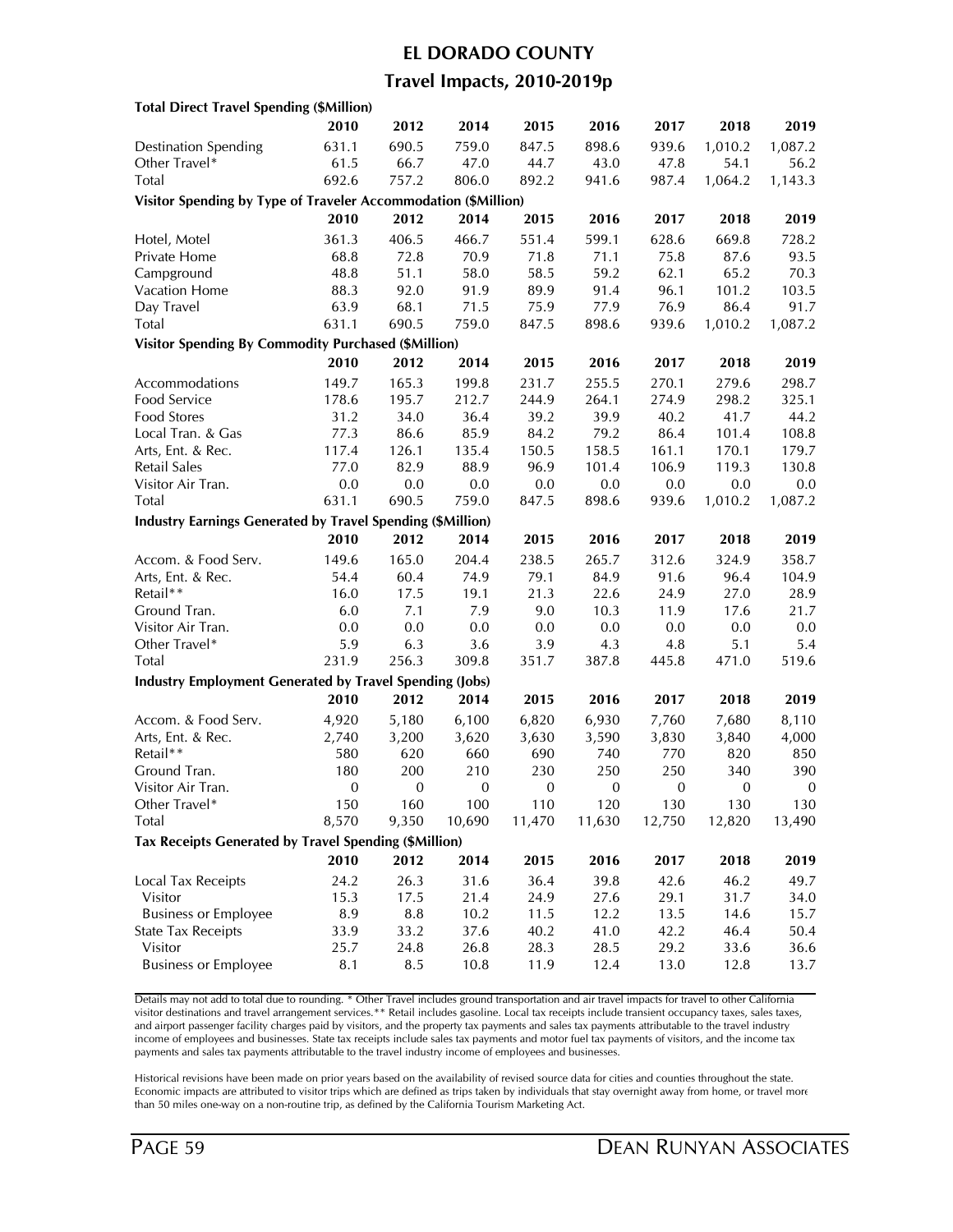# EL DORADO COUNTY

## Travel Impacts, 2010-2019p

**Total Direct Travel Spending ($Million)**

| | 2010 | 2012 | 2014 | 2015 | 2016 | 2017 | 2018 | 2019 |
|---|---|---|---|---|---|---|---|---|
| Destination Spending | 631.1 | 690.5 | 759.0 | 847.5 | 898.6 | 939.6 | 1,010.2 | 1,087.2 |
| Other Travel* | 61.5 | 66.7 | 47.0 | 44.7 | 43.0 | 47.8 | 54.1 | 56.2 |
| Total | 692.6 | 757.2 | 806.0 | 892.2 | 941.6 | 987.4 | 1,064.2 | 1,143.3 |

**Visitor Spending by Type of Traveler Accommodation ($Million)**

| | 2010 | 2012 | 2014 | 2015 | 2016 | 2017 | 2018 | 2019 |
|---|---|---|---|---|---|---|---|---|
| Hotel, Motel | 361.3 | 406.5 | 466.7 | 551.4 | 599.1 | 628.6 | 669.8 | 728.2 |
| Private Home | 68.8 | 72.8 | 70.9 | 71.8 | 71.1 | 75.8 | 87.6 | 93.5 |
| Campground | 48.8 | 51.1 | 58.0 | 58.5 | 59.2 | 62.1 | 65.2 | 70.3 |
| Vacation Home | 88.3 | 92.0 | 91.9 | 89.9 | 91.4 | 96.1 | 101.2 | 103.5 |
| Day Travel | 63.9 | 68.1 | 71.5 | 75.9 | 77.9 | 76.9 | 86.4 | 91.7 |
| Total | 631.1 | 690.5 | 759.0 | 847.5 | 898.6 | 939.6 | 1,010.2 | 1,087.2 |

**Visitor Spending By Commodity Purchased ($Million)**

| | 2010 | 2012 | 2014 | 2015 | 2016 | 2017 | 2018 | 2019 |
|---|---|---|---|---|---|---|---|---|
| Accommodations | 149.7 | 165.3 | 199.8 | 231.7 | 255.5 | 270.1 | 279.6 | 298.7 |
| Food Service | 178.6 | 195.7 | 212.7 | 244.9 | 264.1 | 274.9 | 298.2 | 325.1 |
| Food Stores | 31.2 | 34.0 | 36.4 | 39.2 | 39.9 | 40.2 | 41.7 | 44.2 |
| Local Tran. & Gas | 77.3 | 86.6 | 85.9 | 84.2 | 79.2 | 86.4 | 101.4 | 108.8 |
| Arts, Ent. & Rec. | 117.4 | 126.1 | 135.4 | 150.5 | 158.5 | 161.1 | 170.1 | 179.7 |
| Retail Sales | 77.0 | 82.9 | 88.9 | 96.9 | 101.4 | 106.9 | 119.3 | 130.8 |
| Visitor Air Tran. | 0.0 | 0.0 | 0.0 | 0.0 | 0.0 | 0.0 | 0.0 | 0.0 |
| Total | 631.1 | 690.5 | 759.0 | 847.5 | 898.6 | 939.6 | 1,010.2 | 1,087.2 |

**Industry Earnings Generated by Travel Spending ($Million)**

| | 2010 | 2012 | 2014 | 2015 | 2016 | 2017 | 2018 | 2019 |
|---|---|---|---|---|---|---|---|---|
| Accom. & Food Serv. | 149.6 | 165.0 | 204.4 | 238.5 | 265.7 | 312.6 | 324.9 | 358.7 |
| Arts, Ent. & Rec. | 54.4 | 60.4 | 74.9 | 79.1 | 84.9 | 91.6 | 96.4 | 104.9 |
| Retail** | 16.0 | 17.5 | 19.1 | 21.3 | 22.6 | 24.9 | 27.0 | 28.9 |
| Ground Tran. | 6.0 | 7.1 | 7.9 | 9.0 | 10.3 | 11.9 | 17.6 | 21.7 |
| Visitor Air Tran. | 0.0 | 0.0 | 0.0 | 0.0 | 0.0 | 0.0 | 0.0 | 0.0 |
| Other Travel* | 5.9 | 6.3 | 3.6 | 3.9 | 4.3 | 4.8 | 5.1 | 5.4 |
| Total | 231.9 | 256.3 | 309.8 | 351.7 | 387.8 | 445.8 | 471.0 | 519.6 |

**Industry Employment Generated by Travel Spending (Jobs)**

| | 2010 | 2012 | 2014 | 2015 | 2016 | 2017 | 2018 | 2019 |
|---|---|---|---|---|---|---|---|---|
| Accom. & Food Serv. | 4,920 | 5,180 | 6,100 | 6,820 | 6,930 | 7,760 | 7,680 | 8,110 |
| Arts, Ent. & Rec. | 2,740 | 3,200 | 3,620 | 3,630 | 3,590 | 3,830 | 3,840 | 4,000 |
| Retail** | 580 | 620 | 660 | 690 | 740 | 770 | 820 | 850 |
| Ground Tran. | 180 | 200 | 210 | 230 | 250 | 250 | 340 | 390 |
| Visitor Air Tran. | 0 | 0 | 0 | 0 | 0 | 0 | 0 | 0 |
| Other Travel* | 150 | 160 | 100 | 110 | 120 | 130 | 130 | 130 |
| Total | 8,570 | 9,350 | 10,690 | 11,470 | 11,630 | 12,750 | 12,820 | 13,490 |

**Tax Receipts Generated by Travel Spending ($Million)**

| | 2010 | 2012 | 2014 | 2015 | 2016 | 2017 | 2018 | 2019 |
|---|---|---|---|---|---|---|---|---|
| Local Tax Receipts | 24.2 | 26.3 | 31.6 | 36.4 | 39.8 | 42.6 | 46.2 | 49.7 |
| Visitor | 15.3 | 17.5 | 21.4 | 24.9 | 27.6 | 29.1 | 31.7 | 34.0 |
| Business or Employee | 8.9 | 8.8 | 10.2 | 11.5 | 12.2 | 13.5 | 14.6 | 15.7 |
| State Tax Receipts | 33.9 | 33.2 | 37.6 | 40.2 | 41.0 | 42.2 | 46.4 | 50.4 |
| Visitor | 25.7 | 24.8 | 26.8 | 28.3 | 28.5 | 29.2 | 33.6 | 36.6 |
| Business or Employee | 8.1 | 8.5 | 10.8 | 11.9 | 12.4 | 13.0 | 12.8 | 13.7 |

Details may not add to total due to rounding. * Other Travel includes ground transportation and air travel impacts for travel to other California visitor destinations and travel arrangement services.** Retail includes gasoline. Local tax receipts include transient occupancy taxes, sales taxes, and airport passenger facility charges paid by visitors, and the property tax payments and sales tax payments attributable to the travel industry income of employees and businesses. State tax receipts include sales tax payments and motor fuel tax payments of visitors, and the income tax payments and sales tax payments attributable to the travel industry income of employees and businesses.

Historical revisions have been made on prior years based on the availability of revised source data for cities and counties throughout the state. Economic impacts are attributed to visitor trips which are defined as trips taken by individuals that stay overnight away from home, or travel more than 50 miles one-way on a non-routine trip, as defined by the California Tourism Marketing Act.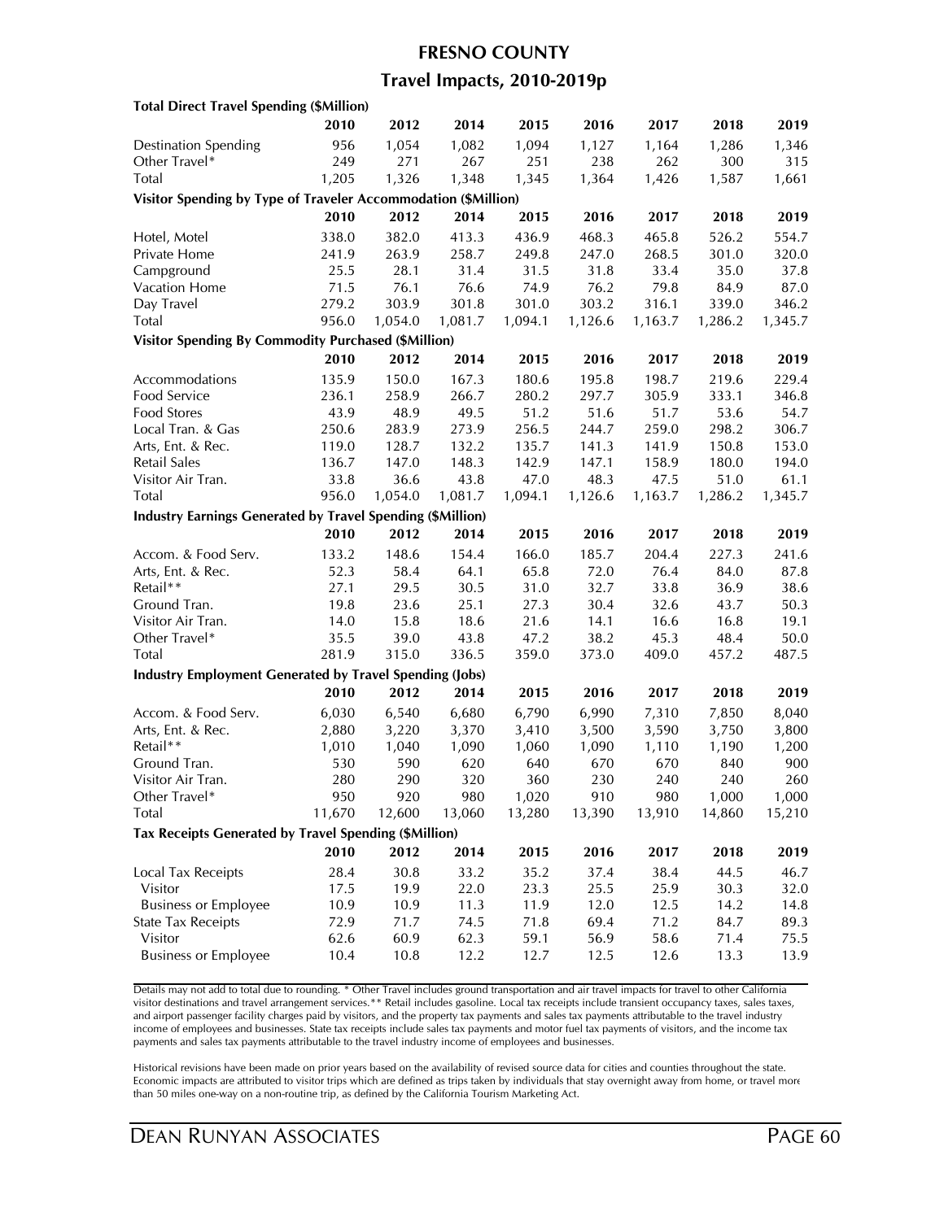# FRESNO COUNTY

## Travel Impacts, 2010-2019p

**Total Direct Travel Spending ($Million)**

| | 2010 | 2012 | 2014 | 2015 | 2016 | 2017 | 2018 | 2019 |
|---|---|---|---|---|---|---|---|---|
| Destination Spending | 956 | 1,054 | 1,082 | 1,094 | 1,127 | 1,164 | 1,286 | 1,346 |
| Other Travel* | 249 | 271 | 267 | 251 | 238 | 262 | 300 | 315 |
| Total | 1,205 | 1,326 | 1,348 | 1,345 | 1,364 | 1,426 | 1,587 | 1,661 |

**Visitor Spending by Type of Traveler Accommodation ($Million)**

| | 2010 | 2012 | 2014 | 2015 | 2016 | 2017 | 2018 | 2019 |
|---|---|---|---|---|---|---|---|---|
| Hotel, Motel | 338.0 | 382.0 | 413.3 | 436.9 | 468.3 | 465.8 | 526.2 | 554.7 |
| Private Home | 241.9 | 263.9 | 258.7 | 249.8 | 247.0 | 268.5 | 301.0 | 320.0 |
| Campground | 25.5 | 28.1 | 31.4 | 31.5 | 31.8 | 33.4 | 35.0 | 37.8 |
| Vacation Home | 71.5 | 76.1 | 76.6 | 74.9 | 76.2 | 79.8 | 84.9 | 87.0 |
| Day Travel | 279.2 | 303.9 | 301.8 | 301.0 | 303.2 | 316.1 | 339.0 | 346.2 |
| Total | 956.0 | 1,054.0 | 1,081.7 | 1,094.1 | 1,126.6 | 1,163.7 | 1,286.2 | 1,345.7 |

**Visitor Spending By Commodity Purchased ($Million)**

| | 2010 | 2012 | 2014 | 2015 | 2016 | 2017 | 2018 | 2019 |
|---|---|---|---|---|---|---|---|---|
| Accommodations | 135.9 | 150.0 | 167.3 | 180.6 | 195.8 | 198.7 | 219.6 | 229.4 |
| Food Service | 236.1 | 258.9 | 266.7 | 280.2 | 297.7 | 305.9 | 333.1 | 346.8 |
| Food Stores | 43.9 | 48.9 | 49.5 | 51.2 | 51.6 | 51.7 | 53.6 | 54.7 |
| Local Tran. & Gas | 250.6 | 283.9 | 273.9 | 256.5 | 244.7 | 259.0 | 298.2 | 306.7 |
| Arts, Ent. & Rec. | 119.0 | 128.7 | 132.2 | 135.7 | 141.3 | 141.9 | 150.8 | 153.0 |
| Retail Sales | 136.7 | 147.0 | 148.3 | 142.9 | 147.1 | 158.9 | 180.0 | 194.0 |
| Visitor Air Tran. | 33.8 | 36.6 | 43.8 | 47.0 | 48.3 | 47.5 | 51.0 | 61.1 |
| Total | 956.0 | 1,054.0 | 1,081.7 | 1,094.1 | 1,126.6 | 1,163.7 | 1,286.2 | 1,345.7 |

**Industry Earnings Generated by Travel Spending ($Million)**

| | 2010 | 2012 | 2014 | 2015 | 2016 | 2017 | 2018 | 2019 |
|---|---|---|---|---|---|---|---|---|
| Accom. & Food Serv. | 133.2 | 148.6 | 154.4 | 166.0 | 185.7 | 204.4 | 227.3 | 241.6 |
| Arts, Ent. & Rec. | 52.3 | 58.4 | 64.1 | 65.8 | 72.0 | 76.4 | 84.0 | 87.8 |
| Retail** | 27.1 | 29.5 | 30.5 | 31.0 | 32.7 | 33.8 | 36.9 | 38.6 |
| Ground Tran. | 19.8 | 23.6 | 25.1 | 27.3 | 30.4 | 32.6 | 43.7 | 50.3 |
| Visitor Air Tran. | 14.0 | 15.8 | 18.6 | 21.6 | 14.1 | 16.6 | 16.8 | 19.1 |
| Other Travel* | 35.5 | 39.0 | 43.8 | 47.2 | 38.2 | 45.3 | 48.4 | 50.0 |
| Total | 281.9 | 315.0 | 336.5 | 359.0 | 373.0 | 409.0 | 457.2 | 487.5 |

**Industry Employment Generated by Travel Spending (Jobs)**

| | 2010 | 2012 | 2014 | 2015 | 2016 | 2017 | 2018 | 2019 |
|---|---|---|---|---|---|---|---|---|
| Accom. & Food Serv. | 6,030 | 6,540 | 6,680 | 6,790 | 6,990 | 7,310 | 7,850 | 8,040 |
| Arts, Ent. & Rec. | 2,880 | 3,220 | 3,370 | 3,410 | 3,500 | 3,590 | 3,750 | 3,800 |
| Retail** | 1,010 | 1,040 | 1,090 | 1,060 | 1,090 | 1,110 | 1,190 | 1,200 |
| Ground Tran. | 530 | 590 | 620 | 640 | 670 | 670 | 840 | 900 |
| Visitor Air Tran. | 280 | 290 | 320 | 360 | 230 | 240 | 240 | 260 |
| Other Travel* | 950 | 920 | 980 | 1,020 | 910 | 980 | 1,000 | 1,000 |
| Total | 11,670 | 12,600 | 13,060 | 13,280 | 13,390 | 13,910 | 14,860 | 15,210 |

**Tax Receipts Generated by Travel Spending ($Million)**

| | 2010 | 2012 | 2014 | 2015 | 2016 | 2017 | 2018 | 2019 |
|---|---|---|---|---|---|---|---|---|
| Local Tax Receipts | 28.4 | 30.8 | 33.2 | 35.2 | 37.4 | 38.4 | 44.5 | 46.7 |
| Visitor | 17.5 | 19.9 | 22.0 | 23.3 | 25.5 | 25.9 | 30.3 | 32.0 |
| Business or Employee | 10.9 | 10.9 | 11.3 | 11.9 | 12.0 | 12.5 | 14.2 | 14.8 |
| State Tax Receipts | 72.9 | 71.7 | 74.5 | 71.8 | 69.4 | 71.2 | 84.7 | 89.3 |
| Visitor | 62.6 | 60.9 | 62.3 | 59.1 | 56.9 | 58.6 | 71.4 | 75.5 |
| Business or Employee | 10.4 | 10.8 | 12.2 | 12.7 | 12.5 | 12.6 | 13.3 | 13.9 |

Details may not add to total due to rounding. * Other Travel includes ground transportation and air travel impacts for travel to other California visitor destinations and travel arrangement services.** Retail includes gasoline. Local tax receipts include transient occupancy taxes, sales taxes, and airport passenger facility charges paid by visitors, and the property tax payments and sales tax payments attributable to the travel industry income of employees and businesses. State tax receipts include sales tax payments and motor fuel tax payments of visitors, and the income tax payments and sales tax payments attributable to the travel industry income of employees and businesses.

Historical revisions have been made on prior years based on the availability of revised source data for cities and counties throughout the state. Economic impacts are attributed to visitor trips which are defined as trips taken by individuals that stay overnight away from home, or travel more than 50 miles one-way on a non-routine trip, as defined by the California Tourism Marketing Act.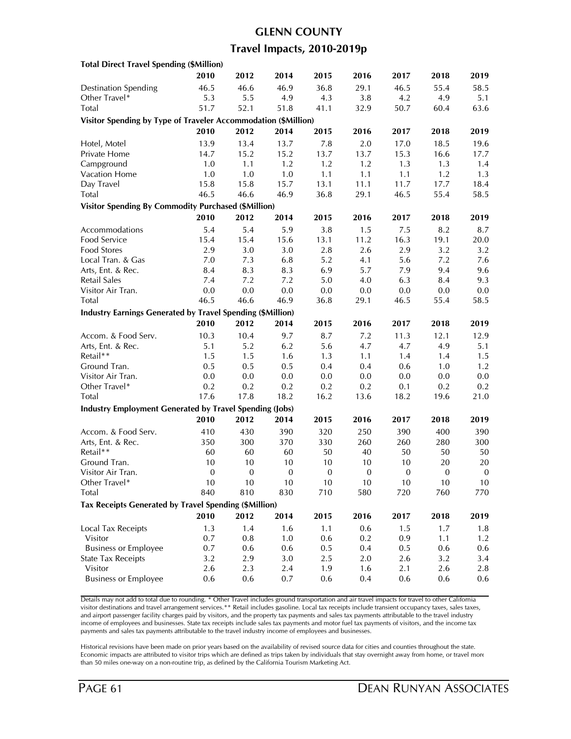# GLENN COUNTY

## Travel Impacts, 2010-2019p

| Total Direct Travel Spending ($Million) | | | | | | | | |
|---|---|---|---|---|---|---|---|---|
| | 2010 | 2012 | 2014 | 2015 | 2016 | 2017 | 2018 | 2019 |
| Destination Spending | 46.5 | 46.6 | 46.9 | 36.8 | 29.1 | 46.5 | 55.4 | 58.5 |
| Other Travel* | 5.3 | 5.5 | 4.9 | 4.3 | 3.8 | 4.2 | 4.9 | 5.1 |
| Total | 51.7 | 52.1 | 51.8 | 41.1 | 32.9 | 50.7 | 60.4 | 63.6 |
| **Visitor Spending by Type of Traveler Accommodation ($Million)** | | | | | | | | |
| | 2010 | 2012 | 2014 | 2015 | 2016 | 2017 | 2018 | 2019 |
| Hotel, Motel | 13.9 | 13.4 | 13.7 | 7.8 | 2.0 | 17.0 | 18.5 | 19.6 |
| Private Home | 14.7 | 15.2 | 15.2 | 13.7 | 13.7 | 15.3 | 16.6 | 17.7 |
| Campground | 1.0 | 1.1 | 1.2 | 1.2 | 1.2 | 1.3 | 1.3 | 1.4 |
| Vacation Home | 1.0 | 1.0 | 1.0 | 1.1 | 1.1 | 1.1 | 1.2 | 1.3 |
| Day Travel | 15.8 | 15.8 | 15.7 | 13.1 | 11.1 | 11.7 | 17.7 | 18.4 |
| Total | 46.5 | 46.6 | 46.9 | 36.8 | 29.1 | 46.5 | 55.4 | 58.5 |
| **Visitor Spending By Commodity Purchased ($Million)** | | | | | | | | |
| | 2010 | 2012 | 2014 | 2015 | 2016 | 2017 | 2018 | 2019 |
| Accommodations | 5.4 | 5.4 | 5.9 | 3.8 | 1.5 | 7.5 | 8.2 | 8.7 |
| Food Service | 15.4 | 15.4 | 15.6 | 13.1 | 11.2 | 16.3 | 19.1 | 20.0 |
| Food Stores | 2.9 | 3.0 | 3.0 | 2.8 | 2.6 | 2.9 | 3.2 | 3.2 |
| Local Tran. & Gas | 7.0 | 7.3 | 6.8 | 5.2 | 4.1 | 5.6 | 7.2 | 7.6 |
| Arts, Ent. & Rec. | 8.4 | 8.3 | 8.3 | 6.9 | 5.7 | 7.9 | 9.4 | 9.6 |
| Retail Sales | 7.4 | 7.2 | 7.2 | 5.0 | 4.0 | 6.3 | 8.4 | 9.3 |
| Visitor Air Tran. | 0.0 | 0.0 | 0.0 | 0.0 | 0.0 | 0.0 | 0.0 | 0.0 |
| Total | 46.5 | 46.6 | 46.9 | 36.8 | 29.1 | 46.5 | 55.4 | 58.5 |
| **Industry Earnings Generated by Travel Spending ($Million)** | | | | | | | | |
| | 2010 | 2012 | 2014 | 2015 | 2016 | 2017 | 2018 | 2019 |
| Accom. & Food Serv. | 10.3 | 10.4 | 9.7 | 8.7 | 7.2 | 11.3 | 12.1 | 12.9 |
| Arts, Ent. & Rec. | 5.1 | 5.2 | 6.2 | 5.6 | 4.7 | 4.7 | 4.9 | 5.1 |
| Retail** | 1.5 | 1.5 | 1.6 | 1.3 | 1.1 | 1.4 | 1.4 | 1.5 |
| Ground Tran. | 0.5 | 0.5 | 0.5 | 0.4 | 0.4 | 0.6 | 1.0 | 1.2 |
| Visitor Air Tran. | 0.0 | 0.0 | 0.0 | 0.0 | 0.0 | 0.0 | 0.0 | 0.0 |
| Other Travel* | 0.2 | 0.2 | 0.2 | 0.2 | 0.2 | 0.1 | 0.2 | 0.2 |
| Total | 17.6 | 17.8 | 18.2 | 16.2 | 13.6 | 18.2 | 19.6 | 21.0 |
| **Industry Employment Generated by Travel Spending (Jobs)** | | | | | | | | |
| | 2010 | 2012 | 2014 | 2015 | 2016 | 2017 | 2018 | 2019 |
| Accom. & Food Serv. | 410 | 430 | 390 | 320 | 250 | 390 | 400 | 390 |
| Arts, Ent. & Rec. | 350 | 300 | 370 | 330 | 260 | 260 | 280 | 300 |
| Retail** | 60 | 60 | 60 | 50 | 40 | 50 | 50 | 50 |
| Ground Tran. | 10 | 10 | 10 | 10 | 10 | 10 | 20 | 20 |
| Visitor Air Tran. | 0 | 0 | 0 | 0 | 0 | 0 | 0 | 0 |
| Other Travel* | 10 | 10 | 10 | 10 | 10 | 10 | 10 | 10 |
| Total | 840 | 810 | 830 | 710 | 580 | 720 | 760 | 770 |
| **Tax Receipts Generated by Travel Spending ($Million)** | | | | | | | | |
| | 2010 | 2012 | 2014 | 2015 | 2016 | 2017 | 2018 | 2019 |
| Local Tax Receipts | 1.3 | 1.4 | 1.6 | 1.1 | 0.6 | 1.5 | 1.7 | 1.8 |
| Visitor | 0.7 | 0.8 | 1.0 | 0.6 | 0.2 | 0.9 | 1.1 | 1.2 |
| Business or Employee | 0.7 | 0.6 | 0.6 | 0.5 | 0.4 | 0.5 | 0.6 | 0.6 |
| State Tax Receipts | 3.2 | 2.9 | 3.0 | 2.5 | 2.0 | 2.6 | 3.2 | 3.4 |
| Visitor | 2.6 | 2.3 | 2.4 | 1.9 | 1.6 | 2.1 | 2.6 | 2.8 |
| Business or Employee | 0.6 | 0.6 | 0.7 | 0.6 | 0.4 | 0.6 | 0.6 | 0.6 |

Details may not add to total due to rounding. * Other Travel includes ground transportation and air travel impacts for travel to other California visitor destinations and travel arrangement services.** Retail includes gasoline. Local tax receipts include transient occupancy taxes, sales taxes, and airport passenger facility charges paid by visitors, and the property tax payments and sales tax payments attributable to the travel industry income of employees and businesses. State tax receipts include sales tax payments and motor fuel tax payments of visitors, and the income tax payments and sales tax payments attributable to the travel industry income of employees and businesses.

Historical revisions have been made on prior years based on the availability of revised source data for cities and counties throughout the state. Economic impacts are attributed to visitor trips which are defined as trips taken by individuals that stay overnight away from home, or travel more than 50 miles one-way on a non-routine trip, as defined by the California Tourism Marketing Act.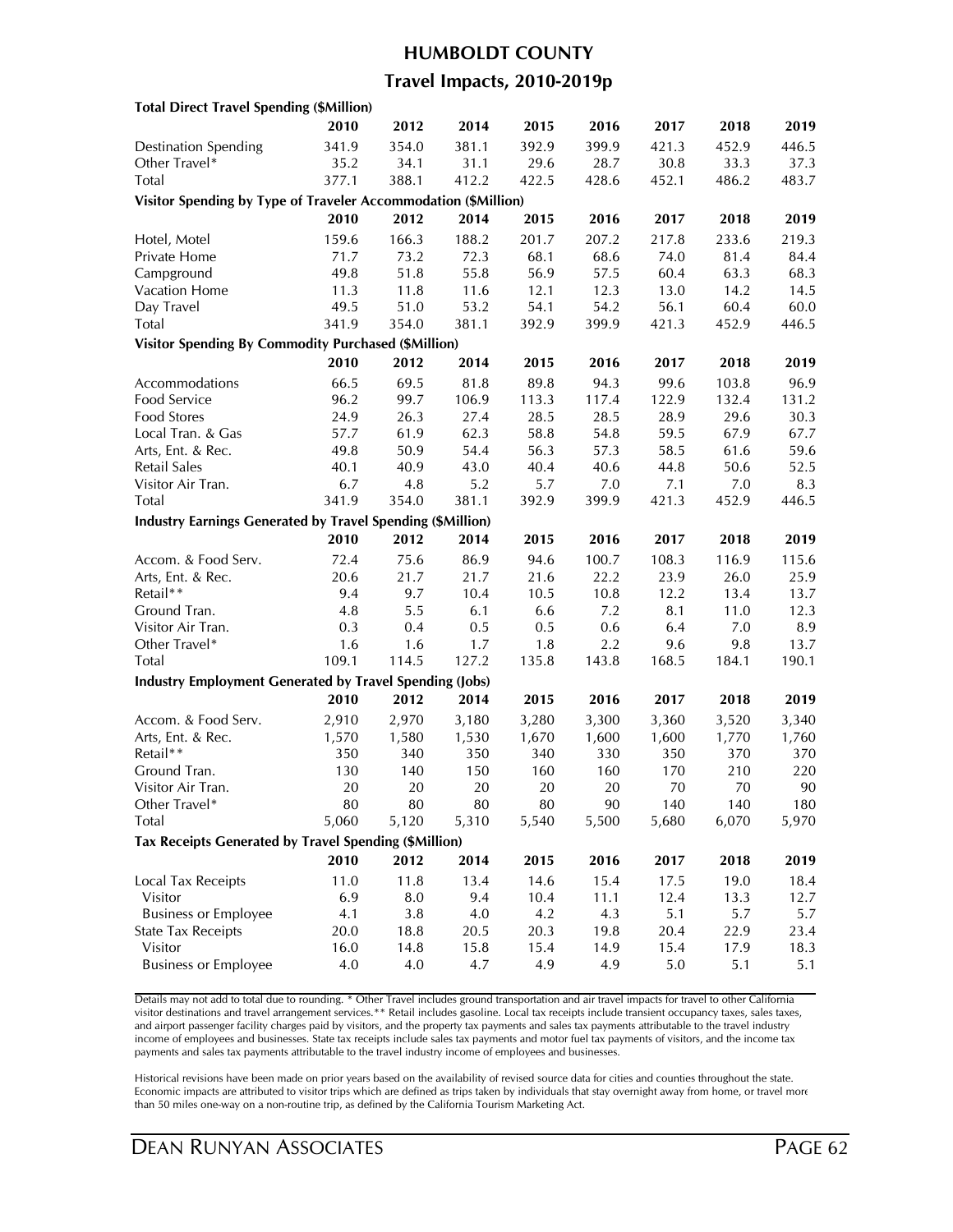# HUMBOLDT COUNTY

## Travel Impacts, 2010-2019p

| **Total Direct Travel Spending ($Million)** | | | | | | | | |
|---|---|---|---|---|---|---|---|---|
| | **2010** | **2012** | **2014** | **2015** | **2016** | **2017** | **2018** | **2019** |
| Destination Spending | 341.9 | 354.0 | 381.1 | 392.9 | 399.9 | 421.3 | 452.9 | 446.5 |
| Other Travel* | 35.2 | 34.1 | 31.1 | 29.6 | 28.7 | 30.8 | 33.3 | 37.3 |
| Total | 377.1 | 388.1 | 412.2 | 422.5 | 428.6 | 452.1 | 486.2 | 483.7 |
| **Visitor Spending by Type of Traveler Accommodation ($Million)** | | | | | | | | |
| | **2010** | **2012** | **2014** | **2015** | **2016** | **2017** | **2018** | **2019** |
| Hotel, Motel | 159.6 | 166.3 | 188.2 | 201.7 | 207.2 | 217.8 | 233.6 | 219.3 |
| Private Home | 71.7 | 73.2 | 72.3 | 68.1 | 68.6 | 74.0 | 81.4 | 84.4 |
| Campground | 49.8 | 51.8 | 55.8 | 56.9 | 57.5 | 60.4 | 63.3 | 68.3 |
| Vacation Home | 11.3 | 11.8 | 11.6 | 12.1 | 12.3 | 13.0 | 14.2 | 14.5 |
| Day Travel | 49.5 | 51.0 | 53.2 | 54.1 | 54.2 | 56.1 | 60.4 | 60.0 |
| Total | 341.9 | 354.0 | 381.1 | 392.9 | 399.9 | 421.3 | 452.9 | 446.5 |
| **Visitor Spending By Commodity Purchased ($Million)** | | | | | | | | |
| | **2010** | **2012** | **2014** | **2015** | **2016** | **2017** | **2018** | **2019** |
| Accommodations | 66.5 | 69.5 | 81.8 | 89.8 | 94.3 | 99.6 | 103.8 | 96.9 |
| Food Service | 96.2 | 99.7 | 106.9 | 113.3 | 117.4 | 122.9 | 132.4 | 131.2 |
| Food Stores | 24.9 | 26.3 | 27.4 | 28.5 | 28.5 | 28.9 | 29.6 | 30.3 |
| Local Tran. & Gas | 57.7 | 61.9 | 62.3 | 58.8 | 54.8 | 59.5 | 67.9 | 67.7 |
| Arts, Ent. & Rec. | 49.8 | 50.9 | 54.4 | 56.3 | 57.3 | 58.5 | 61.6 | 59.6 |
| Retail Sales | 40.1 | 40.9 | 43.0 | 40.4 | 40.6 | 44.8 | 50.6 | 52.5 |
| Visitor Air Tran. | 6.7 | 4.8 | 5.2 | 5.7 | 7.0 | 7.1 | 7.0 | 8.3 |
| Total | 341.9 | 354.0 | 381.1 | 392.9 | 399.9 | 421.3 | 452.9 | 446.5 |
| **Industry Earnings Generated by Travel Spending ($Million)** | | | | | | | | |
| | **2010** | **2012** | **2014** | **2015** | **2016** | **2017** | **2018** | **2019** |
| Accom. & Food Serv. | 72.4 | 75.6 | 86.9 | 94.6 | 100.7 | 108.3 | 116.9 | 115.6 |
| Arts, Ent. & Rec. | 20.6 | 21.7 | 21.7 | 21.6 | 22.2 | 23.9 | 26.0 | 25.9 |
| Retail** | 9.4 | 9.7 | 10.4 | 10.5 | 10.8 | 12.2 | 13.4 | 13.7 |
| Ground Tran. | 4.8 | 5.5 | 6.1 | 6.6 | 7.2 | 8.1 | 11.0 | 12.3 |
| Visitor Air Tran. | 0.3 | 0.4 | 0.5 | 0.5 | 0.6 | 6.4 | 7.0 | 8.9 |
| Other Travel* | 1.6 | 1.6 | 1.7 | 1.8 | 2.2 | 9.6 | 9.8 | 13.7 |
| Total | 109.1 | 114.5 | 127.2 | 135.8 | 143.8 | 168.5 | 184.1 | 190.1 |
| **Industry Employment Generated by Travel Spending (Jobs)** | | | | | | | | |
| | **2010** | **2012** | **2014** | **2015** | **2016** | **2017** | **2018** | **2019** |
| Accom. & Food Serv. | 2,910 | 2,970 | 3,180 | 3,280 | 3,300 | 3,360 | 3,520 | 3,340 |
| Arts, Ent. & Rec. | 1,570 | 1,580 | 1,530 | 1,670 | 1,600 | 1,600 | 1,770 | 1,760 |
| Retail** | 350 | 340 | 350 | 340 | 330 | 350 | 370 | 370 |
| Ground Tran. | 130 | 140 | 150 | 160 | 160 | 170 | 210 | 220 |
| Visitor Air Tran. | 20 | 20 | 20 | 20 | 20 | 70 | 70 | 90 |
| Other Travel* | 80 | 80 | 80 | 80 | 90 | 140 | 140 | 180 |
| Total | 5,060 | 5,120 | 5,310 | 5,540 | 5,500 | 5,680 | 6,070 | 5,970 |
| **Tax Receipts Generated by Travel Spending ($Million)** | | | | | | | | |
| | **2010** | **2012** | **2014** | **2015** | **2016** | **2017** | **2018** | **2019** |
| Local Tax Receipts | 11.0 | 11.8 | 13.4 | 14.6 | 15.4 | 17.5 | 19.0 | 18.4 |
| Visitor | 6.9 | 8.0 | 9.4 | 10.4 | 11.1 | 12.4 | 13.3 | 12.7 |
| Business or Employee | 4.1 | 3.8 | 4.0 | 4.2 | 4.3 | 5.1 | 5.7 | 5.7 |
| State Tax Receipts | 20.0 | 18.8 | 20.5 | 20.3 | 19.8 | 20.4 | 22.9 | 23.4 |
| Visitor | 16.0 | 14.8 | 15.8 | 15.4 | 14.9 | 15.4 | 17.9 | 18.3 |
| Business or Employee | 4.0 | 4.0 | 4.7 | 4.9 | 4.9 | 5.0 | 5.1 | 5.1 |

Details may not add to total due to rounding. * Other Travel includes ground transportation and air travel impacts for travel to other California visitor destinations and travel arrangement services.** Retail includes gasoline. Local tax receipts include transient occupancy taxes, sales taxes, and airport passenger facility charges paid by visitors, and the property tax payments and sales tax payments attributable to the travel industry income of employees and businesses. State tax receipts include sales tax payments and motor fuel tax payments of visitors, and the income tax payments and sales tax payments attributable to the travel industry income of employees and businesses.

Historical revisions have been made on prior years based on the availability of revised source data for cities and counties throughout the state. Economic impacts are attributed to visitor trips which are defined as trips taken by individuals that stay overnight away from home, or travel more than 50 miles one-way on a non-routine trip, as defined by the California Tourism Marketing Act.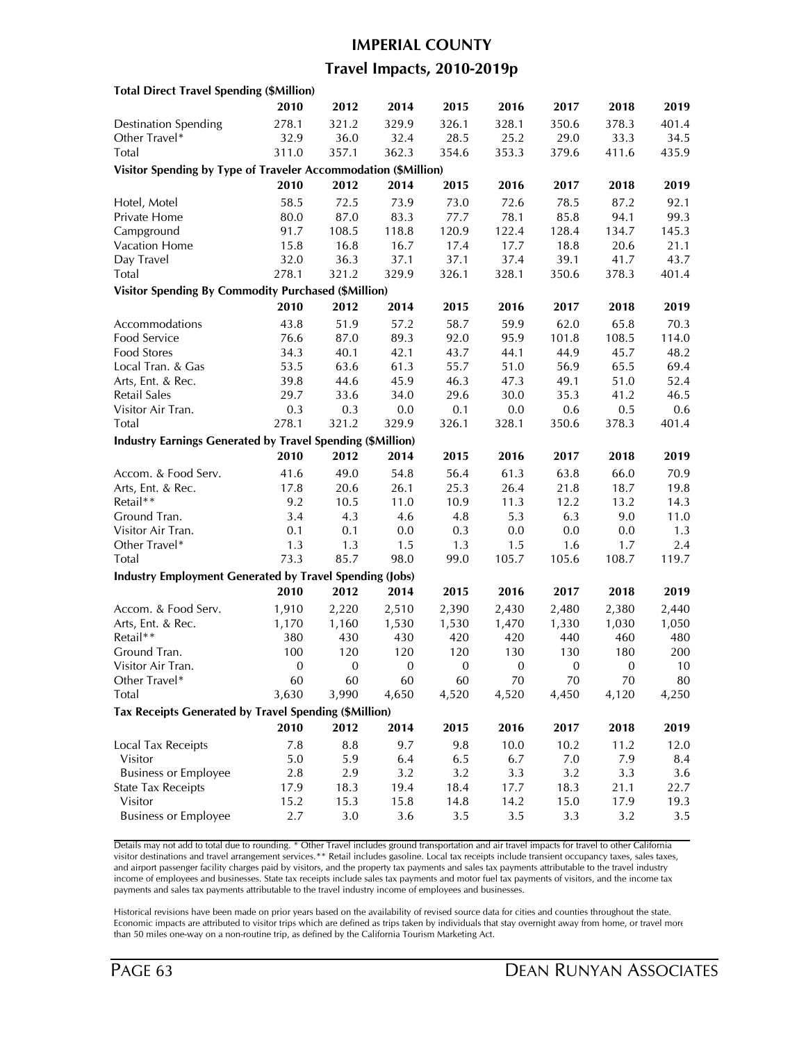# IMPERIAL COUNTY

## Travel Impacts, 2010-2019p

**Total Direct Travel Spending ($Million)**

| | 2010 | 2012 | 2014 | 2015 | 2016 | 2017 | 2018 | 2019 |
|---|---|---|---|---|---|---|---|---|
| Destination Spending | 278.1 | 321.2 | 329.9 | 326.1 | 328.1 | 350.6 | 378.3 | 401.4 |
| Other Travel* | 32.9 | 36.0 | 32.4 | 28.5 | 25.2 | 29.0 | 33.3 | 34.5 |
| Total | 311.0 | 357.1 | 362.3 | 354.6 | 353.3 | 379.6 | 411.6 | 435.9 |

**Visitor Spending by Type of Traveler Accommodation ($Million)**

| | 2010 | 2012 | 2014 | 2015 | 2016 | 2017 | 2018 | 2019 |
|---|---|---|---|---|---|---|---|---|
| Hotel, Motel | 58.5 | 72.5 | 73.9 | 73.0 | 72.6 | 78.5 | 87.2 | 92.1 |
| Private Home | 80.0 | 87.0 | 83.3 | 77.7 | 78.1 | 85.8 | 94.1 | 99.3 |
| Campground | 91.7 | 108.5 | 118.8 | 120.9 | 122.4 | 128.4 | 134.7 | 145.3 |
| Vacation Home | 15.8 | 16.8 | 16.7 | 17.4 | 17.7 | 18.8 | 20.6 | 21.1 |
| Day Travel | 32.0 | 36.3 | 37.1 | 37.1 | 37.4 | 39.1 | 41.7 | 43.7 |
| Total | 278.1 | 321.2 | 329.9 | 326.1 | 328.1 | 350.6 | 378.3 | 401.4 |

**Visitor Spending By Commodity Purchased ($Million)**

| | 2010 | 2012 | 2014 | 2015 | 2016 | 2017 | 2018 | 2019 |
|---|---|---|---|---|---|---|---|---|
| Accommodations | 43.8 | 51.9 | 57.2 | 58.7 | 59.9 | 62.0 | 65.8 | 70.3 |
| Food Service | 76.6 | 87.0 | 89.3 | 92.0 | 95.9 | 101.8 | 108.5 | 114.0 |
| Food Stores | 34.3 | 40.1 | 42.1 | 43.7 | 44.1 | 44.9 | 45.7 | 48.2 |
| Local Tran. & Gas | 53.5 | 63.6 | 61.3 | 55.7 | 51.0 | 56.9 | 65.5 | 69.4 |
| Arts, Ent. & Rec. | 39.8 | 44.6 | 45.9 | 46.3 | 47.3 | 49.1 | 51.0 | 52.4 |
| Retail Sales | 29.7 | 33.6 | 34.0 | 29.6 | 30.0 | 35.3 | 41.2 | 46.5 |
| Visitor Air Tran. | 0.3 | 0.3 | 0.0 | 0.1 | 0.0 | 0.6 | 0.5 | 0.6 |
| Total | 278.1 | 321.2 | 329.9 | 326.1 | 328.1 | 350.6 | 378.3 | 401.4 |

**Industry Earnings Generated by Travel Spending ($Million)**

| | 2010 | 2012 | 2014 | 2015 | 2016 | 2017 | 2018 | 2019 |
|---|---|---|---|---|---|---|---|---|
| Accom. & Food Serv. | 41.6 | 49.0 | 54.8 | 56.4 | 61.3 | 63.8 | 66.0 | 70.9 |
| Arts, Ent. & Rec. | 17.8 | 20.6 | 26.1 | 25.3 | 26.4 | 21.8 | 18.7 | 19.8 |
| Retail** | 9.2 | 10.5 | 11.0 | 10.9 | 11.3 | 12.2 | 13.2 | 14.3 |
| Ground Tran. | 3.4 | 4.3 | 4.6 | 4.8 | 5.3 | 6.3 | 9.0 | 11.0 |
| Visitor Air Tran. | 0.1 | 0.1 | 0.0 | 0.3 | 0.0 | 0.0 | 0.0 | 1.3 |
| Other Travel* | 1.3 | 1.3 | 1.5 | 1.3 | 1.5 | 1.6 | 1.7 | 2.4 |
| Total | 73.3 | 85.7 | 98.0 | 99.0 | 105.7 | 105.6 | 108.7 | 119.7 |

**Industry Employment Generated by Travel Spending (Jobs)**

| | 2010 | 2012 | 2014 | 2015 | 2016 | 2017 | 2018 | 2019 |
|---|---|---|---|---|---|---|---|---|
| Accom. & Food Serv. | 1,910 | 2,220 | 2,510 | 2,390 | 2,430 | 2,480 | 2,380 | 2,440 |
| Arts, Ent. & Rec. | 1,170 | 1,160 | 1,530 | 1,530 | 1,470 | 1,330 | 1,030 | 1,050 |
| Retail** | 380 | 430 | 430 | 420 | 420 | 440 | 460 | 480 |
| Ground Tran. | 100 | 120 | 120 | 120 | 130 | 130 | 180 | 200 |
| Visitor Air Tran. | 0 | 0 | 0 | 0 | 0 | 0 | 0 | 10 |
| Other Travel* | 60 | 60 | 60 | 60 | 70 | 70 | 70 | 80 |
| Total | 3,630 | 3,990 | 4,650 | 4,520 | 4,520 | 4,450 | 4,120 | 4,250 |

**Tax Receipts Generated by Travel Spending ($Million)**

| | 2010 | 2012 | 2014 | 2015 | 2016 | 2017 | 2018 | 2019 |
|---|---|---|---|---|---|---|---|---|
| Local Tax Receipts | 7.8 | 8.8 | 9.7 | 9.8 | 10.0 | 10.2 | 11.2 | 12.0 |
| Visitor | 5.0 | 5.9 | 6.4 | 6.5 | 6.7 | 7.0 | 7.9 | 8.4 |
| Business or Employee | 2.8 | 2.9 | 3.2 | 3.2 | 3.3 | 3.2 | 3.3 | 3.6 |
| State Tax Receipts | 17.9 | 18.3 | 19.4 | 18.4 | 17.7 | 18.3 | 21.1 | 22.7 |
| Visitor | 15.2 | 15.3 | 15.8 | 14.8 | 14.2 | 15.0 | 17.9 | 19.3 |
| Business or Employee | 2.7 | 3.0 | 3.6 | 3.5 | 3.5 | 3.3 | 3.2 | 3.5 |

Details may not add to total due to rounding. * Other Travel includes ground transportation and air travel impacts for travel to other California visitor destinations and travel arrangement services.** Retail includes gasoline. Local tax receipts include transient occupancy taxes, sales taxes, and airport passenger facility charges paid by visitors, and the property tax payments and sales tax payments attributable to the travel industry income of employees and businesses. State tax receipts include sales tax payments and motor fuel tax payments of visitors, and the income tax payments and sales tax payments attributable to the travel industry income of employees and businesses.

Historical revisions have been made on prior years based on the availability of revised source data for cities and counties throughout the state. Economic impacts are attributed to visitor trips which are defined as trips taken by individuals that stay overnight away from home, or travel more than 50 miles one-way on a non-routine trip, as defined by the California Tourism Marketing Act.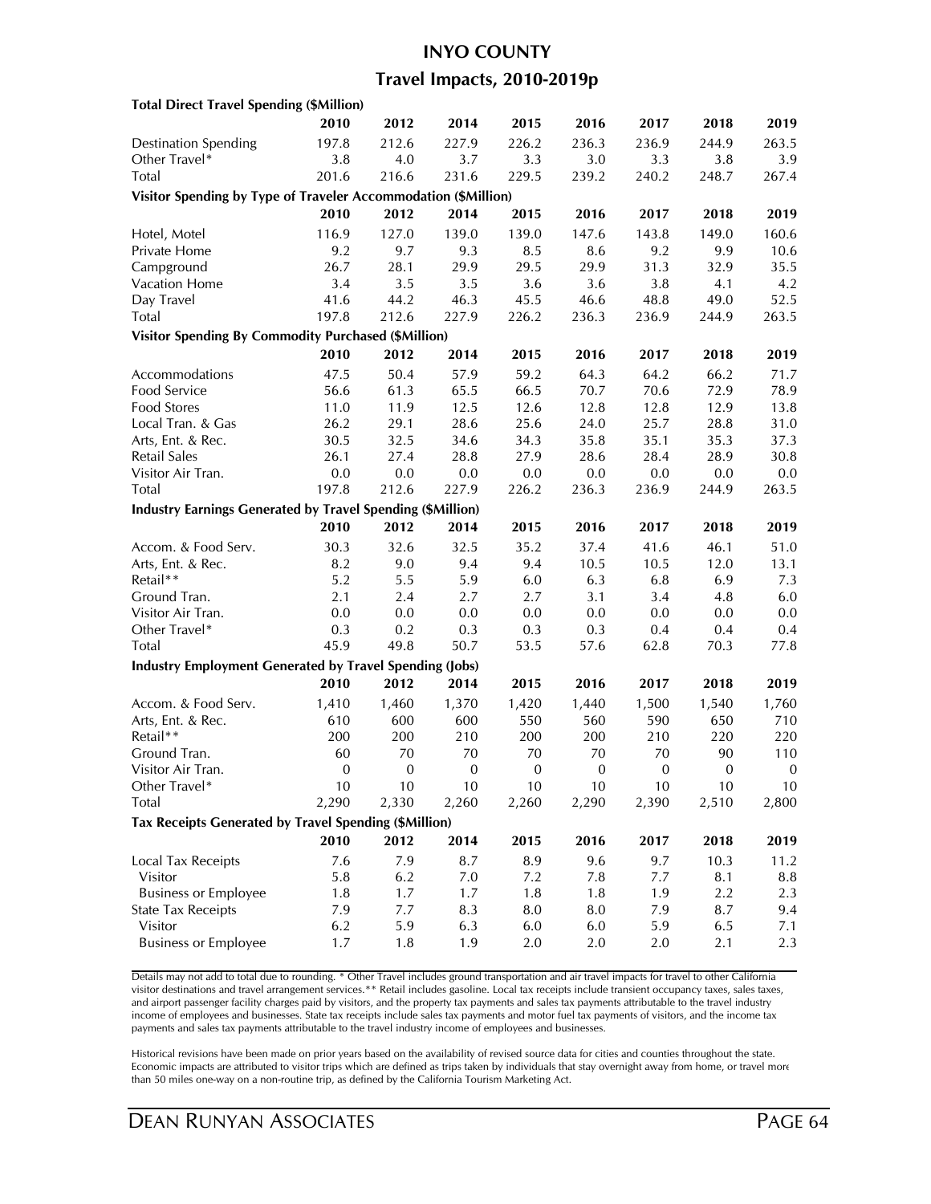# INYO COUNTY

## Travel Impacts, 2010-2019p

| **Total Direct Travel Spending ($Million)** | | | | | | | | |
|---|---|---|---|---|---|---|---|---|
| | **2010** | **2012** | **2014** | **2015** | **2016** | **2017** | **2018** | **2019** |
| Destination Spending | 197.8 | 212.6 | 227.9 | 226.2 | 236.3 | 236.9 | 244.9 | 263.5 |
| Other Travel* | 3.8 | 4.0 | 3.7 | 3.3 | 3.0 | 3.3 | 3.8 | 3.9 |
| Total | 201.6 | 216.6 | 231.6 | 229.5 | 239.2 | 240.2 | 248.7 | 267.4 |
| **Visitor Spending by Type of Traveler Accommodation ($Million)** | | | | | | | | |
| | **2010** | **2012** | **2014** | **2015** | **2016** | **2017** | **2018** | **2019** |
| Hotel, Motel | 116.9 | 127.0 | 139.0 | 139.0 | 147.6 | 143.8 | 149.0 | 160.6 |
| Private Home | 9.2 | 9.7 | 9.3 | 8.5 | 8.6 | 9.2 | 9.9 | 10.6 |
| Campground | 26.7 | 28.1 | 29.9 | 29.5 | 29.9 | 31.3 | 32.9 | 35.5 |
| Vacation Home | 3.4 | 3.5 | 3.5 | 3.6 | 3.6 | 3.8 | 4.1 | 4.2 |
| Day Travel | 41.6 | 44.2 | 46.3 | 45.5 | 46.6 | 48.8 | 49.0 | 52.5 |
| Total | 197.8 | 212.6 | 227.9 | 226.2 | 236.3 | 236.9 | 244.9 | 263.5 |
| **Visitor Spending By Commodity Purchased ($Million)** | | | | | | | | |
| | **2010** | **2012** | **2014** | **2015** | **2016** | **2017** | **2018** | **2019** |
| Accommodations | 47.5 | 50.4 | 57.9 | 59.2 | 64.3 | 64.2 | 66.2 | 71.7 |
| Food Service | 56.6 | 61.3 | 65.5 | 66.5 | 70.7 | 70.6 | 72.9 | 78.9 |
| Food Stores | 11.0 | 11.9 | 12.5 | 12.6 | 12.8 | 12.8 | 12.9 | 13.8 |
| Local Tran. & Gas | 26.2 | 29.1 | 28.6 | 25.6 | 24.0 | 25.7 | 28.8 | 31.0 |
| Arts, Ent. & Rec. | 30.5 | 32.5 | 34.6 | 34.3 | 35.8 | 35.1 | 35.3 | 37.3 |
| Retail Sales | 26.1 | 27.4 | 28.8 | 27.9 | 28.6 | 28.4 | 28.9 | 30.8 |
| Visitor Air Tran. | 0.0 | 0.0 | 0.0 | 0.0 | 0.0 | 0.0 | 0.0 | 0.0 |
| Total | 197.8 | 212.6 | 227.9 | 226.2 | 236.3 | 236.9 | 244.9 | 263.5 |
| **Industry Earnings Generated by Travel Spending ($Million)** | | | | | | | | |
| | **2010** | **2012** | **2014** | **2015** | **2016** | **2017** | **2018** | **2019** |
| Accom. & Food Serv. | 30.3 | 32.6 | 32.5 | 35.2 | 37.4 | 41.6 | 46.1 | 51.0 |
| Arts, Ent. & Rec. | 8.2 | 9.0 | 9.4 | 9.4 | 10.5 | 10.5 | 12.0 | 13.1 |
| Retail** | 5.2 | 5.5 | 5.9 | 6.0 | 6.3 | 6.8 | 6.9 | 7.3 |
| Ground Tran. | 2.1 | 2.4 | 2.7 | 2.7 | 3.1 | 3.4 | 4.8 | 6.0 |
| Visitor Air Tran. | 0.0 | 0.0 | 0.0 | 0.0 | 0.0 | 0.0 | 0.0 | 0.0 |
| Other Travel* | 0.3 | 0.2 | 0.3 | 0.3 | 0.3 | 0.4 | 0.4 | 0.4 |
| Total | 45.9 | 49.8 | 50.7 | 53.5 | 57.6 | 62.8 | 70.3 | 77.8 |
| **Industry Employment Generated by Travel Spending (Jobs)** | | | | | | | | |
| | **2010** | **2012** | **2014** | **2015** | **2016** | **2017** | **2018** | **2019** |
| Accom. & Food Serv. | 1,410 | 1,460 | 1,370 | 1,420 | 1,440 | 1,500 | 1,540 | 1,760 |
| Arts, Ent. & Rec. | 610 | 600 | 600 | 550 | 560 | 590 | 650 | 710 |
| Retail** | 200 | 200 | 210 | 200 | 200 | 210 | 220 | 220 |
| Ground Tran. | 60 | 70 | 70 | 70 | 70 | 70 | 90 | 110 |
| Visitor Air Tran. | 0 | 0 | 0 | 0 | 0 | 0 | 0 | 0 |
| Other Travel* | 10 | 10 | 10 | 10 | 10 | 10 | 10 | 10 |
| Total | 2,290 | 2,330 | 2,260 | 2,260 | 2,290 | 2,390 | 2,510 | 2,800 |
| **Tax Receipts Generated by Travel Spending ($Million)** | | | | | | | | |
| | **2010** | **2012** | **2014** | **2015** | **2016** | **2017** | **2018** | **2019** |
| Local Tax Receipts | 7.6 | 7.9 | 8.7 | 8.9 | 9.6 | 9.7 | 10.3 | 11.2 |
| Visitor | 5.8 | 6.2 | 7.0 | 7.2 | 7.8 | 7.7 | 8.1 | 8.8 |
| Business or Employee | 1.8 | 1.7 | 1.7 | 1.8 | 1.8 | 1.9 | 2.2 | 2.3 |
| State Tax Receipts | 7.9 | 7.7 | 8.3 | 8.0 | 8.0 | 7.9 | 8.7 | 9.4 |
| Visitor | 6.2 | 5.9 | 6.3 | 6.0 | 6.0 | 5.9 | 6.5 | 7.1 |
| Business or Employee | 1.7 | 1.8 | 1.9 | 2.0 | 2.0 | 2.0 | 2.1 | 2.3 |

Details may not add to total due to rounding. * Other Travel includes ground transportation and air travel impacts for travel to other California visitor destinations and travel arrangement services.** Retail includes gasoline. Local tax receipts include transient occupancy taxes, sales taxes, and airport passenger facility charges paid by visitors, and the property tax payments and sales tax payments attributable to the travel industry income of employees and businesses. State tax receipts include sales tax payments and motor fuel tax payments of visitors, and the income tax payments and sales tax payments attributable to the travel industry income of employees and businesses.

Historical revisions have been made on prior years based on the availability of revised source data for cities and counties throughout the state. Economic impacts are attributed to visitor trips which are defined as trips taken by individuals that stay overnight away from home, or travel more than 50 miles one-way on a non-routine trip, as defined by the California Tourism Marketing Act.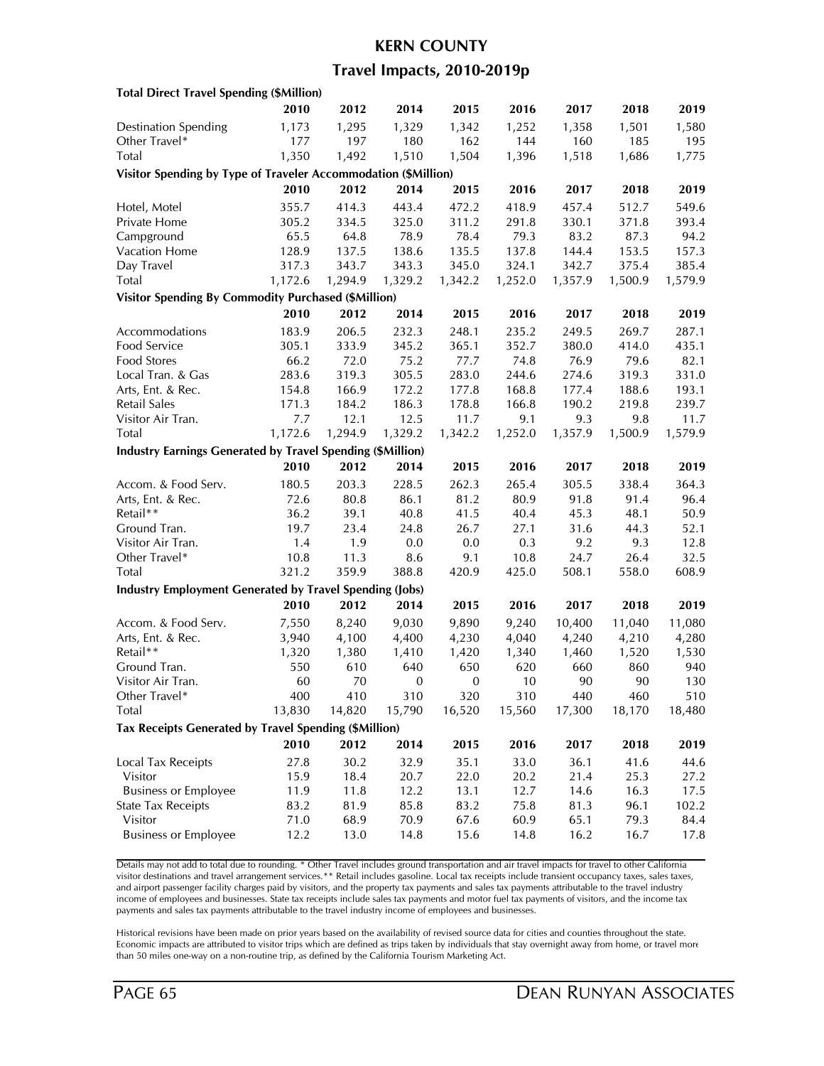# KERN COUNTY

## Travel Impacts, 2010-2019p

**Total Direct Travel Spending ($Million)**

| | 2010 | 2012 | 2014 | 2015 | 2016 | 2017 | 2018 | 2019 |
|---|---|---|---|---|---|---|---|---|
| Destination Spending | 1,173 | 1,295 | 1,329 | 1,342 | 1,252 | 1,358 | 1,501 | 1,580 |
| Other Travel* | 177 | 197 | 180 | 162 | 144 | 160 | 185 | 195 |
| Total | 1,350 | 1,492 | 1,510 | 1,504 | 1,396 | 1,518 | 1,686 | 1,775 |

**Visitor Spending by Type of Traveler Accommodation ($Million)**

| | 2010 | 2012 | 2014 | 2015 | 2016 | 2017 | 2018 | 2019 |
|---|---|---|---|---|---|---|---|---|
| Hotel, Motel | 355.7 | 414.3 | 443.4 | 472.2 | 418.9 | 457.4 | 512.7 | 549.6 |
| Private Home | 305.2 | 334.5 | 325.0 | 311.2 | 291.8 | 330.1 | 371.8 | 393.4 |
| Campground | 65.5 | 64.8 | 78.9 | 78.4 | 79.3 | 83.2 | 87.3 | 94.2 |
| Vacation Home | 128.9 | 137.5 | 138.6 | 135.5 | 137.8 | 144.4 | 153.5 | 157.3 |
| Day Travel | 317.3 | 343.7 | 343.3 | 345.0 | 324.1 | 342.7 | 375.4 | 385.4 |
| Total | 1,172.6 | 1,294.9 | 1,329.2 | 1,342.2 | 1,252.0 | 1,357.9 | 1,500.9 | 1,579.9 |

**Visitor Spending By Commodity Purchased ($Million)**

| | 2010 | 2012 | 2014 | 2015 | 2016 | 2017 | 2018 | 2019 |
|---|---|---|---|---|---|---|---|---|
| Accommodations | 183.9 | 206.5 | 232.3 | 248.1 | 235.2 | 249.5 | 269.7 | 287.1 |
| Food Service | 305.1 | 333.9 | 345.2 | 365.1 | 352.7 | 380.0 | 414.0 | 435.1 |
| Food Stores | 66.2 | 72.0 | 75.2 | 77.7 | 74.8 | 76.9 | 79.6 | 82.1 |
| Local Tran. & Gas | 283.6 | 319.3 | 305.5 | 283.0 | 244.6 | 274.6 | 319.3 | 331.0 |
| Arts, Ent. & Rec. | 154.8 | 166.9 | 172.2 | 177.8 | 168.8 | 177.4 | 188.6 | 193.1 |
| Retail Sales | 171.3 | 184.2 | 186.3 | 178.8 | 166.8 | 190.2 | 219.8 | 239.7 |
| Visitor Air Tran. | 7.7 | 12.1 | 12.5 | 11.7 | 9.1 | 9.3 | 9.8 | 11.7 |
| Total | 1,172.6 | 1,294.9 | 1,329.2 | 1,342.2 | 1,252.0 | 1,357.9 | 1,500.9 | 1,579.9 |

**Industry Earnings Generated by Travel Spending ($Million)**

| | 2010 | 2012 | 2014 | 2015 | 2016 | 2017 | 2018 | 2019 |
|---|---|---|---|---|---|---|---|---|
| Accom. & Food Serv. | 180.5 | 203.3 | 228.5 | 262.3 | 265.4 | 305.5 | 338.4 | 364.3 |
| Arts, Ent. & Rec. | 72.6 | 80.8 | 86.1 | 81.2 | 80.9 | 91.8 | 91.4 | 96.4 |
| Retail** | 36.2 | 39.1 | 40.8 | 41.5 | 40.4 | 45.3 | 48.1 | 50.9 |
| Ground Tran. | 19.7 | 23.4 | 24.8 | 26.7 | 27.1 | 31.6 | 44.3 | 52.1 |
| Visitor Air Tran. | 1.4 | 1.9 | 0.0 | 0.0 | 0.3 | 9.2 | 9.3 | 12.8 |
| Other Travel* | 10.8 | 11.3 | 8.6 | 9.1 | 10.8 | 24.7 | 26.4 | 32.5 |
| Total | 321.2 | 359.9 | 388.8 | 420.9 | 425.0 | 508.1 | 558.0 | 608.9 |

**Industry Employment Generated by Travel Spending (Jobs)**

| | 2010 | 2012 | 2014 | 2015 | 2016 | 2017 | 2018 | 2019 |
|---|---|---|---|---|---|---|---|---|
| Accom. & Food Serv. | 7,550 | 8,240 | 9,030 | 9,890 | 9,240 | 10,400 | 11,040 | 11,080 |
| Arts, Ent. & Rec. | 3,940 | 4,100 | 4,400 | 4,230 | 4,040 | 4,240 | 4,210 | 4,280 |
| Retail** | 1,320 | 1,380 | 1,410 | 1,420 | 1,340 | 1,460 | 1,520 | 1,530 |
| Ground Tran. | 550 | 610 | 640 | 650 | 620 | 660 | 860 | 940 |
| Visitor Air Tran. | 60 | 70 | 0 | 0 | 10 | 90 | 90 | 130 |
| Other Travel* | 400 | 410 | 310 | 320 | 310 | 440 | 460 | 510 |
| Total | 13,830 | 14,820 | 15,790 | 16,520 | 15,560 | 17,300 | 18,170 | 18,480 |

**Tax Receipts Generated by Travel Spending ($Million)**

| | 2010 | 2012 | 2014 | 2015 | 2016 | 2017 | 2018 | 2019 |
|---|---|---|---|---|---|---|---|---|
| Local Tax Receipts | 27.8 | 30.2 | 32.9 | 35.1 | 33.0 | 36.1 | 41.6 | 44.6 |
| Visitor | 15.9 | 18.4 | 20.7 | 22.0 | 20.2 | 21.4 | 25.3 | 27.2 |
| Business or Employee | 11.9 | 11.8 | 12.2 | 13.1 | 12.7 | 14.6 | 16.3 | 17.5 |
| State Tax Receipts | 83.2 | 81.9 | 85.8 | 83.2 | 75.8 | 81.3 | 96.1 | 102.2 |
| Visitor | 71.0 | 68.9 | 70.9 | 67.6 | 60.9 | 65.1 | 79.3 | 84.4 |
| Business or Employee | 12.2 | 13.0 | 14.8 | 15.6 | 14.8 | 16.2 | 16.7 | 17.8 |

Details may not add to total due to rounding. * Other Travel includes ground transportation and air travel impacts for travel to other California visitor destinations and travel arrangement services.** Retail includes gasoline. Local tax receipts include transient occupancy taxes, sales taxes, and airport passenger facility charges paid by visitors, and the property tax payments and sales tax payments attributable to the travel industry income of employees and businesses. State tax receipts include sales tax payments and motor fuel tax payments of visitors, and the income tax payments and sales tax payments attributable to the travel industry income of employees and businesses.

Historical revisions have been made on prior years based on the availability of revised source data for cities and counties throughout the state. Economic impacts are attributed to visitor trips which are defined as trips taken by individuals that stay overnight away from home, or travel more than 50 miles one-way on a non-routine trip, as defined by the California Tourism Marketing Act.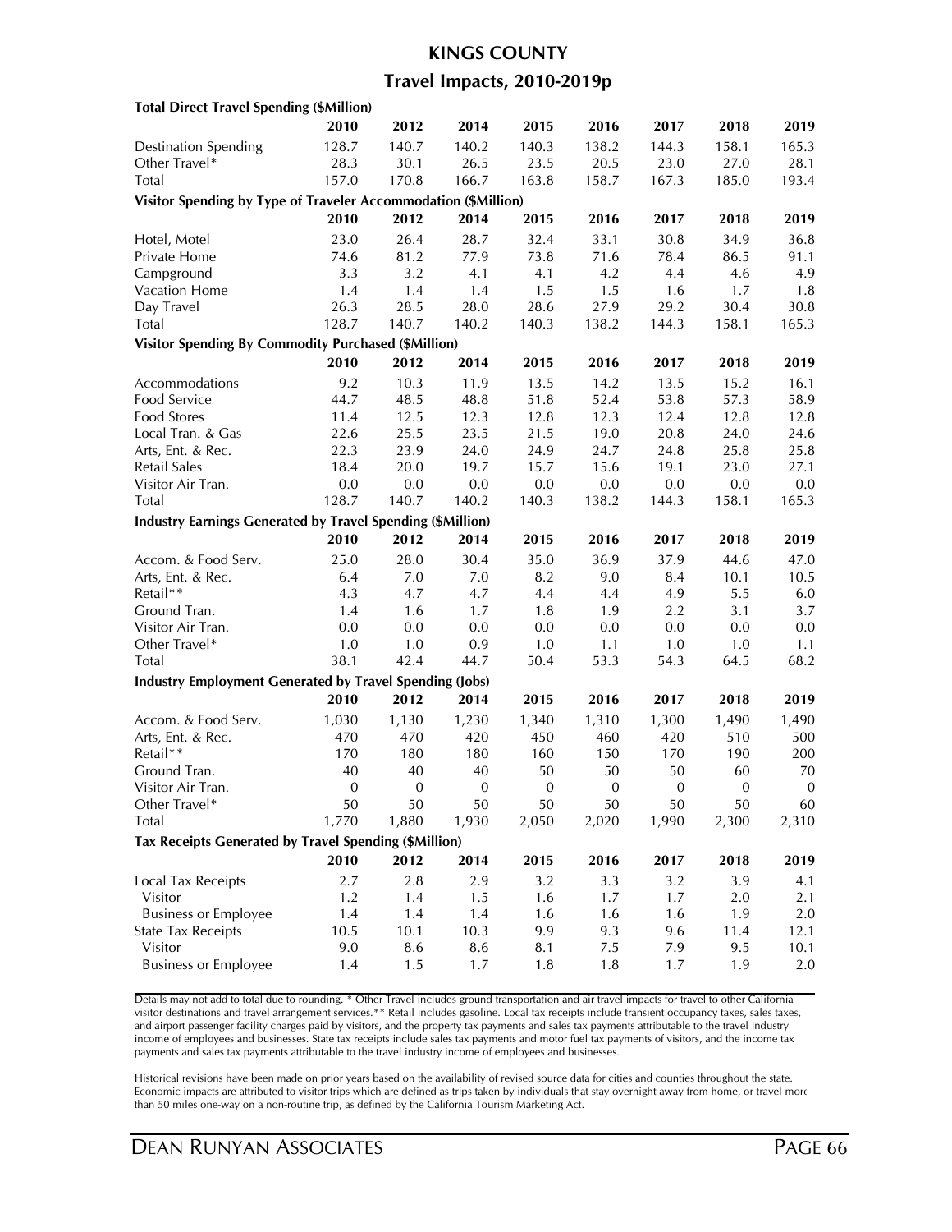# KINGS COUNTY

## Travel Impacts, 2010-2019p

**Total Direct Travel Spending ($Million)**

| | 2010 | 2012 | 2014 | 2015 | 2016 | 2017 | 2018 | 2019 |
|---|---|---|---|---|---|---|---|---|
| Destination Spending | 128.7 | 140.7 | 140.2 | 140.3 | 138.2 | 144.3 | 158.1 | 165.3 |
| Other Travel* | 28.3 | 30.1 | 26.5 | 23.5 | 20.5 | 23.0 | 27.0 | 28.1 |
| Total | 157.0 | 170.8 | 166.7 | 163.8 | 158.7 | 167.3 | 185.0 | 193.4 |

**Visitor Spending by Type of Traveler Accommodation ($Million)**

| | 2010 | 2012 | 2014 | 2015 | 2016 | 2017 | 2018 | 2019 |
|---|---|---|---|---|---|---|---|---|
| Hotel, Motel | 23.0 | 26.4 | 28.7 | 32.4 | 33.1 | 30.8 | 34.9 | 36.8 |
| Private Home | 74.6 | 81.2 | 77.9 | 73.8 | 71.6 | 78.4 | 86.5 | 91.1 |
| Campground | 3.3 | 3.2 | 4.1 | 4.1 | 4.2 | 4.4 | 4.6 | 4.9 |
| Vacation Home | 1.4 | 1.4 | 1.4 | 1.5 | 1.5 | 1.6 | 1.7 | 1.8 |
| Day Travel | 26.3 | 28.5 | 28.0 | 28.6 | 27.9 | 29.2 | 30.4 | 30.8 |
| Total | 128.7 | 140.7 | 140.2 | 140.3 | 138.2 | 144.3 | 158.1 | 165.3 |

**Visitor Spending By Commodity Purchased ($Million)**

| | 2010 | 2012 | 2014 | 2015 | 2016 | 2017 | 2018 | 2019 |
|---|---|---|---|---|---|---|---|---|
| Accommodations | 9.2 | 10.3 | 11.9 | 13.5 | 14.2 | 13.5 | 15.2 | 16.1 |
| Food Service | 44.7 | 48.5 | 48.8 | 51.8 | 52.4 | 53.8 | 57.3 | 58.9 |
| Food Stores | 11.4 | 12.5 | 12.3 | 12.8 | 12.3 | 12.4 | 12.8 | 12.8 |
| Local Tran. & Gas | 22.6 | 25.5 | 23.5 | 21.5 | 19.0 | 20.8 | 24.0 | 24.6 |
| Arts, Ent. & Rec. | 22.3 | 23.9 | 24.0 | 24.9 | 24.7 | 24.8 | 25.8 | 25.8 |
| Retail Sales | 18.4 | 20.0 | 19.7 | 15.7 | 15.6 | 19.1 | 23.0 | 27.1 |
| Visitor Air Tran. | 0.0 | 0.0 | 0.0 | 0.0 | 0.0 | 0.0 | 0.0 | 0.0 |
| Total | 128.7 | 140.7 | 140.2 | 140.3 | 138.2 | 144.3 | 158.1 | 165.3 |

**Industry Earnings Generated by Travel Spending ($Million)**

| | 2010 | 2012 | 2014 | 2015 | 2016 | 2017 | 2018 | 2019 |
|---|---|---|---|---|---|---|---|---|
| Accom. & Food Serv. | 25.0 | 28.0 | 30.4 | 35.0 | 36.9 | 37.9 | 44.6 | 47.0 |
| Arts, Ent. & Rec. | 6.4 | 7.0 | 7.0 | 8.2 | 9.0 | 8.4 | 10.1 | 10.5 |
| Retail** | 4.3 | 4.7 | 4.7 | 4.4 | 4.4 | 4.9 | 5.5 | 6.0 |
| Ground Tran. | 1.4 | 1.6 | 1.7 | 1.8 | 1.9 | 2.2 | 3.1 | 3.7 |
| Visitor Air Tran. | 0.0 | 0.0 | 0.0 | 0.0 | 0.0 | 0.0 | 0.0 | 0.0 |
| Other Travel* | 1.0 | 1.0 | 0.9 | 1.0 | 1.1 | 1.0 | 1.0 | 1.1 |
| Total | 38.1 | 42.4 | 44.7 | 50.4 | 53.3 | 54.3 | 64.5 | 68.2 |

**Industry Employment Generated by Travel Spending (Jobs)**

| | 2010 | 2012 | 2014 | 2015 | 2016 | 2017 | 2018 | 2019 |
|---|---|---|---|---|---|---|---|---|
| Accom. & Food Serv. | 1,030 | 1,130 | 1,230 | 1,340 | 1,310 | 1,300 | 1,490 | 1,490 |
| Arts, Ent. & Rec. | 470 | 470 | 420 | 450 | 460 | 420 | 510 | 500 |
| Retail** | 170 | 180 | 180 | 160 | 150 | 170 | 190 | 200 |
| Ground Tran. | 40 | 40 | 40 | 50 | 50 | 50 | 60 | 70 |
| Visitor Air Tran. | 0 | 0 | 0 | 0 | 0 | 0 | 0 | 0 |
| Other Travel* | 50 | 50 | 50 | 50 | 50 | 50 | 50 | 60 |
| Total | 1,770 | 1,880 | 1,930 | 2,050 | 2,020 | 1,990 | 2,300 | 2,310 |

**Tax Receipts Generated by Travel Spending ($Million)**

| | 2010 | 2012 | 2014 | 2015 | 2016 | 2017 | 2018 | 2019 |
|---|---|---|---|---|---|---|---|---|
| Local Tax Receipts | 2.7 | 2.8 | 2.9 | 3.2 | 3.3 | 3.2 | 3.9 | 4.1 |
| Visitor | 1.2 | 1.4 | 1.5 | 1.6 | 1.7 | 1.7 | 2.0 | 2.1 |
| Business or Employee | 1.4 | 1.4 | 1.4 | 1.6 | 1.6 | 1.6 | 1.9 | 2.0 |
| State Tax Receipts | 10.5 | 10.1 | 10.3 | 9.9 | 9.3 | 9.6 | 11.4 | 12.1 |
| Visitor | 9.0 | 8.6 | 8.6 | 8.1 | 7.5 | 7.9 | 9.5 | 10.1 |
| Business or Employee | 1.4 | 1.5 | 1.7 | 1.8 | 1.8 | 1.7 | 1.9 | 2.0 |

Details may not add to total due to rounding. * Other Travel includes ground transportation and air travel impacts for travel to other California visitor destinations and travel arrangement services.** Retail includes gasoline. Local tax receipts include transient occupancy taxes, sales taxes, and airport passenger facility charges paid by visitors, and the property tax payments and sales tax payments attributable to the travel industry income of employees and businesses. State tax receipts include sales tax payments and motor fuel tax payments of visitors, and the income tax payments and sales tax payments attributable to the travel industry income of employees and businesses.

Historical revisions have been made on prior years based on the availability of revised source data for cities and counties throughout the state. Economic impacts are attributed to visitor trips which are defined as trips taken by individuals that stay overnight away from home, or travel more than 50 miles one-way on a non-routine trip, as defined by the California Tourism Marketing Act.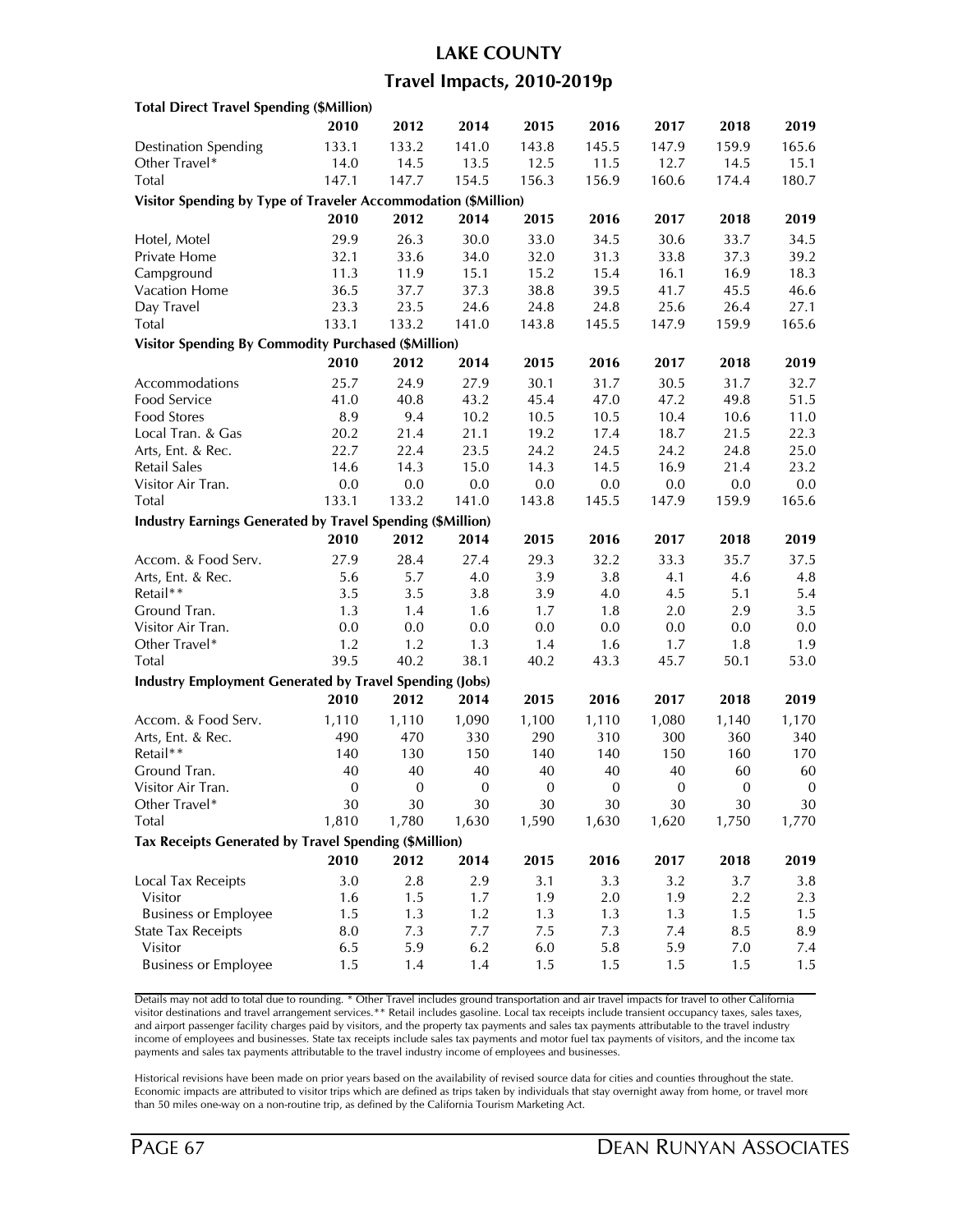# LAKE COUNTY

## Travel Impacts, 2010-2019p

**Total Direct Travel Spending ($Million)**

| | 2010 | 2012 | 2014 | 2015 | 2016 | 2017 | 2018 | 2019 |
|---|---|---|---|---|---|---|---|---|
| Destination Spending | 133.1 | 133.2 | 141.0 | 143.8 | 145.5 | 147.9 | 159.9 | 165.6 |
| Other Travel* | 14.0 | 14.5 | 13.5 | 12.5 | 11.5 | 12.7 | 14.5 | 15.1 |
| Total | 147.1 | 147.7 | 154.5 | 156.3 | 156.9 | 160.6 | 174.4 | 180.7 |

**Visitor Spending by Type of Traveler Accommodation ($Million)**

| | 2010 | 2012 | 2014 | 2015 | 2016 | 2017 | 2018 | 2019 |
|---|---|---|---|---|---|---|---|---|
| Hotel, Motel | 29.9 | 26.3 | 30.0 | 33.0 | 34.5 | 30.6 | 33.7 | 34.5 |
| Private Home | 32.1 | 33.6 | 34.0 | 32.0 | 31.3 | 33.8 | 37.3 | 39.2 |
| Campground | 11.3 | 11.9 | 15.1 | 15.2 | 15.4 | 16.1 | 16.9 | 18.3 |
| Vacation Home | 36.5 | 37.7 | 37.3 | 38.8 | 39.5 | 41.7 | 45.5 | 46.6 |
| Day Travel | 23.3 | 23.5 | 24.6 | 24.8 | 24.8 | 25.6 | 26.4 | 27.1 |
| Total | 133.1 | 133.2 | 141.0 | 143.8 | 145.5 | 147.9 | 159.9 | 165.6 |

**Visitor Spending By Commodity Purchased ($Million)**

| | 2010 | 2012 | 2014 | 2015 | 2016 | 2017 | 2018 | 2019 |
|---|---|---|---|---|---|---|---|---|
| Accommodations | 25.7 | 24.9 | 27.9 | 30.1 | 31.7 | 30.5 | 31.7 | 32.7 |
| Food Service | 41.0 | 40.8 | 43.2 | 45.4 | 47.0 | 47.2 | 49.8 | 51.5 |
| Food Stores | 8.9 | 9.4 | 10.2 | 10.5 | 10.5 | 10.4 | 10.6 | 11.0 |
| Local Tran. & Gas | 20.2 | 21.4 | 21.1 | 19.2 | 17.4 | 18.7 | 21.5 | 22.3 |
| Arts, Ent. & Rec. | 22.7 | 22.4 | 23.5 | 24.2 | 24.5 | 24.2 | 24.8 | 25.0 |
| Retail Sales | 14.6 | 14.3 | 15.0 | 14.3 | 14.5 | 16.9 | 21.4 | 23.2 |
| Visitor Air Tran. | 0.0 | 0.0 | 0.0 | 0.0 | 0.0 | 0.0 | 0.0 | 0.0 |
| Total | 133.1 | 133.2 | 141.0 | 143.8 | 145.5 | 147.9 | 159.9 | 165.6 |

**Industry Earnings Generated by Travel Spending ($Million)**

| | 2010 | 2012 | 2014 | 2015 | 2016 | 2017 | 2018 | 2019 |
|---|---|---|---|---|---|---|---|---|
| Accom. & Food Serv. | 27.9 | 28.4 | 27.4 | 29.3 | 32.2 | 33.3 | 35.7 | 37.5 |
| Arts, Ent. & Rec. | 5.6 | 5.7 | 4.0 | 3.9 | 3.8 | 4.1 | 4.6 | 4.8 |
| Retail** | 3.5 | 3.5 | 3.8 | 3.9 | 4.0 | 4.5 | 5.1 | 5.4 |
| Ground Tran. | 1.3 | 1.4 | 1.6 | 1.7 | 1.8 | 2.0 | 2.9 | 3.5 |
| Visitor Air Tran. | 0.0 | 0.0 | 0.0 | 0.0 | 0.0 | 0.0 | 0.0 | 0.0 |
| Other Travel* | 1.2 | 1.2 | 1.3 | 1.4 | 1.6 | 1.7 | 1.8 | 1.9 |
| Total | 39.5 | 40.2 | 38.1 | 40.2 | 43.3 | 45.7 | 50.1 | 53.0 |

**Industry Employment Generated by Travel Spending (Jobs)**

| | 2010 | 2012 | 2014 | 2015 | 2016 | 2017 | 2018 | 2019 |
|---|---|---|---|---|---|---|---|---|
| Accom. & Food Serv. | 1,110 | 1,110 | 1,090 | 1,100 | 1,110 | 1,080 | 1,140 | 1,170 |
| Arts, Ent. & Rec. | 490 | 470 | 330 | 290 | 310 | 300 | 360 | 340 |
| Retail** | 140 | 130 | 150 | 140 | 140 | 150 | 160 | 170 |
| Ground Tran. | 40 | 40 | 40 | 40 | 40 | 40 | 60 | 60 |
| Visitor Air Tran. | 0 | 0 | 0 | 0 | 0 | 0 | 0 | 0 |
| Other Travel* | 30 | 30 | 30 | 30 | 30 | 30 | 30 | 30 |
| Total | 1,810 | 1,780 | 1,630 | 1,590 | 1,630 | 1,620 | 1,750 | 1,770 |

**Tax Receipts Generated by Travel Spending ($Million)**

| | 2010 | 2012 | 2014 | 2015 | 2016 | 2017 | 2018 | 2019 |
|---|---|---|---|---|---|---|---|---|
| Local Tax Receipts | 3.0 | 2.8 | 2.9 | 3.1 | 3.3 | 3.2 | 3.7 | 3.8 |
| Visitor | 1.6 | 1.5 | 1.7 | 1.9 | 2.0 | 1.9 | 2.2 | 2.3 |
| Business or Employee | 1.5 | 1.3 | 1.2 | 1.3 | 1.3 | 1.3 | 1.5 | 1.5 |
| State Tax Receipts | 8.0 | 7.3 | 7.7 | 7.5 | 7.3 | 7.4 | 8.5 | 8.9 |
| Visitor | 6.5 | 5.9 | 6.2 | 6.0 | 5.8 | 5.9 | 7.0 | 7.4 |
| Business or Employee | 1.5 | 1.4 | 1.4 | 1.5 | 1.5 | 1.5 | 1.5 | 1.5 |

Details may not add to total due to rounding. * Other Travel includes ground transportation and air travel impacts for travel to other California visitor destinations and travel arrangement services.** Retail includes gasoline. Local tax receipts include transient occupancy taxes, sales taxes, and airport passenger facility charges paid by visitors, and the property tax payments and sales tax payments attributable to the travel industry income of employees and businesses. State tax receipts include sales tax payments and motor fuel tax payments of visitors, and the income tax payments and sales tax payments attributable to the travel industry income of employees and businesses.

Historical revisions have been made on prior years based on the availability of revised source data for cities and counties throughout the state. Economic impacts are attributed to visitor trips which are defined as trips taken by individuals that stay overnight away from home, or travel more than 50 miles one-way on a non-routine trip, as defined by the California Tourism Marketing Act.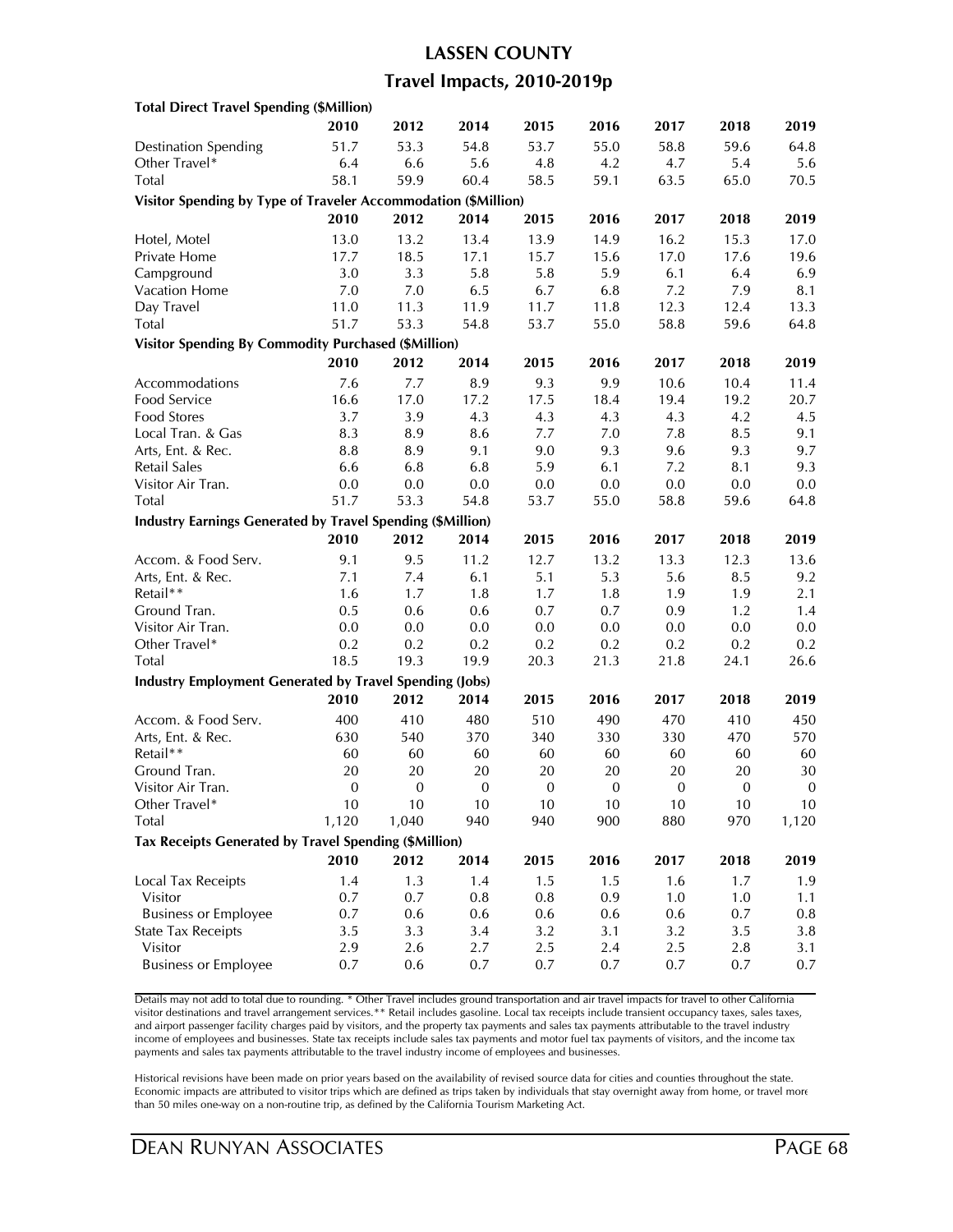# LASSEN COUNTY

## Travel Impacts, 2010-2019p

| Total Direct Travel Spending ($Million) | 2010 | 2012 | 2014 | 2015 | 2016 | 2017 | 2018 | 2019 |
|---|---|---|---|---|---|---|---|---|
| Destination Spending | 51.7 | 53.3 | 54.8 | 53.7 | 55.0 | 58.8 | 59.6 | 64.8 |
| Other Travel* | 6.4 | 6.6 | 5.6 | 4.8 | 4.2 | 4.7 | 5.4 | 5.6 |
| Total | 58.1 | 59.9 | 60.4 | 58.5 | 59.1 | 63.5 | 65.0 | 70.5 |

| Visitor Spending by Type of Traveler Accommodation ($Million) | 2010 | 2012 | 2014 | 2015 | 2016 | 2017 | 2018 | 2019 |
|---|---|---|---|---|---|---|---|---|
| Hotel, Motel | 13.0 | 13.2 | 13.4 | 13.9 | 14.9 | 16.2 | 15.3 | 17.0 |
| Private Home | 17.7 | 18.5 | 17.1 | 15.7 | 15.6 | 17.0 | 17.6 | 19.6 |
| Campground | 3.0 | 3.3 | 5.8 | 5.8 | 5.9 | 6.1 | 6.4 | 6.9 |
| Vacation Home | 7.0 | 7.0 | 6.5 | 6.7 | 6.8 | 7.2 | 7.9 | 8.1 |
| Day Travel | 11.0 | 11.3 | 11.9 | 11.7 | 11.8 | 12.3 | 12.4 | 13.3 |
| Total | 51.7 | 53.3 | 54.8 | 53.7 | 55.0 | 58.8 | 59.6 | 64.8 |

| Visitor Spending By Commodity Purchased ($Million) | 2010 | 2012 | 2014 | 2015 | 2016 | 2017 | 2018 | 2019 |
|---|---|---|---|---|---|---|---|---|
| Accommodations | 7.6 | 7.7 | 8.9 | 9.3 | 9.9 | 10.6 | 10.4 | 11.4 |
| Food Service | 16.6 | 17.0 | 17.2 | 17.5 | 18.4 | 19.4 | 19.2 | 20.7 |
| Food Stores | 3.7 | 3.9 | 4.3 | 4.3 | 4.3 | 4.3 | 4.2 | 4.5 |
| Local Tran. & Gas | 8.3 | 8.9 | 8.6 | 7.7 | 7.0 | 7.8 | 8.5 | 9.1 |
| Arts, Ent. & Rec. | 8.8 | 8.9 | 9.1 | 9.0 | 9.3 | 9.6 | 9.3 | 9.7 |
| Retail Sales | 6.6 | 6.8 | 6.8 | 5.9 | 6.1 | 7.2 | 8.1 | 9.3 |
| Visitor Air Tran. | 0.0 | 0.0 | 0.0 | 0.0 | 0.0 | 0.0 | 0.0 | 0.0 |
| Total | 51.7 | 53.3 | 54.8 | 53.7 | 55.0 | 58.8 | 59.6 | 64.8 |

| Industry Earnings Generated by Travel Spending ($Million) | 2010 | 2012 | 2014 | 2015 | 2016 | 2017 | 2018 | 2019 |
|---|---|---|---|---|---|---|---|---|
| Accom. & Food Serv. | 9.1 | 9.5 | 11.2 | 12.7 | 13.2 | 13.3 | 12.3 | 13.6 |
| Arts, Ent. & Rec. | 7.1 | 7.4 | 6.1 | 5.1 | 5.3 | 5.6 | 8.5 | 9.2 |
| Retail** | 1.6 | 1.7 | 1.8 | 1.7 | 1.8 | 1.9 | 1.9 | 2.1 |
| Ground Tran. | 0.5 | 0.6 | 0.6 | 0.7 | 0.7 | 0.9 | 1.2 | 1.4 |
| Visitor Air Tran. | 0.0 | 0.0 | 0.0 | 0.0 | 0.0 | 0.0 | 0.0 | 0.0 |
| Other Travel* | 0.2 | 0.2 | 0.2 | 0.2 | 0.2 | 0.2 | 0.2 | 0.2 |
| Total | 18.5 | 19.3 | 19.9 | 20.3 | 21.3 | 21.8 | 24.1 | 26.6 |

| Industry Employment Generated by Travel Spending (Jobs) | 2010 | 2012 | 2014 | 2015 | 2016 | 2017 | 2018 | 2019 |
|---|---|---|---|---|---|---|---|---|
| Accom. & Food Serv. | 400 | 410 | 480 | 510 | 490 | 470 | 410 | 450 |
| Arts, Ent. & Rec. | 630 | 540 | 370 | 340 | 330 | 330 | 470 | 570 |
| Retail** | 60 | 60 | 60 | 60 | 60 | 60 | 60 | 60 |
| Ground Tran. | 20 | 20 | 20 | 20 | 20 | 20 | 20 | 30 |
| Visitor Air Tran. | 0 | 0 | 0 | 0 | 0 | 0 | 0 | 0 |
| Other Travel* | 10 | 10 | 10 | 10 | 10 | 10 | 10 | 10 |
| Total | 1,120 | 1,040 | 940 | 940 | 900 | 880 | 970 | 1,120 |

| Tax Receipts Generated by Travel Spending ($Million) | 2010 | 2012 | 2014 | 2015 | 2016 | 2017 | 2018 | 2019 |
|---|---|---|---|---|---|---|---|---|
| Local Tax Receipts | 1.4 | 1.3 | 1.4 | 1.5 | 1.5 | 1.6 | 1.7 | 1.9 |
| Visitor | 0.7 | 0.7 | 0.8 | 0.8 | 0.9 | 1.0 | 1.0 | 1.1 |
| Business or Employee | 0.7 | 0.6 | 0.6 | 0.6 | 0.6 | 0.6 | 0.7 | 0.8 |
| State Tax Receipts | 3.5 | 3.3 | 3.4 | 3.2 | 3.1 | 3.2 | 3.5 | 3.8 |
| Visitor | 2.9 | 2.6 | 2.7 | 2.5 | 2.4 | 2.5 | 2.8 | 3.1 |
| Business or Employee | 0.7 | 0.6 | 0.7 | 0.7 | 0.7 | 0.7 | 0.7 | 0.7 |

Details may not add to total due to rounding. * Other Travel includes ground transportation and air travel impacts for travel to other California visitor destinations and travel arrangement services.** Retail includes gasoline. Local tax receipts include transient occupancy taxes, sales taxes, and airport passenger facility charges paid by visitors, and the property tax payments and sales tax payments attributable to the travel industry income of employees and businesses. State tax receipts include sales tax payments and motor fuel tax payments of visitors, and the income tax payments and sales tax payments attributable to the travel industry income of employees and businesses.

Historical revisions have been made on prior years based on the availability of revised source data for cities and counties throughout the state. Economic impacts are attributed to visitor trips which are defined as trips taken by individuals that stay overnight away from home, or travel more than 50 miles one-way on a non-routine trip, as defined by the California Tourism Marketing Act.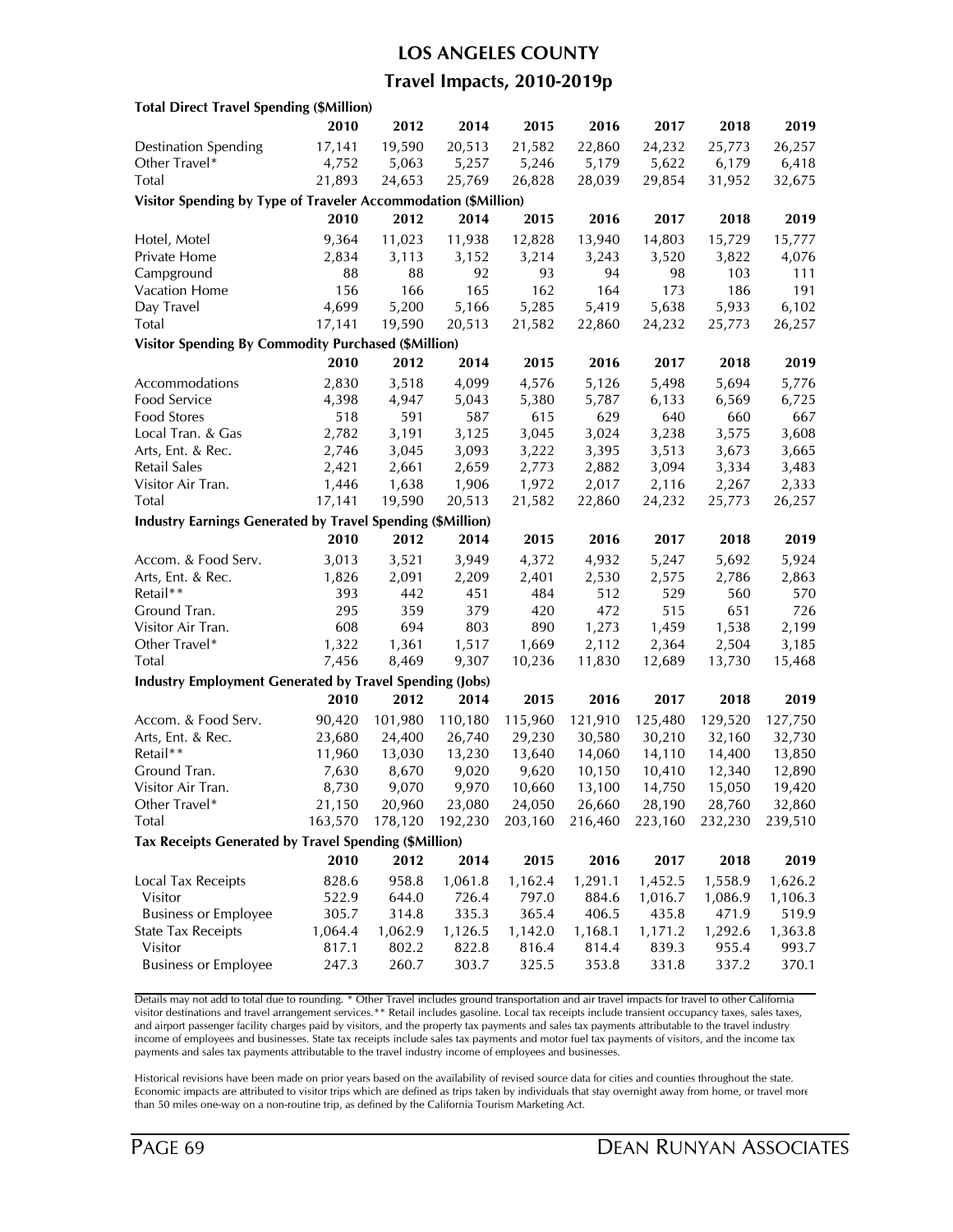# LOS ANGELES COUNTY

## Travel Impacts, 2010-2019p

**Total Direct Travel Spending ($Million)**

| | 2010 | 2012 | 2014 | 2015 | 2016 | 2017 | 2018 | 2019 |
|---|---|---|---|---|---|---|---|---|
| Destination Spending | 17,141 | 19,590 | 20,513 | 21,582 | 22,860 | 24,232 | 25,773 | 26,257 |
| Other Travel* | 4,752 | 5,063 | 5,257 | 5,246 | 5,179 | 5,622 | 6,179 | 6,418 |
| Total | 21,893 | 24,653 | 25,769 | 26,828 | 28,039 | 29,854 | 31,952 | 32,675 |

**Visitor Spending by Type of Traveler Accommodation ($Million)**

| | 2010 | 2012 | 2014 | 2015 | 2016 | 2017 | 2018 | 2019 |
|---|---|---|---|---|---|---|---|---|
| Hotel, Motel | 9,364 | 11,023 | 11,938 | 12,828 | 13,940 | 14,803 | 15,729 | 15,777 |
| Private Home | 2,834 | 3,113 | 3,152 | 3,214 | 3,243 | 3,520 | 3,822 | 4,076 |
| Campground | 88 | 88 | 92 | 93 | 94 | 98 | 103 | 111 |
| Vacation Home | 156 | 166 | 165 | 162 | 164 | 173 | 186 | 191 |
| Day Travel | 4,699 | 5,200 | 5,166 | 5,285 | 5,419 | 5,638 | 5,933 | 6,102 |
| Total | 17,141 | 19,590 | 20,513 | 21,582 | 22,860 | 24,232 | 25,773 | 26,257 |

**Visitor Spending By Commodity Purchased ($Million)**

| | 2010 | 2012 | 2014 | 2015 | 2016 | 2017 | 2018 | 2019 |
|---|---|---|---|---|---|---|---|---|
| Accommodations | 2,830 | 3,518 | 4,099 | 4,576 | 5,126 | 5,498 | 5,694 | 5,776 |
| Food Service | 4,398 | 4,947 | 5,043 | 5,380 | 5,787 | 6,133 | 6,569 | 6,725 |
| Food Stores | 518 | 591 | 587 | 615 | 629 | 640 | 660 | 667 |
| Local Tran. & Gas | 2,782 | 3,191 | 3,125 | 3,045 | 3,024 | 3,238 | 3,575 | 3,608 |
| Arts, Ent. & Rec. | 2,746 | 3,045 | 3,093 | 3,222 | 3,395 | 3,513 | 3,673 | 3,665 |
| Retail Sales | 2,421 | 2,661 | 2,659 | 2,773 | 2,882 | 3,094 | 3,334 | 3,483 |
| Visitor Air Tran. | 1,446 | 1,638 | 1,906 | 1,972 | 2,017 | 2,116 | 2,267 | 2,333 |
| Total | 17,141 | 19,590 | 20,513 | 21,582 | 22,860 | 24,232 | 25,773 | 26,257 |

**Industry Earnings Generated by Travel Spending ($Million)**

| | 2010 | 2012 | 2014 | 2015 | 2016 | 2017 | 2018 | 2019 |
|---|---|---|---|---|---|---|---|---|
| Accom. & Food Serv. | 3,013 | 3,521 | 3,949 | 4,372 | 4,932 | 5,247 | 5,692 | 5,924 |
| Arts, Ent. & Rec. | 1,826 | 2,091 | 2,209 | 2,401 | 2,530 | 2,575 | 2,786 | 2,863 |
| Retail** | 393 | 442 | 451 | 484 | 512 | 529 | 560 | 570 |
| Ground Tran. | 295 | 359 | 379 | 420 | 472 | 515 | 651 | 726 |
| Visitor Air Tran. | 608 | 694 | 803 | 890 | 1,273 | 1,459 | 1,538 | 2,199 |
| Other Travel* | 1,322 | 1,361 | 1,517 | 1,669 | 2,112 | 2,364 | 2,504 | 3,185 |
| Total | 7,456 | 8,469 | 9,307 | 10,236 | 11,830 | 12,689 | 13,730 | 15,468 |

**Industry Employment Generated by Travel Spending (Jobs)**

| | 2010 | 2012 | 2014 | 2015 | 2016 | 2017 | 2018 | 2019 |
|---|---|---|---|---|---|---|---|---|
| Accom. & Food Serv. | 90,420 | 101,980 | 110,180 | 115,960 | 121,910 | 125,480 | 129,520 | 127,750 |
| Arts, Ent. & Rec. | 23,680 | 24,400 | 26,740 | 29,230 | 30,580 | 30,210 | 32,160 | 32,730 |
| Retail** | 11,960 | 13,030 | 13,230 | 13,640 | 14,060 | 14,110 | 14,400 | 13,850 |
| Ground Tran. | 7,630 | 8,670 | 9,020 | 9,620 | 10,150 | 10,410 | 12,340 | 12,890 |
| Visitor Air Tran. | 8,730 | 9,070 | 9,970 | 10,660 | 13,100 | 14,750 | 15,050 | 19,420 |
| Other Travel* | 21,150 | 20,960 | 23,080 | 24,050 | 26,660 | 28,190 | 28,760 | 32,860 |
| Total | 163,570 | 178,120 | 192,230 | 203,160 | 216,460 | 223,160 | 232,230 | 239,510 |

**Tax Receipts Generated by Travel Spending ($Million)**

| | 2010 | 2012 | 2014 | 2015 | 2016 | 2017 | 2018 | 2019 |
|---|---|---|---|---|---|---|---|---|
| Local Tax Receipts | 828.6 | 958.8 | 1,061.8 | 1,162.4 | 1,291.1 | 1,452.5 | 1,558.9 | 1,626.2 |
| Visitor | 522.9 | 644.0 | 726.4 | 797.0 | 884.6 | 1,016.7 | 1,086.9 | 1,106.3 |
| Business or Employee | 305.7 | 314.8 | 335.3 | 365.4 | 406.5 | 435.8 | 471.9 | 519.9 |
| State Tax Receipts | 1,064.4 | 1,062.9 | 1,126.5 | 1,142.0 | 1,168.1 | 1,171.2 | 1,292.6 | 1,363.8 |
| Visitor | 817.1 | 802.2 | 822.8 | 816.4 | 814.4 | 839.3 | 955.4 | 993.7 |
| Business or Employee | 247.3 | 260.7 | 303.7 | 325.5 | 353.8 | 331.8 | 337.2 | 370.1 |

Details may not add to total due to rounding. * Other Travel includes ground transportation and air travel impacts for travel to other California visitor destinations and travel arrangement services.** Retail includes gasoline. Local tax receipts include transient occupancy taxes, sales taxes, and airport passenger facility charges paid by visitors, and the property tax payments and sales tax payments attributable to the travel industry income of employees and businesses. State tax receipts include sales tax payments and motor fuel tax payments of visitors, and the income tax payments and sales tax payments attributable to the travel industry income of employees and businesses.

Historical revisions have been made on prior years based on the availability of revised source data for cities and counties throughout the state. Economic impacts are attributed to visitor trips which are defined as trips taken by individuals that stay overnight away from home, or travel more than 50 miles one-way on a non-routine trip, as defined by the California Tourism Marketing Act.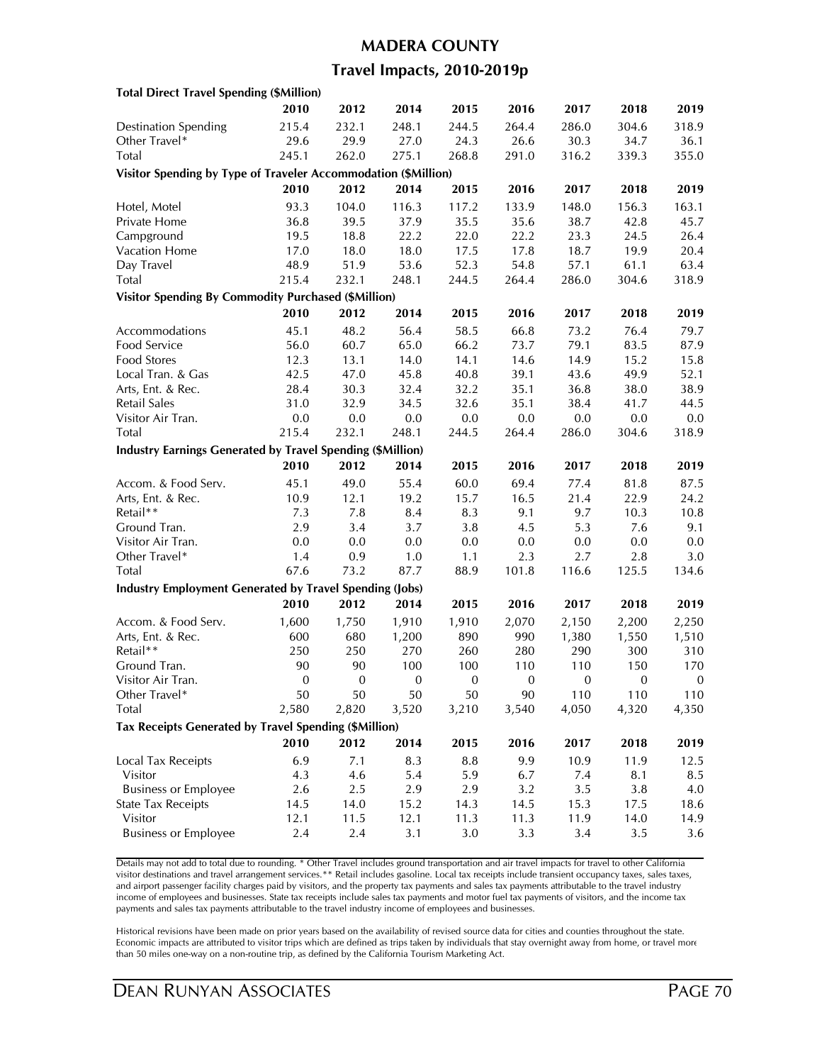# MADERA COUNTY

## Travel Impacts, 2010-2019p

**Total Direct Travel Spending ($Million)**

| | 2010 | 2012 | 2014 | 2015 | 2016 | 2017 | 2018 | 2019 |
|---|---|---|---|---|---|---|---|---|
| Destination Spending | 215.4 | 232.1 | 248.1 | 244.5 | 264.4 | 286.0 | 304.6 | 318.9 |
| Other Travel* | 29.6 | 29.9 | 27.0 | 24.3 | 26.6 | 30.3 | 34.7 | 36.1 |
| Total | 245.1 | 262.0 | 275.1 | 268.8 | 291.0 | 316.2 | 339.3 | 355.0 |

**Visitor Spending by Type of Traveler Accommodation ($Million)**

| | 2010 | 2012 | 2014 | 2015 | 2016 | 2017 | 2018 | 2019 |
|---|---|---|---|---|---|---|---|---|
| Hotel, Motel | 93.3 | 104.0 | 116.3 | 117.2 | 133.9 | 148.0 | 156.3 | 163.1 |
| Private Home | 36.8 | 39.5 | 37.9 | 35.5 | 35.6 | 38.7 | 42.8 | 45.7 |
| Campground | 19.5 | 18.8 | 22.2 | 22.0 | 22.2 | 23.3 | 24.5 | 26.4 |
| Vacation Home | 17.0 | 18.0 | 18.0 | 17.5 | 17.8 | 18.7 | 19.9 | 20.4 |
| Day Travel | 48.9 | 51.9 | 53.6 | 52.3 | 54.8 | 57.1 | 61.1 | 63.4 |
| Total | 215.4 | 232.1 | 248.1 | 244.5 | 264.4 | 286.0 | 304.6 | 318.9 |

**Visitor Spending By Commodity Purchased ($Million)**

| | 2010 | 2012 | 2014 | 2015 | 2016 | 2017 | 2018 | 2019 |
|---|---|---|---|---|---|---|---|---|
| Accommodations | 45.1 | 48.2 | 56.4 | 58.5 | 66.8 | 73.2 | 76.4 | 79.7 |
| Food Service | 56.0 | 60.7 | 65.0 | 66.2 | 73.7 | 79.1 | 83.5 | 87.9 |
| Food Stores | 12.3 | 13.1 | 14.0 | 14.1 | 14.6 | 14.9 | 15.2 | 15.8 |
| Local Tran. & Gas | 42.5 | 47.0 | 45.8 | 40.8 | 39.1 | 43.6 | 49.9 | 52.1 |
| Arts, Ent. & Rec. | 28.4 | 30.3 | 32.4 | 32.2 | 35.1 | 36.8 | 38.0 | 38.9 |
| Retail Sales | 31.0 | 32.9 | 34.5 | 32.6 | 35.1 | 38.4 | 41.7 | 44.5 |
| Visitor Air Tran. | 0.0 | 0.0 | 0.0 | 0.0 | 0.0 | 0.0 | 0.0 | 0.0 |
| Total | 215.4 | 232.1 | 248.1 | 244.5 | 264.4 | 286.0 | 304.6 | 318.9 |

**Industry Earnings Generated by Travel Spending ($Million)**

| | 2010 | 2012 | 2014 | 2015 | 2016 | 2017 | 2018 | 2019 |
|---|---|---|---|---|---|---|---|---|
| Accom. & Food Serv. | 45.1 | 49.0 | 55.4 | 60.0 | 69.4 | 77.4 | 81.8 | 87.5 |
| Arts, Ent. & Rec. | 10.9 | 12.1 | 19.2 | 15.7 | 16.5 | 21.4 | 22.9 | 24.2 |
| Retail** | 7.3 | 7.8 | 8.4 | 8.3 | 9.1 | 9.7 | 10.3 | 10.8 |
| Ground Tran. | 2.9 | 3.4 | 3.7 | 3.8 | 4.5 | 5.3 | 7.6 | 9.1 |
| Visitor Air Tran. | 0.0 | 0.0 | 0.0 | 0.0 | 0.0 | 0.0 | 0.0 | 0.0 |
| Other Travel* | 1.4 | 0.9 | 1.0 | 1.1 | 2.3 | 2.7 | 2.8 | 3.0 |
| Total | 67.6 | 73.2 | 87.7 | 88.9 | 101.8 | 116.6 | 125.5 | 134.6 |

**Industry Employment Generated by Travel Spending (Jobs)**

| | 2010 | 2012 | 2014 | 2015 | 2016 | 2017 | 2018 | 2019 |
|---|---|---|---|---|---|---|---|---|
| Accom. & Food Serv. | 1,600 | 1,750 | 1,910 | 1,910 | 2,070 | 2,150 | 2,200 | 2,250 |
| Arts, Ent. & Rec. | 600 | 680 | 1,200 | 890 | 990 | 1,380 | 1,550 | 1,510 |
| Retail** | 250 | 250 | 270 | 260 | 280 | 290 | 300 | 310 |
| Ground Tran. | 90 | 90 | 100 | 100 | 110 | 110 | 150 | 170 |
| Visitor Air Tran. | 0 | 0 | 0 | 0 | 0 | 0 | 0 | 0 |
| Other Travel* | 50 | 50 | 50 | 50 | 90 | 110 | 110 | 110 |
| Total | 2,580 | 2,820 | 3,520 | 3,210 | 3,540 | 4,050 | 4,320 | 4,350 |

**Tax Receipts Generated by Travel Spending ($Million)**

| | 2010 | 2012 | 2014 | 2015 | 2016 | 2017 | 2018 | 2019 |
|---|---|---|---|---|---|---|---|---|
| Local Tax Receipts | 6.9 | 7.1 | 8.3 | 8.8 | 9.9 | 10.9 | 11.9 | 12.5 |
| Visitor | 4.3 | 4.6 | 5.4 | 5.9 | 6.7 | 7.4 | 8.1 | 8.5 |
| Business or Employee | 2.6 | 2.5 | 2.9 | 2.9 | 3.2 | 3.5 | 3.8 | 4.0 |
| State Tax Receipts | 14.5 | 14.0 | 15.2 | 14.3 | 14.5 | 15.3 | 17.5 | 18.6 |
| Visitor | 12.1 | 11.5 | 12.1 | 11.3 | 11.3 | 11.9 | 14.0 | 14.9 |
| Business or Employee | 2.4 | 2.4 | 3.1 | 3.0 | 3.3 | 3.4 | 3.5 | 3.6 |

Details may not add to total due to rounding. * Other Travel includes ground transportation and air travel impacts for travel to other California visitor destinations and travel arrangement services.** Retail includes gasoline. Local tax receipts include transient occupancy taxes, sales taxes, and airport passenger facility charges paid by visitors, and the property tax payments and sales tax payments attributable to the travel industry income of employees and businesses. State tax receipts include sales tax payments and motor fuel tax payments of visitors, and the income tax payments and sales tax payments attributable to the travel industry income of employees and businesses.

Historical revisions have been made on prior years based on the availability of revised source data for cities and counties throughout the state. Economic impacts are attributed to visitor trips which are defined as trips taken by individuals that stay overnight away from home, or travel more than 50 miles one-way on a non-routine trip, as defined by the California Tourism Marketing Act.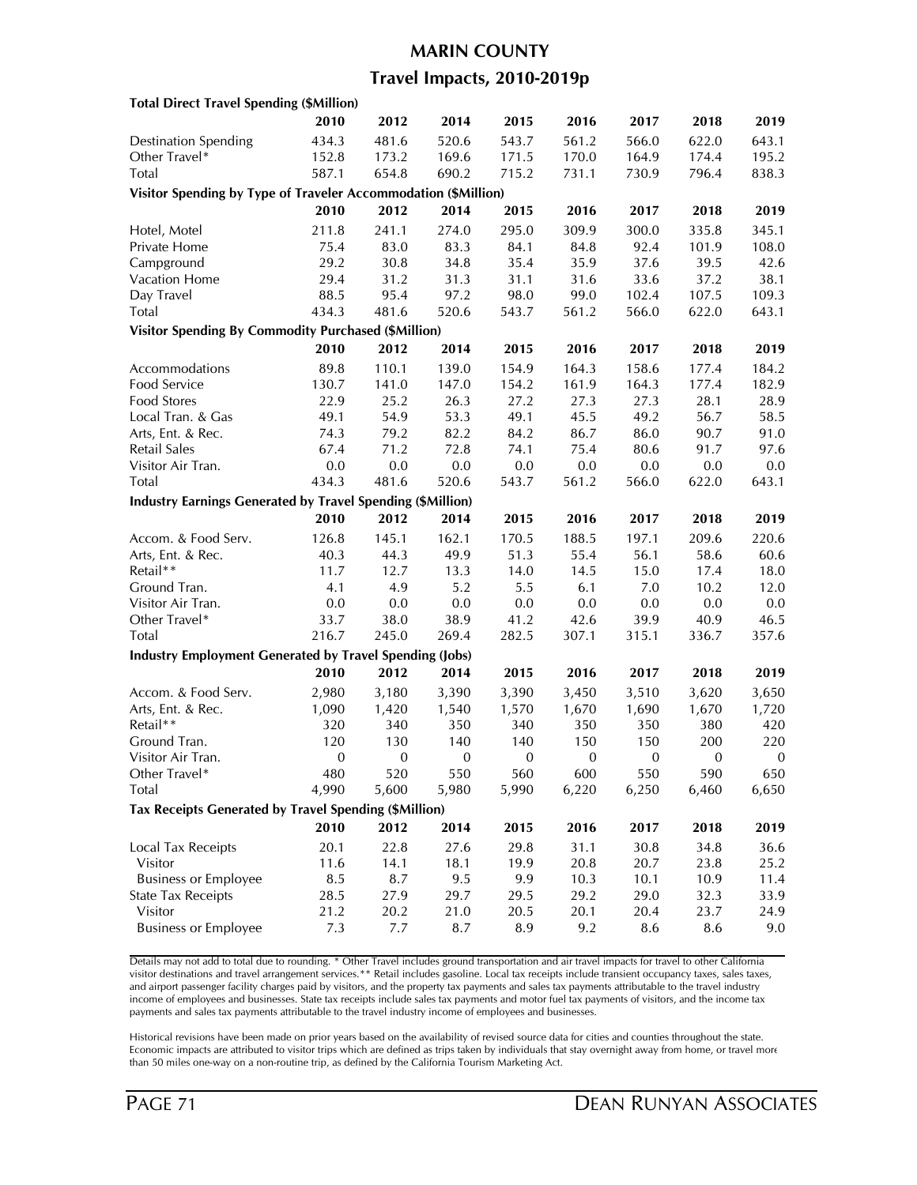# MARIN COUNTY

## Travel Impacts, 2010-2019p

**Total Direct Travel Spending ($Million)**

| | 2010 | 2012 | 2014 | 2015 | 2016 | 2017 | 2018 | 2019 |
|---|---|---|---|---|---|---|---|---|
| Destination Spending | 434.3 | 481.6 | 520.6 | 543.7 | 561.2 | 566.0 | 622.0 | 643.1 |
| Other Travel* | 152.8 | 173.2 | 169.6 | 171.5 | 170.0 | 164.9 | 174.4 | 195.2 |
| Total | 587.1 | 654.8 | 690.2 | 715.2 | 731.1 | 730.9 | 796.4 | 838.3 |

**Visitor Spending by Type of Traveler Accommodation ($Million)**

| | 2010 | 2012 | 2014 | 2015 | 2016 | 2017 | 2018 | 2019 |
|---|---|---|---|---|---|---|---|---|
| Hotel, Motel | 211.8 | 241.1 | 274.0 | 295.0 | 309.9 | 300.0 | 335.8 | 345.1 |
| Private Home | 75.4 | 83.0 | 83.3 | 84.1 | 84.8 | 92.4 | 101.9 | 108.0 |
| Campground | 29.2 | 30.8 | 34.8 | 35.4 | 35.9 | 37.6 | 39.5 | 42.6 |
| Vacation Home | 29.4 | 31.2 | 31.3 | 31.1 | 31.6 | 33.6 | 37.2 | 38.1 |
| Day Travel | 88.5 | 95.4 | 97.2 | 98.0 | 99.0 | 102.4 | 107.5 | 109.3 |
| Total | 434.3 | 481.6 | 520.6 | 543.7 | 561.2 | 566.0 | 622.0 | 643.1 |

**Visitor Spending By Commodity Purchased ($Million)**

| | 2010 | 2012 | 2014 | 2015 | 2016 | 2017 | 2018 | 2019 |
|---|---|---|---|---|---|---|---|---|
| Accommodations | 89.8 | 110.1 | 139.0 | 154.9 | 164.3 | 158.6 | 177.4 | 184.2 |
| Food Service | 130.7 | 141.0 | 147.0 | 154.2 | 161.9 | 164.3 | 177.4 | 182.9 |
| Food Stores | 22.9 | 25.2 | 26.3 | 27.2 | 27.3 | 27.3 | 28.1 | 28.9 |
| Local Tran. & Gas | 49.1 | 54.9 | 53.3 | 49.1 | 45.5 | 49.2 | 56.7 | 58.5 |
| Arts, Ent. & Rec. | 74.3 | 79.2 | 82.2 | 84.2 | 86.7 | 86.0 | 90.7 | 91.0 |
| Retail Sales | 67.4 | 71.2 | 72.8 | 74.1 | 75.4 | 80.6 | 91.7 | 97.6 |
| Visitor Air Tran. | 0.0 | 0.0 | 0.0 | 0.0 | 0.0 | 0.0 | 0.0 | 0.0 |
| Total | 434.3 | 481.6 | 520.6 | 543.7 | 561.2 | 566.0 | 622.0 | 643.1 |

**Industry Earnings Generated by Travel Spending ($Million)**

| | 2010 | 2012 | 2014 | 2015 | 2016 | 2017 | 2018 | 2019 |
|---|---|---|---|---|---|---|---|---|
| Accom. & Food Serv. | 126.8 | 145.1 | 162.1 | 170.5 | 188.5 | 197.1 | 209.6 | 220.6 |
| Arts, Ent. & Rec. | 40.3 | 44.3 | 49.9 | 51.3 | 55.4 | 56.1 | 58.6 | 60.6 |
| Retail** | 11.7 | 12.7 | 13.3 | 14.0 | 14.5 | 15.0 | 17.4 | 18.0 |
| Ground Tran. | 4.1 | 4.9 | 5.2 | 5.5 | 6.1 | 7.0 | 10.2 | 12.0 |
| Visitor Air Tran. | 0.0 | 0.0 | 0.0 | 0.0 | 0.0 | 0.0 | 0.0 | 0.0 |
| Other Travel* | 33.7 | 38.0 | 38.9 | 41.2 | 42.6 | 39.9 | 40.9 | 46.5 |
| Total | 216.7 | 245.0 | 269.4 | 282.5 | 307.1 | 315.1 | 336.7 | 357.6 |

**Industry Employment Generated by Travel Spending (Jobs)**

| | 2010 | 2012 | 2014 | 2015 | 2016 | 2017 | 2018 | 2019 |
|---|---|---|---|---|---|---|---|---|
| Accom. & Food Serv. | 2,980 | 3,180 | 3,390 | 3,390 | 3,450 | 3,510 | 3,620 | 3,650 |
| Arts, Ent. & Rec. | 1,090 | 1,420 | 1,540 | 1,570 | 1,670 | 1,690 | 1,670 | 1,720 |
| Retail** | 320 | 340 | 350 | 340 | 350 | 350 | 380 | 420 |
| Ground Tran. | 120 | 130 | 140 | 140 | 150 | 150 | 200 | 220 |
| Visitor Air Tran. | 0 | 0 | 0 | 0 | 0 | 0 | 0 | 0 |
| Other Travel* | 480 | 520 | 550 | 560 | 600 | 550 | 590 | 650 |
| Total | 4,990 | 5,600 | 5,980 | 5,990 | 6,220 | 6,250 | 6,460 | 6,650 |

**Tax Receipts Generated by Travel Spending ($Million)**

| | 2010 | 2012 | 2014 | 2015 | 2016 | 2017 | 2018 | 2019 |
|---|---|---|---|---|---|---|---|---|
| Local Tax Receipts | 20.1 | 22.8 | 27.6 | 29.8 | 31.1 | 30.8 | 34.8 | 36.6 |
| Visitor | 11.6 | 14.1 | 18.1 | 19.9 | 20.8 | 20.7 | 23.8 | 25.2 |
| Business or Employee | 8.5 | 8.7 | 9.5 | 9.9 | 10.3 | 10.1 | 10.9 | 11.4 |
| State Tax Receipts | 28.5 | 27.9 | 29.7 | 29.5 | 29.2 | 29.0 | 32.3 | 33.9 |
| Visitor | 21.2 | 20.2 | 21.0 | 20.5 | 20.1 | 20.4 | 23.7 | 24.9 |
| Business or Employee | 7.3 | 7.7 | 8.7 | 8.9 | 9.2 | 8.6 | 8.6 | 9.0 |

Details may not add to total due to rounding. * Other Travel includes ground transportation and air travel impacts for travel to other California visitor destinations and travel arrangement services.** Retail includes gasoline. Local tax receipts include transient occupancy taxes, sales taxes, and airport passenger facility charges paid by visitors, and the property tax payments and sales tax payments attributable to the travel industry income of employees and businesses. State tax receipts include sales tax payments and motor fuel tax payments of visitors, and the income tax payments and sales tax payments attributable to the travel industry income of employees and businesses.

Historical revisions have been made on prior years based on the availability of revised source data for cities and counties throughout the state. Economic impacts are attributed to visitor trips which are defined as trips taken by individuals that stay overnight away from home, or travel more than 50 miles one-way on a non-routine trip, as defined by the California Tourism Marketing Act.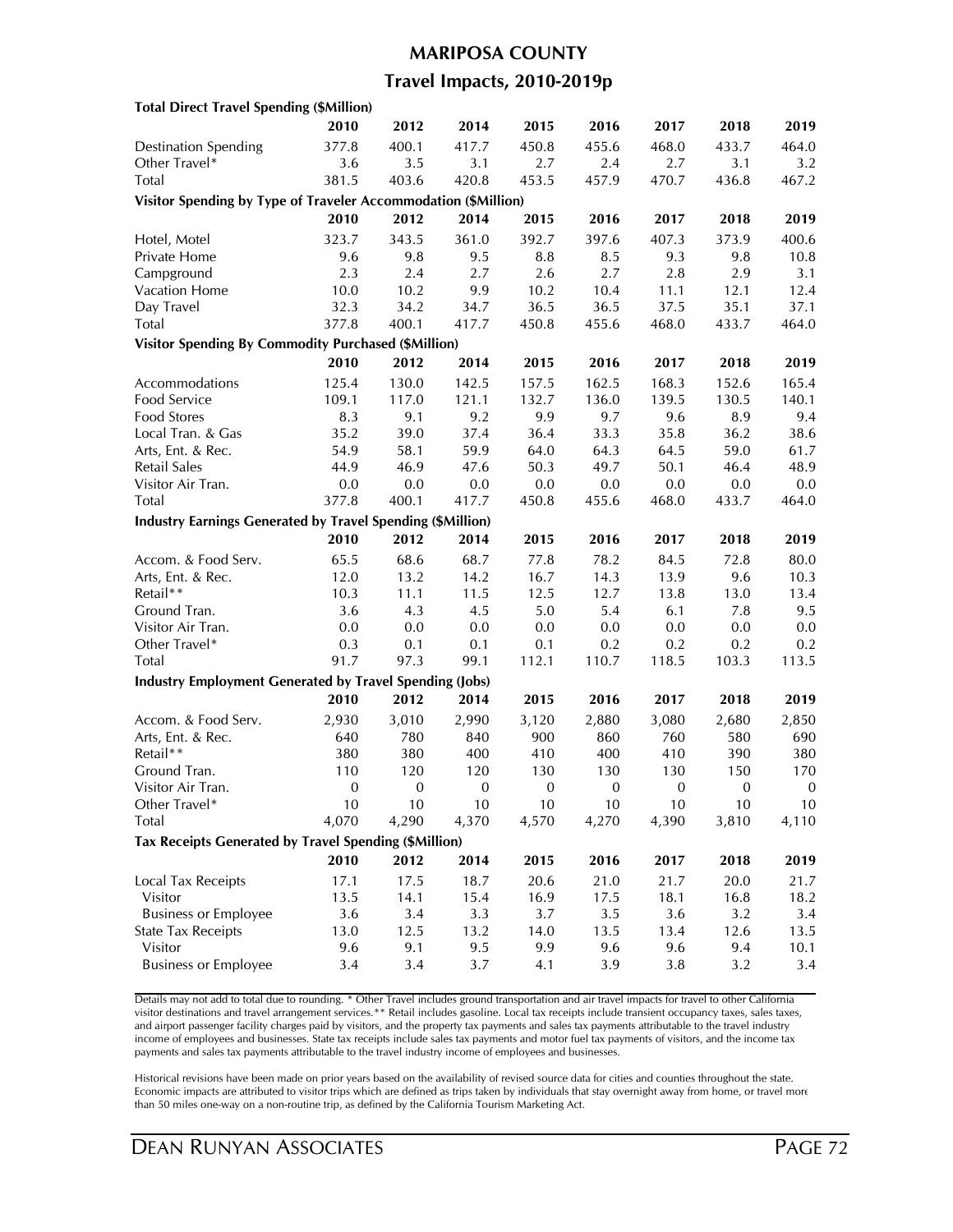# MARIPOSA COUNTY

## Travel Impacts, 2010-2019p

| Total Direct Travel Spending ($Million) | 2010 | 2012 | 2014 | 2015 | 2016 | 2017 | 2018 | 2019 |
|---|---|---|---|---|---|---|---|---|
| Destination Spending | 377.8 | 400.1 | 417.7 | 450.8 | 455.6 | 468.0 | 433.7 | 464.0 |
| Other Travel* | 3.6 | 3.5 | 3.1 | 2.7 | 2.4 | 2.7 | 3.1 | 3.2 |
| Total | 381.5 | 403.6 | 420.8 | 453.5 | 457.9 | 470.7 | 436.8 | 467.2 |

| Visitor Spending by Type of Traveler Accommodation ($Million) | 2010 | 2012 | 2014 | 2015 | 2016 | 2017 | 2018 | 2019 |
|---|---|---|---|---|---|---|---|---|
| Hotel, Motel | 323.7 | 343.5 | 361.0 | 392.7 | 397.6 | 407.3 | 373.9 | 400.6 |
| Private Home | 9.6 | 9.8 | 9.5 | 8.8 | 8.5 | 9.3 | 9.8 | 10.8 |
| Campground | 2.3 | 2.4 | 2.7 | 2.6 | 2.7 | 2.8 | 2.9 | 3.1 |
| Vacation Home | 10.0 | 10.2 | 9.9 | 10.2 | 10.4 | 11.1 | 12.1 | 12.4 |
| Day Travel | 32.3 | 34.2 | 34.7 | 36.5 | 36.5 | 37.5 | 35.1 | 37.1 |
| Total | 377.8 | 400.1 | 417.7 | 450.8 | 455.6 | 468.0 | 433.7 | 464.0 |

| Visitor Spending By Commodity Purchased ($Million) | 2010 | 2012 | 2014 | 2015 | 2016 | 2017 | 2018 | 2019 |
|---|---|---|---|---|---|---|---|---|
| Accommodations | 125.4 | 130.0 | 142.5 | 157.5 | 162.5 | 168.3 | 152.6 | 165.4 |
| Food Service | 109.1 | 117.0 | 121.1 | 132.7 | 136.0 | 139.5 | 130.5 | 140.1 |
| Food Stores | 8.3 | 9.1 | 9.2 | 9.9 | 9.7 | 9.6 | 8.9 | 9.4 |
| Local Tran. & Gas | 35.2 | 39.0 | 37.4 | 36.4 | 33.3 | 35.8 | 36.2 | 38.6 |
| Arts, Ent. & Rec. | 54.9 | 58.1 | 59.9 | 64.0 | 64.3 | 64.5 | 59.0 | 61.7 |
| Retail Sales | 44.9 | 46.9 | 47.6 | 50.3 | 49.7 | 50.1 | 46.4 | 48.9 |
| Visitor Air Tran. | 0.0 | 0.0 | 0.0 | 0.0 | 0.0 | 0.0 | 0.0 | 0.0 |
| Total | 377.8 | 400.1 | 417.7 | 450.8 | 455.6 | 468.0 | 433.7 | 464.0 |

| Industry Earnings Generated by Travel Spending ($Million) | 2010 | 2012 | 2014 | 2015 | 2016 | 2017 | 2018 | 2019 |
|---|---|---|---|---|---|---|---|---|
| Accom. & Food Serv. | 65.5 | 68.6 | 68.7 | 77.8 | 78.2 | 84.5 | 72.8 | 80.0 |
| Arts, Ent. & Rec. | 12.0 | 13.2 | 14.2 | 16.7 | 14.3 | 13.9 | 9.6 | 10.3 |
| Retail** | 10.3 | 11.1 | 11.5 | 12.5 | 12.7 | 13.8 | 13.0 | 13.4 |
| Ground Tran. | 3.6 | 4.3 | 4.5 | 5.0 | 5.4 | 6.1 | 7.8 | 9.5 |
| Visitor Air Tran. | 0.0 | 0.0 | 0.0 | 0.0 | 0.0 | 0.0 | 0.0 | 0.0 |
| Other Travel* | 0.3 | 0.1 | 0.1 | 0.1 | 0.2 | 0.2 | 0.2 | 0.2 |
| Total | 91.7 | 97.3 | 99.1 | 112.1 | 110.7 | 118.5 | 103.3 | 113.5 |

| Industry Employment Generated by Travel Spending (Jobs) | 2010 | 2012 | 2014 | 2015 | 2016 | 2017 | 2018 | 2019 |
|---|---|---|---|---|---|---|---|---|
| Accom. & Food Serv. | 2,930 | 3,010 | 2,990 | 3,120 | 2,880 | 3,080 | 2,680 | 2,850 |
| Arts, Ent. & Rec. | 640 | 780 | 840 | 900 | 860 | 760 | 580 | 690 |
| Retail** | 380 | 380 | 400 | 410 | 400 | 410 | 390 | 380 |
| Ground Tran. | 110 | 120 | 120 | 130 | 130 | 130 | 150 | 170 |
| Visitor Air Tran. | 0 | 0 | 0 | 0 | 0 | 0 | 0 | 0 |
| Other Travel* | 10 | 10 | 10 | 10 | 10 | 10 | 10 | 10 |
| Total | 4,070 | 4,290 | 4,370 | 4,570 | 4,270 | 4,390 | 3,810 | 4,110 |

| Tax Receipts Generated by Travel Spending ($Million) | 2010 | 2012 | 2014 | 2015 | 2016 | 2017 | 2018 | 2019 |
|---|---|---|---|---|---|---|---|---|
| Local Tax Receipts | 17.1 | 17.5 | 18.7 | 20.6 | 21.0 | 21.7 | 20.0 | 21.7 |
| Visitor | 13.5 | 14.1 | 15.4 | 16.9 | 17.5 | 18.1 | 16.8 | 18.2 |
| Business or Employee | 3.6 | 3.4 | 3.3 | 3.7 | 3.5 | 3.6 | 3.2 | 3.4 |
| State Tax Receipts | 13.0 | 12.5 | 13.2 | 14.0 | 13.5 | 13.4 | 12.6 | 13.5 |
| Visitor | 9.6 | 9.1 | 9.5 | 9.9 | 9.6 | 9.6 | 9.4 | 10.1 |
| Business or Employee | 3.4 | 3.4 | 3.7 | 4.1 | 3.9 | 3.8 | 3.2 | 3.4 |

Details may not add to total due to rounding. * Other Travel includes ground transportation and air travel impacts for travel to other California visitor destinations and travel arrangement services.** Retail includes gasoline. Local tax receipts include transient occupancy taxes, sales taxes, and airport passenger facility charges paid by visitors, and the property tax payments and sales tax payments attributable to the travel industry income of employees and businesses. State tax receipts include sales tax payments and motor fuel tax payments of visitors, and the income tax payments and sales tax payments attributable to the travel industry income of employees and businesses.

Historical revisions have been made on prior years based on the availability of revised source data for cities and counties throughout the state. Economic impacts are attributed to visitor trips which are defined as trips taken by individuals that stay overnight away from home, or travel more than 50 miles one-way on a non-routine trip, as defined by the California Tourism Marketing Act.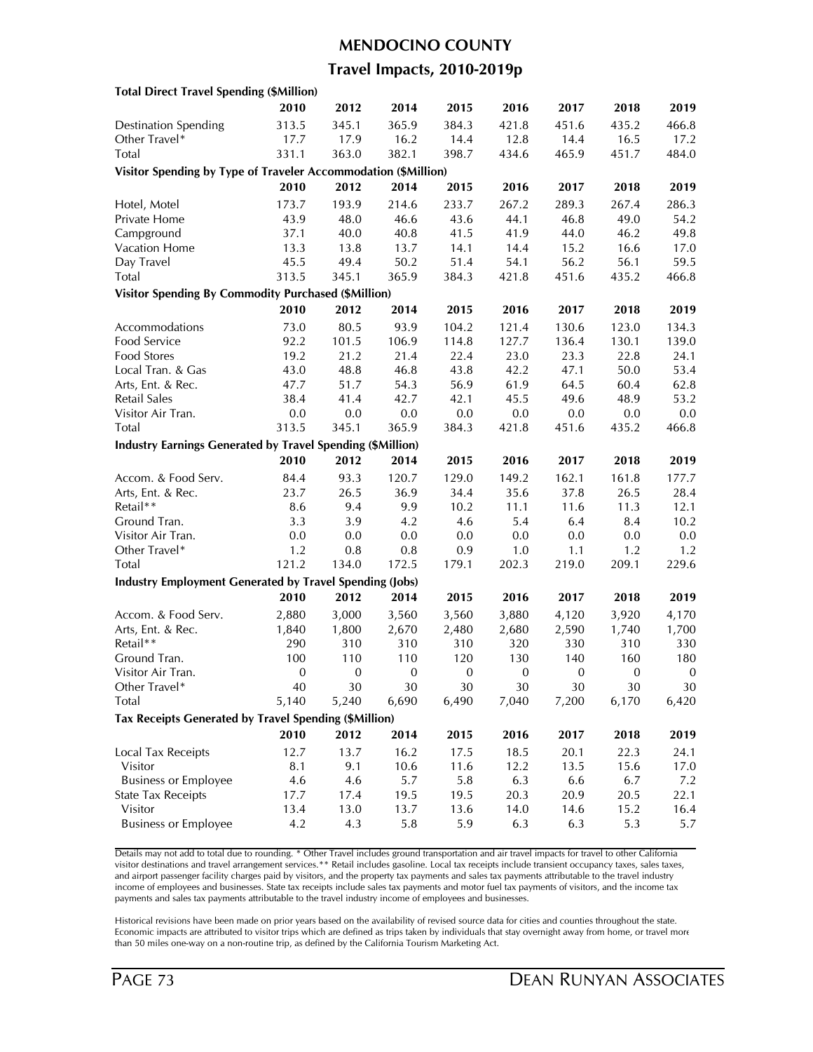# MENDOCINO COUNTY

## Travel Impacts, 2010-2019p

| Total Direct Travel Spending ($Million) | | | | | | | | |
|---|---|---|---|---|---|---|---|---|
| | 2010 | 2012 | 2014 | 2015 | 2016 | 2017 | 2018 | 2019 |
| Destination Spending | 313.5 | 345.1 | 365.9 | 384.3 | 421.8 | 451.6 | 435.2 | 466.8 |
| Other Travel* | 17.7 | 17.9 | 16.2 | 14.4 | 12.8 | 14.4 | 16.5 | 17.2 |
| Total | 331.1 | 363.0 | 382.1 | 398.7 | 434.6 | 465.9 | 451.7 | 484.0 |

| Visitor Spending by Type of Traveler Accommodation ($Million) | | | | | | | | |
|---|---|---|---|---|---|---|---|---|
| | 2010 | 2012 | 2014 | 2015 | 2016 | 2017 | 2018 | 2019 |
| Hotel, Motel | 173.7 | 193.9 | 214.6 | 233.7 | 267.2 | 289.3 | 267.4 | 286.3 |
| Private Home | 43.9 | 48.0 | 46.6 | 43.6 | 44.1 | 46.8 | 49.0 | 54.2 |
| Campground | 37.1 | 40.0 | 40.8 | 41.5 | 41.9 | 44.0 | 46.2 | 49.8 |
| Vacation Home | 13.3 | 13.8 | 13.7 | 14.1 | 14.4 | 15.2 | 16.6 | 17.0 |
| Day Travel | 45.5 | 49.4 | 50.2 | 51.4 | 54.1 | 56.2 | 56.1 | 59.5 |
| Total | 313.5 | 345.1 | 365.9 | 384.3 | 421.8 | 451.6 | 435.2 | 466.8 |

| Visitor Spending By Commodity Purchased ($Million) | | | | | | | | |
|---|---|---|---|---|---|---|---|---|
| | 2010 | 2012 | 2014 | 2015 | 2016 | 2017 | 2018 | 2019 |
| Accommodations | 73.0 | 80.5 | 93.9 | 104.2 | 121.4 | 130.6 | 123.0 | 134.3 |
| Food Service | 92.2 | 101.5 | 106.9 | 114.8 | 127.7 | 136.4 | 130.1 | 139.0 |
| Food Stores | 19.2 | 21.2 | 21.4 | 22.4 | 23.0 | 23.3 | 22.8 | 24.1 |
| Local Tran. & Gas | 43.0 | 48.8 | 46.8 | 43.8 | 42.2 | 47.1 | 50.0 | 53.4 |
| Arts, Ent. & Rec. | 47.7 | 51.7 | 54.3 | 56.9 | 61.9 | 64.5 | 60.4 | 62.8 |
| Retail Sales | 38.4 | 41.4 | 42.7 | 42.1 | 45.5 | 49.6 | 48.9 | 53.2 |
| Visitor Air Tran. | 0.0 | 0.0 | 0.0 | 0.0 | 0.0 | 0.0 | 0.0 | 0.0 |
| Total | 313.5 | 345.1 | 365.9 | 384.3 | 421.8 | 451.6 | 435.2 | 466.8 |

| Industry Earnings Generated by Travel Spending ($Million) | | | | | | | | |
|---|---|---|---|---|---|---|---|---|
| | 2010 | 2012 | 2014 | 2015 | 2016 | 2017 | 2018 | 2019 |
| Accom. & Food Serv. | 84.4 | 93.3 | 120.7 | 129.0 | 149.2 | 162.1 | 161.8 | 177.7 |
| Arts, Ent. & Rec. | 23.7 | 26.5 | 36.9 | 34.4 | 35.6 | 37.8 | 26.5 | 28.4 |
| Retail** | 8.6 | 9.4 | 9.9 | 10.2 | 11.1 | 11.6 | 11.3 | 12.1 |
| Ground Tran. | 3.3 | 3.9 | 4.2 | 4.6 | 5.4 | 6.4 | 8.4 | 10.2 |
| Visitor Air Tran. | 0.0 | 0.0 | 0.0 | 0.0 | 0.0 | 0.0 | 0.0 | 0.0 |
| Other Travel* | 1.2 | 0.8 | 0.8 | 0.9 | 1.0 | 1.1 | 1.2 | 1.2 |
| Total | 121.2 | 134.0 | 172.5 | 179.1 | 202.3 | 219.0 | 209.1 | 229.6 |

| Industry Employment Generated by Travel Spending (Jobs) | | | | | | | | |
|---|---|---|---|---|---|---|---|---|
| | 2010 | 2012 | 2014 | 2015 | 2016 | 2017 | 2018 | 2019 |
| Accom. & Food Serv. | 2,880 | 3,000 | 3,560 | 3,560 | 3,880 | 4,120 | 3,920 | 4,170 |
| Arts, Ent. & Rec. | 1,840 | 1,800 | 2,670 | 2,480 | 2,680 | 2,590 | 1,740 | 1,700 |
| Retail** | 290 | 310 | 310 | 310 | 320 | 330 | 310 | 330 |
| Ground Tran. | 100 | 110 | 110 | 120 | 130 | 140 | 160 | 180 |
| Visitor Air Tran. | 0 | 0 | 0 | 0 | 0 | 0 | 0 | 0 |
| Other Travel* | 40 | 30 | 30 | 30 | 30 | 30 | 30 | 30 |
| Total | 5,140 | 5,240 | 6,690 | 6,490 | 7,040 | 7,200 | 6,170 | 6,420 |

| Tax Receipts Generated by Travel Spending ($Million) | | | | | | | | |
|---|---|---|---|---|---|---|---|---|
| | 2010 | 2012 | 2014 | 2015 | 2016 | 2017 | 2018 | 2019 |
| Local Tax Receipts | 12.7 | 13.7 | 16.2 | 17.5 | 18.5 | 20.1 | 22.3 | 24.1 |
| Visitor | 8.1 | 9.1 | 10.6 | 11.6 | 12.2 | 13.5 | 15.6 | 17.0 |
| Business or Employee | 4.6 | 4.6 | 5.7 | 5.8 | 6.3 | 6.6 | 6.7 | 7.2 |
| State Tax Receipts | 17.7 | 17.4 | 19.5 | 19.5 | 20.3 | 20.9 | 20.5 | 22.1 |
| Visitor | 13.4 | 13.0 | 13.7 | 13.6 | 14.0 | 14.6 | 15.2 | 16.4 |
| Business or Employee | 4.2 | 4.3 | 5.8 | 5.9 | 6.3 | 6.3 | 5.3 | 5.7 |

Details may not add to total due to rounding. * Other Travel includes ground transportation and air travel impacts for travel to other California visitor destinations and travel arrangement services.** Retail includes gasoline. Local tax receipts include transient occupancy taxes, sales taxes, and airport passenger facility charges paid by visitors, and the property tax payments and sales tax payments attributable to the travel industry income of employees and businesses. State tax receipts include sales tax payments and motor fuel tax payments of visitors, and the income tax payments and sales tax payments attributable to the travel industry income of employees and businesses.

Historical revisions have been made on prior years based on the availability of revised source data for cities and counties throughout the state. Economic impacts are attributed to visitor trips which are defined as trips taken by individuals that stay overnight away from home, or travel more than 50 miles one-way on a non-routine trip, as defined by the California Tourism Marketing Act.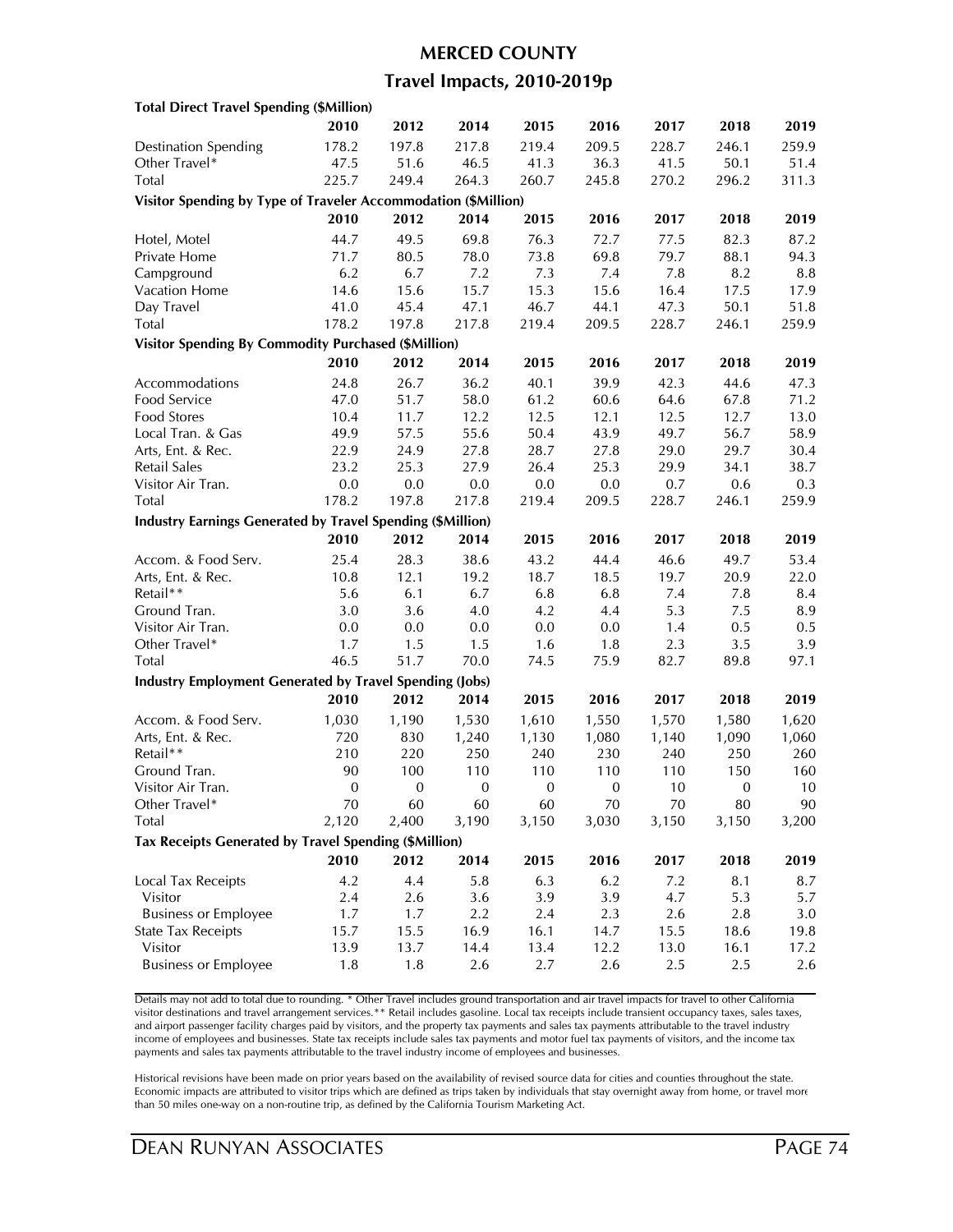## MERCED COUNTY

### Travel Impacts, 2010-2019p

| **Total Direct Travel Spending ($Million)** | | | | | | | | |
|---|---|---|---|---|---|---|---|---|
| | **2010** | **2012** | **2014** | **2015** | **2016** | **2017** | **2018** | **2019** |
| Destination Spending | 178.2 | 197.8 | 217.8 | 219.4 | 209.5 | 228.7 | 246.1 | 259.9 |
| Other Travel* | 47.5 | 51.6 | 46.5 | 41.3 | 36.3 | 41.5 | 50.1 | 51.4 |
| Total | 225.7 | 249.4 | 264.3 | 260.7 | 245.8 | 270.2 | 296.2 | 311.3 |

| **Visitor Spending by Type of Traveler Accommodation ($Million)** | | | | | | | | |
|---|---|---|---|---|---|---|---|---|
| | **2010** | **2012** | **2014** | **2015** | **2016** | **2017** | **2018** | **2019** |
| Hotel, Motel | 44.7 | 49.5 | 69.8 | 76.3 | 72.7 | 77.5 | 82.3 | 87.2 |
| Private Home | 71.7 | 80.5 | 78.0 | 73.8 | 69.8 | 79.7 | 88.1 | 94.3 |
| Campground | 6.2 | 6.7 | 7.2 | 7.3 | 7.4 | 7.8 | 8.2 | 8.8 |
| Vacation Home | 14.6 | 15.6 | 15.7 | 15.3 | 15.6 | 16.4 | 17.5 | 17.9 |
| Day Travel | 41.0 | 45.4 | 47.1 | 46.7 | 44.1 | 47.3 | 50.1 | 51.8 |
| Total | 178.2 | 197.8 | 217.8 | 219.4 | 209.5 | 228.7 | 246.1 | 259.9 |

| **Visitor Spending By Commodity Purchased ($Million)** | | | | | | | | |
|---|---|---|---|---|---|---|---|---|
| | **2010** | **2012** | **2014** | **2015** | **2016** | **2017** | **2018** | **2019** |
| Accommodations | 24.8 | 26.7 | 36.2 | 40.1 | 39.9 | 42.3 | 44.6 | 47.3 |
| Food Service | 47.0 | 51.7 | 58.0 | 61.2 | 60.6 | 64.6 | 67.8 | 71.2 |
| Food Stores | 10.4 | 11.7 | 12.2 | 12.5 | 12.1 | 12.5 | 12.7 | 13.0 |
| Local Tran. & Gas | 49.9 | 57.5 | 55.6 | 50.4 | 43.9 | 49.7 | 56.7 | 58.9 |
| Arts, Ent. & Rec. | 22.9 | 24.9 | 27.8 | 28.7 | 27.8 | 29.0 | 29.7 | 30.4 |
| Retail Sales | 23.2 | 25.3 | 27.9 | 26.4 | 25.3 | 29.9 | 34.1 | 38.7 |
| Visitor Air Tran. | 0.0 | 0.0 | 0.0 | 0.0 | 0.0 | 0.7 | 0.6 | 0.3 |
| Total | 178.2 | 197.8 | 217.8 | 219.4 | 209.5 | 228.7 | 246.1 | 259.9 |

| **Industry Earnings Generated by Travel Spending ($Million)** | | | | | | | | |
|---|---|---|---|---|---|---|---|---|
| | **2010** | **2012** | **2014** | **2015** | **2016** | **2017** | **2018** | **2019** |
| Accom. & Food Serv. | 25.4 | 28.3 | 38.6 | 43.2 | 44.4 | 46.6 | 49.7 | 53.4 |
| Arts, Ent. & Rec. | 10.8 | 12.1 | 19.2 | 18.7 | 18.5 | 19.7 | 20.9 | 22.0 |
| Retail** | 5.6 | 6.1 | 6.7 | 6.8 | 6.8 | 7.4 | 7.8 | 8.4 |
| Ground Tran. | 3.0 | 3.6 | 4.0 | 4.2 | 4.4 | 5.3 | 7.5 | 8.9 |
| Visitor Air Tran. | 0.0 | 0.0 | 0.0 | 0.0 | 0.0 | 1.4 | 0.5 | 0.5 |
| Other Travel* | 1.7 | 1.5 | 1.5 | 1.6 | 1.8 | 2.3 | 3.5 | 3.9 |
| Total | 46.5 | 51.7 | 70.0 | 74.5 | 75.9 | 82.7 | 89.8 | 97.1 |

| **Industry Employment Generated by Travel Spending (Jobs)** | | | | | | | | |
|---|---|---|---|---|---|---|---|---|
| | **2010** | **2012** | **2014** | **2015** | **2016** | **2017** | **2018** | **2019** |
| Accom. & Food Serv. | 1,030 | 1,190 | 1,530 | 1,610 | 1,550 | 1,570 | 1,580 | 1,620 |
| Arts, Ent. & Rec. | 720 | 830 | 1,240 | 1,130 | 1,080 | 1,140 | 1,090 | 1,060 |
| Retail** | 210 | 220 | 250 | 240 | 230 | 240 | 250 | 260 |
| Ground Tran. | 90 | 100 | 110 | 110 | 110 | 110 | 150 | 160 |
| Visitor Air Tran. | 0 | 0 | 0 | 0 | 0 | 10 | 0 | 10 |
| Other Travel* | 70 | 60 | 60 | 60 | 70 | 70 | 80 | 90 |
| Total | 2,120 | 2,400 | 3,190 | 3,150 | 3,030 | 3,150 | 3,150 | 3,200 |

| **Tax Receipts Generated by Travel Spending ($Million)** | | | | | | | | |
|---|---|---|---|---|---|---|---|---|
| | **2010** | **2012** | **2014** | **2015** | **2016** | **2017** | **2018** | **2019** |
| Local Tax Receipts | 4.2 | 4.4 | 5.8 | 6.3 | 6.2 | 7.2 | 8.1 | 8.7 |
| Visitor | 2.4 | 2.6 | 3.6 | 3.9 | 3.9 | 4.7 | 5.3 | 5.7 |
| Business or Employee | 1.7 | 1.7 | 2.2 | 2.4 | 2.3 | 2.6 | 2.8 | 3.0 |
| State Tax Receipts | 15.7 | 15.5 | 16.9 | 16.1 | 14.7 | 15.5 | 18.6 | 19.8 |
| Visitor | 13.9 | 13.7 | 14.4 | 13.4 | 12.2 | 13.0 | 16.1 | 17.2 |
| Business or Employee | 1.8 | 1.8 | 2.6 | 2.7 | 2.6 | 2.5 | 2.5 | 2.6 |

Details may not add to total due to rounding. * Other Travel includes ground transportation and air travel impacts for travel to other California visitor destinations and travel arrangement services.** Retail includes gasoline. Local tax receipts include transient occupancy taxes, sales taxes, and airport passenger facility charges paid by visitors, and the property tax payments and sales tax payments attributable to the travel industry income of employees and businesses. State tax receipts include sales tax payments and motor fuel tax payments of visitors, and the income tax payments and sales tax payments attributable to the travel industry income of employees and businesses.

Historical revisions have been made on prior years based on the availability of revised source data for cities and counties throughout the state. Economic impacts are attributed to visitor trips which are defined as trips taken by individuals that stay overnight away from home, or travel more than 50 miles one-way on a non-routine trip, as defined by the California Tourism Marketing Act.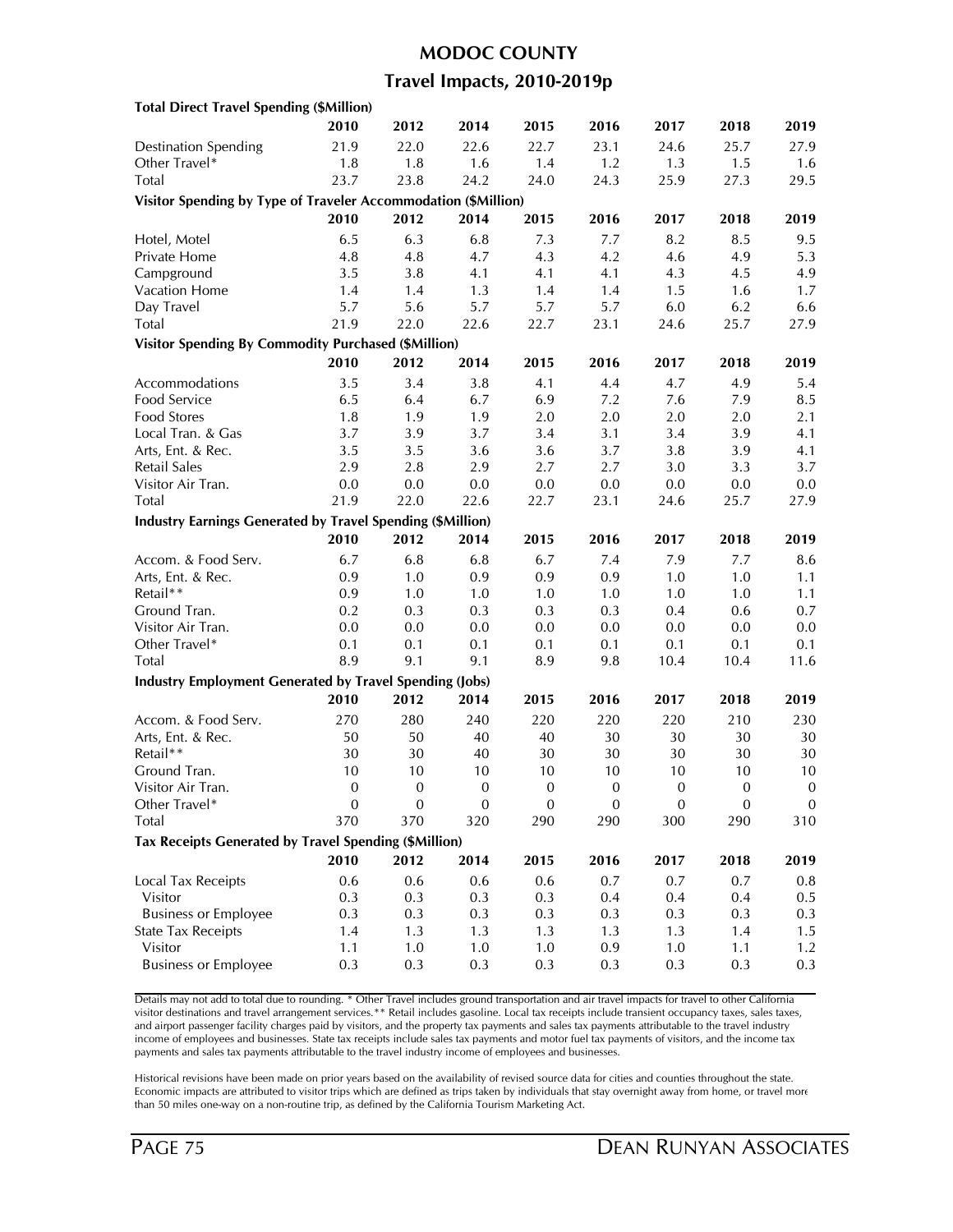# MODOC COUNTY

## Travel Impacts, 2010-2019p

**Total Direct Travel Spending ($Million)**

| | 2010 | 2012 | 2014 | 2015 | 2016 | 2017 | 2018 | 2019 |
|---|---|---|---|---|---|---|---|---|
| Destination Spending | 21.9 | 22.0 | 22.6 | 22.7 | 23.1 | 24.6 | 25.7 | 27.9 |
| Other Travel* | 1.8 | 1.8 | 1.6 | 1.4 | 1.2 | 1.3 | 1.5 | 1.6 |
| Total | 23.7 | 23.8 | 24.2 | 24.0 | 24.3 | 25.9 | 27.3 | 29.5 |

**Visitor Spending by Type of Traveler Accommodation ($Million)**

| | 2010 | 2012 | 2014 | 2015 | 2016 | 2017 | 2018 | 2019 |
|---|---|---|---|---|---|---|---|---|
| Hotel, Motel | 6.5 | 6.3 | 6.8 | 7.3 | 7.7 | 8.2 | 8.5 | 9.5 |
| Private Home | 4.8 | 4.8 | 4.7 | 4.3 | 4.2 | 4.6 | 4.9 | 5.3 |
| Campground | 3.5 | 3.8 | 4.1 | 4.1 | 4.1 | 4.3 | 4.5 | 4.9 |
| Vacation Home | 1.4 | 1.4 | 1.3 | 1.4 | 1.4 | 1.5 | 1.6 | 1.7 |
| Day Travel | 5.7 | 5.6 | 5.7 | 5.7 | 5.7 | 6.0 | 6.2 | 6.6 |
| Total | 21.9 | 22.0 | 22.6 | 22.7 | 23.1 | 24.6 | 25.7 | 27.9 |

**Visitor Spending By Commodity Purchased ($Million)**

| | 2010 | 2012 | 2014 | 2015 | 2016 | 2017 | 2018 | 2019 |
|---|---|---|---|---|---|---|---|---|
| Accommodations | 3.5 | 3.4 | 3.8 | 4.1 | 4.4 | 4.7 | 4.9 | 5.4 |
| Food Service | 6.5 | 6.4 | 6.7 | 6.9 | 7.2 | 7.6 | 7.9 | 8.5 |
| Food Stores | 1.8 | 1.9 | 1.9 | 2.0 | 2.0 | 2.0 | 2.0 | 2.1 |
| Local Tran. & Gas | 3.7 | 3.9 | 3.7 | 3.4 | 3.1 | 3.4 | 3.9 | 4.1 |
| Arts, Ent. & Rec. | 3.5 | 3.5 | 3.6 | 3.6 | 3.7 | 3.8 | 3.9 | 4.1 |
| Retail Sales | 2.9 | 2.8 | 2.9 | 2.7 | 2.7 | 3.0 | 3.3 | 3.7 |
| Visitor Air Tran. | 0.0 | 0.0 | 0.0 | 0.0 | 0.0 | 0.0 | 0.0 | 0.0 |
| Total | 21.9 | 22.0 | 22.6 | 22.7 | 23.1 | 24.6 | 25.7 | 27.9 |

**Industry Earnings Generated by Travel Spending ($Million)**

| | 2010 | 2012 | 2014 | 2015 | 2016 | 2017 | 2018 | 2019 |
|---|---|---|---|---|---|---|---|---|
| Accom. & Food Serv. | 6.7 | 6.8 | 6.8 | 6.7 | 7.4 | 7.9 | 7.7 | 8.6 |
| Arts, Ent. & Rec. | 0.9 | 1.0 | 0.9 | 0.9 | 0.9 | 1.0 | 1.0 | 1.1 |
| Retail** | 0.9 | 1.0 | 1.0 | 1.0 | 1.0 | 1.0 | 1.0 | 1.1 |
| Ground Tran. | 0.2 | 0.3 | 0.3 | 0.3 | 0.3 | 0.4 | 0.6 | 0.7 |
| Visitor Air Tran. | 0.0 | 0.0 | 0.0 | 0.0 | 0.0 | 0.0 | 0.0 | 0.0 |
| Other Travel* | 0.1 | 0.1 | 0.1 | 0.1 | 0.1 | 0.1 | 0.1 | 0.1 |
| Total | 8.9 | 9.1 | 9.1 | 8.9 | 9.8 | 10.4 | 10.4 | 11.6 |

**Industry Employment Generated by Travel Spending (Jobs)**

| | 2010 | 2012 | 2014 | 2015 | 2016 | 2017 | 2018 | 2019 |
|---|---|---|---|---|---|---|---|---|
| Accom. & Food Serv. | 270 | 280 | 240 | 220 | 220 | 220 | 210 | 230 |
| Arts, Ent. & Rec. | 50 | 50 | 40 | 40 | 30 | 30 | 30 | 30 |
| Retail** | 30 | 30 | 40 | 30 | 30 | 30 | 30 | 30 |
| Ground Tran. | 10 | 10 | 10 | 10 | 10 | 10 | 10 | 10 |
| Visitor Air Tran. | 0 | 0 | 0 | 0 | 0 | 0 | 0 | 0 |
| Other Travel* | 0 | 0 | 0 | 0 | 0 | 0 | 0 | 0 |
| Total | 370 | 370 | 320 | 290 | 290 | 300 | 290 | 310 |

**Tax Receipts Generated by Travel Spending ($Million)**

| | 2010 | 2012 | 2014 | 2015 | 2016 | 2017 | 2018 | 2019 |
|---|---|---|---|---|---|---|---|---|
| Local Tax Receipts | 0.6 | 0.6 | 0.6 | 0.6 | 0.7 | 0.7 | 0.7 | 0.8 |
| Visitor | 0.3 | 0.3 | 0.3 | 0.3 | 0.4 | 0.4 | 0.4 | 0.5 |
| Business or Employee | 0.3 | 0.3 | 0.3 | 0.3 | 0.3 | 0.3 | 0.3 | 0.3 |
| State Tax Receipts | 1.4 | 1.3 | 1.3 | 1.3 | 1.3 | 1.3 | 1.4 | 1.5 |
| Visitor | 1.1 | 1.0 | 1.0 | 1.0 | 0.9 | 1.0 | 1.1 | 1.2 |
| Business or Employee | 0.3 | 0.3 | 0.3 | 0.3 | 0.3 | 0.3 | 0.3 | 0.3 |

Details may not add to total due to rounding. * Other Travel includes ground transportation and air travel impacts for travel to other California visitor destinations and travel arrangement services.** Retail includes gasoline. Local tax receipts include transient occupancy taxes, sales taxes, and airport passenger facility charges paid by visitors, and the property tax payments and sales tax payments attributable to the travel industry income of employees and businesses. State tax receipts include sales tax payments and motor fuel tax payments of visitors, and the income tax payments and sales tax payments attributable to the travel industry income of employees and businesses.

Historical revisions have been made on prior years based on the availability of revised source data for cities and counties throughout the state. Economic impacts are attributed to visitor trips which are defined as trips taken by individuals that stay overnight away from home, or travel more than 50 miles one-way on a non-routine trip, as defined by the California Tourism Marketing Act.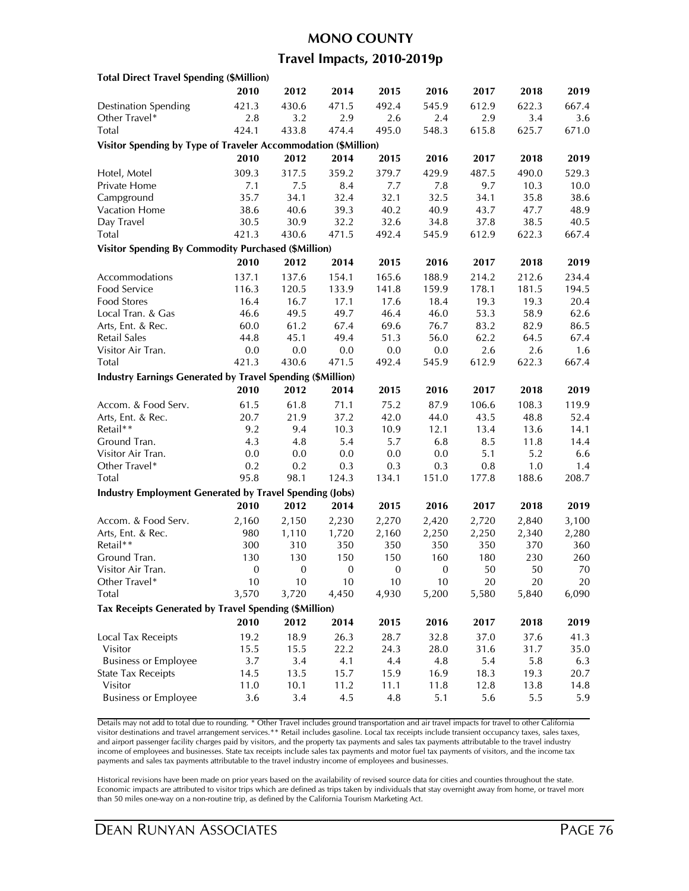# MONO COUNTY

## Travel Impacts, 2010-2019p

| **Total Direct Travel Spending ($Million)** | | | | | | | | |
|---|---|---|---|---|---|---|---|---|
| | **2010** | **2012** | **2014** | **2015** | **2016** | **2017** | **2018** | **2019** |
| Destination Spending | 421.3 | 430.6 | 471.5 | 492.4 | 545.9 | 612.9 | 622.3 | 667.4 |
| Other Travel* | 2.8 | 3.2 | 2.9 | 2.6 | 2.4 | 2.9 | 3.4 | 3.6 |
| Total | 424.1 | 433.8 | 474.4 | 495.0 | 548.3 | 615.8 | 625.7 | 671.0 |
| **Visitor Spending by Type of Traveler Accommodation ($Million)** | | | | | | | | |
| | **2010** | **2012** | **2014** | **2015** | **2016** | **2017** | **2018** | **2019** |
| Hotel, Motel | 309.3 | 317.5 | 359.2 | 379.7 | 429.9 | 487.5 | 490.0 | 529.3 |
| Private Home | 7.1 | 7.5 | 8.4 | 7.7 | 7.8 | 9.7 | 10.3 | 10.0 |
| Campground | 35.7 | 34.1 | 32.4 | 32.1 | 32.5 | 34.1 | 35.8 | 38.6 |
| Vacation Home | 38.6 | 40.6 | 39.3 | 40.2 | 40.9 | 43.7 | 47.7 | 48.9 |
| Day Travel | 30.5 | 30.9 | 32.2 | 32.6 | 34.8 | 37.8 | 38.5 | 40.5 |
| Total | 421.3 | 430.6 | 471.5 | 492.4 | 545.9 | 612.9 | 622.3 | 667.4 |
| **Visitor Spending By Commodity Purchased ($Million)** | | | | | | | | |
| | **2010** | **2012** | **2014** | **2015** | **2016** | **2017** | **2018** | **2019** |
| Accommodations | 137.1 | 137.6 | 154.1 | 165.6 | 188.9 | 214.2 | 212.6 | 234.4 |
| Food Service | 116.3 | 120.5 | 133.9 | 141.8 | 159.9 | 178.1 | 181.5 | 194.5 |
| Food Stores | 16.4 | 16.7 | 17.1 | 17.6 | 18.4 | 19.3 | 19.3 | 20.4 |
| Local Tran. & Gas | 46.6 | 49.5 | 49.7 | 46.4 | 46.0 | 53.3 | 58.9 | 62.6 |
| Arts, Ent. & Rec. | 60.0 | 61.2 | 67.4 | 69.6 | 76.7 | 83.2 | 82.9 | 86.5 |
| Retail Sales | 44.8 | 45.1 | 49.4 | 51.3 | 56.0 | 62.2 | 64.5 | 67.4 |
| Visitor Air Tran. | 0.0 | 0.0 | 0.0 | 0.0 | 0.0 | 2.6 | 2.6 | 1.6 |
| Total | 421.3 | 430.6 | 471.5 | 492.4 | 545.9 | 612.9 | 622.3 | 667.4 |
| **Industry Earnings Generated by Travel Spending ($Million)** | | | | | | | | |
| | **2010** | **2012** | **2014** | **2015** | **2016** | **2017** | **2018** | **2019** |
| Accom. & Food Serv. | 61.5 | 61.8 | 71.1 | 75.2 | 87.9 | 106.6 | 108.3 | 119.9 |
| Arts, Ent. & Rec. | 20.7 | 21.9 | 37.2 | 42.0 | 44.0 | 43.5 | 48.8 | 52.4 |
| Retail** | 9.2 | 9.4 | 10.3 | 10.9 | 12.1 | 13.4 | 13.6 | 14.1 |
| Ground Tran. | 4.3 | 4.8 | 5.4 | 5.7 | 6.8 | 8.5 | 11.8 | 14.4 |
| Visitor Air Tran. | 0.0 | 0.0 | 0.0 | 0.0 | 0.0 | 5.1 | 5.2 | 6.6 |
| Other Travel* | 0.2 | 0.2 | 0.3 | 0.3 | 0.3 | 0.8 | 1.0 | 1.4 |
| Total | 95.8 | 98.1 | 124.3 | 134.1 | 151.0 | 177.8 | 188.6 | 208.7 |
| **Industry Employment Generated by Travel Spending (Jobs)** | | | | | | | | |
| | **2010** | **2012** | **2014** | **2015** | **2016** | **2017** | **2018** | **2019** |
| Accom. & Food Serv. | 2,160 | 2,150 | 2,230 | 2,270 | 2,420 | 2,720 | 2,840 | 3,100 |
| Arts, Ent. & Rec. | 980 | 1,110 | 1,720 | 2,160 | 2,250 | 2,250 | 2,340 | 2,280 |
| Retail** | 300 | 310 | 350 | 350 | 350 | 350 | 370 | 360 |
| Ground Tran. | 130 | 130 | 150 | 150 | 160 | 180 | 230 | 260 |
| Visitor Air Tran. | 0 | 0 | 0 | 0 | 0 | 50 | 50 | 70 |
| Other Travel* | 10 | 10 | 10 | 10 | 10 | 20 | 20 | 20 |
| Total | 3,570 | 3,720 | 4,450 | 4,930 | 5,200 | 5,580 | 5,840 | 6,090 |
| **Tax Receipts Generated by Travel Spending ($Million)** | | | | | | | | |
| | **2010** | **2012** | **2014** | **2015** | **2016** | **2017** | **2018** | **2019** |
| Local Tax Receipts | 19.2 | 18.9 | 26.3 | 28.7 | 32.8 | 37.0 | 37.6 | 41.3 |
| Visitor | 15.5 | 15.5 | 22.2 | 24.3 | 28.0 | 31.6 | 31.7 | 35.0 |
| Business or Employee | 3.7 | 3.4 | 4.1 | 4.4 | 4.8 | 5.4 | 5.8 | 6.3 |
| State Tax Receipts | 14.5 | 13.5 | 15.7 | 15.9 | 16.9 | 18.3 | 19.3 | 20.7 |
| Visitor | 11.0 | 10.1 | 11.2 | 11.1 | 11.8 | 12.8 | 13.8 | 14.8 |
| Business or Employee | 3.6 | 3.4 | 4.5 | 4.8 | 5.1 | 5.6 | 5.5 | 5.9 |

Details may not add to total due to rounding. * Other Travel includes ground transportation and air travel impacts for travel to other California visitor destinations and travel arrangement services.** Retail includes gasoline. Local tax receipts include transient occupancy taxes, sales taxes, and airport passenger facility charges paid by visitors, and the property tax payments and sales tax payments attributable to the travel industry income of employees and businesses. State tax receipts include sales tax payments and motor fuel tax payments of visitors, and the income tax payments and sales tax payments attributable to the travel industry income of employees and businesses.

Historical revisions have been made on prior years based on the availability of revised source data for cities and counties throughout the state. Economic impacts are attributed to visitor trips which are defined as trips taken by individuals that stay overnight away from home, or travel more than 50 miles one-way on a non-routine trip, as defined by the California Tourism Marketing Act.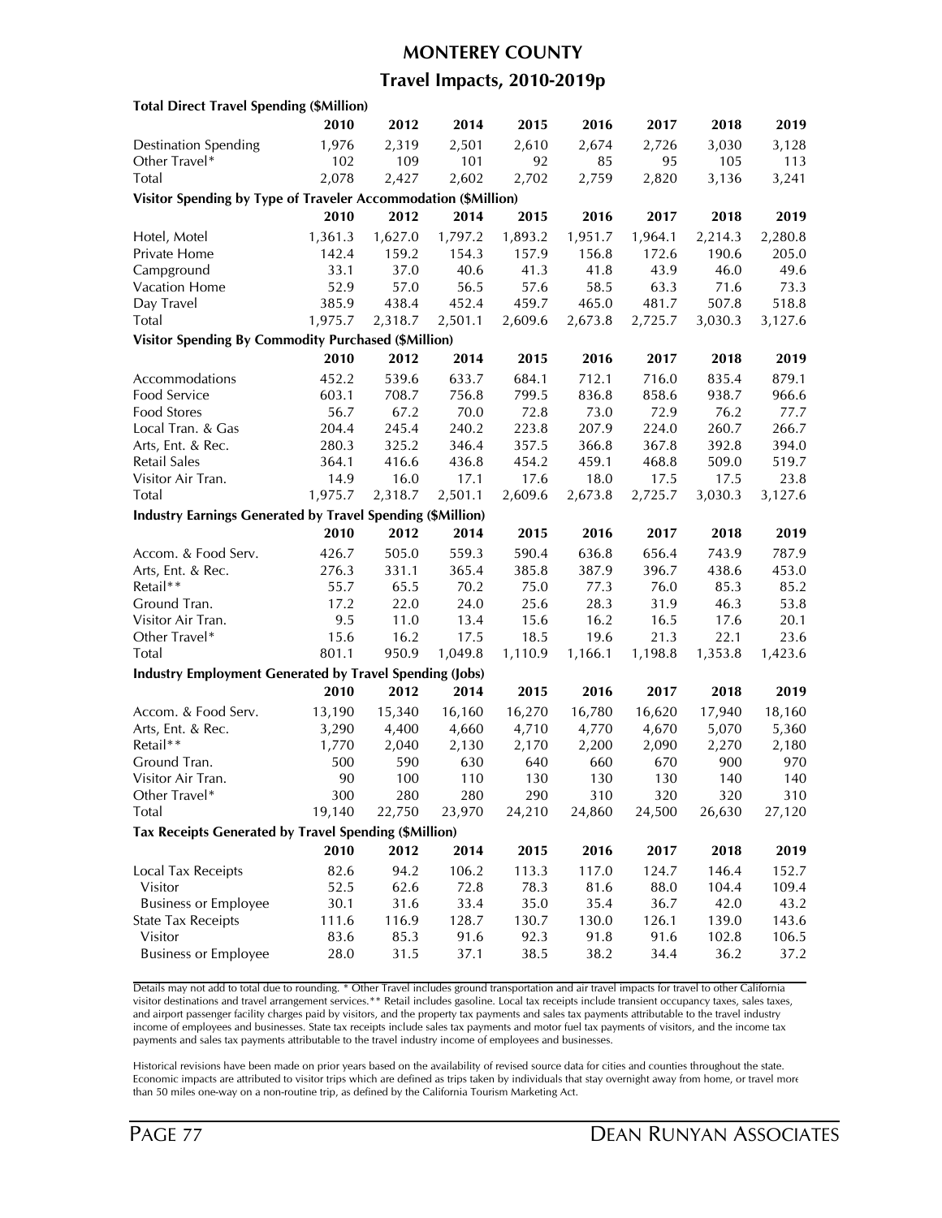# MONTEREY COUNTY

## Travel Impacts, 2010-2019p

| **Total Direct Travel Spending ($Million)** | | | | | | | | |
|---|---|---|---|---|---|---|---|---|
| | **2010** | **2012** | **2014** | **2015** | **2016** | **2017** | **2018** | **2019** |
| Destination Spending | 1,976 | 2,319 | 2,501 | 2,610 | 2,674 | 2,726 | 3,030 | 3,128 |
| Other Travel* | 102 | 109 | 101 | 92 | 85 | 95 | 105 | 113 |
| Total | 2,078 | 2,427 | 2,602 | 2,702 | 2,759 | 2,820 | 3,136 | 3,241 |
| **Visitor Spending by Type of Traveler Accommodation ($Million)** | | | | | | | | |
| | **2010** | **2012** | **2014** | **2015** | **2016** | **2017** | **2018** | **2019** |
| Hotel, Motel | 1,361.3 | 1,627.0 | 1,797.2 | 1,893.2 | 1,951.7 | 1,964.1 | 2,214.3 | 2,280.8 |
| Private Home | 142.4 | 159.2 | 154.3 | 157.9 | 156.8 | 172.6 | 190.6 | 205.0 |
| Campground | 33.1 | 37.0 | 40.6 | 41.3 | 41.8 | 43.9 | 46.0 | 49.6 |
| Vacation Home | 52.9 | 57.0 | 56.5 | 57.6 | 58.5 | 63.3 | 71.6 | 73.3 |
| Day Travel | 385.9 | 438.4 | 452.4 | 459.7 | 465.0 | 481.7 | 507.8 | 518.8 |
| Total | 1,975.7 | 2,318.7 | 2,501.1 | 2,609.6 | 2,673.8 | 2,725.7 | 3,030.3 | 3,127.6 |
| **Visitor Spending By Commodity Purchased ($Million)** | | | | | | | | |
| | **2010** | **2012** | **2014** | **2015** | **2016** | **2017** | **2018** | **2019** |
| Accommodations | 452.2 | 539.6 | 633.7 | 684.1 | 712.1 | 716.0 | 835.4 | 879.1 |
| Food Service | 603.1 | 708.7 | 756.8 | 799.5 | 836.8 | 858.6 | 938.7 | 966.6 |
| Food Stores | 56.7 | 67.2 | 70.0 | 72.8 | 73.0 | 72.9 | 76.2 | 77.7 |
| Local Tran. & Gas | 204.4 | 245.4 | 240.2 | 223.8 | 207.9 | 224.0 | 260.7 | 266.7 |
| Arts, Ent. & Rec. | 280.3 | 325.2 | 346.4 | 357.5 | 366.8 | 367.8 | 392.8 | 394.0 |
| Retail Sales | 364.1 | 416.6 | 436.8 | 454.2 | 459.1 | 468.8 | 509.0 | 519.7 |
| Visitor Air Tran. | 14.9 | 16.0 | 17.1 | 17.6 | 18.0 | 17.5 | 17.5 | 23.8 |
| Total | 1,975.7 | 2,318.7 | 2,501.1 | 2,609.6 | 2,673.8 | 2,725.7 | 3,030.3 | 3,127.6 |
| **Industry Earnings Generated by Travel Spending ($Million)** | | | | | | | | |
| | **2010** | **2012** | **2014** | **2015** | **2016** | **2017** | **2018** | **2019** |
| Accom. & Food Serv. | 426.7 | 505.0 | 559.3 | 590.4 | 636.8 | 656.4 | 743.9 | 787.9 |
| Arts, Ent. & Rec. | 276.3 | 331.1 | 365.4 | 385.8 | 387.9 | 396.7 | 438.6 | 453.0 |
| Retail** | 55.7 | 65.5 | 70.2 | 75.0 | 77.3 | 76.0 | 85.3 | 85.2 |
| Ground Tran. | 17.2 | 22.0 | 24.0 | 25.6 | 28.3 | 31.9 | 46.3 | 53.8 |
| Visitor Air Tran. | 9.5 | 11.0 | 13.4 | 15.6 | 16.2 | 16.5 | 17.6 | 20.1 |
| Other Travel* | 15.6 | 16.2 | 17.5 | 18.5 | 19.6 | 21.3 | 22.1 | 23.6 |
| Total | 801.1 | 950.9 | 1,049.8 | 1,110.9 | 1,166.1 | 1,198.8 | 1,353.8 | 1,423.6 |
| **Industry Employment Generated by Travel Spending (Jobs)** | | | | | | | | |
| | **2010** | **2012** | **2014** | **2015** | **2016** | **2017** | **2018** | **2019** |
| Accom. & Food Serv. | 13,190 | 15,340 | 16,160 | 16,270 | 16,780 | 16,620 | 17,940 | 18,160 |
| Arts, Ent. & Rec. | 3,290 | 4,400 | 4,660 | 4,710 | 4,770 | 4,670 | 5,070 | 5,360 |
| Retail** | 1,770 | 2,040 | 2,130 | 2,170 | 2,200 | 2,090 | 2,270 | 2,180 |
| Ground Tran. | 500 | 590 | 630 | 640 | 660 | 670 | 900 | 970 |
| Visitor Air Tran. | 90 | 100 | 110 | 130 | 130 | 130 | 140 | 140 |
| Other Travel* | 300 | 280 | 280 | 290 | 310 | 320 | 320 | 310 |
| Total | 19,140 | 22,750 | 23,970 | 24,210 | 24,860 | 24,500 | 26,630 | 27,120 |
| **Tax Receipts Generated by Travel Spending ($Million)** | | | | | | | | |
| | **2010** | **2012** | **2014** | **2015** | **2016** | **2017** | **2018** | **2019** |
| Local Tax Receipts | 82.6 | 94.2 | 106.2 | 113.3 | 117.0 | 124.7 | 146.4 | 152.7 |
| Visitor | 52.5 | 62.6 | 72.8 | 78.3 | 81.6 | 88.0 | 104.4 | 109.4 |
| Business or Employee | 30.1 | 31.6 | 33.4 | 35.0 | 35.4 | 36.7 | 42.0 | 43.2 |
| State Tax Receipts | 111.6 | 116.9 | 128.7 | 130.7 | 130.0 | 126.1 | 139.0 | 143.6 |
| Visitor | 83.6 | 85.3 | 91.6 | 92.3 | 91.8 | 91.6 | 102.8 | 106.5 |
| Business or Employee | 28.0 | 31.5 | 37.1 | 38.5 | 38.2 | 34.4 | 36.2 | 37.2 |

Details may not add to total due to rounding. * Other Travel includes ground transportation and air travel impacts for travel to other California visitor destinations and travel arrangement services.** Retail includes gasoline. Local tax receipts include transient occupancy taxes, sales taxes, and airport passenger facility charges paid by visitors, and the property tax payments and sales tax payments attributable to the travel industry income of employees and businesses. State tax receipts include sales tax payments and motor fuel tax payments of visitors, and the income tax payments and sales tax payments attributable to the travel industry income of employees and businesses.

Historical revisions have been made on prior years based on the availability of revised source data for cities and counties throughout the state. Economic impacts are attributed to visitor trips which are defined as trips taken by individuals that stay overnight away from home, or travel more than 50 miles one-way on a non-routine trip, as defined by the California Tourism Marketing Act.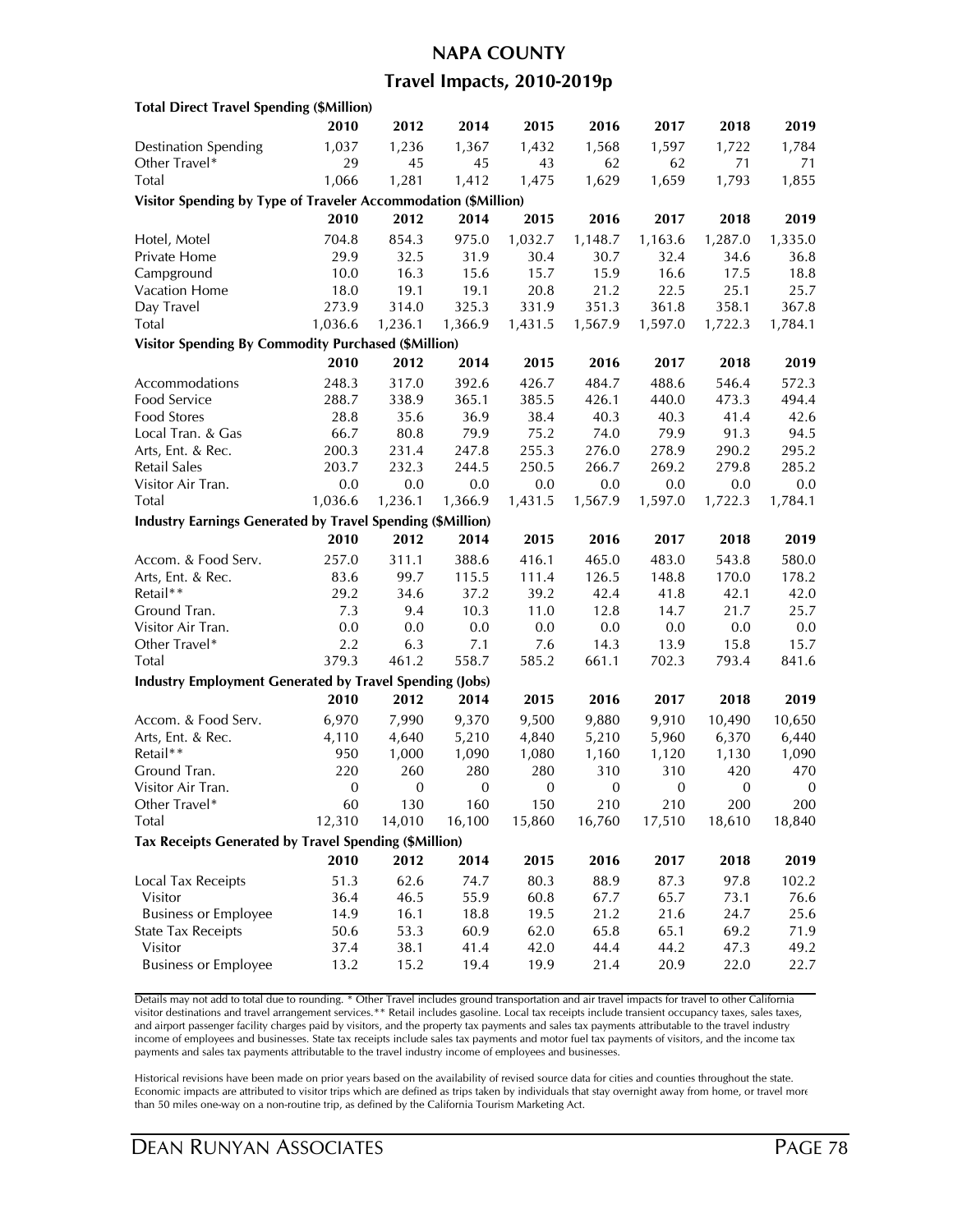# NAPA COUNTY

## Travel Impacts, 2010-2019p

| **Total Direct Travel Spending ($Million)** | | | | | | | | |
|---|---|---|---|---|---|---|---|---|
| | **2010** | **2012** | **2014** | **2015** | **2016** | **2017** | **2018** | **2019** |
| Destination Spending | 1,037 | 1,236 | 1,367 | 1,432 | 1,568 | 1,597 | 1,722 | 1,784 |
| Other Travel* | 29 | 45 | 45 | 43 | 62 | 62 | 71 | 71 |
| Total | 1,066 | 1,281 | 1,412 | 1,475 | 1,629 | 1,659 | 1,793 | 1,855 |
| **Visitor Spending by Type of Traveler Accommodation ($Million)** | | | | | | | | |
| | **2010** | **2012** | **2014** | **2015** | **2016** | **2017** | **2018** | **2019** |
| Hotel, Motel | 704.8 | 854.3 | 975.0 | 1,032.7 | 1,148.7 | 1,163.6 | 1,287.0 | 1,335.0 |
| Private Home | 29.9 | 32.5 | 31.9 | 30.4 | 30.7 | 32.4 | 34.6 | 36.8 |
| Campground | 10.0 | 16.3 | 15.6 | 15.7 | 15.9 | 16.6 | 17.5 | 18.8 |
| Vacation Home | 18.0 | 19.1 | 19.1 | 20.8 | 21.2 | 22.5 | 25.1 | 25.7 |
| Day Travel | 273.9 | 314.0 | 325.3 | 331.9 | 351.3 | 361.8 | 358.1 | 367.8 |
| Total | 1,036.6 | 1,236.1 | 1,366.9 | 1,431.5 | 1,567.9 | 1,597.0 | 1,722.3 | 1,784.1 |
| **Visitor Spending By Commodity Purchased ($Million)** | | | | | | | | |
| | **2010** | **2012** | **2014** | **2015** | **2016** | **2017** | **2018** | **2019** |
| Accommodations | 248.3 | 317.0 | 392.6 | 426.7 | 484.7 | 488.6 | 546.4 | 572.3 |
| Food Service | 288.7 | 338.9 | 365.1 | 385.5 | 426.1 | 440.0 | 473.3 | 494.4 |
| Food Stores | 28.8 | 35.6 | 36.9 | 38.4 | 40.3 | 40.3 | 41.4 | 42.6 |
| Local Tran. & Gas | 66.7 | 80.8 | 79.9 | 75.2 | 74.0 | 79.9 | 91.3 | 94.5 |
| Arts, Ent. & Rec. | 200.3 | 231.4 | 247.8 | 255.3 | 276.0 | 278.9 | 290.2 | 295.2 |
| Retail Sales | 203.7 | 232.3 | 244.5 | 250.5 | 266.7 | 269.2 | 279.8 | 285.2 |
| Visitor Air Tran. | 0.0 | 0.0 | 0.0 | 0.0 | 0.0 | 0.0 | 0.0 | 0.0 |
| Total | 1,036.6 | 1,236.1 | 1,366.9 | 1,431.5 | 1,567.9 | 1,597.0 | 1,722.3 | 1,784.1 |
| **Industry Earnings Generated by Travel Spending ($Million)** | | | | | | | | |
| | **2010** | **2012** | **2014** | **2015** | **2016** | **2017** | **2018** | **2019** |
| Accom. & Food Serv. | 257.0 | 311.1 | 388.6 | 416.1 | 465.0 | 483.0 | 543.8 | 580.0 |
| Arts, Ent. & Rec. | 83.6 | 99.7 | 115.5 | 111.4 | 126.5 | 148.8 | 170.0 | 178.2 |
| Retail** | 29.2 | 34.6 | 37.2 | 39.2 | 42.4 | 41.8 | 42.1 | 42.0 |
| Ground Tran. | 7.3 | 9.4 | 10.3 | 11.0 | 12.8 | 14.7 | 21.7 | 25.7 |
| Visitor Air Tran. | 0.0 | 0.0 | 0.0 | 0.0 | 0.0 | 0.0 | 0.0 | 0.0 |
| Other Travel* | 2.2 | 6.3 | 7.1 | 7.6 | 14.3 | 13.9 | 15.8 | 15.7 |
| Total | 379.3 | 461.2 | 558.7 | 585.2 | 661.1 | 702.3 | 793.4 | 841.6 |
| **Industry Employment Generated by Travel Spending (Jobs)** | | | | | | | | |
| | **2010** | **2012** | **2014** | **2015** | **2016** | **2017** | **2018** | **2019** |
| Accom. & Food Serv. | 6,970 | 7,990 | 9,370 | 9,500 | 9,880 | 9,910 | 10,490 | 10,650 |
| Arts, Ent. & Rec. | 4,110 | 4,640 | 5,210 | 4,840 | 5,210 | 5,960 | 6,370 | 6,440 |
| Retail** | 950 | 1,000 | 1,090 | 1,080 | 1,160 | 1,120 | 1,130 | 1,090 |
| Ground Tran. | 220 | 260 | 280 | 280 | 310 | 310 | 420 | 470 |
| Visitor Air Tran. | 0 | 0 | 0 | 0 | 0 | 0 | 0 | 0 |
| Other Travel* | 60 | 130 | 160 | 150 | 210 | 210 | 200 | 200 |
| Total | 12,310 | 14,010 | 16,100 | 15,860 | 16,760 | 17,510 | 18,610 | 18,840 |
| **Tax Receipts Generated by Travel Spending ($Million)** | | | | | | | | |
| | **2010** | **2012** | **2014** | **2015** | **2016** | **2017** | **2018** | **2019** |
| Local Tax Receipts | 51.3 | 62.6 | 74.7 | 80.3 | 88.9 | 87.3 | 97.8 | 102.2 |
| Visitor | 36.4 | 46.5 | 55.9 | 60.8 | 67.7 | 65.7 | 73.1 | 76.6 |
| Business or Employee | 14.9 | 16.1 | 18.8 | 19.5 | 21.2 | 21.6 | 24.7 | 25.6 |
| State Tax Receipts | 50.6 | 53.3 | 60.9 | 62.0 | 65.8 | 65.1 | 69.2 | 71.9 |
| Visitor | 37.4 | 38.1 | 41.4 | 42.0 | 44.4 | 44.2 | 47.3 | 49.2 |
| Business or Employee | 13.2 | 15.2 | 19.4 | 19.9 | 21.4 | 20.9 | 22.0 | 22.7 |

Details may not add to total due to rounding. * Other Travel includes ground transportation and air travel impacts for travel to other California visitor destinations and travel arrangement services.** Retail includes gasoline. Local tax receipts include transient occupancy taxes, sales taxes, and airport passenger facility charges paid by visitors, and the property tax payments and sales tax payments attributable to the travel industry income of employees and businesses. State tax receipts include sales tax payments and motor fuel tax payments of visitors, and the income tax payments and sales tax payments attributable to the travel industry income of employees and businesses.

Historical revisions have been made on prior years based on the availability of revised source data for cities and counties throughout the state. Economic impacts are attributed to visitor trips which are defined as trips taken by individuals that stay overnight away from home, or travel more than 50 miles one-way on a non-routine trip, as defined by the California Tourism Marketing Act.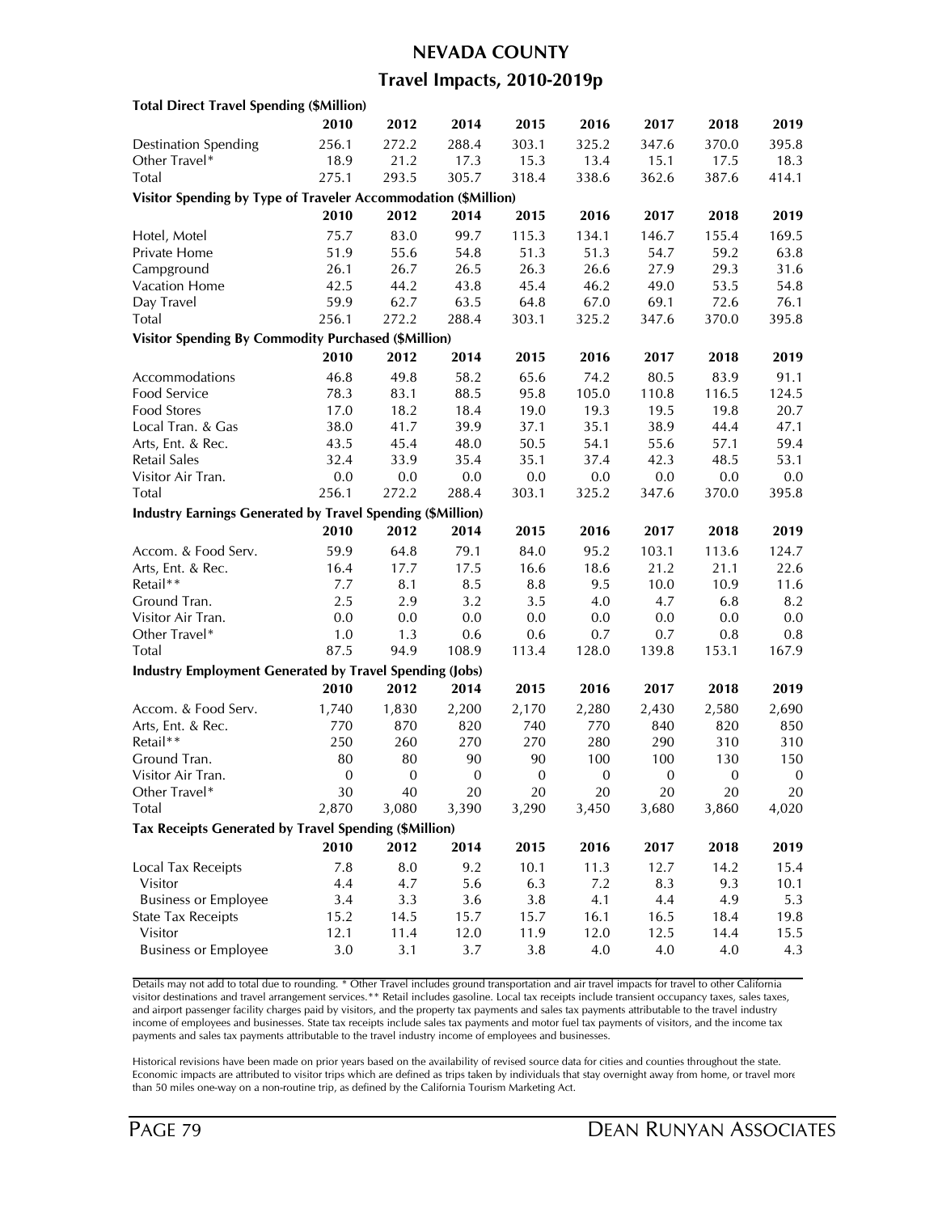# NEVADA COUNTY

## Travel Impacts, 2010-2019p

**Total Direct Travel Spending ($Million)**

| | 2010 | 2012 | 2014 | 2015 | 2016 | 2017 | 2018 | 2019 |
|---|---|---|---|---|---|---|---|---|
| Destination Spending | 256.1 | 272.2 | 288.4 | 303.1 | 325.2 | 347.6 | 370.0 | 395.8 |
| Other Travel* | 18.9 | 21.2 | 17.3 | 15.3 | 13.4 | 15.1 | 17.5 | 18.3 |
| Total | 275.1 | 293.5 | 305.7 | 318.4 | 338.6 | 362.6 | 387.6 | 414.1 |

**Visitor Spending by Type of Traveler Accommodation ($Million)**

| | 2010 | 2012 | 2014 | 2015 | 2016 | 2017 | 2018 | 2019 |
|---|---|---|---|---|---|---|---|---|
| Hotel, Motel | 75.7 | 83.0 | 99.7 | 115.3 | 134.1 | 146.7 | 155.4 | 169.5 |
| Private Home | 51.9 | 55.6 | 54.8 | 51.3 | 51.3 | 54.7 | 59.2 | 63.8 |
| Campground | 26.1 | 26.7 | 26.5 | 26.3 | 26.6 | 27.9 | 29.3 | 31.6 |
| Vacation Home | 42.5 | 44.2 | 43.8 | 45.4 | 46.2 | 49.0 | 53.5 | 54.8 |
| Day Travel | 59.9 | 62.7 | 63.5 | 64.8 | 67.0 | 69.1 | 72.6 | 76.1 |
| Total | 256.1 | 272.2 | 288.4 | 303.1 | 325.2 | 347.6 | 370.0 | 395.8 |

**Visitor Spending By Commodity Purchased ($Million)**

| | 2010 | 2012 | 2014 | 2015 | 2016 | 2017 | 2018 | 2019 |
|---|---|---|---|---|---|---|---|---|
| Accommodations | 46.8 | 49.8 | 58.2 | 65.6 | 74.2 | 80.5 | 83.9 | 91.1 |
| Food Service | 78.3 | 83.1 | 88.5 | 95.8 | 105.0 | 110.8 | 116.5 | 124.5 |
| Food Stores | 17.0 | 18.2 | 18.4 | 19.0 | 19.3 | 19.5 | 19.8 | 20.7 |
| Local Tran. & Gas | 38.0 | 41.7 | 39.9 | 37.1 | 35.1 | 38.9 | 44.4 | 47.1 |
| Arts, Ent. & Rec. | 43.5 | 45.4 | 48.0 | 50.5 | 54.1 | 55.6 | 57.1 | 59.4 |
| Retail Sales | 32.4 | 33.9 | 35.4 | 35.1 | 37.4 | 42.3 | 48.5 | 53.1 |
| Visitor Air Tran. | 0.0 | 0.0 | 0.0 | 0.0 | 0.0 | 0.0 | 0.0 | 0.0 |
| Total | 256.1 | 272.2 | 288.4 | 303.1 | 325.2 | 347.6 | 370.0 | 395.8 |

**Industry Earnings Generated by Travel Spending ($Million)**

| | 2010 | 2012 | 2014 | 2015 | 2016 | 2017 | 2018 | 2019 |
|---|---|---|---|---|---|---|---|---|
| Accom. & Food Serv. | 59.9 | 64.8 | 79.1 | 84.0 | 95.2 | 103.1 | 113.6 | 124.7 |
| Arts, Ent. & Rec. | 16.4 | 17.7 | 17.5 | 16.6 | 18.6 | 21.2 | 21.1 | 22.6 |
| Retail** | 7.7 | 8.1 | 8.5 | 8.8 | 9.5 | 10.0 | 10.9 | 11.6 |
| Ground Tran. | 2.5 | 2.9 | 3.2 | 3.5 | 4.0 | 4.7 | 6.8 | 8.2 |
| Visitor Air Tran. | 0.0 | 0.0 | 0.0 | 0.0 | 0.0 | 0.0 | 0.0 | 0.0 |
| Other Travel* | 1.0 | 1.3 | 0.6 | 0.6 | 0.7 | 0.7 | 0.8 | 0.8 |
| Total | 87.5 | 94.9 | 108.9 | 113.4 | 128.0 | 139.8 | 153.1 | 167.9 |

**Industry Employment Generated by Travel Spending (Jobs)**

| | 2010 | 2012 | 2014 | 2015 | 2016 | 2017 | 2018 | 2019 |
|---|---|---|---|---|---|---|---|---|
| Accom. & Food Serv. | 1,740 | 1,830 | 2,200 | 2,170 | 2,280 | 2,430 | 2,580 | 2,690 |
| Arts, Ent. & Rec. | 770 | 870 | 820 | 740 | 770 | 840 | 820 | 850 |
| Retail** | 250 | 260 | 270 | 270 | 280 | 290 | 310 | 310 |
| Ground Tran. | 80 | 80 | 90 | 90 | 100 | 100 | 130 | 150 |
| Visitor Air Tran. | 0 | 0 | 0 | 0 | 0 | 0 | 0 | 0 |
| Other Travel* | 30 | 40 | 20 | 20 | 20 | 20 | 20 | 20 |
| Total | 2,870 | 3,080 | 3,390 | 3,290 | 3,450 | 3,680 | 3,860 | 4,020 |

**Tax Receipts Generated by Travel Spending ($Million)**

| | 2010 | 2012 | 2014 | 2015 | 2016 | 2017 | 2018 | 2019 |
|---|---|---|---|---|---|---|---|---|
| Local Tax Receipts | 7.8 | 8.0 | 9.2 | 10.1 | 11.3 | 12.7 | 14.2 | 15.4 |
| Visitor | 4.4 | 4.7 | 5.6 | 6.3 | 7.2 | 8.3 | 9.3 | 10.1 |
| Business or Employee | 3.4 | 3.3 | 3.6 | 3.8 | 4.1 | 4.4 | 4.9 | 5.3 |
| State Tax Receipts | 15.2 | 14.5 | 15.7 | 15.7 | 16.1 | 16.5 | 18.4 | 19.8 |
| Visitor | 12.1 | 11.4 | 12.0 | 11.9 | 12.0 | 12.5 | 14.4 | 15.5 |
| Business or Employee | 3.0 | 3.1 | 3.7 | 3.8 | 4.0 | 4.0 | 4.0 | 4.3 |

Details may not add to total due to rounding. * Other Travel includes ground transportation and air travel impacts for travel to other California visitor destinations and travel arrangement services.** Retail includes gasoline. Local tax receipts include transient occupancy taxes, sales taxes, and airport passenger facility charges paid by visitors, and the property tax payments and sales tax payments attributable to the travel industry income of employees and businesses. State tax receipts include sales tax payments and motor fuel tax payments of visitors, and the income tax payments and sales tax payments attributable to the travel industry income of employees and businesses.

Historical revisions have been made on prior years based on the availability of revised source data for cities and counties throughout the state. Economic impacts are attributed to visitor trips which are defined as trips taken by individuals that stay overnight away from home, or travel more than 50 miles one-way on a non-routine trip, as defined by the California Tourism Marketing Act.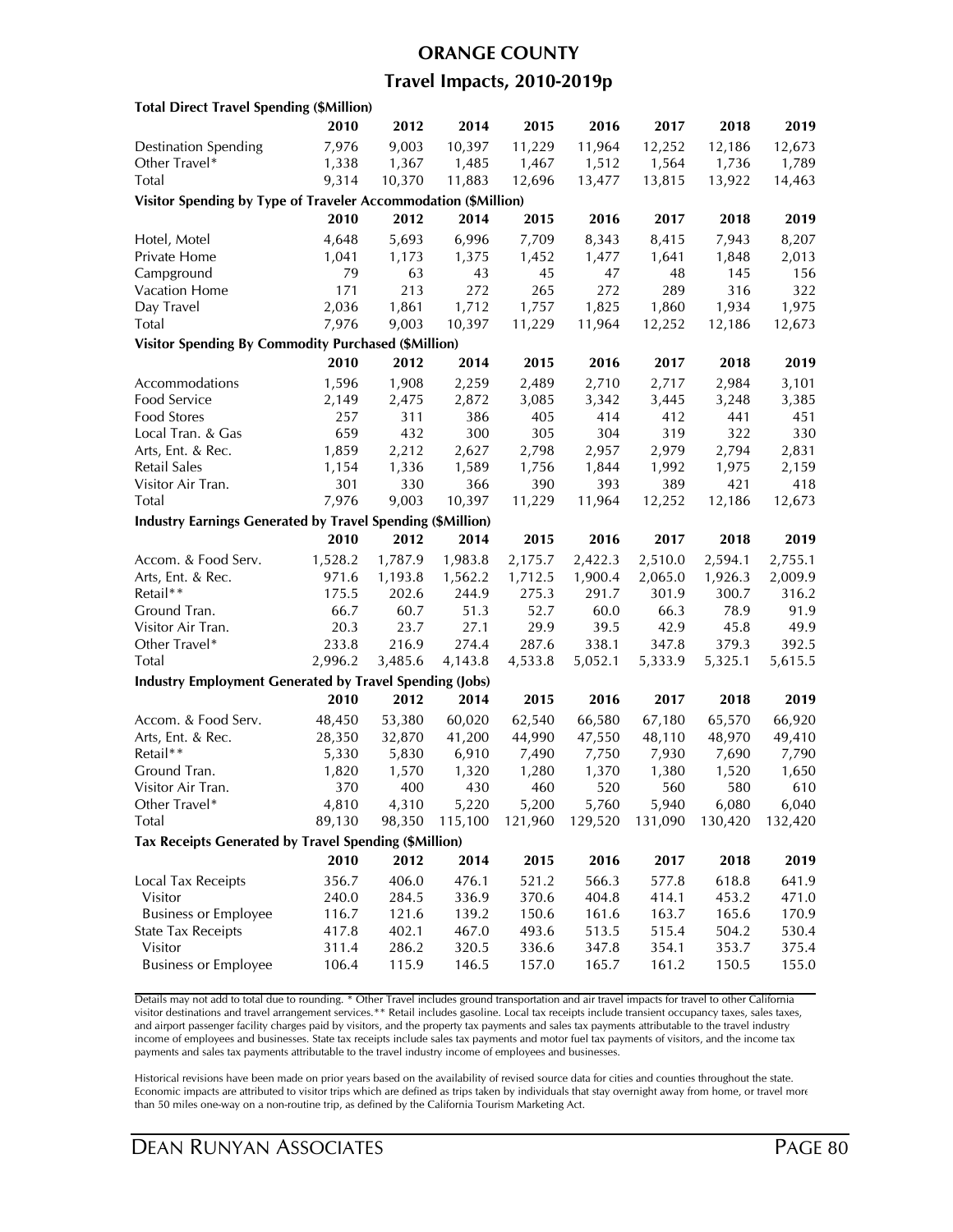# ORANGE COUNTY

## Travel Impacts, 2010-2019p

| **Total Direct Travel Spending ($Million)** | | | | | | | | |
|---|---|---|---|---|---|---|---|---|
| | **2010** | **2012** | **2014** | **2015** | **2016** | **2017** | **2018** | **2019** |
| Destination Spending | 7,976 | 9,003 | 10,397 | 11,229 | 11,964 | 12,252 | 12,186 | 12,673 |
| Other Travel* | 1,338 | 1,367 | 1,485 | 1,467 | 1,512 | 1,564 | 1,736 | 1,789 |
| Total | 9,314 | 10,370 | 11,883 | 12,696 | 13,477 | 13,815 | 13,922 | 14,463 |
| **Visitor Spending by Type of Traveler Accommodation ($Million)** | | | | | | | | |
| | **2010** | **2012** | **2014** | **2015** | **2016** | **2017** | **2018** | **2019** |
| Hotel, Motel | 4,648 | 5,693 | 6,996 | 7,709 | 8,343 | 8,415 | 7,943 | 8,207 |
| Private Home | 1,041 | 1,173 | 1,375 | 1,452 | 1,477 | 1,641 | 1,848 | 2,013 |
| Campground | 79 | 63 | 43 | 45 | 47 | 48 | 145 | 156 |
| Vacation Home | 171 | 213 | 272 | 265 | 272 | 289 | 316 | 322 |
| Day Travel | 2,036 | 1,861 | 1,712 | 1,757 | 1,825 | 1,860 | 1,934 | 1,975 |
| Total | 7,976 | 9,003 | 10,397 | 11,229 | 11,964 | 12,252 | 12,186 | 12,673 |
| **Visitor Spending By Commodity Purchased ($Million)** | | | | | | | | |
| | **2010** | **2012** | **2014** | **2015** | **2016** | **2017** | **2018** | **2019** |
| Accommodations | 1,596 | 1,908 | 2,259 | 2,489 | 2,710 | 2,717 | 2,984 | 3,101 |
| Food Service | 2,149 | 2,475 | 2,872 | 3,085 | 3,342 | 3,445 | 3,248 | 3,385 |
| Food Stores | 257 | 311 | 386 | 405 | 414 | 412 | 441 | 451 |
| Local Tran. & Gas | 659 | 432 | 300 | 305 | 304 | 319 | 322 | 330 |
| Arts, Ent. & Rec. | 1,859 | 2,212 | 2,627 | 2,798 | 2,957 | 2,979 | 2,794 | 2,831 |
| Retail Sales | 1,154 | 1,336 | 1,589 | 1,756 | 1,844 | 1,992 | 1,975 | 2,159 |
| Visitor Air Tran. | 301 | 330 | 366 | 390 | 393 | 389 | 421 | 418 |
| Total | 7,976 | 9,003 | 10,397 | 11,229 | 11,964 | 12,252 | 12,186 | 12,673 |
| **Industry Earnings Generated by Travel Spending ($Million)** | | | | | | | | |
| | **2010** | **2012** | **2014** | **2015** | **2016** | **2017** | **2018** | **2019** |
| Accom. & Food Serv. | 1,528.2 | 1,787.9 | 1,983.8 | 2,175.7 | 2,422.3 | 2,510.0 | 2,594.1 | 2,755.1 |
| Arts, Ent. & Rec. | 971.6 | 1,193.8 | 1,562.2 | 1,712.5 | 1,900.4 | 2,065.0 | 1,926.3 | 2,009.9 |
| Retail** | 175.5 | 202.6 | 244.9 | 275.3 | 291.7 | 301.9 | 300.7 | 316.2 |
| Ground Tran. | 66.7 | 60.7 | 51.3 | 52.7 | 60.0 | 66.3 | 78.9 | 91.9 |
| Visitor Air Tran. | 20.3 | 23.7 | 27.1 | 29.9 | 39.5 | 42.9 | 45.8 | 49.9 |
| Other Travel* | 233.8 | 216.9 | 274.4 | 287.6 | 338.1 | 347.8 | 379.3 | 392.5 |
| Total | 2,996.2 | 3,485.6 | 4,143.8 | 4,533.8 | 5,052.1 | 5,333.9 | 5,325.1 | 5,615.5 |
| **Industry Employment Generated by Travel Spending (Jobs)** | | | | | | | | |
| | **2010** | **2012** | **2014** | **2015** | **2016** | **2017** | **2018** | **2019** |
| Accom. & Food Serv. | 48,450 | 53,380 | 60,020 | 62,540 | 66,580 | 67,180 | 65,570 | 66,920 |
| Arts, Ent. & Rec. | 28,350 | 32,870 | 41,200 | 44,990 | 47,550 | 48,110 | 48,970 | 49,410 |
| Retail** | 5,330 | 5,830 | 6,910 | 7,490 | 7,750 | 7,930 | 7,690 | 7,790 |
| Ground Tran. | 1,820 | 1,570 | 1,320 | 1,280 | 1,370 | 1,380 | 1,520 | 1,650 |
| Visitor Air Tran. | 370 | 400 | 430 | 460 | 520 | 560 | 580 | 610 |
| Other Travel* | 4,810 | 4,310 | 5,220 | 5,200 | 5,760 | 5,940 | 6,080 | 6,040 |
| Total | 89,130 | 98,350 | 115,100 | 121,960 | 129,520 | 131,090 | 130,420 | 132,420 |
| **Tax Receipts Generated by Travel Spending ($Million)** | | | | | | | | |
| | **2010** | **2012** | **2014** | **2015** | **2016** | **2017** | **2018** | **2019** |
| Local Tax Receipts | 356.7 | 406.0 | 476.1 | 521.2 | 566.3 | 577.8 | 618.8 | 641.9 |
| Visitor | 240.0 | 284.5 | 336.9 | 370.6 | 404.8 | 414.1 | 453.2 | 471.0 |
| Business or Employee | 116.7 | 121.6 | 139.2 | 150.6 | 161.6 | 163.7 | 165.6 | 170.9 |
| State Tax Receipts | 417.8 | 402.1 | 467.0 | 493.6 | 513.5 | 515.4 | 504.2 | 530.4 |
| Visitor | 311.4 | 286.2 | 320.5 | 336.6 | 347.8 | 354.1 | 353.7 | 375.4 |
| Business or Employee | 106.4 | 115.9 | 146.5 | 157.0 | 165.7 | 161.2 | 150.5 | 155.0 |

Details may not add to total due to rounding. * Other Travel includes ground transportation and air travel impacts for travel to other California visitor destinations and travel arrangement services.** Retail includes gasoline. Local tax receipts include transient occupancy taxes, sales taxes, and airport passenger facility charges paid by visitors, and the property tax payments and sales tax payments attributable to the travel industry income of employees and businesses. State tax receipts include sales tax payments and motor fuel tax payments of visitors, and the income tax payments and sales tax payments attributable to the travel industry income of employees and businesses.

Historical revisions have been made on prior years based on the availability of revised source data for cities and counties throughout the state. Economic impacts are attributed to visitor trips which are defined as trips taken by individuals that stay overnight away from home, or travel more than 50 miles one-way on a non-routine trip, as defined by the California Tourism Marketing Act.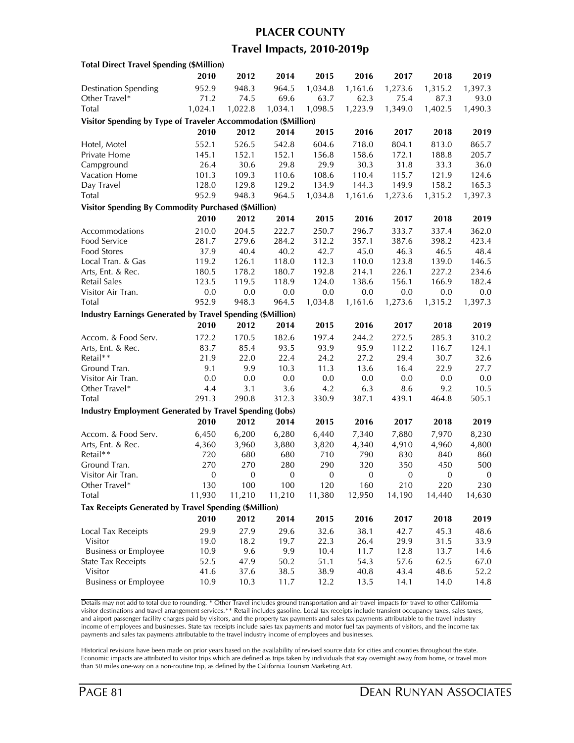# PLACER COUNTY

## Travel Impacts, 2010-2019p

**Total Direct Travel Spending ($Million)**

| | 2010 | 2012 | 2014 | 2015 | 2016 | 2017 | 2018 | 2019 |
|---|---|---|---|---|---|---|---|---|
| Destination Spending | 952.9 | 948.3 | 964.5 | 1,034.8 | 1,161.6 | 1,273.6 | 1,315.2 | 1,397.3 |
| Other Travel* | 71.2 | 74.5 | 69.6 | 63.7 | 62.3 | 75.4 | 87.3 | 93.0 |
| Total | 1,024.1 | 1,022.8 | 1,034.1 | 1,098.5 | 1,223.9 | 1,349.0 | 1,402.5 | 1,490.3 |

**Visitor Spending by Type of Traveler Accommodation ($Million)**

| | 2010 | 2012 | 2014 | 2015 | 2016 | 2017 | 2018 | 2019 |
|---|---|---|---|---|---|---|---|---|
| Hotel, Motel | 552.1 | 526.5 | 542.8 | 604.6 | 718.0 | 804.1 | 813.0 | 865.7 |
| Private Home | 145.1 | 152.1 | 152.1 | 156.8 | 158.6 | 172.1 | 188.8 | 205.7 |
| Campground | 26.4 | 30.6 | 29.8 | 29.9 | 30.3 | 31.8 | 33.3 | 36.0 |
| Vacation Home | 101.3 | 109.3 | 110.6 | 108.6 | 110.4 | 115.7 | 121.9 | 124.6 |
| Day Travel | 128.0 | 129.8 | 129.2 | 134.9 | 144.3 | 149.9 | 158.2 | 165.3 |
| Total | 952.9 | 948.3 | 964.5 | 1,034.8 | 1,161.6 | 1,273.6 | 1,315.2 | 1,397.3 |

**Visitor Spending By Commodity Purchased ($Million)**

| | 2010 | 2012 | 2014 | 2015 | 2016 | 2017 | 2018 | 2019 |
|---|---|---|---|---|---|---|---|---|
| Accommodations | 210.0 | 204.5 | 222.7 | 250.7 | 296.7 | 333.7 | 337.4 | 362.0 |
| Food Service | 281.7 | 279.6 | 284.2 | 312.2 | 357.1 | 387.6 | 398.2 | 423.4 |
| Food Stores | 37.9 | 40.4 | 40.2 | 42.7 | 45.0 | 46.3 | 46.5 | 48.4 |
| Local Tran. & Gas | 119.2 | 126.1 | 118.0 | 112.3 | 110.0 | 123.8 | 139.0 | 146.5 |
| Arts, Ent. & Rec. | 180.5 | 178.2 | 180.7 | 192.8 | 214.1 | 226.1 | 227.2 | 234.6 |
| Retail Sales | 123.5 | 119.5 | 118.9 | 124.0 | 138.6 | 156.1 | 166.9 | 182.4 |
| Visitor Air Tran. | 0.0 | 0.0 | 0.0 | 0.0 | 0.0 | 0.0 | 0.0 | 0.0 |
| Total | 952.9 | 948.3 | 964.5 | 1,034.8 | 1,161.6 | 1,273.6 | 1,315.2 | 1,397.3 |

**Industry Earnings Generated by Travel Spending ($Million)**

| | 2010 | 2012 | 2014 | 2015 | 2016 | 2017 | 2018 | 2019 |
|---|---|---|---|---|---|---|---|---|
| Accom. & Food Serv. | 172.2 | 170.5 | 182.6 | 197.4 | 244.2 | 272.5 | 285.3 | 310.2 |
| Arts, Ent. & Rec. | 83.7 | 85.4 | 93.5 | 93.9 | 95.9 | 112.2 | 116.7 | 124.1 |
| Retail** | 21.9 | 22.0 | 22.4 | 24.2 | 27.2 | 29.4 | 30.7 | 32.6 |
| Ground Tran. | 9.1 | 9.9 | 10.3 | 11.3 | 13.6 | 16.4 | 22.9 | 27.7 |
| Visitor Air Tran. | 0.0 | 0.0 | 0.0 | 0.0 | 0.0 | 0.0 | 0.0 | 0.0 |
| Other Travel* | 4.4 | 3.1 | 3.6 | 4.2 | 6.3 | 8.6 | 9.2 | 10.5 |
| Total | 291.3 | 290.8 | 312.3 | 330.9 | 387.1 | 439.1 | 464.8 | 505.1 |

**Industry Employment Generated by Travel Spending (Jobs)**

| | 2010 | 2012 | 2014 | 2015 | 2016 | 2017 | 2018 | 2019 |
|---|---|---|---|---|---|---|---|---|
| Accom. & Food Serv. | 6,450 | 6,200 | 6,280 | 6,440 | 7,340 | 7,880 | 7,970 | 8,230 |
| Arts, Ent. & Rec. | 4,360 | 3,960 | 3,880 | 3,820 | 4,340 | 4,910 | 4,960 | 4,800 |
| Retail** | 720 | 680 | 680 | 710 | 790 | 830 | 840 | 860 |
| Ground Tran. | 270 | 270 | 280 | 290 | 320 | 350 | 450 | 500 |
| Visitor Air Tran. | 0 | 0 | 0 | 0 | 0 | 0 | 0 | 0 |
| Other Travel* | 130 | 100 | 100 | 120 | 160 | 210 | 220 | 230 |
| Total | 11,930 | 11,210 | 11,210 | 11,380 | 12,950 | 14,190 | 14,440 | 14,630 |

**Tax Receipts Generated by Travel Spending ($Million)**

| | 2010 | 2012 | 2014 | 2015 | 2016 | 2017 | 2018 | 2019 |
|---|---|---|---|---|---|---|---|---|
| Local Tax Receipts | 29.9 | 27.9 | 29.6 | 32.6 | 38.1 | 42.7 | 45.3 | 48.6 |
| Visitor | 19.0 | 18.2 | 19.7 | 22.3 | 26.4 | 29.9 | 31.5 | 33.9 |
| Business or Employee | 10.9 | 9.6 | 9.9 | 10.4 | 11.7 | 12.8 | 13.7 | 14.6 |
| State Tax Receipts | 52.5 | 47.9 | 50.2 | 51.1 | 54.3 | 57.6 | 62.5 | 67.0 |
| Visitor | 41.6 | 37.6 | 38.5 | 38.9 | 40.8 | 43.4 | 48.6 | 52.2 |
| Business or Employee | 10.9 | 10.3 | 11.7 | 12.2 | 13.5 | 14.1 | 14.0 | 14.8 |

Details may not add to total due to rounding. * Other Travel includes ground transportation and air travel impacts for travel to other California visitor destinations and travel arrangement services.** Retail includes gasoline. Local tax receipts include transient occupancy taxes, sales taxes, and airport passenger facility charges paid by visitors, and the property tax payments and sales tax payments attributable to the travel industry income of employees and businesses. State tax receipts include sales tax payments and motor fuel tax payments of visitors, and the income tax payments and sales tax payments attributable to the travel industry income of employees and businesses.

Historical revisions have been made on prior years based on the availability of revised source data for cities and counties throughout the state. Economic impacts are attributed to visitor trips which are defined as trips taken by individuals that stay overnight away from home, or travel more than 50 miles one-way on a non-routine trip, as defined by the California Tourism Marketing Act.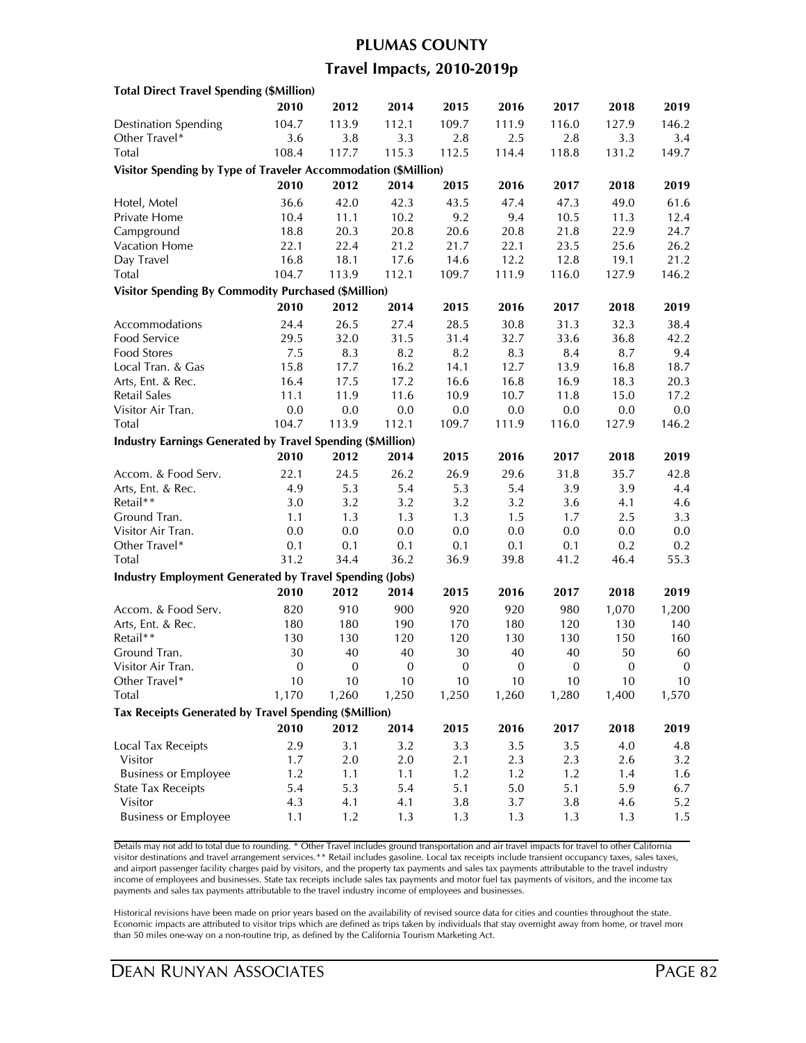# PLUMAS COUNTY

## Travel Impacts, 2010-2019p

| **Total Direct Travel Spending ($Million)** | | | | | | | | |
|---|---|---|---|---|---|---|---|---|
| | **2010** | **2012** | **2014** | **2015** | **2016** | **2017** | **2018** | **2019** |
| Destination Spending | 104.7 | 113.9 | 112.1 | 109.7 | 111.9 | 116.0 | 127.9 | 146.2 |
| Other Travel* | 3.6 | 3.8 | 3.3 | 2.8 | 2.5 | 2.8 | 3.3 | 3.4 |
| Total | 108.4 | 117.7 | 115.3 | 112.5 | 114.4 | 118.8 | 131.2 | 149.7 |
| **Visitor Spending by Type of Traveler Accommodation ($Million)** | | | | | | | | |
| | **2010** | **2012** | **2014** | **2015** | **2016** | **2017** | **2018** | **2019** |
| Hotel, Motel | 36.6 | 42.0 | 42.3 | 43.5 | 47.4 | 47.3 | 49.0 | 61.6 |
| Private Home | 10.4 | 11.1 | 10.2 | 9.2 | 9.4 | 10.5 | 11.3 | 12.4 |
| Campground | 18.8 | 20.3 | 20.8 | 20.6 | 20.8 | 21.8 | 22.9 | 24.7 |
| Vacation Home | 22.1 | 22.4 | 21.2 | 21.7 | 22.1 | 23.5 | 25.6 | 26.2 |
| Day Travel | 16.8 | 18.1 | 17.6 | 14.6 | 12.2 | 12.8 | 19.1 | 21.2 |
| Total | 104.7 | 113.9 | 112.1 | 109.7 | 111.9 | 116.0 | 127.9 | 146.2 |
| **Visitor Spending By Commodity Purchased ($Million)** | | | | | | | | |
| | **2010** | **2012** | **2014** | **2015** | **2016** | **2017** | **2018** | **2019** |
| Accommodations | 24.4 | 26.5 | 27.4 | 28.5 | 30.8 | 31.3 | 32.3 | 38.4 |
| Food Service | 29.5 | 32.0 | 31.5 | 31.4 | 32.7 | 33.6 | 36.8 | 42.2 |
| Food Stores | 7.5 | 8.3 | 8.2 | 8.2 | 8.3 | 8.4 | 8.7 | 9.4 |
| Local Tran. & Gas | 15.8 | 17.7 | 16.2 | 14.1 | 12.7 | 13.9 | 16.8 | 18.7 |
| Arts, Ent. & Rec. | 16.4 | 17.5 | 17.2 | 16.6 | 16.8 | 16.9 | 18.3 | 20.3 |
| Retail Sales | 11.1 | 11.9 | 11.6 | 10.9 | 10.7 | 11.8 | 15.0 | 17.2 |
| Visitor Air Tran. | 0.0 | 0.0 | 0.0 | 0.0 | 0.0 | 0.0 | 0.0 | 0.0 |
| Total | 104.7 | 113.9 | 112.1 | 109.7 | 111.9 | 116.0 | 127.9 | 146.2 |
| **Industry Earnings Generated by Travel Spending ($Million)** | | | | | | | | |
| | **2010** | **2012** | **2014** | **2015** | **2016** | **2017** | **2018** | **2019** |
| Accom. & Food Serv. | 22.1 | 24.5 | 26.2 | 26.9 | 29.6 | 31.8 | 35.7 | 42.8 |
| Arts, Ent. & Rec. | 4.9 | 5.3 | 5.4 | 5.3 | 5.4 | 3.9 | 3.9 | 4.4 |
| Retail** | 3.0 | 3.2 | 3.2 | 3.2 | 3.2 | 3.6 | 4.1 | 4.6 |
| Ground Tran. | 1.1 | 1.3 | 1.3 | 1.3 | 1.5 | 1.7 | 2.5 | 3.3 |
| Visitor Air Tran. | 0.0 | 0.0 | 0.0 | 0.0 | 0.0 | 0.0 | 0.0 | 0.0 |
| Other Travel* | 0.1 | 0.1 | 0.1 | 0.1 | 0.1 | 0.1 | 0.2 | 0.2 |
| Total | 31.2 | 34.4 | 36.2 | 36.9 | 39.8 | 41.2 | 46.4 | 55.3 |
| **Industry Employment Generated by Travel Spending (Jobs)** | | | | | | | | |
| | **2010** | **2012** | **2014** | **2015** | **2016** | **2017** | **2018** | **2019** |
| Accom. & Food Serv. | 820 | 910 | 900 | 920 | 920 | 980 | 1,070 | 1,200 |
| Arts, Ent. & Rec. | 180 | 180 | 190 | 170 | 180 | 120 | 130 | 140 |
| Retail** | 130 | 130 | 120 | 120 | 130 | 130 | 150 | 160 |
| Ground Tran. | 30 | 40 | 40 | 30 | 40 | 40 | 50 | 60 |
| Visitor Air Tran. | 0 | 0 | 0 | 0 | 0 | 0 | 0 | 0 |
| Other Travel* | 10 | 10 | 10 | 10 | 10 | 10 | 10 | 10 |
| Total | 1,170 | 1,260 | 1,250 | 1,250 | 1,260 | 1,280 | 1,400 | 1,570 |
| **Tax Receipts Generated by Travel Spending ($Million)** | | | | | | | | |
| | **2010** | **2012** | **2014** | **2015** | **2016** | **2017** | **2018** | **2019** |
| Local Tax Receipts | 2.9 | 3.1 | 3.2 | 3.3 | 3.5 | 3.5 | 4.0 | 4.8 |
| Visitor | 1.7 | 2.0 | 2.0 | 2.1 | 2.3 | 2.3 | 2.6 | 3.2 |
| Business or Employee | 1.2 | 1.1 | 1.1 | 1.2 | 1.2 | 1.2 | 1.4 | 1.6 |
| State Tax Receipts | 5.4 | 5.3 | 5.4 | 5.1 | 5.0 | 5.1 | 5.9 | 6.7 |
| Visitor | 4.3 | 4.1 | 4.1 | 3.8 | 3.7 | 3.8 | 4.6 | 5.2 |
| Business or Employee | 1.1 | 1.2 | 1.3 | 1.3 | 1.3 | 1.3 | 1.3 | 1.5 |

Details may not add to total due to rounding. * Other Travel includes ground transportation and air travel impacts for travel to other California visitor destinations and travel arrangement services.** Retail includes gasoline. Local tax receipts include transient occupancy taxes, sales taxes, and airport passenger facility charges paid by visitors, and the property tax payments and sales tax payments attributable to the travel industry income of employees and businesses. State tax receipts include sales tax payments and motor fuel tax payments of visitors, and the income tax payments and sales tax payments attributable to the travel industry income of employees and businesses.

Historical revisions have been made on prior years based on the availability of revised source data for cities and counties throughout the state. Economic impacts are attributed to visitor trips which are defined as trips taken by individuals that stay overnight away from home, or travel more than 50 miles one-way on a non-routine trip, as defined by the California Tourism Marketing Act.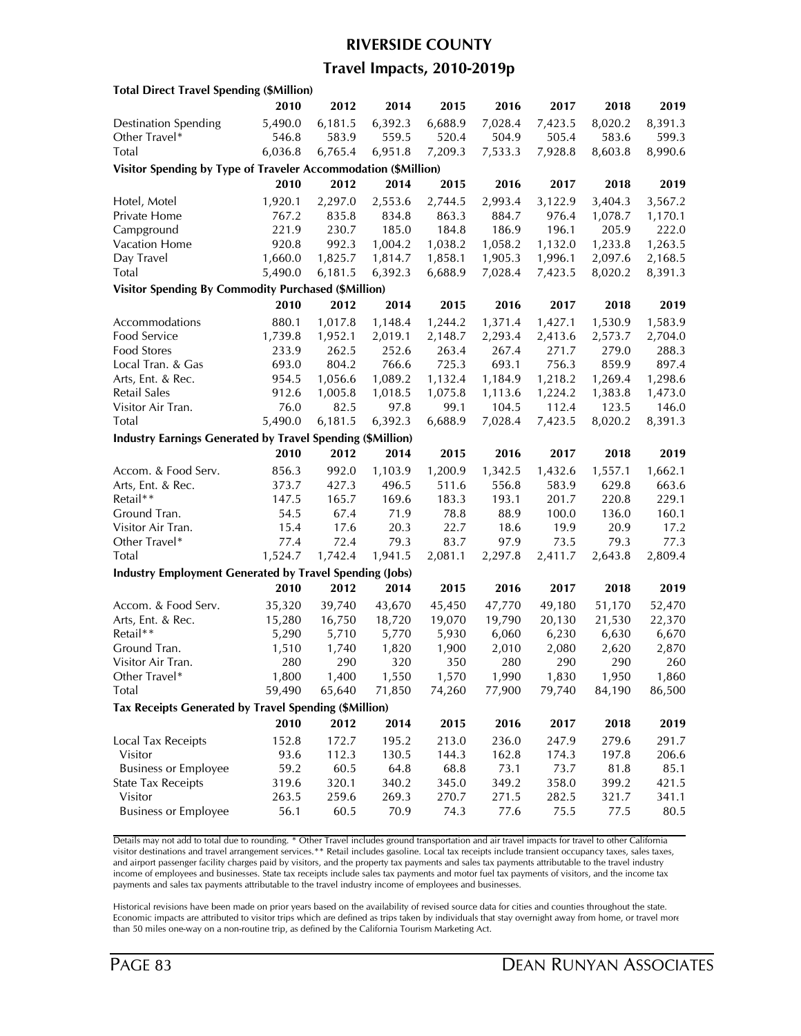# RIVERSIDE COUNTY

## Travel Impacts, 2010-2019p

**Total Direct Travel Spending ($Million)**

| | 2010 | 2012 | 2014 | 2015 | 2016 | 2017 | 2018 | 2019 |
|---|---|---|---|---|---|---|---|---|
| Destination Spending | 5,490.0 | 6,181.5 | 6,392.3 | 6,688.9 | 7,028.4 | 7,423.5 | 8,020.2 | 8,391.3 |
| Other Travel* | 546.8 | 583.9 | 559.5 | 520.4 | 504.9 | 505.4 | 583.6 | 599.3 |
| Total | 6,036.8 | 6,765.4 | 6,951.8 | 7,209.3 | 7,533.3 | 7,928.8 | 8,603.8 | 8,990.6 |

**Visitor Spending by Type of Traveler Accommodation ($Million)**

| | 2010 | 2012 | 2014 | 2015 | 2016 | 2017 | 2018 | 2019 |
|---|---|---|---|---|---|---|---|---|
| Hotel, Motel | 1,920.1 | 2,297.0 | 2,553.6 | 2,744.5 | 2,993.4 | 3,122.9 | 3,404.3 | 3,567.2 |
| Private Home | 767.2 | 835.8 | 834.8 | 863.3 | 884.7 | 976.4 | 1,078.7 | 1,170.1 |
| Campground | 221.9 | 230.7 | 185.0 | 184.8 | 186.9 | 196.1 | 205.9 | 222.0 |
| Vacation Home | 920.8 | 992.3 | 1,004.2 | 1,038.2 | 1,058.2 | 1,132.0 | 1,233.8 | 1,263.5 |
| Day Travel | 1,660.0 | 1,825.7 | 1,814.7 | 1,858.1 | 1,905.3 | 1,996.1 | 2,097.6 | 2,168.5 |
| Total | 5,490.0 | 6,181.5 | 6,392.3 | 6,688.9 | 7,028.4 | 7,423.5 | 8,020.2 | 8,391.3 |

**Visitor Spending By Commodity Purchased ($Million)**

| | 2010 | 2012 | 2014 | 2015 | 2016 | 2017 | 2018 | 2019 |
|---|---|---|---|---|---|---|---|---|
| Accommodations | 880.1 | 1,017.8 | 1,148.4 | 1,244.2 | 1,371.4 | 1,427.1 | 1,530.9 | 1,583.9 |
| Food Service | 1,739.8 | 1,952.1 | 2,019.1 | 2,148.7 | 2,293.4 | 2,413.6 | 2,573.7 | 2,704.0 |
| Food Stores | 233.9 | 262.5 | 252.6 | 263.4 | 267.4 | 271.7 | 279.0 | 288.3 |
| Local Tran. & Gas | 693.0 | 804.2 | 766.6 | 725.3 | 693.1 | 756.3 | 859.9 | 897.4 |
| Arts, Ent. & Rec. | 954.5 | 1,056.6 | 1,089.2 | 1,132.4 | 1,184.9 | 1,218.2 | 1,269.4 | 1,298.6 |
| Retail Sales | 912.6 | 1,005.8 | 1,018.5 | 1,075.8 | 1,113.6 | 1,224.2 | 1,383.8 | 1,473.0 |
| Visitor Air Tran. | 76.0 | 82.5 | 97.8 | 99.1 | 104.5 | 112.4 | 123.5 | 146.0 |
| Total | 5,490.0 | 6,181.5 | 6,392.3 | 6,688.9 | 7,028.4 | 7,423.5 | 8,020.2 | 8,391.3 |

**Industry Earnings Generated by Travel Spending ($Million)**

| | 2010 | 2012 | 2014 | 2015 | 2016 | 2017 | 2018 | 2019 |
|---|---|---|---|---|---|---|---|---|
| Accom. & Food Serv. | 856.3 | 992.0 | 1,103.9 | 1,200.9 | 1,342.5 | 1,432.6 | 1,557.1 | 1,662.1 |
| Arts, Ent. & Rec. | 373.7 | 427.3 | 496.5 | 511.6 | 556.8 | 583.9 | 629.8 | 663.6 |
| Retail** | 147.5 | 165.7 | 169.6 | 183.3 | 193.1 | 201.7 | 220.8 | 229.1 |
| Ground Tran. | 54.5 | 67.4 | 71.9 | 78.8 | 88.9 | 100.0 | 136.0 | 160.1 |
| Visitor Air Tran. | 15.4 | 17.6 | 20.3 | 22.7 | 18.6 | 19.9 | 20.9 | 17.2 |
| Other Travel* | 77.4 | 72.4 | 79.3 | 83.7 | 97.9 | 73.5 | 79.3 | 77.3 |
| Total | 1,524.7 | 1,742.4 | 1,941.5 | 2,081.1 | 2,297.8 | 2,411.7 | 2,643.8 | 2,809.4 |

**Industry Employment Generated by Travel Spending (Jobs)**

| | 2010 | 2012 | 2014 | 2015 | 2016 | 2017 | 2018 | 2019 |
|---|---|---|---|---|---|---|---|---|
| Accom. & Food Serv. | 35,320 | 39,740 | 43,670 | 45,450 | 47,770 | 49,180 | 51,170 | 52,470 |
| Arts, Ent. & Rec. | 15,280 | 16,750 | 18,720 | 19,070 | 19,790 | 20,130 | 21,530 | 22,370 |
| Retail** | 5,290 | 5,710 | 5,770 | 5,930 | 6,060 | 6,230 | 6,630 | 6,670 |
| Ground Tran. | 1,510 | 1,740 | 1,820 | 1,900 | 2,010 | 2,080 | 2,620 | 2,870 |
| Visitor Air Tran. | 280 | 290 | 320 | 350 | 280 | 290 | 290 | 260 |
| Other Travel* | 1,800 | 1,400 | 1,550 | 1,570 | 1,990 | 1,830 | 1,950 | 1,860 |
| Total | 59,490 | 65,640 | 71,850 | 74,260 | 77,900 | 79,740 | 84,190 | 86,500 |

**Tax Receipts Generated by Travel Spending ($Million)**

| | 2010 | 2012 | 2014 | 2015 | 2016 | 2017 | 2018 | 2019 |
|---|---|---|---|---|---|---|---|---|
| Local Tax Receipts | 152.8 | 172.7 | 195.2 | 213.0 | 236.0 | 247.9 | 279.6 | 291.7 |
| Visitor | 93.6 | 112.3 | 130.5 | 144.3 | 162.8 | 174.3 | 197.8 | 206.6 |
| Business or Employee | 59.2 | 60.5 | 64.8 | 68.8 | 73.1 | 73.7 | 81.8 | 85.1 |
| State Tax Receipts | 319.6 | 320.1 | 340.2 | 345.0 | 349.2 | 358.0 | 399.2 | 421.5 |
| Visitor | 263.5 | 259.6 | 269.3 | 270.7 | 271.5 | 282.5 | 321.7 | 341.1 |
| Business or Employee | 56.1 | 60.5 | 70.9 | 74.3 | 77.6 | 75.5 | 77.5 | 80.5 |

Details may not add to total due to rounding. * Other Travel includes ground transportation and air travel impacts for travel to other California visitor destinations and travel arrangement services.** Retail includes gasoline. Local tax receipts include transient occupancy taxes, sales taxes, and airport passenger facility charges paid by visitors, and the property tax payments and sales tax payments attributable to the travel industry income of employees and businesses. State tax receipts include sales tax payments and motor fuel tax payments of visitors, and the income tax payments and sales tax payments attributable to the travel industry income of employees and businesses.

Historical revisions have been made on prior years based on the availability of revised source data for cities and counties throughout the state. Economic impacts are attributed to visitor trips which are defined as trips taken by individuals that stay overnight away from home, or travel more than 50 miles one-way on a non-routine trip, as defined by the California Tourism Marketing Act.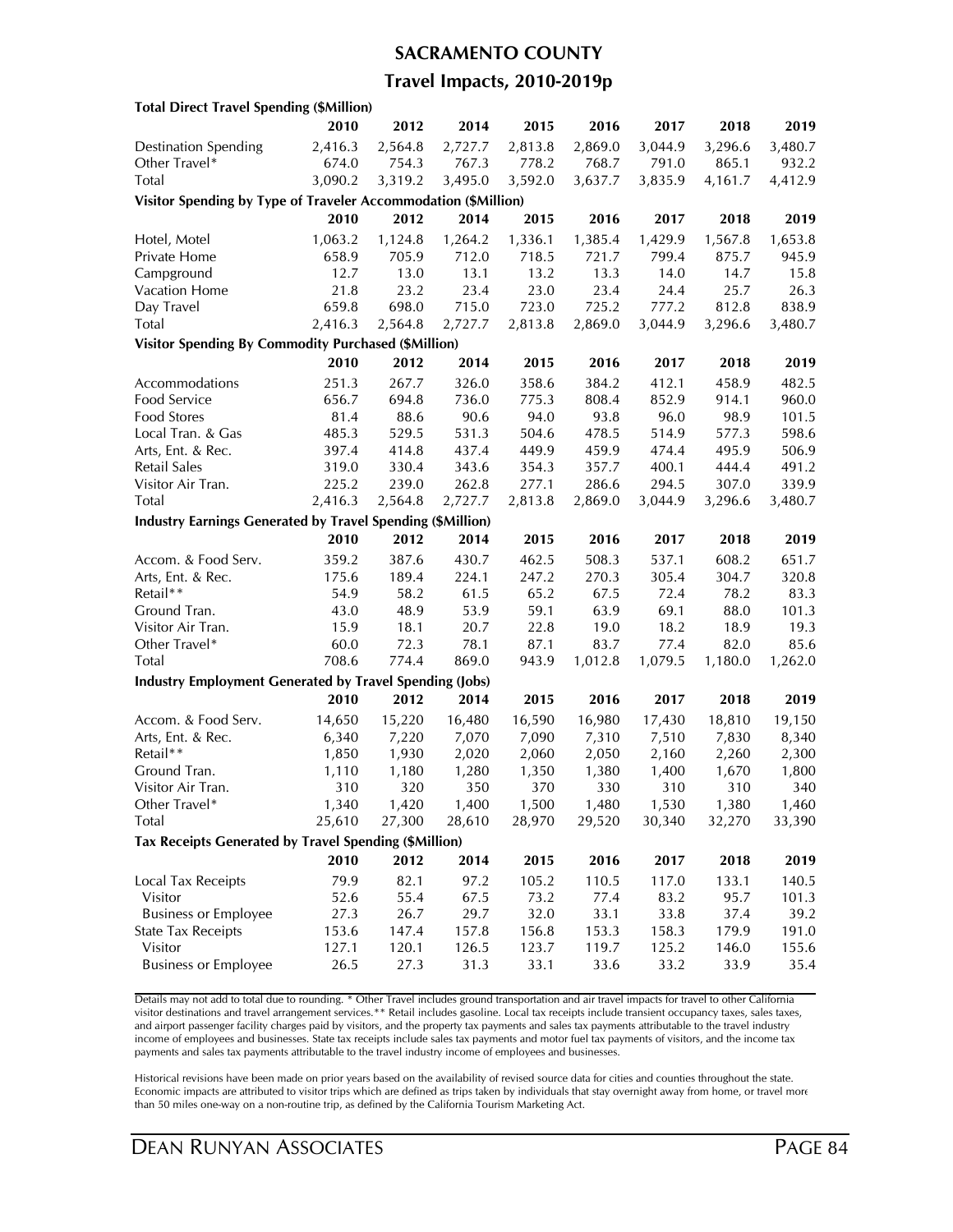# SACRAMENTO COUNTY

## Travel Impacts, 2010-2019p

**Total Direct Travel Spending ($Million)**

| | 2010 | 2012 | 2014 | 2015 | 2016 | 2017 | 2018 | 2019 |
|---|---|---|---|---|---|---|---|---|
| Destination Spending | 2,416.3 | 2,564.8 | 2,727.7 | 2,813.8 | 2,869.0 | 3,044.9 | 3,296.6 | 3,480.7 |
| Other Travel* | 674.0 | 754.3 | 767.3 | 778.2 | 768.7 | 791.0 | 865.1 | 932.2 |
| Total | 3,090.2 | 3,319.2 | 3,495.0 | 3,592.0 | 3,637.7 | 3,835.9 | 4,161.7 | 4,412.9 |

**Visitor Spending by Type of Traveler Accommodation ($Million)**

| | 2010 | 2012 | 2014 | 2015 | 2016 | 2017 | 2018 | 2019 |
|---|---|---|---|---|---|---|---|---|
| Hotel, Motel | 1,063.2 | 1,124.8 | 1,264.2 | 1,336.1 | 1,385.4 | 1,429.9 | 1,567.8 | 1,653.8 |
| Private Home | 658.9 | 705.9 | 712.0 | 718.5 | 721.7 | 799.4 | 875.7 | 945.9 |
| Campground | 12.7 | 13.0 | 13.1 | 13.2 | 13.3 | 14.0 | 14.7 | 15.8 |
| Vacation Home | 21.8 | 23.2 | 23.4 | 23.0 | 23.4 | 24.4 | 25.7 | 26.3 |
| Day Travel | 659.8 | 698.0 | 715.0 | 723.0 | 725.2 | 777.2 | 812.8 | 838.9 |
| Total | 2,416.3 | 2,564.8 | 2,727.7 | 2,813.8 | 2,869.0 | 3,044.9 | 3,296.6 | 3,480.7 |

**Visitor Spending By Commodity Purchased ($Million)**

| | 2010 | 2012 | 2014 | 2015 | 2016 | 2017 | 2018 | 2019 |
|---|---|---|---|---|---|---|---|---|
| Accommodations | 251.3 | 267.7 | 326.0 | 358.6 | 384.2 | 412.1 | 458.9 | 482.5 |
| Food Service | 656.7 | 694.8 | 736.0 | 775.3 | 808.4 | 852.9 | 914.1 | 960.0 |
| Food Stores | 81.4 | 88.6 | 90.6 | 94.0 | 93.8 | 96.0 | 98.9 | 101.5 |
| Local Tran. & Gas | 485.3 | 529.5 | 531.3 | 504.6 | 478.5 | 514.9 | 577.3 | 598.6 |
| Arts, Ent. & Rec. | 397.4 | 414.8 | 437.4 | 449.9 | 459.9 | 474.4 | 495.9 | 506.9 |
| Retail Sales | 319.0 | 330.4 | 343.6 | 354.3 | 357.7 | 400.1 | 444.4 | 491.2 |
| Visitor Air Tran. | 225.2 | 239.0 | 262.8 | 277.1 | 286.6 | 294.5 | 307.0 | 339.9 |
| Total | 2,416.3 | 2,564.8 | 2,727.7 | 2,813.8 | 2,869.0 | 3,044.9 | 3,296.6 | 3,480.7 |

**Industry Earnings Generated by Travel Spending ($Million)**

| | 2010 | 2012 | 2014 | 2015 | 2016 | 2017 | 2018 | 2019 |
|---|---|---|---|---|---|---|---|---|
| Accom. & Food Serv. | 359.2 | 387.6 | 430.7 | 462.5 | 508.3 | 537.1 | 608.2 | 651.7 |
| Arts, Ent. & Rec. | 175.6 | 189.4 | 224.1 | 247.2 | 270.3 | 305.4 | 304.7 | 320.8 |
| Retail** | 54.9 | 58.2 | 61.5 | 65.2 | 67.5 | 72.4 | 78.2 | 83.3 |
| Ground Tran. | 43.0 | 48.9 | 53.9 | 59.1 | 63.9 | 69.1 | 88.0 | 101.3 |
| Visitor Air Tran. | 15.9 | 18.1 | 20.7 | 22.8 | 19.0 | 18.2 | 18.9 | 19.3 |
| Other Travel* | 60.0 | 72.3 | 78.1 | 87.1 | 83.7 | 77.4 | 82.0 | 85.6 |
| Total | 708.6 | 774.4 | 869.0 | 943.9 | 1,012.8 | 1,079.5 | 1,180.0 | 1,262.0 |

**Industry Employment Generated by Travel Spending (Jobs)**

| | 2010 | 2012 | 2014 | 2015 | 2016 | 2017 | 2018 | 2019 |
|---|---|---|---|---|---|---|---|---|
| Accom. & Food Serv. | 14,650 | 15,220 | 16,480 | 16,590 | 16,980 | 17,430 | 18,810 | 19,150 |
| Arts, Ent. & Rec. | 6,340 | 7,220 | 7,070 | 7,090 | 7,310 | 7,510 | 7,830 | 8,340 |
| Retail** | 1,850 | 1,930 | 2,020 | 2,060 | 2,050 | 2,160 | 2,260 | 2,300 |
| Ground Tran. | 1,110 | 1,180 | 1,280 | 1,350 | 1,380 | 1,400 | 1,670 | 1,800 |
| Visitor Air Tran. | 310 | 320 | 350 | 370 | 330 | 310 | 310 | 340 |
| Other Travel* | 1,340 | 1,420 | 1,400 | 1,500 | 1,480 | 1,530 | 1,380 | 1,460 |
| Total | 25,610 | 27,300 | 28,610 | 28,970 | 29,520 | 30,340 | 32,270 | 33,390 |

**Tax Receipts Generated by Travel Spending ($Million)**

| | 2010 | 2012 | 2014 | 2015 | 2016 | 2017 | 2018 | 2019 |
|---|---|---|---|---|---|---|---|---|
| Local Tax Receipts | 79.9 | 82.1 | 97.2 | 105.2 | 110.5 | 117.0 | 133.1 | 140.5 |
| Visitor | 52.6 | 55.4 | 67.5 | 73.2 | 77.4 | 83.2 | 95.7 | 101.3 |
| Business or Employee | 27.3 | 26.7 | 29.7 | 32.0 | 33.1 | 33.8 | 37.4 | 39.2 |
| State Tax Receipts | 153.6 | 147.4 | 157.8 | 156.8 | 153.3 | 158.3 | 179.9 | 191.0 |
| Visitor | 127.1 | 120.1 | 126.5 | 123.7 | 119.7 | 125.2 | 146.0 | 155.6 |
| Business or Employee | 26.5 | 27.3 | 31.3 | 33.1 | 33.6 | 33.2 | 33.9 | 35.4 |

Details may not add to total due to rounding. * Other Travel includes ground transportation and air travel impacts for travel to other California visitor destinations and travel arrangement services.** Retail includes gasoline. Local tax receipts include transient occupancy taxes, sales taxes, and airport passenger facility charges paid by visitors, and the property tax payments and sales tax payments attributable to the travel industry income of employees and businesses. State tax receipts include sales tax payments and motor fuel tax payments of visitors, and the income tax payments and sales tax payments attributable to the travel industry income of employees and businesses.

Historical revisions have been made on prior years based on the availability of revised source data for cities and counties throughout the state. Economic impacts are attributed to visitor trips which are defined as trips taken by individuals that stay overnight away from home, or travel more than 50 miles one-way on a non-routine trip, as defined by the California Tourism Marketing Act.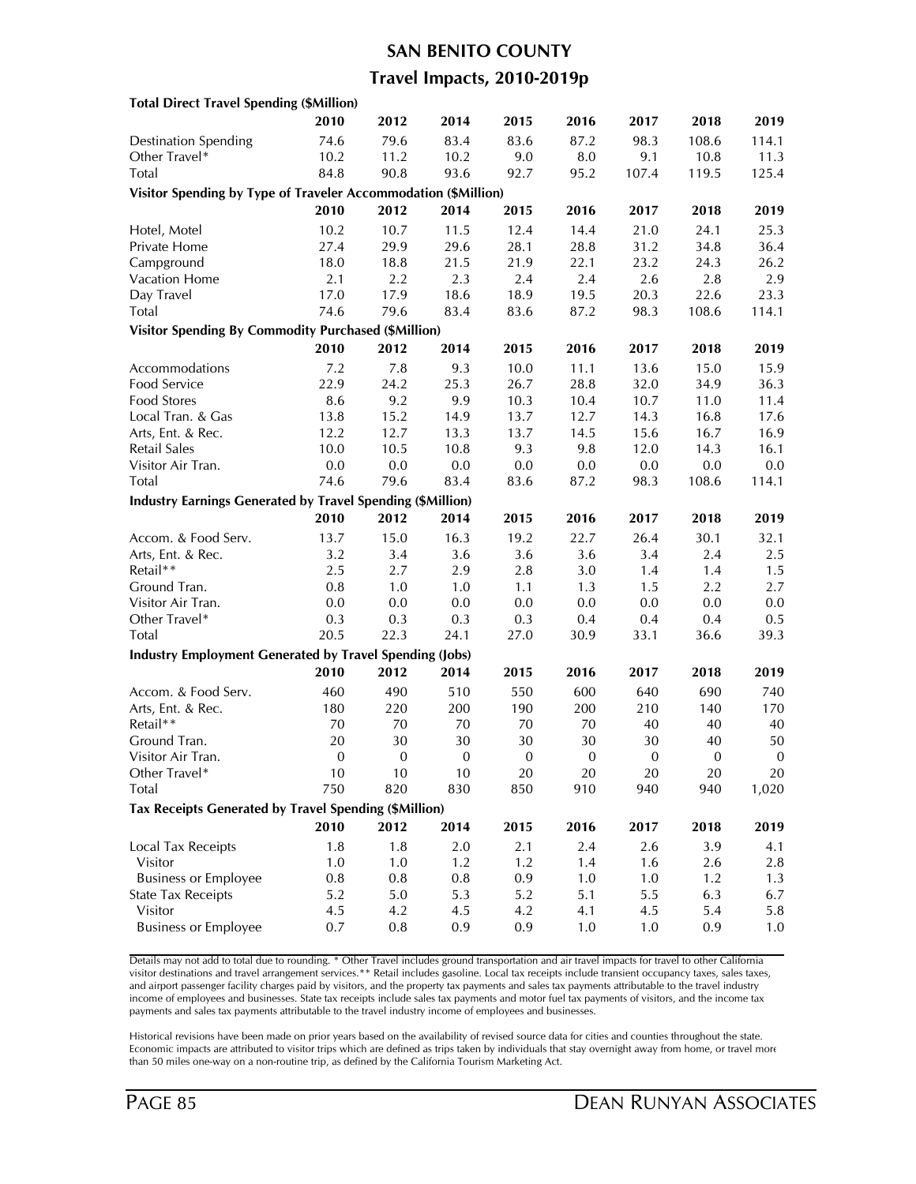# SAN BENITO COUNTY

## Travel Impacts, 2010-2019p

| **Total Direct Travel Spending ($Million)** | | | | | | | | |
|---|---|---|---|---|---|---|---|---|
| | **2010** | **2012** | **2014** | **2015** | **2016** | **2017** | **2018** | **2019** |
| Destination Spending | 74.6 | 79.6 | 83.4 | 83.6 | 87.2 | 98.3 | 108.6 | 114.1 |
| Other Travel* | 10.2 | 11.2 | 10.2 | 9.0 | 8.0 | 9.1 | 10.8 | 11.3 |
| Total | 84.8 | 90.8 | 93.6 | 92.7 | 95.2 | 107.4 | 119.5 | 125.4 |

| **Visitor Spending by Type of Traveler Accommodation ($Million)** | | | | | | | | |
|---|---|---|---|---|---|---|---|---|
| | **2010** | **2012** | **2014** | **2015** | **2016** | **2017** | **2018** | **2019** |
| Hotel, Motel | 10.2 | 10.7 | 11.5 | 12.4 | 14.4 | 21.0 | 24.1 | 25.3 |
| Private Home | 27.4 | 29.9 | 29.6 | 28.1 | 28.8 | 31.2 | 34.8 | 36.4 |
| Campground | 18.0 | 18.8 | 21.5 | 21.9 | 22.1 | 23.2 | 24.3 | 26.2 |
| Vacation Home | 2.1 | 2.2 | 2.3 | 2.4 | 2.4 | 2.6 | 2.8 | 2.9 |
| Day Travel | 17.0 | 17.9 | 18.6 | 18.9 | 19.5 | 20.3 | 22.6 | 23.3 |
| Total | 74.6 | 79.6 | 83.4 | 83.6 | 87.2 | 98.3 | 108.6 | 114.1 |

| **Visitor Spending By Commodity Purchased ($Million)** | | | | | | | | |
|---|---|---|---|---|---|---|---|---|
| | **2010** | **2012** | **2014** | **2015** | **2016** | **2017** | **2018** | **2019** |
| Accommodations | 7.2 | 7.8 | 9.3 | 10.0 | 11.1 | 13.6 | 15.0 | 15.9 |
| Food Service | 22.9 | 24.2 | 25.3 | 26.7 | 28.8 | 32.0 | 34.9 | 36.3 |
| Food Stores | 8.6 | 9.2 | 9.9 | 10.3 | 10.4 | 10.7 | 11.0 | 11.4 |
| Local Tran. & Gas | 13.8 | 15.2 | 14.9 | 13.7 | 12.7 | 14.3 | 16.8 | 17.6 |
| Arts, Ent. & Rec. | 12.2 | 12.7 | 13.3 | 13.7 | 14.5 | 15.6 | 16.7 | 16.9 |
| Retail Sales | 10.0 | 10.5 | 10.8 | 9.3 | 9.8 | 12.0 | 14.3 | 16.1 |
| Visitor Air Tran. | 0.0 | 0.0 | 0.0 | 0.0 | 0.0 | 0.0 | 0.0 | 0.0 |
| Total | 74.6 | 79.6 | 83.4 | 83.6 | 87.2 | 98.3 | 108.6 | 114.1 |

| **Industry Earnings Generated by Travel Spending ($Million)** | | | | | | | | |
|---|---|---|---|---|---|---|---|---|
| | **2010** | **2012** | **2014** | **2015** | **2016** | **2017** | **2018** | **2019** |
| Accom. & Food Serv. | 13.7 | 15.0 | 16.3 | 19.2 | 22.7 | 26.4 | 30.1 | 32.1 |
| Arts, Ent. & Rec. | 3.2 | 3.4 | 3.6 | 3.6 | 3.6 | 3.4 | 2.4 | 2.5 |
| Retail** | 2.5 | 2.7 | 2.9 | 2.8 | 3.0 | 1.4 | 1.4 | 1.5 |
| Ground Tran. | 0.8 | 1.0 | 1.0 | 1.1 | 1.3 | 1.5 | 2.2 | 2.7 |
| Visitor Air Tran. | 0.0 | 0.0 | 0.0 | 0.0 | 0.0 | 0.0 | 0.0 | 0.0 |
| Other Travel* | 0.3 | 0.3 | 0.3 | 0.3 | 0.4 | 0.4 | 0.4 | 0.5 |
| Total | 20.5 | 22.3 | 24.1 | 27.0 | 30.9 | 33.1 | 36.6 | 39.3 |

| **Industry Employment Generated by Travel Spending (Jobs)** | | | | | | | | |
|---|---|---|---|---|---|---|---|---|
| | **2010** | **2012** | **2014** | **2015** | **2016** | **2017** | **2018** | **2019** |
| Accom. & Food Serv. | 460 | 490 | 510 | 550 | 600 | 640 | 690 | 740 |
| Arts, Ent. & Rec. | 180 | 220 | 200 | 190 | 200 | 210 | 140 | 170 |
| Retail** | 70 | 70 | 70 | 70 | 70 | 40 | 40 | 40 |
| Ground Tran. | 20 | 30 | 30 | 30 | 30 | 30 | 40 | 50 |
| Visitor Air Tran. | 0 | 0 | 0 | 0 | 0 | 0 | 0 | 0 |
| Other Travel* | 10 | 10 | 10 | 20 | 20 | 20 | 20 | 20 |
| Total | 750 | 820 | 830 | 850 | 910 | 940 | 940 | 1,020 |

| **Tax Receipts Generated by Travel Spending ($Million)** | | | | | | | | |
|---|---|---|---|---|---|---|---|---|
| | **2010** | **2012** | **2014** | **2015** | **2016** | **2017** | **2018** | **2019** |
| Local Tax Receipts | 1.8 | 1.8 | 2.0 | 2.1 | 2.4 | 2.6 | 3.9 | 4.1 |
| Visitor | 1.0 | 1.0 | 1.2 | 1.2 | 1.4 | 1.6 | 2.6 | 2.8 |
| Business or Employee | 0.8 | 0.8 | 0.8 | 0.9 | 1.0 | 1.0 | 1.2 | 1.3 |
| State Tax Receipts | 5.2 | 5.0 | 5.3 | 5.2 | 5.1 | 5.5 | 6.3 | 6.7 |
| Visitor | 4.5 | 4.2 | 4.5 | 4.2 | 4.1 | 4.5 | 5.4 | 5.8 |
| Business or Employee | 0.7 | 0.8 | 0.9 | 0.9 | 1.0 | 1.0 | 0.9 | 1.0 |

Details may not add to total due to rounding. * Other Travel includes ground transportation and air travel impacts for travel to other California visitor destinations and travel arrangement services.** Retail includes gasoline. Local tax receipts include transient occupancy taxes, sales taxes, and airport passenger facility charges paid by visitors, and the property tax payments and sales tax payments attributable to the travel industry income of employees and businesses. State tax receipts include sales tax payments and motor fuel tax payments of visitors, and the income tax payments and sales tax payments attributable to the travel industry income of employees and businesses.

Historical revisions have been made on prior years based on the availability of revised source data for cities and counties throughout the state. Economic impacts are attributed to visitor trips which are defined as trips taken by individuals that stay overnight away from home, or travel more than 50 miles one-way on a non-routine trip, as defined by the California Tourism Marketing Act.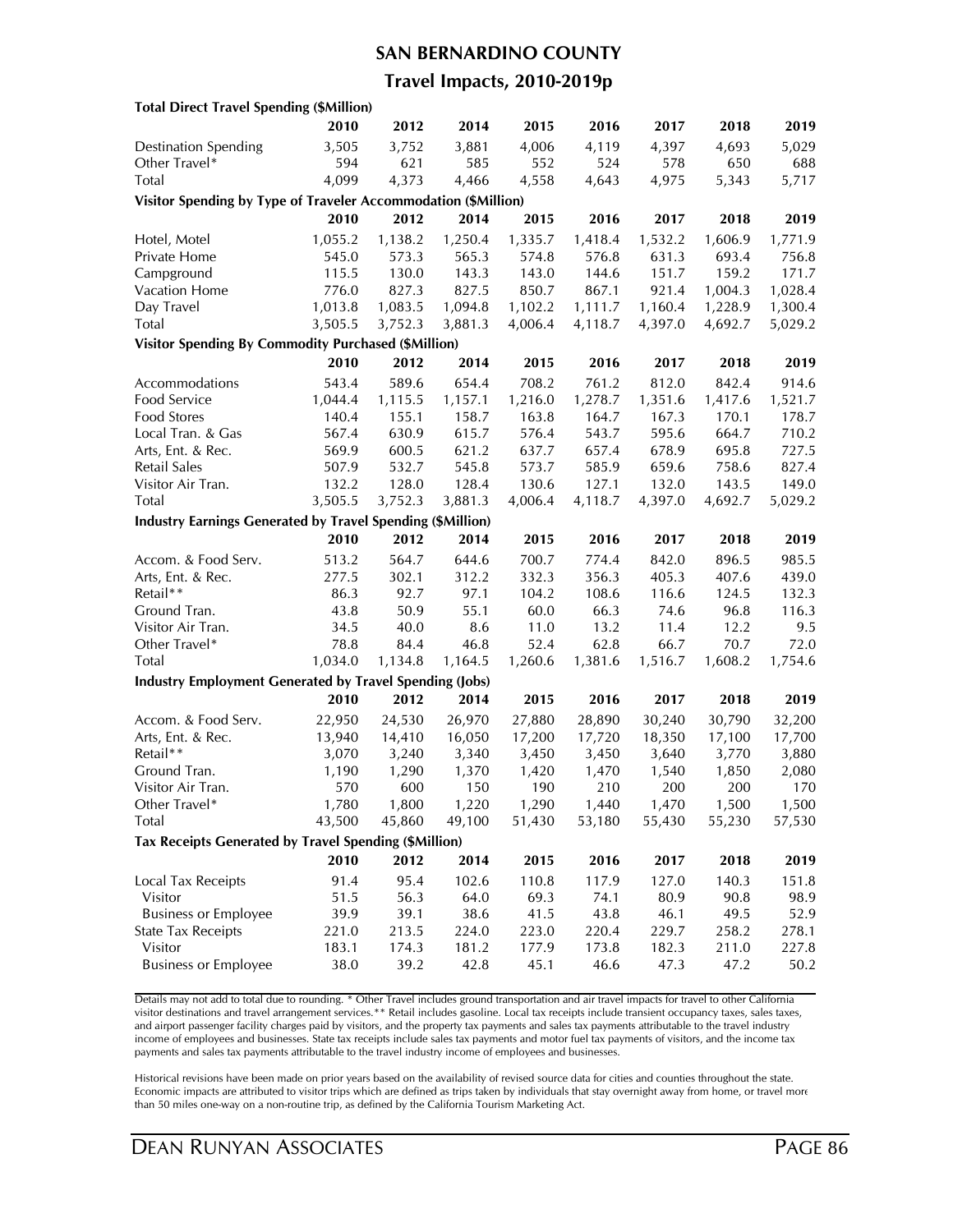## SAN BERNARDINO COUNTY

### Travel Impacts, 2010-2019p

**Total Direct Travel Spending ($Million)**

| | 2010 | 2012 | 2014 | 2015 | 2016 | 2017 | 2018 | 2019 |
|---|---|---|---|---|---|---|---|---|
| Destination Spending | 3,505 | 3,752 | 3,881 | 4,006 | 4,119 | 4,397 | 4,693 | 5,029 |
| Other Travel* | 594 | 621 | 585 | 552 | 524 | 578 | 650 | 688 |
| Total | 4,099 | 4,373 | 4,466 | 4,558 | 4,643 | 4,975 | 5,343 | 5,717 |

**Visitor Spending by Type of Traveler Accommodation ($Million)**

| | 2010 | 2012 | 2014 | 2015 | 2016 | 2017 | 2018 | 2019 |
|---|---|---|---|---|---|---|---|---|
| Hotel, Motel | 1,055.2 | 1,138.2 | 1,250.4 | 1,335.7 | 1,418.4 | 1,532.2 | 1,606.9 | 1,771.9 |
| Private Home | 545.0 | 573.3 | 565.3 | 574.8 | 576.8 | 631.3 | 693.4 | 756.8 |
| Campground | 115.5 | 130.0 | 143.3 | 143.0 | 144.6 | 151.7 | 159.2 | 171.7 |
| Vacation Home | 776.0 | 827.3 | 827.5 | 850.7 | 867.1 | 921.4 | 1,004.3 | 1,028.4 |
| Day Travel | 1,013.8 | 1,083.5 | 1,094.8 | 1,102.2 | 1,111.7 | 1,160.4 | 1,228.9 | 1,300.4 |
| Total | 3,505.5 | 3,752.3 | 3,881.3 | 4,006.4 | 4,118.7 | 4,397.0 | 4,692.7 | 5,029.2 |

**Visitor Spending By Commodity Purchased ($Million)**

| | 2010 | 2012 | 2014 | 2015 | 2016 | 2017 | 2018 | 2019 |
|---|---|---|---|---|---|---|---|---|
| Accommodations | 543.4 | 589.6 | 654.4 | 708.2 | 761.2 | 812.0 | 842.4 | 914.6 |
| Food Service | 1,044.4 | 1,115.5 | 1,157.1 | 1,216.0 | 1,278.7 | 1,351.6 | 1,417.6 | 1,521.7 |
| Food Stores | 140.4 | 155.1 | 158.7 | 163.8 | 164.7 | 167.3 | 170.1 | 178.7 |
| Local Tran. & Gas | 567.4 | 630.9 | 615.7 | 576.4 | 543.7 | 595.6 | 664.7 | 710.2 |
| Arts, Ent. & Rec. | 569.9 | 600.5 | 621.2 | 637.7 | 657.4 | 678.9 | 695.8 | 727.5 |
| Retail Sales | 507.9 | 532.7 | 545.8 | 573.7 | 585.9 | 659.6 | 758.6 | 827.4 |
| Visitor Air Tran. | 132.2 | 128.0 | 128.4 | 130.6 | 127.1 | 132.0 | 143.5 | 149.0 |
| Total | 3,505.5 | 3,752.3 | 3,881.3 | 4,006.4 | 4,118.7 | 4,397.0 | 4,692.7 | 5,029.2 |

**Industry Earnings Generated by Travel Spending ($Million)**

| | 2010 | 2012 | 2014 | 2015 | 2016 | 2017 | 2018 | 2019 |
|---|---|---|---|---|---|---|---|---|
| Accom. & Food Serv. | 513.2 | 564.7 | 644.6 | 700.7 | 774.4 | 842.0 | 896.5 | 985.5 |
| Arts, Ent. & Rec. | 277.5 | 302.1 | 312.2 | 332.3 | 356.3 | 405.3 | 407.6 | 439.0 |
| Retail** | 86.3 | 92.7 | 97.1 | 104.2 | 108.6 | 116.6 | 124.5 | 132.3 |
| Ground Tran. | 43.8 | 50.9 | 55.1 | 60.0 | 66.3 | 74.6 | 96.8 | 116.3 |
| Visitor Air Tran. | 34.5 | 40.0 | 8.6 | 11.0 | 13.2 | 11.4 | 12.2 | 9.5 |
| Other Travel* | 78.8 | 84.4 | 46.8 | 52.4 | 62.8 | 66.7 | 70.7 | 72.0 |
| Total | 1,034.0 | 1,134.8 | 1,164.5 | 1,260.6 | 1,381.6 | 1,516.7 | 1,608.2 | 1,754.6 |

**Industry Employment Generated by Travel Spending (Jobs)**

| | 2010 | 2012 | 2014 | 2015 | 2016 | 2017 | 2018 | 2019 |
|---|---|---|---|---|---|---|---|---|
| Accom. & Food Serv. | 22,950 | 24,530 | 26,970 | 27,880 | 28,890 | 30,240 | 30,790 | 32,200 |
| Arts, Ent. & Rec. | 13,940 | 14,410 | 16,050 | 17,200 | 17,720 | 18,350 | 17,100 | 17,700 |
| Retail** | 3,070 | 3,240 | 3,340 | 3,450 | 3,450 | 3,640 | 3,770 | 3,880 |
| Ground Tran. | 1,190 | 1,290 | 1,370 | 1,420 | 1,470 | 1,540 | 1,850 | 2,080 |
| Visitor Air Tran. | 570 | 600 | 150 | 190 | 210 | 200 | 200 | 170 |
| Other Travel* | 1,780 | 1,800 | 1,220 | 1,290 | 1,440 | 1,470 | 1,500 | 1,500 |
| Total | 43,500 | 45,860 | 49,100 | 51,430 | 53,180 | 55,430 | 55,230 | 57,530 |

**Tax Receipts Generated by Travel Spending ($Million)**

| | 2010 | 2012 | 2014 | 2015 | 2016 | 2017 | 2018 | 2019 |
|---|---|---|---|---|---|---|---|---|
| Local Tax Receipts | 91.4 | 95.4 | 102.6 | 110.8 | 117.9 | 127.0 | 140.3 | 151.8 |
| Visitor | 51.5 | 56.3 | 64.0 | 69.3 | 74.1 | 80.9 | 90.8 | 98.9 |
| Business or Employee | 39.9 | 39.1 | 38.6 | 41.5 | 43.8 | 46.1 | 49.5 | 52.9 |
| State Tax Receipts | 221.0 | 213.5 | 224.0 | 223.0 | 220.4 | 229.7 | 258.2 | 278.1 |
| Visitor | 183.1 | 174.3 | 181.2 | 177.9 | 173.8 | 182.3 | 211.0 | 227.8 |
| Business or Employee | 38.0 | 39.2 | 42.8 | 45.1 | 46.6 | 47.3 | 47.2 | 50.2 |

Details may not add to total due to rounding. * Other Travel includes ground transportation and air travel impacts for travel to other California visitor destinations and travel arrangement services.** Retail includes gasoline. Local tax receipts include transient occupancy taxes, sales taxes, and airport passenger facility charges paid by visitors, and the property tax payments and sales tax payments attributable to the travel industry income of employees and businesses. State tax receipts include sales tax payments and motor fuel tax payments of visitors, and the income tax payments and sales tax payments attributable to the travel industry income of employees and businesses.

Historical revisions have been made on prior years based on the availability of revised source data for cities and counties throughout the state. Economic impacts are attributed to visitor trips which are defined as trips taken by individuals that stay overnight away from home, or travel more than 50 miles one-way on a non-routine trip, as defined by the California Tourism Marketing Act.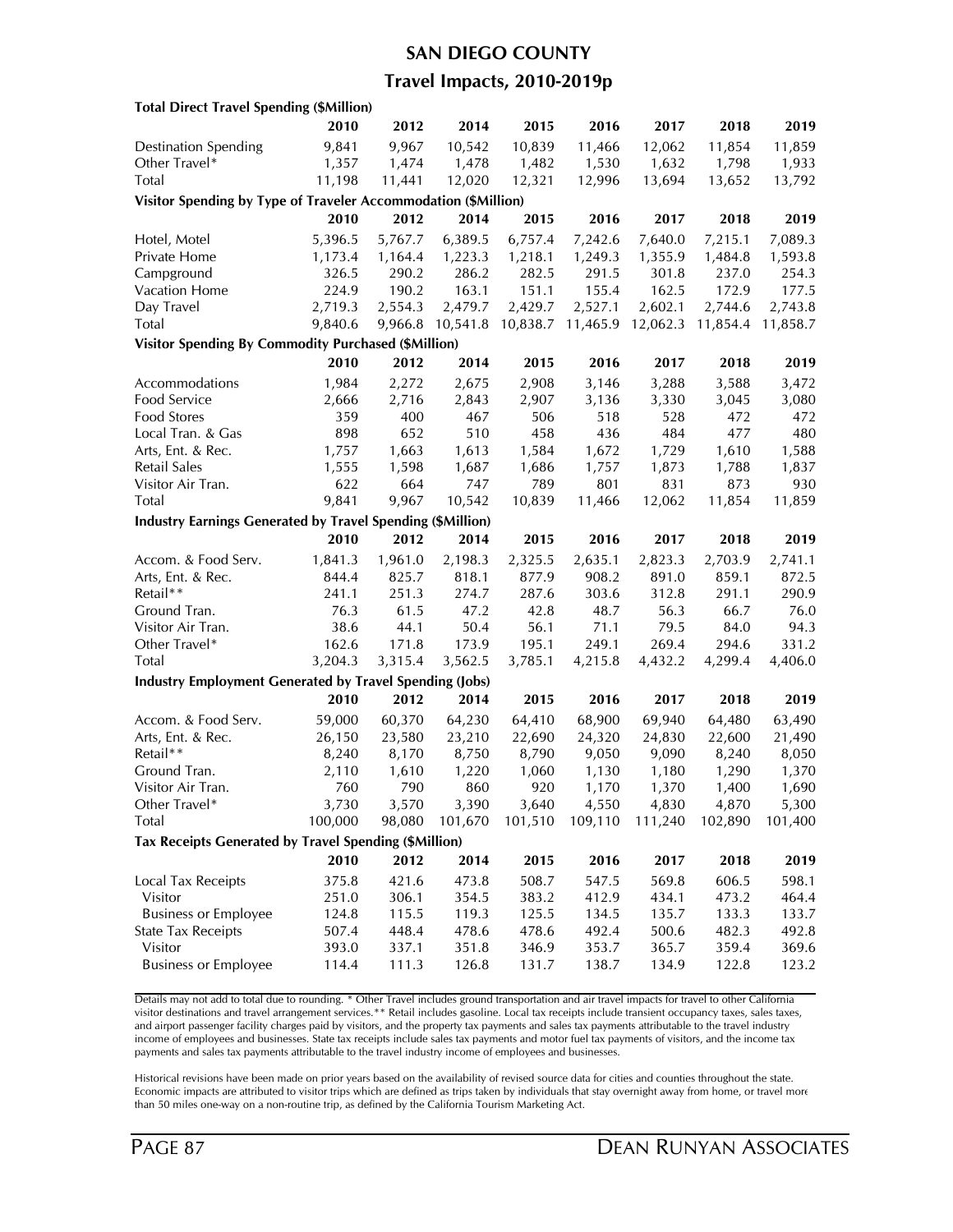## SAN DIEGO COUNTY

### Travel Impacts, 2010-2019p

**Total Direct Travel Spending ($Million)**

| | 2010 | 2012 | 2014 | 2015 | 2016 | 2017 | 2018 | 2019 |
|---|---|---|---|---|---|---|---|---|
| Destination Spending | 9,841 | 9,967 | 10,542 | 10,839 | 11,466 | 12,062 | 11,854 | 11,859 |
| Other Travel* | 1,357 | 1,474 | 1,478 | 1,482 | 1,530 | 1,632 | 1,798 | 1,933 |
| Total | 11,198 | 11,441 | 12,020 | 12,321 | 12,996 | 13,694 | 13,652 | 13,792 |

**Visitor Spending by Type of Traveler Accommodation ($Million)**

| | 2010 | 2012 | 2014 | 2015 | 2016 | 2017 | 2018 | 2019 |
|---|---|---|---|---|---|---|---|---|
| Hotel, Motel | 5,396.5 | 5,767.7 | 6,389.5 | 6,757.4 | 7,242.6 | 7,640.0 | 7,215.1 | 7,089.3 |
| Private Home | 1,173.4 | 1,164.4 | 1,223.3 | 1,218.1 | 1,249.3 | 1,355.9 | 1,484.8 | 1,593.8 |
| Campground | 326.5 | 290.2 | 286.2 | 282.5 | 291.5 | 301.8 | 237.0 | 254.3 |
| Vacation Home | 224.9 | 190.2 | 163.1 | 151.1 | 155.4 | 162.5 | 172.9 | 177.5 |
| Day Travel | 2,719.3 | 2,554.3 | 2,479.7 | 2,429.7 | 2,527.1 | 2,602.1 | 2,744.6 | 2,743.8 |
| Total | 9,840.6 | 9,966.8 | 10,541.8 | 10,838.7 | 11,465.9 | 12,062.3 | 11,854.4 | 11,858.7 |

**Visitor Spending By Commodity Purchased ($Million)**

| | 2010 | 2012 | 2014 | 2015 | 2016 | 2017 | 2018 | 2019 |
|---|---|---|---|---|---|---|---|---|
| Accommodations | 1,984 | 2,272 | 2,675 | 2,908 | 3,146 | 3,288 | 3,588 | 3,472 |
| Food Service | 2,666 | 2,716 | 2,843 | 2,907 | 3,136 | 3,330 | 3,045 | 3,080 |
| Food Stores | 359 | 400 | 467 | 506 | 518 | 528 | 472 | 472 |
| Local Tran. & Gas | 898 | 652 | 510 | 458 | 436 | 484 | 477 | 480 |
| Arts, Ent. & Rec. | 1,757 | 1,663 | 1,613 | 1,584 | 1,672 | 1,729 | 1,610 | 1,588 |
| Retail Sales | 1,555 | 1,598 | 1,687 | 1,686 | 1,757 | 1,873 | 1,788 | 1,837 |
| Visitor Air Tran. | 622 | 664 | 747 | 789 | 801 | 831 | 873 | 930 |
| Total | 9,841 | 9,967 | 10,542 | 10,839 | 11,466 | 12,062 | 11,854 | 11,859 |

**Industry Earnings Generated by Travel Spending ($Million)**

| | 2010 | 2012 | 2014 | 2015 | 2016 | 2017 | 2018 | 2019 |
|---|---|---|---|---|---|---|---|---|
| Accom. & Food Serv. | 1,841.3 | 1,961.0 | 2,198.3 | 2,325.5 | 2,635.1 | 2,823.3 | 2,703.9 | 2,741.1 |
| Arts, Ent. & Rec. | 844.4 | 825.7 | 818.1 | 877.9 | 908.2 | 891.0 | 859.1 | 872.5 |
| Retail** | 241.1 | 251.3 | 274.7 | 287.6 | 303.6 | 312.8 | 291.1 | 290.9 |
| Ground Tran. | 76.3 | 61.5 | 47.2 | 42.8 | 48.7 | 56.3 | 66.7 | 76.0 |
| Visitor Air Tran. | 38.6 | 44.1 | 50.4 | 56.1 | 71.1 | 79.5 | 84.0 | 94.3 |
| Other Travel* | 162.6 | 171.8 | 173.9 | 195.1 | 249.1 | 269.4 | 294.6 | 331.2 |
| Total | 3,204.3 | 3,315.4 | 3,562.5 | 3,785.1 | 4,215.8 | 4,432.2 | 4,299.4 | 4,406.0 |

**Industry Employment Generated by Travel Spending (Jobs)**

| | 2010 | 2012 | 2014 | 2015 | 2016 | 2017 | 2018 | 2019 |
|---|---|---|---|---|---|---|---|---|
| Accom. & Food Serv. | 59,000 | 60,370 | 64,230 | 64,410 | 68,900 | 69,940 | 64,480 | 63,490 |
| Arts, Ent. & Rec. | 26,150 | 23,580 | 23,210 | 22,690 | 24,320 | 24,830 | 22,600 | 21,490 |
| Retail** | 8,240 | 8,170 | 8,750 | 8,790 | 9,050 | 9,090 | 8,240 | 8,050 |
| Ground Tran. | 2,110 | 1,610 | 1,220 | 1,060 | 1,130 | 1,180 | 1,290 | 1,370 |
| Visitor Air Tran. | 760 | 790 | 860 | 920 | 1,170 | 1,370 | 1,400 | 1,690 |
| Other Travel* | 3,730 | 3,570 | 3,390 | 3,640 | 4,550 | 4,830 | 4,870 | 5,300 |
| Total | 100,000 | 98,080 | 101,670 | 101,510 | 109,110 | 111,240 | 102,890 | 101,400 |

**Tax Receipts Generated by Travel Spending ($Million)**

| | 2010 | 2012 | 2014 | 2015 | 2016 | 2017 | 2018 | 2019 |
|---|---|---|---|---|---|---|---|---|
| Local Tax Receipts | 375.8 | 421.6 | 473.8 | 508.7 | 547.5 | 569.8 | 606.5 | 598.1 |
| Visitor | 251.0 | 306.1 | 354.5 | 383.2 | 412.9 | 434.1 | 473.2 | 464.4 |
| Business or Employee | 124.8 | 115.5 | 119.3 | 125.5 | 134.5 | 135.7 | 133.3 | 133.7 |
| State Tax Receipts | 507.4 | 448.4 | 478.6 | 478.6 | 492.4 | 500.6 | 482.3 | 492.8 |
| Visitor | 393.0 | 337.1 | 351.8 | 346.9 | 353.7 | 365.7 | 359.4 | 369.6 |
| Business or Employee | 114.4 | 111.3 | 126.8 | 131.7 | 138.7 | 134.9 | 122.8 | 123.2 |

Details may not add to total due to rounding. * Other Travel includes ground transportation and air travel impacts for travel to other California visitor destinations and travel arrangement services.** Retail includes gasoline. Local tax receipts include transient occupancy taxes, sales taxes, and airport passenger facility charges paid by visitors, and the property tax payments and sales tax payments attributable to the travel industry income of employees and businesses. State tax receipts include sales tax payments and motor fuel tax payments of visitors, and the income tax payments and sales tax payments attributable to the travel industry income of employees and businesses.

Historical revisions have been made on prior years based on the availability of revised source data for cities and counties throughout the state. Economic impacts are attributed to visitor trips which are defined as trips taken by individuals that stay overnight away from home, or travel more than 50 miles one-way on a non-routine trip, as defined by the California Tourism Marketing Act.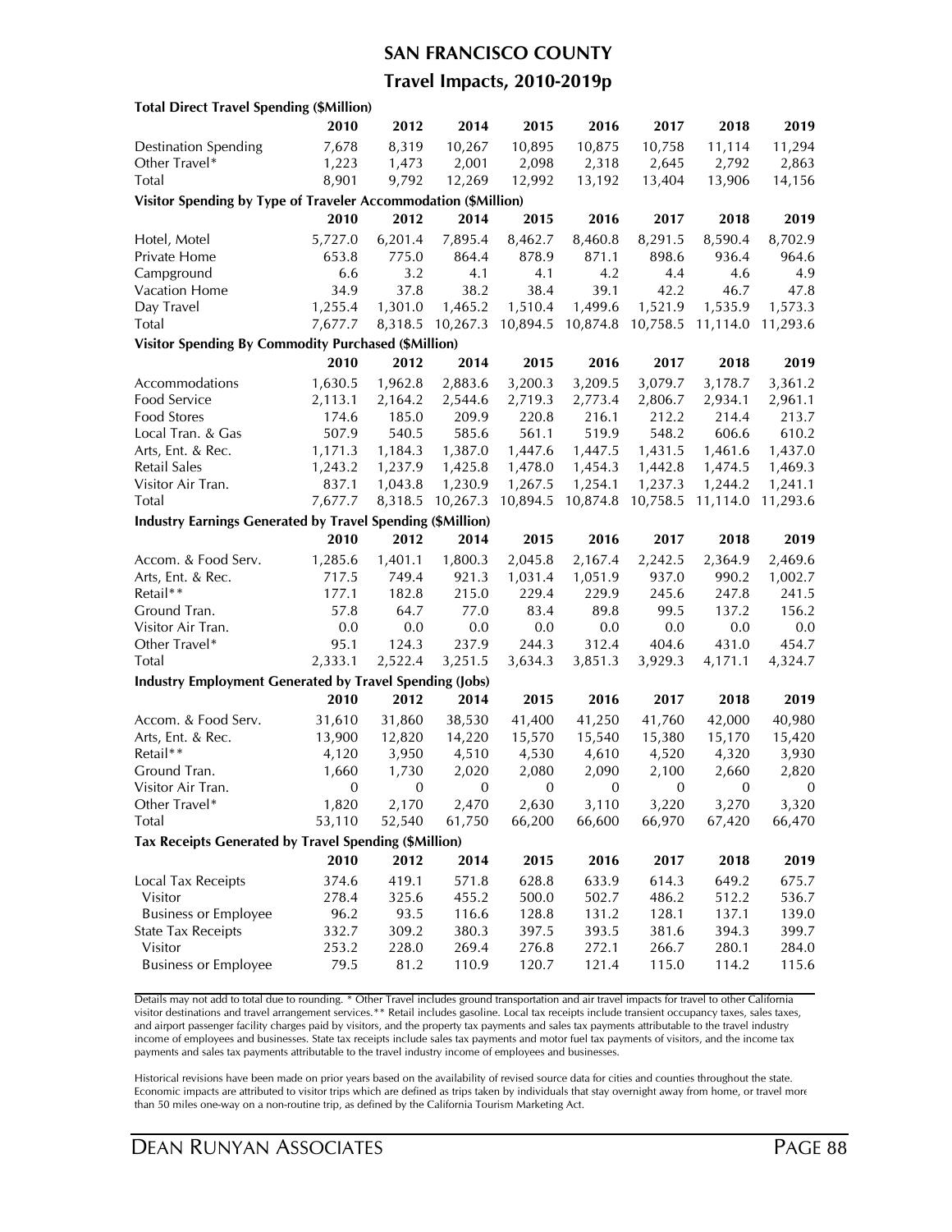## SAN FRANCISCO COUNTY

### Travel Impacts, 2010-2019p

**Total Direct Travel Spending ($Million)**

| | 2010 | 2012 | 2014 | 2015 | 2016 | 2017 | 2018 | 2019 |
|---|---|---|---|---|---|---|---|---|
| Destination Spending | 7,678 | 8,319 | 10,267 | 10,895 | 10,875 | 10,758 | 11,114 | 11,294 |
| Other Travel* | 1,223 | 1,473 | 2,001 | 2,098 | 2,318 | 2,645 | 2,792 | 2,863 |
| Total | 8,901 | 9,792 | 12,269 | 12,992 | 13,192 | 13,404 | 13,906 | 14,156 |

**Visitor Spending by Type of Traveler Accommodation ($Million)**

| | 2010 | 2012 | 2014 | 2015 | 2016 | 2017 | 2018 | 2019 |
|---|---|---|---|---|---|---|---|---|
| Hotel, Motel | 5,727.0 | 6,201.4 | 7,895.4 | 8,462.7 | 8,460.8 | 8,291.5 | 8,590.4 | 8,702.9 |
| Private Home | 653.8 | 775.0 | 864.4 | 878.9 | 871.1 | 898.6 | 936.4 | 964.6 |
| Campground | 6.6 | 3.2 | 4.1 | 4.1 | 4.2 | 4.4 | 4.6 | 4.9 |
| Vacation Home | 34.9 | 37.8 | 38.2 | 38.4 | 39.1 | 42.2 | 46.7 | 47.8 |
| Day Travel | 1,255.4 | 1,301.0 | 1,465.2 | 1,510.4 | 1,499.6 | 1,521.9 | 1,535.9 | 1,573.3 |
| Total | 7,677.7 | 8,318.5 | 10,267.3 | 10,894.5 | 10,874.8 | 10,758.5 | 11,114.0 | 11,293.6 |

**Visitor Spending By Commodity Purchased ($Million)**

| | 2010 | 2012 | 2014 | 2015 | 2016 | 2017 | 2018 | 2019 |
|---|---|---|---|---|---|---|---|---|
| Accommodations | 1,630.5 | 1,962.8 | 2,883.6 | 3,200.3 | 3,209.5 | 3,079.7 | 3,178.7 | 3,361.2 |
| Food Service | 2,113.1 | 2,164.2 | 2,544.6 | 2,719.3 | 2,773.4 | 2,806.7 | 2,934.1 | 2,961.1 |
| Food Stores | 174.6 | 185.0 | 209.9 | 220.8 | 216.1 | 212.2 | 214.4 | 213.7 |
| Local Tran. & Gas | 507.9 | 540.5 | 585.6 | 561.1 | 519.9 | 548.2 | 606.6 | 610.2 |
| Arts, Ent. & Rec. | 1,171.3 | 1,184.3 | 1,387.0 | 1,447.6 | 1,447.5 | 1,431.5 | 1,461.6 | 1,437.0 |
| Retail Sales | 1,243.2 | 1,237.9 | 1,425.8 | 1,478.0 | 1,454.3 | 1,442.8 | 1,474.5 | 1,469.3 |
| Visitor Air Tran. | 837.1 | 1,043.8 | 1,230.9 | 1,267.5 | 1,254.1 | 1,237.3 | 1,244.2 | 1,241.1 |
| Total | 7,677.7 | 8,318.5 | 10,267.3 | 10,894.5 | 10,874.8 | 10,758.5 | 11,114.0 | 11,293.6 |

**Industry Earnings Generated by Travel Spending ($Million)**

| | 2010 | 2012 | 2014 | 2015 | 2016 | 2017 | 2018 | 2019 |
|---|---|---|---|---|---|---|---|---|
| Accom. & Food Serv. | 1,285.6 | 1,401.1 | 1,800.3 | 2,045.8 | 2,167.4 | 2,242.5 | 2,364.9 | 2,469.6 |
| Arts, Ent. & Rec. | 717.5 | 749.4 | 921.3 | 1,031.4 | 1,051.9 | 937.0 | 990.2 | 1,002.7 |
| Retail** | 177.1 | 182.8 | 215.0 | 229.4 | 229.9 | 245.6 | 247.8 | 241.5 |
| Ground Tran. | 57.8 | 64.7 | 77.0 | 83.4 | 89.8 | 99.5 | 137.2 | 156.2 |
| Visitor Air Tran. | 0.0 | 0.0 | 0.0 | 0.0 | 0.0 | 0.0 | 0.0 | 0.0 |
| Other Travel* | 95.1 | 124.3 | 237.9 | 244.3 | 312.4 | 404.6 | 431.0 | 454.7 |
| Total | 2,333.1 | 2,522.4 | 3,251.5 | 3,634.3 | 3,851.3 | 3,929.3 | 4,171.1 | 4,324.7 |

**Industry Employment Generated by Travel Spending (Jobs)**

| | 2010 | 2012 | 2014 | 2015 | 2016 | 2017 | 2018 | 2019 |
|---|---|---|---|---|---|---|---|---|
| Accom. & Food Serv. | 31,610 | 31,860 | 38,530 | 41,400 | 41,250 | 41,760 | 42,000 | 40,980 |
| Arts, Ent. & Rec. | 13,900 | 12,820 | 14,220 | 15,570 | 15,540 | 15,380 | 15,170 | 15,420 |
| Retail** | 4,120 | 3,950 | 4,510 | 4,530 | 4,610 | 4,520 | 4,320 | 3,930 |
| Ground Tran. | 1,660 | 1,730 | 2,020 | 2,080 | 2,090 | 2,100 | 2,660 | 2,820 |
| Visitor Air Tran. | 0 | 0 | 0 | 0 | 0 | 0 | 0 | 0 |
| Other Travel* | 1,820 | 2,170 | 2,470 | 2,630 | 3,110 | 3,220 | 3,270 | 3,320 |
| Total | 53,110 | 52,540 | 61,750 | 66,200 | 66,600 | 66,970 | 67,420 | 66,470 |

**Tax Receipts Generated by Travel Spending ($Million)**

| | 2010 | 2012 | 2014 | 2015 | 2016 | 2017 | 2018 | 2019 |
|---|---|---|---|---|---|---|---|---|
| Local Tax Receipts | 374.6 | 419.1 | 571.8 | 628.8 | 633.9 | 614.3 | 649.2 | 675.7 |
| Visitor | 278.4 | 325.6 | 455.2 | 500.0 | 502.7 | 486.2 | 512.2 | 536.7 |
| Business or Employee | 96.2 | 93.5 | 116.6 | 128.8 | 131.2 | 128.1 | 137.1 | 139.0 |
| State Tax Receipts | 332.7 | 309.2 | 380.3 | 397.5 | 393.5 | 381.6 | 394.3 | 399.7 |
| Visitor | 253.2 | 228.0 | 269.4 | 276.8 | 272.1 | 266.7 | 280.1 | 284.0 |
| Business or Employee | 79.5 | 81.2 | 110.9 | 120.7 | 121.4 | 115.0 | 114.2 | 115.6 |

Details may not add to total due to rounding. * Other Travel includes ground transportation and air travel impacts for travel to other California visitor destinations and travel arrangement services.** Retail includes gasoline. Local tax receipts include transient occupancy taxes, sales taxes, and airport passenger facility charges paid by visitors, and the property tax payments and sales tax payments attributable to the travel industry income of employees and businesses. State tax receipts include sales tax payments and motor fuel tax payments of visitors, and the income tax payments and sales tax payments attributable to the travel industry income of employees and businesses.

Historical revisions have been made on prior years based on the availability of revised source data for cities and counties throughout the state. Economic impacts are attributed to visitor trips which are defined as trips taken by individuals that stay overnight away from home, or travel more than 50 miles one-way on a non-routine trip, as defined by the California Tourism Marketing Act.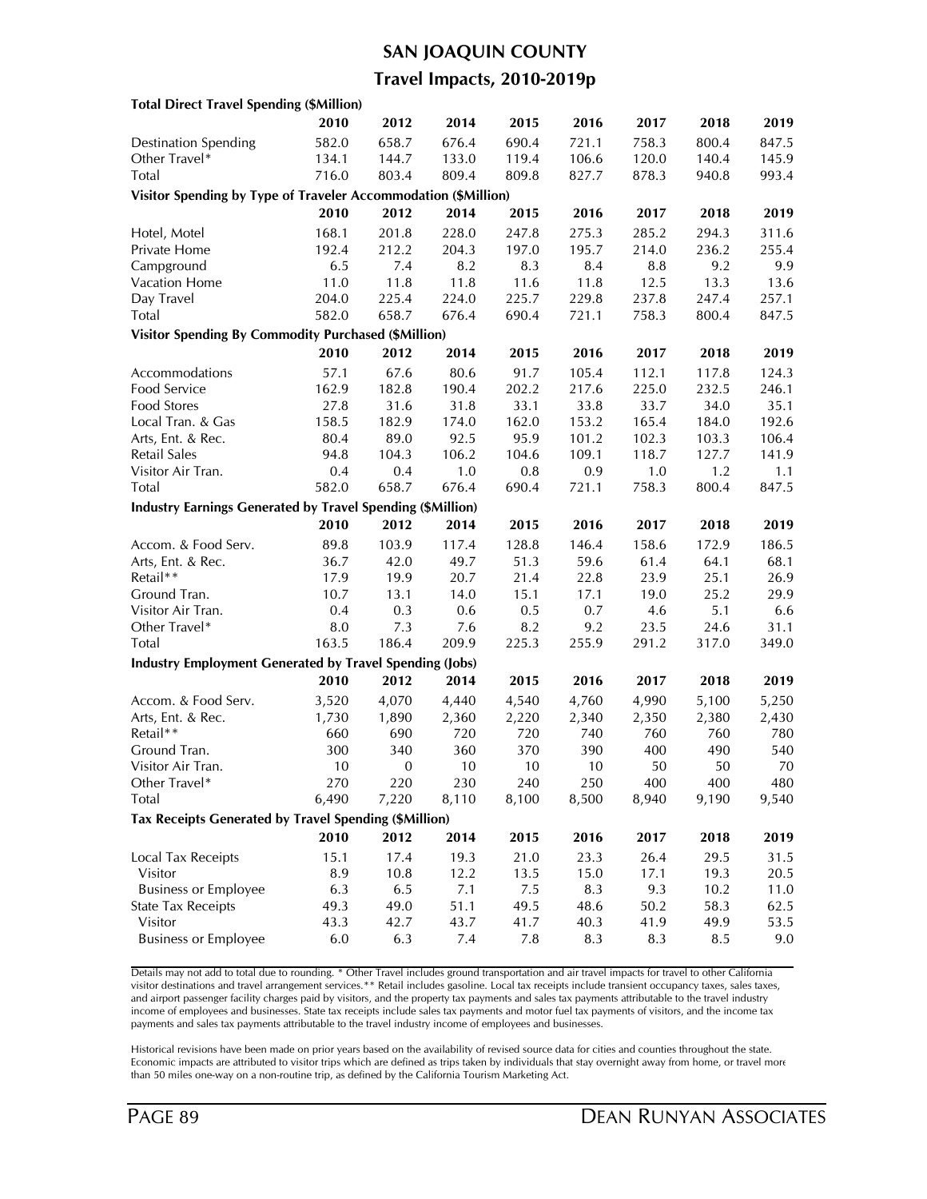# SAN JOAQUIN COUNTY

## Travel Impacts, 2010-2019p

**Total Direct Travel Spending ($Million)**

| | 2010 | 2012 | 2014 | 2015 | 2016 | 2017 | 2018 | 2019 |
|---|---|---|---|---|---|---|---|---|
| Destination Spending | 582.0 | 658.7 | 676.4 | 690.4 | 721.1 | 758.3 | 800.4 | 847.5 |
| Other Travel* | 134.1 | 144.7 | 133.0 | 119.4 | 106.6 | 120.0 | 140.4 | 145.9 |
| Total | 716.0 | 803.4 | 809.4 | 809.8 | 827.7 | 878.3 | 940.8 | 993.4 |

**Visitor Spending by Type of Traveler Accommodation ($Million)**

| | 2010 | 2012 | 2014 | 2015 | 2016 | 2017 | 2018 | 2019 |
|---|---|---|---|---|---|---|---|---|
| Hotel, Motel | 168.1 | 201.8 | 228.0 | 247.8 | 275.3 | 285.2 | 294.3 | 311.6 |
| Private Home | 192.4 | 212.2 | 204.3 | 197.0 | 195.7 | 214.0 | 236.2 | 255.4 |
| Campground | 6.5 | 7.4 | 8.2 | 8.3 | 8.4 | 8.8 | 9.2 | 9.9 |
| Vacation Home | 11.0 | 11.8 | 11.8 | 11.6 | 11.8 | 12.5 | 13.3 | 13.6 |
| Day Travel | 204.0 | 225.4 | 224.0 | 225.7 | 229.8 | 237.8 | 247.4 | 257.1 |
| Total | 582.0 | 658.7 | 676.4 | 690.4 | 721.1 | 758.3 | 800.4 | 847.5 |

**Visitor Spending By Commodity Purchased ($Million)**

| | 2010 | 2012 | 2014 | 2015 | 2016 | 2017 | 2018 | 2019 |
|---|---|---|---|---|---|---|---|---|
| Accommodations | 57.1 | 67.6 | 80.6 | 91.7 | 105.4 | 112.1 | 117.8 | 124.3 |
| Food Service | 162.9 | 182.8 | 190.4 | 202.2 | 217.6 | 225.0 | 232.5 | 246.1 |
| Food Stores | 27.8 | 31.6 | 31.8 | 33.1 | 33.8 | 33.7 | 34.0 | 35.1 |
| Local Tran. & Gas | 158.5 | 182.9 | 174.0 | 162.0 | 153.2 | 165.4 | 184.0 | 192.6 |
| Arts, Ent. & Rec. | 80.4 | 89.0 | 92.5 | 95.9 | 101.2 | 102.3 | 103.3 | 106.4 |
| Retail Sales | 94.8 | 104.3 | 106.2 | 104.6 | 109.1 | 118.7 | 127.7 | 141.9 |
| Visitor Air Tran. | 0.4 | 0.4 | 1.0 | 0.8 | 0.9 | 1.0 | 1.2 | 1.1 |
| Total | 582.0 | 658.7 | 676.4 | 690.4 | 721.1 | 758.3 | 800.4 | 847.5 |

**Industry Earnings Generated by Travel Spending ($Million)**

| | 2010 | 2012 | 2014 | 2015 | 2016 | 2017 | 2018 | 2019 |
|---|---|---|---|---|---|---|---|---|
| Accom. & Food Serv. | 89.8 | 103.9 | 117.4 | 128.8 | 146.4 | 158.6 | 172.9 | 186.5 |
| Arts, Ent. & Rec. | 36.7 | 42.0 | 49.7 | 51.3 | 59.6 | 61.4 | 64.1 | 68.1 |
| Retail** | 17.9 | 19.9 | 20.7 | 21.4 | 22.8 | 23.9 | 25.1 | 26.9 |
| Ground Tran. | 10.7 | 13.1 | 14.0 | 15.1 | 17.1 | 19.0 | 25.2 | 29.9 |
| Visitor Air Tran. | 0.4 | 0.3 | 0.6 | 0.5 | 0.7 | 4.6 | 5.1 | 6.6 |
| Other Travel* | 8.0 | 7.3 | 7.6 | 8.2 | 9.2 | 23.5 | 24.6 | 31.1 |
| Total | 163.5 | 186.4 | 209.9 | 225.3 | 255.9 | 291.2 | 317.0 | 349.0 |

**Industry Employment Generated by Travel Spending (Jobs)**

| | 2010 | 2012 | 2014 | 2015 | 2016 | 2017 | 2018 | 2019 |
|---|---|---|---|---|---|---|---|---|
| Accom. & Food Serv. | 3,520 | 4,070 | 4,440 | 4,540 | 4,760 | 4,990 | 5,100 | 5,250 |
| Arts, Ent. & Rec. | 1,730 | 1,890 | 2,360 | 2,220 | 2,340 | 2,350 | 2,380 | 2,430 |
| Retail** | 660 | 690 | 720 | 720 | 740 | 760 | 760 | 780 |
| Ground Tran. | 300 | 340 | 360 | 370 | 390 | 400 | 490 | 540 |
| Visitor Air Tran. | 10 | 0 | 10 | 10 | 10 | 50 | 50 | 70 |
| Other Travel* | 270 | 220 | 230 | 240 | 250 | 400 | 400 | 480 |
| Total | 6,490 | 7,220 | 8,110 | 8,100 | 8,500 | 8,940 | 9,190 | 9,540 |

**Tax Receipts Generated by Travel Spending ($Million)**

| | 2010 | 2012 | 2014 | 2015 | 2016 | 2017 | 2018 | 2019 |
|---|---|---|---|---|---|---|---|---|
| Local Tax Receipts | 15.1 | 17.4 | 19.3 | 21.0 | 23.3 | 26.4 | 29.5 | 31.5 |
| Visitor | 8.9 | 10.8 | 12.2 | 13.5 | 15.0 | 17.1 | 19.3 | 20.5 |
| Business or Employee | 6.3 | 6.5 | 7.1 | 7.5 | 8.3 | 9.3 | 10.2 | 11.0 |
| State Tax Receipts | 49.3 | 49.0 | 51.1 | 49.5 | 48.6 | 50.2 | 58.3 | 62.5 |
| Visitor | 43.3 | 42.7 | 43.7 | 41.7 | 40.3 | 41.9 | 49.9 | 53.5 |
| Business or Employee | 6.0 | 6.3 | 7.4 | 7.8 | 8.3 | 8.3 | 8.5 | 9.0 |

Details may not add to total due to rounding. * Other Travel includes ground transportation and air travel impacts for travel to other California visitor destinations and travel arrangement services.** Retail includes gasoline. Local tax receipts include transient occupancy taxes, sales taxes, and airport passenger facility charges paid by visitors, and the property tax payments and sales tax payments attributable to the travel industry income of employees and businesses. State tax receipts include sales tax payments and motor fuel tax payments of visitors, and the income tax payments and sales tax payments attributable to the travel industry income of employees and businesses.

Historical revisions have been made on prior years based on the availability of revised source data for cities and counties throughout the state. Economic impacts are attributed to visitor trips which are defined as trips taken by individuals that stay overnight away from home, or travel more than 50 miles one-way on a non-routine trip, as defined by the California Tourism Marketing Act.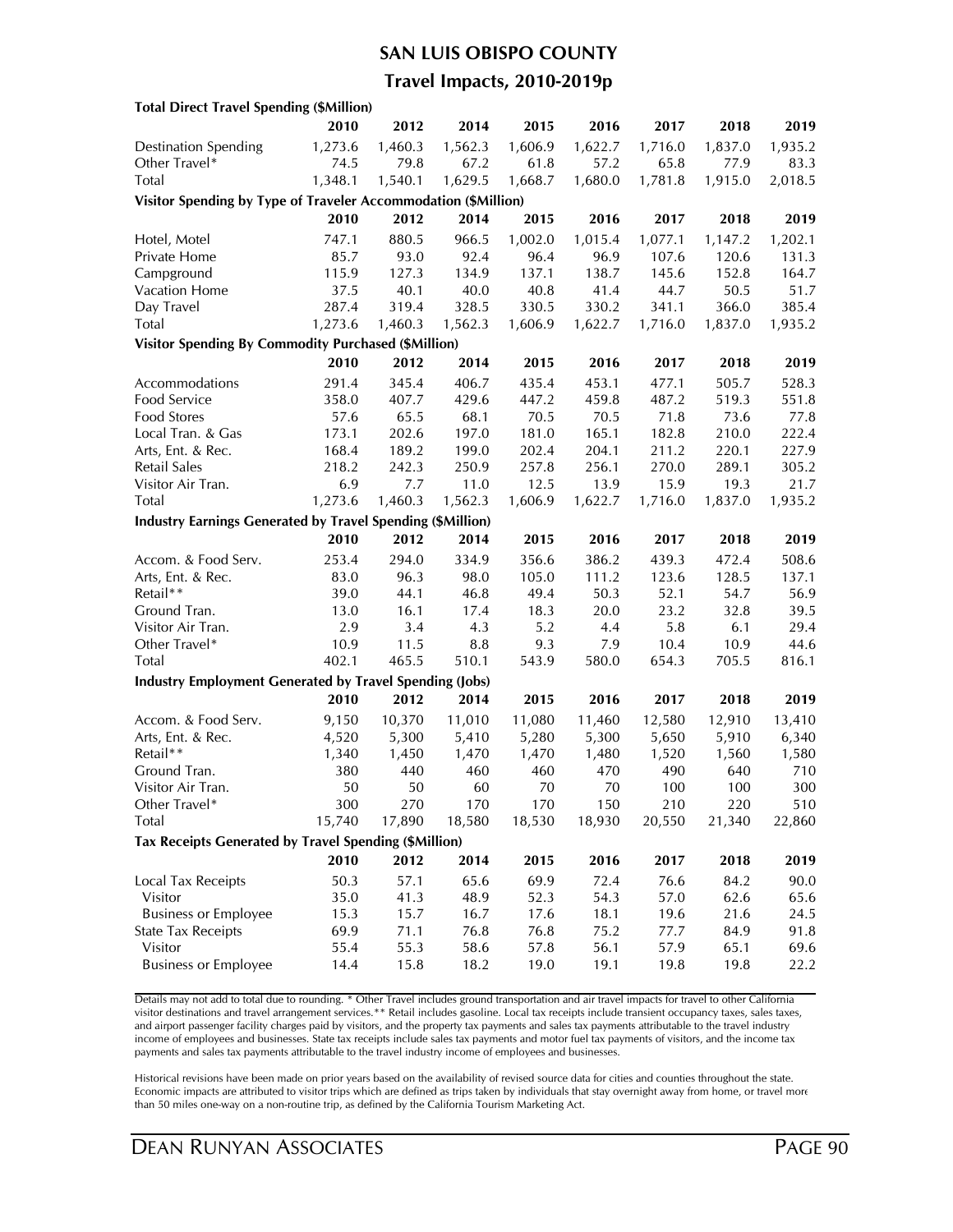# SAN LUIS OBISPO COUNTY

## Travel Impacts, 2010-2019p

**Total Direct Travel Spending ($Million)**

| | 2010 | 2012 | 2014 | 2015 | 2016 | 2017 | 2018 | 2019 |
|---|---|---|---|---|---|---|---|---|
| Destination Spending | 1,273.6 | 1,460.3 | 1,562.3 | 1,606.9 | 1,622.7 | 1,716.0 | 1,837.0 | 1,935.2 |
| Other Travel* | 74.5 | 79.8 | 67.2 | 61.8 | 57.2 | 65.8 | 77.9 | 83.3 |
| Total | 1,348.1 | 1,540.1 | 1,629.5 | 1,668.7 | 1,680.0 | 1,781.8 | 1,915.0 | 2,018.5 |

**Visitor Spending by Type of Traveler Accommodation ($Million)**

| | 2010 | 2012 | 2014 | 2015 | 2016 | 2017 | 2018 | 2019 |
|---|---|---|---|---|---|---|---|---|
| Hotel, Motel | 747.1 | 880.5 | 966.5 | 1,002.0 | 1,015.4 | 1,077.1 | 1,147.2 | 1,202.1 |
| Private Home | 85.7 | 93.0 | 92.4 | 96.4 | 96.9 | 107.6 | 120.6 | 131.3 |
| Campground | 115.9 | 127.3 | 134.9 | 137.1 | 138.7 | 145.6 | 152.8 | 164.7 |
| Vacation Home | 37.5 | 40.1 | 40.0 | 40.8 | 41.4 | 44.7 | 50.5 | 51.7 |
| Day Travel | 287.4 | 319.4 | 328.5 | 330.5 | 330.2 | 341.1 | 366.0 | 385.4 |
| Total | 1,273.6 | 1,460.3 | 1,562.3 | 1,606.9 | 1,622.7 | 1,716.0 | 1,837.0 | 1,935.2 |

**Visitor Spending By Commodity Purchased ($Million)**

| | 2010 | 2012 | 2014 | 2015 | 2016 | 2017 | 2018 | 2019 |
|---|---|---|---|---|---|---|---|---|
| Accommodations | 291.4 | 345.4 | 406.7 | 435.4 | 453.1 | 477.1 | 505.7 | 528.3 |
| Food Service | 358.0 | 407.7 | 429.6 | 447.2 | 459.8 | 487.2 | 519.3 | 551.8 |
| Food Stores | 57.6 | 65.5 | 68.1 | 70.5 | 70.5 | 71.8 | 73.6 | 77.8 |
| Local Tran. & Gas | 173.1 | 202.6 | 197.0 | 181.0 | 165.1 | 182.8 | 210.0 | 222.4 |
| Arts, Ent. & Rec. | 168.4 | 189.2 | 199.0 | 202.4 | 204.1 | 211.2 | 220.1 | 227.9 |
| Retail Sales | 218.2 | 242.3 | 250.9 | 257.8 | 256.1 | 270.0 | 289.1 | 305.2 |
| Visitor Air Tran. | 6.9 | 7.7 | 11.0 | 12.5 | 13.9 | 15.9 | 19.3 | 21.7 |
| Total | 1,273.6 | 1,460.3 | 1,562.3 | 1,606.9 | 1,622.7 | 1,716.0 | 1,837.0 | 1,935.2 |

**Industry Earnings Generated by Travel Spending ($Million)**

| | 2010 | 2012 | 2014 | 2015 | 2016 | 2017 | 2018 | 2019 |
|---|---|---|---|---|---|---|---|---|
| Accom. & Food Serv. | 253.4 | 294.0 | 334.9 | 356.6 | 386.2 | 439.3 | 472.4 | 508.6 |
| Arts, Ent. & Rec. | 83.0 | 96.3 | 98.0 | 105.0 | 111.2 | 123.6 | 128.5 | 137.1 |
| Retail** | 39.0 | 44.1 | 46.8 | 49.4 | 50.3 | 52.1 | 54.7 | 56.9 |
| Ground Tran. | 13.0 | 16.1 | 17.4 | 18.3 | 20.0 | 23.2 | 32.8 | 39.5 |
| Visitor Air Tran. | 2.9 | 3.4 | 4.3 | 5.2 | 4.4 | 5.8 | 6.1 | 29.4 |
| Other Travel* | 10.9 | 11.5 | 8.8 | 9.3 | 7.9 | 10.4 | 10.9 | 44.6 |
| Total | 402.1 | 465.5 | 510.1 | 543.9 | 580.0 | 654.3 | 705.5 | 816.1 |

**Industry Employment Generated by Travel Spending (Jobs)**

| | 2010 | 2012 | 2014 | 2015 | 2016 | 2017 | 2018 | 2019 |
|---|---|---|---|---|---|---|---|---|
| Accom. & Food Serv. | 9,150 | 10,370 | 11,010 | 11,080 | 11,460 | 12,580 | 12,910 | 13,410 |
| Arts, Ent. & Rec. | 4,520 | 5,300 | 5,410 | 5,280 | 5,300 | 5,650 | 5,910 | 6,340 |
| Retail** | 1,340 | 1,450 | 1,470 | 1,470 | 1,480 | 1,520 | 1,560 | 1,580 |
| Ground Tran. | 380 | 440 | 460 | 460 | 470 | 490 | 640 | 710 |
| Visitor Air Tran. | 50 | 50 | 60 | 70 | 70 | 100 | 100 | 300 |
| Other Travel* | 300 | 270 | 170 | 170 | 150 | 210 | 220 | 510 |
| Total | 15,740 | 17,890 | 18,580 | 18,530 | 18,930 | 20,550 | 21,340 | 22,860 |

**Tax Receipts Generated by Travel Spending ($Million)**

| | 2010 | 2012 | 2014 | 2015 | 2016 | 2017 | 2018 | 2019 |
|---|---|---|---|---|---|---|---|---|
| Local Tax Receipts | 50.3 | 57.1 | 65.6 | 69.9 | 72.4 | 76.6 | 84.2 | 90.0 |
| Visitor | 35.0 | 41.3 | 48.9 | 52.3 | 54.3 | 57.0 | 62.6 | 65.6 |
| Business or Employee | 15.3 | 15.7 | 16.7 | 17.6 | 18.1 | 19.6 | 21.6 | 24.5 |
| State Tax Receipts | 69.9 | 71.1 | 76.8 | 76.8 | 75.2 | 77.7 | 84.9 | 91.8 |
| Visitor | 55.4 | 55.3 | 58.6 | 57.8 | 56.1 | 57.9 | 65.1 | 69.6 |
| Business or Employee | 14.4 | 15.8 | 18.2 | 19.0 | 19.1 | 19.8 | 19.8 | 22.2 |

Details may not add to total due to rounding. * Other Travel includes ground transportation and air travel impacts for travel to other California visitor destinations and travel arrangement services.** Retail includes gasoline. Local tax receipts include transient occupancy taxes, sales taxes, and airport passenger facility charges paid by visitors, and the property tax payments and sales tax payments attributable to the travel industry income of employees and businesses. State tax receipts include sales tax payments and motor fuel tax payments of visitors, and the income tax payments and sales tax payments attributable to the travel industry income of employees and businesses.

Historical revisions have been made on prior years based on the availability of revised source data for cities and counties throughout the state. Economic impacts are attributed to visitor trips which are defined as trips taken by individuals that stay overnight away from home, or travel more than 50 miles one-way on a non-routine trip, as defined by the California Tourism Marketing Act.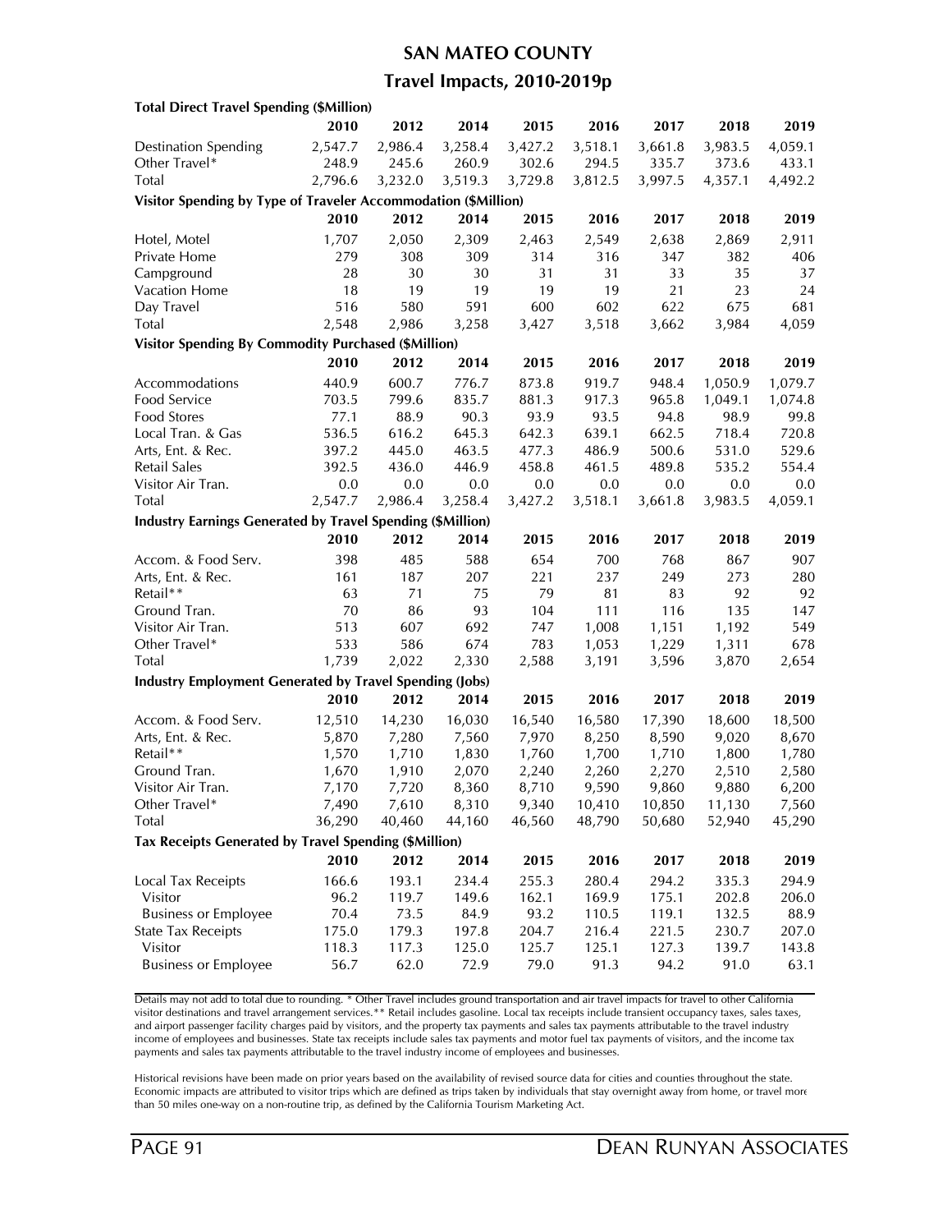# SAN MATEO COUNTY

## Travel Impacts, 2010-2019p

**Total Direct Travel Spending ($Million)**

| | 2010 | 2012 | 2014 | 2015 | 2016 | 2017 | 2018 | 2019 |
|---|---|---|---|---|---|---|---|---|
| Destination Spending | 2,547.7 | 2,986.4 | 3,258.4 | 3,427.2 | 3,518.1 | 3,661.8 | 3,983.5 | 4,059.1 |
| Other Travel* | 248.9 | 245.6 | 260.9 | 302.6 | 294.5 | 335.7 | 373.6 | 433.1 |
| Total | 2,796.6 | 3,232.0 | 3,519.3 | 3,729.8 | 3,812.5 | 3,997.5 | 4,357.1 | 4,492.2 |

**Visitor Spending by Type of Traveler Accommodation ($Million)**

| | 2010 | 2012 | 2014 | 2015 | 2016 | 2017 | 2018 | 2019 |
|---|---|---|---|---|---|---|---|---|
| Hotel, Motel | 1,707 | 2,050 | 2,309 | 2,463 | 2,549 | 2,638 | 2,869 | 2,911 |
| Private Home | 279 | 308 | 309 | 314 | 316 | 347 | 382 | 406 |
| Campground | 28 | 30 | 30 | 31 | 31 | 33 | 35 | 37 |
| Vacation Home | 18 | 19 | 19 | 19 | 19 | 21 | 23 | 24 |
| Day Travel | 516 | 580 | 591 | 600 | 602 | 622 | 675 | 681 |
| Total | 2,548 | 2,986 | 3,258 | 3,427 | 3,518 | 3,662 | 3,984 | 4,059 |

**Visitor Spending By Commodity Purchased ($Million)**

| | 2010 | 2012 | 2014 | 2015 | 2016 | 2017 | 2018 | 2019 |
|---|---|---|---|---|---|---|---|---|
| Accommodations | 440.9 | 600.7 | 776.7 | 873.8 | 919.7 | 948.4 | 1,050.9 | 1,079.7 |
| Food Service | 703.5 | 799.6 | 835.7 | 881.3 | 917.3 | 965.8 | 1,049.1 | 1,074.8 |
| Food Stores | 77.1 | 88.9 | 90.3 | 93.9 | 93.5 | 94.8 | 98.9 | 99.8 |
| Local Tran. & Gas | 536.5 | 616.2 | 645.3 | 642.3 | 639.1 | 662.5 | 718.4 | 720.8 |
| Arts, Ent. & Rec. | 397.2 | 445.0 | 463.5 | 477.3 | 486.9 | 500.6 | 531.0 | 529.6 |
| Retail Sales | 392.5 | 436.0 | 446.9 | 458.8 | 461.5 | 489.8 | 535.2 | 554.4 |
| Visitor Air Tran. | 0.0 | 0.0 | 0.0 | 0.0 | 0.0 | 0.0 | 0.0 | 0.0 |
| Total | 2,547.7 | 2,986.4 | 3,258.4 | 3,427.2 | 3,518.1 | 3,661.8 | 3,983.5 | 4,059.1 |

**Industry Earnings Generated by Travel Spending ($Million)**

| | 2010 | 2012 | 2014 | 2015 | 2016 | 2017 | 2018 | 2019 |
|---|---|---|---|---|---|---|---|---|
| Accom. & Food Serv. | 398 | 485 | 588 | 654 | 700 | 768 | 867 | 907 |
| Arts, Ent. & Rec. | 161 | 187 | 207 | 221 | 237 | 249 | 273 | 280 |
| Retail** | 63 | 71 | 75 | 79 | 81 | 83 | 92 | 92 |
| Ground Tran. | 70 | 86 | 93 | 104 | 111 | 116 | 135 | 147 |
| Visitor Air Tran. | 513 | 607 | 692 | 747 | 1,008 | 1,151 | 1,192 | 549 |
| Other Travel* | 533 | 586 | 674 | 783 | 1,053 | 1,229 | 1,311 | 678 |
| Total | 1,739 | 2,022 | 2,330 | 2,588 | 3,191 | 3,596 | 3,870 | 2,654 |

**Industry Employment Generated by Travel Spending (Jobs)**

| | 2010 | 2012 | 2014 | 2015 | 2016 | 2017 | 2018 | 2019 |
|---|---|---|---|---|---|---|---|---|
| Accom. & Food Serv. | 12,510 | 14,230 | 16,030 | 16,540 | 16,580 | 17,390 | 18,600 | 18,500 |
| Arts, Ent. & Rec. | 5,870 | 7,280 | 7,560 | 7,970 | 8,250 | 8,590 | 9,020 | 8,670 |
| Retail** | 1,570 | 1,710 | 1,830 | 1,760 | 1,700 | 1,710 | 1,800 | 1,780 |
| Ground Tran. | 1,670 | 1,910 | 2,070 | 2,240 | 2,260 | 2,270 | 2,510 | 2,580 |
| Visitor Air Tran. | 7,170 | 7,720 | 8,360 | 8,710 | 9,590 | 9,860 | 9,880 | 6,200 |
| Other Travel* | 7,490 | 7,610 | 8,310 | 9,340 | 10,410 | 10,850 | 11,130 | 7,560 |
| Total | 36,290 | 40,460 | 44,160 | 46,560 | 48,790 | 50,680 | 52,940 | 45,290 |

**Tax Receipts Generated by Travel Spending ($Million)**

| | 2010 | 2012 | 2014 | 2015 | 2016 | 2017 | 2018 | 2019 |
|---|---|---|---|---|---|---|---|---|
| Local Tax Receipts | 166.6 | 193.1 | 234.4 | 255.3 | 280.4 | 294.2 | 335.3 | 294.9 |
| Visitor | 96.2 | 119.7 | 149.6 | 162.1 | 169.9 | 175.1 | 202.8 | 206.0 |
| Business or Employee | 70.4 | 73.5 | 84.9 | 93.2 | 110.5 | 119.1 | 132.5 | 88.9 |
| State Tax Receipts | 175.0 | 179.3 | 197.8 | 204.7 | 216.4 | 221.5 | 230.7 | 207.0 |
| Visitor | 118.3 | 117.3 | 125.0 | 125.7 | 125.1 | 127.3 | 139.7 | 143.8 |
| Business or Employee | 56.7 | 62.0 | 72.9 | 79.0 | 91.3 | 94.2 | 91.0 | 63.1 |

Details may not add to total due to rounding. * Other Travel includes ground transportation and air travel impacts for travel to other California visitor destinations and travel arrangement services.** Retail includes gasoline. Local tax receipts include transient occupancy taxes, sales taxes, and airport passenger facility charges paid by visitors, and the property tax payments and sales tax payments attributable to the travel industry income of employees and businesses. State tax receipts include sales tax payments and motor fuel tax payments of visitors, and the income tax payments and sales tax payments attributable to the travel industry income of employees and businesses.

Historical revisions have been made on prior years based on the availability of revised source data for cities and counties throughout the state. Economic impacts are attributed to visitor trips which are defined as trips taken by individuals that stay overnight away from home, or travel more than 50 miles one-way on a non-routine trip, as defined by the California Tourism Marketing Act.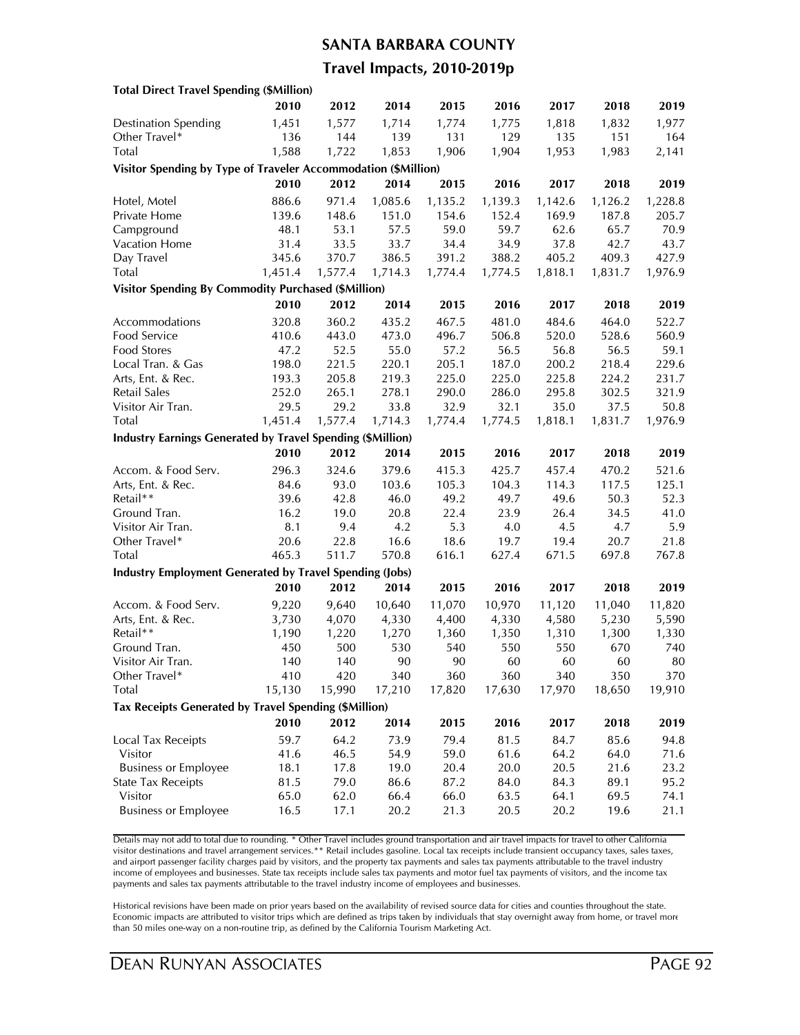# SANTA BARBARA COUNTY

## Travel Impacts, 2010-2019p

| **Total Direct Travel Spending ($Million)** | | | | | | | | |
|---|---|---|---|---|---|---|---|---|
| | **2010** | **2012** | **2014** | **2015** | **2016** | **2017** | **2018** | **2019** |
| Destination Spending | 1,451 | 1,577 | 1,714 | 1,774 | 1,775 | 1,818 | 1,832 | 1,977 |
| Other Travel* | 136 | 144 | 139 | 131 | 129 | 135 | 151 | 164 |
| Total | 1,588 | 1,722 | 1,853 | 1,906 | 1,904 | 1,953 | 1,983 | 2,141 |
| **Visitor Spending by Type of Traveler Accommodation ($Million)** | | | | | | | | |
| | **2010** | **2012** | **2014** | **2015** | **2016** | **2017** | **2018** | **2019** |
| Hotel, Motel | 886.6 | 971.4 | 1,085.6 | 1,135.2 | 1,139.3 | 1,142.6 | 1,126.2 | 1,228.8 |
| Private Home | 139.6 | 148.6 | 151.0 | 154.6 | 152.4 | 169.9 | 187.8 | 205.7 |
| Campground | 48.1 | 53.1 | 57.5 | 59.0 | 59.7 | 62.6 | 65.7 | 70.9 |
| Vacation Home | 31.4 | 33.5 | 33.7 | 34.4 | 34.9 | 37.8 | 42.7 | 43.7 |
| Day Travel | 345.6 | 370.7 | 386.5 | 391.2 | 388.2 | 405.2 | 409.3 | 427.9 |
| Total | 1,451.4 | 1,577.4 | 1,714.3 | 1,774.4 | 1,774.5 | 1,818.1 | 1,831.7 | 1,976.9 |
| **Visitor Spending By Commodity Purchased ($Million)** | | | | | | | | |
| | **2010** | **2012** | **2014** | **2015** | **2016** | **2017** | **2018** | **2019** |
| Accommodations | 320.8 | 360.2 | 435.2 | 467.5 | 481.0 | 484.6 | 464.0 | 522.7 |
| Food Service | 410.6 | 443.0 | 473.0 | 496.7 | 506.8 | 520.0 | 528.6 | 560.9 |
| Food Stores | 47.2 | 52.5 | 55.0 | 57.2 | 56.5 | 56.8 | 56.5 | 59.1 |
| Local Tran. & Gas | 198.0 | 221.5 | 220.1 | 205.1 | 187.0 | 200.2 | 218.4 | 229.6 |
| Arts, Ent. & Rec. | 193.3 | 205.8 | 219.3 | 225.0 | 225.0 | 225.8 | 224.2 | 231.7 |
| Retail Sales | 252.0 | 265.1 | 278.1 | 290.0 | 286.0 | 295.8 | 302.5 | 321.9 |
| Visitor Air Tran. | 29.5 | 29.2 | 33.8 | 32.9 | 32.1 | 35.0 | 37.5 | 50.8 |
| Total | 1,451.4 | 1,577.4 | 1,714.3 | 1,774.4 | 1,774.5 | 1,818.1 | 1,831.7 | 1,976.9 |
| **Industry Earnings Generated by Travel Spending ($Million)** | | | | | | | | |
| | **2010** | **2012** | **2014** | **2015** | **2016** | **2017** | **2018** | **2019** |
| Accom. & Food Serv. | 296.3 | 324.6 | 379.6 | 415.3 | 425.7 | 457.4 | 470.2 | 521.6 |
| Arts, Ent. & Rec. | 84.6 | 93.0 | 103.6 | 105.3 | 104.3 | 114.3 | 117.5 | 125.1 |
| Retail** | 39.6 | 42.8 | 46.0 | 49.2 | 49.7 | 49.6 | 50.3 | 52.3 |
| Ground Tran. | 16.2 | 19.0 | 20.8 | 22.4 | 23.9 | 26.4 | 34.5 | 41.0 |
| Visitor Air Tran. | 8.1 | 9.4 | 4.2 | 5.3 | 4.0 | 4.5 | 4.7 | 5.9 |
| Other Travel* | 20.6 | 22.8 | 16.6 | 18.6 | 19.7 | 19.4 | 20.7 | 21.8 |
| Total | 465.3 | 511.7 | 570.8 | 616.1 | 627.4 | 671.5 | 697.8 | 767.8 |
| **Industry Employment Generated by Travel Spending (Jobs)** | | | | | | | | |
| | **2010** | **2012** | **2014** | **2015** | **2016** | **2017** | **2018** | **2019** |
| Accom. & Food Serv. | 9,220 | 9,640 | 10,640 | 11,070 | 10,970 | 11,120 | 11,040 | 11,820 |
| Arts, Ent. & Rec. | 3,730 | 4,070 | 4,330 | 4,400 | 4,330 | 4,580 | 5,230 | 5,590 |
| Retail** | 1,190 | 1,220 | 1,270 | 1,360 | 1,350 | 1,310 | 1,300 | 1,330 |
| Ground Tran. | 450 | 500 | 530 | 540 | 550 | 550 | 670 | 740 |
| Visitor Air Tran. | 140 | 140 | 90 | 90 | 60 | 60 | 60 | 80 |
| Other Travel* | 410 | 420 | 340 | 360 | 360 | 340 | 350 | 370 |
| Total | 15,130 | 15,990 | 17,210 | 17,820 | 17,630 | 17,970 | 18,650 | 19,910 |
| **Tax Receipts Generated by Travel Spending ($Million)** | | | | | | | | |
| | **2010** | **2012** | **2014** | **2015** | **2016** | **2017** | **2018** | **2019** |
| Local Tax Receipts | 59.7 | 64.2 | 73.9 | 79.4 | 81.5 | 84.7 | 85.6 | 94.8 |
| Visitor | 41.6 | 46.5 | 54.9 | 59.0 | 61.6 | 64.2 | 64.0 | 71.6 |
| Business or Employee | 18.1 | 17.8 | 19.0 | 20.4 | 20.0 | 20.5 | 21.6 | 23.2 |
| State Tax Receipts | 81.5 | 79.0 | 86.6 | 87.2 | 84.0 | 84.3 | 89.1 | 95.2 |
| Visitor | 65.0 | 62.0 | 66.4 | 66.0 | 63.5 | 64.1 | 69.5 | 74.1 |
| Business or Employee | 16.5 | 17.1 | 20.2 | 21.3 | 20.5 | 20.2 | 19.6 | 21.1 |

Details may not add to total due to rounding. * Other Travel includes ground transportation and air travel impacts for travel to other California visitor destinations and travel arrangement services.** Retail includes gasoline. Local tax receipts include transient occupancy taxes, sales taxes, and airport passenger facility charges paid by visitors, and the property tax payments and sales tax payments attributable to the travel industry income of employees and businesses. State tax receipts include sales tax payments and motor fuel tax payments of visitors, and the income tax payments and sales tax payments attributable to the travel industry income of employees and businesses.

Historical revisions have been made on prior years based on the availability of revised source data for cities and counties throughout the state. Economic impacts are attributed to visitor trips which are defined as trips taken by individuals that stay overnight away from home, or travel more than 50 miles one-way on a non-routine trip, as defined by the California Tourism Marketing Act.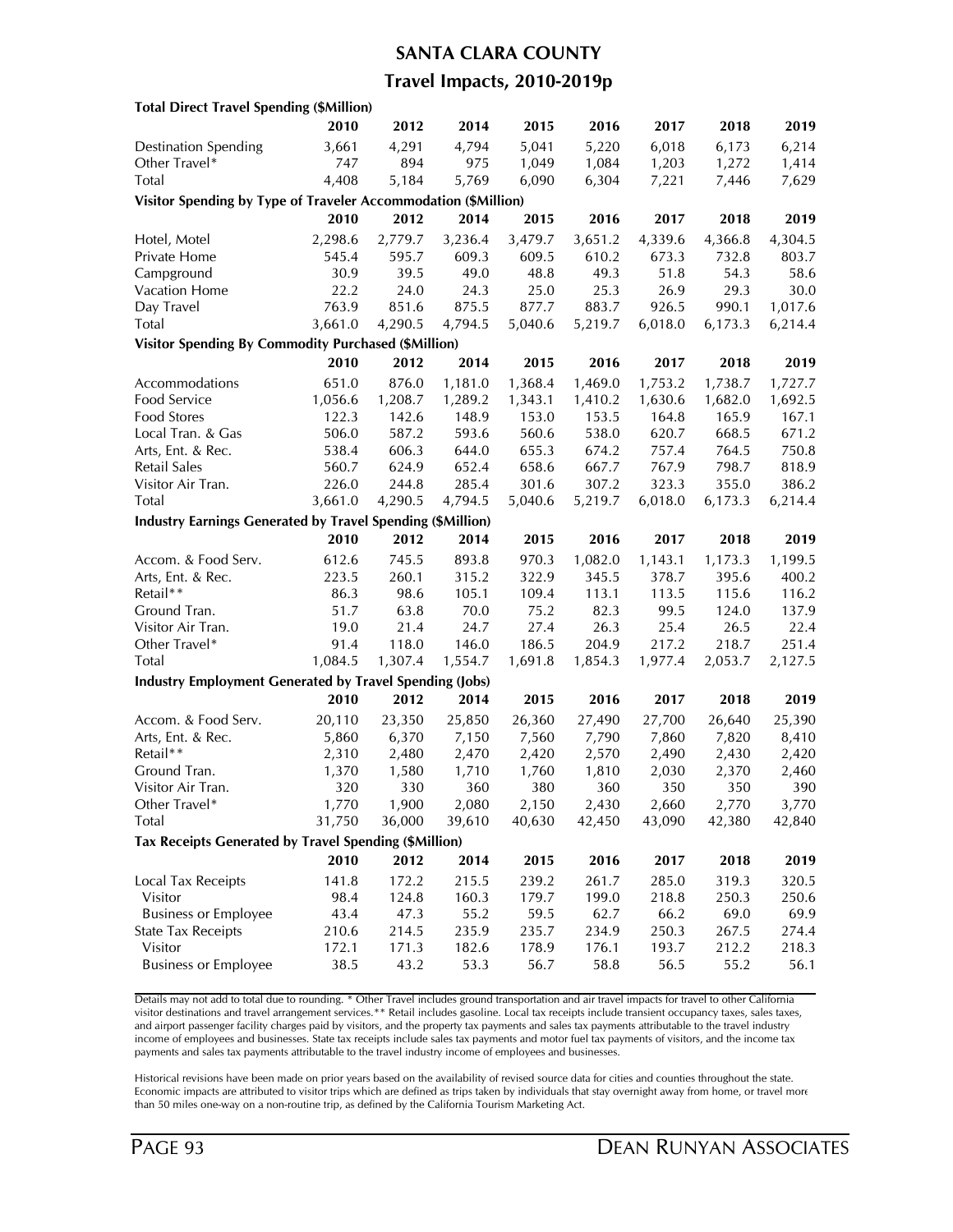# SANTA CLARA COUNTY

## Travel Impacts, 2010-2019p

**Total Direct Travel Spending ($Million)**

| | 2010 | 2012 | 2014 | 2015 | 2016 | 2017 | 2018 | 2019 |
|---|---|---|---|---|---|---|---|---|
| Destination Spending | 3,661 | 4,291 | 4,794 | 5,041 | 5,220 | 6,018 | 6,173 | 6,214 |
| Other Travel* | 747 | 894 | 975 | 1,049 | 1,084 | 1,203 | 1,272 | 1,414 |
| Total | 4,408 | 5,184 | 5,769 | 6,090 | 6,304 | 7,221 | 7,446 | 7,629 |

**Visitor Spending by Type of Traveler Accommodation ($Million)**

| | 2010 | 2012 | 2014 | 2015 | 2016 | 2017 | 2018 | 2019 |
|---|---|---|---|---|---|---|---|---|
| Hotel, Motel | 2,298.6 | 2,779.7 | 3,236.4 | 3,479.7 | 3,651.2 | 4,339.6 | 4,366.8 | 4,304.5 |
| Private Home | 545.4 | 595.7 | 609.3 | 609.5 | 610.2 | 673.3 | 732.8 | 803.7 |
| Campground | 30.9 | 39.5 | 49.0 | 48.8 | 49.3 | 51.8 | 54.3 | 58.6 |
| Vacation Home | 22.2 | 24.0 | 24.3 | 25.0 | 25.3 | 26.9 | 29.3 | 30.0 |
| Day Travel | 763.9 | 851.6 | 875.5 | 877.7 | 883.7 | 926.5 | 990.1 | 1,017.6 |
| Total | 3,661.0 | 4,290.5 | 4,794.5 | 5,040.6 | 5,219.7 | 6,018.0 | 6,173.3 | 6,214.4 |

**Visitor Spending By Commodity Purchased ($Million)**

| | 2010 | 2012 | 2014 | 2015 | 2016 | 2017 | 2018 | 2019 |
|---|---|---|---|---|---|---|---|---|
| Accommodations | 651.0 | 876.0 | 1,181.0 | 1,368.4 | 1,469.0 | 1,753.2 | 1,738.7 | 1,727.7 |
| Food Service | 1,056.6 | 1,208.7 | 1,289.2 | 1,343.1 | 1,410.2 | 1,630.6 | 1,682.0 | 1,692.5 |
| Food Stores | 122.3 | 142.6 | 148.9 | 153.0 | 153.5 | 164.8 | 165.9 | 167.1 |
| Local Tran. & Gas | 506.0 | 587.2 | 593.6 | 560.6 | 538.0 | 620.7 | 668.5 | 671.2 |
| Arts, Ent. & Rec. | 538.4 | 606.3 | 644.0 | 655.3 | 674.2 | 757.4 | 764.5 | 750.8 |
| Retail Sales | 560.7 | 624.9 | 652.4 | 658.6 | 667.7 | 767.9 | 798.7 | 818.9 |
| Visitor Air Tran. | 226.0 | 244.8 | 285.4 | 301.6 | 307.2 | 323.3 | 355.0 | 386.2 |
| Total | 3,661.0 | 4,290.5 | 4,794.5 | 5,040.6 | 5,219.7 | 6,018.0 | 6,173.3 | 6,214.4 |

**Industry Earnings Generated by Travel Spending ($Million)**

| | 2010 | 2012 | 2014 | 2015 | 2016 | 2017 | 2018 | 2019 |
|---|---|---|---|---|---|---|---|---|
| Accom. & Food Serv. | 612.6 | 745.5 | 893.8 | 970.3 | 1,082.0 | 1,143.1 | 1,173.3 | 1,199.5 |
| Arts, Ent. & Rec. | 223.5 | 260.1 | 315.2 | 322.9 | 345.5 | 378.7 | 395.6 | 400.2 |
| Retail** | 86.3 | 98.6 | 105.1 | 109.4 | 113.1 | 113.5 | 115.6 | 116.2 |
| Ground Tran. | 51.7 | 63.8 | 70.0 | 75.2 | 82.3 | 99.5 | 124.0 | 137.9 |
| Visitor Air Tran. | 19.0 | 21.4 | 24.7 | 27.4 | 26.3 | 25.4 | 26.5 | 22.4 |
| Other Travel* | 91.4 | 118.0 | 146.0 | 186.5 | 204.9 | 217.2 | 218.7 | 251.4 |
| Total | 1,084.5 | 1,307.4 | 1,554.7 | 1,691.8 | 1,854.3 | 1,977.4 | 2,053.7 | 2,127.5 |

**Industry Employment Generated by Travel Spending (Jobs)**

| | 2010 | 2012 | 2014 | 2015 | 2016 | 2017 | 2018 | 2019 |
|---|---|---|---|---|---|---|---|---|
| Accom. & Food Serv. | 20,110 | 23,350 | 25,850 | 26,360 | 27,490 | 27,700 | 26,640 | 25,390 |
| Arts, Ent. & Rec. | 5,860 | 6,370 | 7,150 | 7,560 | 7,790 | 7,860 | 7,820 | 8,410 |
| Retail** | 2,310 | 2,480 | 2,470 | 2,420 | 2,570 | 2,490 | 2,430 | 2,420 |
| Ground Tran. | 1,370 | 1,580 | 1,710 | 1,760 | 1,810 | 2,030 | 2,370 | 2,460 |
| Visitor Air Tran. | 320 | 330 | 360 | 380 | 360 | 350 | 350 | 390 |
| Other Travel* | 1,770 | 1,900 | 2,080 | 2,150 | 2,430 | 2,660 | 2,770 | 3,770 |
| Total | 31,750 | 36,000 | 39,610 | 40,630 | 42,450 | 43,090 | 42,380 | 42,840 |

**Tax Receipts Generated by Travel Spending ($Million)**

| | 2010 | 2012 | 2014 | 2015 | 2016 | 2017 | 2018 | 2019 |
|---|---|---|---|---|---|---|---|---|
| Local Tax Receipts | 141.8 | 172.2 | 215.5 | 239.2 | 261.7 | 285.0 | 319.3 | 320.5 |
| Visitor | 98.4 | 124.8 | 160.3 | 179.7 | 199.0 | 218.8 | 250.3 | 250.6 |
| Business or Employee | 43.4 | 47.3 | 55.2 | 59.5 | 62.7 | 66.2 | 69.0 | 69.9 |
| State Tax Receipts | 210.6 | 214.5 | 235.9 | 235.7 | 234.9 | 250.3 | 267.5 | 274.4 |
| Visitor | 172.1 | 171.3 | 182.6 | 178.9 | 176.1 | 193.7 | 212.2 | 218.3 |
| Business or Employee | 38.5 | 43.2 | 53.3 | 56.7 | 58.8 | 56.5 | 55.2 | 56.1 |

Details may not add to total due to rounding. * Other Travel includes ground transportation and air travel impacts for travel to other California visitor destinations and travel arrangement services.** Retail includes gasoline. Local tax receipts include transient occupancy taxes, sales taxes, and airport passenger facility charges paid by visitors, and the property tax payments and sales tax payments attributable to the travel industry income of employees and businesses. State tax receipts include sales tax payments and motor fuel tax payments of visitors, and the income tax payments and sales tax payments attributable to the travel industry income of employees and businesses.

Historical revisions have been made on prior years based on the availability of revised source data for cities and counties throughout the state. Economic impacts are attributed to visitor trips which are defined as trips taken by individuals that stay overnight away from home, or travel more than 50 miles one-way on a non-routine trip, as defined by the California Tourism Marketing Act.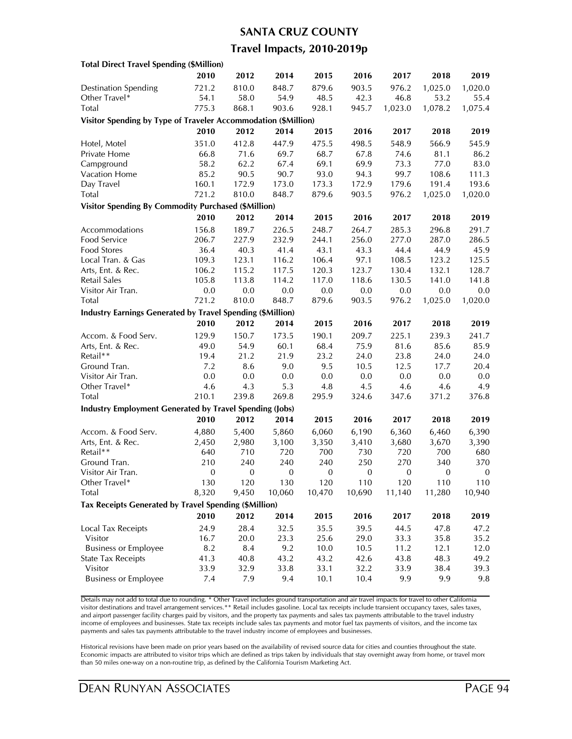# SANTA CRUZ COUNTY

## Travel Impacts, 2010-2019p

**Total Direct Travel Spending ($Million)**

| | 2010 | 2012 | 2014 | 2015 | 2016 | 2017 | 2018 | 2019 |
|---|---|---|---|---|---|---|---|---|
| Destination Spending | 721.2 | 810.0 | 848.7 | 879.6 | 903.5 | 976.2 | 1,025.0 | 1,020.0 |
| Other Travel* | 54.1 | 58.0 | 54.9 | 48.5 | 42.3 | 46.8 | 53.2 | 55.4 |
| Total | 775.3 | 868.1 | 903.6 | 928.1 | 945.7 | 1,023.0 | 1,078.2 | 1,075.4 |

**Visitor Spending by Type of Traveler Accommodation ($Million)**

| | 2010 | 2012 | 2014 | 2015 | 2016 | 2017 | 2018 | 2019 |
|---|---|---|---|---|---|---|---|---|
| Hotel, Motel | 351.0 | 412.8 | 447.9 | 475.5 | 498.5 | 548.9 | 566.9 | 545.9 |
| Private Home | 66.8 | 71.6 | 69.7 | 68.7 | 67.8 | 74.6 | 81.1 | 86.2 |
| Campground | 58.2 | 62.2 | 67.4 | 69.1 | 69.9 | 73.3 | 77.0 | 83.0 |
| Vacation Home | 85.2 | 90.5 | 90.7 | 93.0 | 94.3 | 99.7 | 108.6 | 111.3 |
| Day Travel | 160.1 | 172.9 | 173.0 | 173.3 | 172.9 | 179.6 | 191.4 | 193.6 |
| Total | 721.2 | 810.0 | 848.7 | 879.6 | 903.5 | 976.2 | 1,025.0 | 1,020.0 |

**Visitor Spending By Commodity Purchased ($Million)**

| | 2010 | 2012 | 2014 | 2015 | 2016 | 2017 | 2018 | 2019 |
|---|---|---|---|---|---|---|---|---|
| Accommodations | 156.8 | 189.7 | 226.5 | 248.7 | 264.7 | 285.3 | 296.8 | 291.7 |
| Food Service | 206.7 | 227.9 | 232.9 | 244.1 | 256.0 | 277.0 | 287.0 | 286.5 |
| Food Stores | 36.4 | 40.3 | 41.4 | 43.1 | 43.3 | 44.4 | 44.9 | 45.9 |
| Local Tran. & Gas | 109.3 | 123.1 | 116.2 | 106.4 | 97.1 | 108.5 | 123.2 | 125.5 |
| Arts, Ent. & Rec. | 106.2 | 115.2 | 117.5 | 120.3 | 123.7 | 130.4 | 132.1 | 128.7 |
| Retail Sales | 105.8 | 113.8 | 114.2 | 117.0 | 118.6 | 130.5 | 141.0 | 141.8 |
| Visitor Air Tran. | 0.0 | 0.0 | 0.0 | 0.0 | 0.0 | 0.0 | 0.0 | 0.0 |
| Total | 721.2 | 810.0 | 848.7 | 879.6 | 903.5 | 976.2 | 1,025.0 | 1,020.0 |

**Industry Earnings Generated by Travel Spending ($Million)**

| | 2010 | 2012 | 2014 | 2015 | 2016 | 2017 | 2018 | 2019 |
|---|---|---|---|---|---|---|---|---|
| Accom. & Food Serv. | 129.9 | 150.7 | 173.5 | 190.1 | 209.7 | 225.1 | 239.3 | 241.7 |
| Arts, Ent. & Rec. | 49.0 | 54.9 | 60.1 | 68.4 | 75.9 | 81.6 | 85.6 | 85.9 |
| Retail** | 19.4 | 21.2 | 21.9 | 23.2 | 24.0 | 23.8 | 24.0 | 24.0 |
| Ground Tran. | 7.2 | 8.6 | 9.0 | 9.5 | 10.5 | 12.5 | 17.7 | 20.4 |
| Visitor Air Tran. | 0.0 | 0.0 | 0.0 | 0.0 | 0.0 | 0.0 | 0.0 | 0.0 |
| Other Travel* | 4.6 | 4.3 | 5.3 | 4.8 | 4.5 | 4.6 | 4.6 | 4.9 |
| Total | 210.1 | 239.8 | 269.8 | 295.9 | 324.6 | 347.6 | 371.2 | 376.8 |

**Industry Employment Generated by Travel Spending (Jobs)**

| | 2010 | 2012 | 2014 | 2015 | 2016 | 2017 | 2018 | 2019 |
|---|---|---|---|---|---|---|---|---|
| Accom. & Food Serv. | 4,880 | 5,400 | 5,860 | 6,060 | 6,190 | 6,360 | 6,460 | 6,390 |
| Arts, Ent. & Rec. | 2,450 | 2,980 | 3,100 | 3,350 | 3,410 | 3,680 | 3,670 | 3,390 |
| Retail** | 640 | 710 | 720 | 700 | 730 | 720 | 700 | 680 |
| Ground Tran. | 210 | 240 | 240 | 240 | 250 | 270 | 340 | 370 |
| Visitor Air Tran. | 0 | 0 | 0 | 0 | 0 | 0 | 0 | 0 |
| Other Travel* | 130 | 120 | 130 | 120 | 110 | 120 | 110 | 110 |
| Total | 8,320 | 9,450 | 10,060 | 10,470 | 10,690 | 11,140 | 11,280 | 10,940 |

**Tax Receipts Generated by Travel Spending ($Million)**

| | 2010 | 2012 | 2014 | 2015 | 2016 | 2017 | 2018 | 2019 |
|---|---|---|---|---|---|---|---|---|
| Local Tax Receipts | 24.9 | 28.4 | 32.5 | 35.5 | 39.5 | 44.5 | 47.8 | 47.2 |
| Visitor | 16.7 | 20.0 | 23.3 | 25.6 | 29.0 | 33.3 | 35.8 | 35.2 |
| Business or Employee | 8.2 | 8.4 | 9.2 | 10.0 | 10.5 | 11.2 | 12.1 | 12.0 |
| State Tax Receipts | 41.3 | 40.8 | 43.2 | 43.2 | 42.6 | 43.8 | 48.3 | 49.2 |
| Visitor | 33.9 | 32.9 | 33.8 | 33.1 | 32.2 | 33.9 | 38.4 | 39.3 |
| Business or Employee | 7.4 | 7.9 | 9.4 | 10.1 | 10.4 | 9.9 | 9.9 | 9.8 |

Details may not add to total due to rounding. * Other Travel includes ground transportation and air travel impacts for travel to other California visitor destinations and travel arrangement services.** Retail includes gasoline. Local tax receipts include transient occupancy taxes, sales taxes, and airport passenger facility charges paid by visitors, and the property tax payments and sales tax payments attributable to the travel industry income of employees and businesses. State tax receipts include sales tax payments and motor fuel tax payments of visitors, and the income tax payments and sales tax payments attributable to the travel industry income of employees and businesses.

Historical revisions have been made on prior years based on the availability of revised source data for cities and counties throughout the state. Economic impacts are attributed to visitor trips which are defined as trips taken by individuals that stay overnight away from home, or travel more than 50 miles one-way on a non-routine trip, as defined by the California Tourism Marketing Act.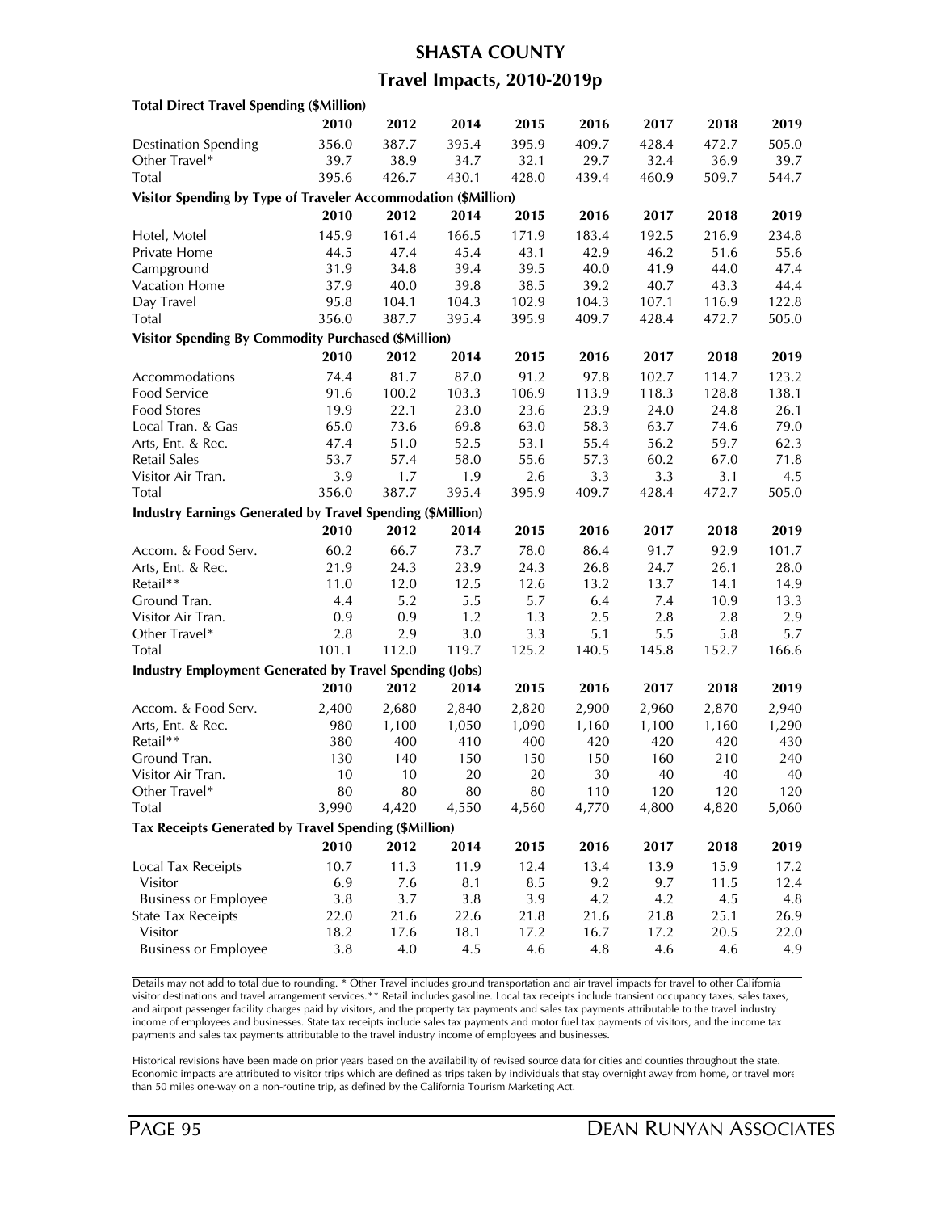# SHASTA COUNTY

## Travel Impacts, 2010-2019p

| **Total Direct Travel Spending ($Million)** | | | | | | | | |
|---|---|---|---|---|---|---|---|---|
| | **2010** | **2012** | **2014** | **2015** | **2016** | **2017** | **2018** | **2019** |
| Destination Spending | 356.0 | 387.7 | 395.4 | 395.9 | 409.7 | 428.4 | 472.7 | 505.0 |
| Other Travel* | 39.7 | 38.9 | 34.7 | 32.1 | 29.7 | 32.4 | 36.9 | 39.7 |
| Total | 395.6 | 426.7 | 430.1 | 428.0 | 439.4 | 460.9 | 509.7 | 544.7 |
| **Visitor Spending by Type of Traveler Accommodation ($Million)** | | | | | | | | |
| | **2010** | **2012** | **2014** | **2015** | **2016** | **2017** | **2018** | **2019** |
| Hotel, Motel | 145.9 | 161.4 | 166.5 | 171.9 | 183.4 | 192.5 | 216.9 | 234.8 |
| Private Home | 44.5 | 47.4 | 45.4 | 43.1 | 42.9 | 46.2 | 51.6 | 55.6 |
| Campground | 31.9 | 34.8 | 39.4 | 39.5 | 40.0 | 41.9 | 44.0 | 47.4 |
| Vacation Home | 37.9 | 40.0 | 39.8 | 38.5 | 39.2 | 40.7 | 43.3 | 44.4 |
| Day Travel | 95.8 | 104.1 | 104.3 | 102.9 | 104.3 | 107.1 | 116.9 | 122.8 |
| Total | 356.0 | 387.7 | 395.4 | 395.9 | 409.7 | 428.4 | 472.7 | 505.0 |
| **Visitor Spending By Commodity Purchased ($Million)** | | | | | | | | |
| | **2010** | **2012** | **2014** | **2015** | **2016** | **2017** | **2018** | **2019** |
| Accommodations | 74.4 | 81.7 | 87.0 | 91.2 | 97.8 | 102.7 | 114.7 | 123.2 |
| Food Service | 91.6 | 100.2 | 103.3 | 106.9 | 113.9 | 118.3 | 128.8 | 138.1 |
| Food Stores | 19.9 | 22.1 | 23.0 | 23.6 | 23.9 | 24.0 | 24.8 | 26.1 |
| Local Tran. & Gas | 65.0 | 73.6 | 69.8 | 63.0 | 58.3 | 63.7 | 74.6 | 79.0 |
| Arts, Ent. & Rec. | 47.4 | 51.0 | 52.5 | 53.1 | 55.4 | 56.2 | 59.7 | 62.3 |
| Retail Sales | 53.7 | 57.4 | 58.0 | 55.6 | 57.3 | 60.2 | 67.0 | 71.8 |
| Visitor Air Tran. | 3.9 | 1.7 | 1.9 | 2.6 | 3.3 | 3.3 | 3.1 | 4.5 |
| Total | 356.0 | 387.7 | 395.4 | 395.9 | 409.7 | 428.4 | 472.7 | 505.0 |
| **Industry Earnings Generated by Travel Spending ($Million)** | | | | | | | | |
| | **2010** | **2012** | **2014** | **2015** | **2016** | **2017** | **2018** | **2019** |
| Accom. & Food Serv. | 60.2 | 66.7 | 73.7 | 78.0 | 86.4 | 91.7 | 92.9 | 101.7 |
| Arts, Ent. & Rec. | 21.9 | 24.3 | 23.9 | 24.3 | 26.8 | 24.7 | 26.1 | 28.0 |
| Retail** | 11.0 | 12.0 | 12.5 | 12.6 | 13.2 | 13.7 | 14.1 | 14.9 |
| Ground Tran. | 4.4 | 5.2 | 5.5 | 5.7 | 6.4 | 7.4 | 10.9 | 13.3 |
| Visitor Air Tran. | 0.9 | 0.9 | 1.2 | 1.3 | 2.5 | 2.8 | 2.8 | 2.9 |
| Other Travel* | 2.8 | 2.9 | 3.0 | 3.3 | 5.1 | 5.5 | 5.8 | 5.7 |
| Total | 101.1 | 112.0 | 119.7 | 125.2 | 140.5 | 145.8 | 152.7 | 166.6 |
| **Industry Employment Generated by Travel Spending (Jobs)** | | | | | | | | |
| | **2010** | **2012** | **2014** | **2015** | **2016** | **2017** | **2018** | **2019** |
| Accom. & Food Serv. | 2,400 | 2,680 | 2,840 | 2,820 | 2,900 | 2,960 | 2,870 | 2,940 |
| Arts, Ent. & Rec. | 980 | 1,100 | 1,050 | 1,090 | 1,160 | 1,100 | 1,160 | 1,290 |
| Retail** | 380 | 400 | 410 | 400 | 420 | 420 | 420 | 430 |
| Ground Tran. | 130 | 140 | 150 | 150 | 150 | 160 | 210 | 240 |
| Visitor Air Tran. | 10 | 10 | 20 | 20 | 30 | 40 | 40 | 40 |
| Other Travel* | 80 | 80 | 80 | 80 | 110 | 120 | 120 | 120 |
| Total | 3,990 | 4,420 | 4,550 | 4,560 | 4,770 | 4,800 | 4,820 | 5,060 |
| **Tax Receipts Generated by Travel Spending ($Million)** | | | | | | | | |
| | **2010** | **2012** | **2014** | **2015** | **2016** | **2017** | **2018** | **2019** |
| Local Tax Receipts | 10.7 | 11.3 | 11.9 | 12.4 | 13.4 | 13.9 | 15.9 | 17.2 |
| Visitor | 6.9 | 7.6 | 8.1 | 8.5 | 9.2 | 9.7 | 11.5 | 12.4 |
| Business or Employee | 3.8 | 3.7 | 3.8 | 3.9 | 4.2 | 4.2 | 4.5 | 4.8 |
| State Tax Receipts | 22.0 | 21.6 | 22.6 | 21.8 | 21.6 | 21.8 | 25.1 | 26.9 |
| Visitor | 18.2 | 17.6 | 18.1 | 17.2 | 16.7 | 17.2 | 20.5 | 22.0 |
| Business or Employee | 3.8 | 4.0 | 4.5 | 4.6 | 4.8 | 4.6 | 4.6 | 4.9 |

Details may not add to total due to rounding. * Other Travel includes ground transportation and air travel impacts for travel to other California visitor destinations and travel arrangement services.** Retail includes gasoline. Local tax receipts include transient occupancy taxes, sales taxes, and airport passenger facility charges paid by visitors, and the property tax payments and sales tax payments attributable to the travel industry income of employees and businesses. State tax receipts include sales tax payments and motor fuel tax payments of visitors, and the income tax payments and sales tax payments attributable to the travel industry income of employees and businesses.

Historical revisions have been made on prior years based on the availability of revised source data for cities and counties throughout the state. Economic impacts are attributed to visitor trips which are defined as trips taken by individuals that stay overnight away from home, or travel more than 50 miles one-way on a non-routine trip, as defined by the California Tourism Marketing Act.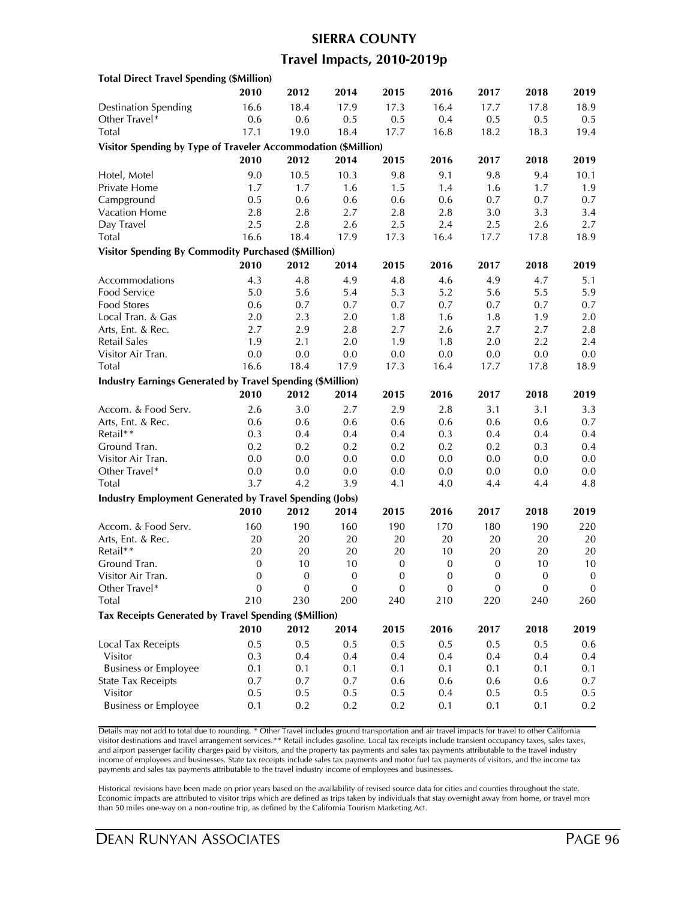## SIERRA COUNTY

### Travel Impacts, 2010-2019p

**Total Direct Travel Spending ($Million)**

| | 2010 | 2012 | 2014 | 2015 | 2016 | 2017 | 2018 | 2019 |
|---|---|---|---|---|---|---|---|---|
| Destination Spending | 16.6 | 18.4 | 17.9 | 17.3 | 16.4 | 17.7 | 17.8 | 18.9 |
| Other Travel* | 0.6 | 0.6 | 0.5 | 0.5 | 0.4 | 0.5 | 0.5 | 0.5 |
| Total | 17.1 | 19.0 | 18.4 | 17.7 | 16.8 | 18.2 | 18.3 | 19.4 |

**Visitor Spending by Type of Traveler Accommodation ($Million)**

| | 2010 | 2012 | 2014 | 2015 | 2016 | 2017 | 2018 | 2019 |
|---|---|---|---|---|---|---|---|---|
| Hotel, Motel | 9.0 | 10.5 | 10.3 | 9.8 | 9.1 | 9.8 | 9.4 | 10.1 |
| Private Home | 1.7 | 1.7 | 1.6 | 1.5 | 1.4 | 1.6 | 1.7 | 1.9 |
| Campground | 0.5 | 0.6 | 0.6 | 0.6 | 0.6 | 0.7 | 0.7 | 0.7 |
| Vacation Home | 2.8 | 2.8 | 2.7 | 2.8 | 2.8 | 3.0 | 3.3 | 3.4 |
| Day Travel | 2.5 | 2.8 | 2.6 | 2.5 | 2.4 | 2.5 | 2.6 | 2.7 |
| Total | 16.6 | 18.4 | 17.9 | 17.3 | 16.4 | 17.7 | 17.8 | 18.9 |

**Visitor Spending By Commodity Purchased ($Million)**

| | 2010 | 2012 | 2014 | 2015 | 2016 | 2017 | 2018 | 2019 |
|---|---|---|---|---|---|---|---|---|
| Accommodations | 4.3 | 4.8 | 4.9 | 4.8 | 4.6 | 4.9 | 4.7 | 5.1 |
| Food Service | 5.0 | 5.6 | 5.4 | 5.3 | 5.2 | 5.6 | 5.5 | 5.9 |
| Food Stores | 0.6 | 0.7 | 0.7 | 0.7 | 0.7 | 0.7 | 0.7 | 0.7 |
| Local Tran. & Gas | 2.0 | 2.3 | 2.0 | 1.8 | 1.6 | 1.8 | 1.9 | 2.0 |
| Arts, Ent. & Rec. | 2.7 | 2.9 | 2.8 | 2.7 | 2.6 | 2.7 | 2.7 | 2.8 |
| Retail Sales | 1.9 | 2.1 | 2.0 | 1.9 | 1.8 | 2.0 | 2.2 | 2.4 |
| Visitor Air Tran. | 0.0 | 0.0 | 0.0 | 0.0 | 0.0 | 0.0 | 0.0 | 0.0 |
| Total | 16.6 | 18.4 | 17.9 | 17.3 | 16.4 | 17.7 | 17.8 | 18.9 |

**Industry Earnings Generated by Travel Spending ($Million)**

| | 2010 | 2012 | 2014 | 2015 | 2016 | 2017 | 2018 | 2019 |
|---|---|---|---|---|---|---|---|---|
| Accom. & Food Serv. | 2.6 | 3.0 | 2.7 | 2.9 | 2.8 | 3.1 | 3.1 | 3.3 |
| Arts, Ent. & Rec. | 0.6 | 0.6 | 0.6 | 0.6 | 0.6 | 0.6 | 0.6 | 0.7 |
| Retail** | 0.3 | 0.4 | 0.4 | 0.4 | 0.3 | 0.4 | 0.4 | 0.4 |
| Ground Tran. | 0.2 | 0.2 | 0.2 | 0.2 | 0.2 | 0.2 | 0.3 | 0.4 |
| Visitor Air Tran. | 0.0 | 0.0 | 0.0 | 0.0 | 0.0 | 0.0 | 0.0 | 0.0 |
| Other Travel* | 0.0 | 0.0 | 0.0 | 0.0 | 0.0 | 0.0 | 0.0 | 0.0 |
| Total | 3.7 | 4.2 | 3.9 | 4.1 | 4.0 | 4.4 | 4.4 | 4.8 |

**Industry Employment Generated by Travel Spending (Jobs)**

| | 2010 | 2012 | 2014 | 2015 | 2016 | 2017 | 2018 | 2019 |
|---|---|---|---|---|---|---|---|---|
| Accom. & Food Serv. | 160 | 190 | 160 | 190 | 170 | 180 | 190 | 220 |
| Arts, Ent. & Rec. | 20 | 20 | 20 | 20 | 20 | 20 | 20 | 20 |
| Retail** | 20 | 20 | 20 | 20 | 10 | 20 | 20 | 20 |
| Ground Tran. | 0 | 10 | 10 | 0 | 0 | 0 | 10 | 10 |
| Visitor Air Tran. | 0 | 0 | 0 | 0 | 0 | 0 | 0 | 0 |
| Other Travel* | 0 | 0 | 0 | 0 | 0 | 0 | 0 | 0 |
| Total | 210 | 230 | 200 | 240 | 210 | 220 | 240 | 260 |

**Tax Receipts Generated by Travel Spending ($Million)**

| | 2010 | 2012 | 2014 | 2015 | 2016 | 2017 | 2018 | 2019 |
|---|---|---|---|---|---|---|---|---|
| Local Tax Receipts | 0.5 | 0.5 | 0.5 | 0.5 | 0.5 | 0.5 | 0.5 | 0.6 |
| Visitor | 0.3 | 0.4 | 0.4 | 0.4 | 0.4 | 0.4 | 0.4 | 0.4 |
| Business or Employee | 0.1 | 0.1 | 0.1 | 0.1 | 0.1 | 0.1 | 0.1 | 0.1 |
| State Tax Receipts | 0.7 | 0.7 | 0.7 | 0.6 | 0.6 | 0.6 | 0.6 | 0.7 |
| Visitor | 0.5 | 0.5 | 0.5 | 0.5 | 0.4 | 0.5 | 0.5 | 0.5 |
| Business or Employee | 0.1 | 0.2 | 0.2 | 0.2 | 0.1 | 0.1 | 0.1 | 0.2 |

Details may not add to total due to rounding. * Other Travel includes ground transportation and air travel impacts for travel to other California visitor destinations and travel arrangement services.** Retail includes gasoline. Local tax receipts include transient occupancy taxes, sales taxes, and airport passenger facility charges paid by visitors, and the property tax payments and sales tax payments attributable to the travel industry income of employees and businesses. State tax receipts include sales tax payments and motor fuel tax payments of visitors, and the income tax payments and sales tax payments attributable to the travel industry income of employees and businesses.

Historical revisions have been made on prior years based on the availability of revised source data for cities and counties throughout the state. Economic impacts are attributed to visitor trips which are defined as trips taken by individuals that stay overnight away from home, or travel more than 50 miles one-way on a non-routine trip, as defined by the California Tourism Marketing Act.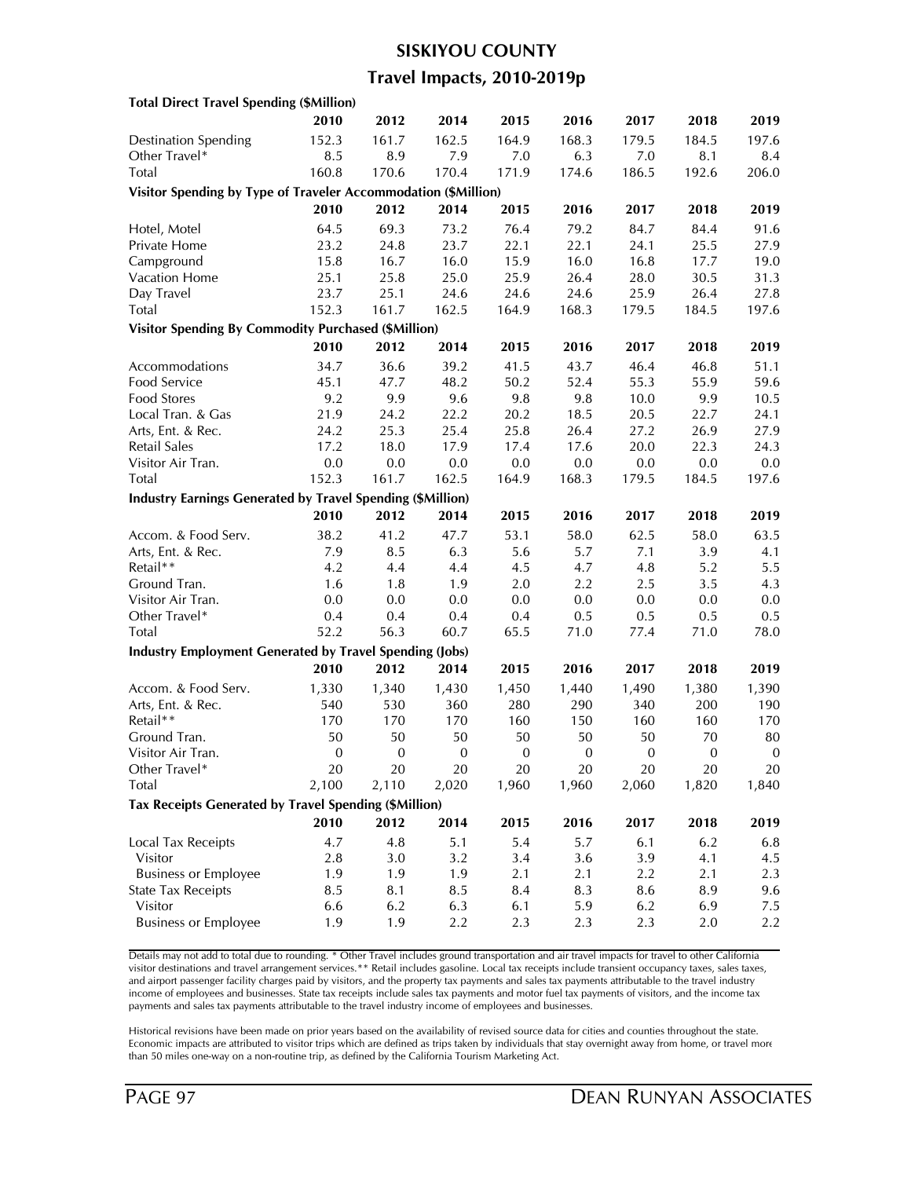# SISKIYOU COUNTY

## Travel Impacts, 2010-2019p

**Total Direct Travel Spending ($Million)**

| | 2010 | 2012 | 2014 | 2015 | 2016 | 2017 | 2018 | 2019 |
|---|---|---|---|---|---|---|---|---|
| Destination Spending | 152.3 | 161.7 | 162.5 | 164.9 | 168.3 | 179.5 | 184.5 | 197.6 |
| Other Travel* | 8.5 | 8.9 | 7.9 | 7.0 | 6.3 | 7.0 | 8.1 | 8.4 |
| Total | 160.8 | 170.6 | 170.4 | 171.9 | 174.6 | 186.5 | 192.6 | 206.0 |

**Visitor Spending by Type of Traveler Accommodation ($Million)**

| | 2010 | 2012 | 2014 | 2015 | 2016 | 2017 | 2018 | 2019 |
|---|---|---|---|---|---|---|---|---|
| Hotel, Motel | 64.5 | 69.3 | 73.2 | 76.4 | 79.2 | 84.7 | 84.4 | 91.6 |
| Private Home | 23.2 | 24.8 | 23.7 | 22.1 | 22.1 | 24.1 | 25.5 | 27.9 |
| Campground | 15.8 | 16.7 | 16.0 | 15.9 | 16.0 | 16.8 | 17.7 | 19.0 |
| Vacation Home | 25.1 | 25.8 | 25.0 | 25.9 | 26.4 | 28.0 | 30.5 | 31.3 |
| Day Travel | 23.7 | 25.1 | 24.6 | 24.6 | 24.6 | 25.9 | 26.4 | 27.8 |
| Total | 152.3 | 161.7 | 162.5 | 164.9 | 168.3 | 179.5 | 184.5 | 197.6 |

**Visitor Spending By Commodity Purchased ($Million)**

| | 2010 | 2012 | 2014 | 2015 | 2016 | 2017 | 2018 | 2019 |
|---|---|---|---|---|---|---|---|---|
| Accommodations | 34.7 | 36.6 | 39.2 | 41.5 | 43.7 | 46.4 | 46.8 | 51.1 |
| Food Service | 45.1 | 47.7 | 48.2 | 50.2 | 52.4 | 55.3 | 55.9 | 59.6 |
| Food Stores | 9.2 | 9.9 | 9.6 | 9.8 | 9.8 | 10.0 | 9.9 | 10.5 |
| Local Tran. & Gas | 21.9 | 24.2 | 22.2 | 20.2 | 18.5 | 20.5 | 22.7 | 24.1 |
| Arts, Ent. & Rec. | 24.2 | 25.3 | 25.4 | 25.8 | 26.4 | 27.2 | 26.9 | 27.9 |
| Retail Sales | 17.2 | 18.0 | 17.9 | 17.4 | 17.6 | 20.0 | 22.3 | 24.3 |
| Visitor Air Tran. | 0.0 | 0.0 | 0.0 | 0.0 | 0.0 | 0.0 | 0.0 | 0.0 |
| Total | 152.3 | 161.7 | 162.5 | 164.9 | 168.3 | 179.5 | 184.5 | 197.6 |

**Industry Earnings Generated by Travel Spending ($Million)**

| | 2010 | 2012 | 2014 | 2015 | 2016 | 2017 | 2018 | 2019 |
|---|---|---|---|---|---|---|---|---|
| Accom. & Food Serv. | 38.2 | 41.2 | 47.7 | 53.1 | 58.0 | 62.5 | 58.0 | 63.5 |
| Arts, Ent. & Rec. | 7.9 | 8.5 | 6.3 | 5.6 | 5.7 | 7.1 | 3.9 | 4.1 |
| Retail** | 4.2 | 4.4 | 4.4 | 4.5 | 4.7 | 4.8 | 5.2 | 5.5 |
| Ground Tran. | 1.6 | 1.8 | 1.9 | 2.0 | 2.2 | 2.5 | 3.5 | 4.3 |
| Visitor Air Tran. | 0.0 | 0.0 | 0.0 | 0.0 | 0.0 | 0.0 | 0.0 | 0.0 |
| Other Travel* | 0.4 | 0.4 | 0.4 | 0.4 | 0.5 | 0.5 | 0.5 | 0.5 |
| Total | 52.2 | 56.3 | 60.7 | 65.5 | 71.0 | 77.4 | 71.0 | 78.0 |

**Industry Employment Generated by Travel Spending (Jobs)**

| | 2010 | 2012 | 2014 | 2015 | 2016 | 2017 | 2018 | 2019 |
|---|---|---|---|---|---|---|---|---|
| Accom. & Food Serv. | 1,330 | 1,340 | 1,430 | 1,450 | 1,440 | 1,490 | 1,380 | 1,390 |
| Arts, Ent. & Rec. | 540 | 530 | 360 | 280 | 290 | 340 | 200 | 190 |
| Retail** | 170 | 170 | 170 | 160 | 150 | 160 | 160 | 170 |
| Ground Tran. | 50 | 50 | 50 | 50 | 50 | 50 | 70 | 80 |
| Visitor Air Tran. | 0 | 0 | 0 | 0 | 0 | 0 | 0 | 0 |
| Other Travel* | 20 | 20 | 20 | 20 | 20 | 20 | 20 | 20 |
| Total | 2,100 | 2,110 | 2,020 | 1,960 | 1,960 | 2,060 | 1,820 | 1,840 |

**Tax Receipts Generated by Travel Spending ($Million)**

| | 2010 | 2012 | 2014 | 2015 | 2016 | 2017 | 2018 | 2019 |
|---|---|---|---|---|---|---|---|---|
| Local Tax Receipts | 4.7 | 4.8 | 5.1 | 5.4 | 5.7 | 6.1 | 6.2 | 6.8 |
| Visitor | 2.8 | 3.0 | 3.2 | 3.4 | 3.6 | 3.9 | 4.1 | 4.5 |
| Business or Employee | 1.9 | 1.9 | 1.9 | 2.1 | 2.1 | 2.2 | 2.1 | 2.3 |
| State Tax Receipts | 8.5 | 8.1 | 8.5 | 8.4 | 8.3 | 8.6 | 8.9 | 9.6 |
| Visitor | 6.6 | 6.2 | 6.3 | 6.1 | 5.9 | 6.2 | 6.9 | 7.5 |
| Business or Employee | 1.9 | 1.9 | 2.2 | 2.3 | 2.3 | 2.3 | 2.0 | 2.2 |

Details may not add to total due to rounding. * Other Travel includes ground transportation and air travel impacts for travel to other California visitor destinations and travel arrangement services.** Retail includes gasoline. Local tax receipts include transient occupancy taxes, sales taxes, and airport passenger facility charges paid by visitors, and the property tax payments and sales tax payments attributable to the travel industry income of employees and businesses. State tax receipts include sales tax payments and motor fuel tax payments of visitors, and the income tax payments and sales tax payments attributable to the travel industry income of employees and businesses.

Historical revisions have been made on prior years based on the availability of revised source data for cities and counties throughout the state. Economic impacts are attributed to visitor trips which are defined as trips taken by individuals that stay overnight away from home, or travel more than 50 miles one-way on a non-routine trip, as defined by the California Tourism Marketing Act.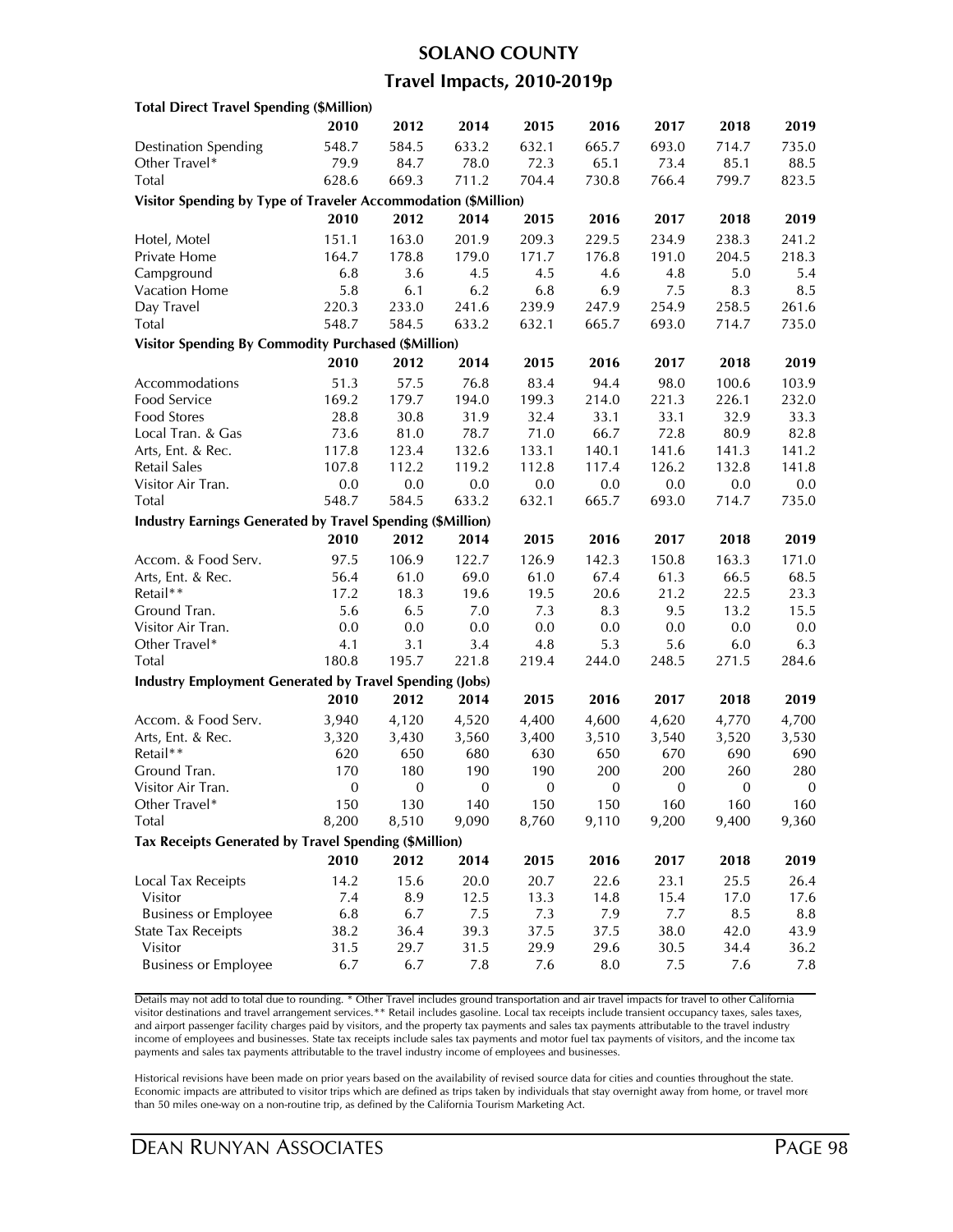# SOLANO COUNTY

## Travel Impacts, 2010-2019p

| Total Direct Travel Spending ($Million) | 2010 | 2012 | 2014 | 2015 | 2016 | 2017 | 2018 | 2019 |
|---|---|---|---|---|---|---|---|---|
| Destination Spending | 548.7 | 584.5 | 633.2 | 632.1 | 665.7 | 693.0 | 714.7 | 735.0 |
| Other Travel* | 79.9 | 84.7 | 78.0 | 72.3 | 65.1 | 73.4 | 85.1 | 88.5 |
| Total | 628.6 | 669.3 | 711.2 | 704.4 | 730.8 | 766.4 | 799.7 | 823.5 |

| Visitor Spending by Type of Traveler Accommodation ($Million) | 2010 | 2012 | 2014 | 2015 | 2016 | 2017 | 2018 | 2019 |
|---|---|---|---|---|---|---|---|---|
| Hotel, Motel | 151.1 | 163.0 | 201.9 | 209.3 | 229.5 | 234.9 | 238.3 | 241.2 |
| Private Home | 164.7 | 178.8 | 179.0 | 171.7 | 176.8 | 191.0 | 204.5 | 218.3 |
| Campground | 6.8 | 3.6 | 4.5 | 4.5 | 4.6 | 4.8 | 5.0 | 5.4 |
| Vacation Home | 5.8 | 6.1 | 6.2 | 6.8 | 6.9 | 7.5 | 8.3 | 8.5 |
| Day Travel | 220.3 | 233.0 | 241.6 | 239.9 | 247.9 | 254.9 | 258.5 | 261.6 |
| Total | 548.7 | 584.5 | 633.2 | 632.1 | 665.7 | 693.0 | 714.7 | 735.0 |

| Visitor Spending By Commodity Purchased ($Million) | 2010 | 2012 | 2014 | 2015 | 2016 | 2017 | 2018 | 2019 |
|---|---|---|---|---|---|---|---|---|
| Accommodations | 51.3 | 57.5 | 76.8 | 83.4 | 94.4 | 98.0 | 100.6 | 103.9 |
| Food Service | 169.2 | 179.7 | 194.0 | 199.3 | 214.0 | 221.3 | 226.1 | 232.0 |
| Food Stores | 28.8 | 30.8 | 31.9 | 32.4 | 33.1 | 33.1 | 32.9 | 33.3 |
| Local Tran. & Gas | 73.6 | 81.0 | 78.7 | 71.0 | 66.7 | 72.8 | 80.9 | 82.8 |
| Arts, Ent. & Rec. | 117.8 | 123.4 | 132.6 | 133.1 | 140.1 | 141.6 | 141.3 | 141.2 |
| Retail Sales | 107.8 | 112.2 | 119.2 | 112.8 | 117.4 | 126.2 | 132.8 | 141.8 |
| Visitor Air Tran. | 0.0 | 0.0 | 0.0 | 0.0 | 0.0 | 0.0 | 0.0 | 0.0 |
| Total | 548.7 | 584.5 | 633.2 | 632.1 | 665.7 | 693.0 | 714.7 | 735.0 |

| Industry Earnings Generated by Travel Spending ($Million) | 2010 | 2012 | 2014 | 2015 | 2016 | 2017 | 2018 | 2019 |
|---|---|---|---|---|---|---|---|---|
| Accom. & Food Serv. | 97.5 | 106.9 | 122.7 | 126.9 | 142.3 | 150.8 | 163.3 | 171.0 |
| Arts, Ent. & Rec. | 56.4 | 61.0 | 69.0 | 61.0 | 67.4 | 61.3 | 66.5 | 68.5 |
| Retail** | 17.2 | 18.3 | 19.6 | 19.5 | 20.6 | 21.2 | 22.5 | 23.3 |
| Ground Tran. | 5.6 | 6.5 | 7.0 | 7.3 | 8.3 | 9.5 | 13.2 | 15.5 |
| Visitor Air Tran. | 0.0 | 0.0 | 0.0 | 0.0 | 0.0 | 0.0 | 0.0 | 0.0 |
| Other Travel* | 4.1 | 3.1 | 3.4 | 4.8 | 5.3 | 5.6 | 6.0 | 6.3 |
| Total | 180.8 | 195.7 | 221.8 | 219.4 | 244.0 | 248.5 | 271.5 | 284.6 |

| Industry Employment Generated by Travel Spending (Jobs) | 2010 | 2012 | 2014 | 2015 | 2016 | 2017 | 2018 | 2019 |
|---|---|---|---|---|---|---|---|---|
| Accom. & Food Serv. | 3,940 | 4,120 | 4,520 | 4,400 | 4,600 | 4,620 | 4,770 | 4,700 |
| Arts, Ent. & Rec. | 3,320 | 3,430 | 3,560 | 3,400 | 3,510 | 3,540 | 3,520 | 3,530 |
| Retail** | 620 | 650 | 680 | 630 | 650 | 670 | 690 | 690 |
| Ground Tran. | 170 | 180 | 190 | 190 | 200 | 200 | 260 | 280 |
| Visitor Air Tran. | 0 | 0 | 0 | 0 | 0 | 0 | 0 | 0 |
| Other Travel* | 150 | 130 | 140 | 150 | 150 | 160 | 160 | 160 |
| Total | 8,200 | 8,510 | 9,090 | 8,760 | 9,110 | 9,200 | 9,400 | 9,360 |

| Tax Receipts Generated by Travel Spending ($Million) | 2010 | 2012 | 2014 | 2015 | 2016 | 2017 | 2018 | 2019 |
|---|---|---|---|---|---|---|---|---|
| Local Tax Receipts | 14.2 | 15.6 | 20.0 | 20.7 | 22.6 | 23.1 | 25.5 | 26.4 |
| Visitor | 7.4 | 8.9 | 12.5 | 13.3 | 14.8 | 15.4 | 17.0 | 17.6 |
| Business or Employee | 6.8 | 6.7 | 7.5 | 7.3 | 7.9 | 7.7 | 8.5 | 8.8 |
| State Tax Receipts | 38.2 | 36.4 | 39.3 | 37.5 | 37.5 | 38.0 | 42.0 | 43.9 |
| Visitor | 31.5 | 29.7 | 31.5 | 29.9 | 29.6 | 30.5 | 34.4 | 36.2 |
| Business or Employee | 6.7 | 6.7 | 7.8 | 7.6 | 8.0 | 7.5 | 7.6 | 7.8 |

Details may not add to total due to rounding. * Other Travel includes ground transportation and air travel impacts for travel to other California visitor destinations and travel arrangement services.** Retail includes gasoline. Local tax receipts include transient occupancy taxes, sales taxes, and airport passenger facility charges paid by visitors, and the property tax payments and sales tax payments attributable to the travel industry income of employees and businesses. State tax receipts include sales tax payments and motor fuel tax payments of visitors, and the income tax payments and sales tax payments attributable to the travel industry income of employees and businesses.

Historical revisions have been made on prior years based on the availability of revised source data for cities and counties throughout the state. Economic impacts are attributed to visitor trips which are defined as trips taken by individuals that stay overnight away from home, or travel more than 50 miles one-way on a non-routine trip, as defined by the California Tourism Marketing Act.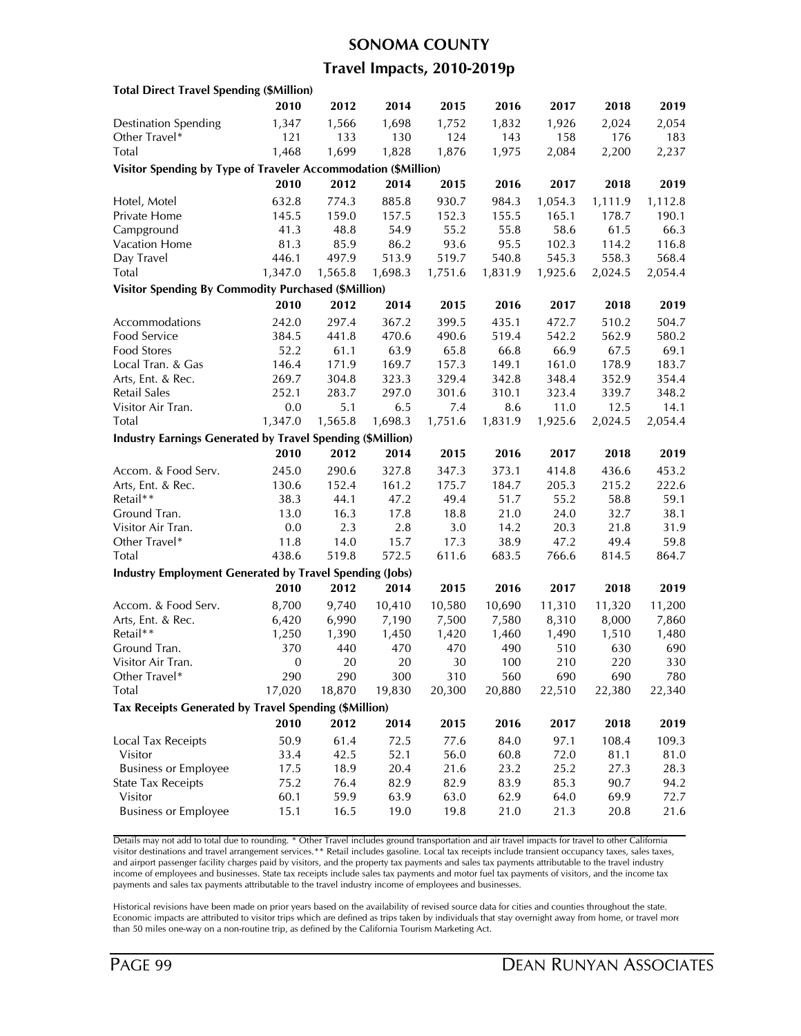# SONOMA COUNTY

## Travel Impacts, 2010-2019p

**Total Direct Travel Spending ($Million)**

| | 2010 | 2012 | 2014 | 2015 | 2016 | 2017 | 2018 | 2019 |
|---|---|---|---|---|---|---|---|---|
| Destination Spending | 1,347 | 1,566 | 1,698 | 1,752 | 1,832 | 1,926 | 2,024 | 2,054 |
| Other Travel* | 121 | 133 | 130 | 124 | 143 | 158 | 176 | 183 |
| Total | 1,468 | 1,699 | 1,828 | 1,876 | 1,975 | 2,084 | 2,200 | 2,237 |

**Visitor Spending by Type of Traveler Accommodation ($Million)**

| | 2010 | 2012 | 2014 | 2015 | 2016 | 2017 | 2018 | 2019 |
|---|---|---|---|---|---|---|---|---|
| Hotel, Motel | 632.8 | 774.3 | 885.8 | 930.7 | 984.3 | 1,054.3 | 1,111.9 | 1,112.8 |
| Private Home | 145.5 | 159.0 | 157.5 | 152.3 | 155.5 | 165.1 | 178.7 | 190.1 |
| Campground | 41.3 | 48.8 | 54.9 | 55.2 | 55.8 | 58.6 | 61.5 | 66.3 |
| Vacation Home | 81.3 | 85.9 | 86.2 | 93.6 | 95.5 | 102.3 | 114.2 | 116.8 |
| Day Travel | 446.1 | 497.9 | 513.9 | 519.7 | 540.8 | 545.3 | 558.3 | 568.4 |
| Total | 1,347.0 | 1,565.8 | 1,698.3 | 1,751.6 | 1,831.9 | 1,925.6 | 2,024.5 | 2,054.4 |

**Visitor Spending By Commodity Purchased ($Million)**

| | 2010 | 2012 | 2014 | 2015 | 2016 | 2017 | 2018 | 2019 |
|---|---|---|---|---|---|---|---|---|
| Accommodations | 242.0 | 297.4 | 367.2 | 399.5 | 435.1 | 472.7 | 510.2 | 504.7 |
| Food Service | 384.5 | 441.8 | 470.6 | 490.6 | 519.4 | 542.2 | 562.9 | 580.2 |
| Food Stores | 52.2 | 61.1 | 63.9 | 65.8 | 66.8 | 66.9 | 67.5 | 69.1 |
| Local Tran. & Gas | 146.4 | 171.9 | 169.7 | 157.3 | 149.1 | 161.0 | 178.9 | 183.7 |
| Arts, Ent. & Rec. | 269.7 | 304.8 | 323.3 | 329.4 | 342.8 | 348.4 | 352.9 | 354.4 |
| Retail Sales | 252.1 | 283.7 | 297.0 | 301.6 | 310.1 | 323.4 | 339.7 | 348.2 |
| Visitor Air Tran. | 0.0 | 5.1 | 6.5 | 7.4 | 8.6 | 11.0 | 12.5 | 14.1 |
| Total | 1,347.0 | 1,565.8 | 1,698.3 | 1,751.6 | 1,831.9 | 1,925.6 | 2,024.5 | 2,054.4 |

**Industry Earnings Generated by Travel Spending ($Million)**

| | 2010 | 2012 | 2014 | 2015 | 2016 | 2017 | 2018 | 2019 |
|---|---|---|---|---|---|---|---|---|
| Accom. & Food Serv. | 245.0 | 290.6 | 327.8 | 347.3 | 373.1 | 414.8 | 436.6 | 453.2 |
| Arts, Ent. & Rec. | 130.6 | 152.4 | 161.2 | 175.7 | 184.7 | 205.3 | 215.2 | 222.6 |
| Retail** | 38.3 | 44.1 | 47.2 | 49.4 | 51.7 | 55.2 | 58.8 | 59.1 |
| Ground Tran. | 13.0 | 16.3 | 17.8 | 18.8 | 21.0 | 24.0 | 32.7 | 38.1 |
| Visitor Air Tran. | 0.0 | 2.3 | 2.8 | 3.0 | 14.2 | 20.3 | 21.8 | 31.9 |
| Other Travel* | 11.8 | 14.0 | 15.7 | 17.3 | 38.9 | 47.2 | 49.4 | 59.8 |
| Total | 438.6 | 519.8 | 572.5 | 611.6 | 683.5 | 766.6 | 814.5 | 864.7 |

**Industry Employment Generated by Travel Spending (Jobs)**

| | 2010 | 2012 | 2014 | 2015 | 2016 | 2017 | 2018 | 2019 |
|---|---|---|---|---|---|---|---|---|
| Accom. & Food Serv. | 8,700 | 9,740 | 10,410 | 10,580 | 10,690 | 11,310 | 11,320 | 11,200 |
| Arts, Ent. & Rec. | 6,420 | 6,990 | 7,190 | 7,500 | 7,580 | 8,310 | 8,000 | 7,860 |
| Retail** | 1,250 | 1,390 | 1,450 | 1,420 | 1,460 | 1,490 | 1,510 | 1,480 |
| Ground Tran. | 370 | 440 | 470 | 470 | 490 | 510 | 630 | 690 |
| Visitor Air Tran. | 0 | 20 | 20 | 30 | 100 | 210 | 220 | 330 |
| Other Travel* | 290 | 290 | 300 | 310 | 560 | 690 | 690 | 780 |
| Total | 17,020 | 18,870 | 19,830 | 20,300 | 20,880 | 22,510 | 22,380 | 22,340 |

**Tax Receipts Generated by Travel Spending ($Million)**

| | 2010 | 2012 | 2014 | 2015 | 2016 | 2017 | 2018 | 2019 |
|---|---|---|---|---|---|---|---|---|
| Local Tax Receipts | 50.9 | 61.4 | 72.5 | 77.6 | 84.0 | 97.1 | 108.4 | 109.3 |
| Visitor | 33.4 | 42.5 | 52.1 | 56.0 | 60.8 | 72.0 | 81.1 | 81.0 |
| Business or Employee | 17.5 | 18.9 | 20.4 | 21.6 | 23.2 | 25.2 | 27.3 | 28.3 |
| State Tax Receipts | 75.2 | 76.4 | 82.9 | 82.9 | 83.9 | 85.3 | 90.7 | 94.2 |
| Visitor | 60.1 | 59.9 | 63.9 | 63.0 | 62.9 | 64.0 | 69.9 | 72.7 |
| Business or Employee | 15.1 | 16.5 | 19.0 | 19.8 | 21.0 | 21.3 | 20.8 | 21.6 |

Details may not add to total due to rounding. * Other Travel includes ground transportation and air travel impacts for travel to other California visitor destinations and travel arrangement services.** Retail includes gasoline. Local tax receipts include transient occupancy taxes, sales taxes, and airport passenger facility charges paid by visitors, and the property tax payments and sales tax payments attributable to the travel industry income of employees and businesses. State tax receipts include sales tax payments and motor fuel tax payments of visitors, and the income tax payments and sales tax payments attributable to the travel industry income of employees and businesses.

Historical revisions have been made on prior years based on the availability of revised source data for cities and counties throughout the state. Economic impacts are attributed to visitor trips which are defined as trips taken by individuals that stay overnight away from home, or travel more than 50 miles one-way on a non-routine trip, as defined by the California Tourism Marketing Act.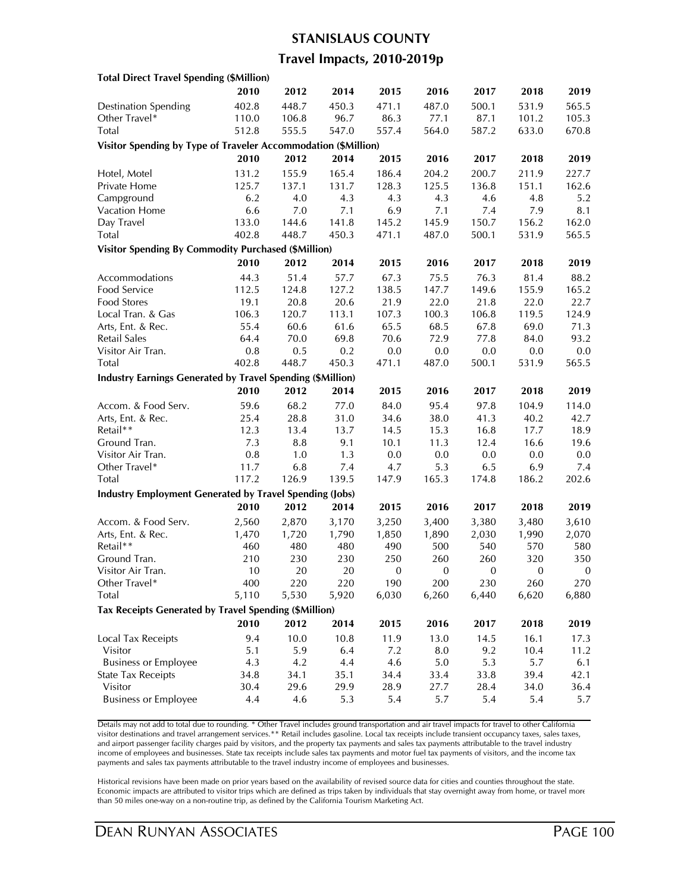# STANISLAUS COUNTY

## Travel Impacts, 2010-2019p

**Total Direct Travel Spending ($Million)**

| | 2010 | 2012 | 2014 | 2015 | 2016 | 2017 | 2018 | 2019 |
|---|---|---|---|---|---|---|---|---|
| Destination Spending | 402.8 | 448.7 | 450.3 | 471.1 | 487.0 | 500.1 | 531.9 | 565.5 |
| Other Travel* | 110.0 | 106.8 | 96.7 | 86.3 | 77.1 | 87.1 | 101.2 | 105.3 |
| Total | 512.8 | 555.5 | 547.0 | 557.4 | 564.0 | 587.2 | 633.0 | 670.8 |

**Visitor Spending by Type of Traveler Accommodation ($Million)**

| | 2010 | 2012 | 2014 | 2015 | 2016 | 2017 | 2018 | 2019 |
|---|---|---|---|---|---|---|---|---|
| Hotel, Motel | 131.2 | 155.9 | 165.4 | 186.4 | 204.2 | 200.7 | 211.9 | 227.7 |
| Private Home | 125.7 | 137.1 | 131.7 | 128.3 | 125.5 | 136.8 | 151.1 | 162.6 |
| Campground | 6.2 | 4.0 | 4.3 | 4.3 | 4.3 | 4.6 | 4.8 | 5.2 |
| Vacation Home | 6.6 | 7.0 | 7.1 | 6.9 | 7.1 | 7.4 | 7.9 | 8.1 |
| Day Travel | 133.0 | 144.6 | 141.8 | 145.2 | 145.9 | 150.7 | 156.2 | 162.0 |
| Total | 402.8 | 448.7 | 450.3 | 471.1 | 487.0 | 500.1 | 531.9 | 565.5 |

**Visitor Spending By Commodity Purchased ($Million)**

| | 2010 | 2012 | 2014 | 2015 | 2016 | 2017 | 2018 | 2019 |
|---|---|---|---|---|---|---|---|---|
| Accommodations | 44.3 | 51.4 | 57.7 | 67.3 | 75.5 | 76.3 | 81.4 | 88.2 |
| Food Service | 112.5 | 124.8 | 127.2 | 138.5 | 147.7 | 149.6 | 155.9 | 165.2 |
| Food Stores | 19.1 | 20.8 | 20.6 | 21.9 | 22.0 | 21.8 | 22.0 | 22.7 |
| Local Tran. & Gas | 106.3 | 120.7 | 113.1 | 107.3 | 100.3 | 106.8 | 119.5 | 124.9 |
| Arts, Ent. & Rec. | 55.4 | 60.6 | 61.6 | 65.5 | 68.5 | 67.8 | 69.0 | 71.3 |
| Retail Sales | 64.4 | 70.0 | 69.8 | 70.6 | 72.9 | 77.8 | 84.0 | 93.2 |
| Visitor Air Tran. | 0.8 | 0.5 | 0.2 | 0.0 | 0.0 | 0.0 | 0.0 | 0.0 |
| Total | 402.8 | 448.7 | 450.3 | 471.1 | 487.0 | 500.1 | 531.9 | 565.5 |

**Industry Earnings Generated by Travel Spending ($Million)**

| | 2010 | 2012 | 2014 | 2015 | 2016 | 2017 | 2018 | 2019 |
|---|---|---|---|---|---|---|---|---|
| Accom. & Food Serv. | 59.6 | 68.2 | 77.0 | 84.0 | 95.4 | 97.8 | 104.9 | 114.0 |
| Arts, Ent. & Rec. | 25.4 | 28.8 | 31.0 | 34.6 | 38.0 | 41.3 | 40.2 | 42.7 |
| Retail** | 12.3 | 13.4 | 13.7 | 14.5 | 15.3 | 16.8 | 17.7 | 18.9 |
| Ground Tran. | 7.3 | 8.8 | 9.1 | 10.1 | 11.3 | 12.4 | 16.6 | 19.6 |
| Visitor Air Tran. | 0.8 | 1.0 | 1.3 | 0.0 | 0.0 | 0.0 | 0.0 | 0.0 |
| Other Travel* | 11.7 | 6.8 | 7.4 | 4.7 | 5.3 | 6.5 | 6.9 | 7.4 |
| Total | 117.2 | 126.9 | 139.5 | 147.9 | 165.3 | 174.8 | 186.2 | 202.6 |

**Industry Employment Generated by Travel Spending (Jobs)**

| | 2010 | 2012 | 2014 | 2015 | 2016 | 2017 | 2018 | 2019 |
|---|---|---|---|---|---|---|---|---|
| Accom. & Food Serv. | 2,560 | 2,870 | 3,170 | 3,250 | 3,400 | 3,380 | 3,480 | 3,610 |
| Arts, Ent. & Rec. | 1,470 | 1,720 | 1,790 | 1,850 | 1,890 | 2,030 | 1,990 | 2,070 |
| Retail** | 460 | 480 | 480 | 490 | 500 | 540 | 570 | 580 |
| Ground Tran. | 210 | 230 | 230 | 250 | 260 | 260 | 320 | 350 |
| Visitor Air Tran. | 10 | 20 | 20 | 0 | 0 | 0 | 0 | 0 |
| Other Travel* | 400 | 220 | 220 | 190 | 200 | 230 | 260 | 270 |
| Total | 5,110 | 5,530 | 5,920 | 6,030 | 6,260 | 6,440 | 6,620 | 6,880 |

**Tax Receipts Generated by Travel Spending ($Million)**

| | 2010 | 2012 | 2014 | 2015 | 2016 | 2017 | 2018 | 2019 |
|---|---|---|---|---|---|---|---|---|
| Local Tax Receipts | 9.4 | 10.0 | 10.8 | 11.9 | 13.0 | 14.5 | 16.1 | 17.3 |
| Visitor | 5.1 | 5.9 | 6.4 | 7.2 | 8.0 | 9.2 | 10.4 | 11.2 |
| Business or Employee | 4.3 | 4.2 | 4.4 | 4.6 | 5.0 | 5.3 | 5.7 | 6.1 |
| State Tax Receipts | 34.8 | 34.1 | 35.1 | 34.4 | 33.4 | 33.8 | 39.4 | 42.1 |
| Visitor | 30.4 | 29.6 | 29.9 | 28.9 | 27.7 | 28.4 | 34.0 | 36.4 |
| Business or Employee | 4.4 | 4.6 | 5.3 | 5.4 | 5.7 | 5.4 | 5.4 | 5.7 |

Details may not add to total due to rounding. * Other Travel includes ground transportation and air travel impacts for travel to other California visitor destinations and travel arrangement services.** Retail includes gasoline. Local tax receipts include transient occupancy taxes, sales taxes, and airport passenger facility charges paid by visitors, and the property tax payments and sales tax payments attributable to the travel industry income of employees and businesses. State tax receipts include sales tax payments and motor fuel tax payments of visitors, and the income tax payments and sales tax payments attributable to the travel industry income of employees and businesses.

Historical revisions have been made on prior years based on the availability of revised source data for cities and counties throughout the state. Economic impacts are attributed to visitor trips which are defined as trips taken by individuals that stay overnight away from home, or travel more than 50 miles one-way on a non-routine trip, as defined by the California Tourism Marketing Act.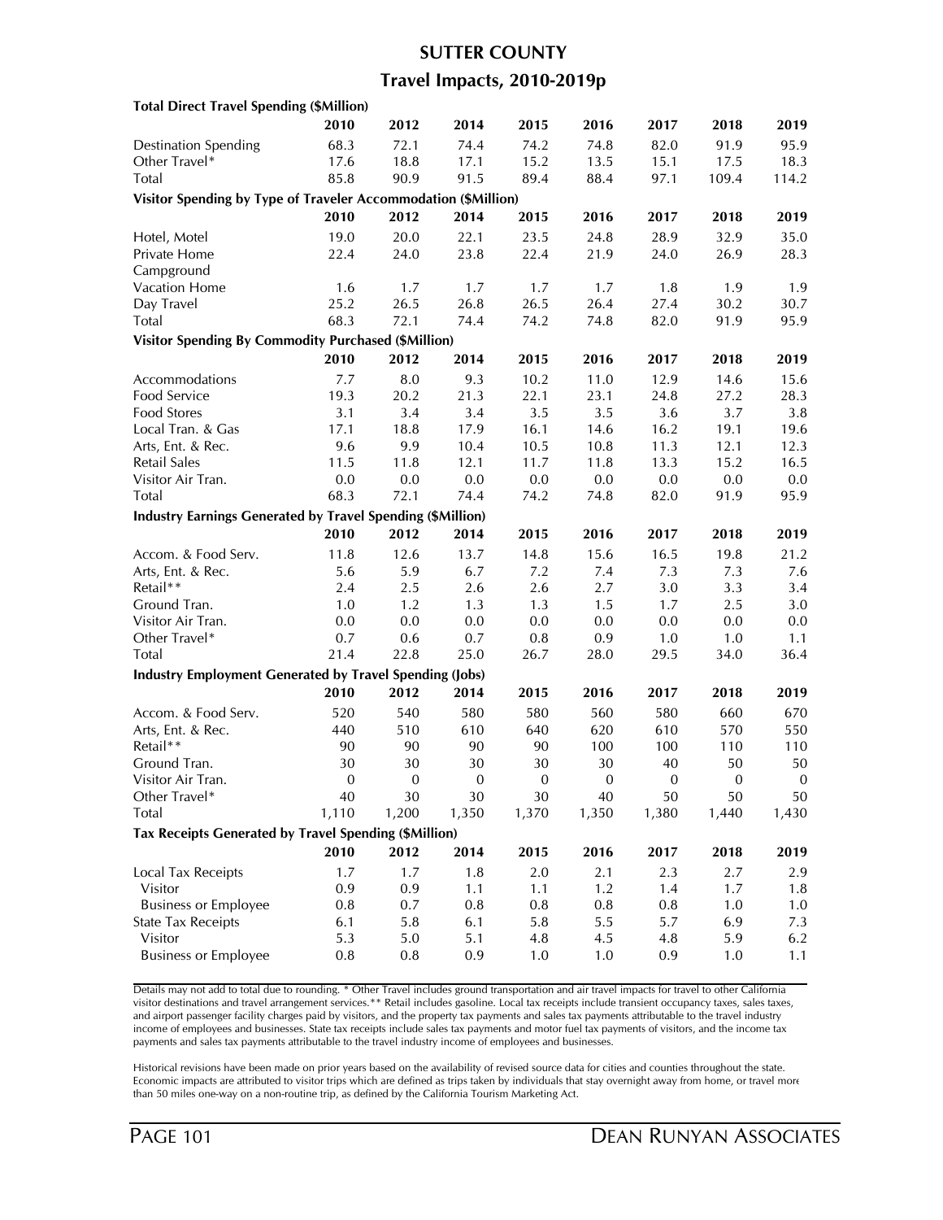# SUTTER COUNTY

## Travel Impacts, 2010-2019p

| **Total Direct Travel Spending ($Million)** | | | | | | | | |
|---|---|---|---|---|---|---|---|---|
| | **2010** | **2012** | **2014** | **2015** | **2016** | **2017** | **2018** | **2019** |
| Destination Spending | 68.3 | 72.1 | 74.4 | 74.2 | 74.8 | 82.0 | 91.9 | 95.9 |
| Other Travel* | 17.6 | 18.8 | 17.1 | 15.2 | 13.5 | 15.1 | 17.5 | 18.3 |
| Total | 85.8 | 90.9 | 91.5 | 89.4 | 88.4 | 97.1 | 109.4 | 114.2 |

| **Visitor Spending by Type of Traveler Accommodation ($Million)** | | | | | | | | |
|---|---|---|---|---|---|---|---|---|
| | **2010** | **2012** | **2014** | **2015** | **2016** | **2017** | **2018** | **2019** |
| Hotel, Motel | 19.0 | 20.0 | 22.1 | 23.5 | 24.8 | 28.9 | 32.9 | 35.0 |
| Private Home | 22.4 | 24.0 | 23.8 | 22.4 | 21.9 | 24.0 | 26.9 | 28.3 |
| Campground | | | | | | | | |
| Vacation Home | 1.6 | 1.7 | 1.7 | 1.7 | 1.7 | 1.8 | 1.9 | 1.9 |
| Day Travel | 25.2 | 26.5 | 26.8 | 26.5 | 26.4 | 27.4 | 30.2 | 30.7 |
| Total | 68.3 | 72.1 | 74.4 | 74.2 | 74.8 | 82.0 | 91.9 | 95.9 |

| **Visitor Spending By Commodity Purchased ($Million)** | | | | | | | | |
|---|---|---|---|---|---|---|---|---|
| | **2010** | **2012** | **2014** | **2015** | **2016** | **2017** | **2018** | **2019** |
| Accommodations | 7.7 | 8.0 | 9.3 | 10.2 | 11.0 | 12.9 | 14.6 | 15.6 |
| Food Service | 19.3 | 20.2 | 21.3 | 22.1 | 23.1 | 24.8 | 27.2 | 28.3 |
| Food Stores | 3.1 | 3.4 | 3.4 | 3.5 | 3.5 | 3.6 | 3.7 | 3.8 |
| Local Tran. & Gas | 17.1 | 18.8 | 17.9 | 16.1 | 14.6 | 16.2 | 19.1 | 19.6 |
| Arts, Ent. & Rec. | 9.6 | 9.9 | 10.4 | 10.5 | 10.8 | 11.3 | 12.1 | 12.3 |
| Retail Sales | 11.5 | 11.8 | 12.1 | 11.7 | 11.8 | 13.3 | 15.2 | 16.5 |
| Visitor Air Tran. | 0.0 | 0.0 | 0.0 | 0.0 | 0.0 | 0.0 | 0.0 | 0.0 |
| Total | 68.3 | 72.1 | 74.4 | 74.2 | 74.8 | 82.0 | 91.9 | 95.9 |

| **Industry Earnings Generated by Travel Spending ($Million)** | | | | | | | | |
|---|---|---|---|---|---|---|---|---|
| | **2010** | **2012** | **2014** | **2015** | **2016** | **2017** | **2018** | **2019** |
| Accom. & Food Serv. | 11.8 | 12.6 | 13.7 | 14.8 | 15.6 | 16.5 | 19.8 | 21.2 |
| Arts, Ent. & Rec. | 5.6 | 5.9 | 6.7 | 7.2 | 7.4 | 7.3 | 7.3 | 7.6 |
| Retail** | 2.4 | 2.5 | 2.6 | 2.6 | 2.7 | 3.0 | 3.3 | 3.4 |
| Ground Tran. | 1.0 | 1.2 | 1.3 | 1.3 | 1.5 | 1.7 | 2.5 | 3.0 |
| Visitor Air Tran. | 0.0 | 0.0 | 0.0 | 0.0 | 0.0 | 0.0 | 0.0 | 0.0 |
| Other Travel* | 0.7 | 0.6 | 0.7 | 0.8 | 0.9 | 1.0 | 1.0 | 1.1 |
| Total | 21.4 | 22.8 | 25.0 | 26.7 | 28.0 | 29.5 | 34.0 | 36.4 |

| **Industry Employment Generated by Travel Spending (Jobs)** | | | | | | | | |
|---|---|---|---|---|---|---|---|---|
| | **2010** | **2012** | **2014** | **2015** | **2016** | **2017** | **2018** | **2019** |
| Accom. & Food Serv. | 520 | 540 | 580 | 580 | 560 | 580 | 660 | 670 |
| Arts, Ent. & Rec. | 440 | 510 | 610 | 640 | 620 | 610 | 570 | 550 |
| Retail** | 90 | 90 | 90 | 90 | 100 | 100 | 110 | 110 |
| Ground Tran. | 30 | 30 | 30 | 30 | 30 | 40 | 50 | 50 |
| Visitor Air Tran. | 0 | 0 | 0 | 0 | 0 | 0 | 0 | 0 |
| Other Travel* | 40 | 30 | 30 | 30 | 40 | 50 | 50 | 50 |
| Total | 1,110 | 1,200 | 1,350 | 1,370 | 1,350 | 1,380 | 1,440 | 1,430 |

| **Tax Receipts Generated by Travel Spending ($Million)** | | | | | | | | |
|---|---|---|---|---|---|---|---|---|
| | **2010** | **2012** | **2014** | **2015** | **2016** | **2017** | **2018** | **2019** |
| Local Tax Receipts | 1.7 | 1.7 | 1.8 | 2.0 | 2.1 | 2.3 | 2.7 | 2.9 |
| Visitor | 0.9 | 0.9 | 1.1 | 1.1 | 1.2 | 1.4 | 1.7 | 1.8 |
| Business or Employee | 0.8 | 0.7 | 0.8 | 0.8 | 0.8 | 0.8 | 1.0 | 1.0 |
| State Tax Receipts | 6.1 | 5.8 | 6.1 | 5.8 | 5.5 | 5.7 | 6.9 | 7.3 |
| Visitor | 5.3 | 5.0 | 5.1 | 4.8 | 4.5 | 4.8 | 5.9 | 6.2 |
| Business or Employee | 0.8 | 0.8 | 0.9 | 1.0 | 1.0 | 0.9 | 1.0 | 1.1 |

Details may not add to total due to rounding. * Other Travel includes ground transportation and air travel impacts for travel to other California visitor destinations and travel arrangement services.** Retail includes gasoline. Local tax receipts include transient occupancy taxes, sales taxes, and airport passenger facility charges paid by visitors, and the property tax payments and sales tax payments attributable to the travel industry income of employees and businesses. State tax receipts include sales tax payments and motor fuel tax payments of visitors, and the income tax payments and sales tax payments attributable to the travel industry income of employees and businesses.

Historical revisions have been made on prior years based on the availability of revised source data for cities and counties throughout the state. Economic impacts are attributed to visitor trips which are defined as trips taken by individuals that stay overnight away from home, or travel more than 50 miles one-way on a non-routine trip, as defined by the California Tourism Marketing Act.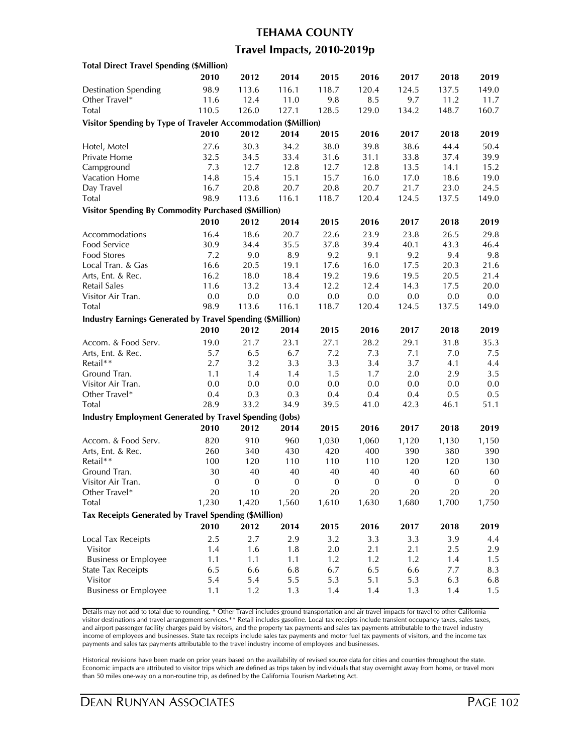# TEHAMA COUNTY

## Travel Impacts, 2010-2019p

**Total Direct Travel Spending ($Million)**

| | 2010 | 2012 | 2014 | 2015 | 2016 | 2017 | 2018 | 2019 |
|---|---|---|---|---|---|---|---|---|
| Destination Spending | 98.9 | 113.6 | 116.1 | 118.7 | 120.4 | 124.5 | 137.5 | 149.0 |
| Other Travel* | 11.6 | 12.4 | 11.0 | 9.8 | 8.5 | 9.7 | 11.2 | 11.7 |
| Total | 110.5 | 126.0 | 127.1 | 128.5 | 129.0 | 134.2 | 148.7 | 160.7 |

**Visitor Spending by Type of Traveler Accommodation ($Million)**

| | 2010 | 2012 | 2014 | 2015 | 2016 | 2017 | 2018 | 2019 |
|---|---|---|---|---|---|---|---|---|
| Hotel, Motel | 27.6 | 30.3 | 34.2 | 38.0 | 39.8 | 38.6 | 44.4 | 50.4 |
| Private Home | 32.5 | 34.5 | 33.4 | 31.6 | 31.1 | 33.8 | 37.4 | 39.9 |
| Campground | 7.3 | 12.7 | 12.8 | 12.7 | 12.8 | 13.5 | 14.1 | 15.2 |
| Vacation Home | 14.8 | 15.4 | 15.1 | 15.7 | 16.0 | 17.0 | 18.6 | 19.0 |
| Day Travel | 16.7 | 20.8 | 20.7 | 20.8 | 20.7 | 21.7 | 23.0 | 24.5 |
| Total | 98.9 | 113.6 | 116.1 | 118.7 | 120.4 | 124.5 | 137.5 | 149.0 |

**Visitor Spending By Commodity Purchased ($Million)**

| | 2010 | 2012 | 2014 | 2015 | 2016 | 2017 | 2018 | 2019 |
|---|---|---|---|---|---|---|---|---|
| Accommodations | 16.4 | 18.6 | 20.7 | 22.6 | 23.9 | 23.8 | 26.5 | 29.8 |
| Food Service | 30.9 | 34.4 | 35.5 | 37.8 | 39.4 | 40.1 | 43.3 | 46.4 |
| Food Stores | 7.2 | 9.0 | 8.9 | 9.2 | 9.1 | 9.2 | 9.4 | 9.8 |
| Local Tran. & Gas | 16.6 | 20.5 | 19.1 | 17.6 | 16.0 | 17.5 | 20.3 | 21.6 |
| Arts, Ent. & Rec. | 16.2 | 18.0 | 18.4 | 19.2 | 19.6 | 19.5 | 20.5 | 21.4 |
| Retail Sales | 11.6 | 13.2 | 13.4 | 12.2 | 12.4 | 14.3 | 17.5 | 20.0 |
| Visitor Air Tran. | 0.0 | 0.0 | 0.0 | 0.0 | 0.0 | 0.0 | 0.0 | 0.0 |
| Total | 98.9 | 113.6 | 116.1 | 118.7 | 120.4 | 124.5 | 137.5 | 149.0 |

**Industry Earnings Generated by Travel Spending ($Million)**

| | 2010 | 2012 | 2014 | 2015 | 2016 | 2017 | 2018 | 2019 |
|---|---|---|---|---|---|---|---|---|
| Accom. & Food Serv. | 19.0 | 21.7 | 23.1 | 27.1 | 28.2 | 29.1 | 31.8 | 35.3 |
| Arts, Ent. & Rec. | 5.7 | 6.5 | 6.7 | 7.2 | 7.3 | 7.1 | 7.0 | 7.5 |
| Retail** | 2.7 | 3.2 | 3.3 | 3.3 | 3.4 | 3.7 | 4.1 | 4.4 |
| Ground Tran. | 1.1 | 1.4 | 1.4 | 1.5 | 1.7 | 2.0 | 2.9 | 3.5 |
| Visitor Air Tran. | 0.0 | 0.0 | 0.0 | 0.0 | 0.0 | 0.0 | 0.0 | 0.0 |
| Other Travel* | 0.4 | 0.3 | 0.3 | 0.4 | 0.4 | 0.4 | 0.5 | 0.5 |
| Total | 28.9 | 33.2 | 34.9 | 39.5 | 41.0 | 42.3 | 46.1 | 51.1 |

**Industry Employment Generated by Travel Spending (Jobs)**

| | 2010 | 2012 | 2014 | 2015 | 2016 | 2017 | 2018 | 2019 |
|---|---|---|---|---|---|---|---|---|
| Accom. & Food Serv. | 820 | 910 | 960 | 1,030 | 1,060 | 1,120 | 1,130 | 1,150 |
| Arts, Ent. & Rec. | 260 | 340 | 430 | 420 | 400 | 390 | 380 | 390 |
| Retail** | 100 | 120 | 110 | 110 | 110 | 120 | 120 | 130 |
| Ground Tran. | 30 | 40 | 40 | 40 | 40 | 40 | 60 | 60 |
| Visitor Air Tran. | 0 | 0 | 0 | 0 | 0 | 0 | 0 | 0 |
| Other Travel* | 20 | 10 | 20 | 20 | 20 | 20 | 20 | 20 |
| Total | 1,230 | 1,420 | 1,560 | 1,610 | 1,630 | 1,680 | 1,700 | 1,750 |

**Tax Receipts Generated by Travel Spending ($Million)**

| | 2010 | 2012 | 2014 | 2015 | 2016 | 2017 | 2018 | 2019 |
|---|---|---|---|---|---|---|---|---|
| Local Tax Receipts | 2.5 | 2.7 | 2.9 | 3.2 | 3.3 | 3.3 | 3.9 | 4.4 |
| Visitor | 1.4 | 1.6 | 1.8 | 2.0 | 2.1 | 2.1 | 2.5 | 2.9 |
| Business or Employee | 1.1 | 1.1 | 1.1 | 1.2 | 1.2 | 1.2 | 1.4 | 1.5 |
| State Tax Receipts | 6.5 | 6.6 | 6.8 | 6.7 | 6.5 | 6.6 | 7.7 | 8.3 |
| Visitor | 5.4 | 5.4 | 5.5 | 5.3 | 5.1 | 5.3 | 6.3 | 6.8 |
| Business or Employee | 1.1 | 1.2 | 1.3 | 1.4 | 1.4 | 1.3 | 1.4 | 1.5 |

Details may not add to total due to rounding. * Other Travel includes ground transportation and air travel impacts for travel to other California visitor destinations and travel arrangement services.** Retail includes gasoline. Local tax receipts include transient occupancy taxes, sales taxes, and airport passenger facility charges paid by visitors, and the property tax payments and sales tax payments attributable to the travel industry income of employees and businesses. State tax receipts include sales tax payments and motor fuel tax payments of visitors, and the income tax payments and sales tax payments attributable to the travel industry income of employees and businesses.

Historical revisions have been made on prior years based on the availability of revised source data for cities and counties throughout the state. Economic impacts are attributed to visitor trips which are defined as trips taken by individuals that stay overnight away from home, or travel more than 50 miles one-way on a non-routine trip, as defined by the California Tourism Marketing Act.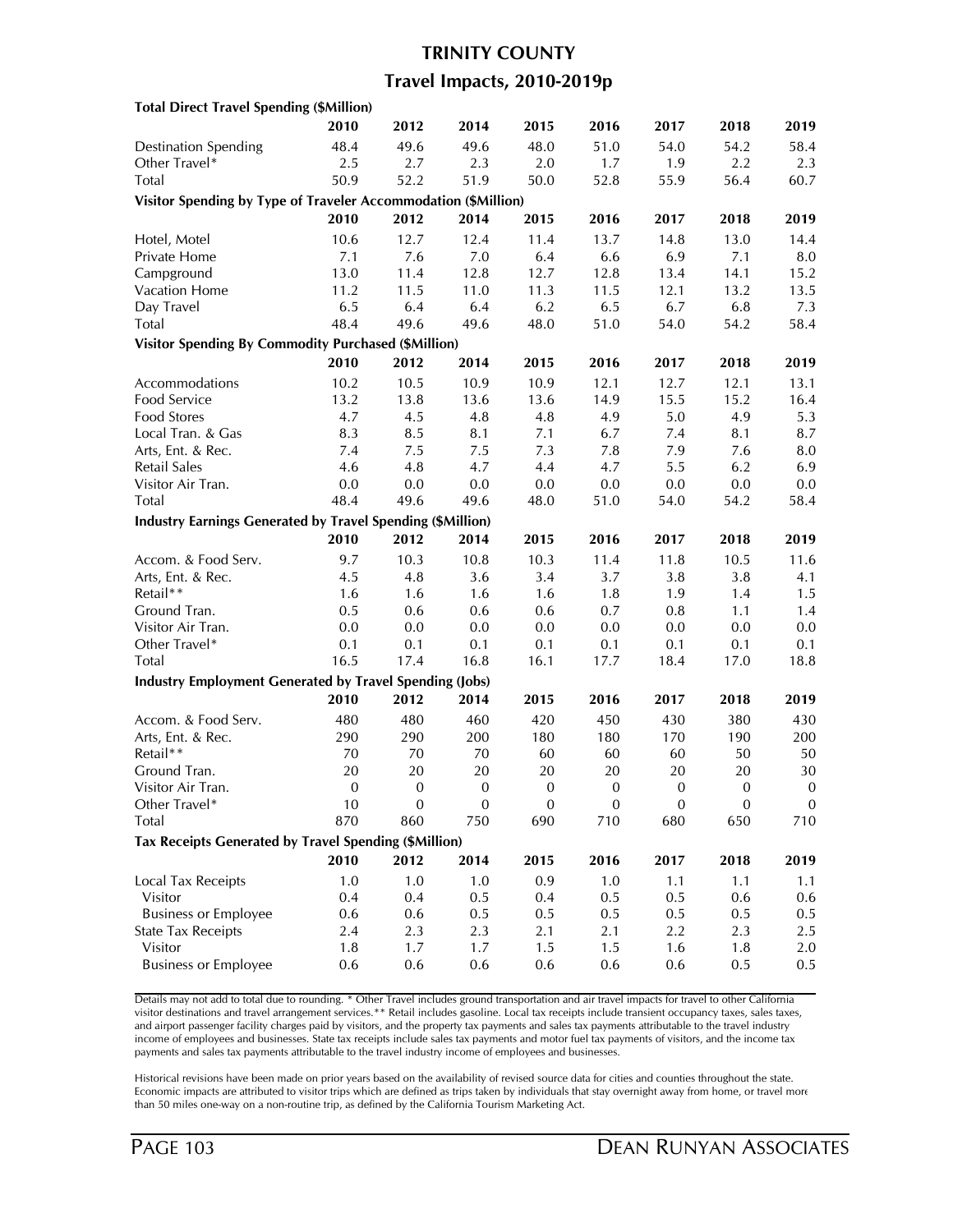# TRINITY COUNTY

## Travel Impacts, 2010-2019p

**Total Direct Travel Spending ($Million)**

| | 2010 | 2012 | 2014 | 2015 | 2016 | 2017 | 2018 | 2019 |
|---|---|---|---|---|---|---|---|---|
| Destination Spending | 48.4 | 49.6 | 49.6 | 48.0 | 51.0 | 54.0 | 54.2 | 58.4 |
| Other Travel* | 2.5 | 2.7 | 2.3 | 2.0 | 1.7 | 1.9 | 2.2 | 2.3 |
| Total | 50.9 | 52.2 | 51.9 | 50.0 | 52.8 | 55.9 | 56.4 | 60.7 |

**Visitor Spending by Type of Traveler Accommodation ($Million)**

| | 2010 | 2012 | 2014 | 2015 | 2016 | 2017 | 2018 | 2019 |
|---|---|---|---|---|---|---|---|---|
| Hotel, Motel | 10.6 | 12.7 | 12.4 | 11.4 | 13.7 | 14.8 | 13.0 | 14.4 |
| Private Home | 7.1 | 7.6 | 7.0 | 6.4 | 6.6 | 6.9 | 7.1 | 8.0 |
| Campground | 13.0 | 11.4 | 12.8 | 12.7 | 12.8 | 13.4 | 14.1 | 15.2 |
| Vacation Home | 11.2 | 11.5 | 11.0 | 11.3 | 11.5 | 12.1 | 13.2 | 13.5 |
| Day Travel | 6.5 | 6.4 | 6.4 | 6.2 | 6.5 | 6.7 | 6.8 | 7.3 |
| Total | 48.4 | 49.6 | 49.6 | 48.0 | 51.0 | 54.0 | 54.2 | 58.4 |

**Visitor Spending By Commodity Purchased ($Million)**

| | 2010 | 2012 | 2014 | 2015 | 2016 | 2017 | 2018 | 2019 |
|---|---|---|---|---|---|---|---|---|
| Accommodations | 10.2 | 10.5 | 10.9 | 10.9 | 12.1 | 12.7 | 12.1 | 13.1 |
| Food Service | 13.2 | 13.8 | 13.6 | 13.6 | 14.9 | 15.5 | 15.2 | 16.4 |
| Food Stores | 4.7 | 4.5 | 4.8 | 4.8 | 4.9 | 5.0 | 4.9 | 5.3 |
| Local Tran. & Gas | 8.3 | 8.5 | 8.1 | 7.1 | 6.7 | 7.4 | 8.1 | 8.7 |
| Arts, Ent. & Rec. | 7.4 | 7.5 | 7.5 | 7.3 | 7.8 | 7.9 | 7.6 | 8.0 |
| Retail Sales | 4.6 | 4.8 | 4.7 | 4.4 | 4.7 | 5.5 | 6.2 | 6.9 |
| Visitor Air Tran. | 0.0 | 0.0 | 0.0 | 0.0 | 0.0 | 0.0 | 0.0 | 0.0 |
| Total | 48.4 | 49.6 | 49.6 | 48.0 | 51.0 | 54.0 | 54.2 | 58.4 |

**Industry Earnings Generated by Travel Spending ($Million)**

| | 2010 | 2012 | 2014 | 2015 | 2016 | 2017 | 2018 | 2019 |
|---|---|---|---|---|---|---|---|---|
| Accom. & Food Serv. | 9.7 | 10.3 | 10.8 | 10.3 | 11.4 | 11.8 | 10.5 | 11.6 |
| Arts, Ent. & Rec. | 4.5 | 4.8 | 3.6 | 3.4 | 3.7 | 3.8 | 3.8 | 4.1 |
| Retail** | 1.6 | 1.6 | 1.6 | 1.6 | 1.8 | 1.9 | 1.4 | 1.5 |
| Ground Tran. | 0.5 | 0.6 | 0.6 | 0.6 | 0.7 | 0.8 | 1.1 | 1.4 |
| Visitor Air Tran. | 0.0 | 0.0 | 0.0 | 0.0 | 0.0 | 0.0 | 0.0 | 0.0 |
| Other Travel* | 0.1 | 0.1 | 0.1 | 0.1 | 0.1 | 0.1 | 0.1 | 0.1 |
| Total | 16.5 | 17.4 | 16.8 | 16.1 | 17.7 | 18.4 | 17.0 | 18.8 |

**Industry Employment Generated by Travel Spending (Jobs)**

| | 2010 | 2012 | 2014 | 2015 | 2016 | 2017 | 2018 | 2019 |
|---|---|---|---|---|---|---|---|---|
| Accom. & Food Serv. | 480 | 480 | 460 | 420 | 450 | 430 | 380 | 430 |
| Arts, Ent. & Rec. | 290 | 290 | 200 | 180 | 180 | 170 | 190 | 200 |
| Retail** | 70 | 70 | 70 | 60 | 60 | 60 | 50 | 50 |
| Ground Tran. | 20 | 20 | 20 | 20 | 20 | 20 | 20 | 30 |
| Visitor Air Tran. | 0 | 0 | 0 | 0 | 0 | 0 | 0 | 0 |
| Other Travel* | 10 | 0 | 0 | 0 | 0 | 0 | 0 | 0 |
| Total | 870 | 860 | 750 | 690 | 710 | 680 | 650 | 710 |

**Tax Receipts Generated by Travel Spending ($Million)**

| | 2010 | 2012 | 2014 | 2015 | 2016 | 2017 | 2018 | 2019 |
|---|---|---|---|---|---|---|---|---|
| Local Tax Receipts | 1.0 | 1.0 | 1.0 | 0.9 | 1.0 | 1.1 | 1.1 | 1.1 |
| Visitor | 0.4 | 0.4 | 0.5 | 0.4 | 0.5 | 0.5 | 0.6 | 0.6 |
| Business or Employee | 0.6 | 0.6 | 0.5 | 0.5 | 0.5 | 0.5 | 0.5 | 0.5 |
| State Tax Receipts | 2.4 | 2.3 | 2.3 | 2.1 | 2.1 | 2.2 | 2.3 | 2.5 |
| Visitor | 1.8 | 1.7 | 1.7 | 1.5 | 1.5 | 1.6 | 1.8 | 2.0 |
| Business or Employee | 0.6 | 0.6 | 0.6 | 0.6 | 0.6 | 0.6 | 0.5 | 0.5 |

Details may not add to total due to rounding. * Other Travel includes ground transportation and air travel impacts for travel to other California visitor destinations and travel arrangement services.** Retail includes gasoline. Local tax receipts include transient occupancy taxes, sales taxes, and airport passenger facility charges paid by visitors, and the property tax payments and sales tax payments attributable to the travel industry income of employees and businesses. State tax receipts include sales tax payments and motor fuel tax payments of visitors, and the income tax payments and sales tax payments attributable to the travel industry income of employees and businesses.

Historical revisions have been made on prior years based on the availability of revised source data for cities and counties throughout the state. Economic impacts are attributed to visitor trips which are defined as trips taken by individuals that stay overnight away from home, or travel more than 50 miles one-way on a non-routine trip, as defined by the California Tourism Marketing Act.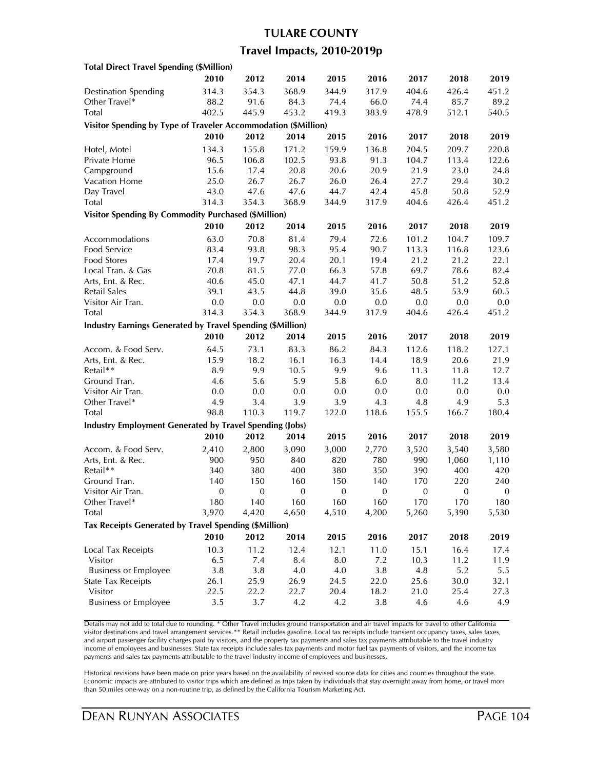# TULARE COUNTY

## Travel Impacts, 2010-2019p

| Total Direct Travel Spending ($Million) | 2010 | 2012 | 2014 | 2015 | 2016 | 2017 | 2018 | 2019 |
|---|---|---|---|---|---|---|---|---|
| Destination Spending | 314.3 | 354.3 | 368.9 | 344.9 | 317.9 | 404.6 | 426.4 | 451.2 |
| Other Travel* | 88.2 | 91.6 | 84.3 | 74.4 | 66.0 | 74.4 | 85.7 | 89.2 |
| Total | 402.5 | 445.9 | 453.2 | 419.3 | 383.9 | 478.9 | 512.1 | 540.5 |

| Visitor Spending by Type of Traveler Accommodation ($Million) | 2010 | 2012 | 2014 | 2015 | 2016 | 2017 | 2018 | 2019 |
|---|---|---|---|---|---|---|---|---|
| Hotel, Motel | 134.3 | 155.8 | 171.2 | 159.9 | 136.8 | 204.5 | 209.7 | 220.8 |
| Private Home | 96.5 | 106.8 | 102.5 | 93.8 | 91.3 | 104.7 | 113.4 | 122.6 |
| Campground | 15.6 | 17.4 | 20.8 | 20.6 | 20.9 | 21.9 | 23.0 | 24.8 |
| Vacation Home | 25.0 | 26.7 | 26.7 | 26.0 | 26.4 | 27.7 | 29.4 | 30.2 |
| Day Travel | 43.0 | 47.6 | 47.6 | 44.7 | 42.4 | 45.8 | 50.8 | 52.9 |
| Total | 314.3 | 354.3 | 368.9 | 344.9 | 317.9 | 404.6 | 426.4 | 451.2 |

| Visitor Spending By Commodity Purchased ($Million) | 2010 | 2012 | 2014 | 2015 | 2016 | 2017 | 2018 | 2019 |
|---|---|---|---|---|---|---|---|---|
| Accommodations | 63.0 | 70.8 | 81.4 | 79.4 | 72.6 | 101.2 | 104.7 | 109.7 |
| Food Service | 83.4 | 93.8 | 98.3 | 95.4 | 90.7 | 113.3 | 116.8 | 123.6 |
| Food Stores | 17.4 | 19.7 | 20.4 | 20.1 | 19.4 | 21.2 | 21.2 | 22.1 |
| Local Tran. & Gas | 70.8 | 81.5 | 77.0 | 66.3 | 57.8 | 69.7 | 78.6 | 82.4 |
| Arts, Ent. & Rec. | 40.6 | 45.0 | 47.1 | 44.7 | 41.7 | 50.8 | 51.2 | 52.8 |
| Retail Sales | 39.1 | 43.5 | 44.8 | 39.0 | 35.6 | 48.5 | 53.9 | 60.5 |
| Visitor Air Tran. | 0.0 | 0.0 | 0.0 | 0.0 | 0.0 | 0.0 | 0.0 | 0.0 |
| Total | 314.3 | 354.3 | 368.9 | 344.9 | 317.9 | 404.6 | 426.4 | 451.2 |

| Industry Earnings Generated by Travel Spending ($Million) | 2010 | 2012 | 2014 | 2015 | 2016 | 2017 | 2018 | 2019 |
|---|---|---|---|---|---|---|---|---|
| Accom. & Food Serv. | 64.5 | 73.1 | 83.3 | 86.2 | 84.3 | 112.6 | 118.2 | 127.1 |
| Arts, Ent. & Rec. | 15.9 | 18.2 | 16.1 | 16.3 | 14.4 | 18.9 | 20.6 | 21.9 |
| Retail** | 8.9 | 9.9 | 10.5 | 9.9 | 9.6 | 11.3 | 11.8 | 12.7 |
| Ground Tran. | 4.6 | 5.6 | 5.9 | 5.8 | 6.0 | 8.0 | 11.2 | 13.4 |
| Visitor Air Tran. | 0.0 | 0.0 | 0.0 | 0.0 | 0.0 | 0.0 | 0.0 | 0.0 |
| Other Travel* | 4.9 | 3.4 | 3.9 | 3.9 | 4.3 | 4.8 | 4.9 | 5.3 |
| Total | 98.8 | 110.3 | 119.7 | 122.0 | 118.6 | 155.5 | 166.7 | 180.4 |

| Industry Employment Generated by Travel Spending (Jobs) | 2010 | 2012 | 2014 | 2015 | 2016 | 2017 | 2018 | 2019 |
|---|---|---|---|---|---|---|---|---|
| Accom. & Food Serv. | 2,410 | 2,800 | 3,090 | 3,000 | 2,770 | 3,520 | 3,540 | 3,580 |
| Arts, Ent. & Rec. | 900 | 950 | 840 | 820 | 780 | 990 | 1,060 | 1,110 |
| Retail** | 340 | 380 | 400 | 380 | 350 | 390 | 400 | 420 |
| Ground Tran. | 140 | 150 | 160 | 150 | 140 | 170 | 220 | 240 |
| Visitor Air Tran. | 0 | 0 | 0 | 0 | 0 | 0 | 0 | 0 |
| Other Travel* | 180 | 140 | 160 | 160 | 160 | 170 | 170 | 180 |
| Total | 3,970 | 4,420 | 4,650 | 4,510 | 4,200 | 5,260 | 5,390 | 5,530 |

| Tax Receipts Generated by Travel Spending ($Million) | 2010 | 2012 | 2014 | 2015 | 2016 | 2017 | 2018 | 2019 |
|---|---|---|---|---|---|---|---|---|
| Local Tax Receipts | 10.3 | 11.2 | 12.4 | 12.1 | 11.0 | 15.1 | 16.4 | 17.4 |
| Visitor | 6.5 | 7.4 | 8.4 | 8.0 | 7.2 | 10.3 | 11.2 | 11.9 |
| Business or Employee | 3.8 | 3.8 | 4.0 | 4.0 | 3.8 | 4.8 | 5.2 | 5.5 |
| State Tax Receipts | 26.1 | 25.9 | 26.9 | 24.5 | 22.0 | 25.6 | 30.0 | 32.1 |
| Visitor | 22.5 | 22.2 | 22.7 | 20.4 | 18.2 | 21.0 | 25.4 | 27.3 |
| Business or Employee | 3.5 | 3.7 | 4.2 | 4.2 | 3.8 | 4.6 | 4.6 | 4.9 |

Details may not add to total due to rounding. * Other Travel includes ground transportation and air travel impacts for travel to other California visitor destinations and travel arrangement services.** Retail includes gasoline. Local tax receipts include transient occupancy taxes, sales taxes, and airport passenger facility charges paid by visitors, and the property tax payments and sales tax payments attributable to the travel industry income of employees and businesses. State tax receipts include sales tax payments and motor fuel tax payments of visitors, and the income tax payments and sales tax payments attributable to the travel industry income of employees and businesses.

Historical revisions have been made on prior years based on the availability of revised source data for cities and counties throughout the state. Economic impacts are attributed to visitor trips which are defined as trips taken by individuals that stay overnight away from home, or travel more than 50 miles one-way on a non-routine trip, as defined by the California Tourism Marketing Act.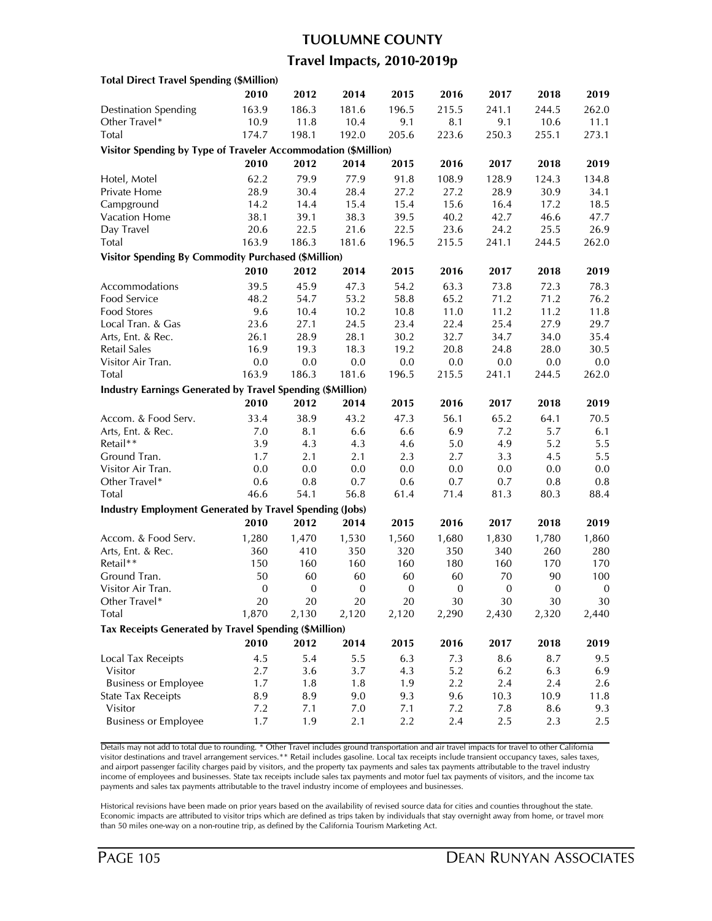# TUOLUMNE COUNTY

## Travel Impacts, 2010-2019p

**Total Direct Travel Spending ($Million)**

| | 2010 | 2012 | 2014 | 2015 | 2016 | 2017 | 2018 | 2019 |
|---|---|---|---|---|---|---|---|---|
| Destination Spending | 163.9 | 186.3 | 181.6 | 196.5 | 215.5 | 241.1 | 244.5 | 262.0 |
| Other Travel* | 10.9 | 11.8 | 10.4 | 9.1 | 8.1 | 9.1 | 10.6 | 11.1 |
| Total | 174.7 | 198.1 | 192.0 | 205.6 | 223.6 | 250.3 | 255.1 | 273.1 |

**Visitor Spending by Type of Traveler Accommodation ($Million)**

| | 2010 | 2012 | 2014 | 2015 | 2016 | 2017 | 2018 | 2019 |
|---|---|---|---|---|---|---|---|---|
| Hotel, Motel | 62.2 | 79.9 | 77.9 | 91.8 | 108.9 | 128.9 | 124.3 | 134.8 |
| Private Home | 28.9 | 30.4 | 28.4 | 27.2 | 27.2 | 28.9 | 30.9 | 34.1 |
| Campground | 14.2 | 14.4 | 15.4 | 15.4 | 15.6 | 16.4 | 17.2 | 18.5 |
| Vacation Home | 38.1 | 39.1 | 38.3 | 39.5 | 40.2 | 42.7 | 46.6 | 47.7 |
| Day Travel | 20.6 | 22.5 | 21.6 | 22.5 | 23.6 | 24.2 | 25.5 | 26.9 |
| Total | 163.9 | 186.3 | 181.6 | 196.5 | 215.5 | 241.1 | 244.5 | 262.0 |

**Visitor Spending By Commodity Purchased ($Million)**

| | 2010 | 2012 | 2014 | 2015 | 2016 | 2017 | 2018 | 2019 |
|---|---|---|---|---|---|---|---|---|
| Accommodations | 39.5 | 45.9 | 47.3 | 54.2 | 63.3 | 73.8 | 72.3 | 78.3 |
| Food Service | 48.2 | 54.7 | 53.2 | 58.8 | 65.2 | 71.2 | 71.2 | 76.2 |
| Food Stores | 9.6 | 10.4 | 10.2 | 10.8 | 11.0 | 11.2 | 11.2 | 11.8 |
| Local Tran. & Gas | 23.6 | 27.1 | 24.5 | 23.4 | 22.4 | 25.4 | 27.9 | 29.7 |
| Arts, Ent. & Rec. | 26.1 | 28.9 | 28.1 | 30.2 | 32.7 | 34.7 | 34.0 | 35.4 |
| Retail Sales | 16.9 | 19.3 | 18.3 | 19.2 | 20.8 | 24.8 | 28.0 | 30.5 |
| Visitor Air Tran. | 0.0 | 0.0 | 0.0 | 0.0 | 0.0 | 0.0 | 0.0 | 0.0 |
| Total | 163.9 | 186.3 | 181.6 | 196.5 | 215.5 | 241.1 | 244.5 | 262.0 |

**Industry Earnings Generated by Travel Spending ($Million)**

| | 2010 | 2012 | 2014 | 2015 | 2016 | 2017 | 2018 | 2019 |
|---|---|---|---|---|---|---|---|---|
| Accom. & Food Serv. | 33.4 | 38.9 | 43.2 | 47.3 | 56.1 | 65.2 | 64.1 | 70.5 |
| Arts, Ent. & Rec. | 7.0 | 8.1 | 6.6 | 6.6 | 6.9 | 7.2 | 5.7 | 6.1 |
| Retail** | 3.9 | 4.3 | 4.3 | 4.6 | 5.0 | 4.9 | 5.2 | 5.5 |
| Ground Tran. | 1.7 | 2.1 | 2.1 | 2.3 | 2.7 | 3.3 | 4.5 | 5.5 |
| Visitor Air Tran. | 0.0 | 0.0 | 0.0 | 0.0 | 0.0 | 0.0 | 0.0 | 0.0 |
| Other Travel* | 0.6 | 0.8 | 0.7 | 0.6 | 0.7 | 0.7 | 0.8 | 0.8 |
| Total | 46.6 | 54.1 | 56.8 | 61.4 | 71.4 | 81.3 | 80.3 | 88.4 |

**Industry Employment Generated by Travel Spending (Jobs)**

| | 2010 | 2012 | 2014 | 2015 | 2016 | 2017 | 2018 | 2019 |
|---|---|---|---|---|---|---|---|---|
| Accom. & Food Serv. | 1,280 | 1,470 | 1,530 | 1,560 | 1,680 | 1,830 | 1,780 | 1,860 |
| Arts, Ent. & Rec. | 360 | 410 | 350 | 320 | 350 | 340 | 260 | 280 |
| Retail** | 150 | 160 | 160 | 160 | 180 | 160 | 170 | 170 |
| Ground Tran. | 50 | 60 | 60 | 60 | 60 | 70 | 90 | 100 |
| Visitor Air Tran. | 0 | 0 | 0 | 0 | 0 | 0 | 0 | 0 |
| Other Travel* | 20 | 20 | 20 | 20 | 30 | 30 | 30 | 30 |
| Total | 1,870 | 2,130 | 2,120 | 2,120 | 2,290 | 2,430 | 2,320 | 2,440 |

**Tax Receipts Generated by Travel Spending ($Million)**

| | 2010 | 2012 | 2014 | 2015 | 2016 | 2017 | 2018 | 2019 |
|---|---|---|---|---|---|---|---|---|
| Local Tax Receipts | 4.5 | 5.4 | 5.5 | 6.3 | 7.3 | 8.6 | 8.7 | 9.5 |
| Visitor | 2.7 | 3.6 | 3.7 | 4.3 | 5.2 | 6.2 | 6.3 | 6.9 |
| Business or Employee | 1.7 | 1.8 | 1.8 | 1.9 | 2.2 | 2.4 | 2.4 | 2.6 |
| State Tax Receipts | 8.9 | 8.9 | 9.0 | 9.3 | 9.6 | 10.3 | 10.9 | 11.8 |
| Visitor | 7.2 | 7.1 | 7.0 | 7.1 | 7.2 | 7.8 | 8.6 | 9.3 |
| Business or Employee | 1.7 | 1.9 | 2.1 | 2.2 | 2.4 | 2.5 | 2.3 | 2.5 |

Details may not add to total due to rounding. * Other Travel includes ground transportation and air travel impacts for travel to other California visitor destinations and travel arrangement services.** Retail includes gasoline. Local tax receipts include transient occupancy taxes, sales taxes, and airport passenger facility charges paid by visitors, and the property tax payments and sales tax payments attributable to the travel industry income of employees and businesses. State tax receipts include sales tax payments and motor fuel tax payments of visitors, and the income tax payments and sales tax payments attributable to the travel industry income of employees and businesses.

Historical revisions have been made on prior years based on the availability of revised source data for cities and counties throughout the state. Economic impacts are attributed to visitor trips which are defined as trips taken by individuals that stay overnight away from home, or travel more than 50 miles one-way on a non-routine trip, as defined by the California Tourism Marketing Act.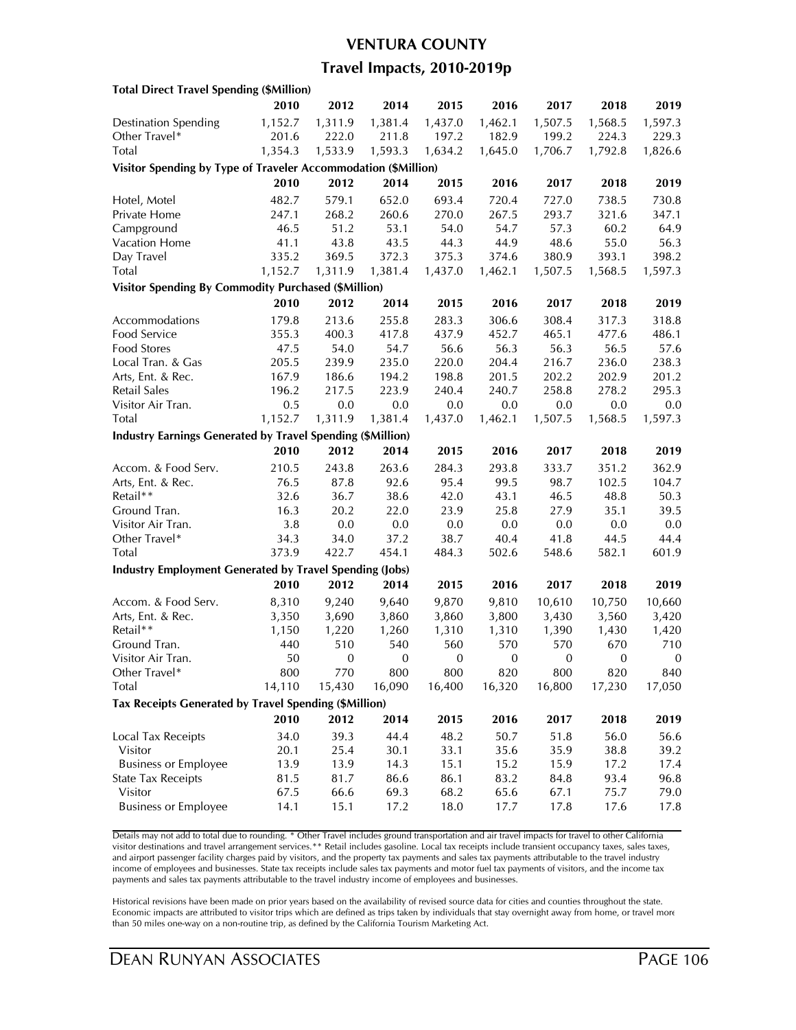# VENTURA COUNTY

## Travel Impacts, 2010-2019p

| **Total Direct Travel Spending ($Million)** | **2010** | **2012** | **2014** | **2015** | **2016** | **2017** | **2018** | **2019** |
|---|---|---|---|---|---|---|---|---|
| Destination Spending | 1,152.7 | 1,311.9 | 1,381.4 | 1,437.0 | 1,462.1 | 1,507.5 | 1,568.5 | 1,597.3 |
| Other Travel* | 201.6 | 222.0 | 211.8 | 197.2 | 182.9 | 199.2 | 224.3 | 229.3 |
| Total | 1,354.3 | 1,533.9 | 1,593.3 | 1,634.2 | 1,645.0 | 1,706.7 | 1,792.8 | 1,826.6 |

| **Visitor Spending by Type of Traveler Accommodation ($Million)** | **2010** | **2012** | **2014** | **2015** | **2016** | **2017** | **2018** | **2019** |
|---|---|---|---|---|---|---|---|---|
| Hotel, Motel | 482.7 | 579.1 | 652.0 | 693.4 | 720.4 | 727.0 | 738.5 | 730.8 |
| Private Home | 247.1 | 268.2 | 260.6 | 270.0 | 267.5 | 293.7 | 321.6 | 347.1 |
| Campground | 46.5 | 51.2 | 53.1 | 54.0 | 54.7 | 57.3 | 60.2 | 64.9 |
| Vacation Home | 41.1 | 43.8 | 43.5 | 44.3 | 44.9 | 48.6 | 55.0 | 56.3 |
| Day Travel | 335.2 | 369.5 | 372.3 | 375.3 | 374.6 | 380.9 | 393.1 | 398.2 |
| Total | 1,152.7 | 1,311.9 | 1,381.4 | 1,437.0 | 1,462.1 | 1,507.5 | 1,568.5 | 1,597.3 |

| **Visitor Spending By Commodity Purchased ($Million)** | **2010** | **2012** | **2014** | **2015** | **2016** | **2017** | **2018** | **2019** |
|---|---|---|---|---|---|---|---|---|
| Accommodations | 179.8 | 213.6 | 255.8 | 283.3 | 306.6 | 308.4 | 317.3 | 318.8 |
| Food Service | 355.3 | 400.3 | 417.8 | 437.9 | 452.7 | 465.1 | 477.6 | 486.1 |
| Food Stores | 47.5 | 54.0 | 54.7 | 56.6 | 56.3 | 56.3 | 56.5 | 57.6 |
| Local Tran. & Gas | 205.5 | 239.9 | 235.0 | 220.0 | 204.4 | 216.7 | 236.0 | 238.3 |
| Arts, Ent. & Rec. | 167.9 | 186.6 | 194.2 | 198.8 | 201.5 | 202.2 | 202.9 | 201.2 |
| Retail Sales | 196.2 | 217.5 | 223.9 | 240.4 | 240.7 | 258.8 | 278.2 | 295.3 |
| Visitor Air Tran. | 0.5 | 0.0 | 0.0 | 0.0 | 0.0 | 0.0 | 0.0 | 0.0 |
| Total | 1,152.7 | 1,311.9 | 1,381.4 | 1,437.0 | 1,462.1 | 1,507.5 | 1,568.5 | 1,597.3 |

| **Industry Earnings Generated by Travel Spending ($Million)** | **2010** | **2012** | **2014** | **2015** | **2016** | **2017** | **2018** | **2019** |
|---|---|---|---|---|---|---|---|---|
| Accom. & Food Serv. | 210.5 | 243.8 | 263.6 | 284.3 | 293.8 | 333.7 | 351.2 | 362.9 |
| Arts, Ent. & Rec. | 76.5 | 87.8 | 92.6 | 95.4 | 99.5 | 98.7 | 102.5 | 104.7 |
| Retail** | 32.6 | 36.7 | 38.6 | 42.0 | 43.1 | 46.5 | 48.8 | 50.3 |
| Ground Tran. | 16.3 | 20.2 | 22.0 | 23.9 | 25.8 | 27.9 | 35.1 | 39.5 |
| Visitor Air Tran. | 3.8 | 0.0 | 0.0 | 0.0 | 0.0 | 0.0 | 0.0 | 0.0 |
| Other Travel* | 34.3 | 34.0 | 37.2 | 38.7 | 40.4 | 41.8 | 44.5 | 44.4 |
| Total | 373.9 | 422.7 | 454.1 | 484.3 | 502.6 | 548.6 | 582.1 | 601.9 |

| **Industry Employment Generated by Travel Spending (Jobs)** | **2010** | **2012** | **2014** | **2015** | **2016** | **2017** | **2018** | **2019** |
|---|---|---|---|---|---|---|---|---|
| Accom. & Food Serv. | 8,310 | 9,240 | 9,640 | 9,870 | 9,810 | 10,610 | 10,750 | 10,660 |
| Arts, Ent. & Rec. | 3,350 | 3,690 | 3,860 | 3,860 | 3,800 | 3,430 | 3,560 | 3,420 |
| Retail** | 1,150 | 1,220 | 1,260 | 1,310 | 1,310 | 1,390 | 1,430 | 1,420 |
| Ground Tran. | 440 | 510 | 540 | 560 | 570 | 570 | 670 | 710 |
| Visitor Air Tran. | 50 | 0 | 0 | 0 | 0 | 0 | 0 | 0 |
| Other Travel* | 800 | 770 | 800 | 800 | 820 | 800 | 820 | 840 |
| Total | 14,110 | 15,430 | 16,090 | 16,400 | 16,320 | 16,800 | 17,230 | 17,050 |

| **Tax Receipts Generated by Travel Spending ($Million)** | **2010** | **2012** | **2014** | **2015** | **2016** | **2017** | **2018** | **2019** |
|---|---|---|---|---|---|---|---|---|
| Local Tax Receipts | 34.0 | 39.3 | 44.4 | 48.2 | 50.7 | 51.8 | 56.0 | 56.6 |
| Visitor | 20.1 | 25.4 | 30.1 | 33.1 | 35.6 | 35.9 | 38.8 | 39.2 |
| Business or Employee | 13.9 | 13.9 | 14.3 | 15.1 | 15.2 | 15.9 | 17.2 | 17.4 |
| State Tax Receipts | 81.5 | 81.7 | 86.6 | 86.1 | 83.2 | 84.8 | 93.4 | 96.8 |
| Visitor | 67.5 | 66.6 | 69.3 | 68.2 | 65.6 | 67.1 | 75.7 | 79.0 |
| Business or Employee | 14.1 | 15.1 | 17.2 | 18.0 | 17.7 | 17.8 | 17.6 | 17.8 |

Details may not add to total due to rounding. * Other Travel includes ground transportation and air travel impacts for travel to other California visitor destinations and travel arrangement services.** Retail includes gasoline. Local tax receipts include transient occupancy taxes, sales taxes, and airport passenger facility charges paid by visitors, and the property tax payments and sales tax payments attributable to the travel industry income of employees and businesses. State tax receipts include sales tax payments and motor fuel tax payments of visitors, and the income tax payments and sales tax payments attributable to the travel industry income of employees and businesses.

Historical revisions have been made on prior years based on the availability of revised source data for cities and counties throughout the state. Economic impacts are attributed to visitor trips which are defined as trips taken by individuals that stay overnight away from home, or travel more than 50 miles one-way on a non-routine trip, as defined by the California Tourism Marketing Act.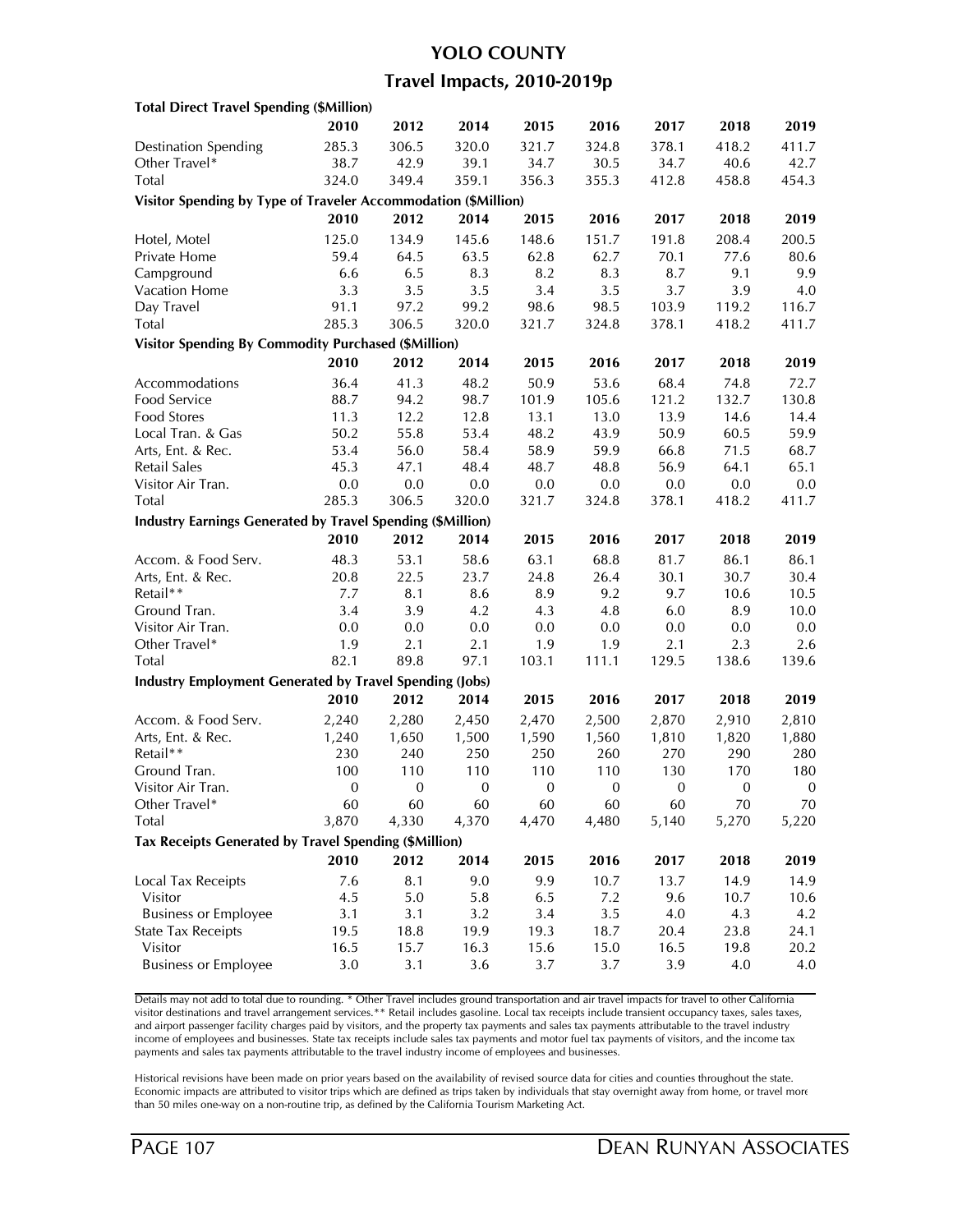# YOLO COUNTY

## Travel Impacts, 2010-2019p

**Total Direct Travel Spending ($Million)**

| | 2010 | 2012 | 2014 | 2015 | 2016 | 2017 | 2018 | 2019 |
|---|---|---|---|---|---|---|---|---|
| Destination Spending | 285.3 | 306.5 | 320.0 | 321.7 | 324.8 | 378.1 | 418.2 | 411.7 |
| Other Travel* | 38.7 | 42.9 | 39.1 | 34.7 | 30.5 | 34.7 | 40.6 | 42.7 |
| Total | 324.0 | 349.4 | 359.1 | 356.3 | 355.3 | 412.8 | 458.8 | 454.3 |

**Visitor Spending by Type of Traveler Accommodation ($Million)**

| | 2010 | 2012 | 2014 | 2015 | 2016 | 2017 | 2018 | 2019 |
|---|---|---|---|---|---|---|---|---|
| Hotel, Motel | 125.0 | 134.9 | 145.6 | 148.6 | 151.7 | 191.8 | 208.4 | 200.5 |
| Private Home | 59.4 | 64.5 | 63.5 | 62.8 | 62.7 | 70.1 | 77.6 | 80.6 |
| Campground | 6.6 | 6.5 | 8.3 | 8.2 | 8.3 | 8.7 | 9.1 | 9.9 |
| Vacation Home | 3.3 | 3.5 | 3.5 | 3.4 | 3.5 | 3.7 | 3.9 | 4.0 |
| Day Travel | 91.1 | 97.2 | 99.2 | 98.6 | 98.5 | 103.9 | 119.2 | 116.7 |
| Total | 285.3 | 306.5 | 320.0 | 321.7 | 324.8 | 378.1 | 418.2 | 411.7 |

**Visitor Spending By Commodity Purchased ($Million)**

| | 2010 | 2012 | 2014 | 2015 | 2016 | 2017 | 2018 | 2019 |
|---|---|---|---|---|---|---|---|---|
| Accommodations | 36.4 | 41.3 | 48.2 | 50.9 | 53.6 | 68.4 | 74.8 | 72.7 |
| Food Service | 88.7 | 94.2 | 98.7 | 101.9 | 105.6 | 121.2 | 132.7 | 130.8 |
| Food Stores | 11.3 | 12.2 | 12.8 | 13.1 | 13.0 | 13.9 | 14.6 | 14.4 |
| Local Tran. & Gas | 50.2 | 55.8 | 53.4 | 48.2 | 43.9 | 50.9 | 60.5 | 59.9 |
| Arts, Ent. & Rec. | 53.4 | 56.0 | 58.4 | 58.9 | 59.9 | 66.8 | 71.5 | 68.7 |
| Retail Sales | 45.3 | 47.1 | 48.4 | 48.7 | 48.8 | 56.9 | 64.1 | 65.1 |
| Visitor Air Tran. | 0.0 | 0.0 | 0.0 | 0.0 | 0.0 | 0.0 | 0.0 | 0.0 |
| Total | 285.3 | 306.5 | 320.0 | 321.7 | 324.8 | 378.1 | 418.2 | 411.7 |

**Industry Earnings Generated by Travel Spending ($Million)**

| | 2010 | 2012 | 2014 | 2015 | 2016 | 2017 | 2018 | 2019 |
|---|---|---|---|---|---|---|---|---|
| Accom. & Food Serv. | 48.3 | 53.1 | 58.6 | 63.1 | 68.8 | 81.7 | 86.1 | 86.1 |
| Arts, Ent. & Rec. | 20.8 | 22.5 | 23.7 | 24.8 | 26.4 | 30.1 | 30.7 | 30.4 |
| Retail** | 7.7 | 8.1 | 8.6 | 8.9 | 9.2 | 9.7 | 10.6 | 10.5 |
| Ground Tran. | 3.4 | 3.9 | 4.2 | 4.3 | 4.8 | 6.0 | 8.9 | 10.0 |
| Visitor Air Tran. | 0.0 | 0.0 | 0.0 | 0.0 | 0.0 | 0.0 | 0.0 | 0.0 |
| Other Travel* | 1.9 | 2.1 | 2.1 | 1.9 | 1.9 | 2.1 | 2.3 | 2.6 |
| Total | 82.1 | 89.8 | 97.1 | 103.1 | 111.1 | 129.5 | 138.6 | 139.6 |

**Industry Employment Generated by Travel Spending (Jobs)**

| | 2010 | 2012 | 2014 | 2015 | 2016 | 2017 | 2018 | 2019 |
|---|---|---|---|---|---|---|---|---|
| Accom. & Food Serv. | 2,240 | 2,280 | 2,450 | 2,470 | 2,500 | 2,870 | 2,910 | 2,810 |
| Arts, Ent. & Rec. | 1,240 | 1,650 | 1,500 | 1,590 | 1,560 | 1,810 | 1,820 | 1,880 |
| Retail** | 230 | 240 | 250 | 250 | 260 | 270 | 290 | 280 |
| Ground Tran. | 100 | 110 | 110 | 110 | 110 | 130 | 170 | 180 |
| Visitor Air Tran. | 0 | 0 | 0 | 0 | 0 | 0 | 0 | 0 |
| Other Travel* | 60 | 60 | 60 | 60 | 60 | 60 | 70 | 70 |
| Total | 3,870 | 4,330 | 4,370 | 4,470 | 4,480 | 5,140 | 5,270 | 5,220 |

**Tax Receipts Generated by Travel Spending ($Million)**

| | 2010 | 2012 | 2014 | 2015 | 2016 | 2017 | 2018 | 2019 |
|---|---|---|---|---|---|---|---|---|
| Local Tax Receipts | 7.6 | 8.1 | 9.0 | 9.9 | 10.7 | 13.7 | 14.9 | 14.9 |
| Visitor | 4.5 | 5.0 | 5.8 | 6.5 | 7.2 | 9.6 | 10.7 | 10.6 |
| Business or Employee | 3.1 | 3.1 | 3.2 | 3.4 | 3.5 | 4.0 | 4.3 | 4.2 |
| State Tax Receipts | 19.5 | 18.8 | 19.9 | 19.3 | 18.7 | 20.4 | 23.8 | 24.1 |
| Visitor | 16.5 | 15.7 | 16.3 | 15.6 | 15.0 | 16.5 | 19.8 | 20.2 |
| Business or Employee | 3.0 | 3.1 | 3.6 | 3.7 | 3.7 | 3.9 | 4.0 | 4.0 |

Details may not add to total due to rounding. * Other Travel includes ground transportation and air travel impacts for travel to other California visitor destinations and travel arrangement services.** Retail includes gasoline. Local tax receipts include transient occupancy taxes, sales taxes, and airport passenger facility charges paid by visitors, and the property tax payments and sales tax payments attributable to the travel industry income of employees and businesses. State tax receipts include sales tax payments and motor fuel tax payments of visitors, and the income tax payments and sales tax payments attributable to the travel industry income of employees and businesses.

Historical revisions have been made on prior years based on the availability of revised source data for cities and counties throughout the state. Economic impacts are attributed to visitor trips which are defined as trips taken by individuals that stay overnight away from home, or travel more than 50 miles one-way on a non-routine trip, as defined by the California Tourism Marketing Act.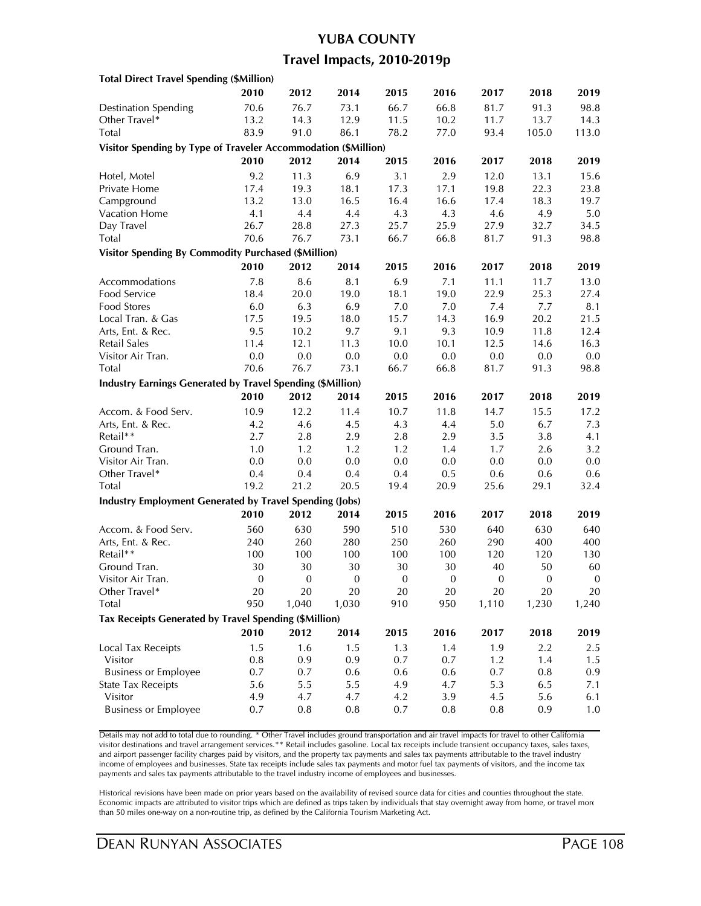# YUBA COUNTY

## Travel Impacts, 2010-2019p

| **Total Direct Travel Spending ($Million)** | | | | | | | | |
|---|---|---|---|---|---|---|---|---|
| | **2010** | **2012** | **2014** | **2015** | **2016** | **2017** | **2018** | **2019** |
| Destination Spending | 70.6 | 76.7 | 73.1 | 66.7 | 66.8 | 81.7 | 91.3 | 98.8 |
| Other Travel* | 13.2 | 14.3 | 12.9 | 11.5 | 10.2 | 11.7 | 13.7 | 14.3 |
| Total | 83.9 | 91.0 | 86.1 | 78.2 | 77.0 | 93.4 | 105.0 | 113.0 |

| **Visitor Spending by Type of Traveler Accommodation ($Million)** | | | | | | | | |
|---|---|---|---|---|---|---|---|---|
| | **2010** | **2012** | **2014** | **2015** | **2016** | **2017** | **2018** | **2019** |
| Hotel, Motel | 9.2 | 11.3 | 6.9 | 3.1 | 2.9 | 12.0 | 13.1 | 15.6 |
| Private Home | 17.4 | 19.3 | 18.1 | 17.3 | 17.1 | 19.8 | 22.3 | 23.8 |
| Campground | 13.2 | 13.0 | 16.5 | 16.4 | 16.6 | 17.4 | 18.3 | 19.7 |
| Vacation Home | 4.1 | 4.4 | 4.4 | 4.3 | 4.3 | 4.6 | 4.9 | 5.0 |
| Day Travel | 26.7 | 28.8 | 27.3 | 25.7 | 25.9 | 27.9 | 32.7 | 34.5 |
| Total | 70.6 | 76.7 | 73.1 | 66.7 | 66.8 | 81.7 | 91.3 | 98.8 |

| **Visitor Spending By Commodity Purchased ($Million)** | | | | | | | | |
|---|---|---|---|---|---|---|---|---|
| | **2010** | **2012** | **2014** | **2015** | **2016** | **2017** | **2018** | **2019** |
| Accommodations | 7.8 | 8.6 | 8.1 | 6.9 | 7.1 | 11.1 | 11.7 | 13.0 |
| Food Service | 18.4 | 20.0 | 19.0 | 18.1 | 19.0 | 22.9 | 25.3 | 27.4 |
| Food Stores | 6.0 | 6.3 | 6.9 | 7.0 | 7.0 | 7.4 | 7.7 | 8.1 |
| Local Tran. & Gas | 17.5 | 19.5 | 18.0 | 15.7 | 14.3 | 16.9 | 20.2 | 21.5 |
| Arts, Ent. & Rec. | 9.5 | 10.2 | 9.7 | 9.1 | 9.3 | 10.9 | 11.8 | 12.4 |
| Retail Sales | 11.4 | 12.1 | 11.3 | 10.0 | 10.1 | 12.5 | 14.6 | 16.3 |
| Visitor Air Tran. | 0.0 | 0.0 | 0.0 | 0.0 | 0.0 | 0.0 | 0.0 | 0.0 |
| Total | 70.6 | 76.7 | 73.1 | 66.7 | 66.8 | 81.7 | 91.3 | 98.8 |

| **Industry Earnings Generated by Travel Spending ($Million)** | | | | | | | | |
|---|---|---|---|---|---|---|---|---|
| | **2010** | **2012** | **2014** | **2015** | **2016** | **2017** | **2018** | **2019** |
| Accom. & Food Serv. | 10.9 | 12.2 | 11.4 | 10.7 | 11.8 | 14.7 | 15.5 | 17.2 |
| Arts, Ent. & Rec. | 4.2 | 4.6 | 4.5 | 4.3 | 4.4 | 5.0 | 6.7 | 7.3 |
| Retail** | 2.7 | 2.8 | 2.9 | 2.8 | 2.9 | 3.5 | 3.8 | 4.1 |
| Ground Tran. | 1.0 | 1.2 | 1.2 | 1.2 | 1.4 | 1.7 | 2.6 | 3.2 |
| Visitor Air Tran. | 0.0 | 0.0 | 0.0 | 0.0 | 0.0 | 0.0 | 0.0 | 0.0 |
| Other Travel* | 0.4 | 0.4 | 0.4 | 0.4 | 0.5 | 0.6 | 0.6 | 0.6 |
| Total | 19.2 | 21.2 | 20.5 | 19.4 | 20.9 | 25.6 | 29.1 | 32.4 |

| **Industry Employment Generated by Travel Spending (Jobs)** | | | | | | | | |
|---|---|---|---|---|---|---|---|---|
| | **2010** | **2012** | **2014** | **2015** | **2016** | **2017** | **2018** | **2019** |
| Accom. & Food Serv. | 560 | 630 | 590 | 510 | 530 | 640 | 630 | 640 |
| Arts, Ent. & Rec. | 240 | 260 | 280 | 250 | 260 | 290 | 400 | 400 |
| Retail** | 100 | 100 | 100 | 100 | 100 | 120 | 120 | 130 |
| Ground Tran. | 30 | 30 | 30 | 30 | 30 | 40 | 50 | 60 |
| Visitor Air Tran. | 0 | 0 | 0 | 0 | 0 | 0 | 0 | 0 |
| Other Travel* | 20 | 20 | 20 | 20 | 20 | 20 | 20 | 20 |
| Total | 950 | 1,040 | 1,030 | 910 | 950 | 1,110 | 1,230 | 1,240 |

| **Tax Receipts Generated by Travel Spending ($Million)** | | | | | | | | |
|---|---|---|---|---|---|---|---|---|
| | **2010** | **2012** | **2014** | **2015** | **2016** | **2017** | **2018** | **2019** |
| Local Tax Receipts | 1.5 | 1.6 | 1.5 | 1.3 | 1.4 | 1.9 | 2.2 | 2.5 |
| Visitor | 0.8 | 0.9 | 0.9 | 0.7 | 0.7 | 1.2 | 1.4 | 1.5 |
| Business or Employee | 0.7 | 0.7 | 0.6 | 0.6 | 0.6 | 0.7 | 0.8 | 0.9 |
| State Tax Receipts | 5.6 | 5.5 | 5.5 | 4.9 | 4.7 | 5.3 | 6.5 | 7.1 |
| Visitor | 4.9 | 4.7 | 4.7 | 4.2 | 3.9 | 4.5 | 5.6 | 6.1 |
| Business or Employee | 0.7 | 0.8 | 0.8 | 0.7 | 0.8 | 0.8 | 0.9 | 1.0 |

Details may not add to total due to rounding. * Other Travel includes ground transportation and air travel impacts for travel to other California visitor destinations and travel arrangement services.** Retail includes gasoline. Local tax receipts include transient occupancy taxes, sales taxes, and airport passenger facility charges paid by visitors, and the property tax payments and sales tax payments attributable to the travel industry income of employees and businesses. State tax receipts include sales tax payments and motor fuel tax payments of visitors, and the income tax payments and sales tax payments attributable to the travel industry income of employees and businesses.

Historical revisions have been made on prior years based on the availability of revised source data for cities and counties throughout the state. Economic impacts are attributed to visitor trips which are defined as trips taken by individuals that stay overnight away from home, or travel more than 50 miles one-way on a non-routine trip, as defined by the California Tourism Marketing Act.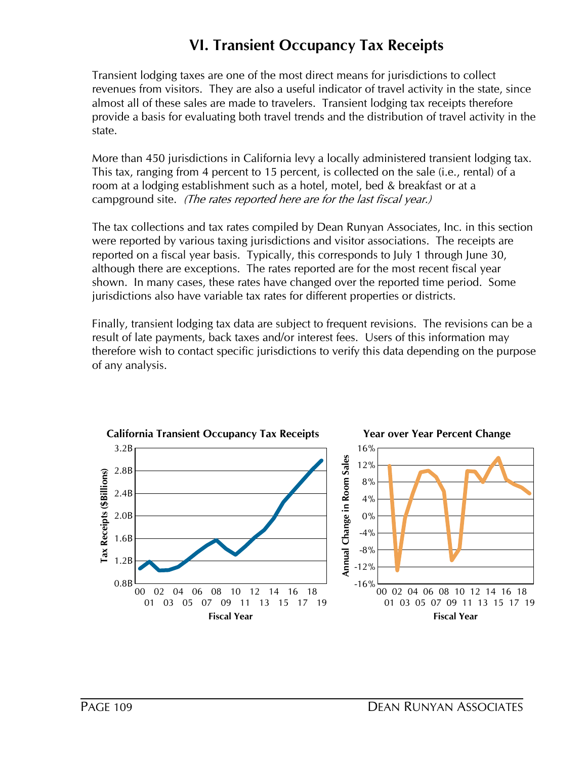# VI. Transient Occupancy Tax Receipts

Transient lodging taxes are one of the most direct means for jurisdictions to collect revenues from visitors. They are also a useful indicator of travel activity in the state, since almost all of these sales are made to travelers. Transient lodging tax receipts therefore provide a basis for evaluating both travel trends and the distribution of travel activity in the state.

More than 450 jurisdictions in California levy a locally administered transient lodging tax. This tax, ranging from 4 percent to 15 percent, is collected on the sale (i.e., rental) of a room at a lodging establishment such as a hotel, motel, bed & breakfast or at a campground site. *(The rates reported here are for the last fiscal year.)*

The tax collections and tax rates compiled by Dean Runyan Associates, Inc. in this section were reported by various taxing jurisdictions and visitor associations. The receipts are reported on a fiscal year basis. Typically, this corresponds to July 1 through June 30, although there are exceptions. The rates reported are for the most recent fiscal year shown. In many cases, these rates have changed over the reported time period. Some jurisdictions also have variable tax rates for different properties or districts.

Finally, transient lodging tax data are subject to frequent revisions. The revisions can be a result of late payments, back taxes and/or interest fees. Users of this information may therefore wish to contact specific jurisdictions to verify this data depending on the purpose of any analysis.

**California Transient Occupancy Tax Receipts**

**Year over Year Percent Change**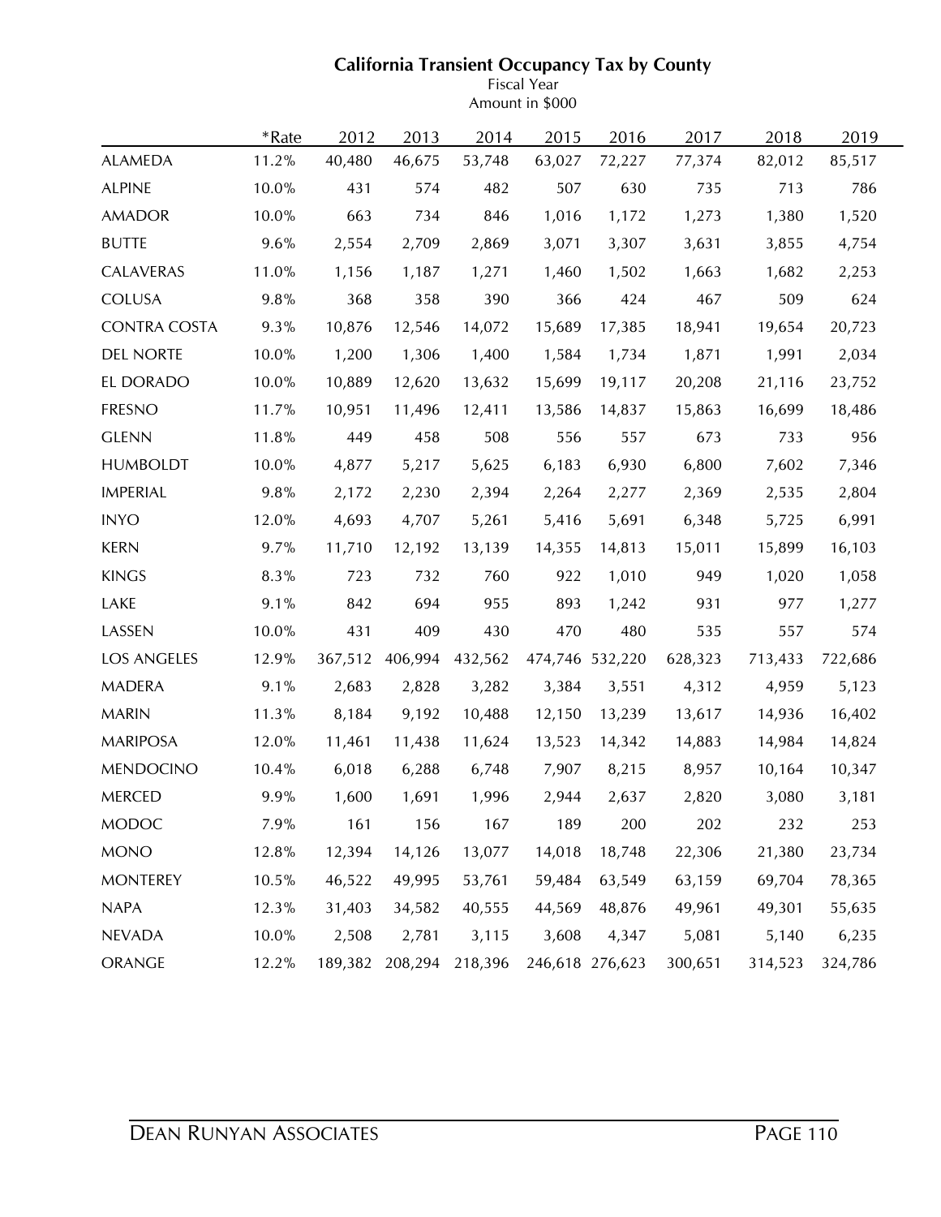## California Transient Occupancy Tax by County

Fiscal Year
Amount in $000

| | *Rate | 2012 | 2013 | 2014 | 2015 | 2016 | 2017 | 2018 | 2019 |
|---|---|---|---|---|---|---|---|---|---|
| ALAMEDA | 11.2% | 40,480 | 46,675 | 53,748 | 63,027 | 72,227 | 77,374 | 82,012 | 85,517 |
| ALPINE | 10.0% | 431 | 574 | 482 | 507 | 630 | 735 | 713 | 786 |
| AMADOR | 10.0% | 663 | 734 | 846 | 1,016 | 1,172 | 1,273 | 1,380 | 1,520 |
| BUTTE | 9.6% | 2,554 | 2,709 | 2,869 | 3,071 | 3,307 | 3,631 | 3,855 | 4,754 |
| CALAVERAS | 11.0% | 1,156 | 1,187 | 1,271 | 1,460 | 1,502 | 1,663 | 1,682 | 2,253 |
| COLUSA | 9.8% | 368 | 358 | 390 | 366 | 424 | 467 | 509 | 624 |
| CONTRA COSTA | 9.3% | 10,876 | 12,546 | 14,072 | 15,689 | 17,385 | 18,941 | 19,654 | 20,723 |
| DEL NORTE | 10.0% | 1,200 | 1,306 | 1,400 | 1,584 | 1,734 | 1,871 | 1,991 | 2,034 |
| EL DORADO | 10.0% | 10,889 | 12,620 | 13,632 | 15,699 | 19,117 | 20,208 | 21,116 | 23,752 |
| FRESNO | 11.7% | 10,951 | 11,496 | 12,411 | 13,586 | 14,837 | 15,863 | 16,699 | 18,486 |
| GLENN | 11.8% | 449 | 458 | 508 | 556 | 557 | 673 | 733 | 956 |
| HUMBOLDT | 10.0% | 4,877 | 5,217 | 5,625 | 6,183 | 6,930 | 6,800 | 7,602 | 7,346 |
| IMPERIAL | 9.8% | 2,172 | 2,230 | 2,394 | 2,264 | 2,277 | 2,369 | 2,535 | 2,804 |
| INYO | 12.0% | 4,693 | 4,707 | 5,261 | 5,416 | 5,691 | 6,348 | 5,725 | 6,991 |
| KERN | 9.7% | 11,710 | 12,192 | 13,139 | 14,355 | 14,813 | 15,011 | 15,899 | 16,103 |
| KINGS | 8.3% | 723 | 732 | 760 | 922 | 1,010 | 949 | 1,020 | 1,058 |
| LAKE | 9.1% | 842 | 694 | 955 | 893 | 1,242 | 931 | 977 | 1,277 |
| LASSEN | 10.0% | 431 | 409 | 430 | 470 | 480 | 535 | 557 | 574 |
| LOS ANGELES | 12.9% | 367,512 | 406,994 | 432,562 | 474,746 | 532,220 | 628,323 | 713,433 | 722,686 |
| MADERA | 9.1% | 2,683 | 2,828 | 3,282 | 3,384 | 3,551 | 4,312 | 4,959 | 5,123 |
| MARIN | 11.3% | 8,184 | 9,192 | 10,488 | 12,150 | 13,239 | 13,617 | 14,936 | 16,402 |
| MARIPOSA | 12.0% | 11,461 | 11,438 | 11,624 | 13,523 | 14,342 | 14,883 | 14,984 | 14,824 |
| MENDOCINO | 10.4% | 6,018 | 6,288 | 6,748 | 7,907 | 8,215 | 8,957 | 10,164 | 10,347 |
| MERCED | 9.9% | 1,600 | 1,691 | 1,996 | 2,944 | 2,637 | 2,820 | 3,080 | 3,181 |
| MODOC | 7.9% | 161 | 156 | 167 | 189 | 200 | 202 | 232 | 253 |
| MONO | 12.8% | 12,394 | 14,126 | 13,077 | 14,018 | 18,748 | 22,306 | 21,380 | 23,734 |
| MONTEREY | 10.5% | 46,522 | 49,995 | 53,761 | 59,484 | 63,549 | 63,159 | 69,704 | 78,365 |
| NAPA | 12.3% | 31,403 | 34,582 | 40,555 | 44,569 | 48,876 | 49,961 | 49,301 | 55,635 |
| NEVADA | 10.0% | 2,508 | 2,781 | 3,115 | 3,608 | 4,347 | 5,081 | 5,140 | 6,235 |
| ORANGE | 12.2% | 189,382 | 208,294 | 218,396 | 246,618 | 276,623 | 300,651 | 314,523 | 324,786 |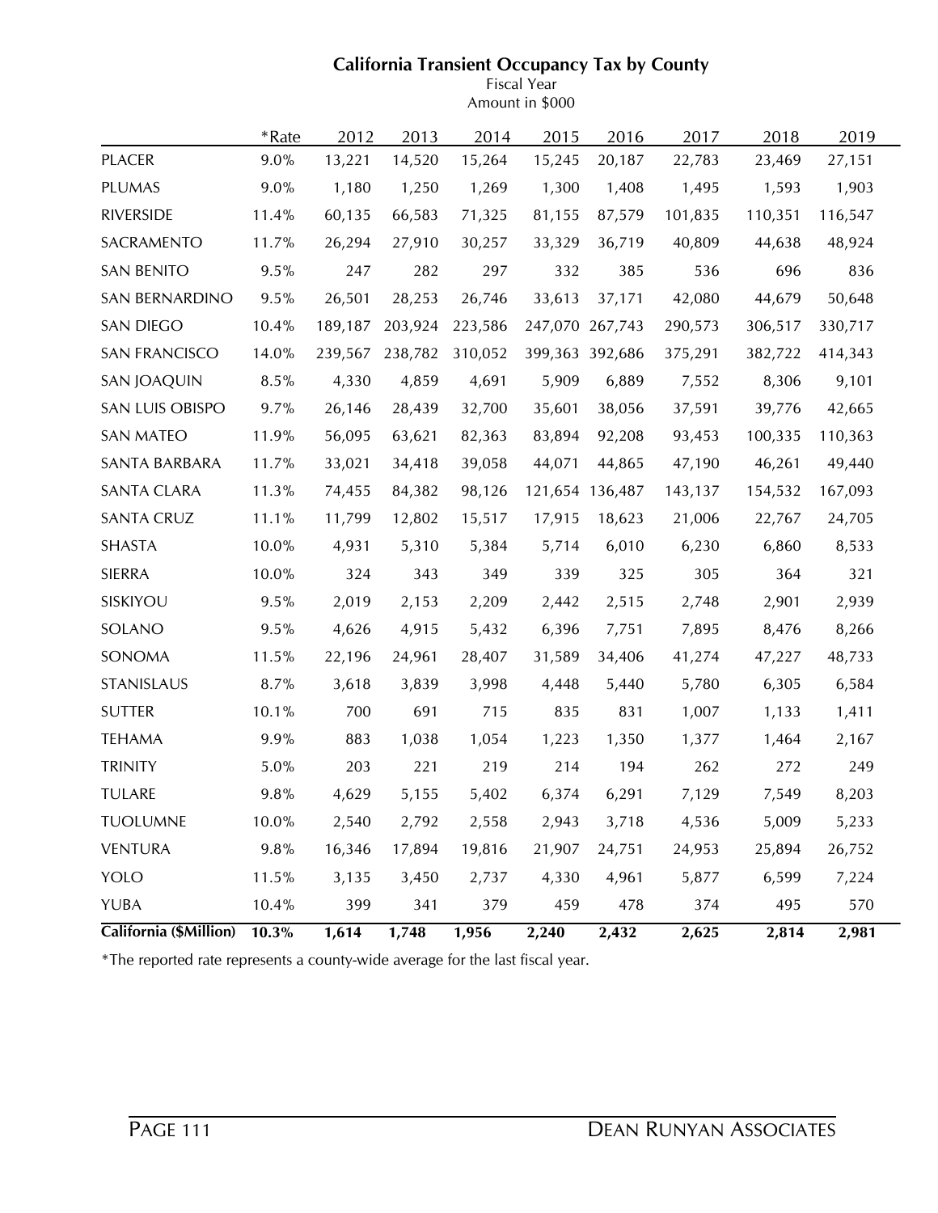## California Transient Occupancy Tax by County

Fiscal Year
Amount in $000

| | *Rate | 2012 | 2013 | 2014 | 2015 | 2016 | 2017 | 2018 | 2019 |
|---|---|---|---|---|---|---|---|---|---|
| PLACER | 9.0% | 13,221 | 14,520 | 15,264 | 15,245 | 20,187 | 22,783 | 23,469 | 27,151 |
| PLUMAS | 9.0% | 1,180 | 1,250 | 1,269 | 1,300 | 1,408 | 1,495 | 1,593 | 1,903 |
| RIVERSIDE | 11.4% | 60,135 | 66,583 | 71,325 | 81,155 | 87,579 | 101,835 | 110,351 | 116,547 |
| SACRAMENTO | 11.7% | 26,294 | 27,910 | 30,257 | 33,329 | 36,719 | 40,809 | 44,638 | 48,924 |
| SAN BENITO | 9.5% | 247 | 282 | 297 | 332 | 385 | 536 | 696 | 836 |
| SAN BERNARDINO | 9.5% | 26,501 | 28,253 | 26,746 | 33,613 | 37,171 | 42,080 | 44,679 | 50,648 |
| SAN DIEGO | 10.4% | 189,187 | 203,924 | 223,586 | 247,070 | 267,743 | 290,573 | 306,517 | 330,717 |
| SAN FRANCISCO | 14.0% | 239,567 | 238,782 | 310,052 | 399,363 | 392,686 | 375,291 | 382,722 | 414,343 |
| SAN JOAQUIN | 8.5% | 4,330 | 4,859 | 4,691 | 5,909 | 6,889 | 7,552 | 8,306 | 9,101 |
| SAN LUIS OBISPO | 9.7% | 26,146 | 28,439 | 32,700 | 35,601 | 38,056 | 37,591 | 39,776 | 42,665 |
| SAN MATEO | 11.9% | 56,095 | 63,621 | 82,363 | 83,894 | 92,208 | 93,453 | 100,335 | 110,363 |
| SANTA BARBARA | 11.7% | 33,021 | 34,418 | 39,058 | 44,071 | 44,865 | 47,190 | 46,261 | 49,440 |
| SANTA CLARA | 11.3% | 74,455 | 84,382 | 98,126 | 121,654 | 136,487 | 143,137 | 154,532 | 167,093 |
| SANTA CRUZ | 11.1% | 11,799 | 12,802 | 15,517 | 17,915 | 18,623 | 21,006 | 22,767 | 24,705 |
| SHASTA | 10.0% | 4,931 | 5,310 | 5,384 | 5,714 | 6,010 | 6,230 | 6,860 | 8,533 |
| SIERRA | 10.0% | 324 | 343 | 349 | 339 | 325 | 305 | 364 | 321 |
| SISKIYOU | 9.5% | 2,019 | 2,153 | 2,209 | 2,442 | 2,515 | 2,748 | 2,901 | 2,939 |
| SOLANO | 9.5% | 4,626 | 4,915 | 5,432 | 6,396 | 7,751 | 7,895 | 8,476 | 8,266 |
| SONOMA | 11.5% | 22,196 | 24,961 | 28,407 | 31,589 | 34,406 | 41,274 | 47,227 | 48,733 |
| STANISLAUS | 8.7% | 3,618 | 3,839 | 3,998 | 4,448 | 5,440 | 5,780 | 6,305 | 6,584 |
| SUTTER | 10.1% | 700 | 691 | 715 | 835 | 831 | 1,007 | 1,133 | 1,411 |
| TEHAMA | 9.9% | 883 | 1,038 | 1,054 | 1,223 | 1,350 | 1,377 | 1,464 | 2,167 |
| TRINITY | 5.0% | 203 | 221 | 219 | 214 | 194 | 262 | 272 | 249 |
| TULARE | 9.8% | 4,629 | 5,155 | 5,402 | 6,374 | 6,291 | 7,129 | 7,549 | 8,203 |
| TUOLUMNE | 10.0% | 2,540 | 2,792 | 2,558 | 2,943 | 3,718 | 4,536 | 5,009 | 5,233 |
| VENTURA | 9.8% | 16,346 | 17,894 | 19,816 | 21,907 | 24,751 | 24,953 | 25,894 | 26,752 |
| YOLO | 11.5% | 3,135 | 3,450 | 2,737 | 4,330 | 4,961 | 5,877 | 6,599 | 7,224 |
| YUBA | 10.4% | 399 | 341 | 379 | 459 | 478 | 374 | 495 | 570 |
| **California ($Million)** | **10.3%** | **1,614** | **1,748** | **1,956** | **2,240** | **2,432** | **2,625** | **2,814** | **2,981** |

*The reported rate represents a county-wide average for the last fiscal year.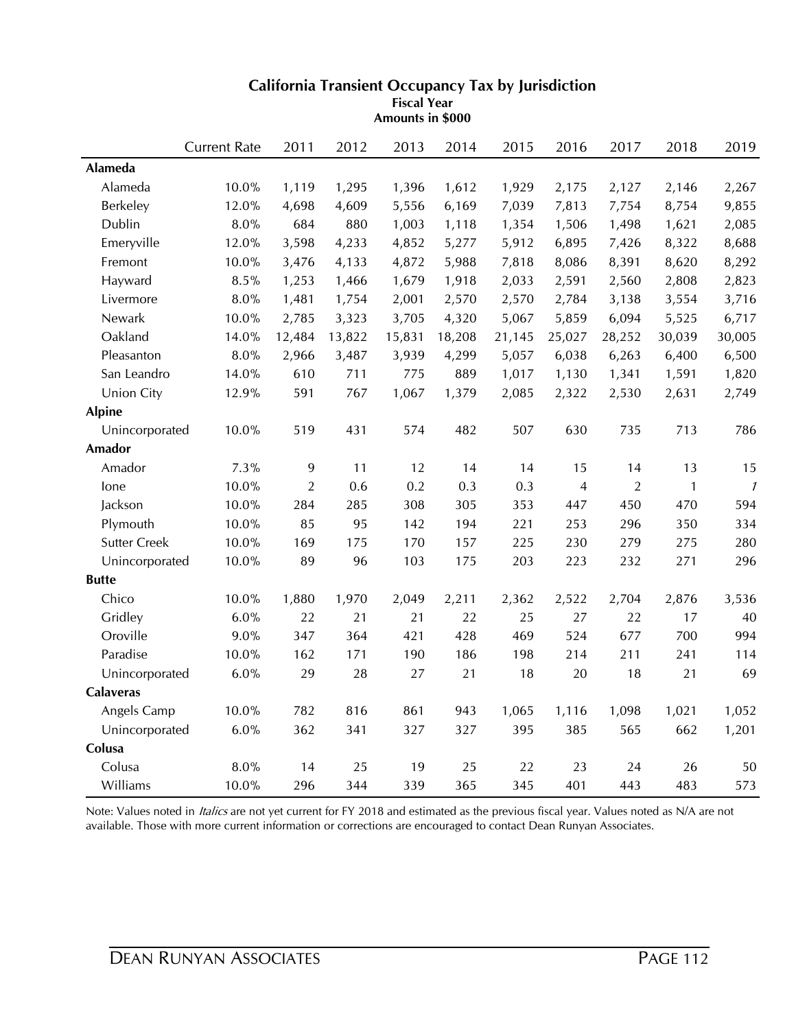## California Transient Occupancy Tax by Jurisdiction

**Fiscal Year**
**Amounts in $000**

| | Current Rate | 2011 | 2012 | 2013 | 2014 | 2015 | 2016 | 2017 | 2018 | 2019 |
|---|---|---|---|---|---|---|---|---|---|---|
| **Alameda** | | | | | | | | | | |
| Alameda | 10.0% | 1,119 | 1,295 | 1,396 | 1,612 | 1,929 | 2,175 | 2,127 | 2,146 | 2,267 |
| Berkeley | 12.0% | 4,698 | 4,609 | 5,556 | 6,169 | 7,039 | 7,813 | 7,754 | 8,754 | 9,855 |
| Dublin | 8.0% | 684 | 880 | 1,003 | 1,118 | 1,354 | 1,506 | 1,498 | 1,621 | 2,085 |
| Emeryville | 12.0% | 3,598 | 4,233 | 4,852 | 5,277 | 5,912 | 6,895 | 7,426 | 8,322 | 8,688 |
| Fremont | 10.0% | 3,476 | 4,133 | 4,872 | 5,988 | 7,818 | 8,086 | 8,391 | 8,620 | 8,292 |
| Hayward | 8.5% | 1,253 | 1,466 | 1,679 | 1,918 | 2,033 | 2,591 | 2,560 | 2,808 | 2,823 |
| Livermore | 8.0% | 1,481 | 1,754 | 2,001 | 2,570 | 2,570 | 2,784 | 3,138 | 3,554 | 3,716 |
| Newark | 10.0% | 2,785 | 3,323 | 3,705 | 4,320 | 5,067 | 5,859 | 6,094 | 5,525 | 6,717 |
| Oakland | 14.0% | 12,484 | 13,822 | 15,831 | 18,208 | 21,145 | 25,027 | 28,252 | 30,039 | 30,005 |
| Pleasanton | 8.0% | 2,966 | 3,487 | 3,939 | 4,299 | 5,057 | 6,038 | 6,263 | 6,400 | 6,500 |
| San Leandro | 14.0% | 610 | 711 | 775 | 889 | 1,017 | 1,130 | 1,341 | 1,591 | 1,820 |
| Union City | 12.9% | 591 | 767 | 1,067 | 1,379 | 2,085 | 2,322 | 2,530 | 2,631 | 2,749 |
| **Alpine** | | | | | | | | | | |
| Unincorporated | 10.0% | 519 | 431 | 574 | 482 | 507 | 630 | 735 | 713 | 786 |
| **Amador** | | | | | | | | | | |
| Amador | 7.3% | 9 | 11 | 12 | 14 | 14 | 15 | 14 | 13 | 15 |
| Ione | 10.0% | 2 | 0.6 | 0.2 | 0.3 | 0.3 | 4 | 2 | 1 | *1* |
| Jackson | 10.0% | 284 | 285 | 308 | 305 | 353 | 447 | 450 | 470 | 594 |
| Plymouth | 10.0% | 85 | 95 | 142 | 194 | 221 | 253 | 296 | 350 | 334 |
| Sutter Creek | 10.0% | 169 | 175 | 170 | 157 | 225 | 230 | 279 | 275 | 280 |
| Unincorporated | 10.0% | 89 | 96 | 103 | 175 | 203 | 223 | 232 | 271 | 296 |
| **Butte** | | | | | | | | | | |
| Chico | 10.0% | 1,880 | 1,970 | 2,049 | 2,211 | 2,362 | 2,522 | 2,704 | 2,876 | 3,536 |
| Gridley | 6.0% | 22 | 21 | 21 | 22 | 25 | 27 | 22 | 17 | 40 |
| Oroville | 9.0% | 347 | 364 | 421 | 428 | 469 | 524 | 677 | 700 | 994 |
| Paradise | 10.0% | 162 | 171 | 190 | 186 | 198 | 214 | 211 | 241 | 114 |
| Unincorporated | 6.0% | 29 | 28 | 27 | 21 | 18 | 20 | 18 | 21 | 69 |
| **Calaveras** | | | | | | | | | | |
| Angels Camp | 10.0% | 782 | 816 | 861 | 943 | 1,065 | 1,116 | 1,098 | 1,021 | 1,052 |
| Unincorporated | 6.0% | 362 | 341 | 327 | 327 | 395 | 385 | 565 | 662 | 1,201 |
| **Colusa** | | | | | | | | | | |
| Colusa | 8.0% | 14 | 25 | 19 | 25 | 22 | 23 | 24 | 26 | 50 |
| Williams | 10.0% | 296 | 344 | 339 | 365 | 345 | 401 | 443 | 483 | 573 |

Note: Values noted in *Italics* are not yet current for FY 2018 and estimated as the previous fiscal year. Values noted as N/A are not available. Those with more current information or corrections are encouraged to contact Dean Runyan Associates.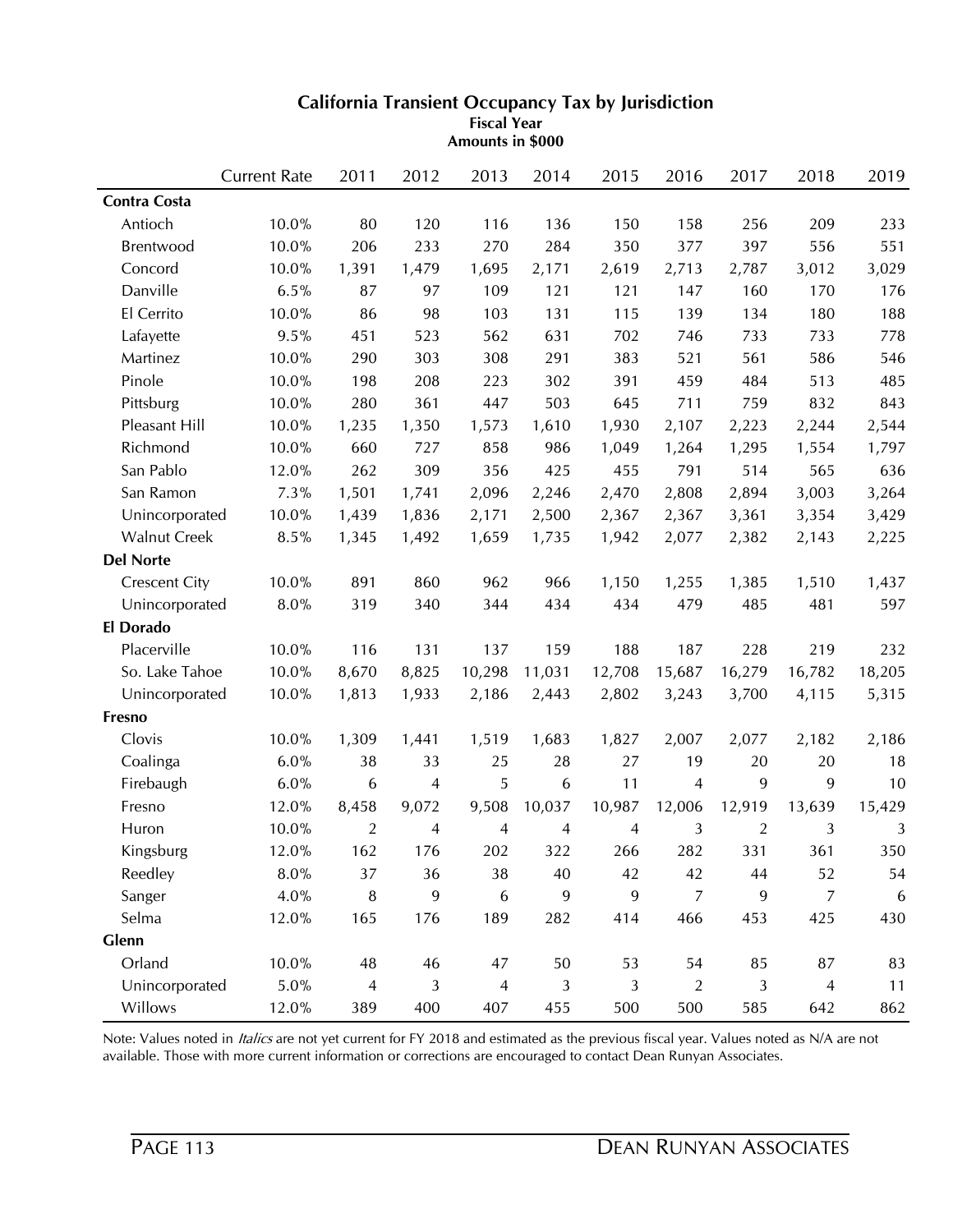## California Transient Occupancy Tax by Jurisdiction

**Fiscal Year**
**Amounts in $000**

| | Current Rate | 2011 | 2012 | 2013 | 2014 | 2015 | 2016 | 2017 | 2018 | 2019 |
|---|---|---|---|---|---|---|---|---|---|---|
| **Contra Costa** | | | | | | | | | | |
| Antioch | 10.0% | 80 | 120 | 116 | 136 | 150 | 158 | 256 | 209 | 233 |
| Brentwood | 10.0% | 206 | 233 | 270 | 284 | 350 | 377 | 397 | 556 | 551 |
| Concord | 10.0% | 1,391 | 1,479 | 1,695 | 2,171 | 2,619 | 2,713 | 2,787 | 3,012 | 3,029 |
| Danville | 6.5% | 87 | 97 | 109 | 121 | 121 | 147 | 160 | 170 | 176 |
| El Cerrito | 10.0% | 86 | 98 | 103 | 131 | 115 | 139 | 134 | 180 | 188 |
| Lafayette | 9.5% | 451 | 523 | 562 | 631 | 702 | 746 | 733 | 733 | 778 |
| Martinez | 10.0% | 290 | 303 | 308 | 291 | 383 | 521 | 561 | 586 | 546 |
| Pinole | 10.0% | 198 | 208 | 223 | 302 | 391 | 459 | 484 | 513 | 485 |
| Pittsburg | 10.0% | 280 | 361 | 447 | 503 | 645 | 711 | 759 | 832 | 843 |
| Pleasant Hill | 10.0% | 1,235 | 1,350 | 1,573 | 1,610 | 1,930 | 2,107 | 2,223 | 2,244 | 2,544 |
| Richmond | 10.0% | 660 | 727 | 858 | 986 | 1,049 | 1,264 | 1,295 | 1,554 | 1,797 |
| San Pablo | 12.0% | 262 | 309 | 356 | 425 | 455 | 791 | 514 | 565 | 636 |
| San Ramon | 7.3% | 1,501 | 1,741 | 2,096 | 2,246 | 2,470 | 2,808 | 2,894 | 3,003 | 3,264 |
| Unincorporated | 10.0% | 1,439 | 1,836 | 2,171 | 2,500 | 2,367 | 2,367 | 3,361 | 3,354 | 3,429 |
| Walnut Creek | 8.5% | 1,345 | 1,492 | 1,659 | 1,735 | 1,942 | 2,077 | 2,382 | 2,143 | 2,225 |
| **Del Norte** | | | | | | | | | | |
| Crescent City | 10.0% | 891 | 860 | 962 | 966 | 1,150 | 1,255 | 1,385 | 1,510 | 1,437 |
| Unincorporated | 8.0% | 319 | 340 | 344 | 434 | 434 | 479 | 485 | 481 | 597 |
| **El Dorado** | | | | | | | | | | |
| Placerville | 10.0% | 116 | 131 | 137 | 159 | 188 | 187 | 228 | 219 | 232 |
| So. Lake Tahoe | 10.0% | 8,670 | 8,825 | 10,298 | 11,031 | 12,708 | 15,687 | 16,279 | 16,782 | 18,205 |
| Unincorporated | 10.0% | 1,813 | 1,933 | 2,186 | 2,443 | 2,802 | 3,243 | 3,700 | 4,115 | 5,315 |
| **Fresno** | | | | | | | | | | |
| Clovis | 10.0% | 1,309 | 1,441 | 1,519 | 1,683 | 1,827 | 2,007 | 2,077 | 2,182 | 2,186 |
| Coalinga | 6.0% | 38 | 33 | 25 | 28 | 27 | 19 | 20 | 20 | 18 |
| Firebaugh | 6.0% | 6 | 4 | 5 | 6 | 11 | 4 | 9 | 9 | 10 |
| Fresno | 12.0% | 8,458 | 9,072 | 9,508 | 10,037 | 10,987 | 12,006 | 12,919 | 13,639 | 15,429 |
| Huron | 10.0% | 2 | 4 | 4 | 4 | 4 | 3 | 2 | 3 | 3 |
| Kingsburg | 12.0% | 162 | 176 | 202 | 322 | 266 | 282 | 331 | 361 | 350 |
| Reedley | 8.0% | 37 | 36 | 38 | 40 | 42 | 42 | 44 | 52 | 54 |
| Sanger | 4.0% | 8 | 9 | 6 | 9 | 9 | 7 | 9 | 7 | 6 |
| Selma | 12.0% | 165 | 176 | 189 | 282 | 414 | 466 | 453 | 425 | 430 |
| **Glenn** | | | | | | | | | | |
| Orland | 10.0% | 48 | 46 | 47 | 50 | 53 | 54 | 85 | 87 | 83 |
| Unincorporated | 5.0% | 4 | 3 | 4 | 3 | 3 | 2 | 3 | 4 | 11 |
| Willows | 12.0% | 389 | 400 | 407 | 455 | 500 | 500 | 585 | 642 | 862 |

Note: Values noted in *Italics* are not yet current for FY 2018 and estimated as the previous fiscal year. Values noted as N/A are not available. Those with more current information or corrections are encouraged to contact Dean Runyan Associates.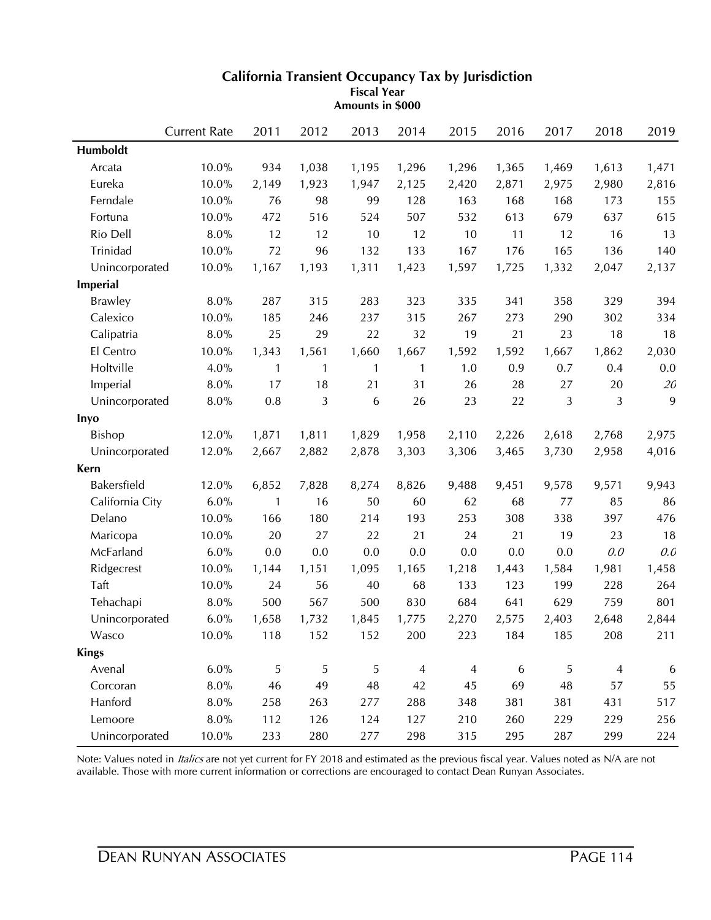## California Transient Occupancy Tax by Jurisdiction

**Fiscal Year**
**Amounts in $000**

| | Current Rate | 2011 | 2012 | 2013 | 2014 | 2015 | 2016 | 2017 | 2018 | 2019 |
|---|---|---|---|---|---|---|---|---|---|---|
| **Humboldt** | | | | | | | | | | |
| Arcata | 10.0% | 934 | 1,038 | 1,195 | 1,296 | 1,296 | 1,365 | 1,469 | 1,613 | 1,471 |
| Eureka | 10.0% | 2,149 | 1,923 | 1,947 | 2,125 | 2,420 | 2,871 | 2,975 | 2,980 | 2,816 |
| Ferndale | 10.0% | 76 | 98 | 99 | 128 | 163 | 168 | 168 | 173 | 155 |
| Fortuna | 10.0% | 472 | 516 | 524 | 507 | 532 | 613 | 679 | 637 | 615 |
| Rio Dell | 8.0% | 12 | 12 | 10 | 12 | 10 | 11 | 12 | 16 | 13 |
| Trinidad | 10.0% | 72 | 96 | 132 | 133 | 167 | 176 | 165 | 136 | 140 |
| Unincorporated | 10.0% | 1,167 | 1,193 | 1,311 | 1,423 | 1,597 | 1,725 | 1,332 | 2,047 | 2,137 |
| **Imperial** | | | | | | | | | | |
| Brawley | 8.0% | 287 | 315 | 283 | 323 | 335 | 341 | 358 | 329 | 394 |
| Calexico | 10.0% | 185 | 246 | 237 | 315 | 267 | 273 | 290 | 302 | 334 |
| Calipatria | 8.0% | 25 | 29 | 22 | 32 | 19 | 21 | 23 | 18 | 18 |
| El Centro | 10.0% | 1,343 | 1,561 | 1,660 | 1,667 | 1,592 | 1,592 | 1,667 | 1,862 | 2,030 |
| Holtville | 4.0% | 1 | 1 | 1 | 1 | 1.0 | 0.9 | 0.7 | 0.4 | 0.0 |
| Imperial | 8.0% | 17 | 18 | 21 | 31 | 26 | 28 | 27 | 20 | *20* |
| Unincorporated | 8.0% | 0.8 | 3 | 6 | 26 | 23 | 22 | 3 | 3 | 9 |
| **Inyo** | | | | | | | | | | |
| Bishop | 12.0% | 1,871 | 1,811 | 1,829 | 1,958 | 2,110 | 2,226 | 2,618 | 2,768 | 2,975 |
| Unincorporated | 12.0% | 2,667 | 2,882 | 2,878 | 3,303 | 3,306 | 3,465 | 3,730 | 2,958 | 4,016 |
| **Kern** | | | | | | | | | | |
| Bakersfield | 12.0% | 6,852 | 7,828 | 8,274 | 8,826 | 9,488 | 9,451 | 9,578 | 9,571 | 9,943 |
| California City | 6.0% | 1 | 16 | 50 | 60 | 62 | 68 | 77 | 85 | 86 |
| Delano | 10.0% | 166 | 180 | 214 | 193 | 253 | 308 | 338 | 397 | 476 |
| Maricopa | 10.0% | 20 | 27 | 22 | 21 | 24 | 21 | 19 | 23 | 18 |
| McFarland | 6.0% | 0.0 | 0.0 | 0.0 | 0.0 | 0.0 | 0.0 | 0.0 | *0.0* | *0.0* |
| Ridgecrest | 10.0% | 1,144 | 1,151 | 1,095 | 1,165 | 1,218 | 1,443 | 1,584 | 1,981 | 1,458 |
| Taft | 10.0% | 24 | 56 | 40 | 68 | 133 | 123 | 199 | 228 | 264 |
| Tehachapi | 8.0% | 500 | 567 | 500 | 830 | 684 | 641 | 629 | 759 | 801 |
| Unincorporated | 6.0% | 1,658 | 1,732 | 1,845 | 1,775 | 2,270 | 2,575 | 2,403 | 2,648 | 2,844 |
| Wasco | 10.0% | 118 | 152 | 152 | 200 | 223 | 184 | 185 | 208 | 211 |
| **Kings** | | | | | | | | | | |
| Avenal | 6.0% | 5 | 5 | 5 | 4 | 4 | 6 | 5 | 4 | 6 |
| Corcoran | 8.0% | 46 | 49 | 48 | 42 | 45 | 69 | 48 | 57 | 55 |
| Hanford | 8.0% | 258 | 263 | 277 | 288 | 348 | 381 | 381 | 431 | 517 |
| Lemoore | 8.0% | 112 | 126 | 124 | 127 | 210 | 260 | 229 | 229 | 256 |
| Unincorporated | 10.0% | 233 | 280 | 277 | 298 | 315 | 295 | 287 | 299 | 224 |

Note: Values noted in *Italics* are not yet current for FY 2018 and estimated as the previous fiscal year. Values noted as N/A are not available. Those with more current information or corrections are encouraged to contact Dean Runyan Associates.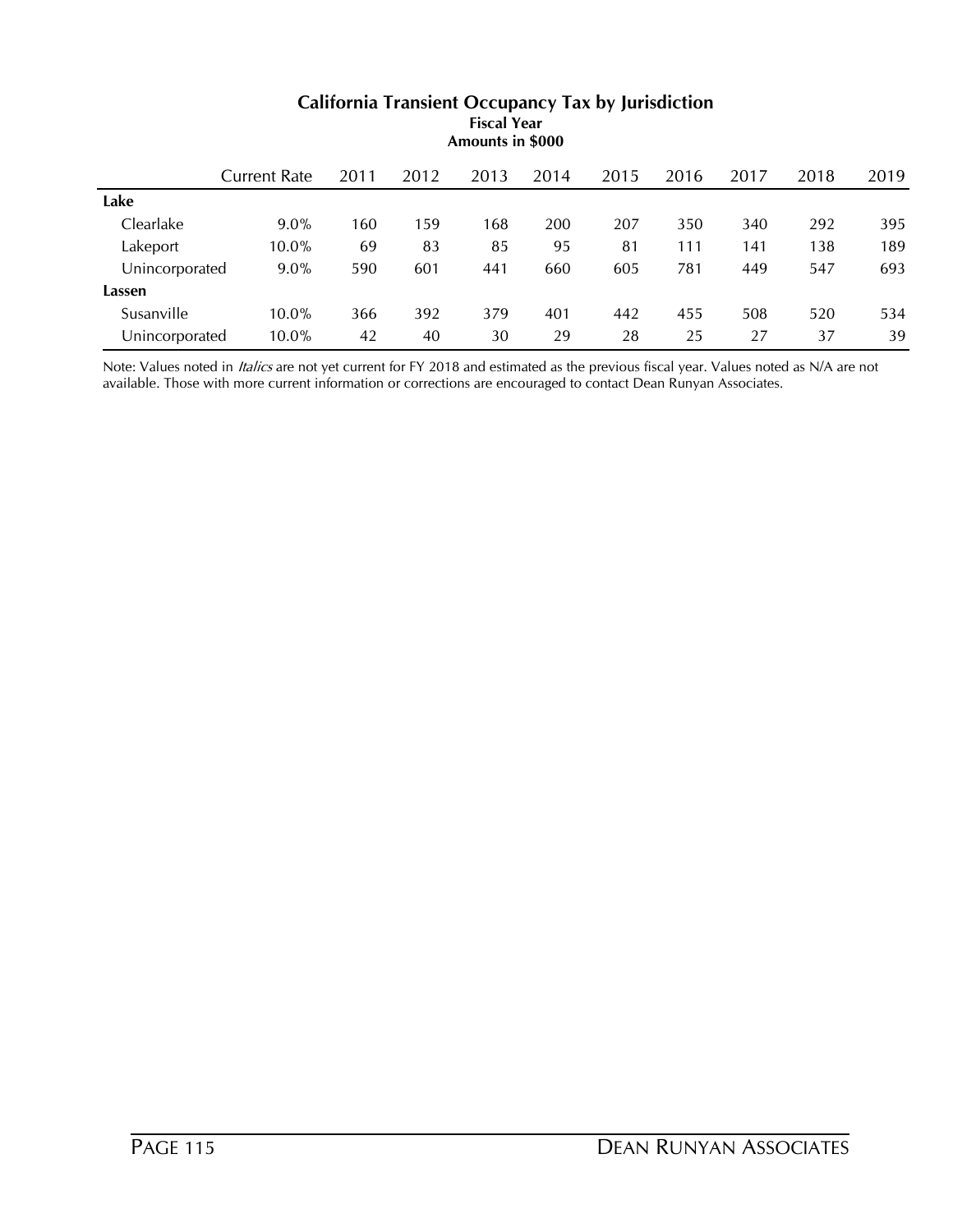## California Transient Occupancy Tax by Jurisdiction

**Fiscal Year**
**Amounts in $000**

| | Current Rate | 2011 | 2012 | 2013 | 2014 | 2015 | 2016 | 2017 | 2018 | 2019 |
|---|---|---|---|---|---|---|---|---|---|---|
| **Lake** | | | | | | | | | | |
| Clearlake | 9.0% | 160 | 159 | 168 | 200 | 207 | 350 | 340 | 292 | 395 |
| Lakeport | 10.0% | 69 | 83 | 85 | 95 | 81 | 111 | 141 | 138 | 189 |
| Unincorporated | 9.0% | 590 | 601 | 441 | 660 | 605 | 781 | 449 | 547 | 693 |
| **Lassen** | | | | | | | | | | |
| Susanville | 10.0% | 366 | 392 | 379 | 401 | 442 | 455 | 508 | 520 | 534 |
| Unincorporated | 10.0% | 42 | 40 | 30 | 29 | 28 | 25 | 27 | 37 | 39 |

Note: Values noted in *Italics* are not yet current for FY 2018 and estimated as the previous fiscal year. Values noted as N/A are not available. Those with more current information or corrections are encouraged to contact Dean Runyan Associates.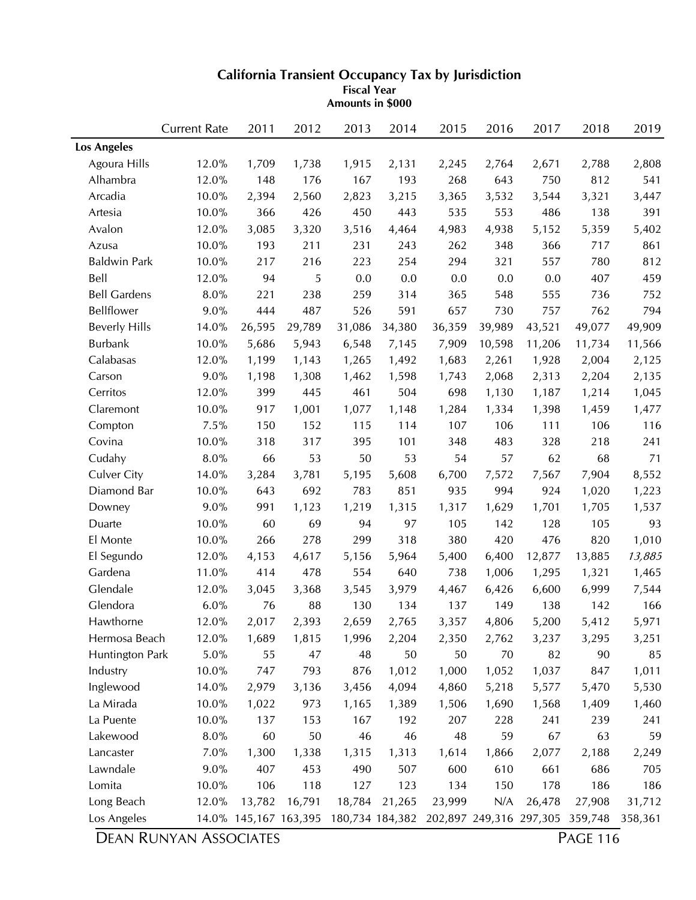## California Transient Occupancy Tax by Jurisdiction

**Fiscal Year**
**Amounts in $000**

| | Current Rate | 2011 | 2012 | 2013 | 2014 | 2015 | 2016 | 2017 | 2018 | 2019 |
|---|---|---|---|---|---|---|---|---|---|---|
| **Los Angeles** | | | | | | | | | | |
| Agoura Hills | 12.0% | 1,709 | 1,738 | 1,915 | 2,131 | 2,245 | 2,764 | 2,671 | 2,788 | 2,808 |
| Alhambra | 12.0% | 148 | 176 | 167 | 193 | 268 | 643 | 750 | 812 | 541 |
| Arcadia | 10.0% | 2,394 | 2,560 | 2,823 | 3,215 | 3,365 | 3,532 | 3,544 | 3,321 | 3,447 |
| Artesia | 10.0% | 366 | 426 | 450 | 443 | 535 | 553 | 486 | 138 | 391 |
| Avalon | 12.0% | 3,085 | 3,320 | 3,516 | 4,464 | 4,983 | 4,938 | 5,152 | 5,359 | 5,402 |
| Azusa | 10.0% | 193 | 211 | 231 | 243 | 262 | 348 | 366 | 717 | 861 |
| Baldwin Park | 10.0% | 217 | 216 | 223 | 254 | 294 | 321 | 557 | 780 | 812 |
| Bell | 12.0% | 94 | 5 | 0.0 | 0.0 | 0.0 | 0.0 | 0.0 | 407 | 459 |
| Bell Gardens | 8.0% | 221 | 238 | 259 | 314 | 365 | 548 | 555 | 736 | 752 |
| Bellflower | 9.0% | 444 | 487 | 526 | 591 | 657 | 730 | 757 | 762 | 794 |
| Beverly Hills | 14.0% | 26,595 | 29,789 | 31,086 | 34,380 | 36,359 | 39,989 | 43,521 | 49,077 | 49,909 |
| Burbank | 10.0% | 5,686 | 5,943 | 6,548 | 7,145 | 7,909 | 10,598 | 11,206 | 11,734 | 11,566 |
| Calabasas | 12.0% | 1,199 | 1,143 | 1,265 | 1,492 | 1,683 | 2,261 | 1,928 | 2,004 | 2,125 |
| Carson | 9.0% | 1,198 | 1,308 | 1,462 | 1,598 | 1,743 | 2,068 | 2,313 | 2,204 | 2,135 |
| Cerritos | 12.0% | 399 | 445 | 461 | 504 | 698 | 1,130 | 1,187 | 1,214 | 1,045 |
| Claremont | 10.0% | 917 | 1,001 | 1,077 | 1,148 | 1,284 | 1,334 | 1,398 | 1,459 | 1,477 |
| Compton | 7.5% | 150 | 152 | 115 | 114 | 107 | 106 | 111 | 106 | 116 |
| Covina | 10.0% | 318 | 317 | 395 | 101 | 348 | 483 | 328 | 218 | 241 |
| Cudahy | 8.0% | 66 | 53 | 50 | 53 | 54 | 57 | 62 | 68 | 71 |
| Culver City | 14.0% | 3,284 | 3,781 | 5,195 | 5,608 | 6,700 | 7,572 | 7,567 | 7,904 | 8,552 |
| Diamond Bar | 10.0% | 643 | 692 | 783 | 851 | 935 | 994 | 924 | 1,020 | 1,223 |
| Downey | 9.0% | 991 | 1,123 | 1,219 | 1,315 | 1,317 | 1,629 | 1,701 | 1,705 | 1,537 |
| Duarte | 10.0% | 60 | 69 | 94 | 97 | 105 | 142 | 128 | 105 | 93 |
| El Monte | 10.0% | 266 | 278 | 299 | 318 | 380 | 420 | 476 | 820 | 1,010 |
| El Segundo | 12.0% | 4,153 | 4,617 | 5,156 | 5,964 | 5,400 | 6,400 | 12,877 | 13,885 | *13,885* |
| Gardena | 11.0% | 414 | 478 | 554 | 640 | 738 | 1,006 | 1,295 | 1,321 | 1,465 |
| Glendale | 12.0% | 3,045 | 3,368 | 3,545 | 3,979 | 4,467 | 6,426 | 6,600 | 6,999 | 7,544 |
| Glendora | 6.0% | 76 | 88 | 130 | 134 | 137 | 149 | 138 | 142 | 166 |
| Hawthorne | 12.0% | 2,017 | 2,393 | 2,659 | 2,765 | 3,357 | 4,806 | 5,200 | 5,412 | 5,971 |
| Hermosa Beach | 12.0% | 1,689 | 1,815 | 1,996 | 2,204 | 2,350 | 2,762 | 3,237 | 3,295 | 3,251 |
| Huntington Park | 5.0% | 55 | 47 | 48 | 50 | 50 | 70 | 82 | 90 | 85 |
| Industry | 10.0% | 747 | 793 | 876 | 1,012 | 1,000 | 1,052 | 1,037 | 847 | 1,011 |
| Inglewood | 14.0% | 2,979 | 3,136 | 3,456 | 4,094 | 4,860 | 5,218 | 5,577 | 5,470 | 5,530 |
| La Mirada | 10.0% | 1,022 | 973 | 1,165 | 1,389 | 1,506 | 1,690 | 1,568 | 1,409 | 1,460 |
| La Puente | 10.0% | 137 | 153 | 167 | 192 | 207 | 228 | 241 | 239 | 241 |
| Lakewood | 8.0% | 60 | 50 | 46 | 46 | 48 | 59 | 67 | 63 | 59 |
| Lancaster | 7.0% | 1,300 | 1,338 | 1,315 | 1,313 | 1,614 | 1,866 | 2,077 | 2,188 | 2,249 |
| Lawndale | 9.0% | 407 | 453 | 490 | 507 | 600 | 610 | 661 | 686 | 705 |
| Lomita | 10.0% | 106 | 118 | 127 | 123 | 134 | 150 | 178 | 186 | 186 |
| Long Beach | 12.0% | 13,782 | 16,791 | 18,784 | 21,265 | 23,999 | N/A | 26,478 | 27,908 | 31,712 |
| Los Angeles | 14.0% | 145,167 | 163,395 | 180,734 | 184,382 | 202,897 | 249,316 | 297,305 | 359,748 | 358,361 |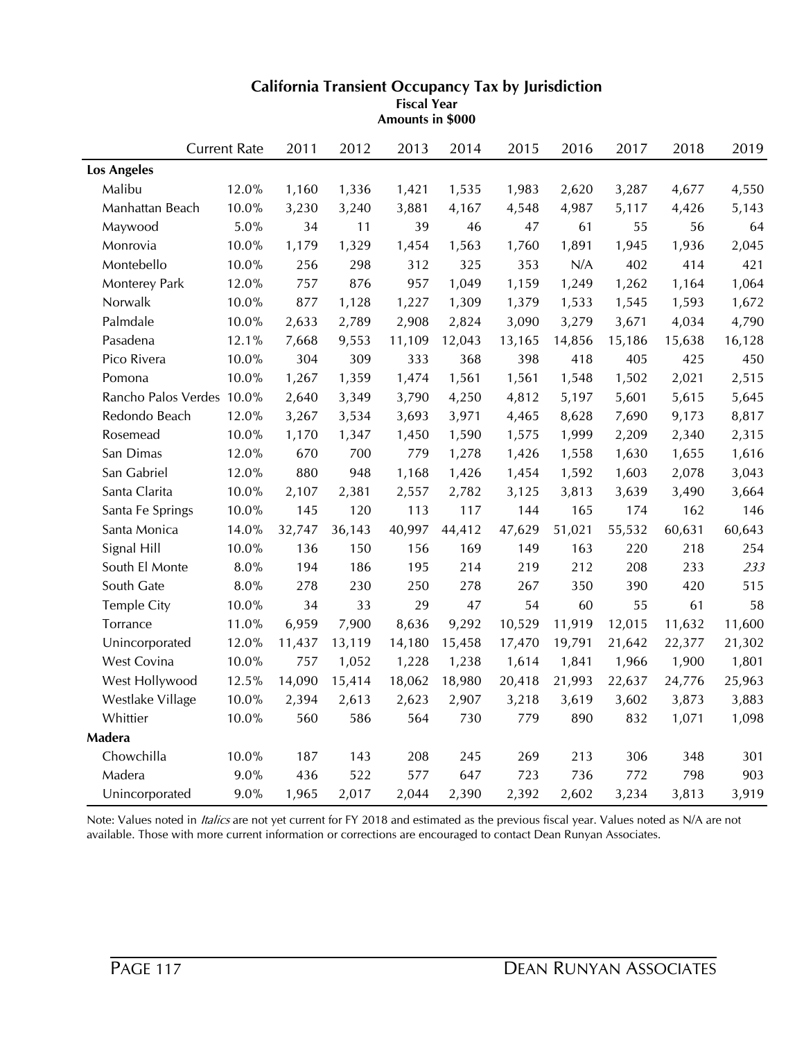### California Transient Occupancy Tax by Jurisdiction

**Fiscal Year**
**Amounts in $000**

| | Current Rate | 2011 | 2012 | 2013 | 2014 | 2015 | 2016 | 2017 | 2018 | 2019 |
|---|---|---|---|---|---|---|---|---|---|---|
| **Los Angeles** | | | | | | | | | | |
| Malibu | 12.0% | 1,160 | 1,336 | 1,421 | 1,535 | 1,983 | 2,620 | 3,287 | 4,677 | 4,550 |
| Manhattan Beach | 10.0% | 3,230 | 3,240 | 3,881 | 4,167 | 4,548 | 4,987 | 5,117 | 4,426 | 5,143 |
| Maywood | 5.0% | 34 | 11 | 39 | 46 | 47 | 61 | 55 | 56 | 64 |
| Monrovia | 10.0% | 1,179 | 1,329 | 1,454 | 1,563 | 1,760 | 1,891 | 1,945 | 1,936 | 2,045 |
| Montebello | 10.0% | 256 | 298 | 312 | 325 | 353 | N/A | 402 | 414 | 421 |
| Monterey Park | 12.0% | 757 | 876 | 957 | 1,049 | 1,159 | 1,249 | 1,262 | 1,164 | 1,064 |
| Norwalk | 10.0% | 877 | 1,128 | 1,227 | 1,309 | 1,379 | 1,533 | 1,545 | 1,593 | 1,672 |
| Palmdale | 10.0% | 2,633 | 2,789 | 2,908 | 2,824 | 3,090 | 3,279 | 3,671 | 4,034 | 4,790 |
| Pasadena | 12.1% | 7,668 | 9,553 | 11,109 | 12,043 | 13,165 | 14,856 | 15,186 | 15,638 | 16,128 |
| Pico Rivera | 10.0% | 304 | 309 | 333 | 368 | 398 | 418 | 405 | 425 | 450 |
| Pomona | 10.0% | 1,267 | 1,359 | 1,474 | 1,561 | 1,561 | 1,548 | 1,502 | 2,021 | 2,515 |
| Rancho Palos Verdes | 10.0% | 2,640 | 3,349 | 3,790 | 4,250 | 4,812 | 5,197 | 5,601 | 5,615 | 5,645 |
| Redondo Beach | 12.0% | 3,267 | 3,534 | 3,693 | 3,971 | 4,465 | 8,628 | 7,690 | 9,173 | 8,817 |
| Rosemead | 10.0% | 1,170 | 1,347 | 1,450 | 1,590 | 1,575 | 1,999 | 2,209 | 2,340 | 2,315 |
| San Dimas | 12.0% | 670 | 700 | 779 | 1,278 | 1,426 | 1,558 | 1,630 | 1,655 | 1,616 |
| San Gabriel | 12.0% | 880 | 948 | 1,168 | 1,426 | 1,454 | 1,592 | 1,603 | 2,078 | 3,043 |
| Santa Clarita | 10.0% | 2,107 | 2,381 | 2,557 | 2,782 | 3,125 | 3,813 | 3,639 | 3,490 | 3,664 |
| Santa Fe Springs | 10.0% | 145 | 120 | 113 | 117 | 144 | 165 | 174 | 162 | 146 |
| Santa Monica | 14.0% | 32,747 | 36,143 | 40,997 | 44,412 | 47,629 | 51,021 | 55,532 | 60,631 | 60,643 |
| Signal Hill | 10.0% | 136 | 150 | 156 | 169 | 149 | 163 | 220 | 218 | 254 |
| South El Monte | 8.0% | 194 | 186 | 195 | 214 | 219 | 212 | 208 | 233 | *233* |
| South Gate | 8.0% | 278 | 230 | 250 | 278 | 267 | 350 | 390 | 420 | 515 |
| Temple City | 10.0% | 34 | 33 | 29 | 47 | 54 | 60 | 55 | 61 | 58 |
| Torrance | 11.0% | 6,959 | 7,900 | 8,636 | 9,292 | 10,529 | 11,919 | 12,015 | 11,632 | 11,600 |
| Unincorporated | 12.0% | 11,437 | 13,119 | 14,180 | 15,458 | 17,470 | 19,791 | 21,642 | 22,377 | 21,302 |
| West Covina | 10.0% | 757 | 1,052 | 1,228 | 1,238 | 1,614 | 1,841 | 1,966 | 1,900 | 1,801 |
| West Hollywood | 12.5% | 14,090 | 15,414 | 18,062 | 18,980 | 20,418 | 21,993 | 22,637 | 24,776 | 25,963 |
| Westlake Village | 10.0% | 2,394 | 2,613 | 2,623 | 2,907 | 3,218 | 3,619 | 3,602 | 3,873 | 3,883 |
| Whittier | 10.0% | 560 | 586 | 564 | 730 | 779 | 890 | 832 | 1,071 | 1,098 |
| **Madera** | | | | | | | | | | |
| Chowchilla | 10.0% | 187 | 143 | 208 | 245 | 269 | 213 | 306 | 348 | 301 |
| Madera | 9.0% | 436 | 522 | 577 | 647 | 723 | 736 | 772 | 798 | 903 |
| Unincorporated | 9.0% | 1,965 | 2,017 | 2,044 | 2,390 | 2,392 | 2,602 | 3,234 | 3,813 | 3,919 |

Note: Values noted in *Italics* are not yet current for FY 2018 and estimated as the previous fiscal year. Values noted as N/A are not available. Those with more current information or corrections are encouraged to contact Dean Runyan Associates.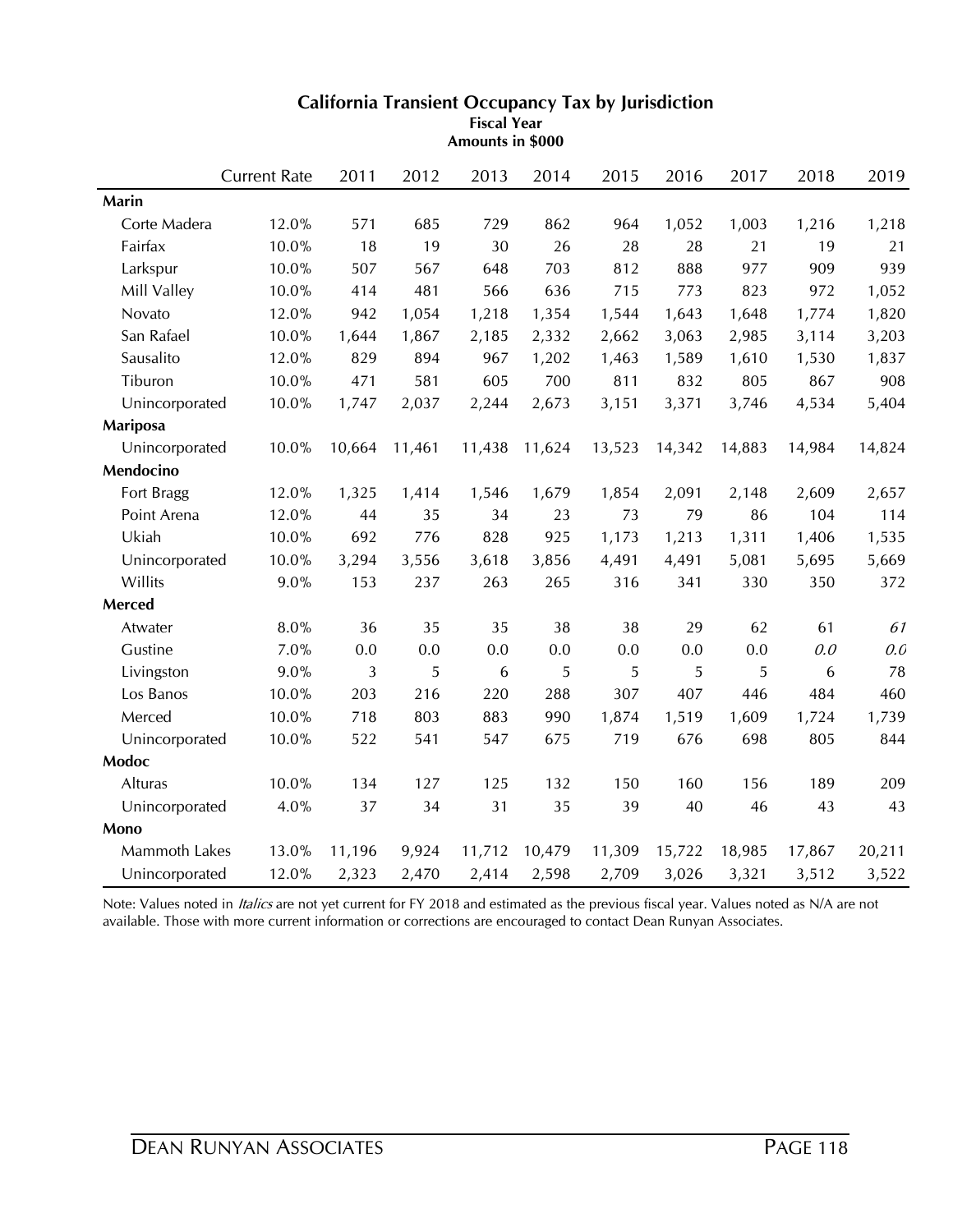## California Transient Occupancy Tax by Jurisdiction

**Fiscal Year**

**Amounts in $000**

| | Current Rate | 2011 | 2012 | 2013 | 2014 | 2015 | 2016 | 2017 | 2018 | 2019 |
|---|---|---|---|---|---|---|---|---|---|---|
| **Marin** | | | | | | | | | | |
| Corte Madera | 12.0% | 571 | 685 | 729 | 862 | 964 | 1,052 | 1,003 | 1,216 | 1,218 |
| Fairfax | 10.0% | 18 | 19 | 30 | 26 | 28 | 28 | 21 | 19 | 21 |
| Larkspur | 10.0% | 507 | 567 | 648 | 703 | 812 | 888 | 977 | 909 | 939 |
| Mill Valley | 10.0% | 414 | 481 | 566 | 636 | 715 | 773 | 823 | 972 | 1,052 |
| Novato | 12.0% | 942 | 1,054 | 1,218 | 1,354 | 1,544 | 1,643 | 1,648 | 1,774 | 1,820 |
| San Rafael | 10.0% | 1,644 | 1,867 | 2,185 | 2,332 | 2,662 | 3,063 | 2,985 | 3,114 | 3,203 |
| Sausalito | 12.0% | 829 | 894 | 967 | 1,202 | 1,463 | 1,589 | 1,610 | 1,530 | 1,837 |
| Tiburon | 10.0% | 471 | 581 | 605 | 700 | 811 | 832 | 805 | 867 | 908 |
| Unincorporated | 10.0% | 1,747 | 2,037 | 2,244 | 2,673 | 3,151 | 3,371 | 3,746 | 4,534 | 5,404 |
| **Mariposa** | | | | | | | | | | |
| Unincorporated | 10.0% | 10,664 | 11,461 | 11,438 | 11,624 | 13,523 | 14,342 | 14,883 | 14,984 | 14,824 |
| **Mendocino** | | | | | | | | | | |
| Fort Bragg | 12.0% | 1,325 | 1,414 | 1,546 | 1,679 | 1,854 | 2,091 | 2,148 | 2,609 | 2,657 |
| Point Arena | 12.0% | 44 | 35 | 34 | 23 | 73 | 79 | 86 | 104 | 114 |
| Ukiah | 10.0% | 692 | 776 | 828 | 925 | 1,173 | 1,213 | 1,311 | 1,406 | 1,535 |
| Unincorporated | 10.0% | 3,294 | 3,556 | 3,618 | 3,856 | 4,491 | 4,491 | 5,081 | 5,695 | 5,669 |
| Willits | 9.0% | 153 | 237 | 263 | 265 | 316 | 341 | 330 | 350 | 372 |
| **Merced** | | | | | | | | | | |
| Atwater | 8.0% | 36 | 35 | 35 | 38 | 38 | 29 | 62 | 61 | *61* |
| Gustine | 7.0% | 0.0 | 0.0 | 0.0 | 0.0 | 0.0 | 0.0 | 0.0 | *0.0* | *0.0* |
| Livingston | 9.0% | 3 | 5 | 6 | 5 | 5 | 5 | 5 | 6 | 78 |
| Los Banos | 10.0% | 203 | 216 | 220 | 288 | 307 | 407 | 446 | 484 | 460 |
| Merced | 10.0% | 718 | 803 | 883 | 990 | 1,874 | 1,519 | 1,609 | 1,724 | 1,739 |
| Unincorporated | 10.0% | 522 | 541 | 547 | 675 | 719 | 676 | 698 | 805 | 844 |
| **Modoc** | | | | | | | | | | |
| Alturas | 10.0% | 134 | 127 | 125 | 132 | 150 | 160 | 156 | 189 | 209 |
| Unincorporated | 4.0% | 37 | 34 | 31 | 35 | 39 | 40 | 46 | 43 | 43 |
| **Mono** | | | | | | | | | | |
| Mammoth Lakes | 13.0% | 11,196 | 9,924 | 11,712 | 10,479 | 11,309 | 15,722 | 18,985 | 17,867 | 20,211 |
| Unincorporated | 12.0% | 2,323 | 2,470 | 2,414 | 2,598 | 2,709 | 3,026 | 3,321 | 3,512 | 3,522 |

Note: Values noted in *Italics* are not yet current for FY 2018 and estimated as the previous fiscal year. Values noted as N/A are not available. Those with more current information or corrections are encouraged to contact Dean Runyan Associates.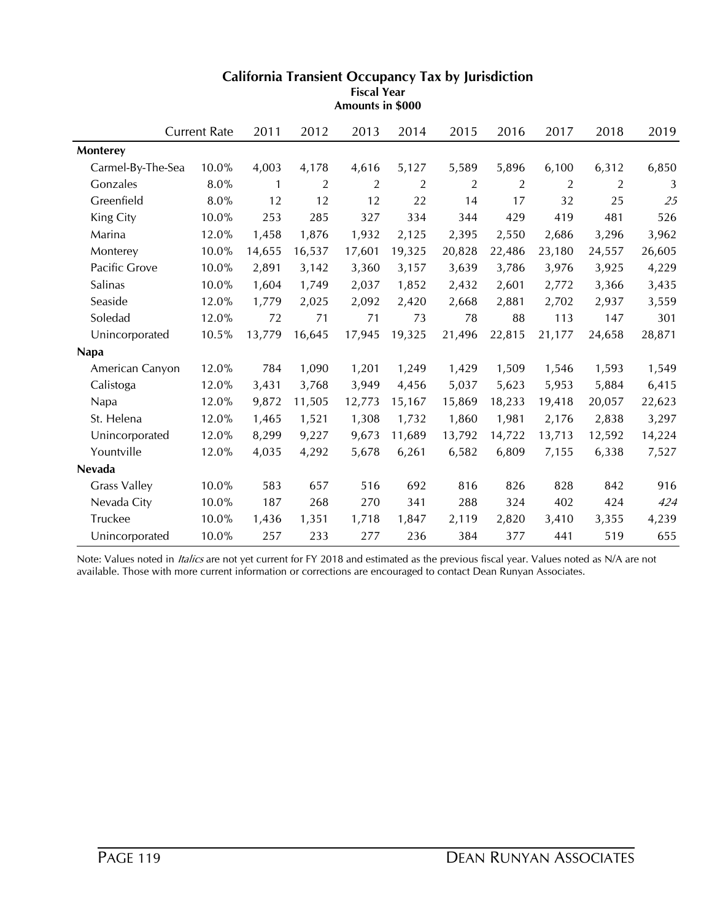# California Transient Occupancy Tax by Jurisdiction

**Fiscal Year**
**Amounts in $000**

| | Current Rate | 2011 | 2012 | 2013 | 2014 | 2015 | 2016 | 2017 | 2018 | 2019 |
|---|---|---|---|---|---|---|---|---|---|---|
| **Monterey** | | | | | | | | | | |
| Carmel-By-The-Sea | 10.0% | 4,003 | 4,178 | 4,616 | 5,127 | 5,589 | 5,896 | 6,100 | 6,312 | 6,850 |
| Gonzales | 8.0% | 1 | 2 | 2 | 2 | 2 | 2 | 2 | 2 | 3 |
| Greenfield | 8.0% | 12 | 12 | 12 | 22 | 14 | 17 | 32 | 25 | *25* |
| King City | 10.0% | 253 | 285 | 327 | 334 | 344 | 429 | 419 | 481 | 526 |
| Marina | 12.0% | 1,458 | 1,876 | 1,932 | 2,125 | 2,395 | 2,550 | 2,686 | 3,296 | 3,962 |
| Monterey | 10.0% | 14,655 | 16,537 | 17,601 | 19,325 | 20,828 | 22,486 | 23,180 | 24,557 | 26,605 |
| Pacific Grove | 10.0% | 2,891 | 3,142 | 3,360 | 3,157 | 3,639 | 3,786 | 3,976 | 3,925 | 4,229 |
| Salinas | 10.0% | 1,604 | 1,749 | 2,037 | 1,852 | 2,432 | 2,601 | 2,772 | 3,366 | 3,435 |
| Seaside | 12.0% | 1,779 | 2,025 | 2,092 | 2,420 | 2,668 | 2,881 | 2,702 | 2,937 | 3,559 |
| Soledad | 12.0% | 72 | 71 | 71 | 73 | 78 | 88 | 113 | 147 | 301 |
| Unincorporated | 10.5% | 13,779 | 16,645 | 17,945 | 19,325 | 21,496 | 22,815 | 21,177 | 24,658 | 28,871 |
| **Napa** | | | | | | | | | | |
| American Canyon | 12.0% | 784 | 1,090 | 1,201 | 1,249 | 1,429 | 1,509 | 1,546 | 1,593 | 1,549 |
| Calistoga | 12.0% | 3,431 | 3,768 | 3,949 | 4,456 | 5,037 | 5,623 | 5,953 | 5,884 | 6,415 |
| Napa | 12.0% | 9,872 | 11,505 | 12,773 | 15,167 | 15,869 | 18,233 | 19,418 | 20,057 | 22,623 |
| St. Helena | 12.0% | 1,465 | 1,521 | 1,308 | 1,732 | 1,860 | 1,981 | 2,176 | 2,838 | 3,297 |
| Unincorporated | 12.0% | 8,299 | 9,227 | 9,673 | 11,689 | 13,792 | 14,722 | 13,713 | 12,592 | 14,224 |
| Yountville | 12.0% | 4,035 | 4,292 | 5,678 | 6,261 | 6,582 | 6,809 | 7,155 | 6,338 | 7,527 |
| **Nevada** | | | | | | | | | | |
| Grass Valley | 10.0% | 583 | 657 | 516 | 692 | 816 | 826 | 828 | 842 | 916 |
| Nevada City | 10.0% | 187 | 268 | 270 | 341 | 288 | 324 | 402 | 424 | *424* |
| Truckee | 10.0% | 1,436 | 1,351 | 1,718 | 1,847 | 2,119 | 2,820 | 3,410 | 3,355 | 4,239 |
| Unincorporated | 10.0% | 257 | 233 | 277 | 236 | 384 | 377 | 441 | 519 | 655 |

Note: Values noted in *Italics* are not yet current for FY 2018 and estimated as the previous fiscal year. Values noted as N/A are not available. Those with more current information or corrections are encouraged to contact Dean Runyan Associates.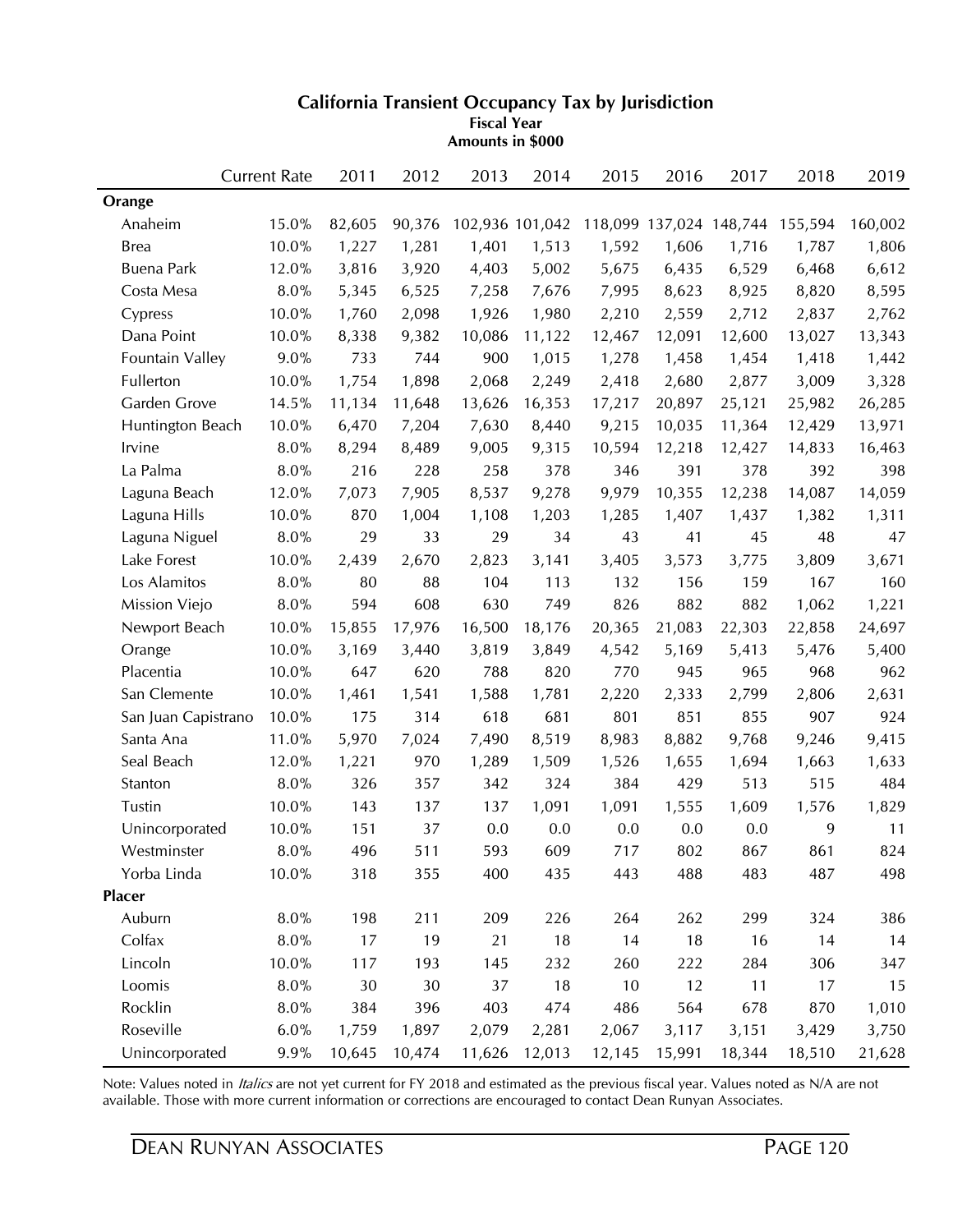# California Transient Occupancy Tax by Jurisdiction

**Fiscal Year**

**Amounts in $000**

| | Current Rate | 2011 | 2012 | 2013 | 2014 | 2015 | 2016 | 2017 | 2018 | 2019 |
|---|---|---|---|---|---|---|---|---|---|---|
| **Orange** | | | | | | | | | | |
| Anaheim | 15.0% | 82,605 | 90,376 | 102,936 | 101,042 | 118,099 | 137,024 | 148,744 | 155,594 | 160,002 |
| Brea | 10.0% | 1,227 | 1,281 | 1,401 | 1,513 | 1,592 | 1,606 | 1,716 | 1,787 | 1,806 |
| Buena Park | 12.0% | 3,816 | 3,920 | 4,403 | 5,002 | 5,675 | 6,435 | 6,529 | 6,468 | 6,612 |
| Costa Mesa | 8.0% | 5,345 | 6,525 | 7,258 | 7,676 | 7,995 | 8,623 | 8,925 | 8,820 | 8,595 |
| Cypress | 10.0% | 1,760 | 2,098 | 1,926 | 1,980 | 2,210 | 2,559 | 2,712 | 2,837 | 2,762 |
| Dana Point | 10.0% | 8,338 | 9,382 | 10,086 | 11,122 | 12,467 | 12,091 | 12,600 | 13,027 | 13,343 |
| Fountain Valley | 9.0% | 733 | 744 | 900 | 1,015 | 1,278 | 1,458 | 1,454 | 1,418 | 1,442 |
| Fullerton | 10.0% | 1,754 | 1,898 | 2,068 | 2,249 | 2,418 | 2,680 | 2,877 | 3,009 | 3,328 |
| Garden Grove | 14.5% | 11,134 | 11,648 | 13,626 | 16,353 | 17,217 | 20,897 | 25,121 | 25,982 | 26,285 |
| Huntington Beach | 10.0% | 6,470 | 7,204 | 7,630 | 8,440 | 9,215 | 10,035 | 11,364 | 12,429 | 13,971 |
| Irvine | 8.0% | 8,294 | 8,489 | 9,005 | 9,315 | 10,594 | 12,218 | 12,427 | 14,833 | 16,463 |
| La Palma | 8.0% | 216 | 228 | 258 | 378 | 346 | 391 | 378 | 392 | 398 |
| Laguna Beach | 12.0% | 7,073 | 7,905 | 8,537 | 9,278 | 9,979 | 10,355 | 12,238 | 14,087 | 14,059 |
| Laguna Hills | 10.0% | 870 | 1,004 | 1,108 | 1,203 | 1,285 | 1,407 | 1,437 | 1,382 | 1,311 |
| Laguna Niguel | 8.0% | 29 | 33 | 29 | 34 | 43 | 41 | 45 | 48 | 47 |
| Lake Forest | 10.0% | 2,439 | 2,670 | 2,823 | 3,141 | 3,405 | 3,573 | 3,775 | 3,809 | 3,671 |
| Los Alamitos | 8.0% | 80 | 88 | 104 | 113 | 132 | 156 | 159 | 167 | 160 |
| Mission Viejo | 8.0% | 594 | 608 | 630 | 749 | 826 | 882 | 882 | 1,062 | 1,221 |
| Newport Beach | 10.0% | 15,855 | 17,976 | 16,500 | 18,176 | 20,365 | 21,083 | 22,303 | 22,858 | 24,697 |
| Orange | 10.0% | 3,169 | 3,440 | 3,819 | 3,849 | 4,542 | 5,169 | 5,413 | 5,476 | 5,400 |
| Placentia | 10.0% | 647 | 620 | 788 | 820 | 770 | 945 | 965 | 968 | 962 |
| San Clemente | 10.0% | 1,461 | 1,541 | 1,588 | 1,781 | 2,220 | 2,333 | 2,799 | 2,806 | 2,631 |
| San Juan Capistrano | 10.0% | 175 | 314 | 618 | 681 | 801 | 851 | 855 | 907 | 924 |
| Santa Ana | 11.0% | 5,970 | 7,024 | 7,490 | 8,519 | 8,983 | 8,882 | 9,768 | 9,246 | 9,415 |
| Seal Beach | 12.0% | 1,221 | 970 | 1,289 | 1,509 | 1,526 | 1,655 | 1,694 | 1,663 | 1,633 |
| Stanton | 8.0% | 326 | 357 | 342 | 324 | 384 | 429 | 513 | 515 | 484 |
| Tustin | 10.0% | 143 | 137 | 137 | 1,091 | 1,091 | 1,555 | 1,609 | 1,576 | 1,829 |
| Unincorporated | 10.0% | 151 | 37 | 0.0 | 0.0 | 0.0 | 0.0 | 0.0 | 9 | 11 |
| Westminster | 8.0% | 496 | 511 | 593 | 609 | 717 | 802 | 867 | 861 | 824 |
| Yorba Linda | 10.0% | 318 | 355 | 400 | 435 | 443 | 488 | 483 | 487 | 498 |
| **Placer** | | | | | | | | | | |
| Auburn | 8.0% | 198 | 211 | 209 | 226 | 264 | 262 | 299 | 324 | 386 |
| Colfax | 8.0% | 17 | 19 | 21 | 18 | 14 | 18 | 16 | 14 | 14 |
| Lincoln | 10.0% | 117 | 193 | 145 | 232 | 260 | 222 | 284 | 306 | 347 |
| Loomis | 8.0% | 30 | 30 | 37 | 18 | 10 | 12 | 11 | 17 | 15 |
| Rocklin | 8.0% | 384 | 396 | 403 | 474 | 486 | 564 | 678 | 870 | 1,010 |
| Roseville | 6.0% | 1,759 | 1,897 | 2,079 | 2,281 | 2,067 | 3,117 | 3,151 | 3,429 | 3,750 |
| Unincorporated | 9.9% | 10,645 | 10,474 | 11,626 | 12,013 | 12,145 | 15,991 | 18,344 | 18,510 | 21,628 |

Note: Values noted in *Italics* are not yet current for FY 2018 and estimated as the previous fiscal year. Values noted as N/A are not available. Those with more current information or corrections are encouraged to contact Dean Runyan Associates.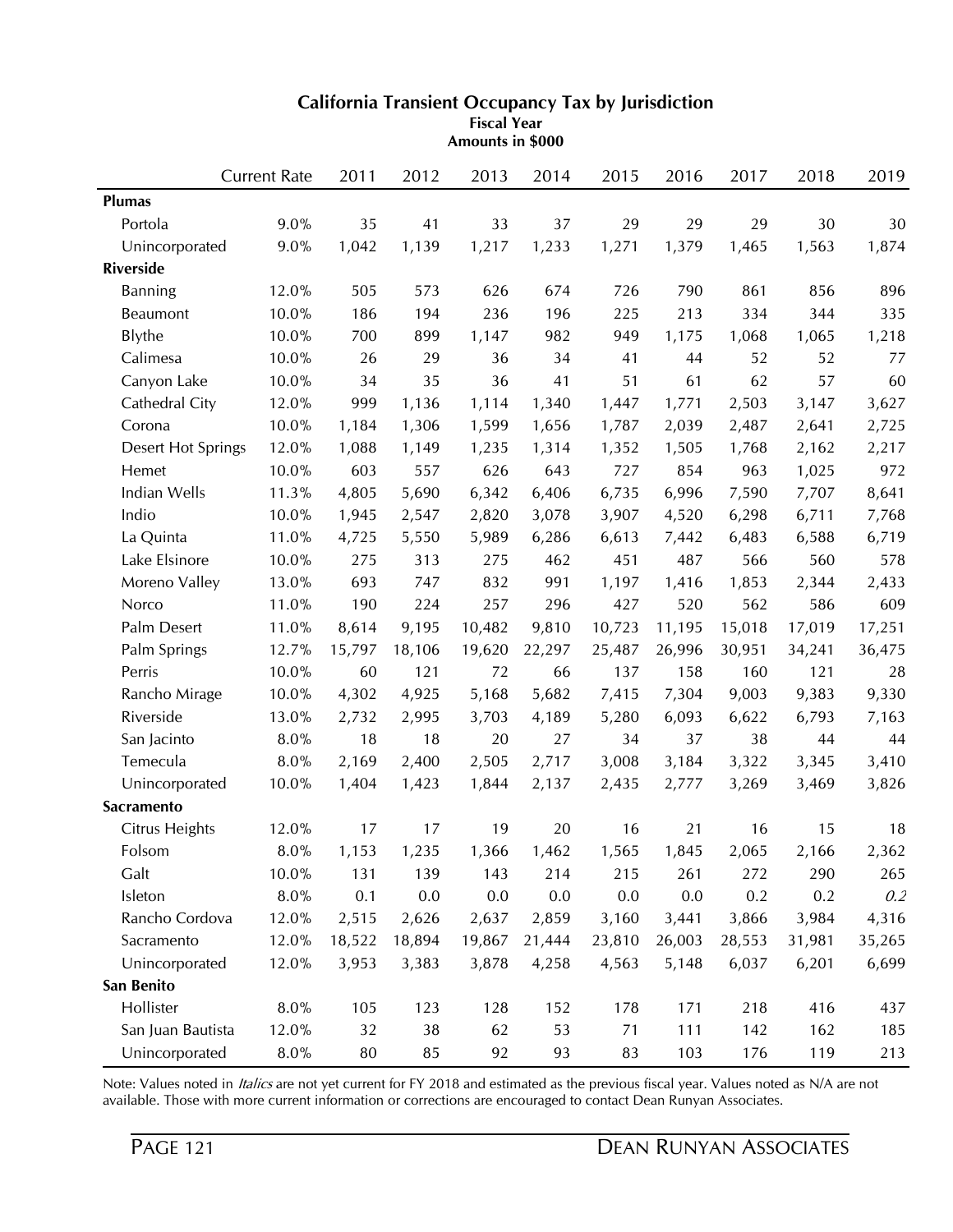## California Transient Occupancy Tax by Jurisdiction

**Fiscal Year**
**Amounts in $000**

| | Current Rate | 2011 | 2012 | 2013 | 2014 | 2015 | 2016 | 2017 | 2018 | 2019 |
|---|---|---|---|---|---|---|---|---|---|---|
| **Plumas** | | | | | | | | | | |
| Portola | 9.0% | 35 | 41 | 33 | 37 | 29 | 29 | 29 | 30 | 30 |
| Unincorporated | 9.0% | 1,042 | 1,139 | 1,217 | 1,233 | 1,271 | 1,379 | 1,465 | 1,563 | 1,874 |
| **Riverside** | | | | | | | | | | |
| Banning | 12.0% | 505 | 573 | 626 | 674 | 726 | 790 | 861 | 856 | 896 |
| Beaumont | 10.0% | 186 | 194 | 236 | 196 | 225 | 213 | 334 | 344 | 335 |
| Blythe | 10.0% | 700 | 899 | 1,147 | 982 | 949 | 1,175 | 1,068 | 1,065 | 1,218 |
| Calimesa | 10.0% | 26 | 29 | 36 | 34 | 41 | 44 | 52 | 52 | 77 |
| Canyon Lake | 10.0% | 34 | 35 | 36 | 41 | 51 | 61 | 62 | 57 | 60 |
| Cathedral City | 12.0% | 999 | 1,136 | 1,114 | 1,340 | 1,447 | 1,771 | 2,503 | 3,147 | 3,627 |
| Corona | 10.0% | 1,184 | 1,306 | 1,599 | 1,656 | 1,787 | 2,039 | 2,487 | 2,641 | 2,725 |
| Desert Hot Springs | 12.0% | 1,088 | 1,149 | 1,235 | 1,314 | 1,352 | 1,505 | 1,768 | 2,162 | 2,217 |
| Hemet | 10.0% | 603 | 557 | 626 | 643 | 727 | 854 | 963 | 1,025 | 972 |
| Indian Wells | 11.3% | 4,805 | 5,690 | 6,342 | 6,406 | 6,735 | 6,996 | 7,590 | 7,707 | 8,641 |
| Indio | 10.0% | 1,945 | 2,547 | 2,820 | 3,078 | 3,907 | 4,520 | 6,298 | 6,711 | 7,768 |
| La Quinta | 11.0% | 4,725 | 5,550 | 5,989 | 6,286 | 6,613 | 7,442 | 6,483 | 6,588 | 6,719 |
| Lake Elsinore | 10.0% | 275 | 313 | 275 | 462 | 451 | 487 | 566 | 560 | 578 |
| Moreno Valley | 13.0% | 693 | 747 | 832 | 991 | 1,197 | 1,416 | 1,853 | 2,344 | 2,433 |
| Norco | 11.0% | 190 | 224 | 257 | 296 | 427 | 520 | 562 | 586 | 609 |
| Palm Desert | 11.0% | 8,614 | 9,195 | 10,482 | 9,810 | 10,723 | 11,195 | 15,018 | 17,019 | 17,251 |
| Palm Springs | 12.7% | 15,797 | 18,106 | 19,620 | 22,297 | 25,487 | 26,996 | 30,951 | 34,241 | 36,475 |
| Perris | 10.0% | 60 | 121 | 72 | 66 | 137 | 158 | 160 | 121 | 28 |
| Rancho Mirage | 10.0% | 4,302 | 4,925 | 5,168 | 5,682 | 7,415 | 7,304 | 9,003 | 9,383 | 9,330 |
| Riverside | 13.0% | 2,732 | 2,995 | 3,703 | 4,189 | 5,280 | 6,093 | 6,622 | 6,793 | 7,163 |
| San Jacinto | 8.0% | 18 | 18 | 20 | 27 | 34 | 37 | 38 | 44 | 44 |
| Temecula | 8.0% | 2,169 | 2,400 | 2,505 | 2,717 | 3,008 | 3,184 | 3,322 | 3,345 | 3,410 |
| Unincorporated | 10.0% | 1,404 | 1,423 | 1,844 | 2,137 | 2,435 | 2,777 | 3,269 | 3,469 | 3,826 |
| **Sacramento** | | | | | | | | | | |
| Citrus Heights | 12.0% | 17 | 17 | 19 | 20 | 16 | 21 | 16 | 15 | 18 |
| Folsom | 8.0% | 1,153 | 1,235 | 1,366 | 1,462 | 1,565 | 1,845 | 2,065 | 2,166 | 2,362 |
| Galt | 10.0% | 131 | 139 | 143 | 214 | 215 | 261 | 272 | 290 | 265 |
| Isleton | 8.0% | 0.1 | 0.0 | 0.0 | 0.0 | 0.0 | 0.0 | 0.2 | 0.2 | *0.2* |
| Rancho Cordova | 12.0% | 2,515 | 2,626 | 2,637 | 2,859 | 3,160 | 3,441 | 3,866 | 3,984 | 4,316 |
| Sacramento | 12.0% | 18,522 | 18,894 | 19,867 | 21,444 | 23,810 | 26,003 | 28,553 | 31,981 | 35,265 |
| Unincorporated | 12.0% | 3,953 | 3,383 | 3,878 | 4,258 | 4,563 | 5,148 | 6,037 | 6,201 | 6,699 |
| **San Benito** | | | | | | | | | | |
| Hollister | 8.0% | 105 | 123 | 128 | 152 | 178 | 171 | 218 | 416 | 437 |
| San Juan Bautista | 12.0% | 32 | 38 | 62 | 53 | 71 | 111 | 142 | 162 | 185 |
| Unincorporated | 8.0% | 80 | 85 | 92 | 93 | 83 | 103 | 176 | 119 | 213 |

Note: Values noted in *Italics* are not yet current for FY 2018 and estimated as the previous fiscal year. Values noted as N/A are not available. Those with more current information or corrections are encouraged to contact Dean Runyan Associates.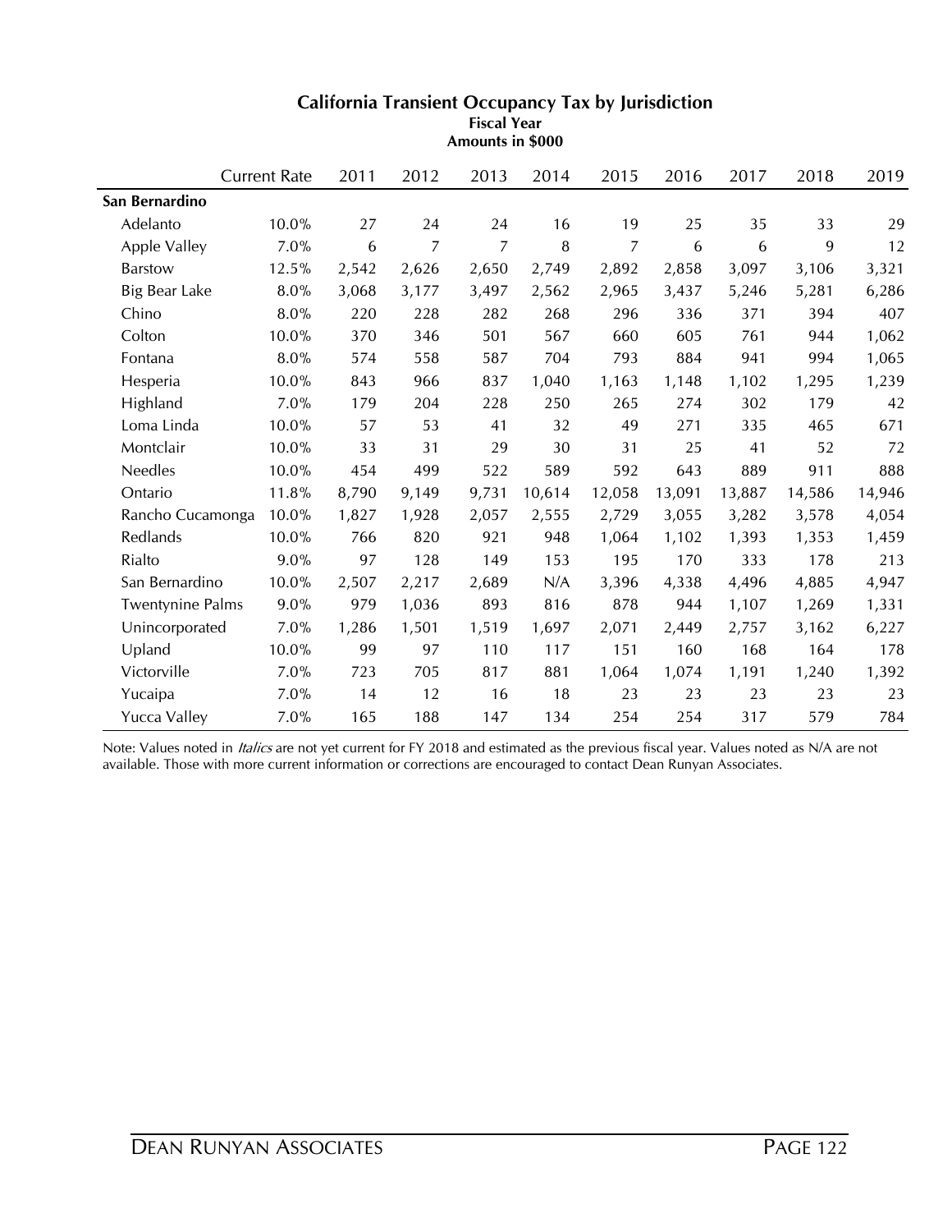## California Transient Occupancy Tax by Jurisdiction

**Fiscal Year**
**Amounts in $000**

| | Current Rate | 2011 | 2012 | 2013 | 2014 | 2015 | 2016 | 2017 | 2018 | 2019 |
|---|---|---|---|---|---|---|---|---|---|---|
| **San Bernardino** | | | | | | | | | | |
| Adelanto | 10.0% | 27 | 24 | 24 | 16 | 19 | 25 | 35 | 33 | 29 |
| Apple Valley | 7.0% | 6 | 7 | 7 | 8 | 7 | 6 | 6 | 9 | 12 |
| Barstow | 12.5% | 2,542 | 2,626 | 2,650 | 2,749 | 2,892 | 2,858 | 3,097 | 3,106 | 3,321 |
| Big Bear Lake | 8.0% | 3,068 | 3,177 | 3,497 | 2,562 | 2,965 | 3,437 | 5,246 | 5,281 | 6,286 |
| Chino | 8.0% | 220 | 228 | 282 | 268 | 296 | 336 | 371 | 394 | 407 |
| Colton | 10.0% | 370 | 346 | 501 | 567 | 660 | 605 | 761 | 944 | 1,062 |
| Fontana | 8.0% | 574 | 558 | 587 | 704 | 793 | 884 | 941 | 994 | 1,065 |
| Hesperia | 10.0% | 843 | 966 | 837 | 1,040 | 1,163 | 1,148 | 1,102 | 1,295 | 1,239 |
| Highland | 7.0% | 179 | 204 | 228 | 250 | 265 | 274 | 302 | 179 | 42 |
| Loma Linda | 10.0% | 57 | 53 | 41 | 32 | 49 | 271 | 335 | 465 | 671 |
| Montclair | 10.0% | 33 | 31 | 29 | 30 | 31 | 25 | 41 | 52 | 72 |
| Needles | 10.0% | 454 | 499 | 522 | 589 | 592 | 643 | 889 | 911 | 888 |
| Ontario | 11.8% | 8,790 | 9,149 | 9,731 | 10,614 | 12,058 | 13,091 | 13,887 | 14,586 | 14,946 |
| Rancho Cucamonga | 10.0% | 1,827 | 1,928 | 2,057 | 2,555 | 2,729 | 3,055 | 3,282 | 3,578 | 4,054 |
| Redlands | 10.0% | 766 | 820 | 921 | 948 | 1,064 | 1,102 | 1,393 | 1,353 | 1,459 |
| Rialto | 9.0% | 97 | 128 | 149 | 153 | 195 | 170 | 333 | 178 | 213 |
| San Bernardino | 10.0% | 2,507 | 2,217 | 2,689 | N/A | 3,396 | 4,338 | 4,496 | 4,885 | 4,947 |
| Twentynine Palms | 9.0% | 979 | 1,036 | 893 | 816 | 878 | 944 | 1,107 | 1,269 | 1,331 |
| Unincorporated | 7.0% | 1,286 | 1,501 | 1,519 | 1,697 | 2,071 | 2,449 | 2,757 | 3,162 | 6,227 |
| Upland | 10.0% | 99 | 97 | 110 | 117 | 151 | 160 | 168 | 164 | 178 |
| Victorville | 7.0% | 723 | 705 | 817 | 881 | 1,064 | 1,074 | 1,191 | 1,240 | 1,392 |
| Yucaipa | 7.0% | 14 | 12 | 16 | 18 | 23 | 23 | 23 | 23 | 23 |
| Yucca Valley | 7.0% | 165 | 188 | 147 | 134 | 254 | 254 | 317 | 579 | 784 |

Note: Values noted in *Italics* are not yet current for FY 2018 and estimated as the previous fiscal year. Values noted as N/A are not available. Those with more current information or corrections are encouraged to contact Dean Runyan Associates.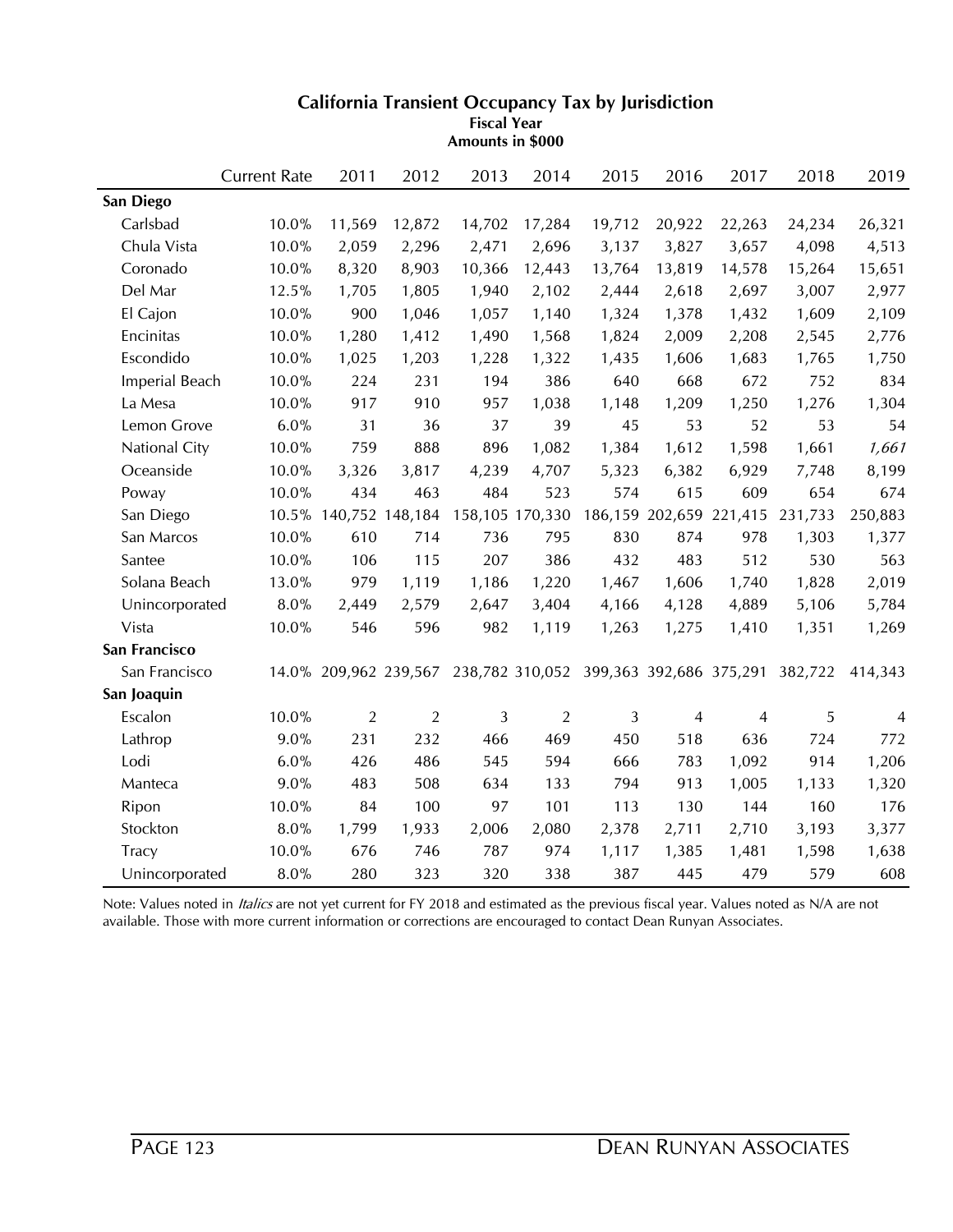## California Transient Occupancy Tax by Jurisdiction

**Fiscal Year**
**Amounts in $000**

| | Current Rate | 2011 | 2012 | 2013 | 2014 | 2015 | 2016 | 2017 | 2018 | 2019 |
|---|---|---|---|---|---|---|---|---|---|---|
| **San Diego** | | | | | | | | | | |
| Carlsbad | 10.0% | 11,569 | 12,872 | 14,702 | 17,284 | 19,712 | 20,922 | 22,263 | 24,234 | 26,321 |
| Chula Vista | 10.0% | 2,059 | 2,296 | 2,471 | 2,696 | 3,137 | 3,827 | 3,657 | 4,098 | 4,513 |
| Coronado | 10.0% | 8,320 | 8,903 | 10,366 | 12,443 | 13,764 | 13,819 | 14,578 | 15,264 | 15,651 |
| Del Mar | 12.5% | 1,705 | 1,805 | 1,940 | 2,102 | 2,444 | 2,618 | 2,697 | 3,007 | 2,977 |
| El Cajon | 10.0% | 900 | 1,046 | 1,057 | 1,140 | 1,324 | 1,378 | 1,432 | 1,609 | 2,109 |
| Encinitas | 10.0% | 1,280 | 1,412 | 1,490 | 1,568 | 1,824 | 2,009 | 2,208 | 2,545 | 2,776 |
| Escondido | 10.0% | 1,025 | 1,203 | 1,228 | 1,322 | 1,435 | 1,606 | 1,683 | 1,765 | 1,750 |
| Imperial Beach | 10.0% | 224 | 231 | 194 | 386 | 640 | 668 | 672 | 752 | 834 |
| La Mesa | 10.0% | 917 | 910 | 957 | 1,038 | 1,148 | 1,209 | 1,250 | 1,276 | 1,304 |
| Lemon Grove | 6.0% | 31 | 36 | 37 | 39 | 45 | 53 | 52 | 53 | 54 |
| National City | 10.0% | 759 | 888 | 896 | 1,082 | 1,384 | 1,612 | 1,598 | 1,661 | *1,661* |
| Oceanside | 10.0% | 3,326 | 3,817 | 4,239 | 4,707 | 5,323 | 6,382 | 6,929 | 7,748 | 8,199 |
| Poway | 10.0% | 434 | 463 | 484 | 523 | 574 | 615 | 609 | 654 | 674 |
| San Diego | 10.5% | 140,752 | 148,184 | 158,105 | 170,330 | 186,159 | 202,659 | 221,415 | 231,733 | 250,883 |
| San Marcos | 10.0% | 610 | 714 | 736 | 795 | 830 | 874 | 978 | 1,303 | 1,377 |
| Santee | 10.0% | 106 | 115 | 207 | 386 | 432 | 483 | 512 | 530 | 563 |
| Solana Beach | 13.0% | 979 | 1,119 | 1,186 | 1,220 | 1,467 | 1,606 | 1,740 | 1,828 | 2,019 |
| Unincorporated | 8.0% | 2,449 | 2,579 | 2,647 | 3,404 | 4,166 | 4,128 | 4,889 | 5,106 | 5,784 |
| Vista | 10.0% | 546 | 596 | 982 | 1,119 | 1,263 | 1,275 | 1,410 | 1,351 | 1,269 |
| **San Francisco** | | | | | | | | | | |
| San Francisco | 14.0% | 209,962 | 239,567 | 238,782 | 310,052 | 399,363 | 392,686 | 375,291 | 382,722 | 414,343 |
| **San Joaquin** | | | | | | | | | | |
| Escalon | 10.0% | 2 | 2 | 3 | 2 | 3 | 4 | 4 | 5 | 4 |
| Lathrop | 9.0% | 231 | 232 | 466 | 469 | 450 | 518 | 636 | 724 | 772 |
| Lodi | 6.0% | 426 | 486 | 545 | 594 | 666 | 783 | 1,092 | 914 | 1,206 |
| Manteca | 9.0% | 483 | 508 | 634 | 133 | 794 | 913 | 1,005 | 1,133 | 1,320 |
| Ripon | 10.0% | 84 | 100 | 97 | 101 | 113 | 130 | 144 | 160 | 176 |
| Stockton | 8.0% | 1,799 | 1,933 | 2,006 | 2,080 | 2,378 | 2,711 | 2,710 | 3,193 | 3,377 |
| Tracy | 10.0% | 676 | 746 | 787 | 974 | 1,117 | 1,385 | 1,481 | 1,598 | 1,638 |
| Unincorporated | 8.0% | 280 | 323 | 320 | 338 | 387 | 445 | 479 | 579 | 608 |

Note: Values noted in *Italics* are not yet current for FY 2018 and estimated as the previous fiscal year. Values noted as N/A are not available. Those with more current information or corrections are encouraged to contact Dean Runyan Associates.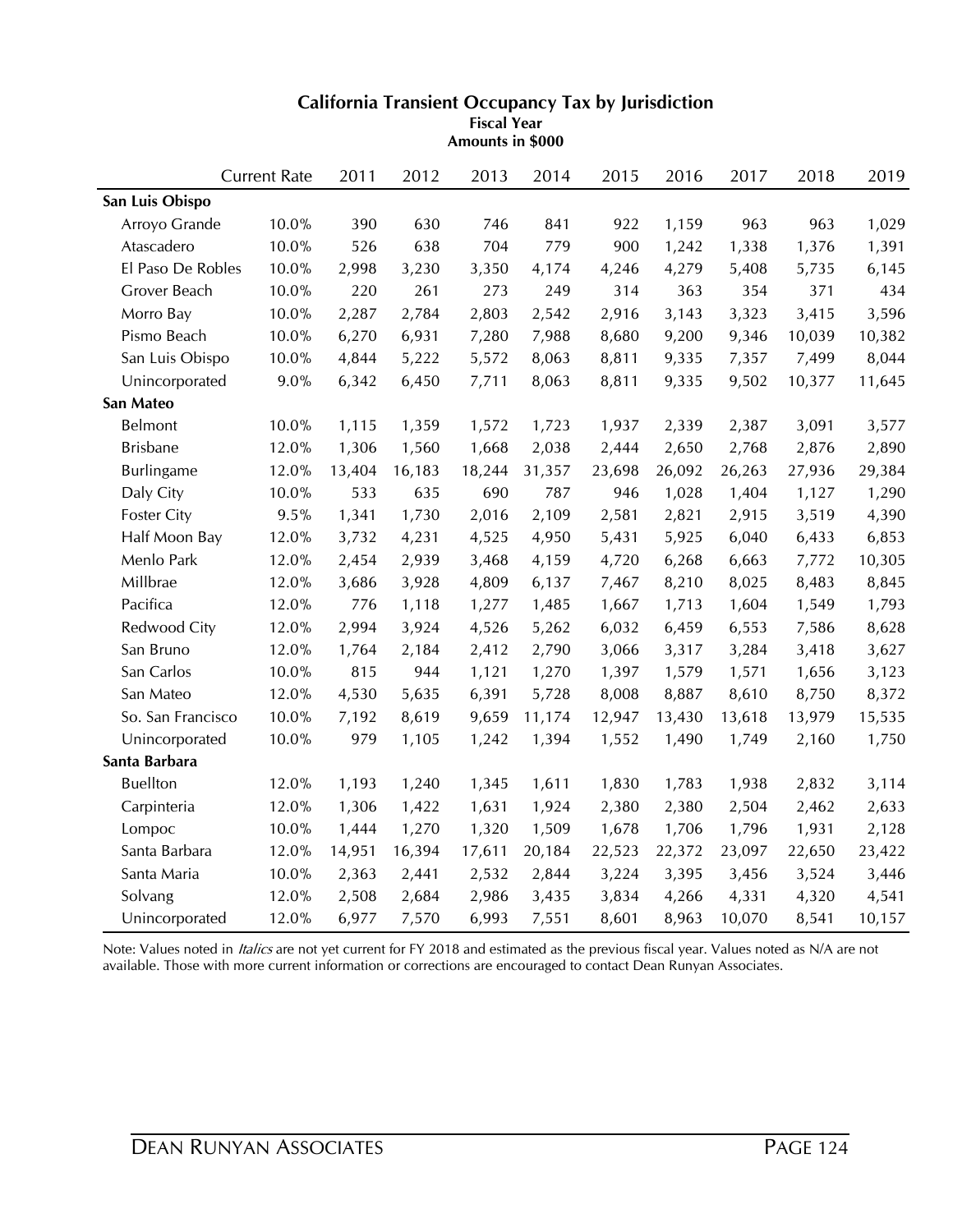## California Transient Occupancy Tax by Jurisdiction

**Fiscal Year**
**Amounts in $000**

| | Current Rate | 2011 | 2012 | 2013 | 2014 | 2015 | 2016 | 2017 | 2018 | 2019 |
|---|---|---|---|---|---|---|---|---|---|---|
| **San Luis Obispo** | | | | | | | | | | |
| Arroyo Grande | 10.0% | 390 | 630 | 746 | 841 | 922 | 1,159 | 963 | 963 | 1,029 |
| Atascadero | 10.0% | 526 | 638 | 704 | 779 | 900 | 1,242 | 1,338 | 1,376 | 1,391 |
| El Paso De Robles | 10.0% | 2,998 | 3,230 | 3,350 | 4,174 | 4,246 | 4,279 | 5,408 | 5,735 | 6,145 |
| Grover Beach | 10.0% | 220 | 261 | 273 | 249 | 314 | 363 | 354 | 371 | 434 |
| Morro Bay | 10.0% | 2,287 | 2,784 | 2,803 | 2,542 | 2,916 | 3,143 | 3,323 | 3,415 | 3,596 |
| Pismo Beach | 10.0% | 6,270 | 6,931 | 7,280 | 7,988 | 8,680 | 9,200 | 9,346 | 10,039 | 10,382 |
| San Luis Obispo | 10.0% | 4,844 | 5,222 | 5,572 | 8,063 | 8,811 | 9,335 | 7,357 | 7,499 | 8,044 |
| Unincorporated | 9.0% | 6,342 | 6,450 | 7,711 | 8,063 | 8,811 | 9,335 | 9,502 | 10,377 | 11,645 |
| **San Mateo** | | | | | | | | | | |
| Belmont | 10.0% | 1,115 | 1,359 | 1,572 | 1,723 | 1,937 | 2,339 | 2,387 | 3,091 | 3,577 |
| Brisbane | 12.0% | 1,306 | 1,560 | 1,668 | 2,038 | 2,444 | 2,650 | 2,768 | 2,876 | 2,890 |
| Burlingame | 12.0% | 13,404 | 16,183 | 18,244 | 31,357 | 23,698 | 26,092 | 26,263 | 27,936 | 29,384 |
| Daly City | 10.0% | 533 | 635 | 690 | 787 | 946 | 1,028 | 1,404 | 1,127 | 1,290 |
| Foster City | 9.5% | 1,341 | 1,730 | 2,016 | 2,109 | 2,581 | 2,821 | 2,915 | 3,519 | 4,390 |
| Half Moon Bay | 12.0% | 3,732 | 4,231 | 4,525 | 4,950 | 5,431 | 5,925 | 6,040 | 6,433 | 6,853 |
| Menlo Park | 12.0% | 2,454 | 2,939 | 3,468 | 4,159 | 4,720 | 6,268 | 6,663 | 7,772 | 10,305 |
| Millbrae | 12.0% | 3,686 | 3,928 | 4,809 | 6,137 | 7,467 | 8,210 | 8,025 | 8,483 | 8,845 |
| Pacifica | 12.0% | 776 | 1,118 | 1,277 | 1,485 | 1,667 | 1,713 | 1,604 | 1,549 | 1,793 |
| Redwood City | 12.0% | 2,994 | 3,924 | 4,526 | 5,262 | 6,032 | 6,459 | 6,553 | 7,586 | 8,628 |
| San Bruno | 12.0% | 1,764 | 2,184 | 2,412 | 2,790 | 3,066 | 3,317 | 3,284 | 3,418 | 3,627 |
| San Carlos | 10.0% | 815 | 944 | 1,121 | 1,270 | 1,397 | 1,579 | 1,571 | 1,656 | 3,123 |
| San Mateo | 12.0% | 4,530 | 5,635 | 6,391 | 5,728 | 8,008 | 8,887 | 8,610 | 8,750 | 8,372 |
| So. San Francisco | 10.0% | 7,192 | 8,619 | 9,659 | 11,174 | 12,947 | 13,430 | 13,618 | 13,979 | 15,535 |
| Unincorporated | 10.0% | 979 | 1,105 | 1,242 | 1,394 | 1,552 | 1,490 | 1,749 | 2,160 | 1,750 |
| **Santa Barbara** | | | | | | | | | | |
| Buellton | 12.0% | 1,193 | 1,240 | 1,345 | 1,611 | 1,830 | 1,783 | 1,938 | 2,832 | 3,114 |
| Carpinteria | 12.0% | 1,306 | 1,422 | 1,631 | 1,924 | 2,380 | 2,380 | 2,504 | 2,462 | 2,633 |
| Lompoc | 10.0% | 1,444 | 1,270 | 1,320 | 1,509 | 1,678 | 1,706 | 1,796 | 1,931 | 2,128 |
| Santa Barbara | 12.0% | 14,951 | 16,394 | 17,611 | 20,184 | 22,523 | 22,372 | 23,097 | 22,650 | 23,422 |
| Santa Maria | 10.0% | 2,363 | 2,441 | 2,532 | 2,844 | 3,224 | 3,395 | 3,456 | 3,524 | 3,446 |
| Solvang | 12.0% | 2,508 | 2,684 | 2,986 | 3,435 | 3,834 | 4,266 | 4,331 | 4,320 | 4,541 |
| Unincorporated | 12.0% | 6,977 | 7,570 | 6,993 | 7,551 | 8,601 | 8,963 | 10,070 | 8,541 | 10,157 |

Note: Values noted in *Italics* are not yet current for FY 2018 and estimated as the previous fiscal year. Values noted as N/A are not available. Those with more current information or corrections are encouraged to contact Dean Runyan Associates.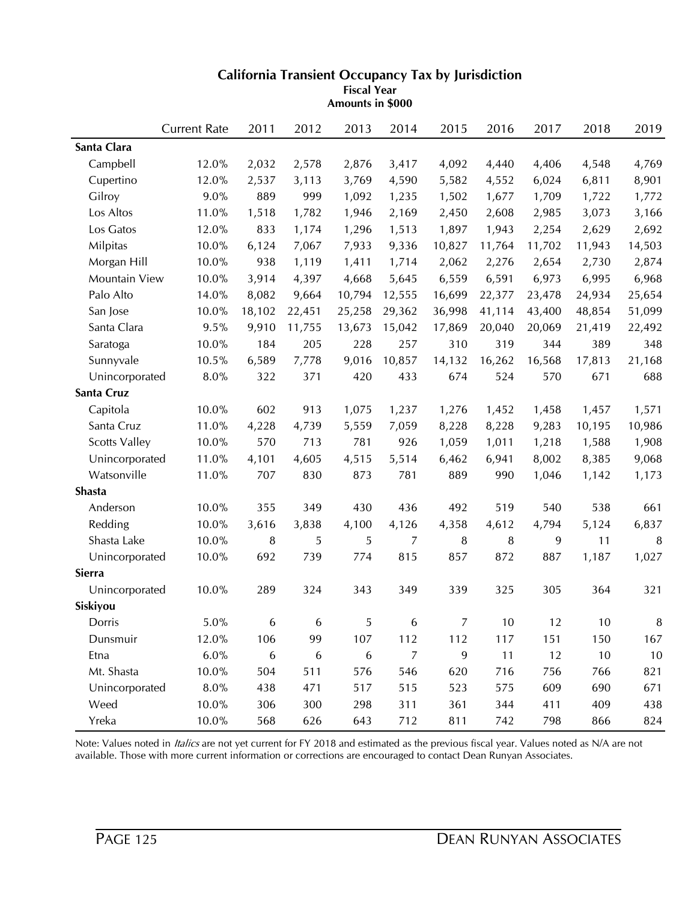## California Transient Occupancy Tax by Jurisdiction

**Fiscal Year**
**Amounts in $000**

| | Current Rate | 2011 | 2012 | 2013 | 2014 | 2015 | 2016 | 2017 | 2018 | 2019 |
|---|---|---|---|---|---|---|---|---|---|---|
| **Santa Clara** | | | | | | | | | | |
| Campbell | 12.0% | 2,032 | 2,578 | 2,876 | 3,417 | 4,092 | 4,440 | 4,406 | 4,548 | 4,769 |
| Cupertino | 12.0% | 2,537 | 3,113 | 3,769 | 4,590 | 5,582 | 4,552 | 6,024 | 6,811 | 8,901 |
| Gilroy | 9.0% | 889 | 999 | 1,092 | 1,235 | 1,502 | 1,677 | 1,709 | 1,722 | 1,772 |
| Los Altos | 11.0% | 1,518 | 1,782 | 1,946 | 2,169 | 2,450 | 2,608 | 2,985 | 3,073 | 3,166 |
| Los Gatos | 12.0% | 833 | 1,174 | 1,296 | 1,513 | 1,897 | 1,943 | 2,254 | 2,629 | 2,692 |
| Milpitas | 10.0% | 6,124 | 7,067 | 7,933 | 9,336 | 10,827 | 11,764 | 11,702 | 11,943 | 14,503 |
| Morgan Hill | 10.0% | 938 | 1,119 | 1,411 | 1,714 | 2,062 | 2,276 | 2,654 | 2,730 | 2,874 |
| Mountain View | 10.0% | 3,914 | 4,397 | 4,668 | 5,645 | 6,559 | 6,591 | 6,973 | 6,995 | 6,968 |
| Palo Alto | 14.0% | 8,082 | 9,664 | 10,794 | 12,555 | 16,699 | 22,377 | 23,478 | 24,934 | 25,654 |
| San Jose | 10.0% | 18,102 | 22,451 | 25,258 | 29,362 | 36,998 | 41,114 | 43,400 | 48,854 | 51,099 |
| Santa Clara | 9.5% | 9,910 | 11,755 | 13,673 | 15,042 | 17,869 | 20,040 | 20,069 | 21,419 | 22,492 |
| Saratoga | 10.0% | 184 | 205 | 228 | 257 | 310 | 319 | 344 | 389 | 348 |
| Sunnyvale | 10.5% | 6,589 | 7,778 | 9,016 | 10,857 | 14,132 | 16,262 | 16,568 | 17,813 | 21,168 |
| Unincorporated | 8.0% | 322 | 371 | 420 | 433 | 674 | 524 | 570 | 671 | 688 |
| **Santa Cruz** | | | | | | | | | | |
| Capitola | 10.0% | 602 | 913 | 1,075 | 1,237 | 1,276 | 1,452 | 1,458 | 1,457 | 1,571 |
| Santa Cruz | 11.0% | 4,228 | 4,739 | 5,559 | 7,059 | 8,228 | 8,228 | 9,283 | 10,195 | 10,986 |
| Scotts Valley | 10.0% | 570 | 713 | 781 | 926 | 1,059 | 1,011 | 1,218 | 1,588 | 1,908 |
| Unincorporated | 11.0% | 4,101 | 4,605 | 4,515 | 5,514 | 6,462 | 6,941 | 8,002 | 8,385 | 9,068 |
| Watsonville | 11.0% | 707 | 830 | 873 | 781 | 889 | 990 | 1,046 | 1,142 | 1,173 |
| **Shasta** | | | | | | | | | | |
| Anderson | 10.0% | 355 | 349 | 430 | 436 | 492 | 519 | 540 | 538 | 661 |
| Redding | 10.0% | 3,616 | 3,838 | 4,100 | 4,126 | 4,358 | 4,612 | 4,794 | 5,124 | 6,837 |
| Shasta Lake | 10.0% | 8 | 5 | 5 | 7 | 8 | 8 | 9 | 11 | 8 |
| Unincorporated | 10.0% | 692 | 739 | 774 | 815 | 857 | 872 | 887 | 1,187 | 1,027 |
| **Sierra** | | | | | | | | | | |
| Unincorporated | 10.0% | 289 | 324 | 343 | 349 | 339 | 325 | 305 | 364 | 321 |
| **Siskiyou** | | | | | | | | | | |
| Dorris | 5.0% | 6 | 6 | 5 | 6 | 7 | 10 | 12 | 10 | 8 |
| Dunsmuir | 12.0% | 106 | 99 | 107 | 112 | 112 | 117 | 151 | 150 | 167 |
| Etna | 6.0% | 6 | 6 | 6 | 7 | 9 | 11 | 12 | 10 | 10 |
| Mt. Shasta | 10.0% | 504 | 511 | 576 | 546 | 620 | 716 | 756 | 766 | 821 |
| Unincorporated | 8.0% | 438 | 471 | 517 | 515 | 523 | 575 | 609 | 690 | 671 |
| Weed | 10.0% | 306 | 300 | 298 | 311 | 361 | 344 | 411 | 409 | 438 |
| Yreka | 10.0% | 568 | 626 | 643 | 712 | 811 | 742 | 798 | 866 | 824 |

Note: Values noted in *Italics* are not yet current for FY 2018 and estimated as the previous fiscal year. Values noted as N/A are not available. Those with more current information or corrections are encouraged to contact Dean Runyan Associates.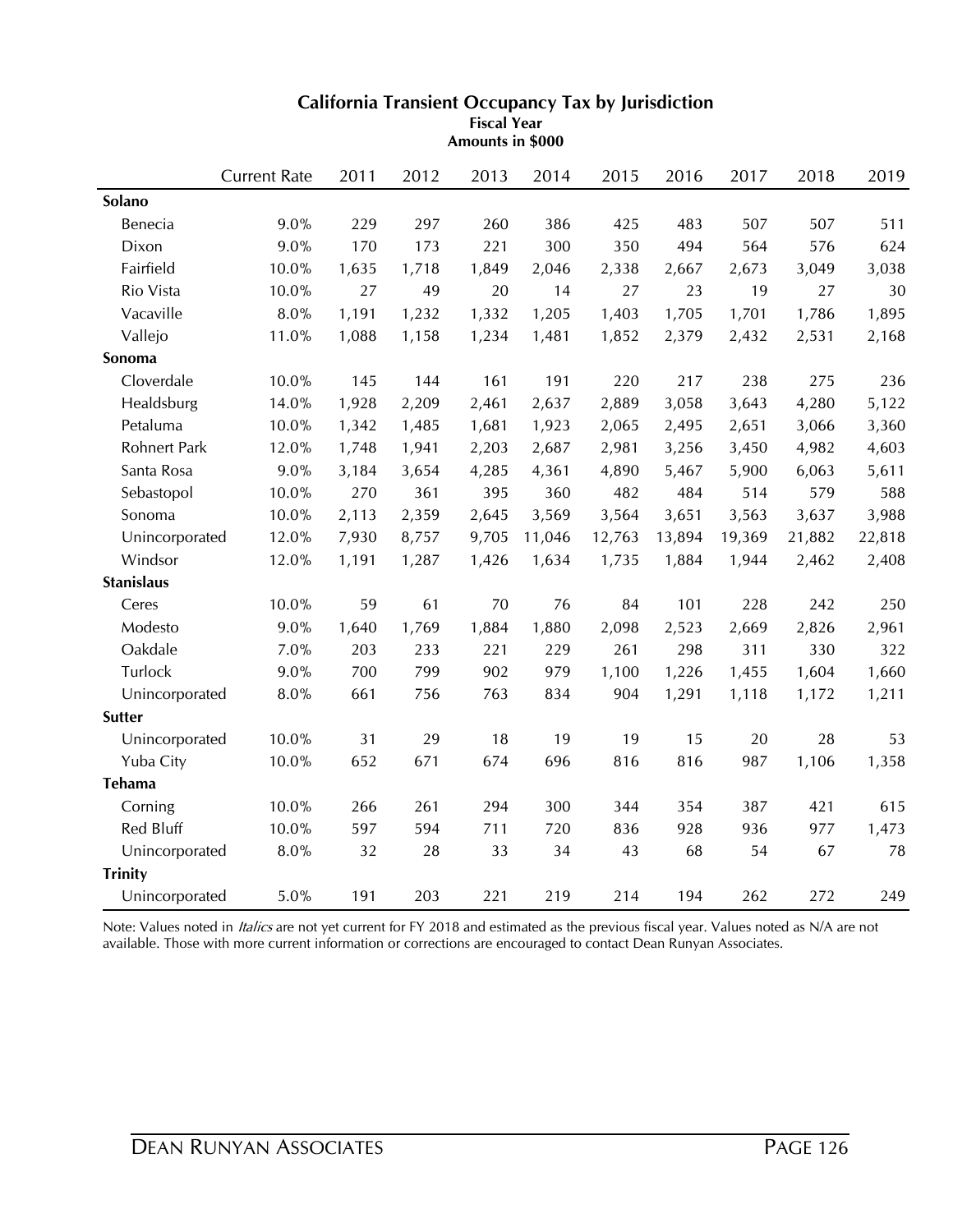## California Transient Occupancy Tax by Jurisdiction

**Fiscal Year**
**Amounts in $000**

| | Current Rate | 2011 | 2012 | 2013 | 2014 | 2015 | 2016 | 2017 | 2018 | 2019 |
|---|---|---|---|---|---|---|---|---|---|---|
| **Solano** | | | | | | | | | | |
| Benecia | 9.0% | 229 | 297 | 260 | 386 | 425 | 483 | 507 | 507 | 511 |
| Dixon | 9.0% | 170 | 173 | 221 | 300 | 350 | 494 | 564 | 576 | 624 |
| Fairfield | 10.0% | 1,635 | 1,718 | 1,849 | 2,046 | 2,338 | 2,667 | 2,673 | 3,049 | 3,038 |
| Rio Vista | 10.0% | 27 | 49 | 20 | 14 | 27 | 23 | 19 | 27 | 30 |
| Vacaville | 8.0% | 1,191 | 1,232 | 1,332 | 1,205 | 1,403 | 1,705 | 1,701 | 1,786 | 1,895 |
| Vallejo | 11.0% | 1,088 | 1,158 | 1,234 | 1,481 | 1,852 | 2,379 | 2,432 | 2,531 | 2,168 |
| **Sonoma** | | | | | | | | | | |
| Cloverdale | 10.0% | 145 | 144 | 161 | 191 | 220 | 217 | 238 | 275 | 236 |
| Healdsburg | 14.0% | 1,928 | 2,209 | 2,461 | 2,637 | 2,889 | 3,058 | 3,643 | 4,280 | 5,122 |
| Petaluma | 10.0% | 1,342 | 1,485 | 1,681 | 1,923 | 2,065 | 2,495 | 2,651 | 3,066 | 3,360 |
| Rohnert Park | 12.0% | 1,748 | 1,941 | 2,203 | 2,687 | 2,981 | 3,256 | 3,450 | 4,982 | 4,603 |
| Santa Rosa | 9.0% | 3,184 | 3,654 | 4,285 | 4,361 | 4,890 | 5,467 | 5,900 | 6,063 | 5,611 |
| Sebastopol | 10.0% | 270 | 361 | 395 | 360 | 482 | 484 | 514 | 579 | 588 |
| Sonoma | 10.0% | 2,113 | 2,359 | 2,645 | 3,569 | 3,564 | 3,651 | 3,563 | 3,637 | 3,988 |
| Unincorporated | 12.0% | 7,930 | 8,757 | 9,705 | 11,046 | 12,763 | 13,894 | 19,369 | 21,882 | 22,818 |
| Windsor | 12.0% | 1,191 | 1,287 | 1,426 | 1,634 | 1,735 | 1,884 | 1,944 | 2,462 | 2,408 |
| **Stanislaus** | | | | | | | | | | |
| Ceres | 10.0% | 59 | 61 | 70 | 76 | 84 | 101 | 228 | 242 | 250 |
| Modesto | 9.0% | 1,640 | 1,769 | 1,884 | 1,880 | 2,098 | 2,523 | 2,669 | 2,826 | 2,961 |
| Oakdale | 7.0% | 203 | 233 | 221 | 229 | 261 | 298 | 311 | 330 | 322 |
| Turlock | 9.0% | 700 | 799 | 902 | 979 | 1,100 | 1,226 | 1,455 | 1,604 | 1,660 |
| Unincorporated | 8.0% | 661 | 756 | 763 | 834 | 904 | 1,291 | 1,118 | 1,172 | 1,211 |
| **Sutter** | | | | | | | | | | |
| Unincorporated | 10.0% | 31 | 29 | 18 | 19 | 19 | 15 | 20 | 28 | 53 |
| Yuba City | 10.0% | 652 | 671 | 674 | 696 | 816 | 816 | 987 | 1,106 | 1,358 |
| **Tehama** | | | | | | | | | | |
| Corning | 10.0% | 266 | 261 | 294 | 300 | 344 | 354 | 387 | 421 | 615 |
| Red Bluff | 10.0% | 597 | 594 | 711 | 720 | 836 | 928 | 936 | 977 | 1,473 |
| Unincorporated | 8.0% | 32 | 28 | 33 | 34 | 43 | 68 | 54 | 67 | 78 |
| **Trinity** | | | | | | | | | | |
| Unincorporated | 5.0% | 191 | 203 | 221 | 219 | 214 | 194 | 262 | 272 | 249 |

Note: Values noted in *Italics* are not yet current for FY 2018 and estimated as the previous fiscal year. Values noted as N/A are not available. Those with more current information or corrections are encouraged to contact Dean Runyan Associates.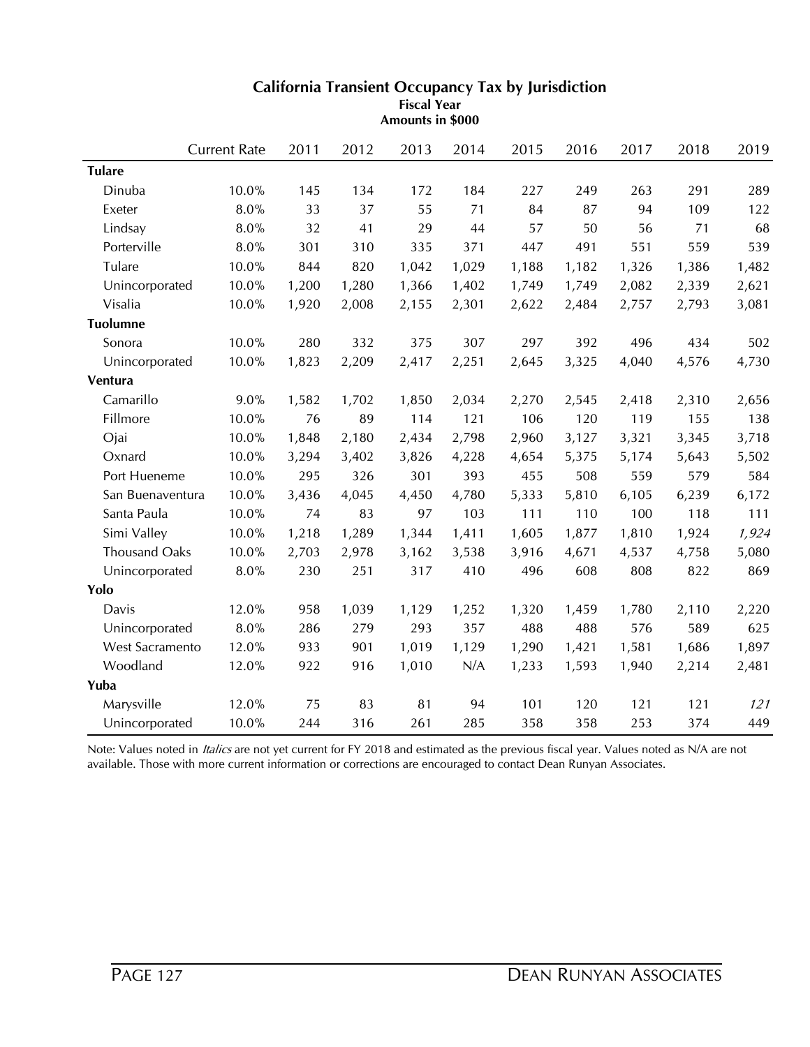## California Transient Occupancy Tax by Jurisdiction

**Fiscal Year**
**Amounts in $000**

| | Current Rate | 2011 | 2012 | 2013 | 2014 | 2015 | 2016 | 2017 | 2018 | 2019 |
|---|---|---|---|---|---|---|---|---|---|---|
| **Tulare** | | | | | | | | | | |
| Dinuba | 10.0% | 145 | 134 | 172 | 184 | 227 | 249 | 263 | 291 | 289 |
| Exeter | 8.0% | 33 | 37 | 55 | 71 | 84 | 87 | 94 | 109 | 122 |
| Lindsay | 8.0% | 32 | 41 | 29 | 44 | 57 | 50 | 56 | 71 | 68 |
| Porterville | 8.0% | 301 | 310 | 335 | 371 | 447 | 491 | 551 | 559 | 539 |
| Tulare | 10.0% | 844 | 820 | 1,042 | 1,029 | 1,188 | 1,182 | 1,326 | 1,386 | 1,482 |
| Unincorporated | 10.0% | 1,200 | 1,280 | 1,366 | 1,402 | 1,749 | 1,749 | 2,082 | 2,339 | 2,621 |
| Visalia | 10.0% | 1,920 | 2,008 | 2,155 | 2,301 | 2,622 | 2,484 | 2,757 | 2,793 | 3,081 |
| **Tuolumne** | | | | | | | | | | |
| Sonora | 10.0% | 280 | 332 | 375 | 307 | 297 | 392 | 496 | 434 | 502 |
| Unincorporated | 10.0% | 1,823 | 2,209 | 2,417 | 2,251 | 2,645 | 3,325 | 4,040 | 4,576 | 4,730 |
| **Ventura** | | | | | | | | | | |
| Camarillo | 9.0% | 1,582 | 1,702 | 1,850 | 2,034 | 2,270 | 2,545 | 2,418 | 2,310 | 2,656 |
| Fillmore | 10.0% | 76 | 89 | 114 | 121 | 106 | 120 | 119 | 155 | 138 |
| Ojai | 10.0% | 1,848 | 2,180 | 2,434 | 2,798 | 2,960 | 3,127 | 3,321 | 3,345 | 3,718 |
| Oxnard | 10.0% | 3,294 | 3,402 | 3,826 | 4,228 | 4,654 | 5,375 | 5,174 | 5,643 | 5,502 |
| Port Hueneme | 10.0% | 295 | 326 | 301 | 393 | 455 | 508 | 559 | 579 | 584 |
| San Buenaventura | 10.0% | 3,436 | 4,045 | 4,450 | 4,780 | 5,333 | 5,810 | 6,105 | 6,239 | 6,172 |
| Santa Paula | 10.0% | 74 | 83 | 97 | 103 | 111 | 110 | 100 | 118 | 111 |
| Simi Valley | 10.0% | 1,218 | 1,289 | 1,344 | 1,411 | 1,605 | 1,877 | 1,810 | 1,924 | *1,924* |
| Thousand Oaks | 10.0% | 2,703 | 2,978 | 3,162 | 3,538 | 3,916 | 4,671 | 4,537 | 4,758 | 5,080 |
| Unincorporated | 8.0% | 230 | 251 | 317 | 410 | 496 | 608 | 808 | 822 | 869 |
| **Yolo** | | | | | | | | | | |
| Davis | 12.0% | 958 | 1,039 | 1,129 | 1,252 | 1,320 | 1,459 | 1,780 | 2,110 | 2,220 |
| Unincorporated | 8.0% | 286 | 279 | 293 | 357 | 488 | 488 | 576 | 589 | 625 |
| West Sacramento | 12.0% | 933 | 901 | 1,019 | 1,129 | 1,290 | 1,421 | 1,581 | 1,686 | 1,897 |
| Woodland | 12.0% | 922 | 916 | 1,010 | N/A | 1,233 | 1,593 | 1,940 | 2,214 | 2,481 |
| **Yuba** | | | | | | | | | | |
| Marysville | 12.0% | 75 | 83 | 81 | 94 | 101 | 120 | 121 | 121 | *121* |
| Unincorporated | 10.0% | 244 | 316 | 261 | 285 | 358 | 358 | 253 | 374 | 449 |

Note: Values noted in *Italics* are not yet current for FY 2018 and estimated as the previous fiscal year. Values noted as N/A are not available. Those with more current information or corrections are encouraged to contact Dean Runyan Associates.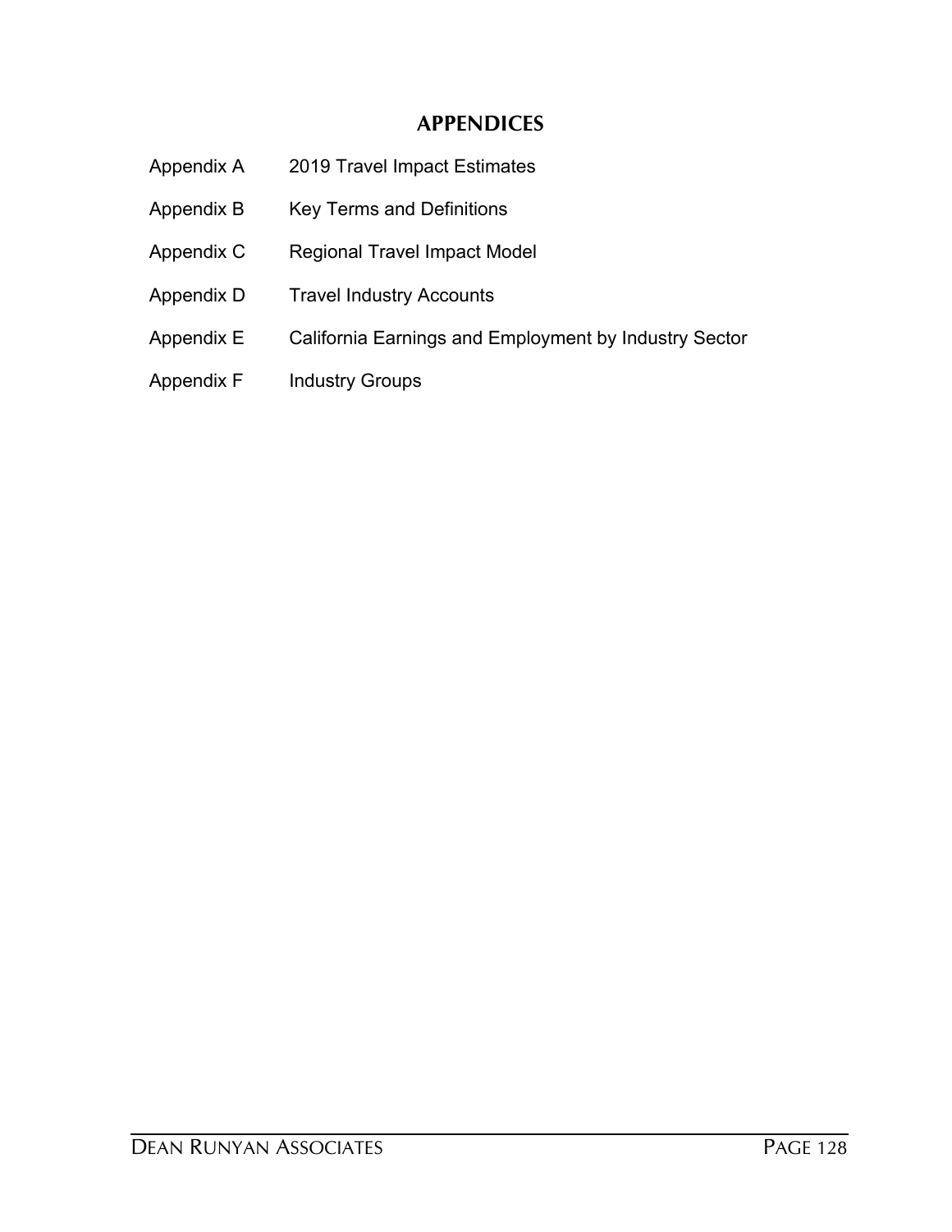## APPENDICES

| | |
|---|---|
| Appendix A | 2019 Travel Impact Estimates |
| Appendix B | Key Terms and Definitions |
| Appendix C | Regional Travel Impact Model |
| Appendix D | Travel Industry Accounts |
| Appendix E | California Earnings and Employment by Industry Sector |
| Appendix F | Industry Groups |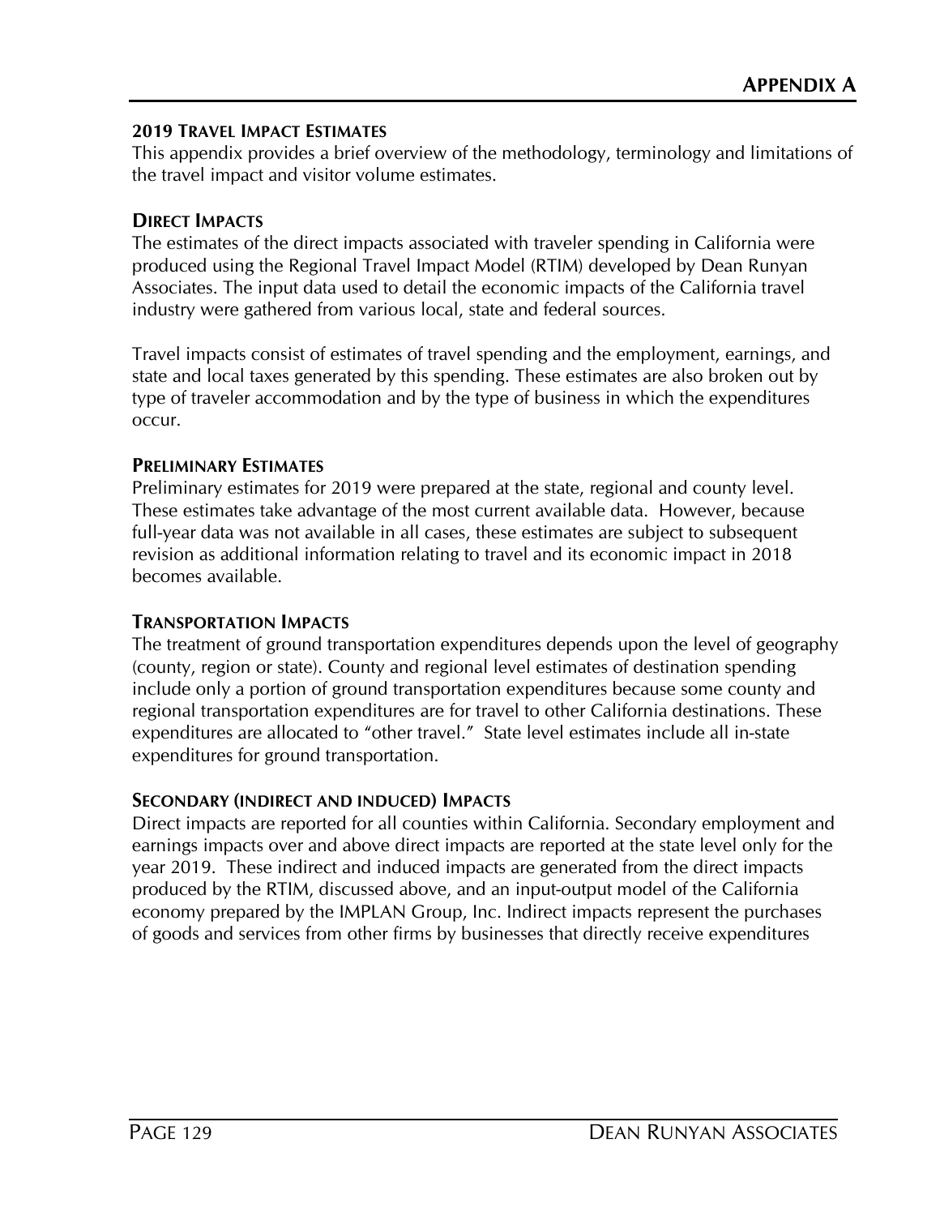# APPENDIX A

## 2019 TRAVEL IMPACT ESTIMATES

This appendix provides a brief overview of the methodology, terminology and limitations of the travel impact and visitor volume estimates.

### DIRECT IMPACTS

The estimates of the direct impacts associated with traveler spending in California were produced using the Regional Travel Impact Model (RTIM) developed by Dean Runyan Associates. The input data used to detail the economic impacts of the California travel industry were gathered from various local, state and federal sources.

Travel impacts consist of estimates of travel spending and the employment, earnings, and state and local taxes generated by this spending. These estimates are also broken out by type of traveler accommodation and by the type of business in which the expenditures occur.

### PRELIMINARY ESTIMATES

Preliminary estimates for 2019 were prepared at the state, regional and county level. These estimates take advantage of the most current available data. However, because full-year data was not available in all cases, these estimates are subject to subsequent revision as additional information relating to travel and its economic impact in 2018 becomes available.

### TRANSPORTATION IMPACTS

The treatment of ground transportation expenditures depends upon the level of geography (county, region or state). County and regional level estimates of destination spending include only a portion of ground transportation expenditures because some county and regional transportation expenditures are for travel to other California destinations. These expenditures are allocated to "other travel." State level estimates include all in-state expenditures for ground transportation.

### SECONDARY (INDIRECT AND INDUCED) IMPACTS

Direct impacts are reported for all counties within California. Secondary employment and earnings impacts over and above direct impacts are reported at the state level only for the year 2019. These indirect and induced impacts are generated from the direct impacts produced by the RTIM, discussed above, and an input-output model of the California economy prepared by the IMPLAN Group, Inc. Indirect impacts represent the purchases of goods and services from other firms by businesses that directly receive expenditures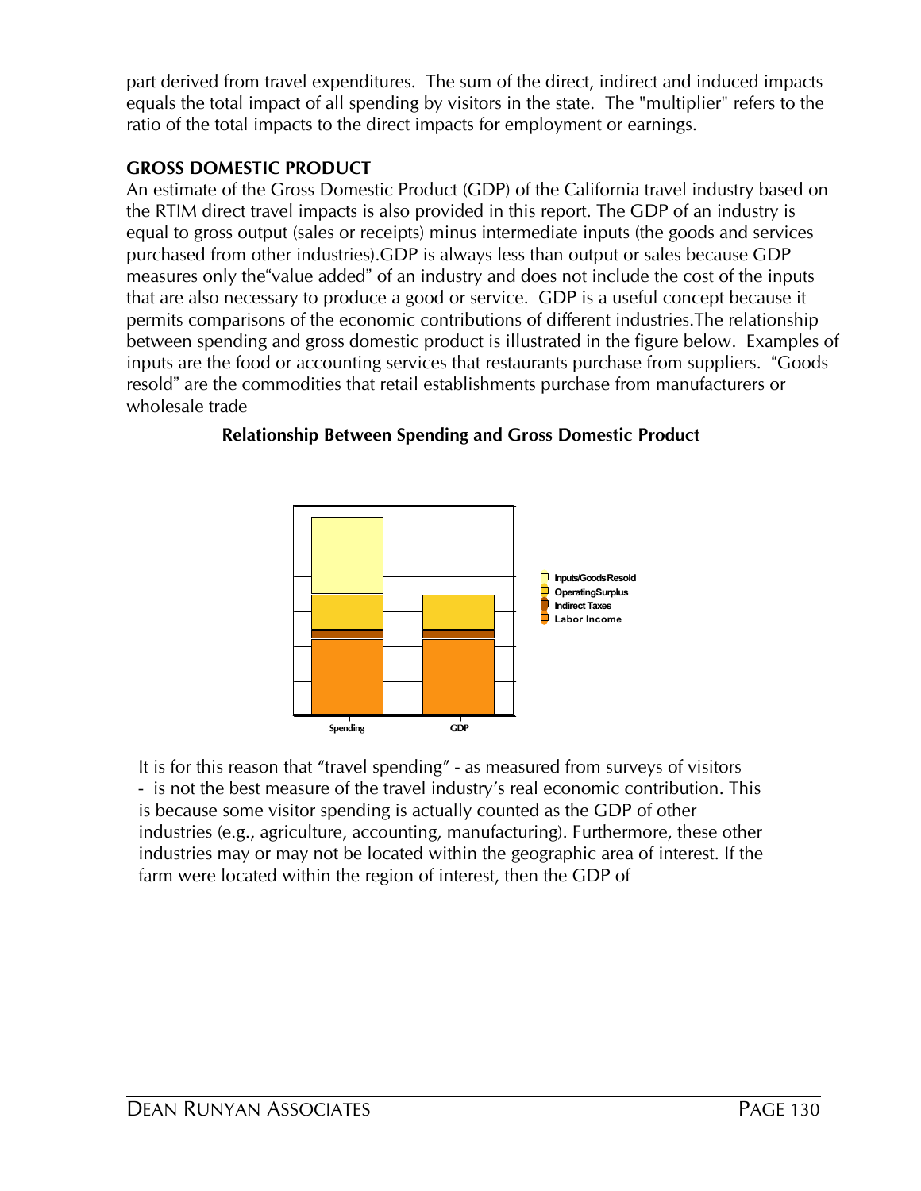part derived from travel expenditures.  The sum of the direct, indirect and induced impacts equals the total impact of all spending by visitors in the state.  The "multiplier" refers to the ratio of the total impacts to the direct impacts for employment or earnings.

## GROSS DOMESTIC PRODUCT

An estimate of the Gross Domestic Product (GDP) of the California travel industry based on the RTIM direct travel impacts is also provided in this report. The GDP of an industry is equal to gross output (sales or receipts) minus intermediate inputs (the goods and services purchased from other industries).GDP is always less than output or sales because GDP measures only the“value added” of an industry and does not include the cost of the inputs that are also necessary to produce a good or service.  GDP is a useful concept because it permits comparisons of the economic contributions of different industries.The relationship between spending and gross domestic product is illustrated in the figure below.  Examples of inputs are the food or accounting services that restaurants purchase from suppliers.  “Goods resold” are the commodities that retail establishments purchase from manufacturers or wholesale trade

**Relationship Between Spending and Gross Domestic Product**

It is for this reason that “travel spending” - as measured from surveys of visitors - is not the best measure of the travel industry’s real economic contribution. This is because some visitor spending is actually counted as the GDP of other industries (e.g., agriculture, accounting, manufacturing). Furthermore, these other industries may or may not be located within the geographic area of interest. If the farm were located within the region of interest, then the GDP of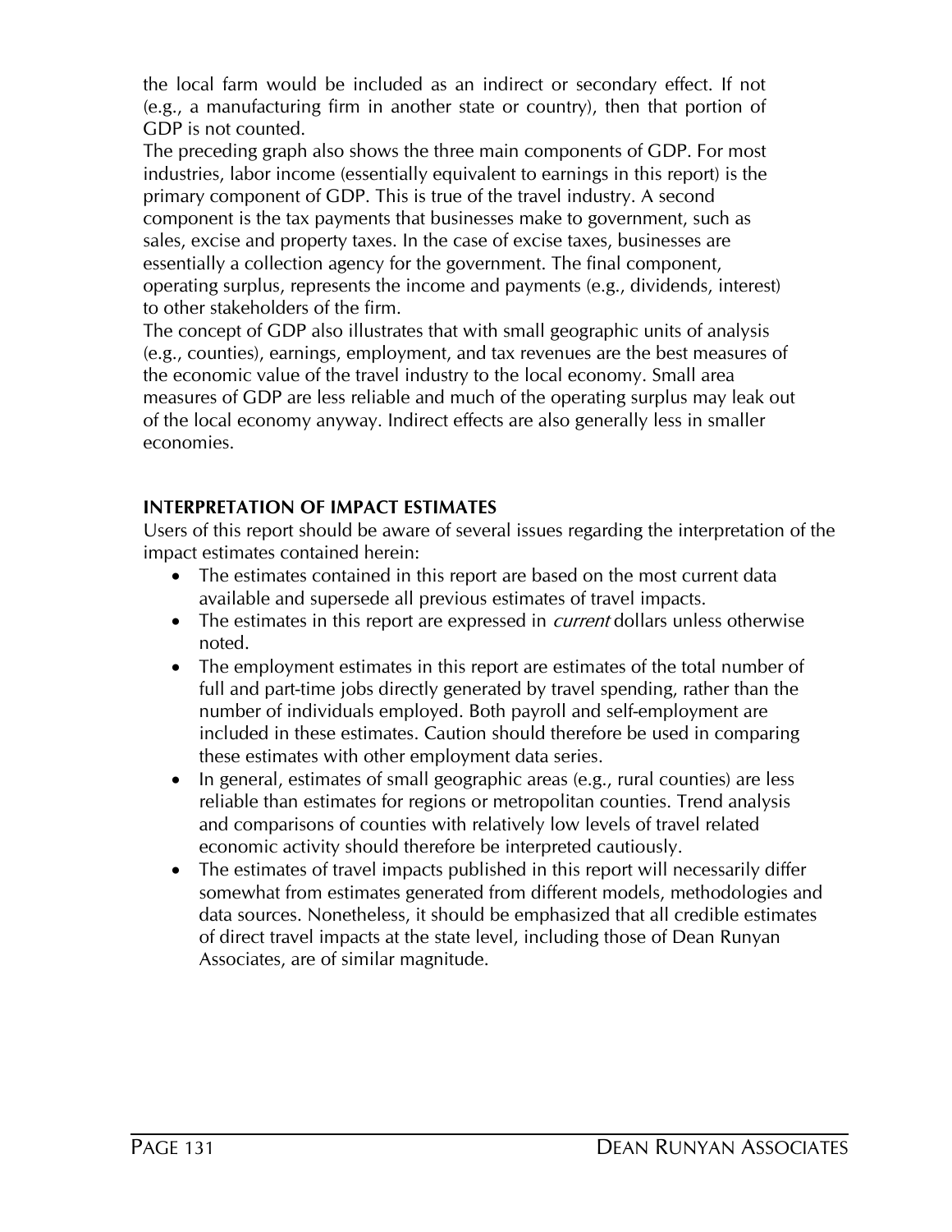the local farm would be included as an indirect or secondary effect. If not (e.g., a manufacturing firm in another state or country), then that portion of GDP is not counted.

The preceding graph also shows the three main components of GDP. For most industries, labor income (essentially equivalent to earnings in this report) is the primary component of GDP. This is true of the travel industry. A second component is the tax payments that businesses make to government, such as sales, excise and property taxes. In the case of excise taxes, businesses are essentially a collection agency for the government. The final component, operating surplus, represents the income and payments (e.g., dividends, interest) to other stakeholders of the firm.

The concept of GDP also illustrates that with small geographic units of analysis (e.g., counties), earnings, employment, and tax revenues are the best measures of the economic value of the travel industry to the local economy. Small area measures of GDP are less reliable and much of the operating surplus may leak out of the local economy anyway. Indirect effects are also generally less in smaller economies.

### INTERPRETATION OF IMPACT ESTIMATES

Users of this report should be aware of several issues regarding the interpretation of the impact estimates contained herein:

- The estimates contained in this report are based on the most current data available and supersede all previous estimates of travel impacts.
- The estimates in this report are expressed in *current* dollars unless otherwise noted.
- The employment estimates in this report are estimates of the total number of full and part-time jobs directly generated by travel spending, rather than the number of individuals employed. Both payroll and self-employment are included in these estimates. Caution should therefore be used in comparing these estimates with other employment data series.
- In general, estimates of small geographic areas (e.g., rural counties) are less reliable than estimates for regions or metropolitan counties. Trend analysis and comparisons of counties with relatively low levels of travel related economic activity should therefore be interpreted cautiously.
- The estimates of travel impacts published in this report will necessarily differ somewhat from estimates generated from different models, methodologies and data sources. Nonetheless, it should be emphasized that all credible estimates of direct travel impacts at the state level, including those of Dean Runyan Associates, are of similar magnitude.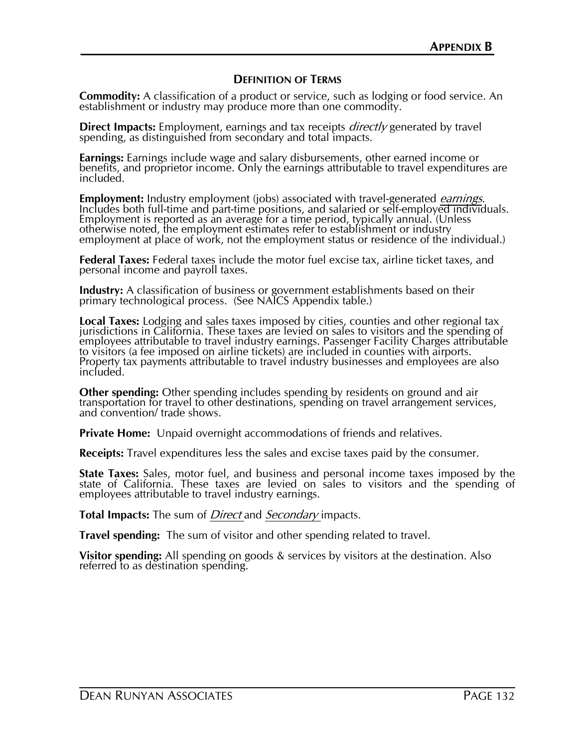# Appendix B

## Definition of Terms

**Commodity:** A classification of a product or service, such as lodging or food service. An establishment or industry may produce more than one commodity.

**Direct Impacts:** Employment, earnings and tax receipts *directly* generated by travel spending, as distinguished from secondary and total impacts.

**Earnings:** Earnings include wage and salary disbursements, other earned income or benefits, and proprietor income. Only the earnings attributable to travel expenditures are included.

**Employment:** Industry employment (jobs) associated with travel-generated *earnings*. Includes both full-time and part-time positions, and salaried or self-employed individuals. Employment is reported as an average for a time period, typically annual. (Unless otherwise noted, the employment estimates refer to establishment or industry employment at place of work, not the employment status or residence of the individual.)

**Federal Taxes:** Federal taxes include the motor fuel excise tax, airline ticket taxes, and personal income and payroll taxes.

**Industry:** A classification of business or government establishments based on their primary technological process. (See NAICS Appendix table.)

**Local Taxes:** Lodging and sales taxes imposed by cities, counties and other regional tax jurisdictions in California. These taxes are levied on sales to visitors and the spending of employees attributable to travel industry earnings. Passenger Facility Charges attributable to visitors (a fee imposed on airline tickets) are included in counties with airports. Property tax payments attributable to travel industry businesses and employees are also included.

**Other spending:** Other spending includes spending by residents on ground and air transportation for travel to other destinations, spending on travel arrangement services, and convention/ trade shows.

**Private Home:** Unpaid overnight accommodations of friends and relatives.

**Receipts:** Travel expenditures less the sales and excise taxes paid by the consumer.

**State Taxes:** Sales, motor fuel, and business and personal income taxes imposed by the state of California. These taxes are levied on sales to visitors and the spending of employees attributable to travel industry earnings.

**Total Impacts:** The sum of *Direct* and *Secondary* impacts.

**Travel spending:** The sum of visitor and other spending related to travel.

**Visitor spending:** All spending on goods & services by visitors at the destination. Also referred to as destination spending.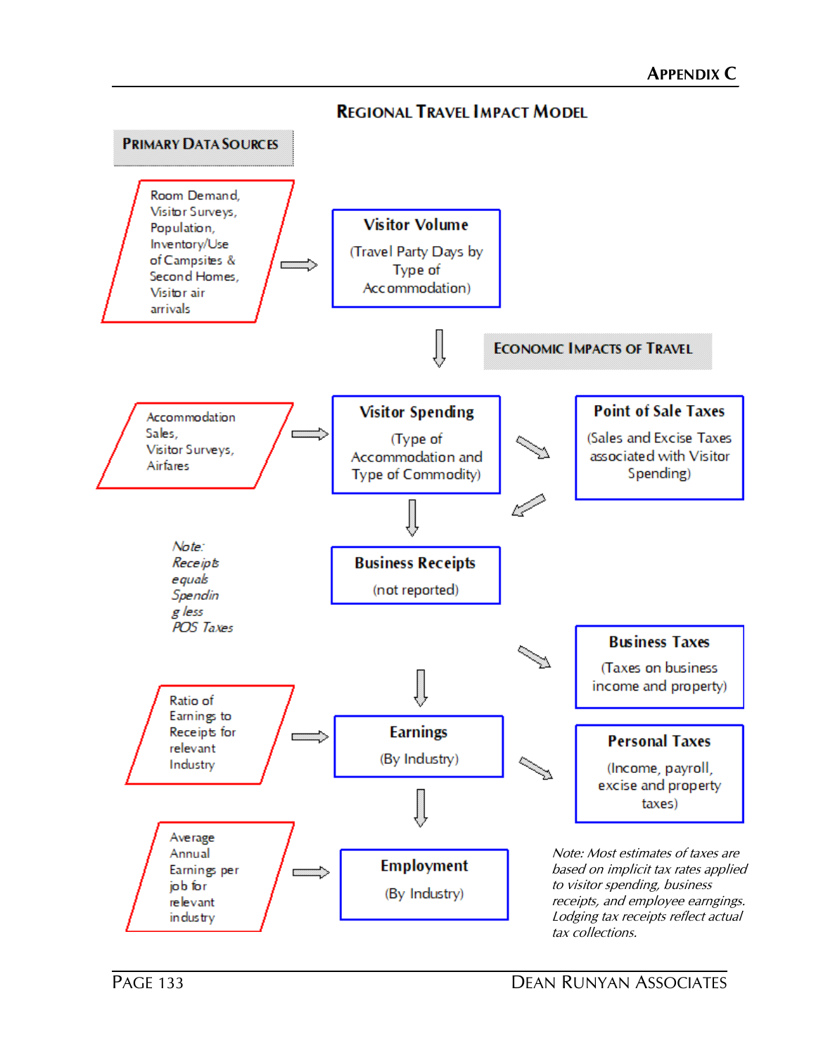# Regional Travel Impact Model

**Primary Data Sources**

Room Demand, Visitor Surveys, Population, Inventory/Use of Campsites & Second Homes, Visitor air arrivals

→ **Visitor Volume**

(Travel Party Days by Type of Accommodation)

**Economic Impacts of Travel**

Accommodation Sales, Visitor Surveys, Airfares

→ **Visitor Spending**

(Type of Accommodation and Type of Commodity)

**Point of Sale Taxes**

(Sales and Excise Taxes associated with Visitor Spending)

**Business Receipts**

(not reported)

*Note: Receipts equals Spending less POS Taxes*

**Business Taxes**

(Taxes on business income and property)

Ratio of Earnings to Receipts for relevant Industry

→ **Earnings**

(By Industry)

**Personal Taxes**

(Income, payroll, excise and property taxes)

Average Annual Earnings per job for relevant industry

→ **Employment**

(By Industry)

*Note: Most estimates of taxes are based on implicit tax rates applied to visitor spending, business receipts, and employee earngings. Lodging tax receipts reflect actual tax collections.*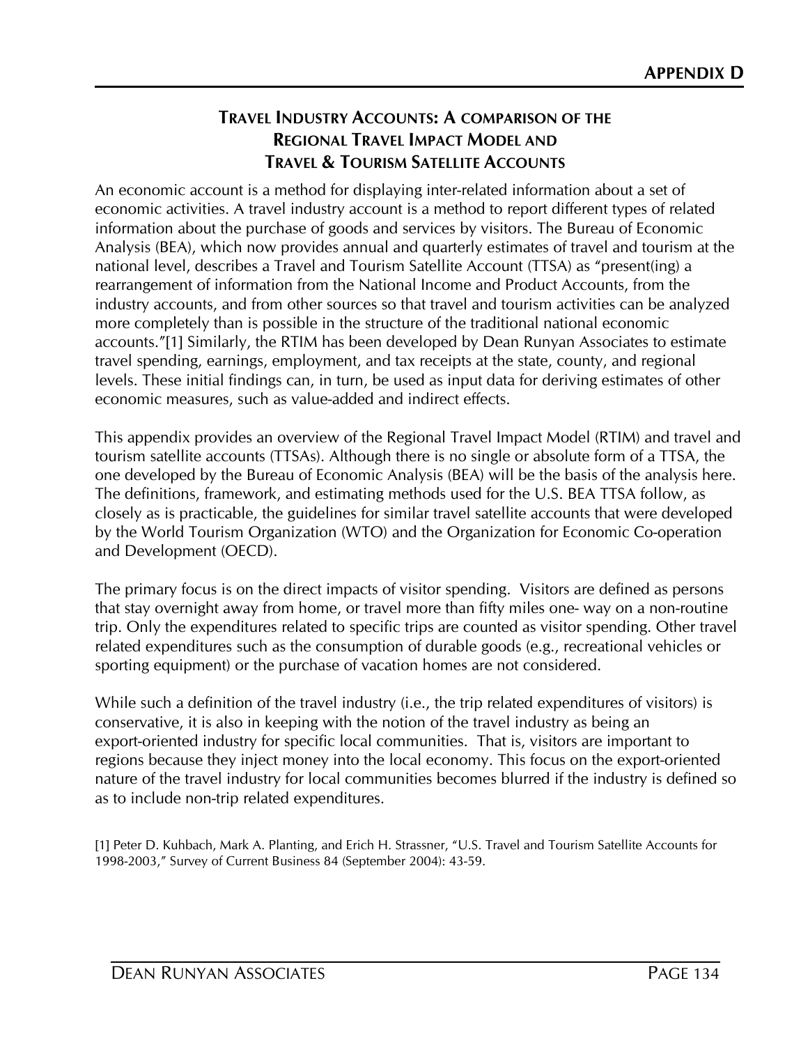# APPENDIX D

## TRAVEL INDUSTRY ACCOUNTS: A COMPARISON OF THE REGIONAL TRAVEL IMPACT MODEL AND TRAVEL & TOURISM SATELLITE ACCOUNTS

An economic account is a method for displaying inter-related information about a set of economic activities. A travel industry account is a method to report different types of related information about the purchase of goods and services by visitors. The Bureau of Economic Analysis (BEA), which now provides annual and quarterly estimates of travel and tourism at the national level, describes a Travel and Tourism Satellite Account (TTSA) as "present(ing) a rearrangement of information from the National Income and Product Accounts, from the industry accounts, and from other sources so that travel and tourism activities can be analyzed more completely than is possible in the structure of the traditional national economic accounts."[1] Similarly, the RTIM has been developed by Dean Runyan Associates to estimate travel spending, earnings, employment, and tax receipts at the state, county, and regional levels. These initial findings can, in turn, be used as input data for deriving estimates of other economic measures, such as value-added and indirect effects.

This appendix provides an overview of the Regional Travel Impact Model (RTIM) and travel and tourism satellite accounts (TTSAs). Although there is no single or absolute form of a TTSA, the one developed by the Bureau of Economic Analysis (BEA) will be the basis of the analysis here. The definitions, framework, and estimating methods used for the U.S. BEA TTSA follow, as closely as is practicable, the guidelines for similar travel satellite accounts that were developed by the World Tourism Organization (WTO) and the Organization for Economic Co-operation and Development (OECD).

The primary focus is on the direct impacts of visitor spending. Visitors are defined as persons that stay overnight away from home, or travel more than fifty miles one- way on a non-routine trip. Only the expenditures related to specific trips are counted as visitor spending. Other travel related expenditures such as the consumption of durable goods (e.g., recreational vehicles or sporting equipment) or the purchase of vacation homes are not considered.

While such a definition of the travel industry (i.e., the trip related expenditures of visitors) is conservative, it is also in keeping with the notion of the travel industry as being an export-oriented industry for specific local communities. That is, visitors are important to regions because they inject money into the local economy. This focus on the export-oriented nature of the travel industry for local communities becomes blurred if the industry is defined so as to include non-trip related expenditures.

[1] Peter D. Kuhbach, Mark A. Planting, and Erich H. Strassner, "U.S. Travel and Tourism Satellite Accounts for 1998-2003," Survey of Current Business 84 (September 2004): 43-59.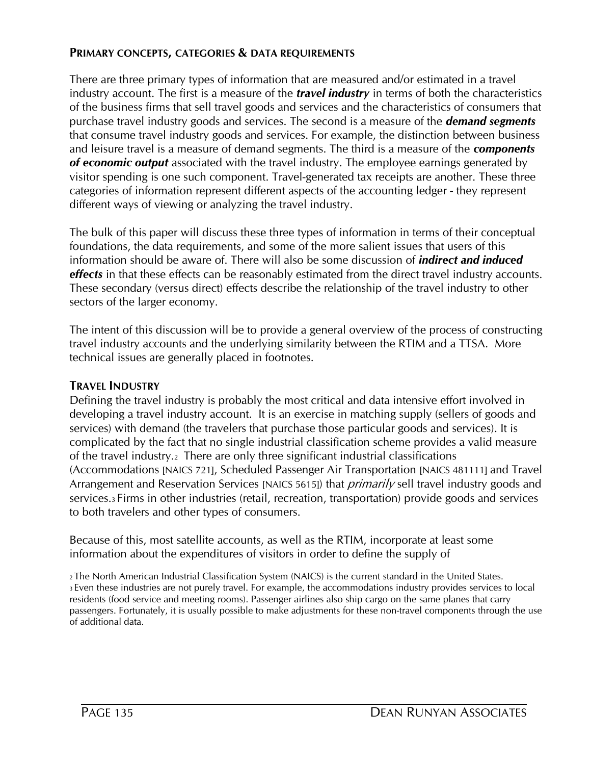## PRIMARY CONCEPTS, CATEGORIES & DATA REQUIREMENTS

There are three primary types of information that are measured and/or estimated in a travel industry account. The first is a measure of the ***travel industry*** in terms of both the characteristics of the business firms that sell travel goods and services and the characteristics of consumers that purchase travel industry goods and services. The second is a measure of the ***demand segments*** that consume travel industry goods and services. For example, the distinction between business and leisure travel is a measure of demand segments. The third is a measure of the ***components of economic output*** associated with the travel industry. The employee earnings generated by visitor spending is one such component. Travel-generated tax receipts are another. These three categories of information represent different aspects of the accounting ledger - they represent different ways of viewing or analyzing the travel industry.

The bulk of this paper will discuss these three types of information in terms of their conceptual foundations, the data requirements, and some of the more salient issues that users of this information should be aware of. There will also be some discussion of ***indirect and induced effects*** in that these effects can be reasonably estimated from the direct travel industry accounts. These secondary (versus direct) effects describe the relationship of the travel industry to other sectors of the larger economy.

The intent of this discussion will be to provide a general overview of the process of constructing travel industry accounts and the underlying similarity between the RTIM and a TTSA. More technical issues are generally placed in footnotes.

## TRAVEL INDUSTRY

Defining the travel industry is probably the most critical and data intensive effort involved in developing a travel industry account. It is an exercise in matching supply (sellers of goods and services) with demand (the travelers that purchase those particular goods and services). It is complicated by the fact that no single industrial classification scheme provides a valid measure of the travel industry.[2] There are only three significant industrial classifications (Accommodations [NAICS 721], Scheduled Passenger Air Transportation [NAICS 481111] and Travel Arrangement and Reservation Services [NAICS 5615]) that *primarily* sell travel industry goods and services.[3] Firms in other industries (retail, recreation, transportation) provide goods and services to both travelers and other types of consumers.

Because of this, most satellite accounts, as well as the RTIM, incorporate at least some information about the expenditures of visitors in order to define the supply of

[2] The North American Industrial Classification System (NAICS) is the current standard in the United States.
[3] Even these industries are not purely travel. For example, the accommodations industry provides services to local residents (food service and meeting rooms). Passenger airlines also ship cargo on the same planes that carry passengers. Fortunately, it is usually possible to make adjustments for these non-travel components through the use of additional data.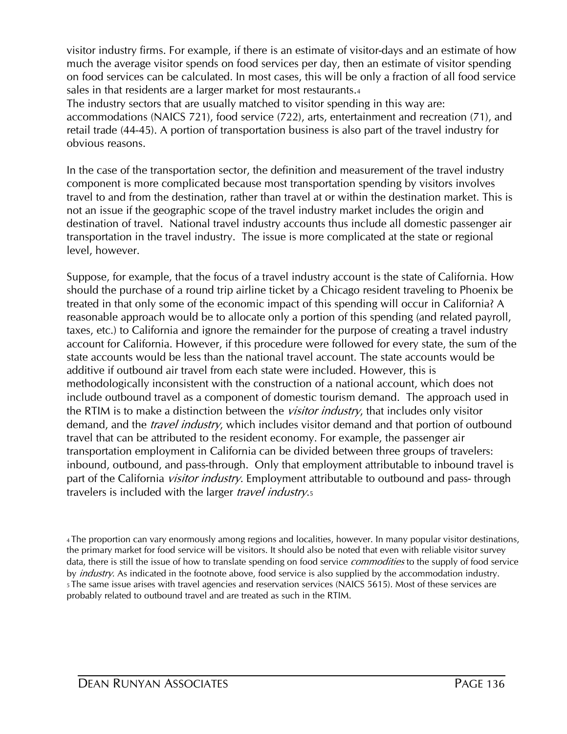visitor industry firms. For example, if there is an estimate of visitor-days and an estimate of how much the average visitor spends on food services per day, then an estimate of visitor spending on food services can be calculated. In most cases, this will be only a fraction of all food service sales in that residents are a larger market for most restaurants.[4]

The industry sectors that are usually matched to visitor spending in this way are: accommodations (NAICS 721), food service (722), arts, entertainment and recreation (71), and retail trade (44-45). A portion of transportation business is also part of the travel industry for obvious reasons.

In the case of the transportation sector, the definition and measurement of the travel industry component is more complicated because most transportation spending by visitors involves travel to and from the destination, rather than travel at or within the destination market. This is not an issue if the geographic scope of the travel industry market includes the origin and destination of travel. National travel industry accounts thus include all domestic passenger air transportation in the travel industry. The issue is more complicated at the state or regional level, however.

Suppose, for example, that the focus of a travel industry account is the state of California. How should the purchase of a round trip airline ticket by a Chicago resident traveling to Phoenix be treated in that only some of the economic impact of this spending will occur in California? A reasonable approach would be to allocate only a portion of this spending (and related payroll, taxes, etc.) to California and ignore the remainder for the purpose of creating a travel industry account for California. However, if this procedure were followed for every state, the sum of the state accounts would be less than the national travel account. The state accounts would be additive if outbound air travel from each state were included. However, this is methodologically inconsistent with the construction of a national account, which does not include outbound travel as a component of domestic tourism demand. The approach used in the RTIM is to make a distinction between the *visitor industry*, that includes only visitor demand, and the *travel industry*, which includes visitor demand and that portion of outbound travel that can be attributed to the resident economy. For example, the passenger air transportation employment in California can be divided between three groups of travelers: inbound, outbound, and pass-through. Only that employment attributable to inbound travel is part of the California *visitor industry*. Employment attributable to outbound and pass- through travelers is included with the larger *travel industry*.[5]

[4] The proportion can vary enormously among regions and localities, however. In many popular visitor destinations, the primary market for food service will be visitors. It should also be noted that even with reliable visitor survey data, there is still the issue of how to translate spending on food service *commodities* to the supply of food service by *industry*. As indicated in the footnote above, food service is also supplied by the accommodation industry.

[5] The same issue arises with travel agencies and reservation services (NAICS 5615). Most of these services are probably related to outbound travel and are treated as such in the RTIM.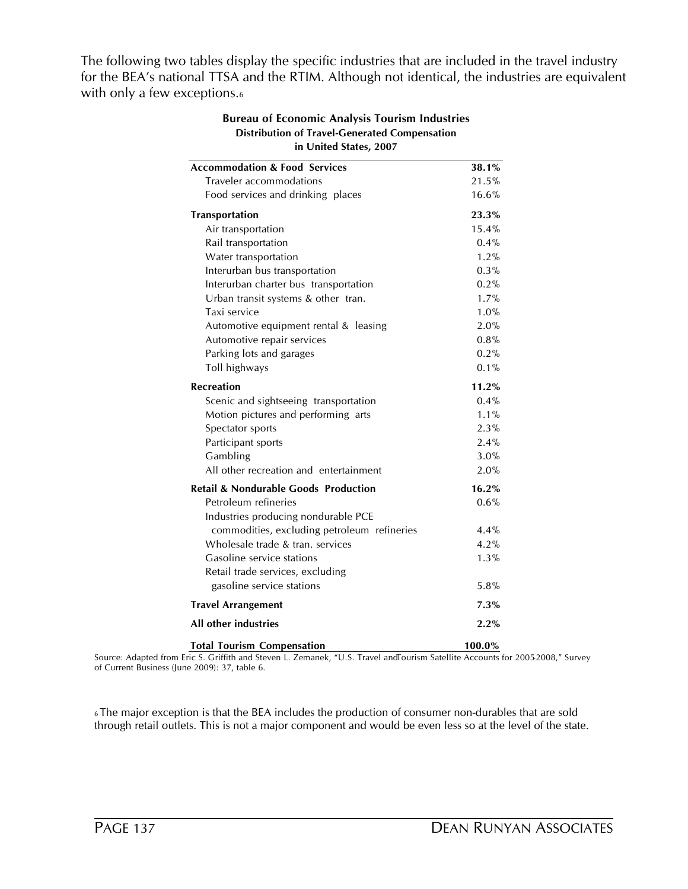The following two tables display the specific industries that are included in the travel industry for the BEA's national TTSA and the RTIM. Although not identical, the industries are equivalent with only a few exceptions.[6]

**Bureau of Economic Analysis Tourism Industries**
**Distribution of Travel-Generated Compensation**
**in United States, 2007**

| | |
|---|---|
| **Accommodation & Food Services** | **38.1%** |
| Traveler accommodations | 21.5% |
| Food services and drinking places | 16.6% |
| **Transportation** | **23.3%** |
| Air transportation | 15.4% |
| Rail transportation | 0.4% |
| Water transportation | 1.2% |
| Interurban bus transportation | 0.3% |
| Interurban charter bus transportation | 0.2% |
| Urban transit systems & other tran. | 1.7% |
| Taxi service | 1.0% |
| Automotive equipment rental & leasing | 2.0% |
| Automotive repair services | 0.8% |
| Parking lots and garages | 0.2% |
| Toll highways | 0.1% |
| **Recreation** | **11.2%** |
| Scenic and sightseeing transportation | 0.4% |
| Motion pictures and performing arts | 1.1% |
| Spectator sports | 2.3% |
| Participant sports | 2.4% |
| Gambling | 3.0% |
| All other recreation and entertainment | 2.0% |
| **Retail & Nondurable Goods Production** | **16.2%** |
| Petroleum refineries | 0.6% |
| Industries producing nondurable PCE commodities, excluding petroleum refineries | 4.4% |
| Wholesale trade & tran. services | 4.2% |
| Gasoline service stations | 1.3% |
| Retail trade services, excluding gasoline service stations | 5.8% |
| **Travel Arrangement** | **7.3%** |
| **All other industries** | **2.2%** |
| **Total Tourism Compensation** | **100.0%** |

Source: Adapted from Eric S. Griffith and Steven L. Zemanek, "U.S. Travel and Tourism Satellite Accounts for 2005-2008," Survey of Current Business (June 2009): 37, table 6.

[6] The major exception is that the BEA includes the production of consumer non-durables that are sold through retail outlets. This is not a major component and would be even less so at the level of the state.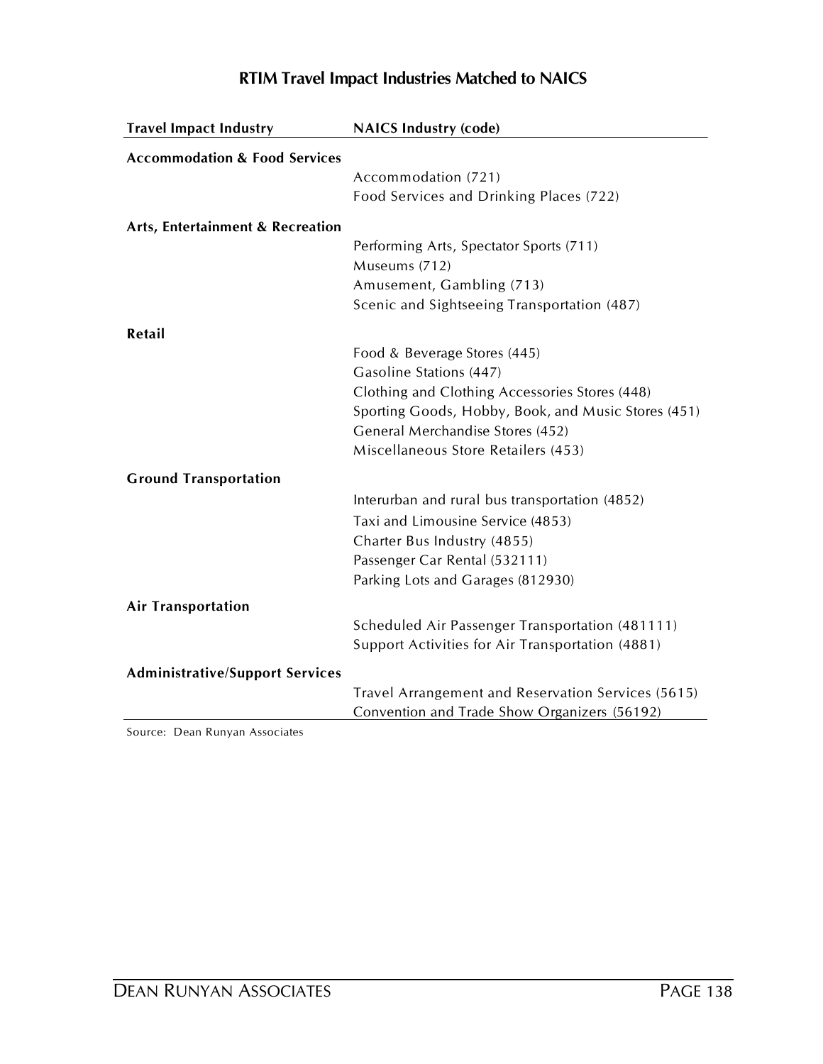## RTIM Travel Impact Industries Matched to NAICS

| Travel Impact Industry | NAICS Industry (code) |
|---|---|
| **Accommodation & Food Services** | |
| | Accommodation (721) |
| | Food Services and Drinking Places (722) |
| **Arts, Entertainment & Recreation** | |
| | Performing Arts, Spectator Sports (711) |
| | Museums (712) |
| | Amusement, Gambling (713) |
| | Scenic and Sightseeing Transportation (487) |
| **Retail** | |
| | Food & Beverage Stores (445) |
| | Gasoline Stations (447) |
| | Clothing and Clothing Accessories Stores (448) |
| | Sporting Goods, Hobby, Book, and Music Stores (451) |
| | General Merchandise Stores (452) |
| | Miscellaneous Store Retailers (453) |
| **Ground Transportation** | |
| | Interurban and rural bus transportation (4852) |
| | Taxi and Limousine Service (4853) |
| | Charter Bus Industry (4855) |
| | Passenger Car Rental (532111) |
| | Parking Lots and Garages (812930) |
| **Air Transportation** | |
| | Scheduled Air Passenger Transportation (481111) |
| | Support Activities for Air Transportation (4881) |
| **Administrative/Support Services** | |
| | Travel Arrangement and Reservation Services (5615) |
| | Convention and Trade Show Organizers (56192) |

Source: Dean Runyan Associates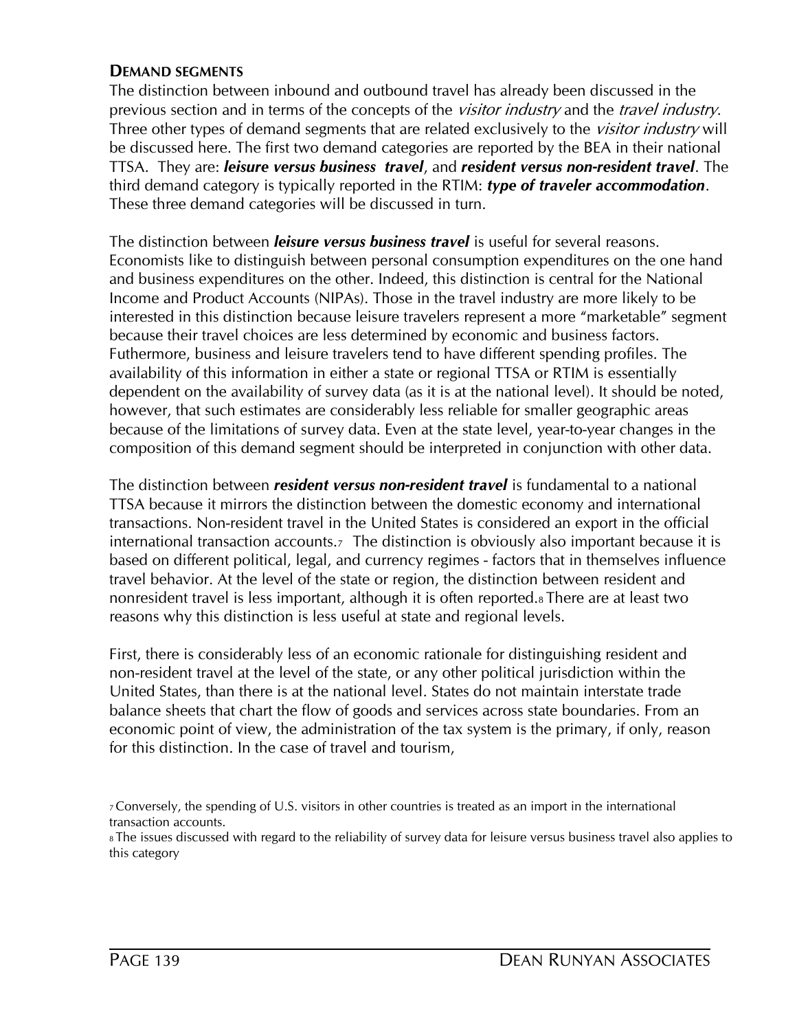### DEMAND SEGMENTS

The distinction between inbound and outbound travel has already been discussed in the previous section and in terms of the concepts of the *visitor industry* and the *travel industry*. Three other types of demand segments that are related exclusively to the *visitor industry* will be discussed here. The first two demand categories are reported by the BEA in their national TTSA. They are: ***leisure versus business travel***, and ***resident versus non-resident travel***. The third demand category is typically reported in the RTIM: ***type of traveler accommodation***. These three demand categories will be discussed in turn.

The distinction between ***leisure versus business travel*** is useful for several reasons. Economists like to distinguish between personal consumption expenditures on the one hand and business expenditures on the other. Indeed, this distinction is central for the National Income and Product Accounts (NIPAs). Those in the travel industry are more likely to be interested in this distinction because leisure travelers represent a more "marketable" segment because their travel choices are less determined by economic and business factors. Futhermore, business and leisure travelers tend to have different spending profiles. The availability of this information in either a state or regional TTSA or RTIM is essentially dependent on the availability of survey data (as it is at the national level). It should be noted, however, that such estimates are considerably less reliable for smaller geographic areas because of the limitations of survey data. Even at the state level, year-to-year changes in the composition of this demand segment should be interpreted in conjunction with other data.

The distinction between ***resident versus non-resident travel*** is fundamental to a national TTSA because it mirrors the distinction between the domestic economy and international transactions. Non-resident travel in the United States is considered an export in the official international transaction accounts.[7] The distinction is obviously also important because it is based on different political, legal, and currency regimes - factors that in themselves influence travel behavior. At the level of the state or region, the distinction between resident and nonresident travel is less important, although it is often reported.[8] There are at least two reasons why this distinction is less useful at state and regional levels.

First, there is considerably less of an economic rationale for distinguishing resident and non-resident travel at the level of the state, or any other political jurisdiction within the United States, than there is at the national level. States do not maintain interstate trade balance sheets that chart the flow of goods and services across state boundaries. From an economic point of view, the administration of the tax system is the primary, if only, reason for this distinction. In the case of travel and tourism,

[7] Conversely, the spending of U.S. visitors in other countries is treated as an import in the international transaction accounts.

[8] The issues discussed with regard to the reliability of survey data for leisure versus business travel also applies to this category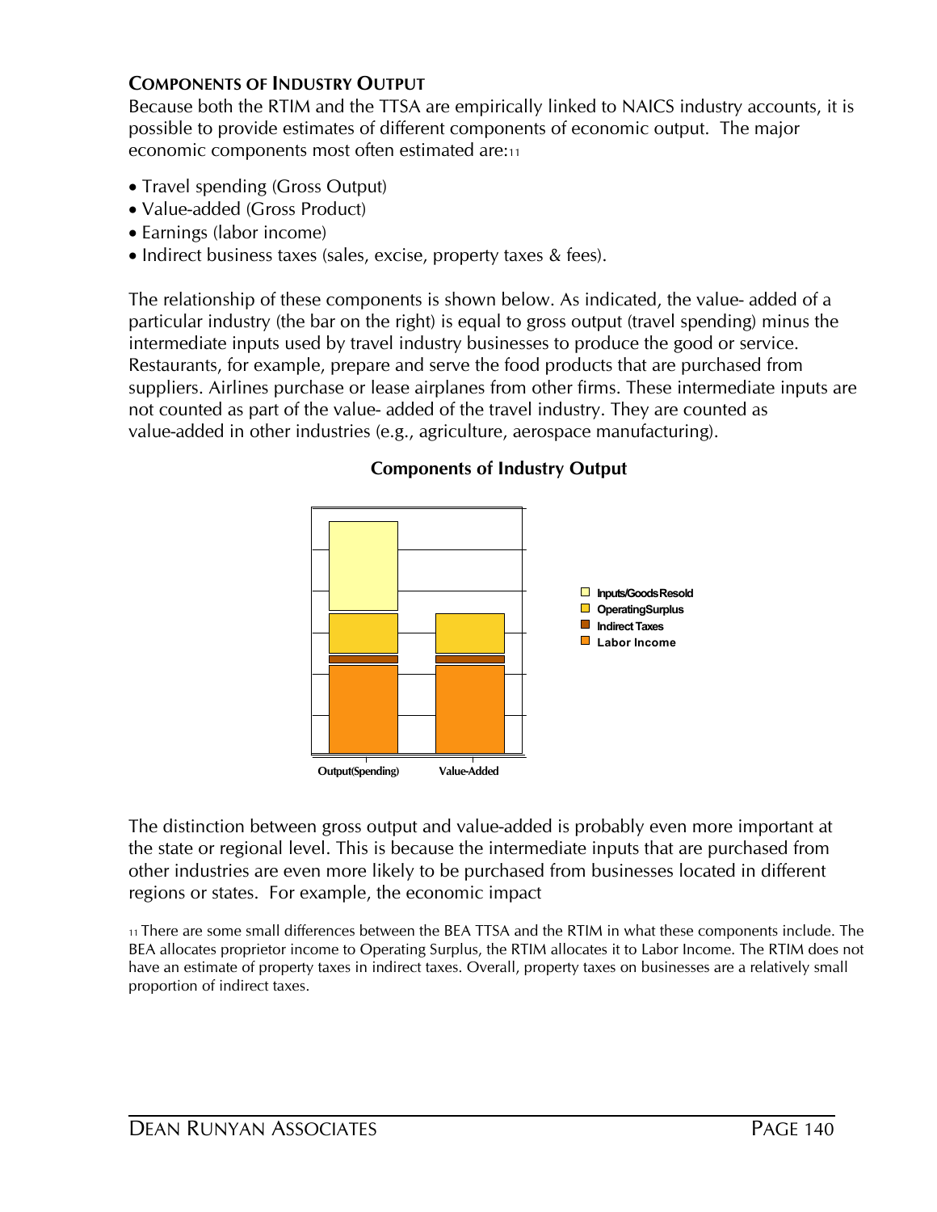## COMPONENTS OF INDUSTRY OUTPUT

Because both the RTIM and the TTSA are empirically linked to NAICS industry accounts, it is possible to provide estimates of different components of economic output. The major economic components most often estimated are:[11]

- Travel spending (Gross Output)
- Value-added (Gross Product)
- Earnings (labor income)
- Indirect business taxes (sales, excise, property taxes & fees).

The relationship of these components is shown below. As indicated, the value- added of a particular industry (the bar on the right) is equal to gross output (travel spending) minus the intermediate inputs used by travel industry businesses to produce the good or service. Restaurants, for example, prepare and serve the food products that are purchased from suppliers. Airlines purchase or lease airplanes from other firms. These intermediate inputs are not counted as part of the value- added of the travel industry. They are counted as value-added in other industries (e.g., agriculture, aerospace manufacturing).

**Components of Industry Output**

Inputs/Goods Resold
Operating Surplus
Indirect Taxes
Labor Income

Output(Spending) Value-Added

The distinction between gross output and value-added is probably even more important at the state or regional level. This is because the intermediate inputs that are purchased from other industries are even more likely to be purchased from businesses located in different regions or states. For example, the economic impact

[11] There are some small differences between the BEA TTSA and the RTIM in what these components include. The BEA allocates proprietor income to Operating Surplus, the RTIM allocates it to Labor Income. The RTIM does not have an estimate of property taxes in indirect taxes. Overall, property taxes on businesses are a relatively small proportion of indirect taxes.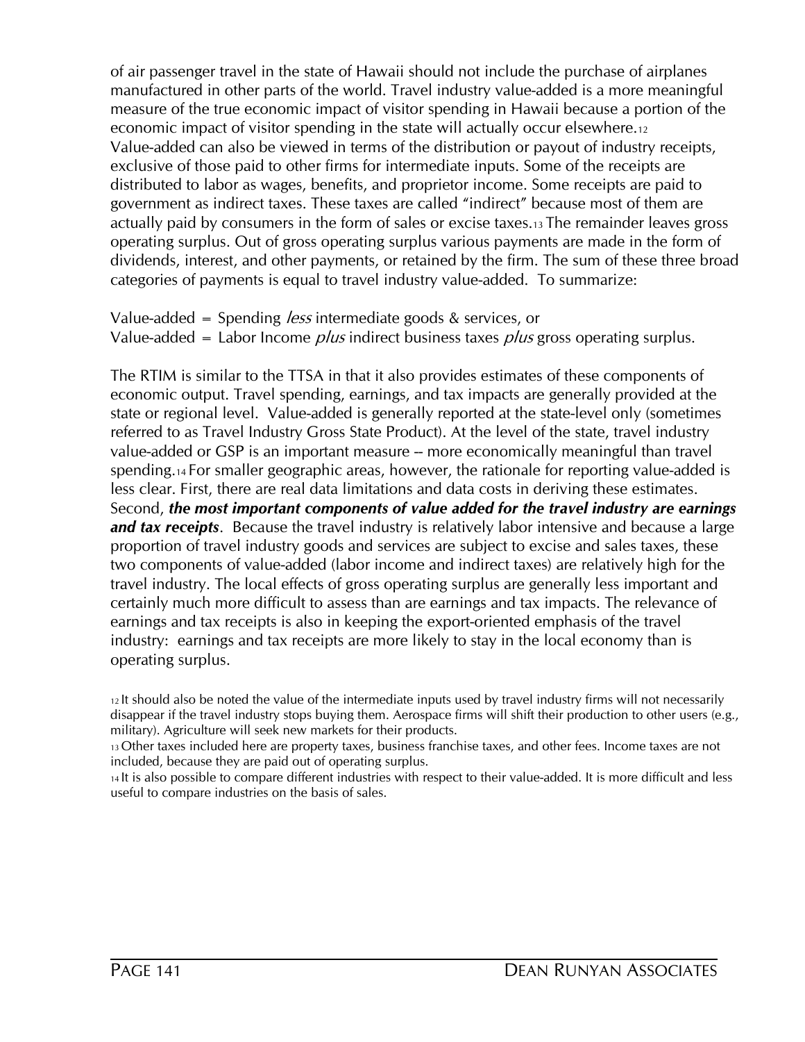of air passenger travel in the state of Hawaii should not include the purchase of airplanes manufactured in other parts of the world. Travel industry value-added is a more meaningful measure of the true economic impact of visitor spending in Hawaii because a portion of the economic impact of visitor spending in the state will actually occur elsewhere.[12]
Value-added can also be viewed in terms of the distribution or payout of industry receipts, exclusive of those paid to other firms for intermediate inputs. Some of the receipts are distributed to labor as wages, benefits, and proprietor income. Some receipts are paid to government as indirect taxes. These taxes are called "indirect" because most of them are actually paid by consumers in the form of sales or excise taxes.[13] The remainder leaves gross operating surplus. Out of gross operating surplus various payments are made in the form of dividends, interest, and other payments, or retained by the firm. The sum of these three broad categories of payments is equal to travel industry value-added. To summarize:

Value-added = Spending *less* intermediate goods & services, or
Value-added = Labor Income *plus* indirect business taxes *plus* gross operating surplus.

The RTIM is similar to the TTSA in that it also provides estimates of these components of economic output. Travel spending, earnings, and tax impacts are generally provided at the state or regional level. Value-added is generally reported at the state-level only (sometimes referred to as Travel Industry Gross State Product). At the level of the state, travel industry value-added or GSP is an important measure -- more economically meaningful than travel spending.[14] For smaller geographic areas, however, the rationale for reporting value-added is less clear. First, there are real data limitations and data costs in deriving these estimates. Second, ***the most important components of value added for the travel industry are earnings and tax receipts***. Because the travel industry is relatively labor intensive and because a large proportion of travel industry goods and services are subject to excise and sales taxes, these two components of value-added (labor income and indirect taxes) are relatively high for the travel industry. The local effects of gross operating surplus are generally less important and certainly much more difficult to assess than are earnings and tax impacts. The relevance of earnings and tax receipts is also in keeping the export-oriented emphasis of the travel industry: earnings and tax receipts are more likely to stay in the local economy than is operating surplus.

[12] It should also be noted the value of the intermediate inputs used by travel industry firms will not necessarily disappear if the travel industry stops buying them. Aerospace firms will shift their production to other users (e.g., military). Agriculture will seek new markets for their products.

[13] Other taxes included here are property taxes, business franchise taxes, and other fees. Income taxes are not included, because they are paid out of operating surplus.

[14] It is also possible to compare different industries with respect to their value-added. It is more difficult and less useful to compare industries on the basis of sales.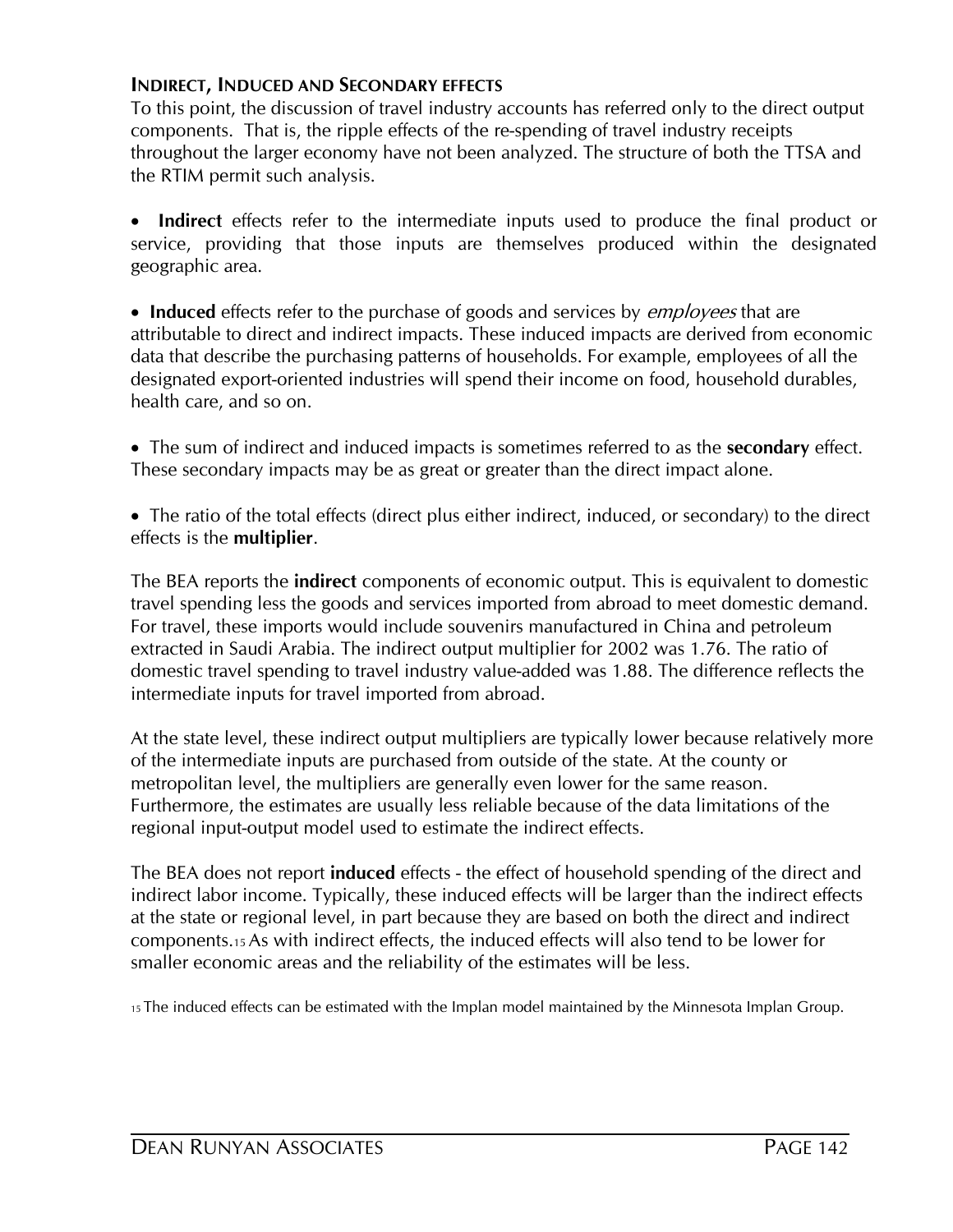### INDIRECT, INDUCED AND SECONDARY EFFECTS

To this point, the discussion of travel industry accounts has referred only to the direct output components. That is, the ripple effects of the re-spending of travel industry receipts throughout the larger economy have not been analyzed. The structure of both the TTSA and the RTIM permit such analysis.

- **Indirect** effects refer to the intermediate inputs used to produce the final product or service, providing that those inputs are themselves produced within the designated geographic area.

- **Induced** effects refer to the purchase of goods and services by *employees* that are attributable to direct and indirect impacts. These induced impacts are derived from economic data that describe the purchasing patterns of households. For example, employees of all the designated export-oriented industries will spend their income on food, household durables, health care, and so on.

- The sum of indirect and induced impacts is sometimes referred to as the **secondary** effect. These secondary impacts may be as great or greater than the direct impact alone.

- The ratio of the total effects (direct plus either indirect, induced, or secondary) to the direct effects is the **multiplier**.

The BEA reports the **indirect** components of economic output. This is equivalent to domestic travel spending less the goods and services imported from abroad to meet domestic demand. For travel, these imports would include souvenirs manufactured in China and petroleum extracted in Saudi Arabia. The indirect output multiplier for 2002 was 1.76. The ratio of domestic travel spending to travel industry value-added was 1.88. The difference reflects the intermediate inputs for travel imported from abroad.

At the state level, these indirect output multipliers are typically lower because relatively more of the intermediate inputs are purchased from outside of the state. At the county or metropolitan level, the multipliers are generally even lower for the same reason. Furthermore, the estimates are usually less reliable because of the data limitations of the regional input-output model used to estimate the indirect effects.

The BEA does not report **induced** effects - the effect of household spending of the direct and indirect labor income. Typically, these induced effects will be larger than the indirect effects at the state or regional level, in part because they are based on both the direct and indirect components.[15] As with indirect effects, the induced effects will also tend to be lower for smaller economic areas and the reliability of the estimates will be less.

[15] The induced effects can be estimated with the Implan model maintained by the Minnesota Implan Group.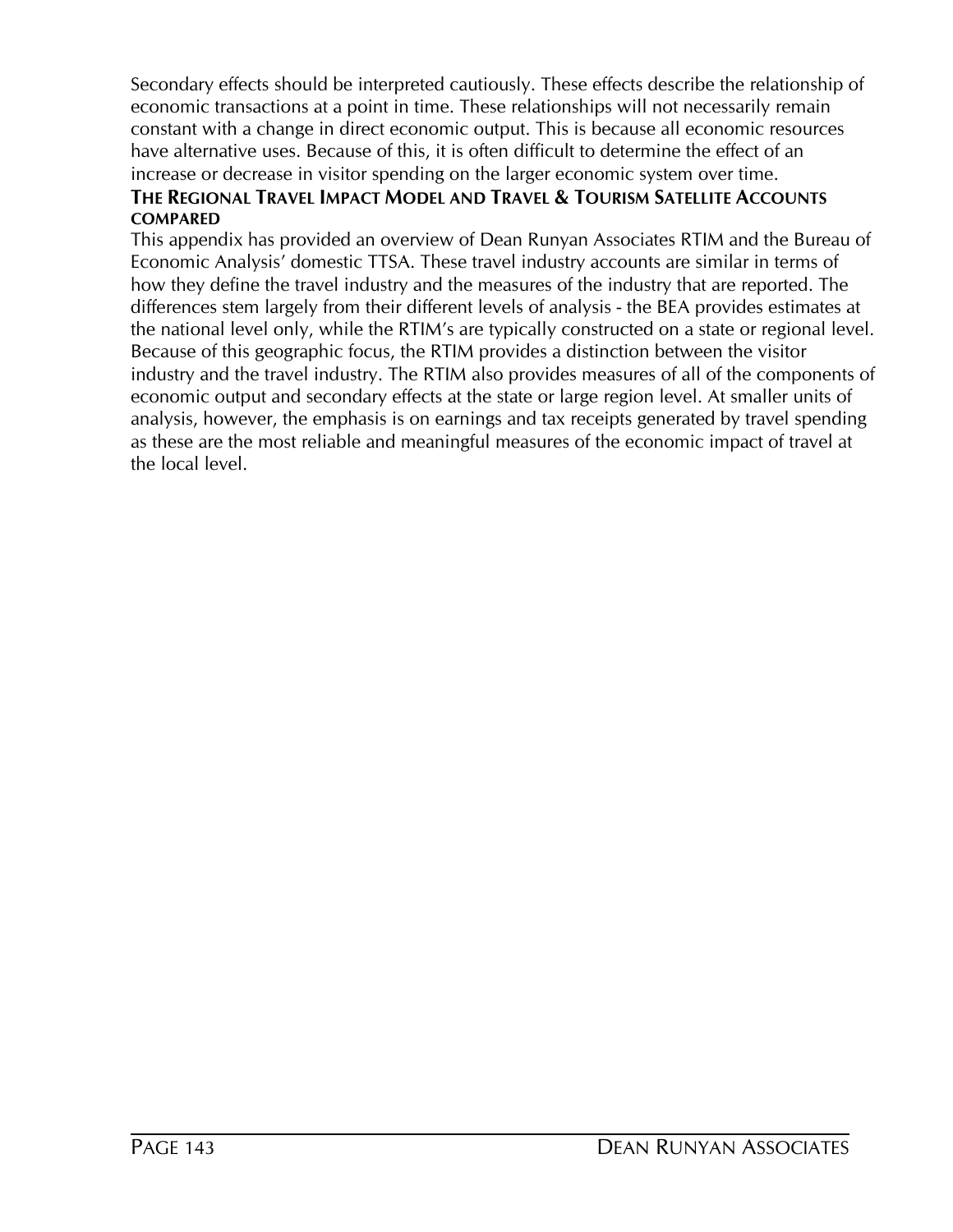Secondary effects should be interpreted cautiously. These effects describe the relationship of economic transactions at a point in time. These relationships will not necessarily remain constant with a change in direct economic output. This is because all economic resources have alternative uses. Because of this, it is often difficult to determine the effect of an increase or decrease in visitor spending on the larger economic system over time.

### THE REGIONAL TRAVEL IMPACT MODEL AND TRAVEL & TOURISM SATELLITE ACCOUNTS COMPARED

This appendix has provided an overview of Dean Runyan Associates RTIM and the Bureau of Economic Analysis' domestic TTSA. These travel industry accounts are similar in terms of how they define the travel industry and the measures of the industry that are reported. The differences stem largely from their different levels of analysis - the BEA provides estimates at the national level only, while the RTIM's are typically constructed on a state or regional level. Because of this geographic focus, the RTIM provides a distinction between the visitor industry and the travel industry. The RTIM also provides measures of all of the components of economic output and secondary effects at the state or large region level. At smaller units of analysis, however, the emphasis is on earnings and tax receipts generated by travel spending as these are the most reliable and meaningful measures of the economic impact of travel at the local level.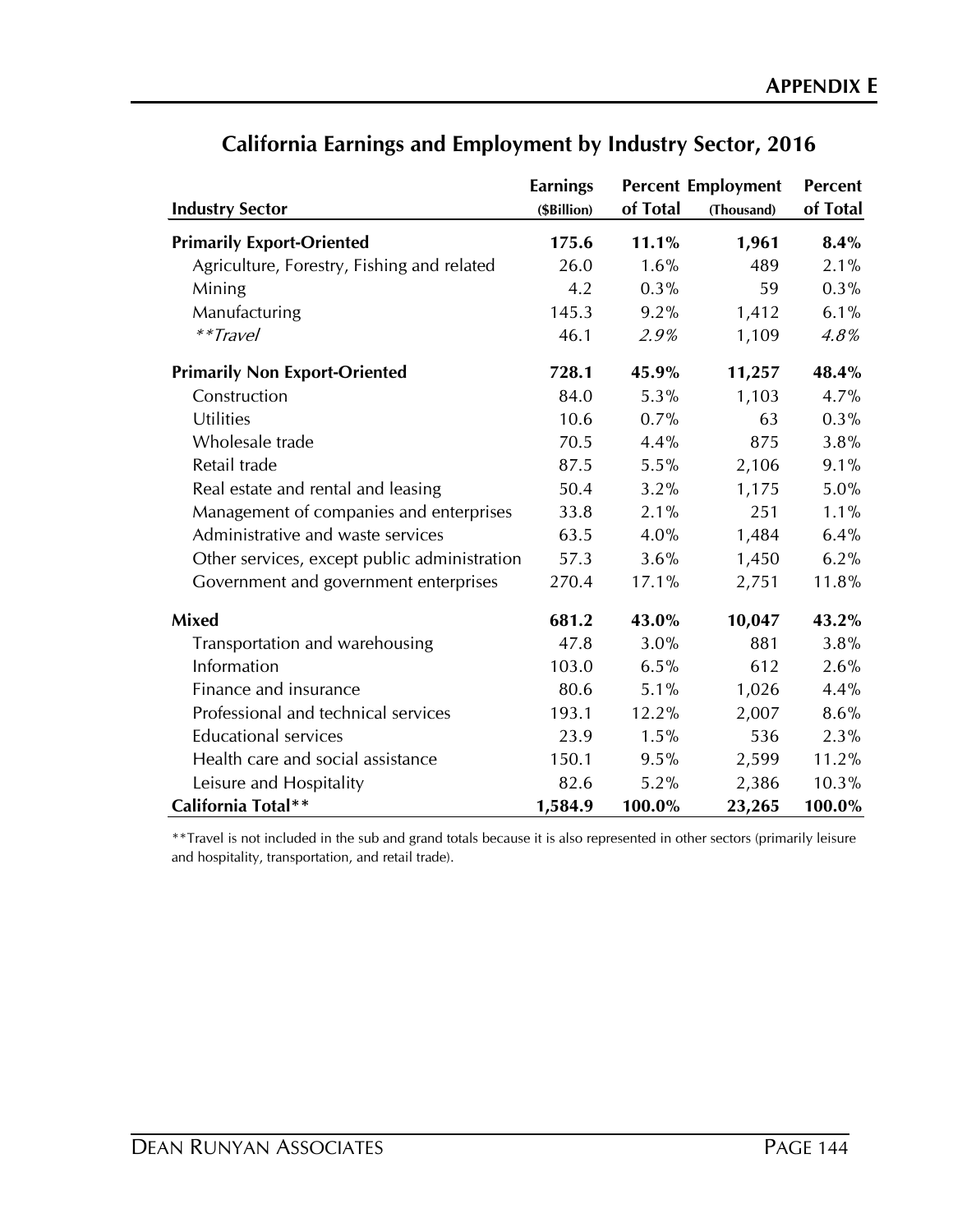## California Earnings and Employment by Industry Sector, 2016

| Industry Sector | Earnings ($Billion) | Percent of Total | Employment (Thousand) | Percent of Total |
|---|---|---|---|---|
| **Primarily Export-Oriented** | **175.6** | **11.1%** | **1,961** | **8.4%** |
| Agriculture, Forestry, Fishing and related | 26.0 | 1.6% | 489 | 2.1% |
| Mining | 4.2 | 0.3% | 59 | 0.3% |
| Manufacturing | 145.3 | 9.2% | 1,412 | 6.1% |
| *\*\*Travel* | 46.1 | *2.9%* | 1,109 | *4.8%* |
| **Primarily Non Export-Oriented** | **728.1** | **45.9%** | **11,257** | **48.4%** |
| Construction | 84.0 | 5.3% | 1,103 | 4.7% |
| Utilities | 10.6 | 0.7% | 63 | 0.3% |
| Wholesale trade | 70.5 | 4.4% | 875 | 3.8% |
| Retail trade | 87.5 | 5.5% | 2,106 | 9.1% |
| Real estate and rental and leasing | 50.4 | 3.2% | 1,175 | 5.0% |
| Management of companies and enterprises | 33.8 | 2.1% | 251 | 1.1% |
| Administrative and waste services | 63.5 | 4.0% | 1,484 | 6.4% |
| Other services, except public administration | 57.3 | 3.6% | 1,450 | 6.2% |
| Government and government enterprises | 270.4 | 17.1% | 2,751 | 11.8% |
| **Mixed** | **681.2** | **43.0%** | **10,047** | **43.2%** |
| Transportation and warehousing | 47.8 | 3.0% | 881 | 3.8% |
| Information | 103.0 | 6.5% | 612 | 2.6% |
| Finance and insurance | 80.6 | 5.1% | 1,026 | 4.4% |
| Professional and technical services | 193.1 | 12.2% | 2,007 | 8.6% |
| Educational services | 23.9 | 1.5% | 536 | 2.3% |
| Health care and social assistance | 150.1 | 9.5% | 2,599 | 11.2% |
| Leisure and Hospitality | 82.6 | 5.2% | 2,386 | 10.3% |
| **California Total\*\*** | **1,584.9** | **100.0%** | **23,265** | **100.0%** |

**Travel is not included in the sub and grand totals because it is also represented in other sectors (primarily leisure and hospitality, transportation, and retail trade).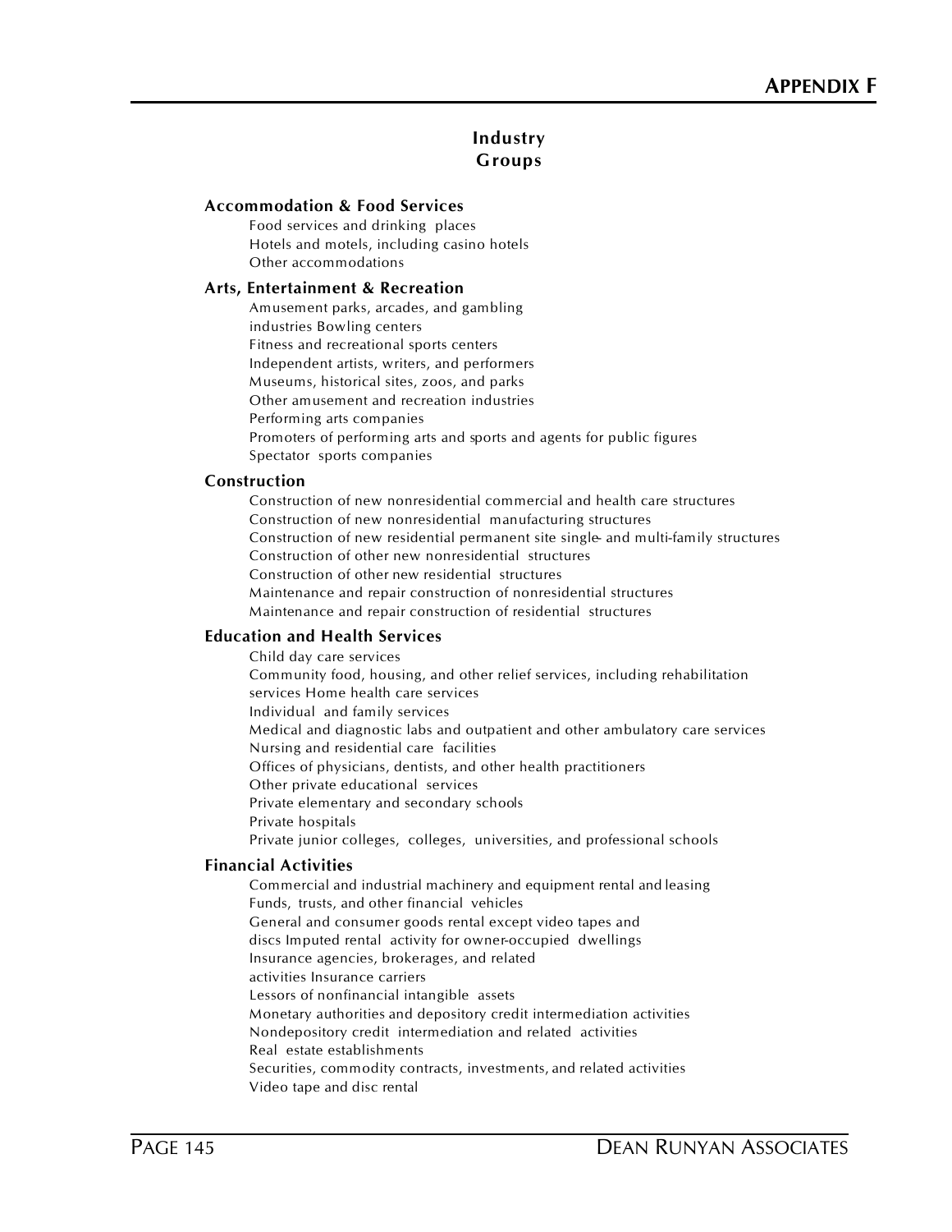# Industry Groups

**Accommodation & Food Services**

- Food services and drinking places
- Hotels and motels, including casino hotels
- Other accommodations

**Arts, Entertainment & Recreation**

- Amusement parks, arcades, and gambling
- industries Bowling centers
- Fitness and recreational sports centers
- Independent artists, writers, and performers
- Museums, historical sites, zoos, and parks
- Other amusement and recreation industries
- Performing arts companies
- Promoters of performing arts and sports and agents for public figures
- Spectator sports companies

**Construction**

- Construction of new nonresidential commercial and health care structures
- Construction of new nonresidential manufacturing structures
- Construction of new residential permanent site single- and multi-family structures
- Construction of other new nonresidential structures
- Construction of other new residential structures
- Maintenance and repair construction of nonresidential structures
- Maintenance and repair construction of residential structures

**Education and Health Services**

- Child day care services
- Community food, housing, and other relief services, including rehabilitation
- services Home health care services
- Individual and family services
- Medical and diagnostic labs and outpatient and other ambulatory care services
- Nursing and residential care facilities
- Offices of physicians, dentists, and other health practitioners
- Other private educational services
- Private elementary and secondary schools
- Private hospitals
- Private junior colleges, colleges, universities, and professional schools

**Financial Activities**

- Commercial and industrial machinery and equipment rental and leasing
- Funds, trusts, and other financial vehicles
- General and consumer goods rental except video tapes and
- discs Imputed rental activity for owner-occupied dwellings
- Insurance agencies, brokerages, and related
- activities Insurance carriers
- Lessors of nonfinancial intangible assets
- Monetary authorities and depository credit intermediation activities
- Nondepository credit intermediation and related activities
- Real estate establishments
- Securities, commodity contracts, investments, and related activities
- Video tape and disc rental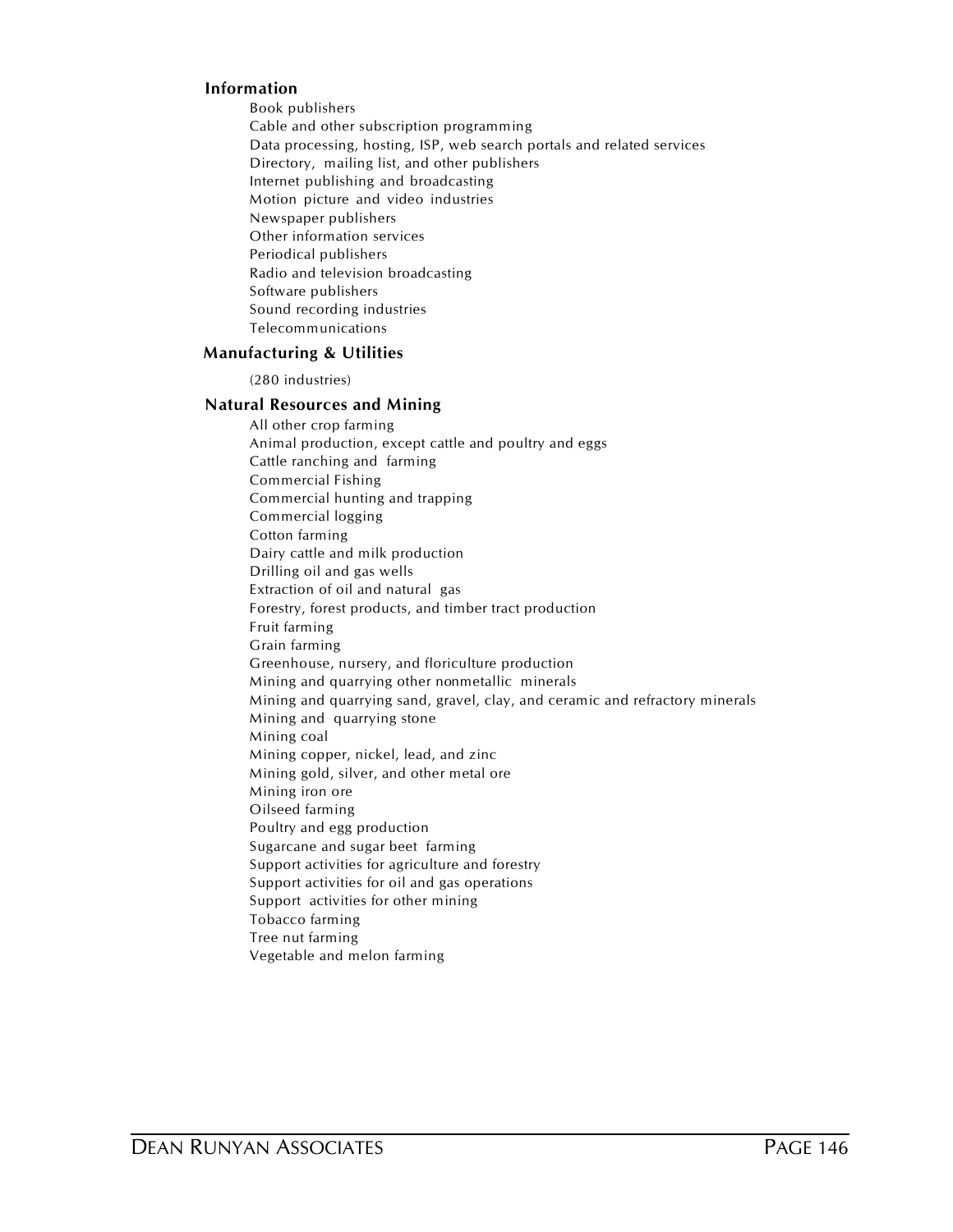**Information**

- Book publishers
- Cable and other subscription programming
- Data processing, hosting, ISP, web search portals and related services
- Directory, mailing list, and other publishers
- Internet publishing and broadcasting
- Motion picture and video industries
- Newspaper publishers
- Other information services
- Periodical publishers
- Radio and television broadcasting
- Software publishers
- Sound recording industries
- Telecommunications

**Manufacturing & Utilities**

(280 industries)

**Natural Resources and Mining**

- All other crop farming
- Animal production, except cattle and poultry and eggs
- Cattle ranching and farming
- Commercial Fishing
- Commercial hunting and trapping
- Commercial logging
- Cotton farming
- Dairy cattle and milk production
- Drilling oil and gas wells
- Extraction of oil and natural gas
- Forestry, forest products, and timber tract production
- Fruit farming
- Grain farming
- Greenhouse, nursery, and floriculture production
- Mining and quarrying other nonmetallic minerals
- Mining and quarrying sand, gravel, clay, and ceramic and refractory minerals
- Mining and quarrying stone
- Mining coal
- Mining copper, nickel, lead, and zinc
- Mining gold, silver, and other metal ore
- Mining iron ore
- Oilseed farming
- Poultry and egg production
- Sugarcane and sugar beet farming
- Support activities for agriculture and forestry
- Support activities for oil and gas operations
- Support activities for other mining
- Tobacco farming
- Tree nut farming
- Vegetable and melon farming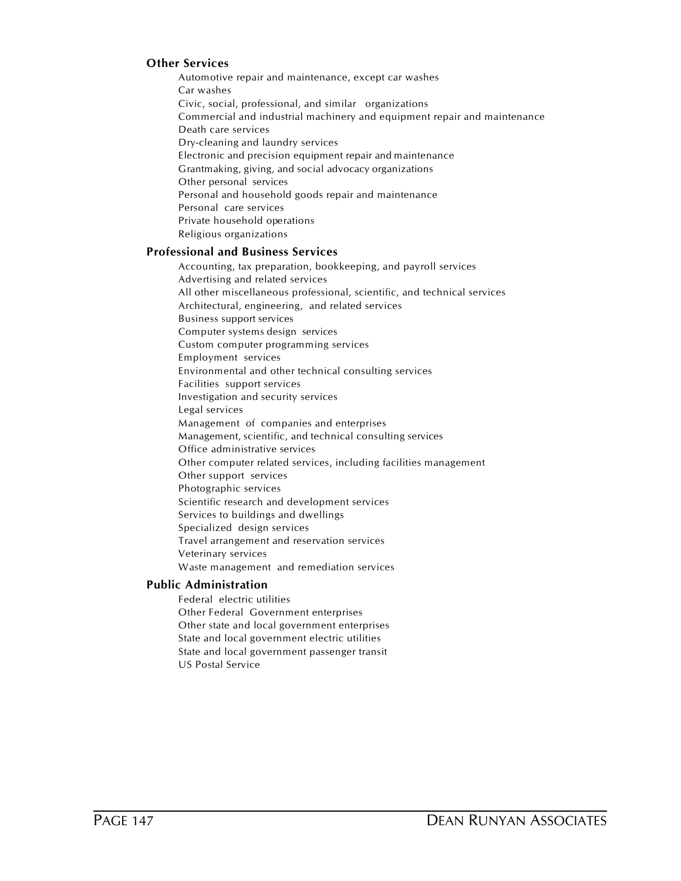**Other Services**

- Automotive repair and maintenance, except car washes
- Car washes
- Civic, social, professional, and similar organizations
- Commercial and industrial machinery and equipment repair and maintenance
- Death care services
- Dry-cleaning and laundry services
- Electronic and precision equipment repair and maintenance
- Grantmaking, giving, and social advocacy organizations
- Other personal services
- Personal and household goods repair and maintenance
- Personal care services
- Private household operations
- Religious organizations

**Professional and Business Services**

- Accounting, tax preparation, bookkeeping, and payroll services
- Advertising and related services
- All other miscellaneous professional, scientific, and technical services
- Architectural, engineering, and related services
- Business support services
- Computer systems design services
- Custom computer programming services
- Employment services
- Environmental and other technical consulting services
- Facilities support services
- Investigation and security services
- Legal services
- Management of companies and enterprises
- Management, scientific, and technical consulting services
- Office administrative services
- Other computer related services, including facilities management
- Other support services
- Photographic services
- Scientific research and development services
- Services to buildings and dwellings
- Specialized design services
- Travel arrangement and reservation services
- Veterinary services
- Waste management and remediation services

**Public Administration**

- Federal electric utilities
- Other Federal Government enterprises
- Other state and local government enterprises
- State and local government electric utilities
- State and local government passenger transit
- US Postal Service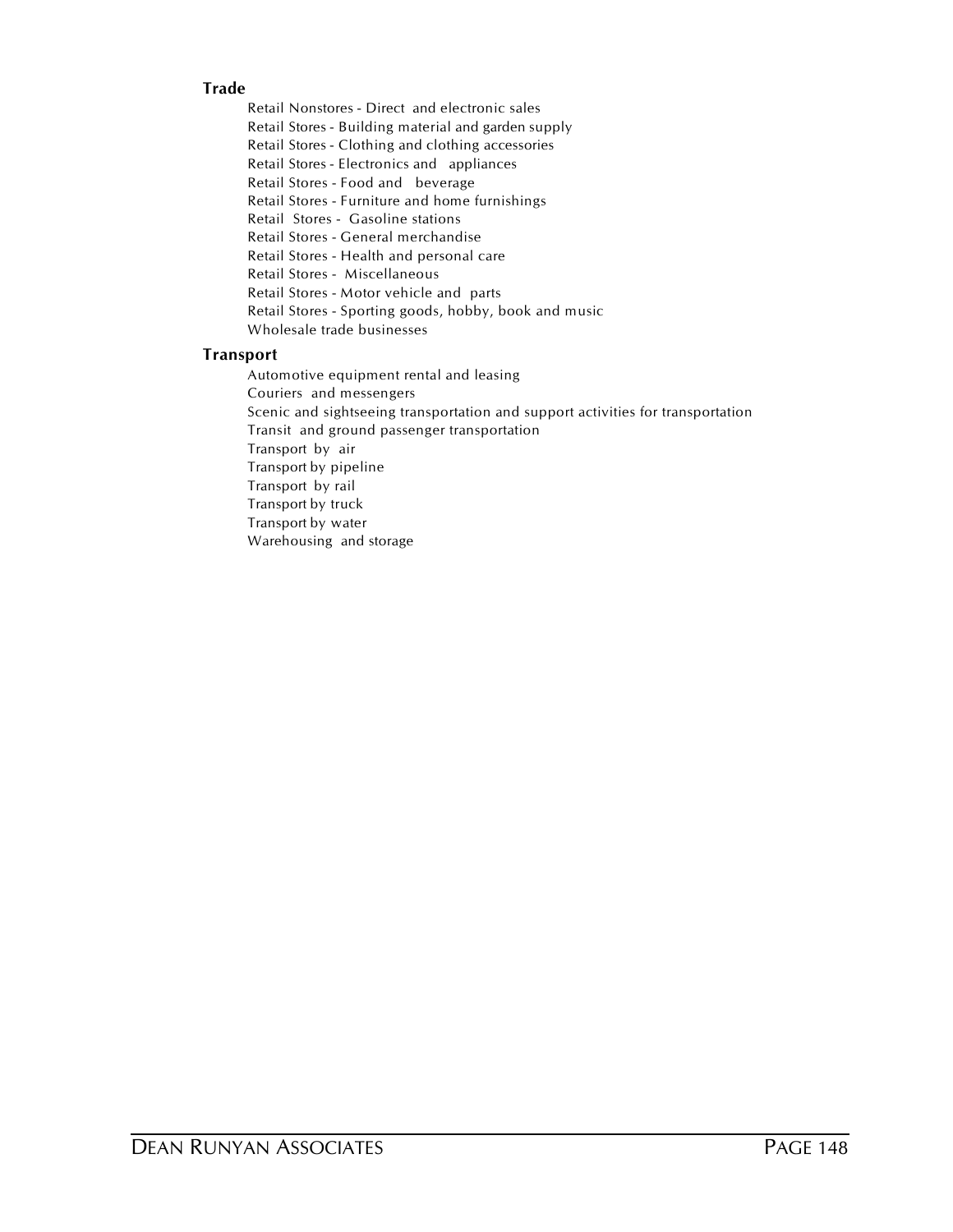**Trade**

Retail Nonstores - Direct and electronic sales
Retail Stores - Building material and garden supply
Retail Stores - Clothing and clothing accessories
Retail Stores - Electronics and appliances
Retail Stores - Food and beverage
Retail Stores - Furniture and home furnishings
Retail Stores - Gasoline stations
Retail Stores - General merchandise
Retail Stores - Health and personal care
Retail Stores - Miscellaneous
Retail Stores - Motor vehicle and parts
Retail Stores - Sporting goods, hobby, book and music
Wholesale trade businesses

**Transport**

Automotive equipment rental and leasing
Couriers and messengers
Scenic and sightseeing transportation and support activities for transportation
Transit and ground passenger transportation
Transport by air
Transport by pipeline
Transport by rail
Transport by truck
Transport by water
Warehousing and storage